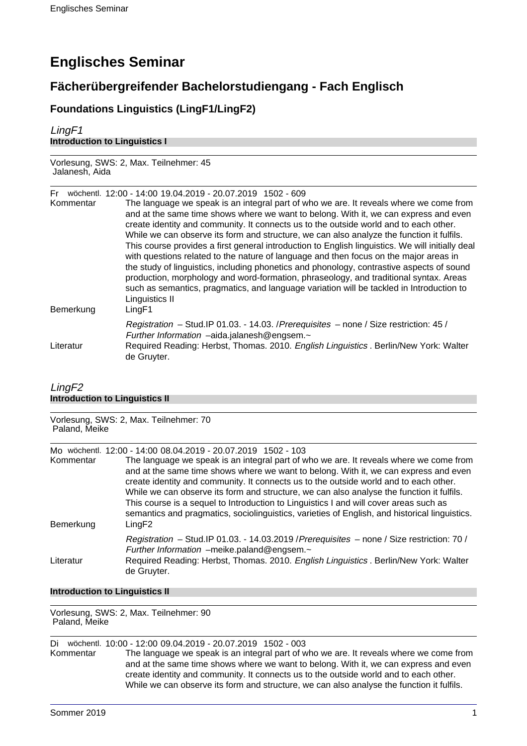# Englisches Seminar

## Fächerübergreifender Bachelorstudiengang - Fach Englisch

### Foundations Linguistics (LingF1/LingF2)

*LingF1*

**Introduction to Linguistics I**

Vorlesung, SWS: 2, Max. Teilnehmer: 45
Jalanesh, Aida

Fr wöchentl. 12:00 - 14:00 19.04.2019 - 20.07.2019 1502 - 609

Kommentar: The language we speak is an integral part of who we are. It reveals where we come from and at the same time shows where we want to belong. With it, we can express and even create identity and community. It connects us to the outside world and to each other. While we can observe its form and structure, we can also analyze the function it fulfils. This course provides a first general introduction to English linguistics. We will initially deal with questions related to the nature of language and then focus on the major areas in the study of linguistics, including phonetics and phonology, contrastive aspects of sound production, morphology and word-formation, phraseology, and traditional syntax. Areas such as semantics, pragmatics, and language variation will be tackled in Introduction to Linguistics II

Bemerkung: LingF1

*Registration* – Stud.IP 01.03. - 14.03. /*Prerequisites* – none / Size restriction: 45 / *Further Information* –aida.jalanesh@engsem.~

Literatur: Required Reading: Herbst, Thomas. 2010. *English Linguistics* . Berlin/New York: Walter de Gruyter.

*LingF2*

**Introduction to Linguistics II**

Vorlesung, SWS: 2, Max. Teilnehmer: 70
Paland, Meike

Mo wöchentl. 12:00 - 14:00 08.04.2019 - 20.07.2019 1502 - 103

Kommentar: The language we speak is an integral part of who we are. It reveals where we come from and at the same time shows where we want to belong. With it, we can express and even create identity and community. It connects us to the outside world and to each other. While we can observe its form and structure, we can also analyse the function it fulfils. This course is a sequel to Introduction to Linguistics I and will cover areas such as semantics and pragmatics, sociolinguistics, varieties of English, and historical linguistics.

Bemerkung: LingF2

*Registration* – Stud.IP 01.03. - 14.03.2019 /*Prerequisites* – none / Size restriction: 70 / *Further Information* –meike.paland@engsem.~

Literatur: Required Reading: Herbst, Thomas. 2010. *English Linguistics* . Berlin/New York: Walter de Gruyter.

**Introduction to Linguistics II**

Vorlesung, SWS: 2, Max. Teilnehmer: 90
Paland, Meike

Di wöchentl. 10:00 - 12:00 09.04.2019 - 20.07.2019 1502 - 003

Kommentar: The language we speak is an integral part of who we are. It reveals where we come from and at the same time shows where we want to belong. With it, we can express and even create identity and community. It connects us to the outside world and to each other. While we can observe its form and structure, we can also analyse the function it fulfils.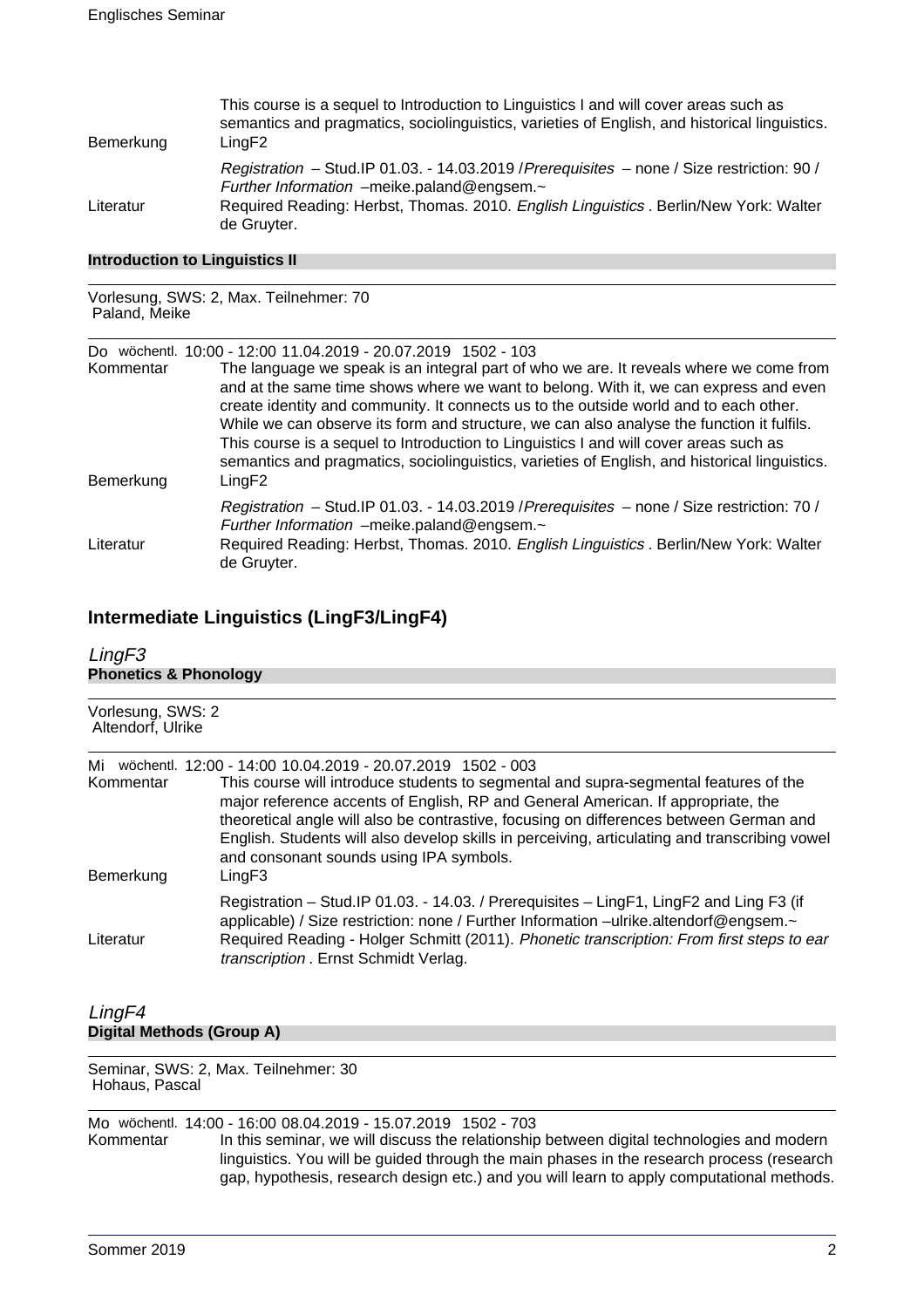| | |
|---|---|
| Bemerkung | This course is a sequel to Introduction to Linguistics I and will cover areas such as semantics and pragmatics, sociolinguistics, varieties of English, and historical linguistics. LingF2 |
| | *Registration* – Stud.IP 01.03. - 14.03.2019 /*Prerequisites* – none / Size restriction: 90 / *Further Information* –meike.paland@engsem.~ |
| Literatur | Required Reading: Herbst, Thomas. 2010. *English Linguistics* . Berlin/New York: Walter de Gruyter. |

**Introduction to Linguistics II**

Vorlesung, SWS: 2, Max. Teilnehmer: 70
Paland, Meike

Do wöchentl. 10:00 - 12:00 11.04.2019 - 20.07.2019 1502 - 103

| | |
|---|---|
| Kommentar | The language we speak is an integral part of who we are. It reveals where we come from and at the same time shows where we want to belong. With it, we can express and even create identity and community. It connects us to the outside world and to each other. While we can observe its form and structure, we can also analyse the function it fulfils. This course is a sequel to Introduction to Linguistics I and will cover areas such as semantics and pragmatics, sociolinguistics, varieties of English, and historical linguistics. |
| Bemerkung | LingF2 |
| | *Registration* – Stud.IP 01.03. - 14.03.2019 /*Prerequisites* – none / Size restriction: 70 / *Further Information* –meike.paland@engsem.~ |
| Literatur | Required Reading: Herbst, Thomas. 2010. *English Linguistics* . Berlin/New York: Walter de Gruyter. |

## Intermediate Linguistics (LingF3/LingF4)

### *LingF3*

**Phonetics & Phonology**

Vorlesung, SWS: 2
Altendorf, Ulrike

Mi wöchentl. 12:00 - 14:00 10.04.2019 - 20.07.2019 1502 - 003

| | |
|---|---|
| Kommentar | This course will introduce students to segmental and supra-segmental features of the major reference accents of English, RP and General American. If appropriate, the theoretical angle will also be contrastive, focusing on differences between German and English. Students will also develop skills in perceiving, articulating and transcribing vowel and consonant sounds using IPA symbols. |
| Bemerkung | LingF3 |
| | Registration – Stud.IP 01.03. - 14.03. / Prerequisites – LingF1, LingF2 and Ling F3 (if applicable) / Size restriction: none / Further Information –ulrike.altendorf@engsem.~ |
| Literatur | Required Reading - Holger Schmitt (2011). *Phonetic transcription: From first steps to ear transcription* . Ernst Schmidt Verlag. |

### *LingF4*

**Digital Methods (Group A)**

Seminar, SWS: 2, Max. Teilnehmer: 30
Hohaus, Pascal

Mo wöchentl. 14:00 - 16:00 08.04.2019 - 15.07.2019 1502 - 703

| | |
|---|---|
| Kommentar | In this seminar, we will discuss the relationship between digital technologies and modern linguistics. You will be guided through the main phases in the research process (research gap, hypothesis, research design etc.) and you will learn to apply computational methods. |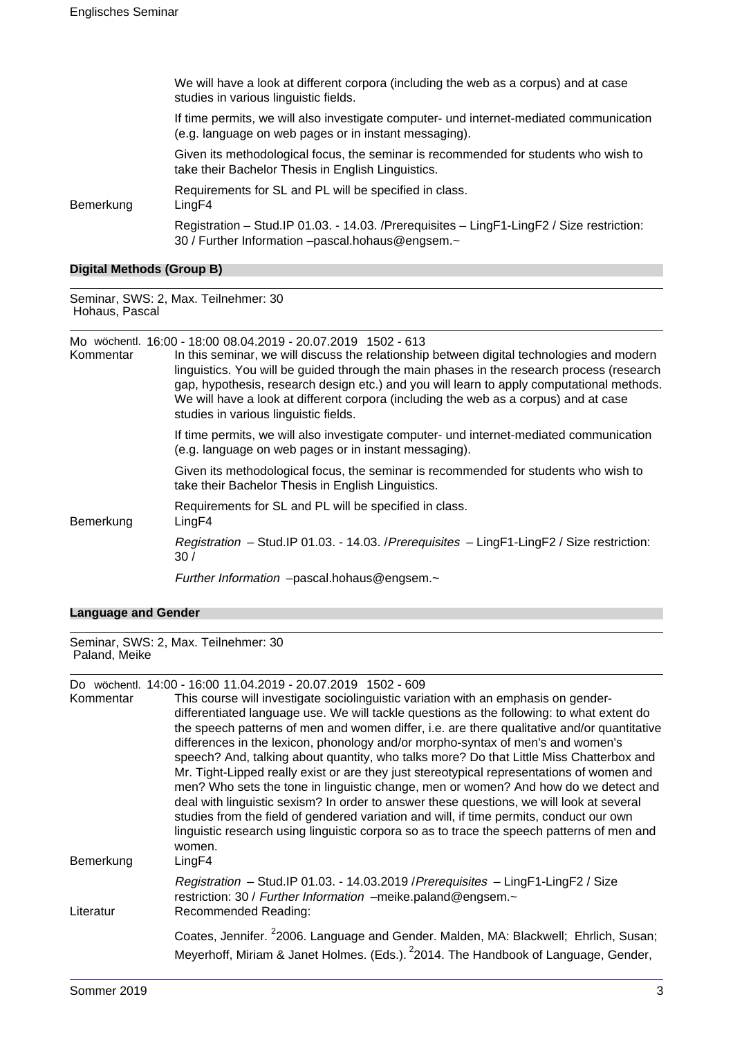We will have a look at different corpora (including the web as a corpus) and at case studies in various linguistic fields.

If time permits, we will also investigate computer- und internet-mediated communication (e.g. language on web pages or in instant messaging).

Given its methodological focus, the seminar is recommended for students who wish to take their Bachelor Thesis in English Linguistics.

Requirements for SL and PL will be specified in class.

Bemerkung LingF4

Registration – Stud.IP 01.03. - 14.03. /Prerequisites – LingF1-LingF2 / Size restriction: 30 / Further Information –pascal.hohaus@engsem.~

### Digital Methods (Group B)

Seminar, SWS: 2, Max. Teilnehmer: 30
Hohaus, Pascal

Mo wöchentl. 16:00 - 18:00 08.04.2019 - 20.07.2019 1502 - 613

Kommentar In this seminar, we will discuss the relationship between digital technologies and modern linguistics. You will be guided through the main phases in the research process (research gap, hypothesis, research design etc.) and you will learn to apply computational methods. We will have a look at different corpora (including the web as a corpus) and at case studies in various linguistic fields.

If time permits, we will also investigate computer- und internet-mediated communication (e.g. language on web pages or in instant messaging).

Given its methodological focus, the seminar is recommended for students who wish to take their Bachelor Thesis in English Linguistics.

Requirements for SL and PL will be specified in class.

Bemerkung LingF4

*Registration* – Stud.IP 01.03. - 14.03. /*Prerequisites* – LingF1-LingF2 / Size restriction: 30 /

*Further Information* –pascal.hohaus@engsem.~

### Language and Gender

Seminar, SWS: 2, Max. Teilnehmer: 30
Paland, Meike

Do wöchentl. 14:00 - 16:00 11.04.2019 - 20.07.2019 1502 - 609

Kommentar This course will investigate sociolinguistic variation with an emphasis on gender-differentiated language use. We will tackle questions as the following: to what extent do the speech patterns of men and women differ, i.e. are there qualitative and/or quantitative differences in the lexicon, phonology and/or morpho-syntax of men's and women's speech? And, talking about quantity, who talks more? Do that Little Miss Chatterbox and Mr. Tight-Lipped really exist or are they just stereotypical representations of women and men? Who sets the tone in linguistic change, men or women? And how do we detect and deal with linguistic sexism? In order to answer these questions, we will look at several studies from the field of gendered variation and will, if time permits, conduct our own linguistic research using linguistic corpora so as to trace the speech patterns of men and women.

Bemerkung LingF4

*Registration* – Stud.IP 01.03. - 14.03.2019 /*Prerequisites* – LingF1-LingF2 / Size restriction: 30 / *Further Information* –meike.paland@engsem.~

Literatur Recommended Reading:

Coates, Jennifer. [2]2006. Language and Gender. Malden, MA: Blackwell; Ehrlich, Susan; Meyerhoff, Miriam & Janet Holmes. (Eds.). [2]2014. The Handbook of Language, Gender,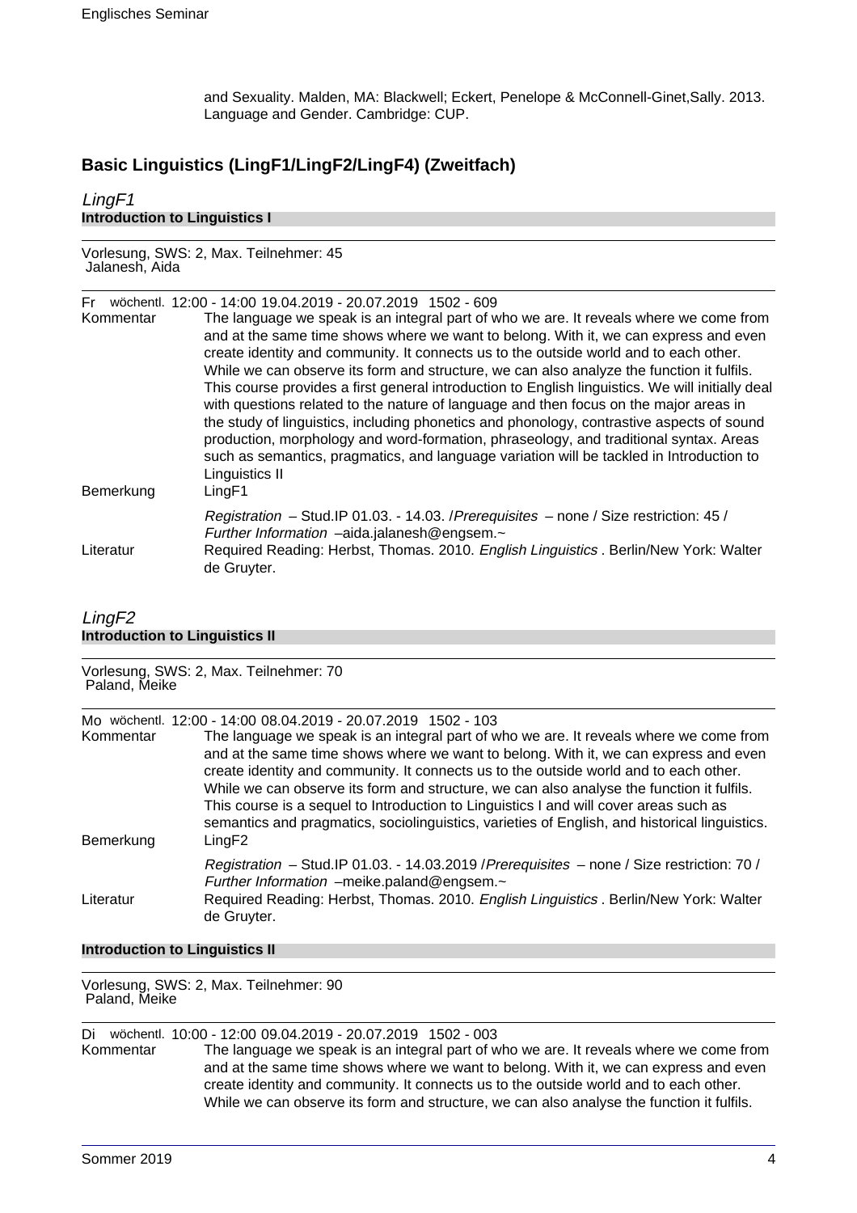and Sexuality. Malden, MA: Blackwell; Eckert, Penelope & McConnell-Ginet,Sally. 2013. Language and Gender. Cambridge: CUP.

## Basic Linguistics (LingF1/LingF2/LingF4) (Zweitfach)

### *LingF1*

**Introduction to Linguistics I**

Vorlesung, SWS: 2, Max. Teilnehmer: 45
Jalanesh, Aida

Fr wöchentl. 12:00 - 14:00 19.04.2019 - 20.07.2019 1502 - 609

Kommentar: The language we speak is an integral part of who we are. It reveals where we come from and at the same time shows where we want to belong. With it, we can express and even create identity and community. It connects us to the outside world and to each other. While we can observe its form and structure, we can also analyze the function it fulfils. This course provides a first general introduction to English linguistics. We will initially deal with questions related to the nature of language and then focus on the major areas in the study of linguistics, including phonetics and phonology, contrastive aspects of sound production, morphology and word-formation, phraseology, and traditional syntax. Areas such as semantics, pragmatics, and language variation will be tackled in Introduction to Linguistics II

Bemerkung: LingF1

*Registration* – Stud.IP 01.03. - 14.03. /*Prerequisites* – none / Size restriction: 45 / *Further Information* –aida.jalanesh@engsem.~

Literatur: Required Reading: Herbst, Thomas. 2010. *English Linguistics* . Berlin/New York: Walter de Gruyter.

### *LingF2*

**Introduction to Linguistics II**

Vorlesung, SWS: 2, Max. Teilnehmer: 70
Paland, Meike

Mo wöchentl. 12:00 - 14:00 08.04.2019 - 20.07.2019 1502 - 103

Kommentar: The language we speak is an integral part of who we are. It reveals where we come from and at the same time shows where we want to belong. With it, we can express and even create identity and community. It connects us to the outside world and to each other. While we can observe its form and structure, we can also analyse the function it fulfils. This course is a sequel to Introduction to Linguistics I and will cover areas such as semantics and pragmatics, sociolinguistics, varieties of English, and historical linguistics.

Bemerkung: LingF2

*Registration* – Stud.IP 01.03. - 14.03.2019 /*Prerequisites* – none / Size restriction: 70 / *Further Information* –meike.paland@engsem.~

Literatur: Required Reading: Herbst, Thomas. 2010. *English Linguistics* . Berlin/New York: Walter de Gruyter.

**Introduction to Linguistics II**

Vorlesung, SWS: 2, Max. Teilnehmer: 90
Paland, Meike

Di wöchentl. 10:00 - 12:00 09.04.2019 - 20.07.2019 1502 - 003

Kommentar: The language we speak is an integral part of who we are. It reveals where we come from and at the same time shows where we want to belong. With it, we can express and even create identity and community. It connects us to the outside world and to each other. While we can observe its form and structure, we can also analyse the function it fulfils.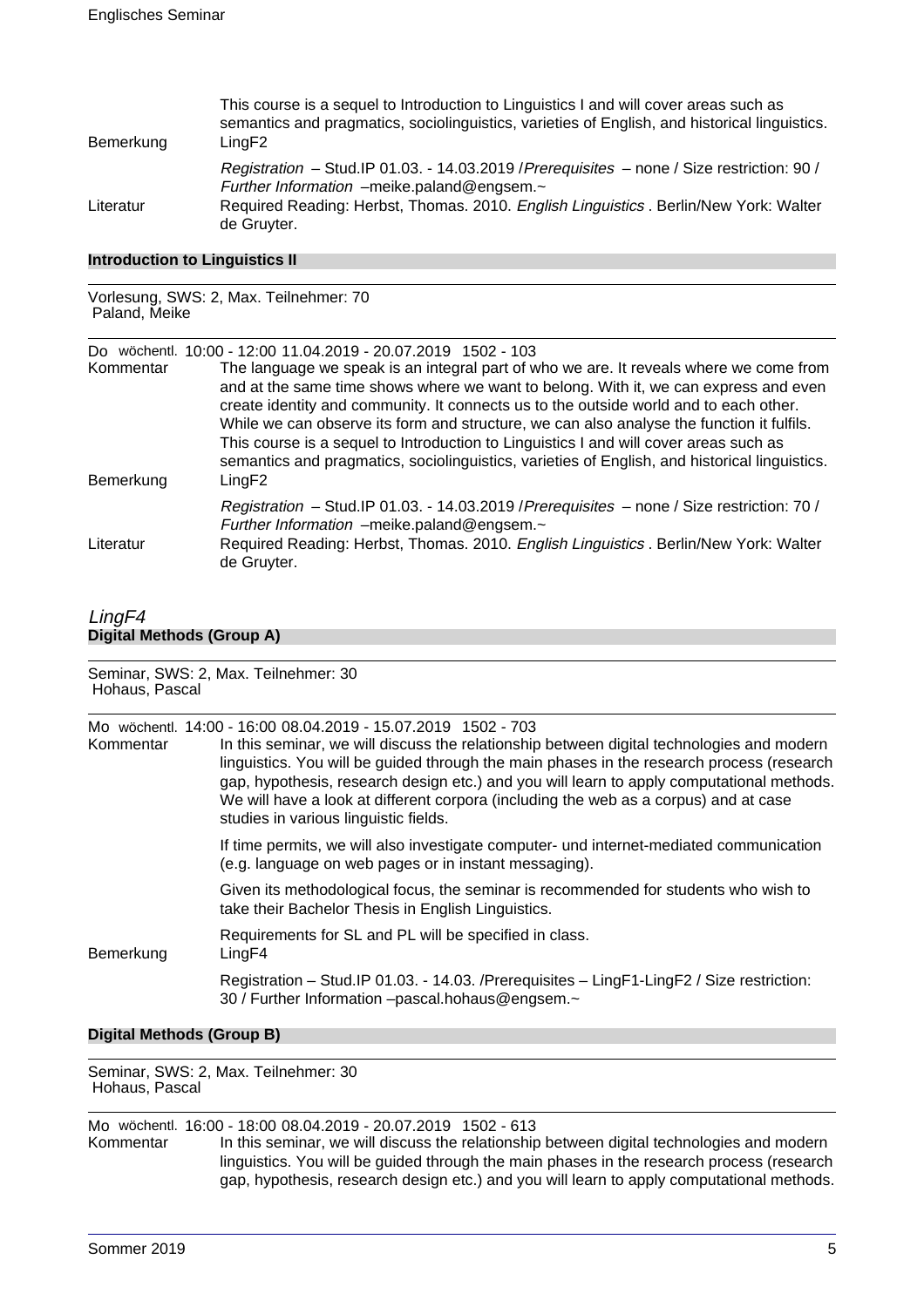This course is a sequel to Introduction to Linguistics I and will cover areas such as semantics and pragmatics, sociolinguistics, varieties of English, and historical linguistics.

Bemerkung: LingF2

*Registration* – Stud.IP 01.03. - 14.03.2019 /*Prerequisites* – none / Size restriction: 90 / *Further Information* –meike.paland@engsem.~

Literatur: Required Reading: Herbst, Thomas. 2010. *English Linguistics* . Berlin/New York: Walter de Gruyter.

### Introduction to Linguistics II

Vorlesung, SWS: 2, Max. Teilnehmer: 70
Paland, Meike

Do wöchentl. 10:00 - 12:00 11.04.2019 - 20.07.2019 1502 - 103

Kommentar: The language we speak is an integral part of who we are. It reveals where we come from and at the same time shows where we want to belong. With it, we can express and even create identity and community. It connects us to the outside world and to each other. While we can observe its form and structure, we can also analyse the function it fulfils. This course is a sequel to Introduction to Linguistics I and will cover areas such as semantics and pragmatics, sociolinguistics, varieties of English, and historical linguistics.

Bemerkung: LingF2

*Registration* – Stud.IP 01.03. - 14.03.2019 /*Prerequisites* – none / Size restriction: 70 / *Further Information* –meike.paland@engsem.~

Literatur: Required Reading: Herbst, Thomas. 2010. *English Linguistics* . Berlin/New York: Walter de Gruyter.

## *LingF4*

### Digital Methods (Group A)

Seminar, SWS: 2, Max. Teilnehmer: 30
Hohaus, Pascal

Mo wöchentl. 14:00 - 16:00 08.04.2019 - 15.07.2019 1502 - 703

Kommentar: In this seminar, we will discuss the relationship between digital technologies and modern linguistics. You will be guided through the main phases in the research process (research gap, hypothesis, research design etc.) and you will learn to apply computational methods. We will have a look at different corpora (including the web as a corpus) and at case studies in various linguistic fields.

If time permits, we will also investigate computer- und internet-mediated communication (e.g. language on web pages or in instant messaging).

Given its methodological focus, the seminar is recommended for students who wish to take their Bachelor Thesis in English Linguistics.

Requirements for SL and PL will be specified in class.

Bemerkung: LingF4

Registration – Stud.IP 01.03. - 14.03. /Prerequisites – LingF1-LingF2 / Size restriction: 30 / Further Information –pascal.hohaus@engsem.~

### Digital Methods (Group B)

Seminar, SWS: 2, Max. Teilnehmer: 30
Hohaus, Pascal

Mo wöchentl. 16:00 - 18:00 08.04.2019 - 20.07.2019 1502 - 613

Kommentar: In this seminar, we will discuss the relationship between digital technologies and modern linguistics. You will be guided through the main phases in the research process (research gap, hypothesis, research design etc.) and you will learn to apply computational methods.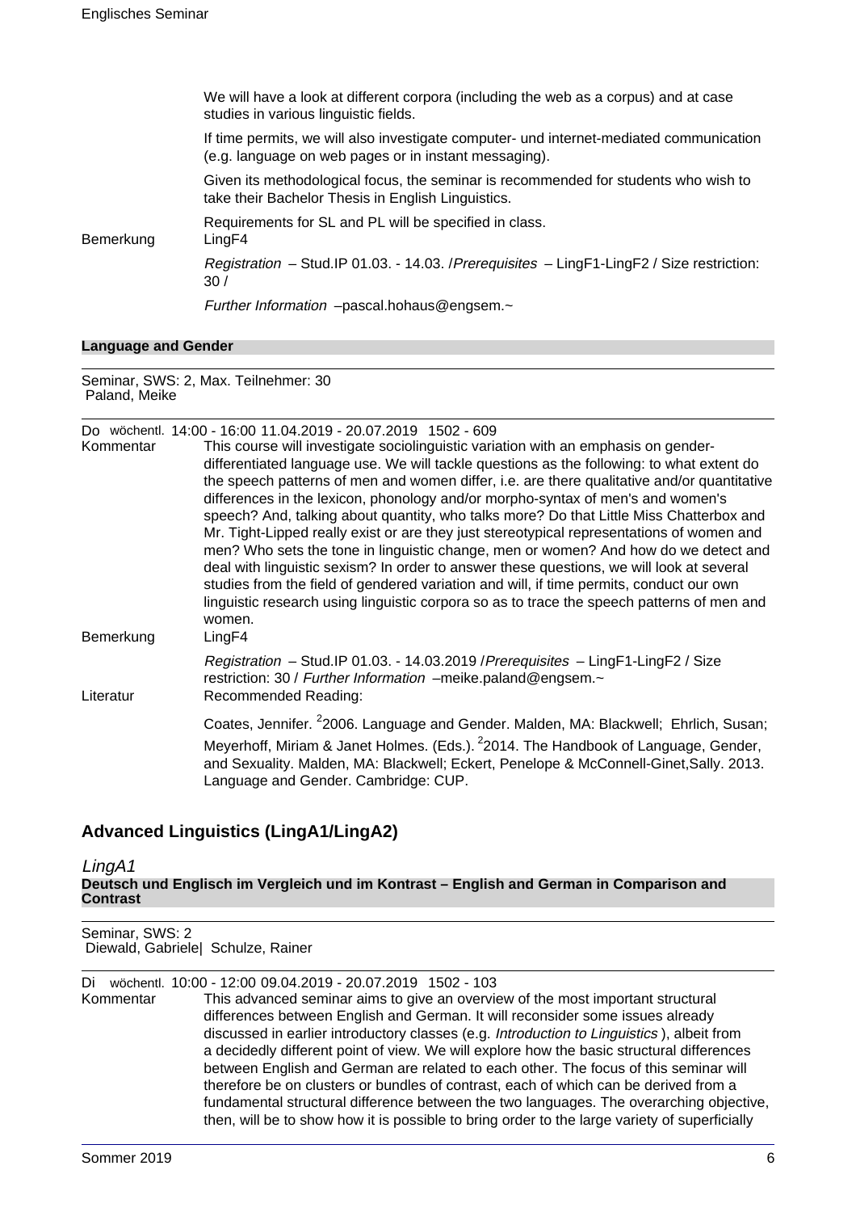We will have a look at different corpora (including the web as a corpus) and at case studies in various linguistic fields.

If time permits, we will also investigate computer- und internet-mediated communication (e.g. language on web pages or in instant messaging).

Given its methodological focus, the seminar is recommended for students who wish to take their Bachelor Thesis in English Linguistics.

Requirements for SL and PL will be specified in class.

Bemerkung LingF4

*Registration* – Stud.IP 01.03. - 14.03. /*Prerequisites* – LingF1-LingF2 / Size restriction: 30 /

*Further Information* –pascal.hohaus@engsem.~

**Language and Gender**

Seminar, SWS: 2, Max. Teilnehmer: 30
Paland, Meike

Do wöchentl. 14:00 - 16:00 11.04.2019 - 20.07.2019 1502 - 609

Kommentar This course will investigate sociolinguistic variation with an emphasis on gender-differentiated language use. We will tackle questions as the following: to what extent do the speech patterns of men and women differ, i.e. are there qualitative and/or quantitative differences in the lexicon, phonology and/or morpho-syntax of men's and women's speech? And, talking about quantity, who talks more? Do that Little Miss Chatterbox and Mr. Tight-Lipped really exist or are they just stereotypical representations of women and men? Who sets the tone in linguistic change, men or women? And how do we detect and deal with linguistic sexism? In order to answer these questions, we will look at several studies from the field of gendered variation and will, if time permits, conduct our own linguistic research using linguistic corpora so as to trace the speech patterns of men and women.

Bemerkung LingF4

*Registration* – Stud.IP 01.03. - 14.03.2019 /*Prerequisites* – LingF1-LingF2 / Size restriction: 30 / *Further Information* –meike.paland@engsem.~

Literatur Recommended Reading:

Coates, Jennifer. [2]2006. Language and Gender. Malden, MA: Blackwell; Ehrlich, Susan; Meyerhoff, Miriam & Janet Holmes. (Eds.). [2]2014. The Handbook of Language, Gender, and Sexuality. Malden, MA: Blackwell; Eckert, Penelope & McConnell-Ginet,Sally. 2013. Language and Gender. Cambridge: CUP.

## Advanced Linguistics (LingA1/LingA2)

### *LingA1*

**Deutsch und Englisch im Vergleich und im Kontrast – English and German in Comparison and Contrast**

Seminar, SWS: 2
Diewald, Gabriele| Schulze, Rainer

Di wöchentl. 10:00 - 12:00 09.04.2019 - 20.07.2019 1502 - 103

Kommentar This advanced seminar aims to give an overview of the most important structural differences between English and German. It will reconsider some issues already discussed in earlier introductory classes (e.g. *Introduction to Linguistics* ), albeit from a decidedly different point of view. We will explore how the basic structural differences between English and German are related to each other. The focus of this seminar will therefore be on clusters or bundles of contrast, each of which can be derived from a fundamental structural difference between the two languages. The overarching objective, then, will be to show how it is possible to bring order to the large variety of superficially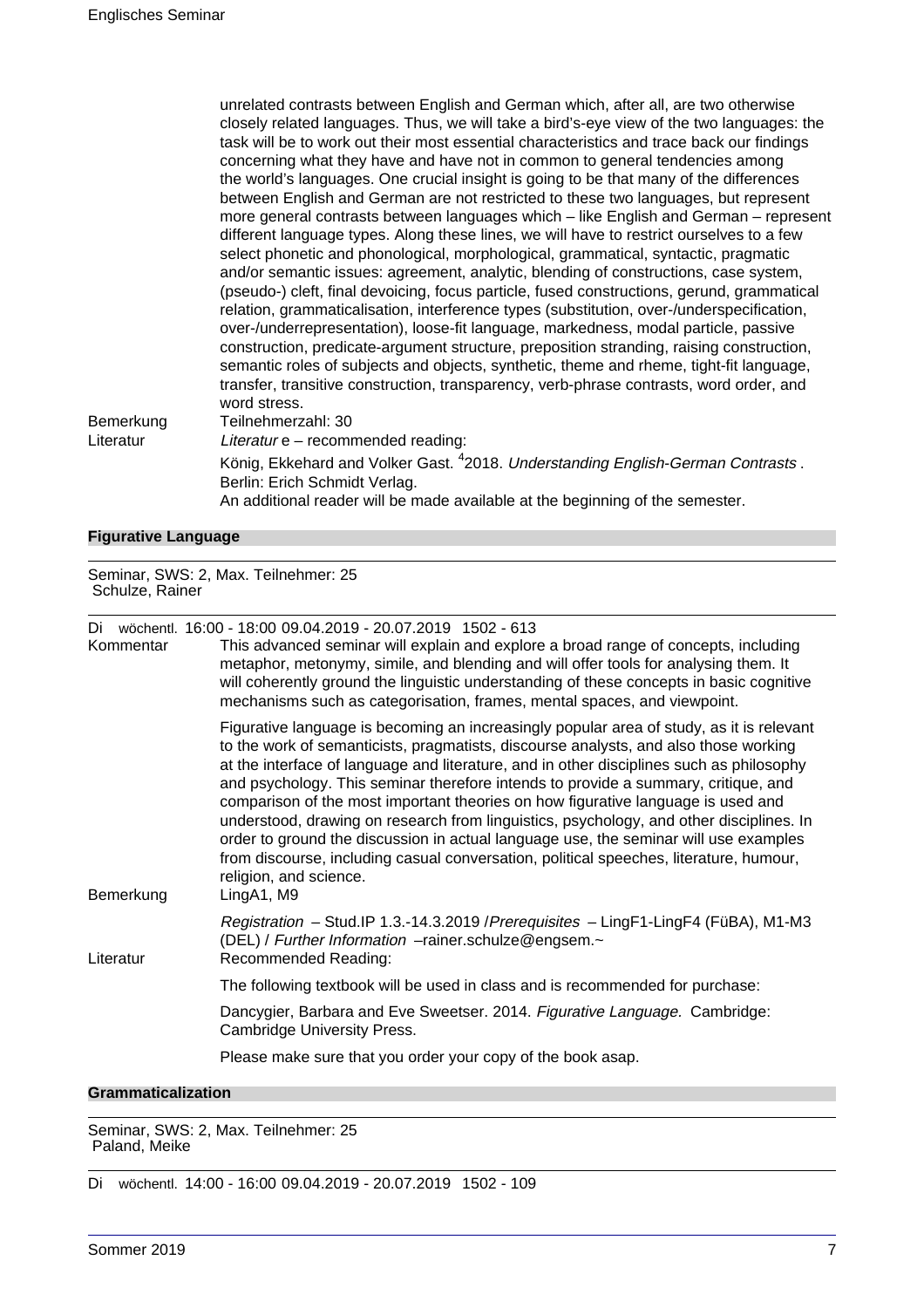unrelated contrasts between English and German which, after all, are two otherwise closely related languages. Thus, we will take a bird's-eye view of the two languages: the task will be to work out their most essential characteristics and trace back our findings concerning what they have and have not in common to general tendencies among the world's languages. One crucial insight is going to be that many of the differences between English and German are not restricted to these two languages, but represent more general contrasts between languages which – like English and German – represent different language types. Along these lines, we will have to restrict ourselves to a few select phonetic and phonological, morphological, grammatical, syntactic, pragmatic and/or semantic issues: agreement, analytic, blending of constructions, case system, (pseudo-) cleft, final devoicing, focus particle, fused constructions, gerund, grammatical relation, grammaticalisation, interference types (substitution, over-/underspecification, over-/underrepresentation), loose-fit language, markedness, modal particle, passive construction, predicate-argument structure, preposition stranding, raising construction, semantic roles of subjects and objects, synthetic, theme and rheme, tight-fit language, transfer, transitive construction, transparency, verb-phrase contrasts, word order, and word stress.

Bemerkung: Teilnehmerzahl: 30

Literatur: *Literatur* e – recommended reading:

König, Ekkehard and Volker Gast. [4]2018. *Understanding English-German Contrasts* . Berlin: Erich Schmidt Verlag.

An additional reader will be made available at the beginning of the semester.

## Figurative Language

Seminar, SWS: 2, Max. Teilnehmer: 25
Schulze, Rainer

Di wöchentl. 16:00 - 18:00 09.04.2019 - 20.07.2019 1502 - 613

Kommentar: This advanced seminar will explain and explore a broad range of concepts, including metaphor, metonymy, simile, and blending and will offer tools for analysing them. It will coherently ground the linguistic understanding of these concepts in basic cognitive mechanisms such as categorisation, frames, mental spaces, and viewpoint.

Figurative language is becoming an increasingly popular area of study, as it is relevant to the work of semanticists, pragmatists, discourse analysts, and also those working at the interface of language and literature, and in other disciplines such as philosophy and psychology. This seminar therefore intends to provide a summary, critique, and comparison of the most important theories on how figurative language is used and understood, drawing on research from linguistics, psychology, and other disciplines. In order to ground the discussion in actual language use, the seminar will use examples from discourse, including casual conversation, political speeches, literature, humour, religion, and science.

Bemerkung: LingA1, M9

*Registration* – Stud.IP 1.3.-14.3.2019 /*Prerequisites* – LingF1-LingF4 (FüBA), M1-M3 (DEL) / *Further Information* –rainer.schulze@engsem.~

Literatur: Recommended Reading:

The following textbook will be used in class and is recommended for purchase:

Dancygier, Barbara and Eve Sweetser. 2014. *Figurative Language.* Cambridge: Cambridge University Press.

Please make sure that you order your copy of the book asap.

## Grammaticalization

Seminar, SWS: 2, Max. Teilnehmer: 25
Paland, Meike

Di wöchentl. 14:00 - 16:00 09.04.2019 - 20.07.2019 1502 - 109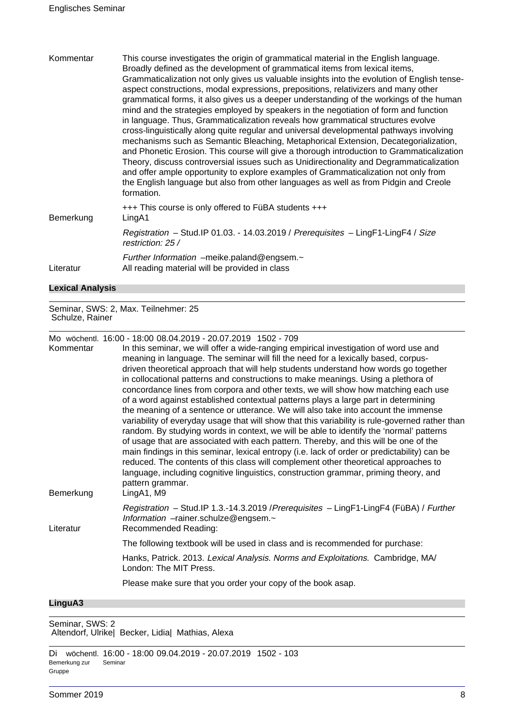Kommentar

This course investigates the origin of grammatical material in the English language. Broadly defined as the development of grammatical items from lexical items, Grammaticalization not only gives us valuable insights into the evolution of English tense-aspect constructions, modal expressions, prepositions, relativizers and many other grammatical forms, it also gives us a deeper understanding of the workings of the human mind and the strategies employed by speakers in the negotiation of form and function in language. Thus, Grammaticalization reveals how grammatical structures evolve cross-linguistically along quite regular and universal developmental pathways involving mechanisms such as Semantic Bleaching, Metaphorical Extension, Decategorialization, and Phonetic Erosion. This course will give a thorough introduction to Grammaticalization Theory, discuss controversial issues such as Unidirectionality and Degrammaticalization and offer ample opportunity to explore examples of Grammaticalization not only from the English language but also from other languages as well as from Pidgin and Creole formation.

+++ This course is only offered to FüBA students +++

Bemerkung

LingA1

*Registration* – Stud.IP 01.03. - 14.03.2019 / *Prerequisites* – LingF1-LingF4 / *Size restriction: 25 /*

*Further Information* –meike.paland@engsem.~

Literatur

All reading material will be provided in class

## Lexical Analysis

Seminar, SWS: 2, Max. Teilnehmer: 25
Schulze, Rainer

Mo wöchentl. 16:00 - 18:00 08.04.2019 - 20.07.2019 1502 - 709

Kommentar

In this seminar, we will offer a wide-ranging empirical investigation of word use and meaning in language. The seminar will fill the need for a lexically based, corpus-driven theoretical approach that will help students understand how words go together in collocational patterns and constructions to make meanings. Using a plethora of concordance lines from corpora and other texts, we will show how matching each use of a word against established contextual patterns plays a large part in determining the meaning of a sentence or utterance. We will also take into account the immense variability of everyday usage that will show that this variability is rule-governed rather than random. By studying words in context, we will be able to identify the 'normal' patterns of usage that are associated with each pattern. Thereby, and this will be one of the main findings in this seminar, lexical entropy (i.e. lack of order or predictability) can be reduced. The contents of this class will complement other theoretical approaches to language, including cognitive linguistics, construction grammar, priming theory, and pattern grammar.

Bemerkung

LingA1, M9

*Registration* – Stud.IP 1.3.-14.3.2019 /*Prerequisites* – LingF1-LingF4 (FüBA) / *Further Information* –rainer.schulze@engsem.~

Literatur

Recommended Reading:

The following textbook will be used in class and is recommended for purchase:

Hanks, Patrick. 2013. *Lexical Analysis. Norms and Exploitations.* Cambridge, MA/ London: The MIT Press.

Please make sure that you order your copy of the book asap.

## LinguA3

Seminar, SWS: 2
Altendorf, Ulrike| Becker, Lidia| Mathias, Alexa

Di wöchentl. 16:00 - 18:00 09.04.2019 - 20.07.2019 1502 - 103

Bemerkung zur Gruppe: Seminar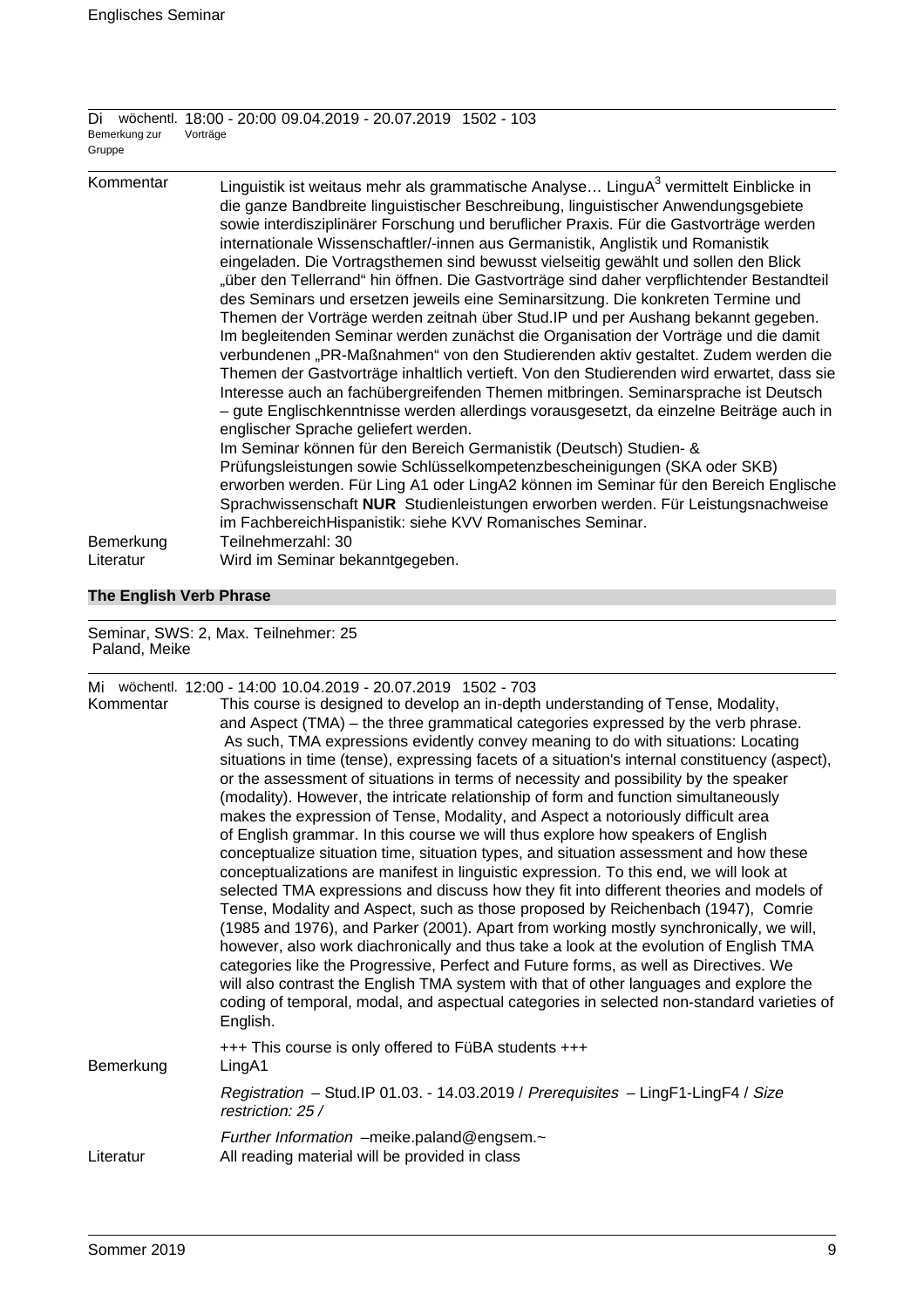| | | | | |
|---|---|---|---|---|
| Di | wöchentl. | 18:00 - 20:00 | 09.04.2019 - 20.07.2019 | 1502 - 103 |
| Bemerkung zur Gruppe | Vorträge | | | |

**Kommentar**

Linguistik ist weitaus mehr als grammatische Analyse… LinguA[3] vermittelt Einblicke in die ganze Bandbreite linguistischer Beschreibung, linguistischer Anwendungsgebiete sowie interdisziplinärer Forschung und beruflicher Praxis. Für die Gastvorträge werden internationale Wissenschaftler/-innen aus Germanistik, Anglistik und Romanistik eingeladen. Die Vortragsthemen sind bewusst vielseitig gewählt und sollen den Blick „über den Tellerrand" hin öffnen. Die Gastvorträge sind daher verpflichtender Bestandteil des Seminars und ersetzen jeweils eine Seminarsitzung. Die konkreten Termine und Themen der Vorträge werden zeitnah über Stud.IP und per Aushang bekannt gegeben. Im begleitenden Seminar werden zunächst die Organisation der Vorträge und die damit verbundenen „PR-Maßnahmen" von den Studierenden aktiv gestaltet. Zudem werden die Themen der Gastvorträge inhaltlich vertieft. Von den Studierenden wird erwartet, dass sie Interesse auch an fachübergreifenden Themen mitbringen. Seminarsprache ist Deutsch – gute Englischkenntnisse werden allerdings vorausgesetzt, da einzelne Beiträge auch in englischer Sprache geliefert werden.

Im Seminar können für den Bereich Germanistik (Deutsch) Studien- & Prüfungsleistungen sowie Schlüsselkompetenzbescheinigungen (SKA oder SKB) erworben werden. Für Ling A1 oder LingA2 können im Seminar für den Bereich Englische Sprachwissenschaft **NUR** Studienleistungen erworben werden. Für Leistungsnachweise im FachbereichHispanistik: siehe KVV Romanisches Seminar.

**Bemerkung** Teilnehmerzahl: 30

**Literatur** Wird im Seminar bekanntgegeben.

## The English Verb Phrase

Seminar, SWS: 2, Max. Teilnehmer: 25
Paland, Meike

| | | | | |
|---|---|---|---|---|
| Mi | wöchentl. | 12:00 - 14:00 | 10.04.2019 - 20.07.2019 | 1502 - 703 |

**Kommentar**

This course is designed to develop an in-depth understanding of Tense, Modality, and Aspect (TMA) – the three grammatical categories expressed by the verb phrase. As such, TMA expressions evidently convey meaning to do with situations: Locating situations in time (tense), expressing facets of a situation's internal constituency (aspect), or the assessment of situations in terms of necessity and possibility by the speaker (modality). However, the intricate relationship of form and function simultaneously makes the expression of Tense, Modality, and Aspect a notoriously difficult area of English grammar. In this course we will thus explore how speakers of English conceptualize situation time, situation types, and situation assessment and how these conceptualizations are manifest in linguistic expression. To this end, we will look at selected TMA expressions and discuss how they fit into different theories and models of Tense, Modality and Aspect, such as those proposed by Reichenbach (1947), Comrie (1985 and 1976), and Parker (2001). Apart from working mostly synchronically, we will, however, also work diachronically and thus take a look at the evolution of English TMA categories like the Progressive, Perfect and Future forms, as well as Directives. We will also contrast the English TMA system with that of other languages and explore the coding of temporal, modal, and aspectual categories in selected non-standard varieties of English.

+++ This course is only offered to FüBA students +++

**Bemerkung** LingA1

*Registration* – Stud.IP 01.03. - 14.03.2019 / *Prerequisites* – LingF1-LingF4 / *Size restriction: 25 /*

*Further Information* –meike.paland@engsem.~

**Literatur** All reading material will be provided in class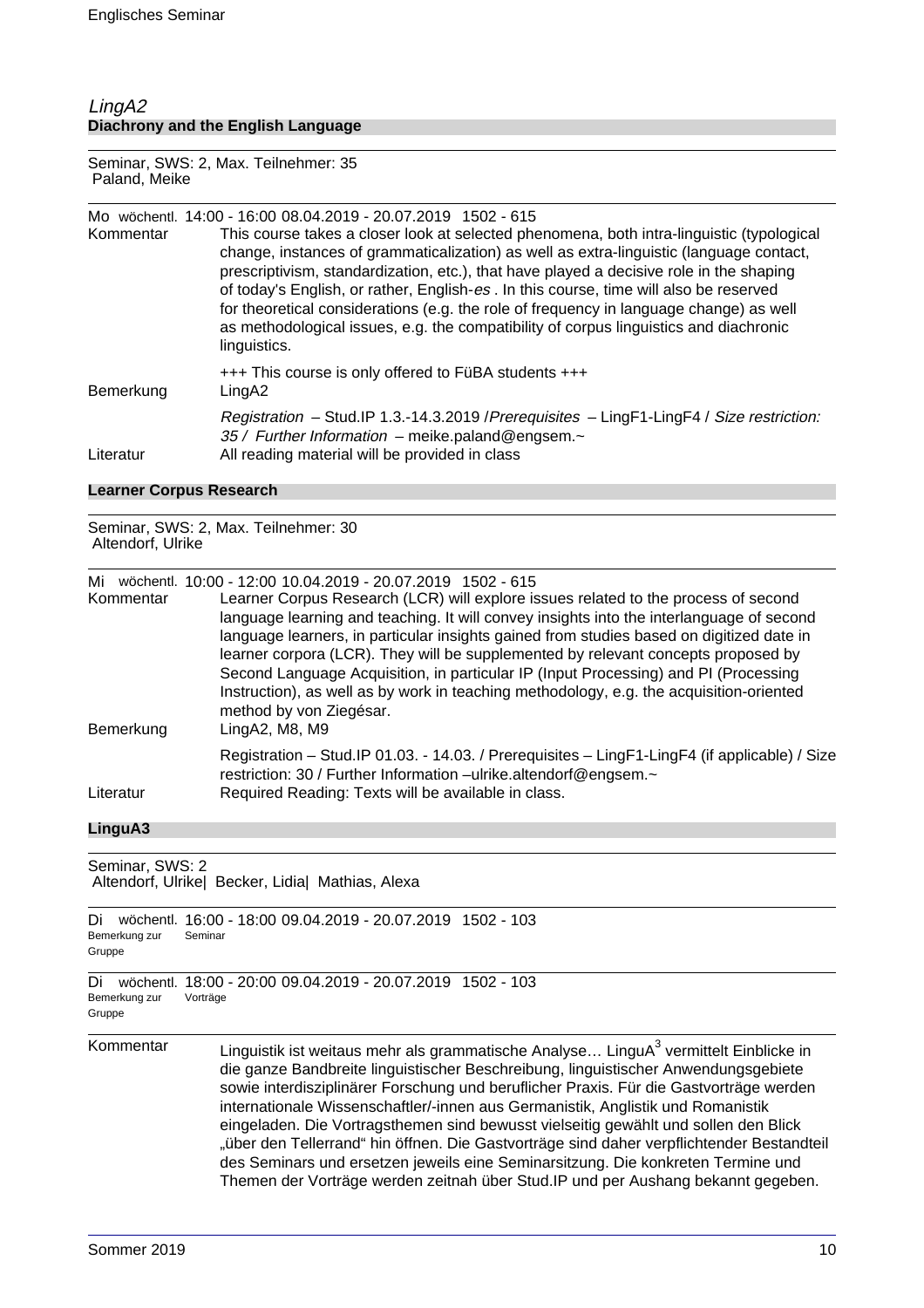*LingA2*

### Diachrony and the English Language

Seminar, SWS: 2, Max. Teilnehmer: 35
Paland, Meike

Mo wöchentl. 14:00 - 16:00 08.04.2019 - 20.07.2019 1502 - 615

Kommentar: This course takes a closer look at selected phenomena, both intra-linguistic (typological change, instances of grammaticalization) as well as extra-linguistic (language contact, prescriptivism, standardization, etc.), that have played a decisive role in the shaping of today's English, or rather, English-*es* . In this course, time will also be reserved for theoretical considerations (e.g. the role of frequency in language change) as well as methodological issues, e.g. the compatibility of corpus linguistics and diachronic linguistics.

+++ This course is only offered to FüBA students +++

Bemerkung: LingA2

*Registration* – Stud.IP 1.3.-14.3.2019 /*Prerequisites* – LingF1-LingF4 / *Size restriction: 35 / Further Information* – meike.paland@engsem.~

Literatur: All reading material will be provided in class

### Learner Corpus Research

Seminar, SWS: 2, Max. Teilnehmer: 30
Altendorf, Ulrike

Mi wöchentl. 10:00 - 12:00 10.04.2019 - 20.07.2019 1502 - 615

Kommentar: Learner Corpus Research (LCR) will explore issues related to the process of second language learning and teaching. It will convey insights into the interlanguage of second language learners, in particular insights gained from studies based on digitized date in learner corpora (LCR). They will be supplemented by relevant concepts proposed by Second Language Acquisition, in particular IP (Input Processing) and PI (Processing Instruction), as well as by work in teaching methodology, e.g. the acquisition-oriented method by von Ziegésar.

Bemerkung: LingA2, M8, M9

Registration – Stud.IP 01.03. - 14.03. / Prerequisites – LingF1-LingF4 (if applicable) / Size restriction: 30 / Further Information –ulrike.altendorf@engsem.~

Literatur: Required Reading: Texts will be available in class.

### LinguA3

Seminar, SWS: 2
Altendorf, Ulrike| Becker, Lidia| Mathias, Alexa

Di wöchentl. 16:00 - 18:00 09.04.2019 - 20.07.2019 1502 - 103
Bemerkung zur Gruppe: Seminar

Di wöchentl. 18:00 - 20:00 09.04.2019 - 20.07.2019 1502 - 103
Bemerkung zur Gruppe: Vorträge

Kommentar: Linguistik ist weitaus mehr als grammatische Analyse… LinguA$^3$ vermittelt Einblicke in die ganze Bandbreite linguistischer Beschreibung, linguistischer Anwendungsgebiete sowie interdisziplinärer Forschung und beruflicher Praxis. Für die Gastvorträge werden internationale Wissenschaftler/-innen aus Germanistik, Anglistik und Romanistik eingeladen. Die Vortragsthemen sind bewusst vielseitig gewählt und sollen den Blick „über den Tellerrand" hin öffnen. Die Gastvorträge sind daher verpflichtender Bestandteil des Seminars und ersetzen jeweils eine Seminarsitzung. Die konkreten Termine und Themen der Vorträge werden zeitnah über Stud.IP und per Aushang bekannt gegeben.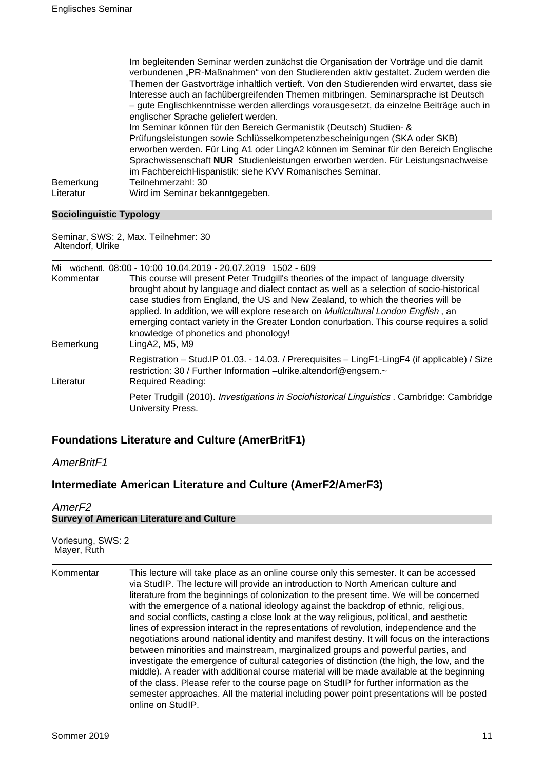Im begleitenden Seminar werden zunächst die Organisation der Vorträge und die damit verbundenen „PR-Maßnahmen" von den Studierenden aktiv gestaltet. Zudem werden die Themen der Gastvorträge inhaltlich vertieft. Von den Studierenden wird erwartet, dass sie Interesse auch an fachübergreifenden Themen mitbringen. Seminarsprache ist Deutsch – gute Englischkenntnisse werden allerdings vorausgesetzt, da einzelne Beiträge auch in englischer Sprache geliefert werden.
Im Seminar können für den Bereich Germanistik (Deutsch) Studien- & Prüfungsleistungen sowie Schlüsselkompetenzbescheinigungen (SKA oder SKB) erworben werden. Für Ling A1 oder LingA2 können im Seminar für den Bereich Englische Sprachwissenschaft **NUR** Studienleistungen erworben werden. Für Leistungsnachweise im FachbereichHispanistik: siehe KVV Romanisches Seminar.

Bemerkung: Teilnehmerzahl: 30

Literatur: Wird im Seminar bekanntgegeben.

### Sociolinguistic Typology

Seminar, SWS: 2, Max. Teilnehmer: 30
Altendorf, Ulrike

Mi wöchentl. 08:00 - 10:00 10.04.2019 - 20.07.2019 1502 - 609

Kommentar: This course will present Peter Trudgill's theories of the impact of language diversity brought about by language and dialect contact as well as a selection of socio-historical case studies from England, the US and New Zealand, to which the theories will be applied. In addition, we will explore research on *Multicultural London English* , an emerging contact variety in the Greater London conurbation. This course requires a solid knowledge of phonetics and phonology!

Bemerkung: LingA2, M5, M9

Registration – Stud.IP 01.03. - 14.03. / Prerequisites – LingF1-LingF4 (if applicable) / Size restriction: 30 / Further Information –ulrike.altendorf@engsem.~

Literatur: Required Reading:

Peter Trudgill (2010). *Investigations in Sociohistorical Linguistics* . Cambridge: Cambridge University Press.

## Foundations Literature and Culture (AmerBritF1)

*AmerBritF1*

## Intermediate American Literature and Culture (AmerF2/AmerF3)

*AmerF2*

### Survey of American Literature and Culture

Vorlesung, SWS: 2
Mayer, Ruth

Kommentar: This lecture will take place as an online course only this semester. It can be accessed via StudIP. The lecture will provide an introduction to North American culture and literature from the beginnings of colonization to the present time. We will be concerned with the emergence of a national ideology against the backdrop of ethnic, religious, and social conflicts, casting a close look at the way religious, political, and aesthetic lines of expression interact in the representations of revolution, independence and the negotiations around national identity and manifest destiny. It will focus on the interactions between minorities and mainstream, marginalized groups and powerful parties, and investigate the emergence of cultural categories of distinction (the high, the low, and the middle). A reader with additional course material will be made available at the beginning of the class. Please refer to the course page on StudIP for further information as the semester approaches. All the material including power point presentations will be posted online on StudIP.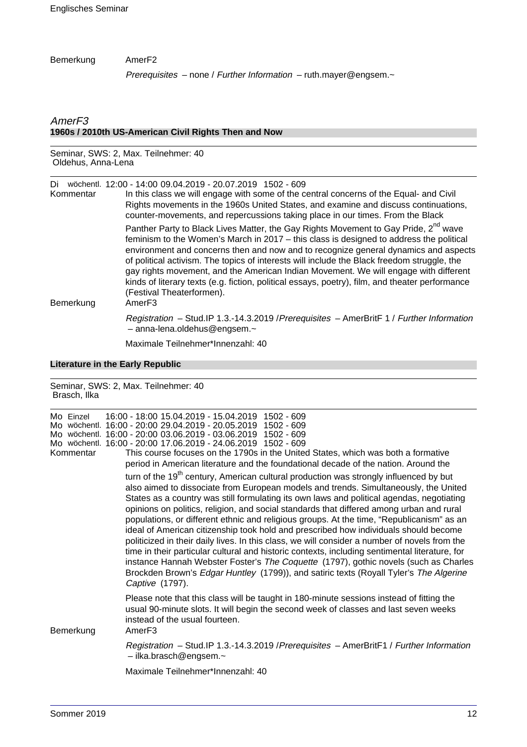Bemerkung AmerF2

*Prerequisites* – none / *Further Information* – ruth.mayer@engsem.~

## *AmerF3*

### 1960s / 2010th US-American Civil Rights Then and Now

Seminar, SWS: 2, Max. Teilnehmer: 40
Oldehus, Anna-Lena

Di wöchentl. 12:00 - 14:00 09.04.2019 - 20.07.2019 1502 - 609

Kommentar In this class we will engage with some of the central concerns of the Equal- and Civil Rights movements in the 1960s United States, and examine and discuss continuations, counter-movements, and repercussions taking place in our times. From the Black Panther Party to Black Lives Matter, the Gay Rights Movement to Gay Pride, 2nd wave feminism to the Women's March in 2017 – this class is designed to address the political environment and concerns then and now and to recognize general dynamics and aspects of political activism. The topics of interests will include the Black freedom struggle, the gay rights movement, and the American Indian Movement. We will engage with different kinds of literary texts (e.g. fiction, political essays, poetry), film, and theater performance (Festival Theaterformen).

Bemerkung AmerF3

*Registration* – Stud.IP 1.3.-14.3.2019 /*Prerequisites* – AmerBritF 1 / *Further Information* – anna-lena.oldehus@engsem.~

Maximale Teilnehmer*Innenzahl: 40

### Literature in the Early Republic

Seminar, SWS: 2, Max. Teilnehmer: 40
Brasch, Ilka

Mo Einzel 16:00 - 18:00 15.04.2019 - 15.04.2019 1502 - 609
Mo wöchentl. 16:00 - 20:00 29.04.2019 - 20.05.2019 1502 - 609
Mo wöchentl. 16:00 - 20:00 03.06.2019 - 03.06.2019 1502 - 609
Mo wöchentl. 16:00 - 20:00 17.06.2019 - 24.06.2019 1502 - 609

Kommentar This course focuses on the 1790s in the United States, which was both a formative period in American literature and the foundational decade of the nation. Around the turn of the 19th century, American cultural production was strongly influenced by but also aimed to dissociate from European models and trends. Simultaneously, the United States as a country was still formulating its own laws and political agendas, negotiating opinions on politics, religion, and social standards that differed among urban and rural populations, or different ethnic and religious groups. At the time, "Republicanism" as an ideal of American citizenship took hold and prescribed how individuals should become politicized in their daily lives. In this class, we will consider a number of novels from the time in their particular cultural and historic contexts, including sentimental literature, for instance Hannah Webster Foster's *The Coquette* (1797), gothic novels (such as Charles Brockden Brown's *Edgar Huntley* (1799)), and satiric texts (Royall Tyler's *The Algerine Captive* (1797).

Please note that this class will be taught in 180-minute sessions instead of fitting the usual 90-minute slots. It will begin the second week of classes and last seven weeks instead of the usual fourteen.

Bemerkung AmerF3

*Registration* – Stud.IP 1.3.-14.3.2019 /*Prerequisites* – AmerBritF1 / *Further Information* – ilka.brasch@engsem.~

Maximale Teilnehmer*Innenzahl: 40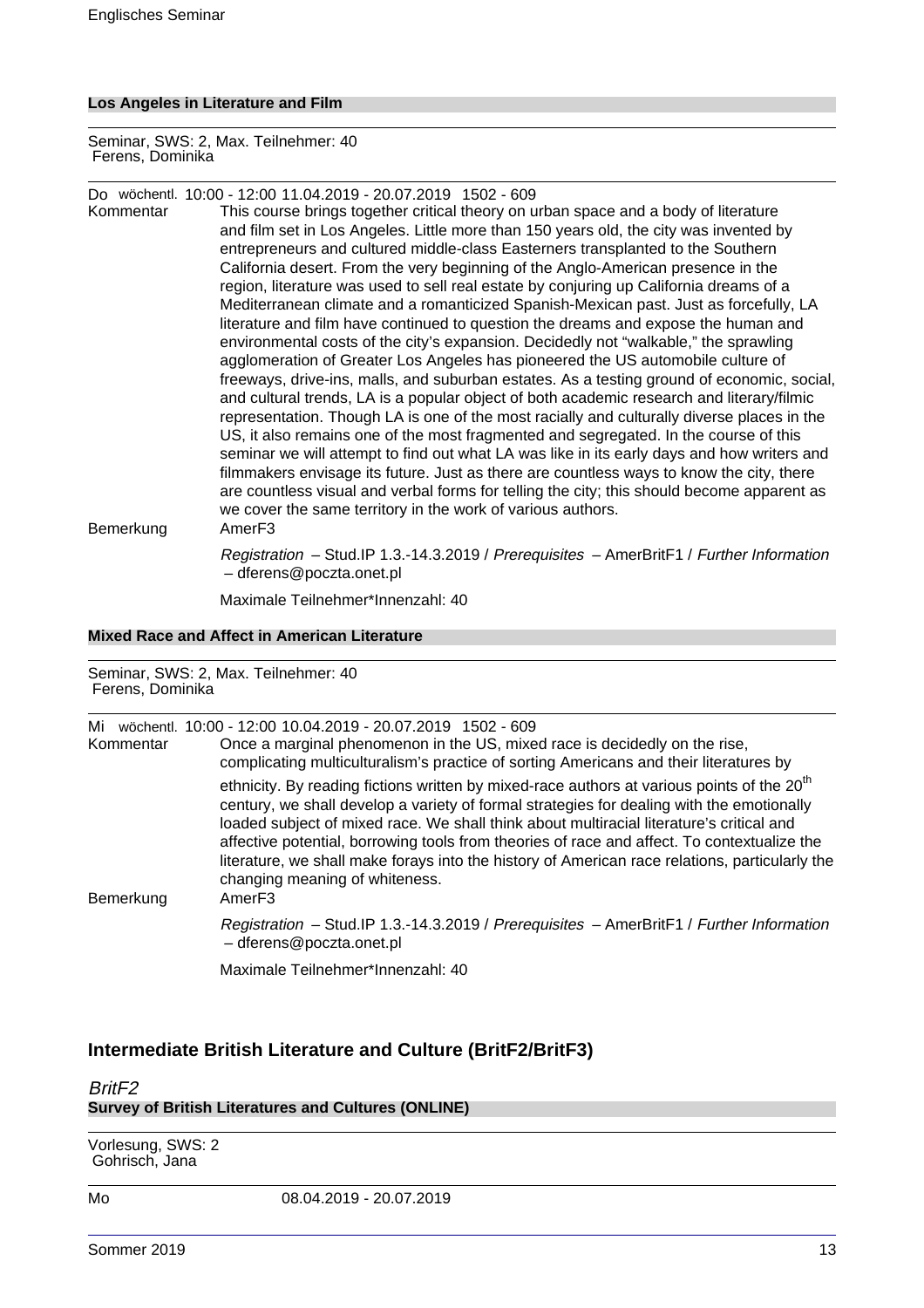### Los Angeles in Literature and Film

Seminar, SWS: 2, Max. Teilnehmer: 40
Ferens, Dominika

Do wöchentl. 10:00 - 12:00 11.04.2019 - 20.07.2019 1502 - 609

Kommentar: This course brings together critical theory on urban space and a body of literature and film set in Los Angeles. Little more than 150 years old, the city was invented by entrepreneurs and cultured middle-class Easterners transplanted to the Southern California desert. From the very beginning of the Anglo-American presence in the region, literature was used to sell real estate by conjuring up California dreams of a Mediterranean climate and a romanticized Spanish-Mexican past. Just as forcefully, LA literature and film have continued to question the dreams and expose the human and environmental costs of the city's expansion. Decidedly not "walkable," the sprawling agglomeration of Greater Los Angeles has pioneered the US automobile culture of freeways, drive-ins, malls, and suburban estates. As a testing ground of economic, social, and cultural trends, LA is a popular object of both academic research and literary/filmic representation. Though LA is one of the most racially and culturally diverse places in the US, it also remains one of the most fragmented and segregated. In the course of this seminar we will attempt to find out what LA was like in its early days and how writers and filmmakers envisage its future. Just as there are countless ways to know the city, there are countless visual and verbal forms for telling the city; this should become apparent as we cover the same territory in the work of various authors.

Bemerkung: AmerF3

*Registration* – Stud.IP 1.3.-14.3.2019 / *Prerequisites* – AmerBritF1 / *Further Information* – dferens@poczta.onet.pl

Maximale Teilnehmer*Innenzahl: 40

### Mixed Race and Affect in American Literature

Seminar, SWS: 2, Max. Teilnehmer: 40
Ferens, Dominika

Mi wöchentl. 10:00 - 12:00 10.04.2019 - 20.07.2019 1502 - 609

Kommentar: Once a marginal phenomenon in the US, mixed race is decidedly on the rise, complicating multiculturalism's practice of sorting Americans and their literatures by ethnicity. By reading fictions written by mixed-race authors at various points of the 20th century, we shall develop a variety of formal strategies for dealing with the emotionally loaded subject of mixed race. We shall think about multiracial literature's critical and affective potential, borrowing tools from theories of race and affect. To contextualize the literature, we shall make forays into the history of American race relations, particularly the changing meaning of whiteness.

Bemerkung: AmerF3

*Registration* – Stud.IP 1.3.-14.3.2019 / *Prerequisites* – AmerBritF1 / *Further Information* – dferens@poczta.onet.pl

Maximale Teilnehmer*Innenzahl: 40

## Intermediate British Literature and Culture (BritF2/BritF3)

*BritF2*

### Survey of British Literatures and Cultures (ONLINE)

Vorlesung, SWS: 2
Gohrisch, Jana

Mo 08.04.2019 - 20.07.2019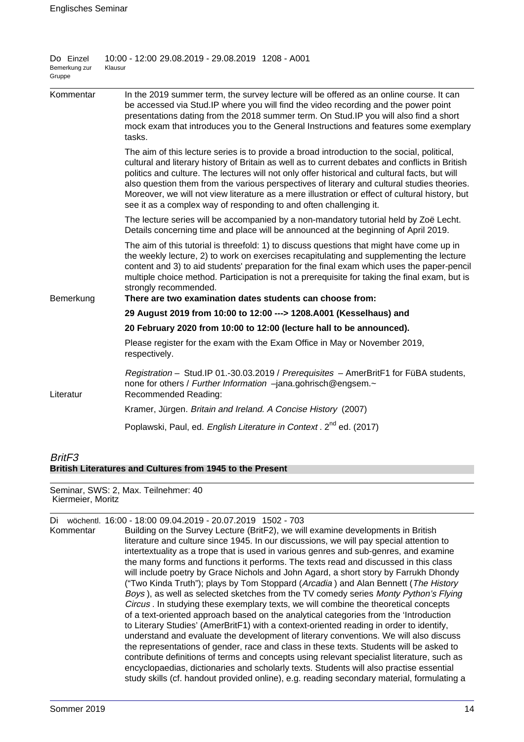Do Einzel 10:00 - 12:00 29.08.2019 - 29.08.2019 1208 - A001
Bemerkung zur Gruppe Klausur

Kommentar

In the 2019 summer term, the survey lecture will be offered as an online course. It can be accessed via Stud.IP where you will find the video recording and the power point presentations dating from the 2018 summer term. On Stud.IP you will also find a short mock exam that introduces you to the General Instructions and features some exemplary tasks.

The aim of this lecture series is to provide a broad introduction to the social, political, cultural and literary history of Britain as well as to current debates and conflicts in British politics and culture. The lectures will not only offer historical and cultural facts, but will also question them from the various perspectives of literary and cultural studies theories. Moreover, we will not view literature as a mere illustration or effect of cultural history, but see it as a complex way of responding to and often challenging it.

The lecture series will be accompanied by a non-mandatory tutorial held by Zoë Lecht. Details concerning time and place will be announced at the beginning of April 2019.

The aim of this tutorial is threefold: 1) to discuss questions that might have come up in the weekly lecture, 2) to work on exercises recapitulating and supplementing the lecture content and 3) to aid students' preparation for the final exam which uses the paper-pencil multiple choice method. Participation is not a prerequisite for taking the final exam, but is strongly recommended.

Bemerkung

**There are two examination dates students can choose from:**

**29 August 2019 from 10:00 to 12:00 ---> 1208.A001 (Kesselhaus) and**

**20 February 2020 from 10:00 to 12:00 (lecture hall to be announced).**

Please register for the exam with the Exam Office in May or November 2019, respectively.

*Registration* – Stud.IP 01.-30.03.2019 / *Prerequisites* – AmerBritF1 for FüBA students, none for others / *Further Information* –jana.gohrisch@engsem.~

Literatur

Recommended Reading:

Kramer, Jürgen. *Britain and Ireland. A Concise History* (2007)

Poplawski, Paul, ed. *English Literature in Context*. 2nd ed. (2017)

## *BritF3*
### British Literatures and Cultures from 1945 to the Present

Seminar, SWS: 2, Max. Teilnehmer: 40
Kiermeier, Moritz

Di wöchentl. 16:00 - 18:00 09.04.2019 - 20.07.2019 1502 - 703

Kommentar

Building on the Survey Lecture (BritF2), we will examine developments in British literature and culture since 1945. In our discussions, we will pay special attention to intertextuality as a trope that is used in various genres and sub-genres, and examine the many forms and functions it performs. The texts read and discussed in this class will include poetry by Grace Nichols and John Agard, a short story by Farrukh Dhondy ("Two Kinda Truth"); plays by Tom Stoppard (*Arcadia*) and Alan Bennett (*The History Boys*), as well as selected sketches from the TV comedy series *Monty Python's Flying Circus*. In studying these exemplary texts, we will combine the theoretical concepts of a text-oriented approach based on the analytical categories from the 'Introduction to Literary Studies' (AmerBritF1) with a context-oriented reading in order to identify, understand and evaluate the development of literary conventions. We will also discuss the representations of gender, race and class in these texts. Students will be asked to contribute definitions of terms and concepts using relevant specialist literature, such as encyclopaedias, dictionaries and scholarly texts. Students will also practise essential study skills (cf. handout provided online), e.g. reading secondary material, formulating a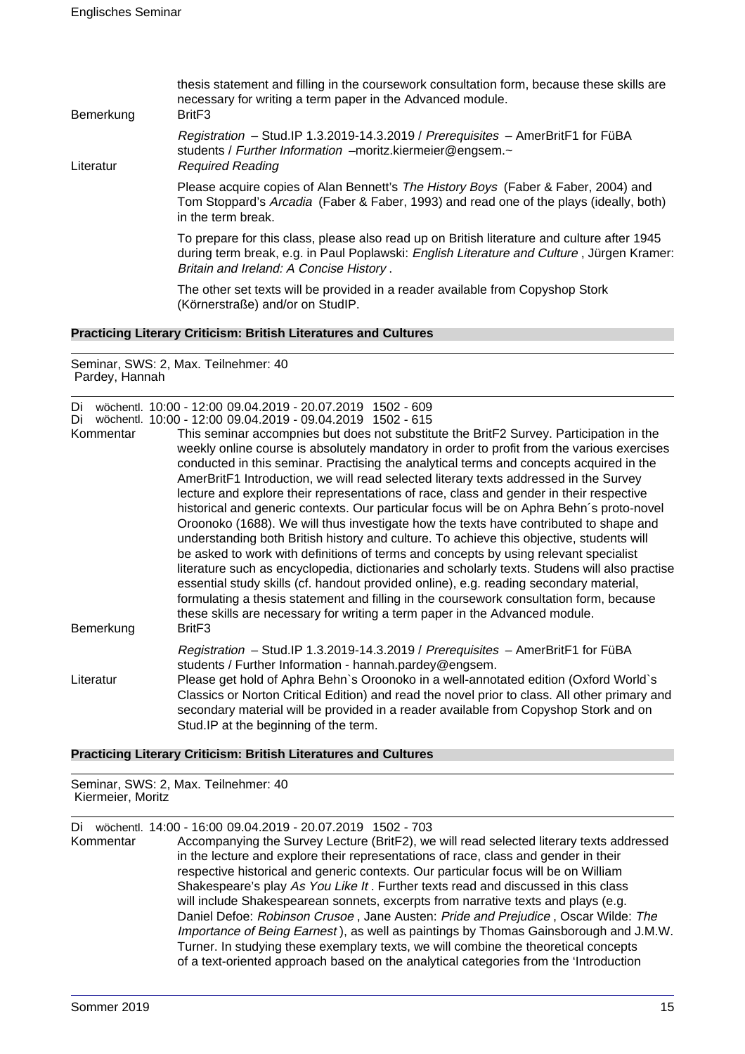thesis statement and filling in the coursework consultation form, because these skills are necessary for writing a term paper in the Advanced module.

Bemerkung: BritF3

*Registration* – Stud.IP 1.3.2019-14.3.2019 / *Prerequisites* – AmerBritF1 for FüBA students / *Further Information* –moritz.kiermeier@engsem.~

Literatur: *Required Reading*

Please acquire copies of Alan Bennett's *The History Boys* (Faber & Faber, 2004) and Tom Stoppard's *Arcadia* (Faber & Faber, 1993) and read one of the plays (ideally, both) in the term break.

To prepare for this class, please also read up on British literature and culture after 1945 during term break, e.g. in Paul Poplawski: *English Literature and Culture* , Jürgen Kramer: *Britain and Ireland: A Concise History* .

The other set texts will be provided in a reader available from Copyshop Stork (Körnerstraße) and/or on StudIP.

### Practicing Literary Criticism: British Literatures and Cultures

Seminar, SWS: 2, Max. Teilnehmer: 40
Pardey, Hannah

Di wöchentl. 10:00 - 12:00 09.04.2019 - 20.07.2019 1502 - 609
Di wöchentl. 10:00 - 12:00 09.04.2019 - 09.04.2019 1502 - 615

Kommentar: This seminar accompnies but does not substitute the BritF2 Survey. Participation in the weekly online course is absolutely mandatory in order to profit from the various exercises conducted in this seminar. Practising the analytical terms and concepts acquired in the AmerBritF1 Introduction, we will read selected literary texts addressed in the Survey lecture and explore their representations of race, class and gender in their respective historical and generic contexts. Our particular focus will be on Aphra Behn´s proto-novel Oroonoko (1688). We will thus investigate how the texts have contributed to shape and understanding both British history and culture. To achieve this objective, students will be asked to work with definitions of terms and concepts by using relevant specialist literature such as encyclopedia, dictionaries and scholarly texts. Studens will also practise essential study skills (cf. handout provided online), e.g. reading secondary material, formulating a thesis statement and filling in the coursework consultation form, because these skills are necessary for writing a term paper in the Advanced module.

Bemerkung: BritF3

*Registration* – Stud.IP 1.3.2019-14.3.2019 / *Prerequisites* – AmerBritF1 for FüBA students / Further Information - hannah.pardey@engsem.

Literatur: Please get hold of Aphra Behn`s Oroonoko in a well-annotated edition (Oxford World`s Classics or Norton Critical Edition) and read the novel prior to class. All other primary and secondary material will be provided in a reader available from Copyshop Stork and on Stud.IP at the beginning of the term.

### Practicing Literary Criticism: British Literatures and Cultures

Seminar, SWS: 2, Max. Teilnehmer: 40
Kiermeier, Moritz

Di wöchentl. 14:00 - 16:00 09.04.2019 - 20.07.2019 1502 - 703

Kommentar: Accompanying the Survey Lecture (BritF2), we will read selected literary texts addressed in the lecture and explore their representations of race, class and gender in their respective historical and generic contexts. Our particular focus will be on William Shakespeare's play *As You Like It* . Further texts read and discussed in this class will include Shakespearean sonnets, excerpts from narrative texts and plays (e.g. Daniel Defoe: *Robinson Crusoe* , Jane Austen: *Pride and Prejudice* , Oscar Wilde: *The Importance of Being Earnest* ), as well as paintings by Thomas Gainsborough and J.M.W. Turner. In studying these exemplary texts, we will combine the theoretical concepts of a text-oriented approach based on the analytical categories from the 'Introduction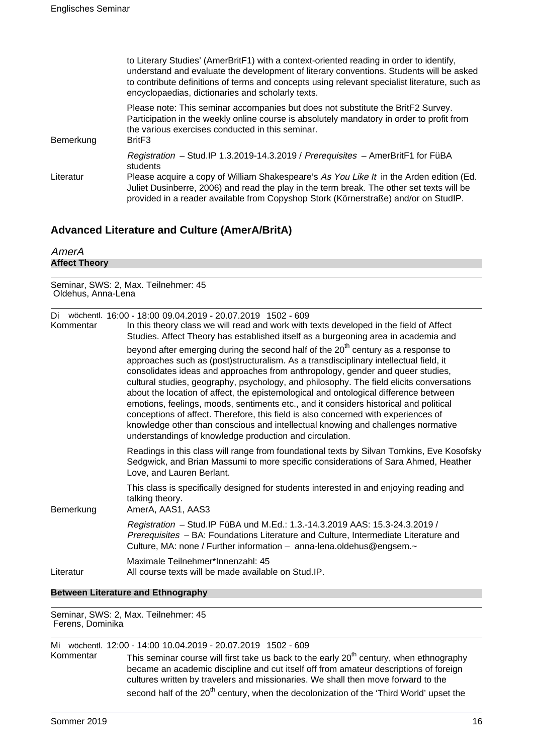to Literary Studies' (AmerBritF1) with a context-oriented reading in order to identify, understand and evaluate the development of literary conventions. Students will be asked to contribute definitions of terms and concepts using relevant specialist literature, such as encyclopaedias, dictionaries and scholarly texts.

Please note: This seminar accompanies but does not substitute the BritF2 Survey. Participation in the weekly online course is absolutely mandatory in order to profit from the various exercises conducted in this seminar.

Bemerkung: BritF3

*Registration* – Stud.IP 1.3.2019-14.3.2019 / *Prerequisites* – AmerBritF1 for FüBA students

Literatur: Please acquire a copy of William Shakespeare's *As You Like It* in the Arden edition (Ed. Juliet Dusinberre, 2006) and read the play in the term break. The other set texts will be provided in a reader available from Copyshop Stork (Körnerstraße) and/or on StudIP.

## Advanced Literature and Culture (AmerA/BritA)

### *AmerA*

**Affect Theory**

Seminar, SWS: 2, Max. Teilnehmer: 45
Oldehus, Anna-Lena

Di wöchentl. 16:00 - 18:00 09.04.2019 - 20.07.2019 1502 - 609

Kommentar: In this theory class we will read and work with texts developed in the field of Affect Studies. Affect Theory has established itself as a burgeoning area in academia and beyond after emerging during the second half of the 20th century as a response to approaches such as (post)structuralism. As a transdisciplinary intellectual field, it consolidates ideas and approaches from anthropology, gender and queer studies, cultural studies, geography, psychology, and philosophy. The field elicits conversations about the location of affect, the epistemological and ontological difference between emotions, feelings, moods, sentiments etc., and it considers historical and political conceptions of affect. Therefore, this field is also concerned with experiences of knowledge other than conscious and intellectual knowing and challenges normative understandings of knowledge production and circulation.

Readings in this class will range from foundational texts by Silvan Tomkins, Eve Kosofsky Sedgwick, and Brian Massumi to more specific considerations of Sara Ahmed, Heather Love, and Lauren Berlant.

This class is specifically designed for students interested in and enjoying reading and talking theory.

Bemerkung: AmerA, AAS1, AAS3

*Registration* – Stud.IP FüBA und M.Ed.: 1.3.-14.3.2019 AAS: 15.3-24.3.2019 / *Prerequisites* – BA: Foundations Literature and Culture, Intermediate Literature and Culture, MA: none / Further information – anna-lena.oldehus@engsem.~

Maximale Teilnehmer*Innenzahl: 45

Literatur: All course texts will be made available on Stud.IP.

**Between Literature and Ethnography**

Seminar, SWS: 2, Max. Teilnehmer: 45
Ferens, Dominika

Mi wöchentl. 12:00 - 14:00 10.04.2019 - 20.07.2019 1502 - 609

Kommentar: This seminar course will first take us back to the early 20th century, when ethnography became an academic discipline and cut itself off from amateur descriptions of foreign cultures written by travelers and missionaries. We shall then move forward to the second half of the 20th century, when the decolonization of the 'Third World' upset the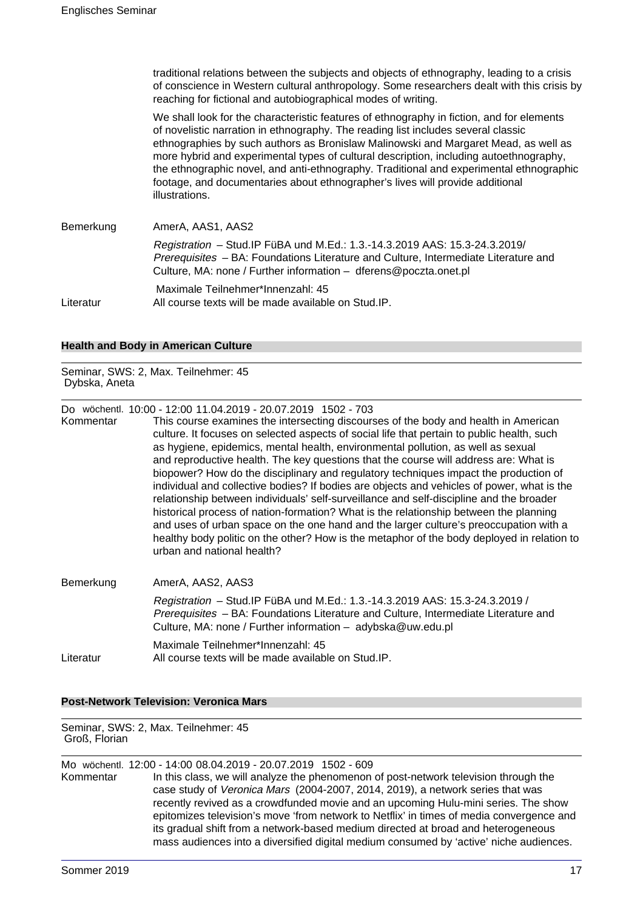traditional relations between the subjects and objects of ethnography, leading to a crisis of conscience in Western cultural anthropology. Some researchers dealt with this crisis by reaching for fictional and autobiographical modes of writing.

We shall look for the characteristic features of ethnography in fiction, and for elements of novelistic narration in ethnography. The reading list includes several classic ethnographies by such authors as Bronislaw Malinowski and Margaret Mead, as well as more hybrid and experimental types of cultural description, including autoethnography, the ethnographic novel, and anti-ethnography. Traditional and experimental ethnographic footage, and documentaries about ethnographer's lives will provide additional illustrations.

Bemerkung AmerA, AAS1, AAS2

*Registration* – Stud.IP FüBA und M.Ed.: 1.3.-14.3.2019 AAS: 15.3-24.3.2019/ *Prerequisites* – BA: Foundations Literature and Culture, Intermediate Literature and Culture, MA: none / Further information – dferens@poczta.onet.pl

Maximale Teilnehmer*Innenzahl: 45

Literatur All course texts will be made available on Stud.IP.

### Health and Body in American Culture

Seminar, SWS: 2, Max. Teilnehmer: 45
Dybska, Aneta

Do wöchentl. 10:00 - 12:00 11.04.2019 - 20.07.2019 1502 - 703

Kommentar This course examines the intersecting discourses of the body and health in American culture. It focuses on selected aspects of social life that pertain to public health, such as hygiene, epidemics, mental health, environmental pollution, as well as sexual and reproductive health. The key questions that the course will address are: What is biopower? How do the disciplinary and regulatory techniques impact the production of individual and collective bodies? If bodies are objects and vehicles of power, what is the relationship between individuals' self-surveillance and self-discipline and the broader historical process of nation-formation? What is the relationship between the planning and uses of urban space on the one hand and the larger culture's preoccupation with a healthy body politic on the other? How is the metaphor of the body deployed in relation to urban and national health?

Bemerkung AmerA, AAS2, AAS3

*Registration* – Stud.IP FüBA und M.Ed.: 1.3.-14.3.2019 AAS: 15.3-24.3.2019 / *Prerequisites* – BA: Foundations Literature and Culture, Intermediate Literature and Culture, MA: none / Further information – adybska@uw.edu.pl

Maximale Teilnehmer*Innenzahl: 45

Literatur All course texts will be made available on Stud.IP.

### Post-Network Television: Veronica Mars

Seminar, SWS: 2, Max. Teilnehmer: 45
Groß, Florian

Mo wöchentl. 12:00 - 14:00 08.04.2019 - 20.07.2019 1502 - 609

Kommentar In this class, we will analyze the phenomenon of post-network television through the case study of *Veronica Mars* (2004-2007, 2014, 2019), a network series that was recently revived as a crowdfunded movie and an upcoming Hulu-mini series. The show epitomizes television's move 'from network to Netflix' in times of media convergence and its gradual shift from a network-based medium directed at broad and heterogeneous mass audiences into a diversified digital medium consumed by 'active' niche audiences.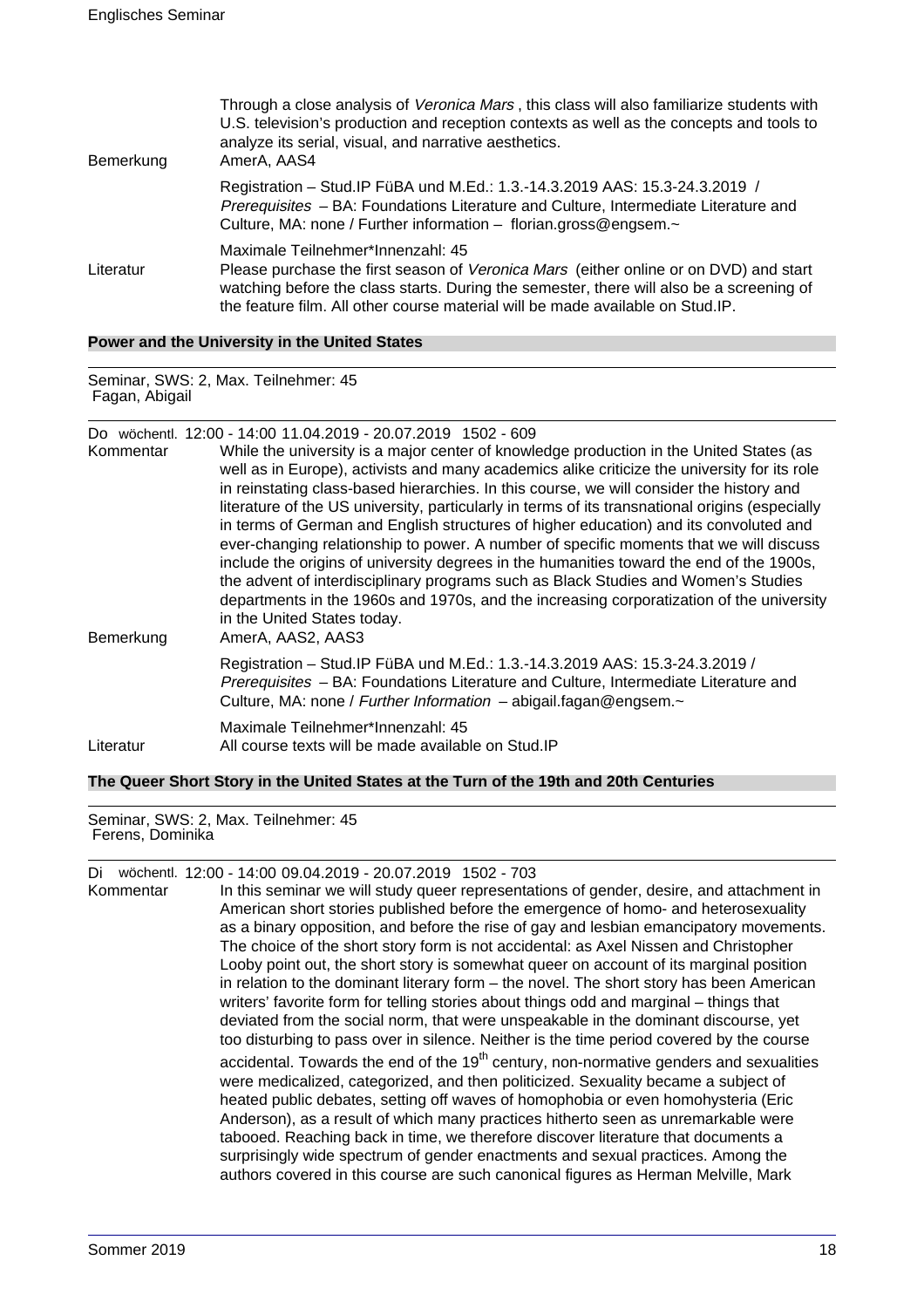Through a close analysis of *Veronica Mars* , this class will also familiarize students with U.S. television's production and reception contexts as well as the concepts and tools to analyze its serial, visual, and narrative aesthetics.

**Bemerkung** AmerA, AAS4

Registration – Stud.IP FüBA und M.Ed.: 1.3.-14.3.2019 AAS: 15.3-24.3.2019 / *Prerequisites* – BA: Foundations Literature and Culture, Intermediate Literature and Culture, MA: none / Further information – florian.gross@engsem.~

Maximale Teilnehmer*Innenzahl: 45

**Literatur** Please purchase the first season of *Veronica Mars* (either online or on DVD) and start watching before the class starts. During the semester, there will also be a screening of the feature film. All other course material will be made available on Stud.IP.

### Power and the University in the United States

Seminar, SWS: 2, Max. Teilnehmer: 45
Fagan, Abigail

Do wöchentl. 12:00 - 14:00 11.04.2019 - 20.07.2019 1502 - 609

**Kommentar** While the university is a major center of knowledge production in the United States (as well as in Europe), activists and many academics alike criticize the university for its role in reinstating class-based hierarchies. In this course, we will consider the history and literature of the US university, particularly in terms of its transnational origins (especially in terms of German and English structures of higher education) and its convoluted and ever-changing relationship to power. A number of specific moments that we will discuss include the origins of university degrees in the humanities toward the end of the 1900s, the advent of interdisciplinary programs such as Black Studies and Women's Studies departments in the 1960s and 1970s, and the increasing corporatization of the university in the United States today.

**Bemerkung** AmerA, AAS2, AAS3

Registration – Stud.IP FüBA und M.Ed.: 1.3.-14.3.2019 AAS: 15.3-24.3.2019 / *Prerequisites* – BA: Foundations Literature and Culture, Intermediate Literature and Culture, MA: none / *Further Information* – abigail.fagan@engsem.~

Maximale Teilnehmer*Innenzahl: 45

**Literatur** All course texts will be made available on Stud.IP

### The Queer Short Story in the United States at the Turn of the 19th and 20th Centuries

Seminar, SWS: 2, Max. Teilnehmer: 45
Ferens, Dominika

Di wöchentl. 12:00 - 14:00 09.04.2019 - 20.07.2019 1502 - 703

**Kommentar** In this seminar we will study queer representations of gender, desire, and attachment in American short stories published before the emergence of homo- and heterosexuality as a binary opposition, and before the rise of gay and lesbian emancipatory movements. The choice of the short story form is not accidental: as Axel Nissen and Christopher Looby point out, the short story is somewhat queer on account of its marginal position in relation to the dominant literary form – the novel. The short story has been American writers' favorite form for telling stories about things odd and marginal – things that deviated from the social norm, that were unspeakable in the dominant discourse, yet too disturbing to pass over in silence. Neither is the time period covered by the course accidental. Towards the end of the 19th century, non-normative genders and sexualities were medicalized, categorized, and then politicized. Sexuality became a subject of heated public debates, setting off waves of homophobia or even homohysteria (Eric Anderson), as a result of which many practices hitherto seen as unremarkable were tabooed. Reaching back in time, we therefore discover literature that documents a surprisingly wide spectrum of gender enactments and sexual practices. Among the authors covered in this course are such canonical figures as Herman Melville, Mark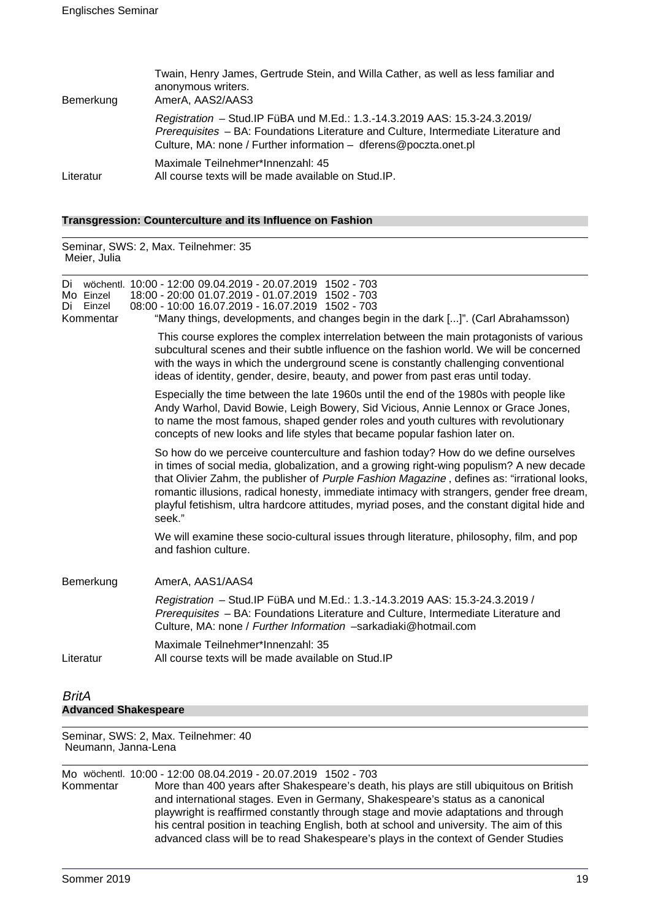Twain, Henry James, Gertrude Stein, and Willa Cather, as well as less familiar and anonymous writers.

Bemerkung: AmerA, AAS2/AAS3

*Registration* – Stud.IP FüBA und M.Ed.: 1.3.-14.3.2019 AAS: 15.3-24.3.2019/ *Prerequisites* – BA: Foundations Literature and Culture, Intermediate Literature and Culture, MA: none / Further information – dferens@poczta.onet.pl

Maximale Teilnehmer*Innenzahl: 45

Literatur: All course texts will be made available on Stud.IP.

### Transgression: Counterculture and its Influence on Fashion

Seminar, SWS: 2, Max. Teilnehmer: 35
Meier, Julia

| | | | | |
|---|---|---|---|---|
| Di | wöchentl. | 10:00 - 12:00 | 09.04.2019 - 20.07.2019 | 1502 - 703 |
| Mo | Einzel | 18:00 - 20:00 | 01.07.2019 - 01.07.2019 | 1502 - 703 |
| Di | Einzel | 08:00 - 10:00 | 16.07.2019 - 16.07.2019 | 1502 - 703 |

Kommentar: "Many things, developments, and changes begin in the dark [...]". (Carl Abrahamsson)

This course explores the complex interrelation between the main protagonists of various subcultural scenes and their subtle influence on the fashion world. We will be concerned with the ways in which the underground scene is constantly challenging conventional ideas of identity, gender, desire, beauty, and power from past eras until today.

Especially the time between the late 1960s until the end of the 1980s with people like Andy Warhol, David Bowie, Leigh Bowery, Sid Vicious, Annie Lennox or Grace Jones, to name the most famous, shaped gender roles and youth cultures with revolutionary concepts of new looks and life styles that became popular fashion later on.

So how do we perceive counterculture and fashion today? How do we define ourselves in times of social media, globalization, and a growing right-wing populism? A new decade that Olivier Zahm, the publisher of *Purple Fashion Magazine* , defines as: "irrational looks, romantic illusions, radical honesty, immediate intimacy with strangers, gender free dream, playful fetishism, ultra hardcore attitudes, myriad poses, and the constant digital hide and seek."

We will examine these socio-cultural issues through literature, philosophy, film, and pop and fashion culture.

Bemerkung: AmerA, AAS1/AAS4

*Registration* – Stud.IP FüBA und M.Ed.: 1.3.-14.3.2019 AAS: 15.3-24.3.2019 / *Prerequisites* – BA: Foundations Literature and Culture, Intermediate Literature and Culture, MA: none / *Further Information* –sarkadiaki@hotmail.com

Maximale Teilnehmer*Innenzahl: 35

Literatur: All course texts will be made available on Stud.IP

## *BritA*

### Advanced Shakespeare

Seminar, SWS: 2, Max. Teilnehmer: 40
Neumann, Janna-Lena

| | | | | |
|---|---|---|---|---|
| Mo | wöchentl. | 10:00 - 12:00 | 08.04.2019 - 20.07.2019 | 1502 - 703 |

Kommentar: More than 400 years after Shakespeare's death, his plays are still ubiquitous on British and international stages. Even in Germany, Shakespeare's status as a canonical playwright is reaffirmed constantly through stage and movie adaptations and through his central position in teaching English, both at school and university. The aim of this advanced class will be to read Shakespeare's plays in the context of Gender Studies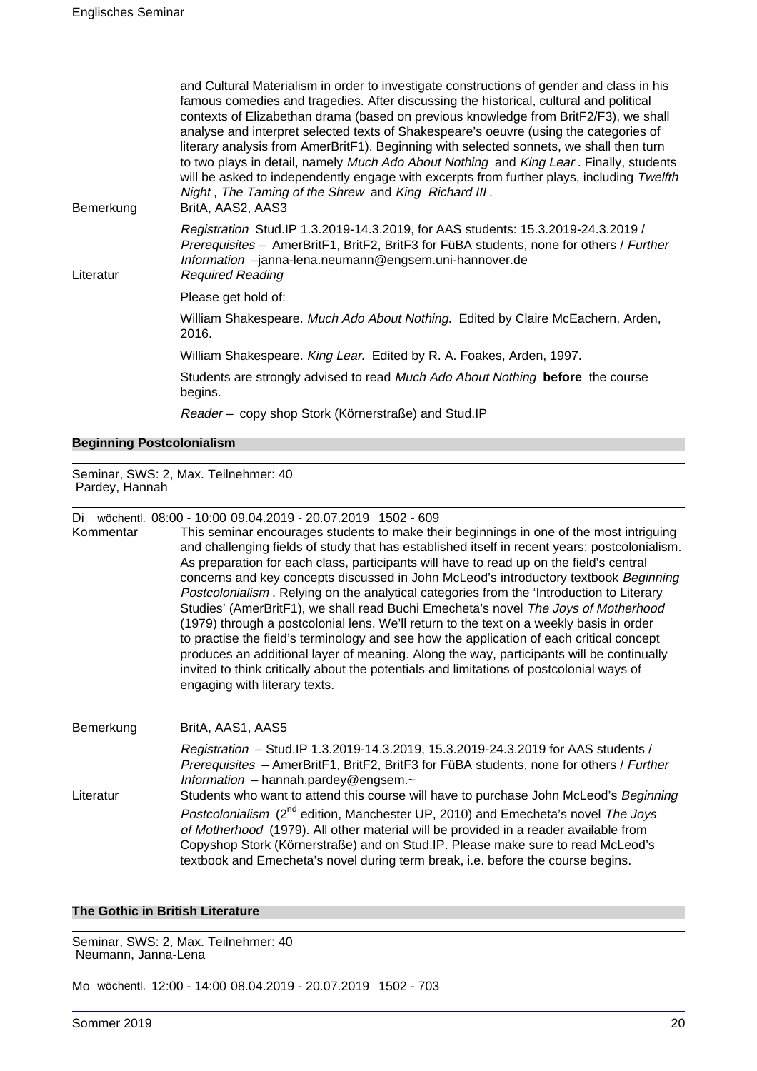and Cultural Materialism in order to investigate constructions of gender and class in his famous comedies and tragedies. After discussing the historical, cultural and political contexts of Elizabethan drama (based on previous knowledge from BritF2/F3), we shall analyse and interpret selected texts of Shakespeare's oeuvre (using the categories of literary analysis from AmerBritF1). Beginning with selected sonnets, we shall then turn to two plays in detail, namely *Much Ado About Nothing* and *King Lear*. Finally, students will be asked to independently engage with excerpts from further plays, including *Twelfth Night*, *The Taming of the Shrew* and *King Richard III*.

Bemerkung BritA, AAS2, AAS3

*Registration* Stud.IP 1.3.2019-14.3.2019, for AAS students: 15.3.2019-24.3.2019 / *Prerequisites* – AmerBritF1, BritF2, BritF3 for FüBA students, none for others / *Further Information* –janna-lena.neumann@engsem.uni-hannover.de

Literatur *Required Reading*

Please get hold of:

William Shakespeare. *Much Ado About Nothing.* Edited by Claire McEachern, Arden, 2016.

William Shakespeare. *King Lear.* Edited by R. A. Foakes, Arden, 1997.

Students are strongly advised to read *Much Ado About Nothing* **before** the course begins.

*Reader* – copy shop Stork (Körnerstraße) and Stud.IP

### Beginning Postcolonialism

Seminar, SWS: 2, Max. Teilnehmer: 40
Pardey, Hannah

Di wöchentl. 08:00 - 10:00 09.04.2019 - 20.07.2019 1502 - 609

Kommentar This seminar encourages students to make their beginnings in one of the most intriguing and challenging fields of study that has established itself in recent years: postcolonialism. As preparation for each class, participants will have to read up on the field's central concerns and key concepts discussed in John McLeod's introductory textbook *Beginning Postcolonialism*. Relying on the analytical categories from the 'Introduction to Literary Studies' (AmerBritF1), we shall read Buchi Emecheta's novel *The Joys of Motherhood* (1979) through a postcolonial lens. We'll return to the text on a weekly basis in order to practise the field's terminology and see how the application of each critical concept produces an additional layer of meaning. Along the way, participants will be continually invited to think critically about the potentials and limitations of postcolonial ways of engaging with literary texts.

Bemerkung BritA, AAS1, AAS5

*Registration* – Stud.IP 1.3.2019-14.3.2019, 15.3.2019-24.3.2019 for AAS students / *Prerequisites* – AmerBritF1, BritF2, BritF3 for FüBA students, none for others / *Further Information* – hannah.pardey@engsem.~

Literatur Students who want to attend this course will have to purchase John McLeod's *Beginning Postcolonialism* (2nd edition, Manchester UP, 2010) and Emecheta's novel *The Joys of Motherhood* (1979). All other material will be provided in a reader available from Copyshop Stork (Körnerstraße) and on Stud.IP. Please make sure to read McLeod's textbook and Emecheta's novel during term break, i.e. before the course begins.

### The Gothic in British Literature

Seminar, SWS: 2, Max. Teilnehmer: 40
Neumann, Janna-Lena

Mo wöchentl. 12:00 - 14:00 08.04.2019 - 20.07.2019 1502 - 703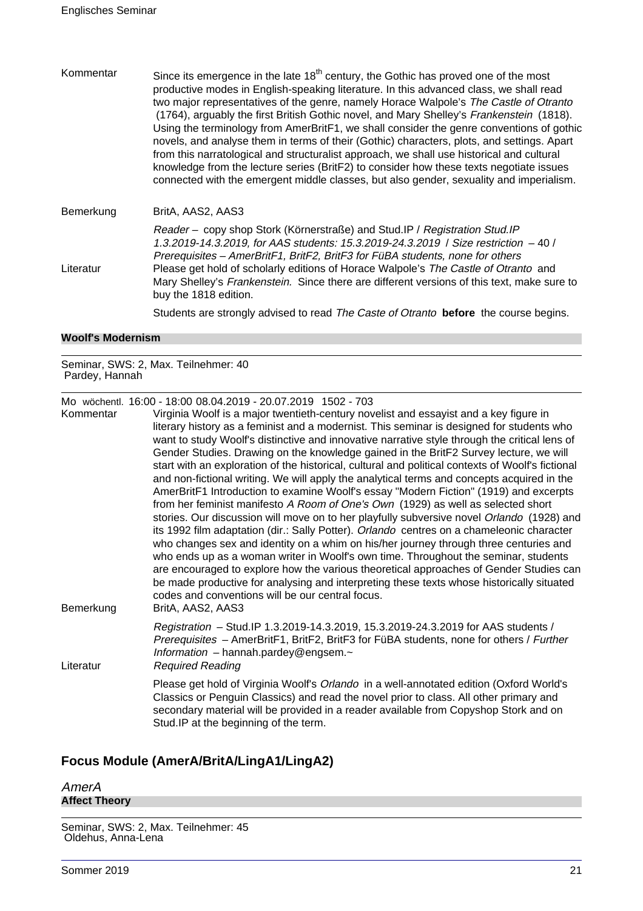| | |
|---|---|
| Kommentar | Since its emergence in the late 18th century, the Gothic has proved one of the most productive modes in English-speaking literature. In this advanced class, we shall read two major representatives of the genre, namely Horace Walpole's *The Castle of Otranto* (1764), arguably the first British Gothic novel, and Mary Shelley's *Frankenstein* (1818). Using the terminology from AmerBritF1, we shall consider the genre conventions of gothic novels, and analyse them in terms of their (Gothic) characters, plots, and settings. Apart from this narratological and structuralist approach, we shall use historical and cultural knowledge from the lecture series (BritF2) to consider how these texts negotiate issues connected with the emergent middle classes, but also gender, sexuality and imperialism. |
| Bemerkung | BritA, AAS2, AAS3<br>*Reader* – copy shop Stork (Körnerstraße) and Stud.IP / *Registration Stud.IP 1.3.2019-14.3.2019, for AAS students: 15.3.2019-24.3.2019* / *Size restriction* – 40 / *Prerequisites – AmerBritF1, BritF2, BritF3 for FüBA students, none for others* |
| Literatur | Please get hold of scholarly editions of Horace Walpole's *The Castle of Otranto* and Mary Shelley's *Frankenstein.* Since there are different versions of this text, make sure to buy the 1818 edition.<br>Students are strongly advised to read *The Caste of Otranto* **before** the course begins. |

**Woolf's Modernism**

Seminar, SWS: 2, Max. Teilnehmer: 40
Pardey, Hannah

Mo wöchentl. 16:00 - 18:00 08.04.2019 - 20.07.2019 1502 - 703

| | |
|---|---|
| Kommentar | Virginia Woolf is a major twentieth-century novelist and essayist and a key figure in literary history as a feminist and a modernist. This seminar is designed for students who want to study Woolf's distinctive and innovative narrative style through the critical lens of Gender Studies. Drawing on the knowledge gained in the BritF2 Survey lecture, we will start with an exploration of the historical, cultural and political contexts of Woolf's fictional and non-fictional writing. We will apply the analytical terms and concepts acquired in the AmerBritF1 Introduction to examine Woolf's essay "Modern Fiction" (1919) and excerpts from her feminist manifesto *A Room of One's Own* (1929) as well as selected short stories. Our discussion will move on to her playfully subversive novel *Orlando* (1928) and its 1992 film adaptation (dir.: Sally Potter). *Orlando* centres on a chameleonic character who changes sex and identity on a whim on his/her journey through three centuries and who ends up as a woman writer in Woolf's own time. Throughout the seminar, students are encouraged to explore how the various theoretical approaches of Gender Studies can be made productive for analysing and interpreting these texts whose historically situated codes and conventions will be our central focus. |
| Bemerkung | BritA, AAS2, AAS3<br>*Registration* – Stud.IP 1.3.2019-14.3.2019, 15.3.2019-24.3.2019 for AAS students / *Prerequisites* – AmerBritF1, BritF2, BritF3 for FüBA students, none for others / *Further Information* – hannah.pardey@engsem.~ |
| Literatur | *Required Reading*<br>Please get hold of Virginia Woolf's *Orlando* in a well-annotated edition (Oxford World's Classics or Penguin Classics) and read the novel prior to class. All other primary and secondary material will be provided in a reader available from Copyshop Stork and on Stud.IP at the beginning of the term. |

## Focus Module (AmerA/BritA/LingA1/LingA2)

### *AmerA*

**Affect Theory**

Seminar, SWS: 2, Max. Teilnehmer: 45
Oldehus, Anna-Lena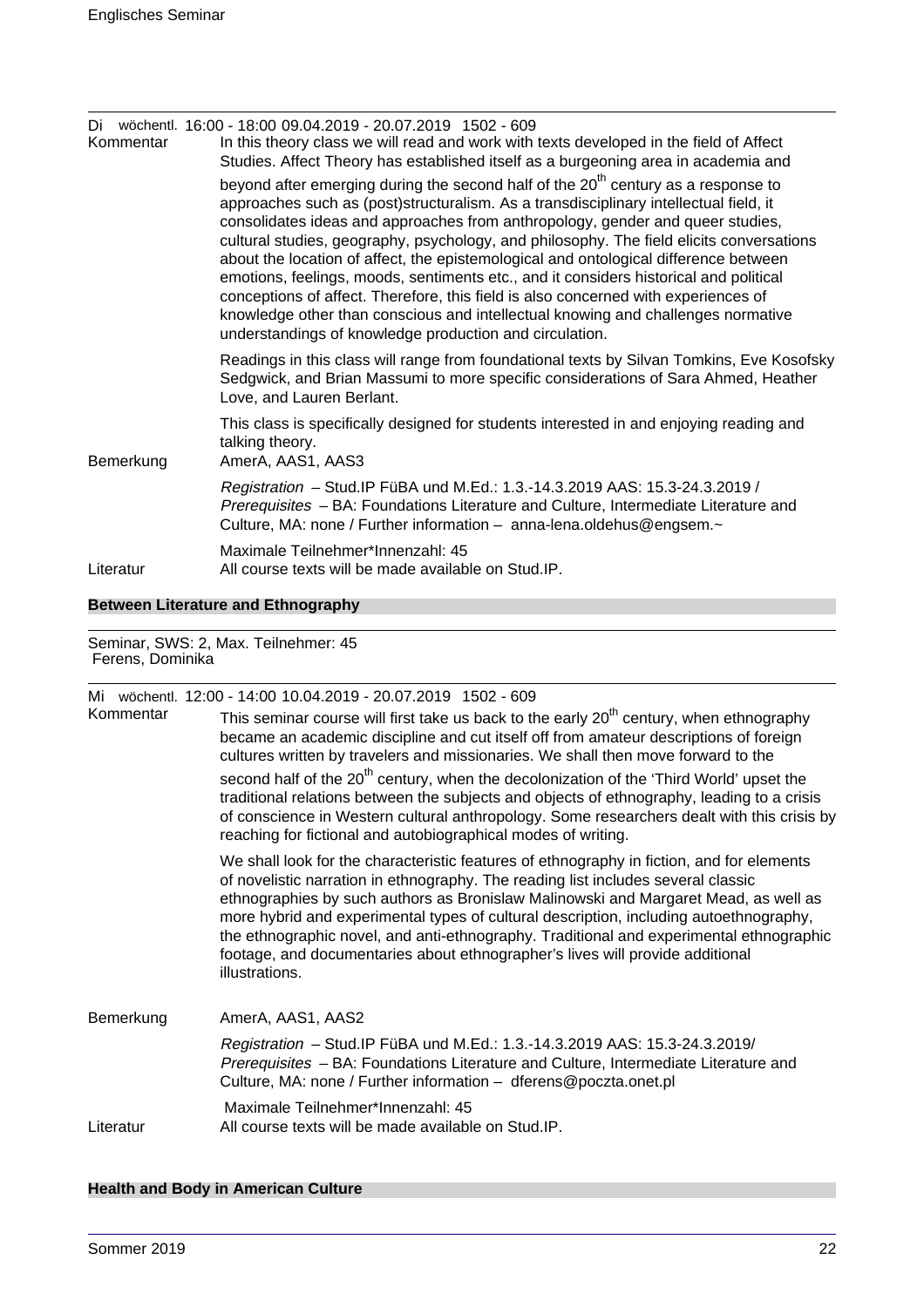Di wöchentl. 16:00 - 18:00 09.04.2019 - 20.07.2019 1502 - 609

**Kommentar**

In this theory class we will read and work with texts developed in the field of Affect Studies. Affect Theory has established itself as a burgeoning area in academia and beyond after emerging during the second half of the 20th century as a response to approaches such as (post)structuralism. As a transdisciplinary intellectual field, it consolidates ideas and approaches from anthropology, gender and queer studies, cultural studies, geography, psychology, and philosophy. The field elicits conversations about the location of affect, the epistemological and ontological difference between emotions, feelings, moods, sentiments etc., and it considers historical and political conceptions of affect. Therefore, this field is also concerned with experiences of knowledge other than conscious and intellectual knowing and challenges normative understandings of knowledge production and circulation.

Readings in this class will range from foundational texts by Silvan Tomkins, Eve Kosofsky Sedgwick, and Brian Massumi to more specific considerations of Sara Ahmed, Heather Love, and Lauren Berlant.

This class is specifically designed for students interested in and enjoying reading and talking theory.

**Bemerkung**

AmerA, AAS1, AAS3

*Registration* – Stud.IP FüBA und M.Ed.: 1.3.-14.3.2019 AAS: 15.3-24.3.2019 / *Prerequisites* – BA: Foundations Literature and Culture, Intermediate Literature and Culture, MA: none / Further information – anna-lena.oldehus@engsem.~

Maximale Teilnehmer*Innenzahl: 45

**Literatur**

All course texts will be made available on Stud.IP.

## Between Literature and Ethnography

Seminar, SWS: 2, Max. Teilnehmer: 45
Ferens, Dominika

Mi wöchentl. 12:00 - 14:00 10.04.2019 - 20.07.2019 1502 - 609

**Kommentar**

This seminar course will first take us back to the early 20th century, when ethnography became an academic discipline and cut itself off from amateur descriptions of foreign cultures written by travelers and missionaries. We shall then move forward to the second half of the 20th century, when the decolonization of the 'Third World' upset the traditional relations between the subjects and objects of ethnography, leading to a crisis of conscience in Western cultural anthropology. Some researchers dealt with this crisis by reaching for fictional and autobiographical modes of writing.

We shall look for the characteristic features of ethnography in fiction, and for elements of novelistic narration in ethnography. The reading list includes several classic ethnographies by such authors as Bronislaw Malinowski and Margaret Mead, as well as more hybrid and experimental types of cultural description, including autoethnography, the ethnographic novel, and anti-ethnography. Traditional and experimental ethnographic footage, and documentaries about ethnographer's lives will provide additional illustrations.

**Bemerkung**

AmerA, AAS1, AAS2

*Registration* – Stud.IP FüBA und M.Ed.: 1.3.-14.3.2019 AAS: 15.3-24.3.2019/ *Prerequisites* – BA: Foundations Literature and Culture, Intermediate Literature and Culture, MA: none / Further information – dferens@poczta.onet.pl

Maximale Teilnehmer*Innenzahl: 45

**Literatur**

All course texts will be made available on Stud.IP.

## Health and Body in American Culture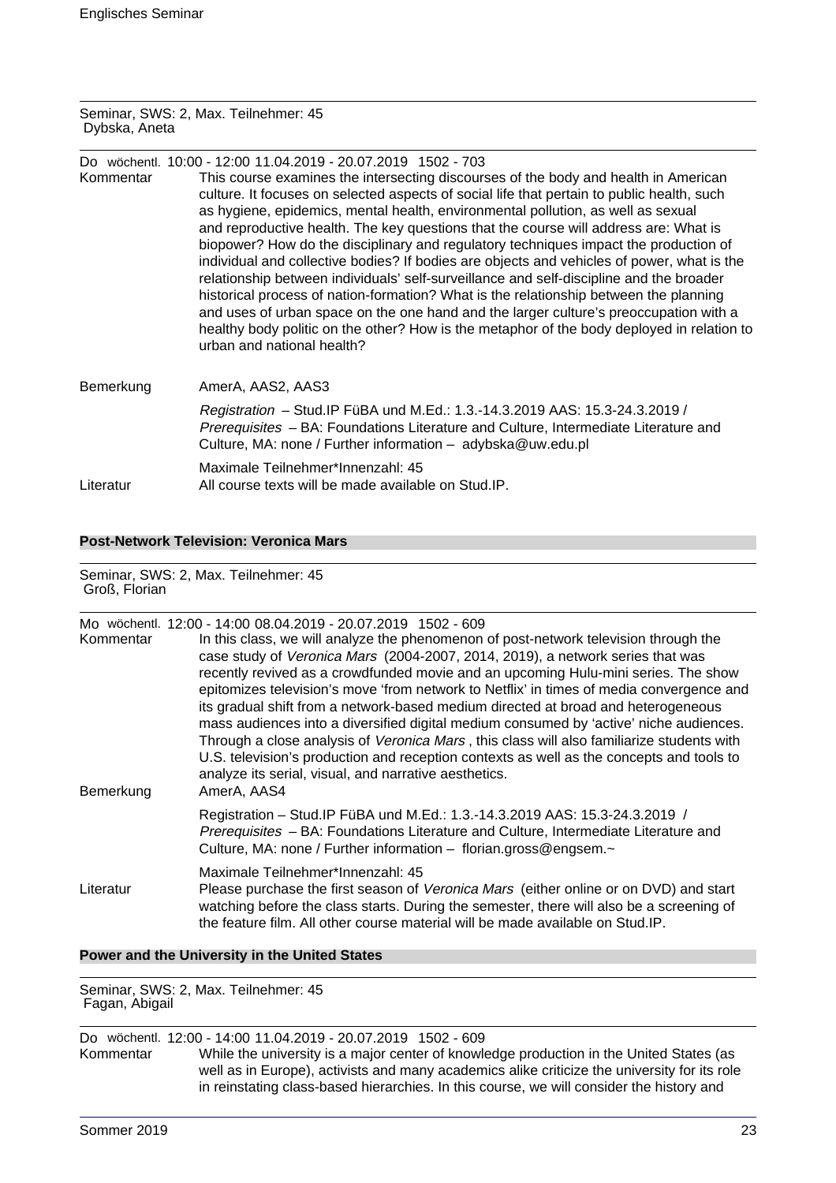Seminar, SWS: 2, Max. Teilnehmer: 45
Dybska, Aneta

Do wöchentl. 10:00 - 12:00 11.04.2019 - 20.07.2019 1502 - 703

Kommentar

This course examines the intersecting discourses of the body and health in American culture. It focuses on selected aspects of social life that pertain to public health, such as hygiene, epidemics, mental health, environmental pollution, as well as sexual and reproductive health. The key questions that the course will address are: What is biopower? How do the disciplinary and regulatory techniques impact the production of individual and collective bodies? If bodies are objects and vehicles of power, what is the relationship between individuals' self-surveillance and self-discipline and the broader historical process of nation-formation? What is the relationship between the planning and uses of urban space on the one hand and the larger culture's preoccupation with a healthy body politic on the other? How is the metaphor of the body deployed in relation to urban and national health?

Bemerkung

AmerA, AAS2, AAS3

*Registration* – Stud.IP FüBA und M.Ed.: 1.3.-14.3.2019 AAS: 15.3-24.3.2019 / *Prerequisites* – BA: Foundations Literature and Culture, Intermediate Literature and Culture, MA: none / Further information – adybska@uw.edu.pl

Maximale Teilnehmer*Innenzahl: 45

Literatur

All course texts will be made available on Stud.IP.

### Post-Network Television: Veronica Mars

Seminar, SWS: 2, Max. Teilnehmer: 45
Groß, Florian

Mo wöchentl. 12:00 - 14:00 08.04.2019 - 20.07.2019 1502 - 609

Kommentar

In this class, we will analyze the phenomenon of post-network television through the case study of *Veronica Mars* (2004-2007, 2014, 2019), a network series that was recently revived as a crowdfunded movie and an upcoming Hulu-mini series. The show epitomizes television's move 'from network to Netflix' in times of media convergence and its gradual shift from a network-based medium directed at broad and heterogeneous mass audiences into a diversified digital medium consumed by 'active' niche audiences. Through a close analysis of *Veronica Mars* , this class will also familiarize students with U.S. television's production and reception contexts as well as the concepts and tools to analyze its serial, visual, and narrative aesthetics.

Bemerkung

AmerA, AAS4

Registration – Stud.IP FüBA und M.Ed.: 1.3.-14.3.2019 AAS: 15.3-24.3.2019 / *Prerequisites* – BA: Foundations Literature and Culture, Intermediate Literature and Culture, MA: none / Further information – florian.gross@engsem.~

Maximale Teilnehmer*Innenzahl: 45

Literatur

Please purchase the first season of *Veronica Mars* (either online or on DVD) and start watching before the class starts. During the semester, there will also be a screening of the feature film. All other course material will be made available on Stud.IP.

### Power and the University in the United States

Seminar, SWS: 2, Max. Teilnehmer: 45
Fagan, Abigail

Do wöchentl. 12:00 - 14:00 11.04.2019 - 20.07.2019 1502 - 609

Kommentar

While the university is a major center of knowledge production in the United States (as well as in Europe), activists and many academics alike criticize the university for its role in reinstating class-based hierarchies. In this course, we will consider the history and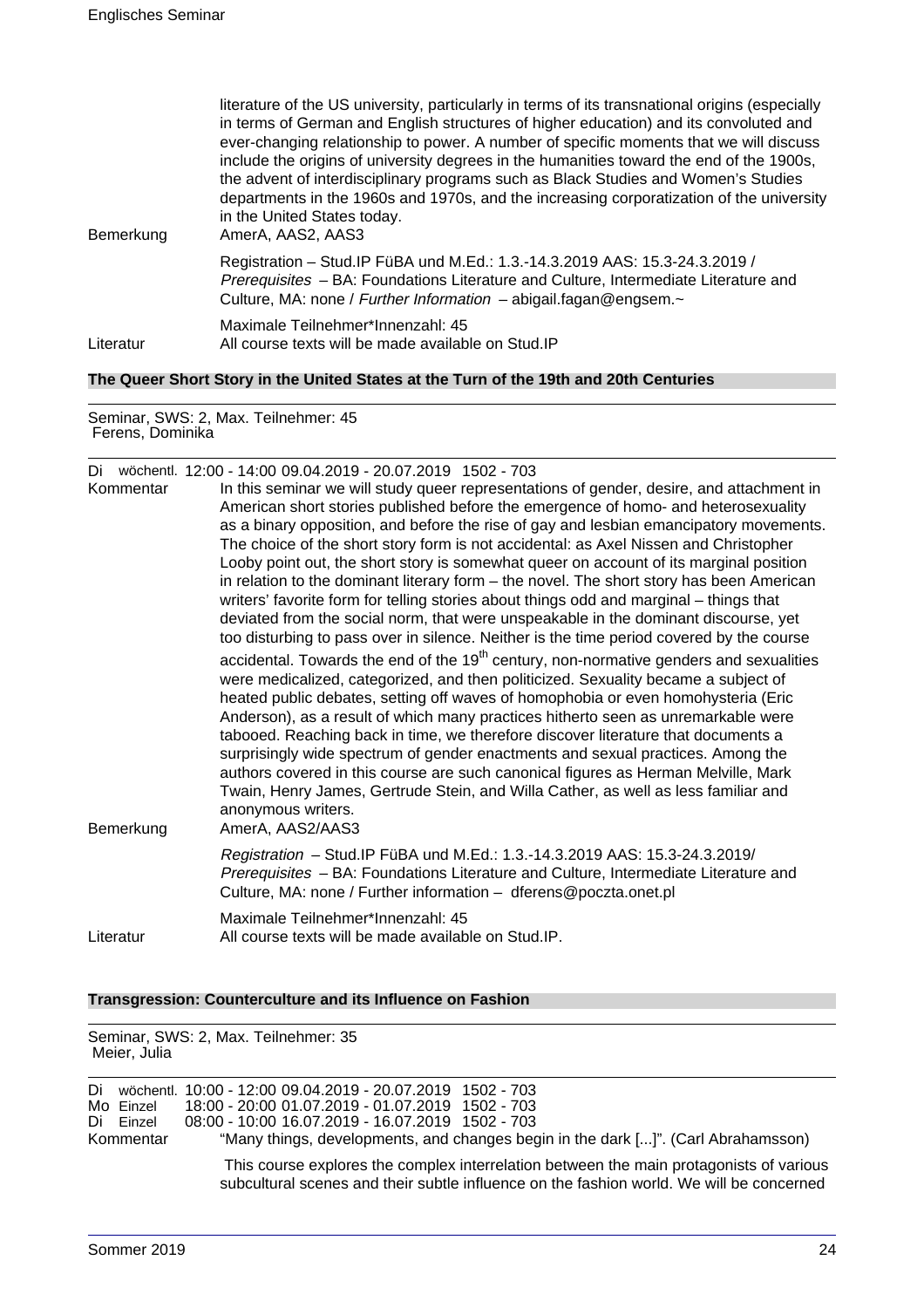literature of the US university, particularly in terms of its transnational origins (especially in terms of German and English structures of higher education) and its convoluted and ever-changing relationship to power. A number of specific moments that we will discuss include the origins of university degrees in the humanities toward the end of the 1900s, the advent of interdisciplinary programs such as Black Studies and Women's Studies departments in the 1960s and 1970s, and the increasing corporatization of the university in the United States today.

Bemerkung: AmerA, AAS2, AAS3

Registration – Stud.IP FüBA und M.Ed.: 1.3.-14.3.2019 AAS: 15.3-24.3.2019 / *Prerequisites* – BA: Foundations Literature and Culture, Intermediate Literature and Culture, MA: none / *Further Information* – abigail.fagan@engsem.~

Maximale Teilnehmer*Innenzahl: 45

Literatur: All course texts will be made available on Stud.IP

## The Queer Short Story in the United States at the Turn of the 19th and 20th Centuries

Seminar, SWS: 2, Max. Teilnehmer: 45
Ferens, Dominika

Di wöchentl. 12:00 - 14:00 09.04.2019 - 20.07.2019 1502 - 703

Kommentar: In this seminar we will study queer representations of gender, desire, and attachment in American short stories published before the emergence of homo- and heterosexuality as a binary opposition, and before the rise of gay and lesbian emancipatory movements. The choice of the short story form is not accidental: as Axel Nissen and Christopher Looby point out, the short story is somewhat queer on account of its marginal position in relation to the dominant literary form – the novel. The short story has been American writers' favorite form for telling stories about things odd and marginal – things that deviated from the social norm, that were unspeakable in the dominant discourse, yet too disturbing to pass over in silence. Neither is the time period covered by the course accidental. Towards the end of the 19th century, non-normative genders and sexualities were medicalized, categorized, and then politicized. Sexuality became a subject of heated public debates, setting off waves of homophobia or even homohysteria (Eric Anderson), as a result of which many practices hitherto seen as unremarkable were tabooed. Reaching back in time, we therefore discover literature that documents a surprisingly wide spectrum of gender enactments and sexual practices. Among the authors covered in this course are such canonical figures as Herman Melville, Mark Twain, Henry James, Gertrude Stein, and Willa Cather, as well as less familiar and anonymous writers.

Bemerkung: AmerA, AAS2/AAS3

*Registration* – Stud.IP FüBA und M.Ed.: 1.3.-14.3.2019 AAS: 15.3-24.3.2019/ *Prerequisites* – BA: Foundations Literature and Culture, Intermediate Literature and Culture, MA: none / Further information – dferens@poczta.onet.pl

Maximale Teilnehmer*Innenzahl: 45

Literatur: All course texts will be made available on Stud.IP.

## Transgression: Counterculture and its Influence on Fashion

Seminar, SWS: 2, Max. Teilnehmer: 35
Meier, Julia

Di wöchentl. 10:00 - 12:00 09.04.2019 - 20.07.2019 1502 - 703
Mo Einzel 18:00 - 20:00 01.07.2019 - 01.07.2019 1502 - 703
Di Einzel 08:00 - 10:00 16.07.2019 - 16.07.2019 1502 - 703

Kommentar: "Many things, developments, and changes begin in the dark [...]". (Carl Abrahamsson)

This course explores the complex interrelation between the main protagonists of various subcultural scenes and their subtle influence on the fashion world. We will be concerned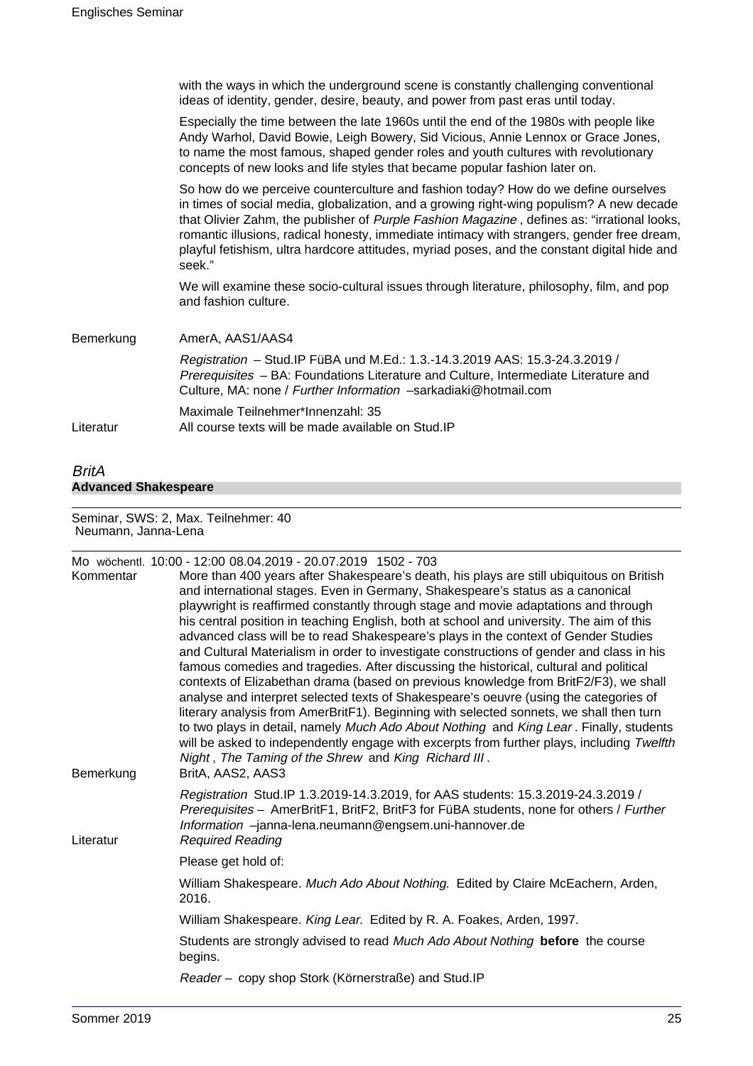with the ways in which the underground scene is constantly challenging conventional ideas of identity, gender, desire, beauty, and power from past eras until today.

Especially the time between the late 1960s until the end of the 1980s with people like Andy Warhol, David Bowie, Leigh Bowery, Sid Vicious, Annie Lennox or Grace Jones, to name the most famous, shaped gender roles and youth cultures with revolutionary concepts of new looks and life styles that became popular fashion later on.

So how do we perceive counterculture and fashion today? How do we define ourselves in times of social media, globalization, and a growing right-wing populism? A new decade that Olivier Zahm, the publisher of *Purple Fashion Magazine* , defines as: "irrational looks, romantic illusions, radical honesty, immediate intimacy with strangers, gender free dream, playful fetishism, ultra hardcore attitudes, myriad poses, and the constant digital hide and seek."

We will examine these socio-cultural issues through literature, philosophy, film, and pop and fashion culture.

**Bemerkung**
AmerA, AAS1/AAS4

*Registration* – Stud.IP FüBA und M.Ed.: 1.3.-14.3.2019 AAS: 15.3-24.3.2019 / *Prerequisites* – BA: Foundations Literature and Culture, Intermediate Literature and Culture, MA: none / *Further Information* –sarkadiaki@hotmail.com

Maximale Teilnehmer*Innenzahl: 35

**Literatur**
All course texts will be made available on Stud.IP

## *BritA*

### Advanced Shakespeare

Seminar, SWS: 2, Max. Teilnehmer: 40
Neumann, Janna-Lena

Mo wöchentl. 10:00 - 12:00 08.04.2019 - 20.07.2019 1502 - 703

**Kommentar**
More than 400 years after Shakespeare's death, his plays are still ubiquitous on British and international stages. Even in Germany, Shakespeare's status as a canonical playwright is reaffirmed constantly through stage and movie adaptations and through his central position in teaching English, both at school and university. The aim of this advanced class will be to read Shakespeare's plays in the context of Gender Studies and Cultural Materialism in order to investigate constructions of gender and class in his famous comedies and tragedies. After discussing the historical, cultural and political contexts of Elizabethan drama (based on previous knowledge from BritF2/F3), we shall analyse and interpret selected texts of Shakespeare's oeuvre (using the categories of literary analysis from AmerBritF1). Beginning with selected sonnets, we shall then turn to two plays in detail, namely *Much Ado About Nothing* and *King Lear* . Finally, students will be asked to independently engage with excerpts from further plays, including *Twelfth Night* , *The Taming of the Shrew* and *King Richard III* .

**Bemerkung**
BritA, AAS2, AAS3

*Registration* Stud.IP 1.3.2019-14.3.2019, for AAS students: 15.3.2019-24.3.2019 / *Prerequisites* – AmerBritF1, BritF2, BritF3 for FüBA students, none for others / *Further Information* –janna-lena.neumann@engsem.uni-hannover.de

**Literatur**
*Required Reading*

Please get hold of:

William Shakespeare. *Much Ado About Nothing.* Edited by Claire McEachern, Arden, 2016.

William Shakespeare. *King Lear.* Edited by R. A. Foakes, Arden, 1997.

Students are strongly advised to read *Much Ado About Nothing* **before** the course begins.

*Reader* – copy shop Stork (Körnerstraße) and Stud.IP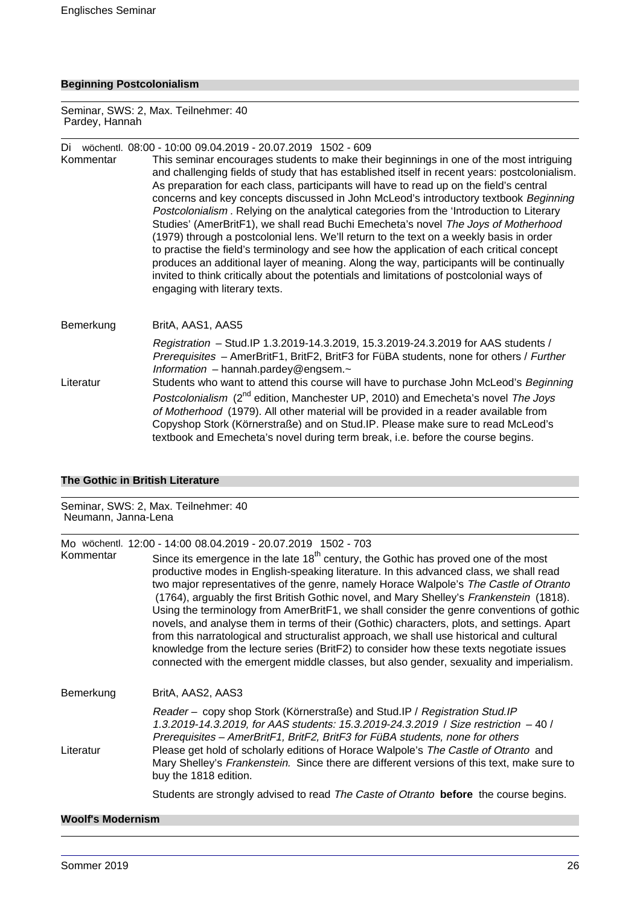## Beginning Postcolonialism

Seminar, SWS: 2, Max. Teilnehmer: 40
Pardey, Hannah

Di wöchentl. 08:00 - 10:00 09.04.2019 - 20.07.2019 1502 - 609

Kommentar: This seminar encourages students to make their beginnings in one of the most intriguing and challenging fields of study that has established itself in recent years: postcolonialism. As preparation for each class, participants will have to read up on the field's central concerns and key concepts discussed in John McLeod's introductory textbook *Beginning Postcolonialism* . Relying on the analytical categories from the 'Introduction to Literary Studies' (AmerBritF1), we shall read Buchi Emecheta's novel *The Joys of Motherhood* (1979) through a postcolonial lens. We'll return to the text on a weekly basis in order to practise the field's terminology and see how the application of each critical concept produces an additional layer of meaning. Along the way, participants will be continually invited to think critically about the potentials and limitations of postcolonial ways of engaging with literary texts.

Bemerkung: BritA, AAS1, AAS5

*Registration* – Stud.IP 1.3.2019-14.3.2019, 15.3.2019-24.3.2019 for AAS students / *Prerequisites* – AmerBritF1, BritF2, BritF3 for FüBA students, none for others / *Further Information* – hannah.pardey@engsem.~

Literatur: Students who want to attend this course will have to purchase John McLeod's *Beginning Postcolonialism* (2nd edition, Manchester UP, 2010) and Emecheta's novel *The Joys of Motherhood* (1979). All other material will be provided in a reader available from Copyshop Stork (Körnerstraße) and on Stud.IP. Please make sure to read McLeod's textbook and Emecheta's novel during term break, i.e. before the course begins.

## The Gothic in British Literature

Seminar, SWS: 2, Max. Teilnehmer: 40
Neumann, Janna-Lena

Mo wöchentl. 12:00 - 14:00 08.04.2019 - 20.07.2019 1502 - 703

Kommentar: Since its emergence in the late 18th century, the Gothic has proved one of the most productive modes in English-speaking literature. In this advanced class, we shall read two major representatives of the genre, namely Horace Walpole's *The Castle of Otranto* (1764), arguably the first British Gothic novel, and Mary Shelley's *Frankenstein* (1818). Using the terminology from AmerBritF1, we shall consider the genre conventions of gothic novels, and analyse them in terms of their (Gothic) characters, plots, and settings. Apart from this narratological and structuralist approach, we shall use historical and cultural knowledge from the lecture series (BritF2) to consider how these texts negotiate issues connected with the emergent middle classes, but also gender, sexuality and imperialism.

Bemerkung: BritA, AAS2, AAS3

*Reader* – copy shop Stork (Körnerstraße) and Stud.IP / *Registration Stud.IP 1.3.2019-14.3.2019, for AAS students: 15.3.2019-24.3.2019* / *Size restriction* – 40 / *Prerequisites – AmerBritF1, BritF2, BritF3 for FüBA students, none for others*

Literatur: Please get hold of scholarly editions of Horace Walpole's *The Castle of Otranto* and Mary Shelley's *Frankenstein.* Since there are different versions of this text, make sure to buy the 1818 edition.

Students are strongly advised to read *The Caste of Otranto* **before** the course begins.

## Woolf's Modernism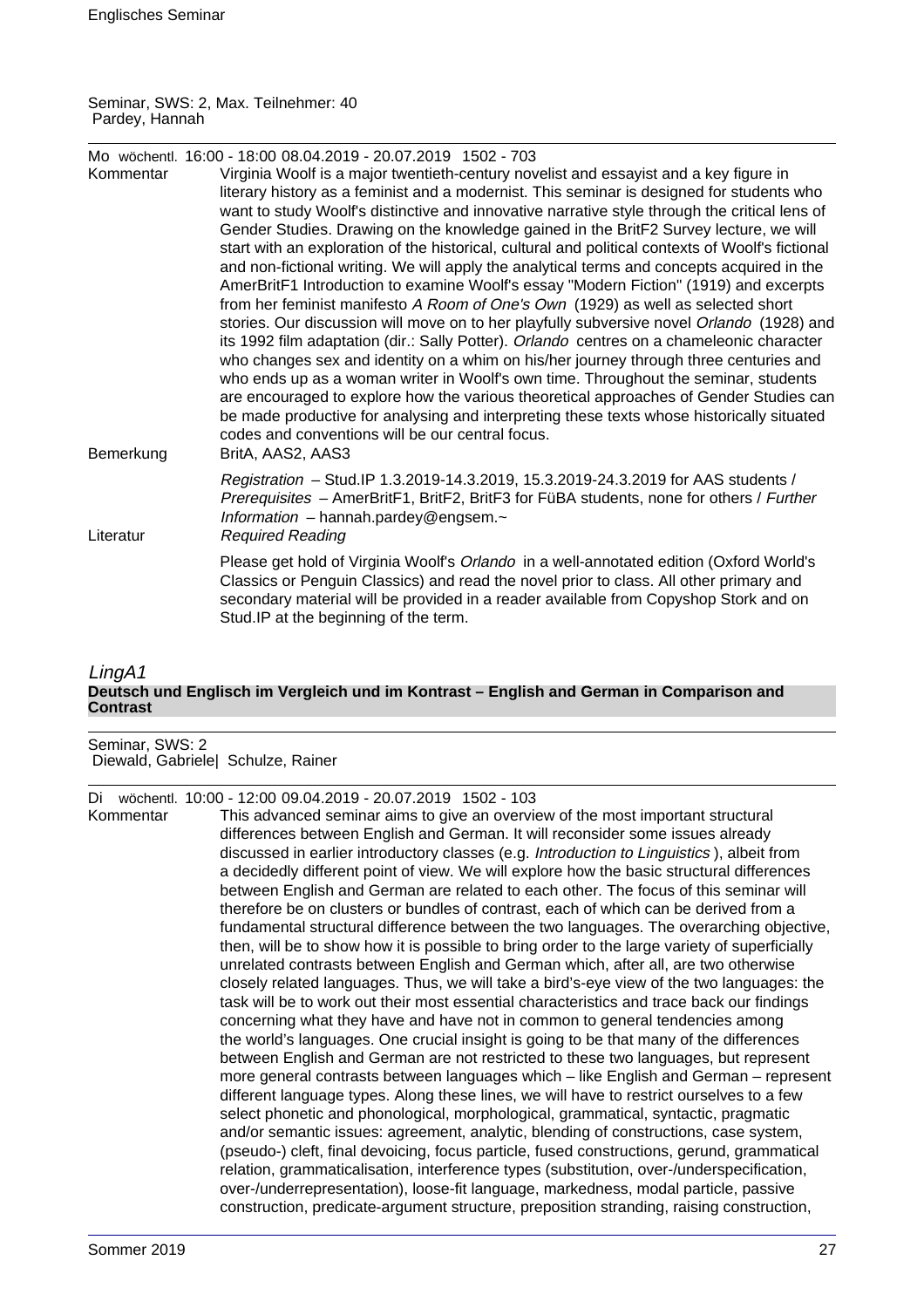Seminar, SWS: 2, Max. Teilnehmer: 40
Pardey, Hannah

Mo wöchentl. 16:00 - 18:00 08.04.2019 - 20.07.2019 1502 - 703

Kommentar

Virginia Woolf is a major twentieth-century novelist and essayist and a key figure in literary history as a feminist and a modernist. This seminar is designed for students who want to study Woolf's distinctive and innovative narrative style through the critical lens of Gender Studies. Drawing on the knowledge gained in the BritF2 Survey lecture, we will start with an exploration of the historical, cultural and political contexts of Woolf's fictional and non-fictional writing. We will apply the analytical terms and concepts acquired in the AmerBritF1 Introduction to examine Woolf's essay "Modern Fiction" (1919) and excerpts from her feminist manifesto *A Room of One's Own* (1929) as well as selected short stories. Our discussion will move on to her playfully subversive novel *Orlando* (1928) and its 1992 film adaptation (dir.: Sally Potter). *Orlando* centres on a chameleonic character who changes sex and identity on a whim on his/her journey through three centuries and who ends up as a woman writer in Woolf's own time. Throughout the seminar, students are encouraged to explore how the various theoretical approaches of Gender Studies can be made productive for analysing and interpreting these texts whose historically situated codes and conventions will be our central focus.

Bemerkung

BritA, AAS2, AAS3

*Registration* – Stud.IP 1.3.2019-14.3.2019, 15.3.2019-24.3.2019 for AAS students / *Prerequisites* – AmerBritF1, BritF2, BritF3 for FüBA students, none for others / *Further Information* – hannah.pardey@engsem.~

Literatur

*Required Reading*

Please get hold of Virginia Woolf's *Orlando* in a well-annotated edition (Oxford World's Classics or Penguin Classics) and read the novel prior to class. All other primary and secondary material will be provided in a reader available from Copyshop Stork and on Stud.IP at the beginning of the term.

## *LingA1*

**Deutsch und Englisch im Vergleich und im Kontrast – English and German in Comparison and Contrast**

Seminar, SWS: 2
Diewald, Gabriele| Schulze, Rainer

Di wöchentl. 10:00 - 12:00 09.04.2019 - 20.07.2019 1502 - 103

Kommentar

This advanced seminar aims to give an overview of the most important structural differences between English and German. It will reconsider some issues already discussed in earlier introductory classes (e.g. *Introduction to Linguistics*), albeit from a decidedly different point of view. We will explore how the basic structural differences between English and German are related to each other. The focus of this seminar will therefore be on clusters or bundles of contrast, each of which can be derived from a fundamental structural difference between the two languages. The overarching objective, then, will be to show how it is possible to bring order to the large variety of superficially unrelated contrasts between English and German which, after all, are two otherwise closely related languages. Thus, we will take a bird's-eye view of the two languages: the task will be to work out their most essential characteristics and trace back our findings concerning what they have and have not in common to general tendencies among the world's languages. One crucial insight is going to be that many of the differences between English and German are not restricted to these two languages, but represent more general contrasts between languages which – like English and German – represent different language types. Along these lines, we will have to restrict ourselves to a few select phonetic and phonological, morphological, grammatical, syntactic, pragmatic and/or semantic issues: agreement, analytic, blending of constructions, case system, (pseudo-) cleft, final devoicing, focus particle, fused constructions, gerund, grammatical relation, grammaticalisation, interference types (substitution, over-/underspecification, over-/underrepresentation), loose-fit language, markedness, modal particle, passive construction, predicate-argument structure, preposition stranding, raising construction,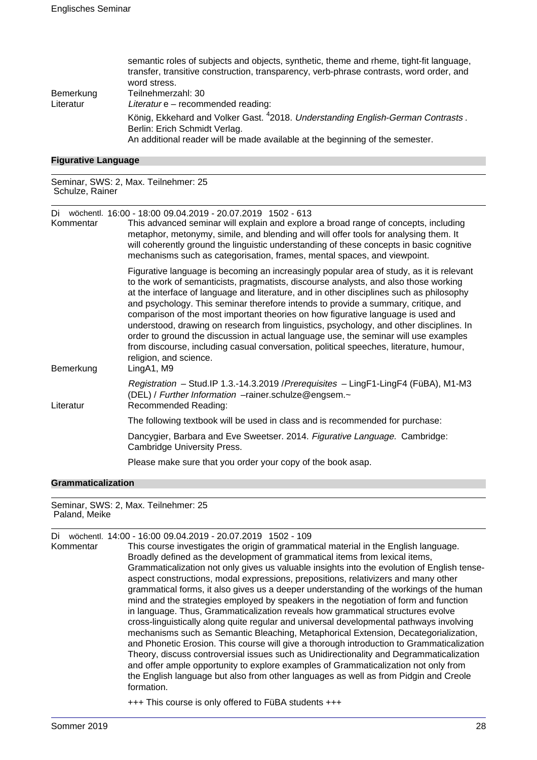semantic roles of subjects and objects, synthetic, theme and rheme, tight-fit language, transfer, transitive construction, transparency, verb-phrase contrasts, word order, and word stress.

Bemerkung Teilnehmerzahl: 30

Literatur *Literatur* e – recommended reading:

König, Ekkehard and Volker Gast. [4]2018. *Understanding English-German Contrasts* . Berlin: Erich Schmidt Verlag.
An additional reader will be made available at the beginning of the semester.

### Figurative Language

Seminar, SWS: 2, Max. Teilnehmer: 25
Schulze, Rainer

Di wöchentl. 16:00 - 18:00 09.04.2019 - 20.07.2019 1502 - 613

Kommentar This advanced seminar will explain and explore a broad range of concepts, including metaphor, metonymy, simile, and blending and will offer tools for analysing them. It will coherently ground the linguistic understanding of these concepts in basic cognitive mechanisms such as categorisation, frames, mental spaces, and viewpoint.

Figurative language is becoming an increasingly popular area of study, as it is relevant to the work of semanticists, pragmatists, discourse analysts, and also those working at the interface of language and literature, and in other disciplines such as philosophy and psychology. This seminar therefore intends to provide a summary, critique, and comparison of the most important theories on how figurative language is used and understood, drawing on research from linguistics, psychology, and other disciplines. In order to ground the discussion in actual language use, the seminar will use examples from discourse, including casual conversation, political speeches, literature, humour, religion, and science.

Bemerkung LingA1, M9

*Registration* – Stud.IP 1.3.-14.3.2019 /*Prerequisites* – LingF1-LingF4 (FüBA), M1-M3 (DEL) / *Further Information* –rainer.schulze@engsem.~

Literatur Recommended Reading:

The following textbook will be used in class and is recommended for purchase:

Dancygier, Barbara and Eve Sweetser. 2014. *Figurative Language.* Cambridge: Cambridge University Press.

Please make sure that you order your copy of the book asap.

### Grammaticalization

Seminar, SWS: 2, Max. Teilnehmer: 25
Paland, Meike

Di wöchentl. 14:00 - 16:00 09.04.2019 - 20.07.2019 1502 - 109

Kommentar This course investigates the origin of grammatical material in the English language. Broadly defined as the development of grammatical items from lexical items, Grammaticalization not only gives us valuable insights into the evolution of English tense-aspect constructions, modal expressions, prepositions, relativizers and many other grammatical forms, it also gives us a deeper understanding of the workings of the human mind and the strategies employed by speakers in the negotiation of form and function in language. Thus, Grammaticalization reveals how grammatical structures evolve cross-linguistically along quite regular and universal developmental pathways involving mechanisms such as Semantic Bleaching, Metaphorical Extension, Decategorialization, and Phonetic Erosion. This course will give a thorough introduction to Grammaticalization Theory, discuss controversial issues such as Unidirectionality and Degrammaticalization and offer ample opportunity to explore examples of Grammaticalization not only from the English language but also from other languages as well as from Pidgin and Creole formation.

+++ This course is only offered to FüBA students +++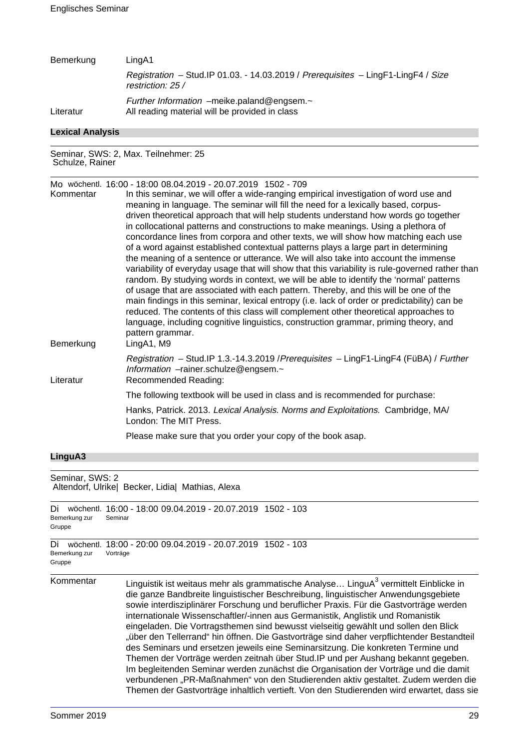| | |
|---|---|
| Bemerkung | LingA1 |
| | *Registration* – Stud.IP 01.03. - 14.03.2019 / *Prerequisites* – LingF1-LingF4 / *Size restriction: 25 /* |
| | *Further Information* –meike.paland@engsem.~ |
| Literatur | All reading material will be provided in class |

## Lexical Analysis

Seminar, SWS: 2, Max. Teilnehmer: 25
Schulze, Rainer

Mo wöchentl. 16:00 - 18:00 08.04.2019 - 20.07.2019 1502 - 709

**Kommentar**

In this seminar, we will offer a wide-ranging empirical investigation of word use and meaning in language. The seminar will fill the need for a lexically based, corpus-driven theoretical approach that will help students understand how words go together in collocational patterns and constructions to make meanings. Using a plethora of concordance lines from corpora and other texts, we will show how matching each use of a word against established contextual patterns plays a large part in determining the meaning of a sentence or utterance. We will also take into account the immense variability of everyday usage that will show that this variability is rule-governed rather than random. By studying words in context, we will be able to identify the 'normal' patterns of usage that are associated with each pattern. Thereby, and this will be one of the main findings in this seminar, lexical entropy (i.e. lack of order or predictability) can be reduced. The contents of this class will complement other theoretical approaches to language, including cognitive linguistics, construction grammar, priming theory, and pattern grammar.

**Bemerkung**

LingA1, M9

*Registration* – Stud.IP 1.3.-14.3.2019 /*Prerequisites* – LingF1-LingF4 (FüBA) / *Further Information* –rainer.schulze@engsem.~

**Literatur**

Recommended Reading:

The following textbook will be used in class and is recommended for purchase:

Hanks, Patrick. 2013. *Lexical Analysis. Norms and Exploitations.* Cambridge, MA/ London: The MIT Press.

Please make sure that you order your copy of the book asap.

## LinguA3

Seminar, SWS: 2
Altendorf, Ulrike| Becker, Lidia| Mathias, Alexa

Di wöchentl. 16:00 - 18:00 09.04.2019 - 20.07.2019 1502 - 103
Bemerkung zur Gruppe: Seminar

Di wöchentl. 18:00 - 20:00 09.04.2019 - 20.07.2019 1502 - 103
Bemerkung zur Gruppe: Vorträge

**Kommentar**

Linguistik ist weitaus mehr als grammatische Analyse… LinguA$^3$ vermittelt Einblicke in die ganze Bandbreite linguistischer Beschreibung, linguistischer Anwendungsgebiete sowie interdisziplinärer Forschung und beruflicher Praxis. Für die Gastvorträge werden internationale Wissenschaftler/-innen aus Germanistik, Anglistik und Romanistik eingeladen. Die Vortragsthemen sind bewusst vielseitig gewählt und sollen den Blick „über den Tellerrand" hin öffnen. Die Gastvorträge sind daher verpflichtender Bestandteil des Seminars und ersetzen jeweils eine Seminarsitzung. Die konkreten Termine und Themen der Vorträge werden zeitnah über Stud.IP und per Aushang bekannt gegeben. Im begleitenden Seminar werden zunächst die Organisation der Vorträge und die damit verbundenen „PR-Maßnahmen" von den Studierenden aktiv gestaltet. Zudem werden die Themen der Gastvorträge inhaltlich vertieft. Von den Studierenden wird erwartet, dass sie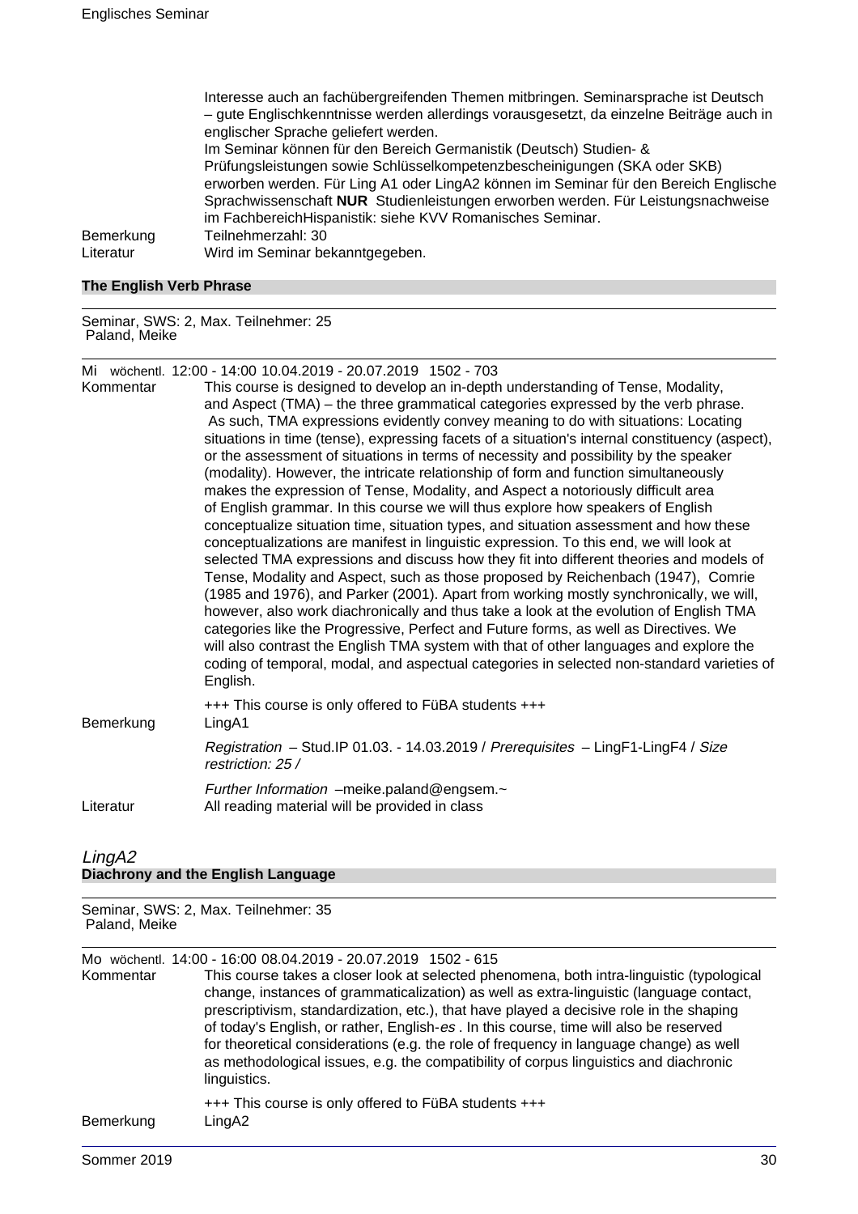Interesse auch an fachübergreifenden Themen mitbringen. Seminarsprache ist Deutsch – gute Englischkenntnisse werden allerdings vorausgesetzt, da einzelne Beiträge auch in englischer Sprache geliefert werden.
Im Seminar können für den Bereich Germanistik (Deutsch) Studien- & Prüfungsleistungen sowie Schlüsselkompetenzbescheinigungen (SKA oder SKB) erworben werden. Für Ling A1 oder LingA2 können im Seminar für den Bereich Englische Sprachwissenschaft **NUR** Studienleistungen erworben werden. Für Leistungsnachweise im FachbereichHispanistik: siehe KVV Romanisches Seminar.

Bemerkung: Teilnehmerzahl: 30

Literatur: Wird im Seminar bekanntgegeben.

**The English Verb Phrase**

Seminar, SWS: 2, Max. Teilnehmer: 25
Paland, Meike

Mi wöchentl. 12:00 - 14:00 10.04.2019 - 20.07.2019 1502 - 703

Kommentar: This course is designed to develop an in-depth understanding of Tense, Modality, and Aspect (TMA) – the three grammatical categories expressed by the verb phrase. As such, TMA expressions evidently convey meaning to do with situations: Locating situations in time (tense), expressing facets of a situation's internal constituency (aspect), or the assessment of situations in terms of necessity and possibility by the speaker (modality). However, the intricate relationship of form and function simultaneously makes the expression of Tense, Modality, and Aspect a notoriously difficult area of English grammar. In this course we will thus explore how speakers of English conceptualize situation time, situation types, and situation assessment and how these conceptualizations are manifest in linguistic expression. To this end, we will look at selected TMA expressions and discuss how they fit into different theories and models of Tense, Modality and Aspect, such as those proposed by Reichenbach (1947), Comrie (1985 and 1976), and Parker (2001). Apart from working mostly synchronically, we will, however, also work diachronically and thus take a look at the evolution of English TMA categories like the Progressive, Perfect and Future forms, as well as Directives. We will also contrast the English TMA system with that of other languages and explore the coding of temporal, modal, and aspectual categories in selected non-standard varieties of English.

+++ This course is only offered to FüBA students +++

Bemerkung: LingA1

*Registration* – Stud.IP 01.03. - 14.03.2019 / *Prerequisites* – LingF1-LingF4 / *Size restriction: 25 /*

*Further Information* –meike.paland@engsem.~

Literatur: All reading material will be provided in class

## *LingA2*

**Diachrony and the English Language**

Seminar, SWS: 2, Max. Teilnehmer: 35
Paland, Meike

Mo wöchentl. 14:00 - 16:00 08.04.2019 - 20.07.2019 1502 - 615

Kommentar: This course takes a closer look at selected phenomena, both intra-linguistic (typological change, instances of grammaticalization) as well as extra-linguistic (language contact, prescriptivism, standardization, etc.), that have played a decisive role in the shaping of today's English, or rather, English-*es* . In this course, time will also be reserved for theoretical considerations (e.g. the role of frequency in language change) as well as methodological issues, e.g. the compatibility of corpus linguistics and diachronic linguistics.

+++ This course is only offered to FüBA students +++

Bemerkung: LingA2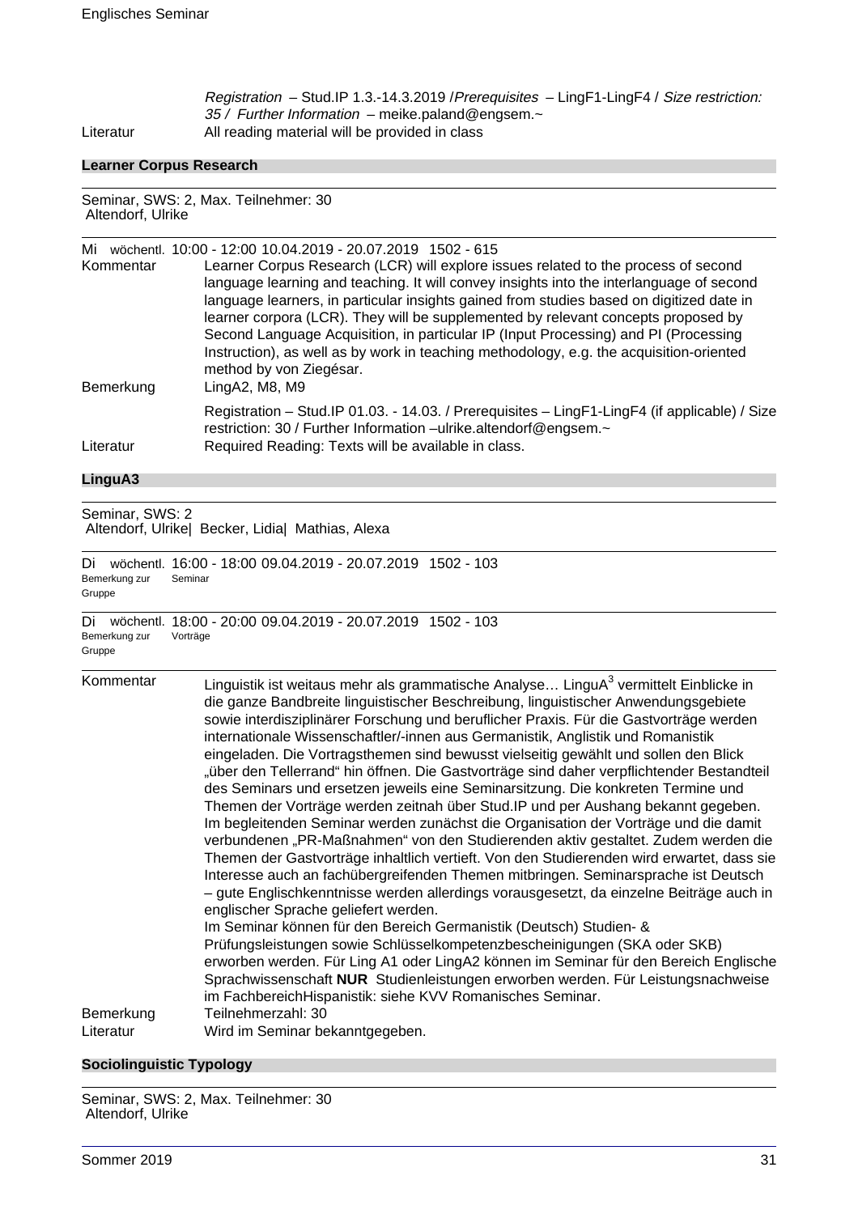*Registration* – Stud.IP 1.3.-14.3.2019 /*Prerequisites* – LingF1-LingF4 / *Size restriction: 35 / Further Information* – meike.paland@engsem.~

Literatur: All reading material will be provided in class

### Learner Corpus Research

Seminar, SWS: 2, Max. Teilnehmer: 30
Altendorf, Ulrike

Mi wöchentl. 10:00 - 12:00 10.04.2019 - 20.07.2019 1502 - 615

**Kommentar:** Learner Corpus Research (LCR) will explore issues related to the process of second language learning and teaching. It will convey insights into the interlanguage of second language learners, in particular insights gained from studies based on digitized date in learner corpora (LCR). They will be supplemented by relevant concepts proposed by Second Language Acquisition, in particular IP (Input Processing) and PI (Processing Instruction), as well as by work in teaching methodology, e.g. the acquisition-oriented method by von Ziegésar.

**Bemerkung:** LingA2, M8, M9

Registration – Stud.IP 01.03. - 14.03. / Prerequisites – LingF1-LingF4 (if applicable) / Size restriction: 30 / Further Information –ulrike.altendorf@engsem.~

**Literatur:** Required Reading: Texts will be available in class.

### LinguA3

Seminar, SWS: 2
Altendorf, Ulrike| Becker, Lidia| Mathias, Alexa

Di wöchentl. 16:00 - 18:00 09.04.2019 - 20.07.2019 1502 - 103
Bemerkung zur Gruppe: Seminar

Di wöchentl. 18:00 - 20:00 09.04.2019 - 20.07.2019 1502 - 103
Bemerkung zur Gruppe: Vorträge

**Kommentar:** Linguistik ist weitaus mehr als grammatische Analyse… LinguA$^3$ vermittelt Einblicke in die ganze Bandbreite linguistischer Beschreibung, linguistischer Anwendungsgebiete sowie interdisziplinärer Forschung und beruflicher Praxis. Für die Gastvorträge werden internationale Wissenschaftler/-innen aus Germanistik, Anglistik und Romanistik eingeladen. Die Vortragsthemen sind bewusst vielseitig gewählt und sollen den Blick „über den Tellerrand" hin öffnen. Die Gastvorträge sind daher verpflichtender Bestandteil des Seminars und ersetzen jeweils eine Seminarsitzung. Die konkreten Termine und Themen der Vorträge werden zeitnah über Stud.IP und per Aushang bekannt gegeben. Im begleitenden Seminar werden zunächst die Organisation der Vorträge und die damit verbundenen „PR-Maßnahmen" von den Studierenden aktiv gestaltet. Zudem werden die Themen der Gastvorträge inhaltlich vertieft. Von den Studierenden wird erwartet, dass sie Interesse auch an fachübergreifenden Themen mitbringen. Seminarsprache ist Deutsch – gute Englischkenntnisse werden allerdings vorausgesetzt, da einzelne Beiträge auch in englischer Sprache geliefert werden.
Im Seminar können für den Bereich Germanistik (Deutsch) Studien- & Prüfungsleistungen sowie Schlüsselkompetenzbescheinigungen (SKA oder SKB) erworben werden. Für Ling A1 oder LingA2 können im Seminar für den Bereich Englische Sprachwissenschaft **NUR** Studienleistungen erworben werden. Für Leistungsnachweise im FachbereichHispanistik: siehe KVV Romanisches Seminar.

**Bemerkung:** Teilnehmerzahl: 30

**Literatur:** Wird im Seminar bekanntgegeben.

### Sociolinguistic Typology

Seminar, SWS: 2, Max. Teilnehmer: 30
Altendorf, Ulrike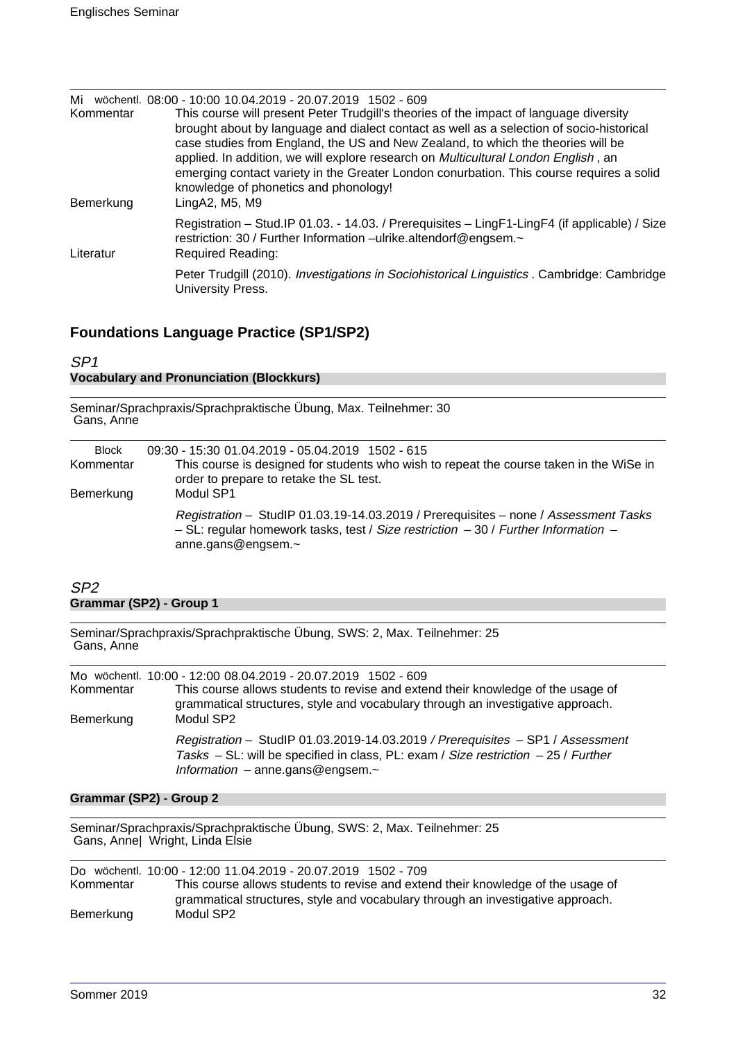Mi wöchentl. 08:00 - 10:00 10.04.2019 - 20.07.2019 1502 - 609

Kommentar: This course will present Peter Trudgill's theories of the impact of language diversity brought about by language and dialect contact as well as a selection of socio-historical case studies from England, the US and New Zealand, to which the theories will be applied. In addition, we will explore research on *Multicultural London English* , an emerging contact variety in the Greater London conurbation. This course requires a solid knowledge of phonetics and phonology!

Bemerkung: LingA2, M5, M9

Registration – Stud.IP 01.03. - 14.03. / Prerequisites – LingF1-LingF4 (if applicable) / Size restriction: 30 / Further Information –ulrike.altendorf@engsem.~

Literatur: Required Reading:

Peter Trudgill (2010). *Investigations in Sociohistorical Linguistics* . Cambridge: Cambridge University Press.

## Foundations Language Practice (SP1/SP2)

### *SP1*

**Vocabulary and Pronunciation (Blockkurs)**

Seminar/Sprachpraxis/Sprachpraktische Übung, Max. Teilnehmer: 30
Gans, Anne

Block 09:30 - 15:30 01.04.2019 - 05.04.2019 1502 - 615

Kommentar: This course is designed for students who wish to repeat the course taken in the WiSe in order to prepare to retake the SL test.

Bemerkung: Modul SP1

*Registration* – StudIP 01.03.19-14.03.2019 / Prerequisites – none / *Assessment Tasks* – SL: regular homework tasks, test / *Size restriction* – 30 / *Further Information* – anne.gans@engsem.~

### *SP2*

**Grammar (SP2) - Group 1**

Seminar/Sprachpraxis/Sprachpraktische Übung, SWS: 2, Max. Teilnehmer: 25
Gans, Anne

Mo wöchentl. 10:00 - 12:00 08.04.2019 - 20.07.2019 1502 - 609

Kommentar: This course allows students to revise and extend their knowledge of the usage of grammatical structures, style and vocabulary through an investigative approach.

Bemerkung: Modul SP2

*Registration* – StudIP 01.03.2019-14.03.2019 */ Prerequisites* – SP1 / *Assessment Tasks* – SL: will be specified in class, PL: exam / *Size restriction* – 25 / *Further Information* – anne.gans@engsem.~

**Grammar (SP2) - Group 2**

Seminar/Sprachpraxis/Sprachpraktische Übung, SWS: 2, Max. Teilnehmer: 25
Gans, Anne| Wright, Linda Elsie

Do wöchentl. 10:00 - 12:00 11.04.2019 - 20.07.2019 1502 - 709

Kommentar: This course allows students to revise and extend their knowledge of the usage of grammatical structures, style and vocabulary through an investigative approach.

Bemerkung: Modul SP2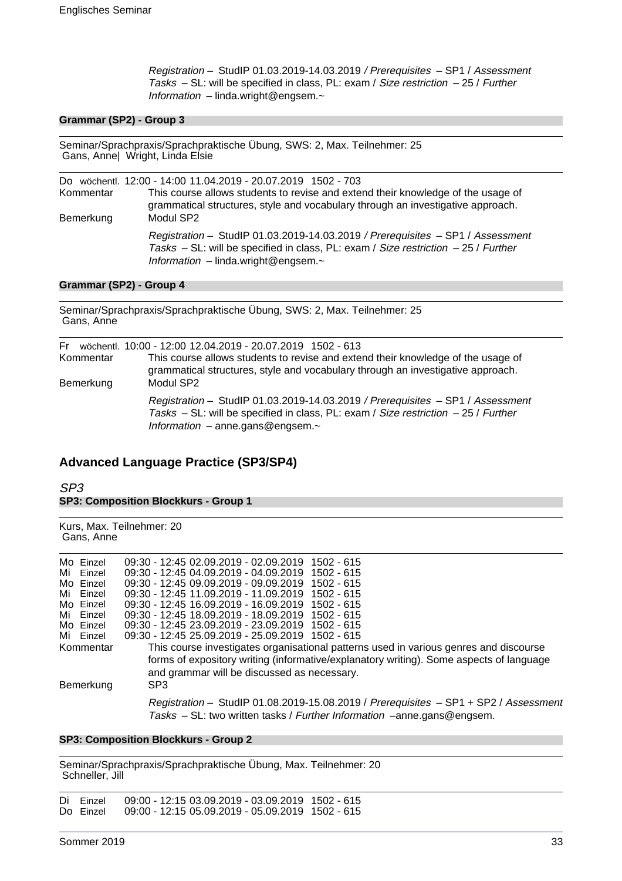*Registration* – StudIP 01.03.2019-14.03.2019 */ Prerequisites* – SP1 / *Assessment Tasks* – SL: will be specified in class, PL: exam / *Size restriction* – 25 / *Further Information* – linda.wright@engsem.~

### Grammar (SP2) - Group 3

Seminar/Sprachpraxis/Sprachpraktische Übung, SWS: 2, Max. Teilnehmer: 25
Gans, Anne| Wright, Linda Elsie

Do wöchentl. 12:00 - 14:00 11.04.2019 - 20.07.2019 1502 - 703

Kommentar: This course allows students to revise and extend their knowledge of the usage of grammatical structures, style and vocabulary through an investigative approach.

Bemerkung: Modul SP2

*Registration* – StudIP 01.03.2019-14.03.2019 */ Prerequisites* – SP1 / *Assessment Tasks* – SL: will be specified in class, PL: exam / *Size restriction* – 25 / *Further Information* – linda.wright@engsem.~

### Grammar (SP2) - Group 4

Seminar/Sprachpraxis/Sprachpraktische Übung, SWS: 2, Max. Teilnehmer: 25
Gans, Anne

Fr wöchentl. 10:00 - 12:00 12.04.2019 - 20.07.2019 1502 - 613

Kommentar: This course allows students to revise and extend their knowledge of the usage of grammatical structures, style and vocabulary through an investigative approach.

Bemerkung: Modul SP2

*Registration* – StudIP 01.03.2019-14.03.2019 */ Prerequisites* – SP1 / *Assessment Tasks* – SL: will be specified in class, PL: exam / *Size restriction* – 25 / *Further Information* – anne.gans@engsem.~

## Advanced Language Practice (SP3/SP4)

*SP3*

### SP3: Composition Blockkurs - Group 1

Kurs, Max. Teilnehmer: 20
Gans, Anne

Mo Einzel 09:30 - 12:45 02.09.2019 - 02.09.2019 1502 - 615
Mi Einzel 09:30 - 12:45 04.09.2019 - 04.09.2019 1502 - 615
Mo Einzel 09:30 - 12:45 09.09.2019 - 09.09.2019 1502 - 615
Mi Einzel 09:30 - 12:45 11.09.2019 - 11.09.2019 1502 - 615
Mo Einzel 09:30 - 12:45 16.09.2019 - 16.09.2019 1502 - 615
Mi Einzel 09:30 - 12:45 18.09.2019 - 18.09.2019 1502 - 615
Mo Einzel 09:30 - 12:45 23.09.2019 - 23.09.2019 1502 - 615
Mi Einzel 09:30 - 12:45 25.09.2019 - 25.09.2019 1502 - 615

Kommentar: This course investigates organisational patterns used in various genres and discourse forms of expository writing (informative/explanatory writing). Some aspects of language and grammar will be discussed as necessary.

Bemerkung: SP3

*Registration* – StudIP 01.08.2019-15.08.2019 / *Prerequisites* – SP1 + SP2 / *Assessment Tasks* – SL: two written tasks / *Further Information* –anne.gans@engsem.

### SP3: Composition Blockkurs - Group 2

Seminar/Sprachpraxis/Sprachpraktische Übung, Max. Teilnehmer: 20
Schneller, Jill

Di Einzel 09:00 - 12:15 03.09.2019 - 03.09.2019 1502 - 615
Do Einzel 09:00 - 12:15 05.09.2019 - 05.09.2019 1502 - 615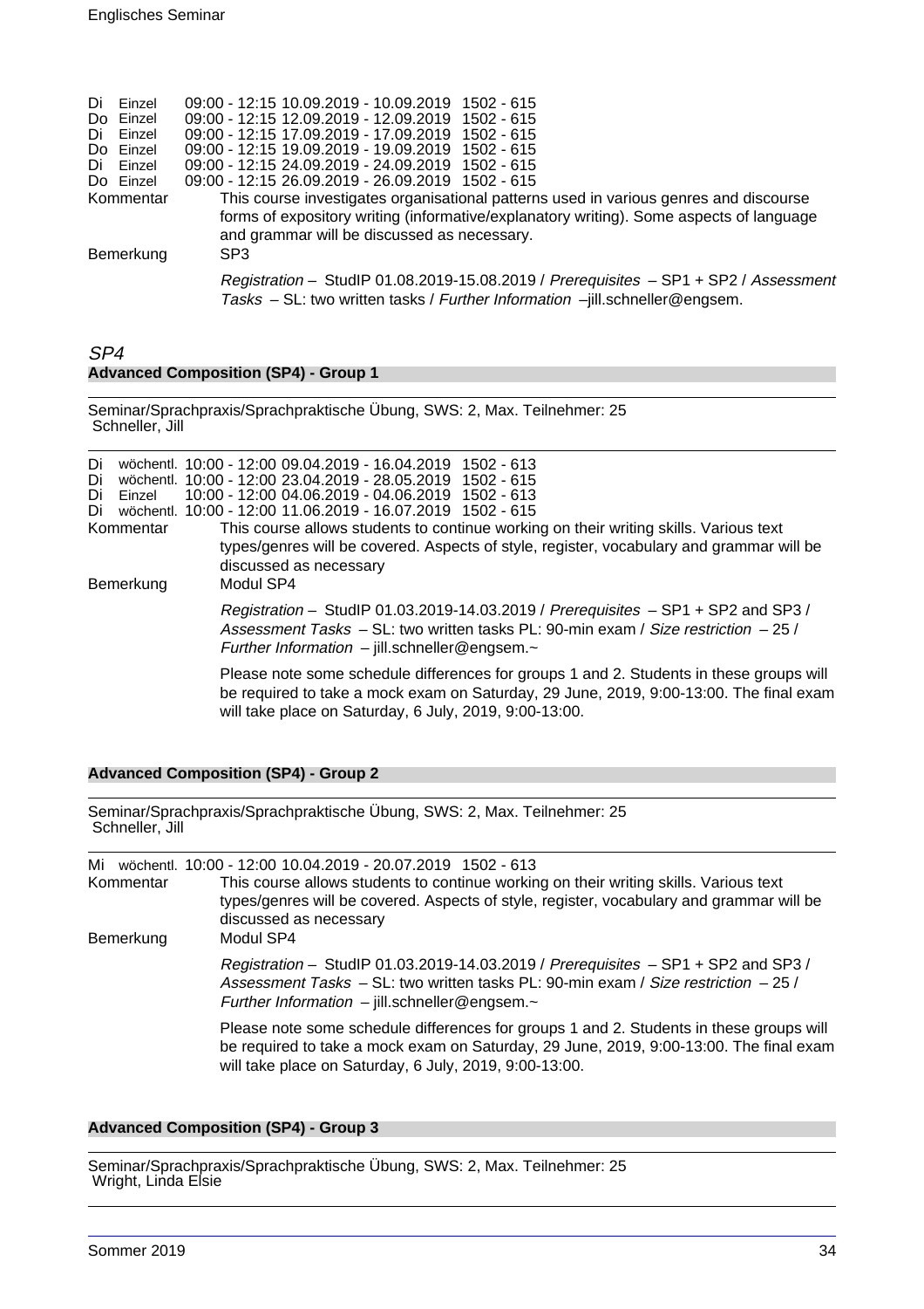| | | | | |
|---|---|---|---|---|
| Di | Einzel | 09:00 - 12:15 | 10.09.2019 - 10.09.2019 | 1502 - 615 |
| Do | Einzel | 09:00 - 12:15 | 12.09.2019 - 12.09.2019 | 1502 - 615 |
| Di | Einzel | 09:00 - 12:15 | 17.09.2019 - 17.09.2019 | 1502 - 615 |
| Do | Einzel | 09:00 - 12:15 | 19.09.2019 - 19.09.2019 | 1502 - 615 |
| Di | Einzel | 09:00 - 12:15 | 24.09.2019 - 24.09.2019 | 1502 - 615 |
| Do | Einzel | 09:00 - 12:15 | 26.09.2019 - 26.09.2019 | 1502 - 615 |

Kommentar: This course investigates organisational patterns used in various genres and discourse forms of expository writing (informative/explanatory writing). Some aspects of language and grammar will be discussed as necessary.

Bemerkung: SP3

*Registration* – StudIP 01.08.2019-15.08.2019 / *Prerequisites* – SP1 + SP2 / *Assessment Tasks* – SL: two written tasks / *Further Information* –jill.schneller@engsem.

## *SP4*

### Advanced Composition (SP4) - Group 1

Seminar/Sprachpraxis/Sprachpraktische Übung, SWS: 2, Max. Teilnehmer: 25
Schneller, Jill

| | | | | |
|---|---|---|---|---|
| Di | wöchentl. | 10:00 - 12:00 | 09.04.2019 - 16.04.2019 | 1502 - 613 |
| Di | wöchentl. | 10:00 - 12:00 | 23.04.2019 - 28.05.2019 | 1502 - 615 |
| Di | Einzel | 10:00 - 12:00 | 04.06.2019 - 04.06.2019 | 1502 - 613 |
| Di | wöchentl. | 10:00 - 12:00 | 11.06.2019 - 16.07.2019 | 1502 - 615 |

Kommentar: This course allows students to continue working on their writing skills. Various text types/genres will be covered. Aspects of style, register, vocabulary and grammar will be discussed as necessary

Bemerkung: Modul SP4

*Registration* – StudIP 01.03.2019-14.03.2019 / *Prerequisites* – SP1 + SP2 and SP3 / *Assessment Tasks* – SL: two written tasks PL: 90-min exam / *Size restriction* – 25 / *Further Information* – jill.schneller@engsem.~

Please note some schedule differences for groups 1 and 2. Students in these groups will be required to take a mock exam on Saturday, 29 June, 2019, 9:00-13:00. The final exam will take place on Saturday, 6 July, 2019, 9:00-13:00.

### Advanced Composition (SP4) - Group 2

Seminar/Sprachpraxis/Sprachpraktische Übung, SWS: 2, Max. Teilnehmer: 25
Schneller, Jill

| | | | | |
|---|---|---|---|---|
| Mi | wöchentl. | 10:00 - 12:00 | 10.04.2019 - 20.07.2019 | 1502 - 613 |

Kommentar: This course allows students to continue working on their writing skills. Various text types/genres will be covered. Aspects of style, register, vocabulary and grammar will be discussed as necessary

Bemerkung: Modul SP4

*Registration* – StudIP 01.03.2019-14.03.2019 / *Prerequisites* – SP1 + SP2 and SP3 / *Assessment Tasks* – SL: two written tasks PL: 90-min exam / *Size restriction* – 25 / *Further Information* – jill.schneller@engsem.~

Please note some schedule differences for groups 1 and 2. Students in these groups will be required to take a mock exam on Saturday, 29 June, 2019, 9:00-13:00. The final exam will take place on Saturday, 6 July, 2019, 9:00-13:00.

### Advanced Composition (SP4) - Group 3

Seminar/Sprachpraxis/Sprachpraktische Übung, SWS: 2, Max. Teilnehmer: 25
Wright, Linda Elsie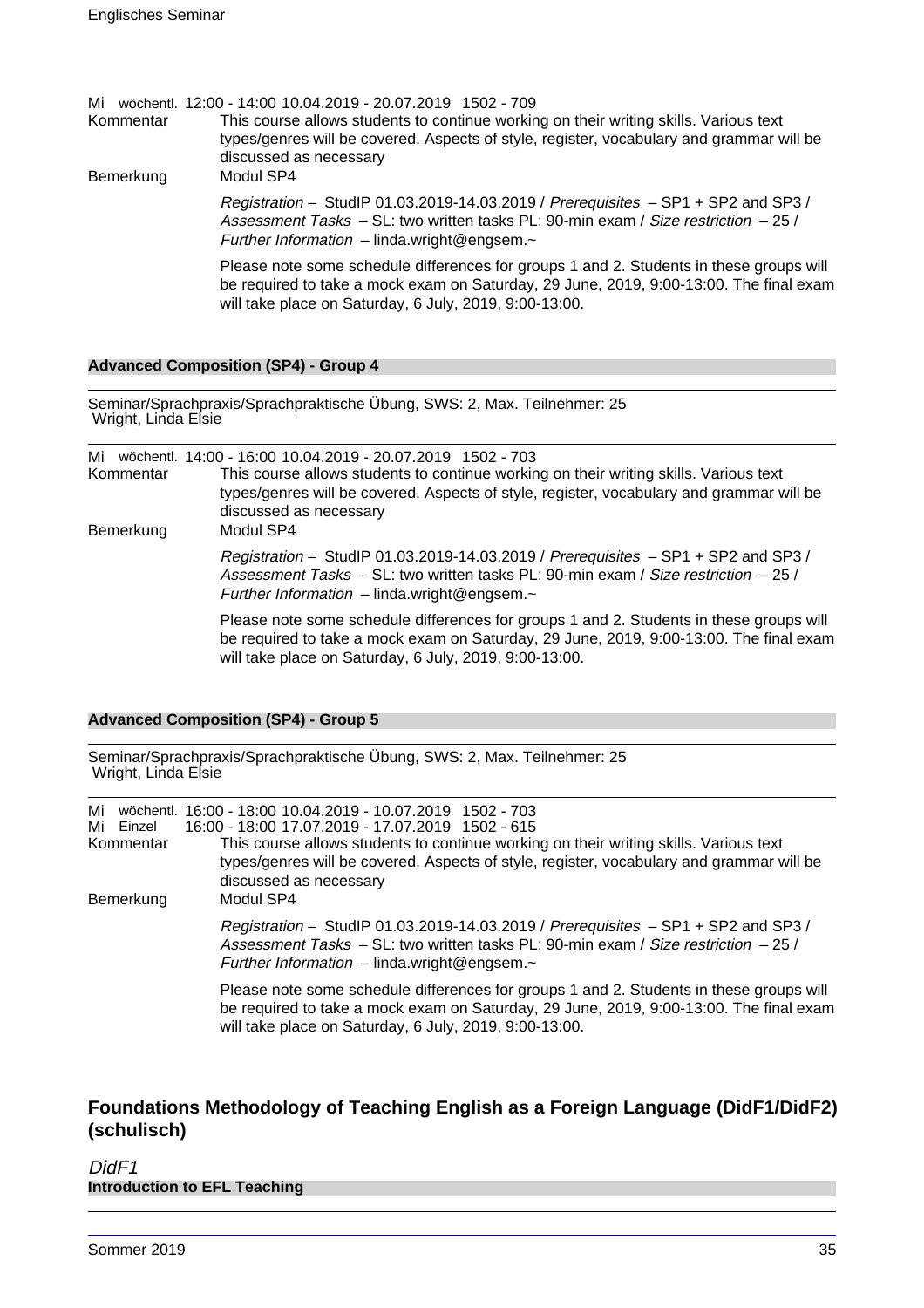Mi wöchentl. 12:00 - 14:00 10.04.2019 - 20.07.2019 1502 - 709

Kommentar: This course allows students to continue working on their writing skills. Various text types/genres will be covered. Aspects of style, register, vocabulary and grammar will be discussed as necessary

Bemerkung: Modul SP4

*Registration* – StudIP 01.03.2019-14.03.2019 / *Prerequisites* – SP1 + SP2 and SP3 / *Assessment Tasks* – SL: two written tasks PL: 90-min exam / *Size restriction* – 25 / *Further Information* – linda.wright@engsem.~

Please note some schedule differences for groups 1 and 2. Students in these groups will be required to take a mock exam on Saturday, 29 June, 2019, 9:00-13:00. The final exam will take place on Saturday, 6 July, 2019, 9:00-13:00.

**Advanced Composition (SP4) - Group 4**

Seminar/Sprachpraxis/Sprachpraktische Übung, SWS: 2, Max. Teilnehmer: 25
Wright, Linda Elsie

Mi wöchentl. 14:00 - 16:00 10.04.2019 - 20.07.2019 1502 - 703

Kommentar: This course allows students to continue working on their writing skills. Various text types/genres will be covered. Aspects of style, register, vocabulary and grammar will be discussed as necessary

Bemerkung: Modul SP4

*Registration* – StudIP 01.03.2019-14.03.2019 / *Prerequisites* – SP1 + SP2 and SP3 / *Assessment Tasks* – SL: two written tasks PL: 90-min exam / *Size restriction* – 25 / *Further Information* – linda.wright@engsem.~

Please note some schedule differences for groups 1 and 2. Students in these groups will be required to take a mock exam on Saturday, 29 June, 2019, 9:00-13:00. The final exam will take place on Saturday, 6 July, 2019, 9:00-13:00.

**Advanced Composition (SP4) - Group 5**

Seminar/Sprachpraxis/Sprachpraktische Übung, SWS: 2, Max. Teilnehmer: 25
Wright, Linda Elsie

Mi wöchentl. 16:00 - 18:00 10.04.2019 - 10.07.2019 1502 - 703
Mi Einzel 16:00 - 18:00 17.07.2019 - 17.07.2019 1502 - 615

Kommentar: This course allows students to continue working on their writing skills. Various text types/genres will be covered. Aspects of style, register, vocabulary and grammar will be discussed as necessary

Bemerkung: Modul SP4

*Registration* – StudIP 01.03.2019-14.03.2019 / *Prerequisites* – SP1 + SP2 and SP3 / *Assessment Tasks* – SL: two written tasks PL: 90-min exam / *Size restriction* – 25 / *Further Information* – linda.wright@engsem.~

Please note some schedule differences for groups 1 and 2. Students in these groups will be required to take a mock exam on Saturday, 29 June, 2019, 9:00-13:00. The final exam will take place on Saturday, 6 July, 2019, 9:00-13:00.

## Foundations Methodology of Teaching English as a Foreign Language (DidF1/DidF2) (schulisch)

*DidF1*

**Introduction to EFL Teaching**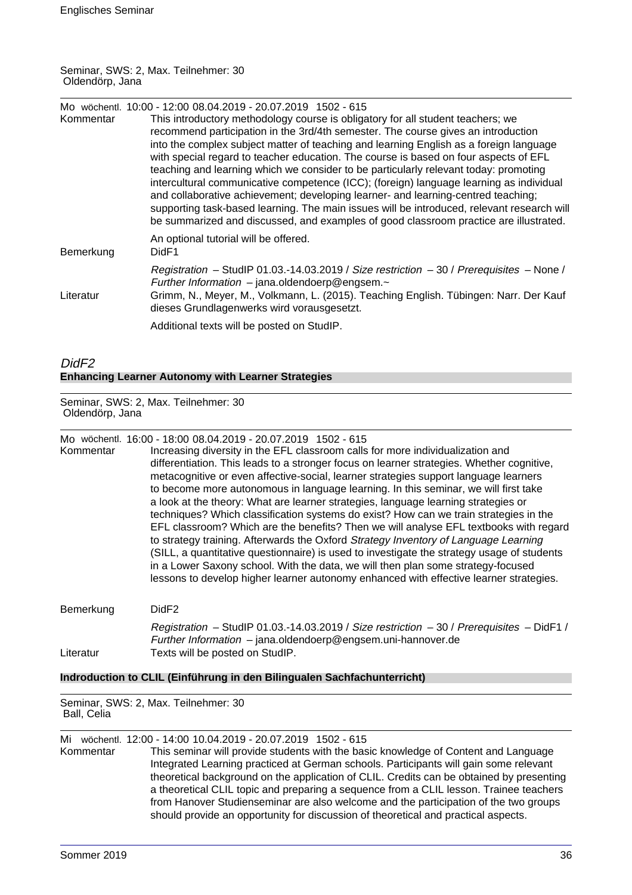Seminar, SWS: 2, Max. Teilnehmer: 30
Oldendörp, Jana

Mo wöchentl. 10:00 - 12:00 08.04.2019 - 20.07.2019 1502 - 615

Kommentar: This introductory methodology course is obligatory for all student teachers; we recommend participation in the 3rd/4th semester. The course gives an introduction into the complex subject matter of teaching and learning English as a foreign language with special regard to teacher education. The course is based on four aspects of EFL teaching and learning which we consider to be particularly relevant today: promoting intercultural communicative competence (ICC); (foreign) language learning as individual and collaborative achievement; developing learner- and learning-centred teaching; supporting task-based learning. The main issues will be introduced, relevant research will be summarized and discussed, and examples of good classroom practice are illustrated.

An optional tutorial will be offered.

Bemerkung: DidF1

*Registration* – StudIP 01.03.-14.03.2019 / *Size restriction* – 30 / *Prerequisites* – None / *Further Information* – jana.oldendoerp@engsem.~

Literatur: Grimm, N., Meyer, M., Volkmann, L. (2015). Teaching English. Tübingen: Narr. Der Kauf dieses Grundlagenwerks wird vorausgesetzt.

Additional texts will be posted on StudIP.

## *DidF2*

### Enhancing Learner Autonomy with Learner Strategies

Seminar, SWS: 2, Max. Teilnehmer: 30
Oldendörp, Jana

Mo wöchentl. 16:00 - 18:00 08.04.2019 - 20.07.2019 1502 - 615

Kommentar: Increasing diversity in the EFL classroom calls for more individualization and differentiation. This leads to a stronger focus on learner strategies. Whether cognitive, metacognitive or even affective-social, learner strategies support language learners to become more autonomous in language learning. In this seminar, we will first take a look at the theory: What are learner strategies, language learning strategies or techniques? Which classification systems do exist? How can we train strategies in the EFL classroom? Which are the benefits? Then we will analyse EFL textbooks with regard to strategy training. Afterwards the Oxford *Strategy Inventory of Language Learning* (SILL, a quantitative questionnaire) is used to investigate the strategy usage of students in a Lower Saxony school. With the data, we will then plan some strategy-focused lessons to develop higher learner autonomy enhanced with effective learner strategies.

Bemerkung: DidF2

*Registration* – StudIP 01.03.-14.03.2019 / *Size restriction* – 30 / *Prerequisites* – DidF1 / *Further Information* – jana.oldendoerp@engsem.uni-hannover.de

Literatur: Texts will be posted on StudIP.

### Indroduction to CLIL (Einführung in den Bilingualen Sachfachunterricht)

Seminar, SWS: 2, Max. Teilnehmer: 30
Ball, Celia

Mi wöchentl. 12:00 - 14:00 10.04.2019 - 20.07.2019 1502 - 615

Kommentar: This seminar will provide students with the basic knowledge of Content and Language Integrated Learning practiced at German schools. Participants will gain some relevant theoretical background on the application of CLIL. Credits can be obtained by presenting a theoretical CLIL topic and preparing a sequence from a CLIL lesson. Trainee teachers from Hanover Studienseminar are also welcome and the participation of the two groups should provide an opportunity for discussion of theoretical and practical aspects.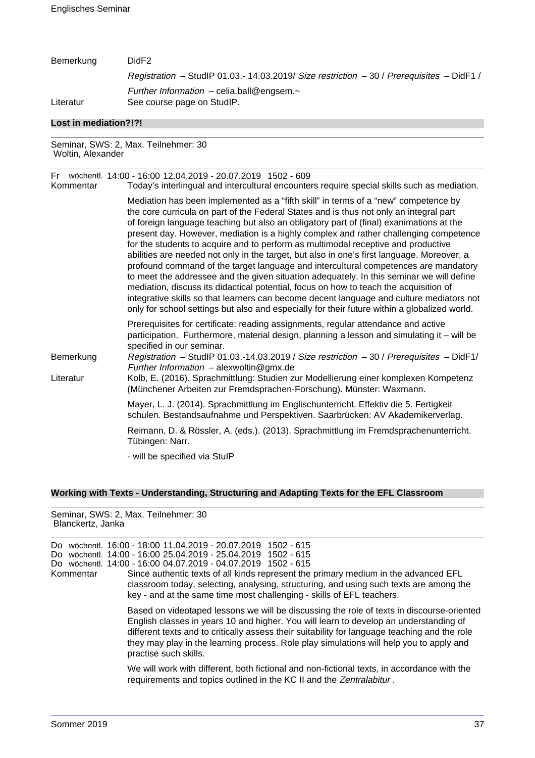Bemerkung DidF2

*Registration* – StudIP 01.03.- 14.03.2019/ *Size restriction* – 30 / *Prerequisites* – DidF1 /

*Further Information* – celia.ball@engsem.~

Literatur See course page on StudIP.

**Lost in mediation?!?!**

Seminar, SWS: 2, Max. Teilnehmer: 30
Woltin, Alexander

Fr wöchentl. 14:00 - 16:00 12.04.2019 - 20.07.2019 1502 - 609

Kommentar Today's interlingual and intercultural encounters require special skills such as mediation.

Mediation has been implemented as a "fifth skill" in terms of a "new" competence by the core curricula on part of the Federal States and is thus not only an integral part of foreign language teaching but also an obligatory part of (final) exanimations at the present day. However, mediation is a highly complex and rather challenging competence for the students to acquire and to perform as multimodal receptive and productive abilities are needed not only in the target, but also in one's first language. Moreover, a profound command of the target language and intercultural competences are mandatory to meet the addressee and the given situation adequately. In this seminar we will define mediation, discuss its didactical potential, focus on how to teach the acquisition of integrative skills so that learners can become decent language and culture mediators not only for school settings but also and especially for their future within a globalized world.

Prerequisites for certificate: reading assignments, regular attendance and active participation. Furthermore, material design, planning a lesson and simulating it – will be specified in our seminar.

Bemerkung *Registration* – StudIP 01.03.-14.03.2019 / *Size restriction* – 30 / *Prerequisites* – DidF1/ *Further Information* – alexwoltin@gmx.de

Literatur Kolb, E. (2016). Sprachmittlung: Studien zur Modellierung einer komplexen Kompetenz (Münchener Arbeiten zur Fremdsprachen-Forschung). Münster: Waxmann.

Mayer, L. J. (2014). Sprachmittlung im Englischunterricht. Effektiv die 5. Fertigkeit schulen. Bestandsaufnahme und Perspektiven. Saarbrücken: AV Akademikerverlag.

Reimann, D. & Rössler, A. (eds.). (2013). Sprachmittlung im Fremdsprachenunterricht. Tübingen: Narr.

- will be specified via StuIP

**Working with Texts - Understanding, Structuring and Adapting Texts for the EFL Classroom**

Seminar, SWS: 2, Max. Teilnehmer: 30
Blanckertz, Janka

Do wöchentl. 16:00 - 18:00 11.04.2019 - 20.07.2019 1502 - 615
Do wöchentl. 14:00 - 16:00 25.04.2019 - 25.04.2019 1502 - 615
Do wöchentl. 14:00 - 16:00 04.07.2019 - 04.07.2019 1502 - 615

Kommentar Since authentic texts of all kinds represent the primary medium in the advanced EFL classroom today, selecting, analysing, structuring, and using such texts are among the key - and at the same time most challenging - skills of EFL teachers.

Based on videotaped lessons we will be discussing the role of texts in discourse-oriented English classes in years 10 and higher. You will learn to develop an understanding of different texts and to critically assess their suitability for language teaching and the role they may play in the learning process. Role play simulations will help you to apply and practise such skills.

We will work with different, both fictional and non-fictional texts, in accordance with the requirements and topics outlined in the KC II and the *Zentralabitur* .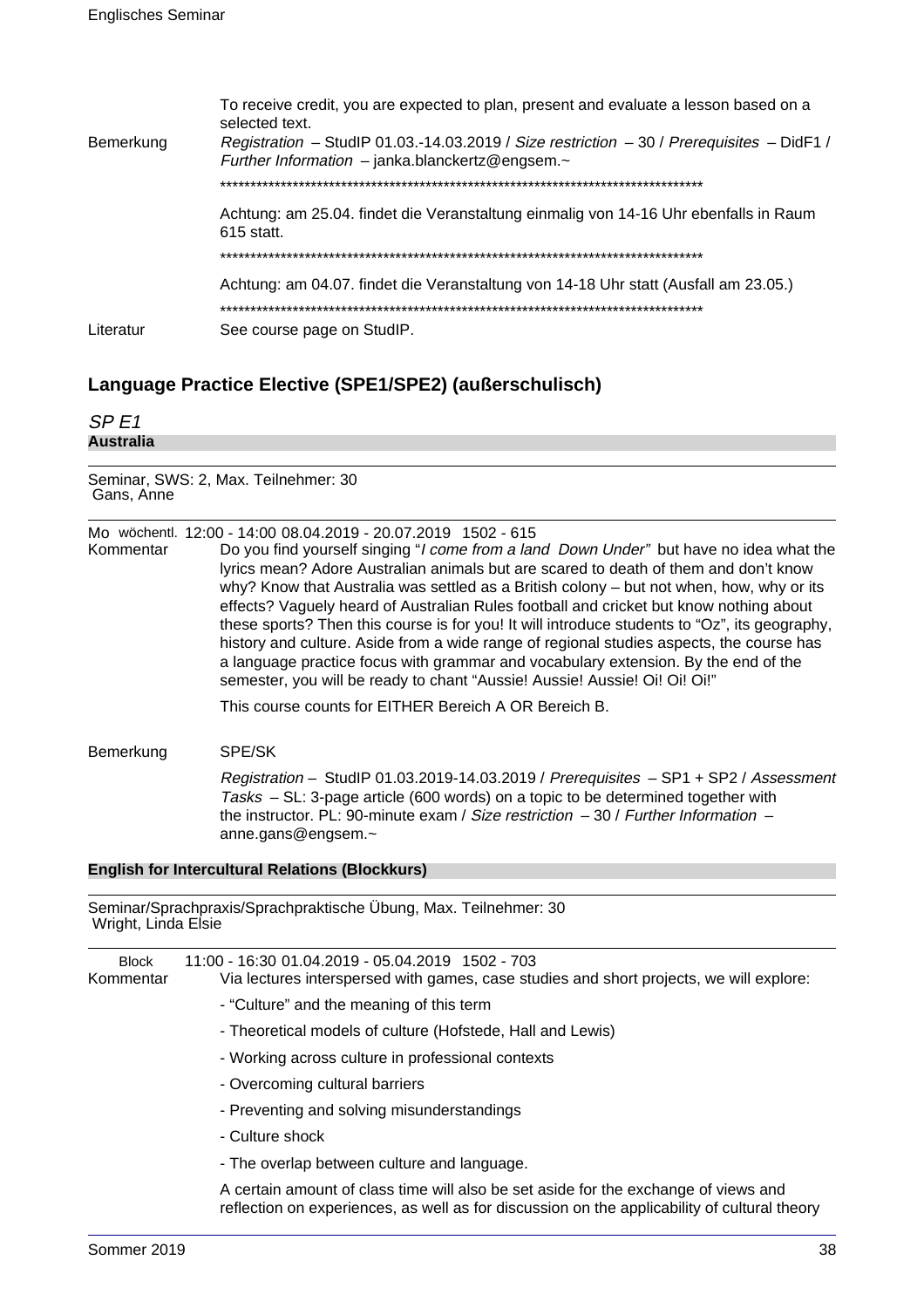To receive credit, you are expected to plan, present and evaluate a lesson based on a selected text.

Bemerkung

*Registration* – StudIP 01.03.-14.03.2019 / *Size restriction* – 30 / *Prerequisites* – DidF1 / *Further Information* – janka.blanckertz@engsem.~

*********************************************************************************

Achtung: am 25.04. findet die Veranstaltung einmalig von 14-16 Uhr ebenfalls in Raum 615 statt.

*********************************************************************************

Achtung: am 04.07. findet die Veranstaltung von 14-18 Uhr statt (Ausfall am 23.05.)

*********************************************************************************

Literatur

See course page on StudIP.

## Language Practice Elective (SPE1/SPE2) (außerschulisch)

### *SP E1*

**Australia**

Seminar, SWS: 2, Max. Teilnehmer: 30
Gans, Anne

Mo wöchentl. 12:00 - 14:00 08.04.2019 - 20.07.2019 1502 - 615

Kommentar

Do you find yourself singing "*I come from a land Down Under"* but have no idea what the lyrics mean? Adore Australian animals but are scared to death of them and don't know why? Know that Australia was settled as a British colony – but not when, how, why or its effects? Vaguely heard of Australian Rules football and cricket but know nothing about these sports? Then this course is for you! It will introduce students to "Oz", its geography, history and culture. Aside from a wide range of regional studies aspects, the course has a language practice focus with grammar and vocabulary extension. By the end of the semester, you will be ready to chant "Aussie! Aussie! Aussie! Oi! Oi! Oi!"

This course counts for EITHER Bereich A OR Bereich B.

Bemerkung

SPE/SK

*Registration* – StudIP 01.03.2019-14.03.2019 / *Prerequisites* – SP1 + SP2 / *Assessment Tasks* – SL: 3-page article (600 words) on a topic to be determined together with the instructor. PL: 90-minute exam / *Size restriction* – 30 / *Further Information* – anne.gans@engsem.~

**English for Intercultural Relations (Blockkurs)**

Seminar/Sprachpraxis/Sprachpraktische Übung, Max. Teilnehmer: 30
Wright, Linda Elsie

Block 11:00 - 16:30 01.04.2019 - 05.04.2019 1502 - 703

Kommentar

Via lectures interspersed with games, case studies and short projects, we will explore:

- "Culture" and the meaning of this term
- Theoretical models of culture (Hofstede, Hall and Lewis)
- Working across culture in professional contexts
- Overcoming cultural barriers
- Preventing and solving misunderstandings
- Culture shock
- The overlap between culture and language.

A certain amount of class time will also be set aside for the exchange of views and reflection on experiences, as well as for discussion on the applicability of cultural theory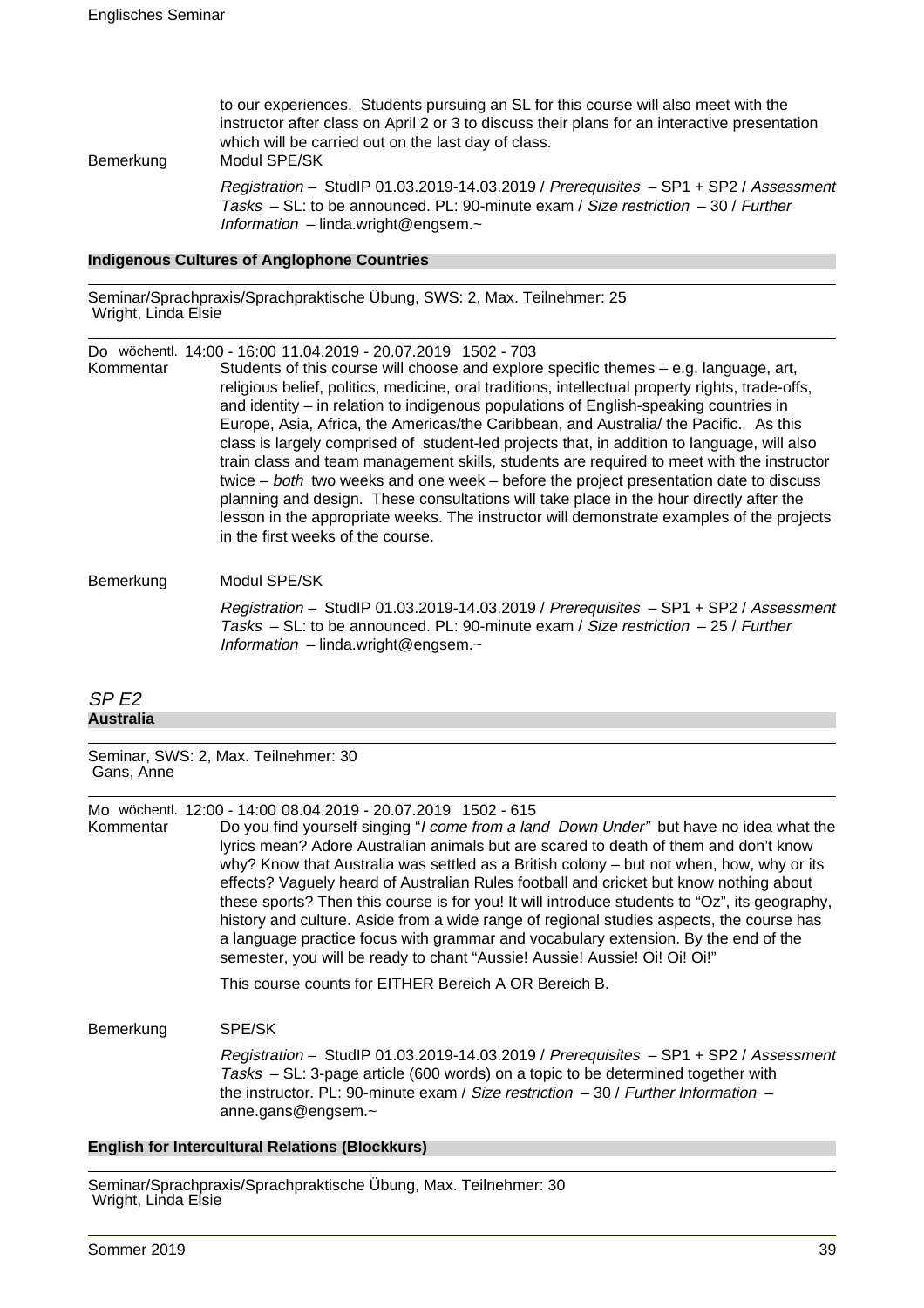to our experiences. Students pursuing an SL for this course will also meet with the instructor after class on April 2 or 3 to discuss their plans for an interactive presentation which will be carried out on the last day of class.

Bemerkung Modul SPE/SK

*Registration* – StudIP 01.03.2019-14.03.2019 / *Prerequisites* – SP1 + SP2 / *Assessment Tasks* – SL: to be announced. PL: 90-minute exam / *Size restriction* – 30 / *Further Information* – linda.wright@engsem.~

### Indigenous Cultures of Anglophone Countries

Seminar/Sprachpraxis/Sprachpraktische Übung, SWS: 2, Max. Teilnehmer: 25
Wright, Linda Elsie

Do wöchentl. 14:00 - 16:00 11.04.2019 - 20.07.2019 1502 - 703

Kommentar Students of this course will choose and explore specific themes – e.g. language, art, religious belief, politics, medicine, oral traditions, intellectual property rights, trade-offs, and identity – in relation to indigenous populations of English-speaking countries in Europe, Asia, Africa, the Americas/the Caribbean, and Australia/ the Pacific. As this class is largely comprised of student-led projects that, in addition to language, will also train class and team management skills, students are required to meet with the instructor twice – *both* two weeks and one week – before the project presentation date to discuss planning and design. These consultations will take place in the hour directly after the lesson in the appropriate weeks. The instructor will demonstrate examples of the projects in the first weeks of the course.

Bemerkung Modul SPE/SK

*Registration* – StudIP 01.03.2019-14.03.2019 / *Prerequisites* – SP1 + SP2 / *Assessment Tasks* – SL: to be announced. PL: 90-minute exam / *Size restriction* – 25 / *Further Information* – linda.wright@engsem.~

## *SP E2*

### Australia

Seminar, SWS: 2, Max. Teilnehmer: 30
Gans, Anne

Mo wöchentl. 12:00 - 14:00 08.04.2019 - 20.07.2019 1502 - 615

Kommentar Do you find yourself singing "*I come from a land Down Under*" but have no idea what the lyrics mean? Adore Australian animals but are scared to death of them and don't know why? Know that Australia was settled as a British colony – but not when, how, why or its effects? Vaguely heard of Australian Rules football and cricket but know nothing about these sports? Then this course is for you! It will introduce students to "Oz", its geography, history and culture. Aside from a wide range of regional studies aspects, the course has a language practice focus with grammar and vocabulary extension. By the end of the semester, you will be ready to chant "Aussie! Aussie! Aussie! Oi! Oi! Oi!"

This course counts for EITHER Bereich A OR Bereich B.

Bemerkung SPE/SK

*Registration* – StudIP 01.03.2019-14.03.2019 / *Prerequisites* – SP1 + SP2 / *Assessment Tasks* – SL: 3-page article (600 words) on a topic to be determined together with the instructor. PL: 90-minute exam / *Size restriction* – 30 / *Further Information* – anne.gans@engsem.~

### English for Intercultural Relations (Blockkurs)

Seminar/Sprachpraxis/Sprachpraktische Übung, Max. Teilnehmer: 30
Wright, Linda Elsie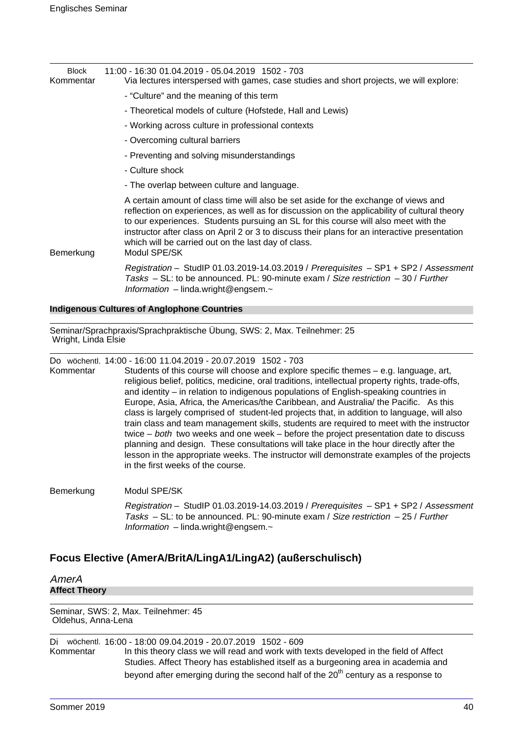| | |
|---|---|
| Block | 11:00 - 16:30 01.04.2019 - 05.04.2019 1502 - 703 |

Kommentar

Via lectures interspersed with games, case studies and short projects, we will explore:

- "Culture" and the meaning of this term
- Theoretical models of culture (Hofstede, Hall and Lewis)
- Working across culture in professional contexts
- Overcoming cultural barriers
- Preventing and solving misunderstandings
- Culture shock
- The overlap between culture and language.

A certain amount of class time will also be set aside for the exchange of views and reflection on experiences, as well as for discussion on the applicability of cultural theory to our experiences. Students pursuing an SL for this course will also meet with the instructor after class on April 2 or 3 to discuss their plans for an interactive presentation which will be carried out on the last day of class.

Bemerkung

Modul SPE/SK

*Registration* – StudIP 01.03.2019-14.03.2019 / *Prerequisites* – SP1 + SP2 / *Assessment Tasks* – SL: to be announced. PL: 90-minute exam / *Size restriction* – 30 / *Further Information* – linda.wright@engsem.~

**Indigenous Cultures of Anglophone Countries**

Seminar/Sprachpraxis/Sprachpraktische Übung, SWS: 2, Max. Teilnehmer: 25
Wright, Linda Elsie

| | |
|---|---|
| Do wöchentl. | 14:00 - 16:00 11.04.2019 - 20.07.2019 1502 - 703 |

Kommentar

Students of this course will choose and explore specific themes – e.g. language, art, religious belief, politics, medicine, oral traditions, intellectual property rights, trade-offs, and identity – in relation to indigenous populations of English-speaking countries in Europe, Asia, Africa, the Americas/the Caribbean, and Australia/ the Pacific. As this class is largely comprised of student-led projects that, in addition to language, will also train class and team management skills, students are required to meet with the instructor twice – *both* two weeks and one week – before the project presentation date to discuss planning and design. These consultations will take place in the hour directly after the lesson in the appropriate weeks. The instructor will demonstrate examples of the projects in the first weeks of the course.

Bemerkung

Modul SPE/SK

*Registration* – StudIP 01.03.2019-14.03.2019 / *Prerequisites* – SP1 + SP2 / *Assessment Tasks* – SL: to be announced. PL: 90-minute exam / *Size restriction* – 25 / *Further Information* – linda.wright@engsem.~

## Focus Elective (AmerA/BritA/LingA1/LingA2) (außerschulisch)

### *AmerA*

**Affect Theory**

Seminar, SWS: 2, Max. Teilnehmer: 45
Oldehus, Anna-Lena

| | |
|---|---|
| Di wöchentl. | 16:00 - 18:00 09.04.2019 - 20.07.2019 1502 - 609 |

Kommentar

In this theory class we will read and work with texts developed in the field of Affect Studies. Affect Theory has established itself as a burgeoning area in academia and beyond after emerging during the second half of the 20th century as a response to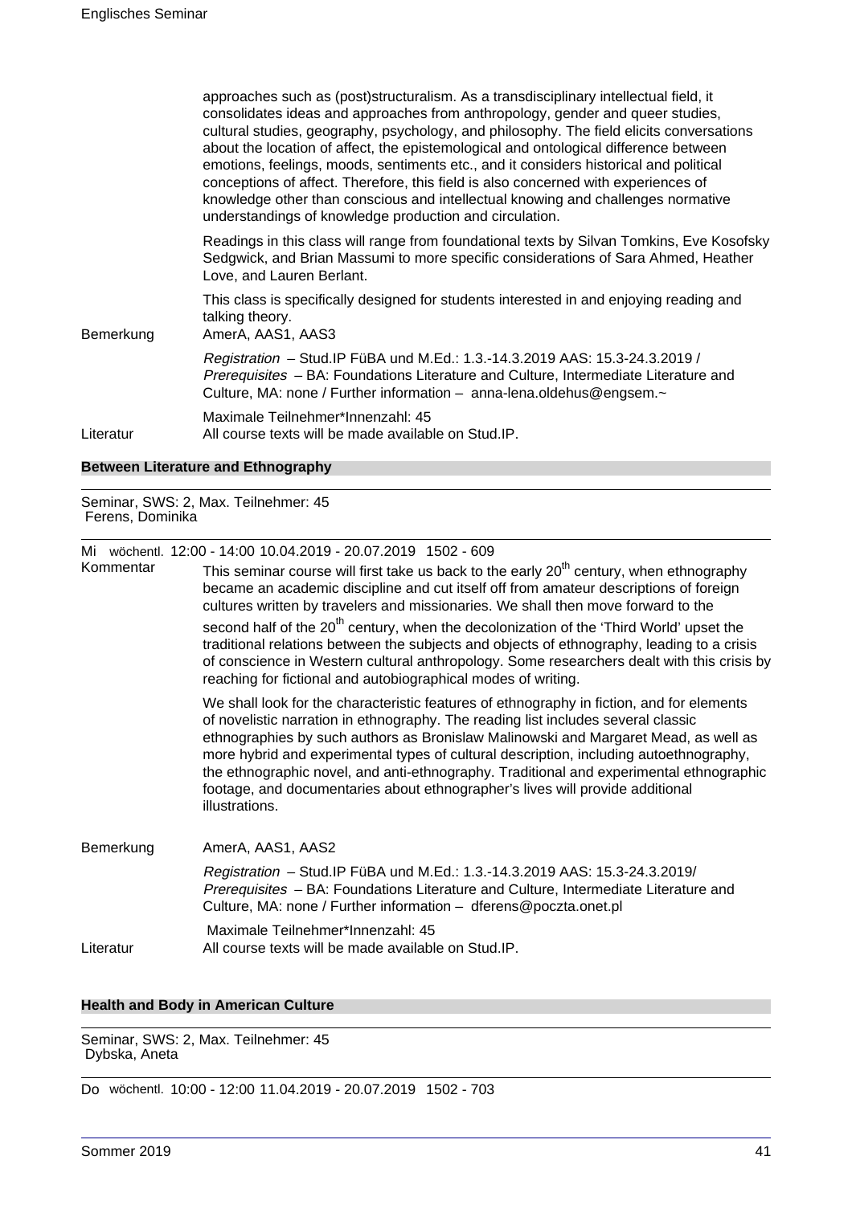approaches such as (post)structuralism. As a transdisciplinary intellectual field, it consolidates ideas and approaches from anthropology, gender and queer studies, cultural studies, geography, psychology, and philosophy. The field elicits conversations about the location of affect, the epistemological and ontological difference between emotions, feelings, moods, sentiments etc., and it considers historical and political conceptions of affect. Therefore, this field is also concerned with experiences of knowledge other than conscious and intellectual knowing and challenges normative understandings of knowledge production and circulation.

Readings in this class will range from foundational texts by Silvan Tomkins, Eve Kosofsky Sedgwick, and Brian Massumi to more specific considerations of Sara Ahmed, Heather Love, and Lauren Berlant.

This class is specifically designed for students interested in and enjoying reading and talking theory.

Bemerkung: AmerA, AAS1, AAS3

*Registration* – Stud.IP FüBA und M.Ed.: 1.3.-14.3.2019 AAS: 15.3-24.3.2019 / *Prerequisites* – BA: Foundations Literature and Culture, Intermediate Literature and Culture, MA: none / Further information – anna-lena.oldehus@engsem.~

Maximale Teilnehmer*Innenzahl: 45

Literatur: All course texts will be made available on Stud.IP.

## Between Literature and Ethnography

Seminar, SWS: 2, Max. Teilnehmer: 45
Ferens, Dominika

Mi wöchentl. 12:00 - 14:00 10.04.2019 - 20.07.2019 1502 - 609

Kommentar: This seminar course will first take us back to the early 20th century, when ethnography became an academic discipline and cut itself off from amateur descriptions of foreign cultures written by travelers and missionaries. We shall then move forward to the second half of the 20th century, when the decolonization of the 'Third World' upset the traditional relations between the subjects and objects of ethnography, leading to a crisis of conscience in Western cultural anthropology. Some researchers dealt with this crisis by reaching for fictional and autobiographical modes of writing.

We shall look for the characteristic features of ethnography in fiction, and for elements of novelistic narration in ethnography. The reading list includes several classic ethnographies by such authors as Bronislaw Malinowski and Margaret Mead, as well as more hybrid and experimental types of cultural description, including autoethnography, the ethnographic novel, and anti-ethnography. Traditional and experimental ethnographic footage, and documentaries about ethnographer's lives will provide additional illustrations.

Bemerkung: AmerA, AAS1, AAS2

*Registration* – Stud.IP FüBA und M.Ed.: 1.3.-14.3.2019 AAS: 15.3-24.3.2019/ *Prerequisites* – BA: Foundations Literature and Culture, Intermediate Literature and Culture, MA: none / Further information – dferens@poczta.onet.pl

Maximale Teilnehmer*Innenzahl: 45

Literatur: All course texts will be made available on Stud.IP.

## Health and Body in American Culture

Seminar, SWS: 2, Max. Teilnehmer: 45
Dybska, Aneta

Do wöchentl. 10:00 - 12:00 11.04.2019 - 20.07.2019 1502 - 703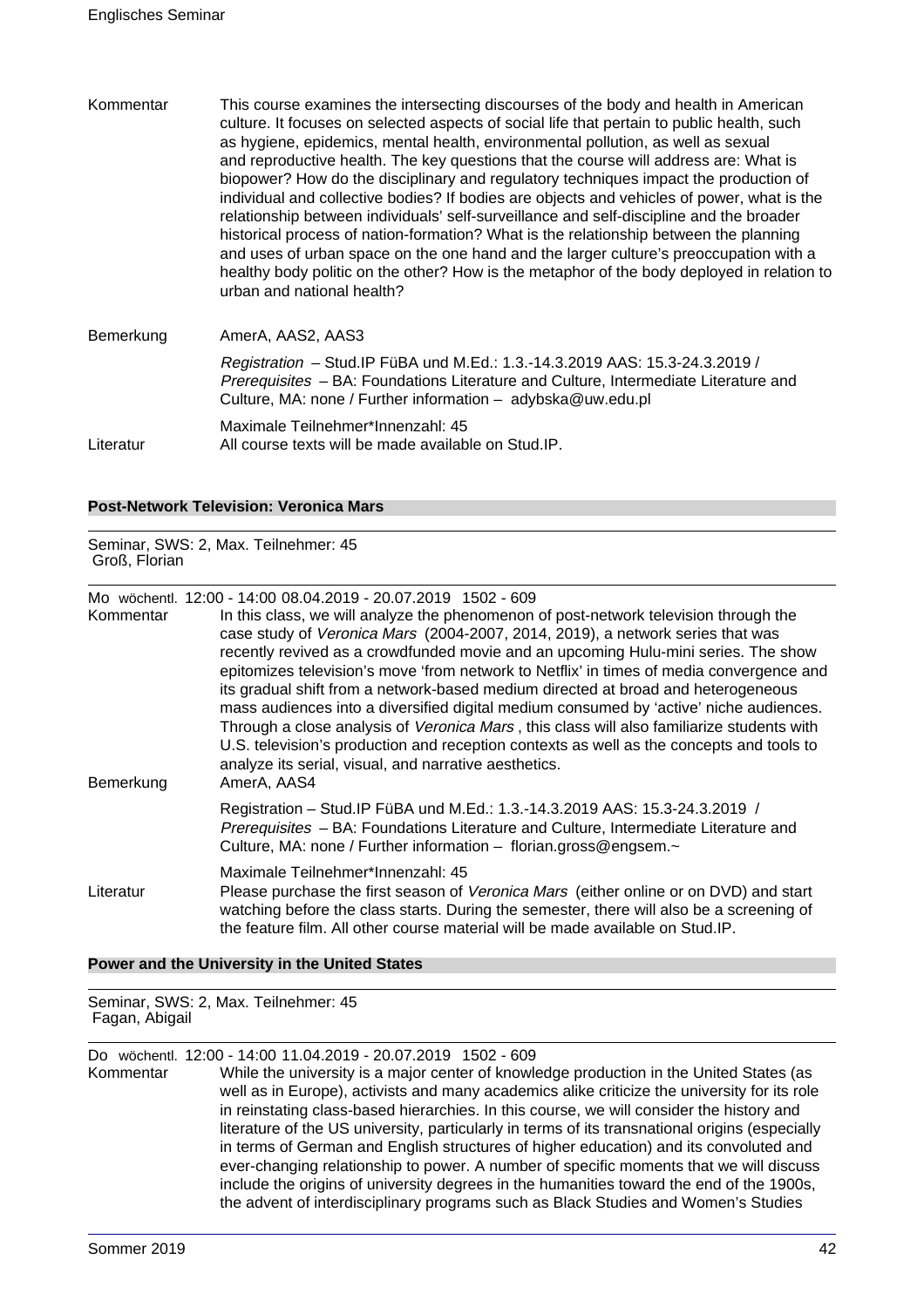Kommentar This course examines the intersecting discourses of the body and health in American culture. It focuses on selected aspects of social life that pertain to public health, such as hygiene, epidemics, mental health, environmental pollution, as well as sexual and reproductive health. The key questions that the course will address are: What is biopower? How do the disciplinary and regulatory techniques impact the production of individual and collective bodies? If bodies are objects and vehicles of power, what is the relationship between individuals' self-surveillance and self-discipline and the broader historical process of nation-formation? What is the relationship between the planning and uses of urban space on the one hand and the larger culture's preoccupation with a healthy body politic on the other? How is the metaphor of the body deployed in relation to urban and national health?

Bemerkung AmerA, AAS2, AAS3

*Registration* – Stud.IP FüBA und M.Ed.: 1.3.-14.3.2019 AAS: 15.3-24.3.2019 / *Prerequisites* – BA: Foundations Literature and Culture, Intermediate Literature and Culture, MA: none / Further information – adybska@uw.edu.pl

Maximale Teilnehmer*Innenzahl: 45

Literatur All course texts will be made available on Stud.IP.

### Post-Network Television: Veronica Mars

Seminar, SWS: 2, Max. Teilnehmer: 45
Groß, Florian

Mo wöchentl. 12:00 - 14:00 08.04.2019 - 20.07.2019 1502 - 609

Kommentar In this class, we will analyze the phenomenon of post-network television through the case study of *Veronica Mars* (2004-2007, 2014, 2019), a network series that was recently revived as a crowdfunded movie and an upcoming Hulu-mini series. The show epitomizes television's move 'from network to Netflix' in times of media convergence and its gradual shift from a network-based medium directed at broad and heterogeneous mass audiences into a diversified digital medium consumed by 'active' niche audiences. Through a close analysis of *Veronica Mars* , this class will also familiarize students with U.S. television's production and reception contexts as well as the concepts and tools to analyze its serial, visual, and narrative aesthetics.

Bemerkung AmerA, AAS4

Registration – Stud.IP FüBA und M.Ed.: 1.3.-14.3.2019 AAS: 15.3-24.3.2019 / *Prerequisites* – BA: Foundations Literature and Culture, Intermediate Literature and Culture, MA: none / Further information – florian.gross@engsem.~

Maximale Teilnehmer*Innenzahl: 45

Literatur Please purchase the first season of *Veronica Mars* (either online or on DVD) and start watching before the class starts. During the semester, there will also be a screening of the feature film. All other course material will be made available on Stud.IP.

### Power and the University in the United States

Seminar, SWS: 2, Max. Teilnehmer: 45
Fagan, Abigail

Do wöchentl. 12:00 - 14:00 11.04.2019 - 20.07.2019 1502 - 609

Kommentar While the university is a major center of knowledge production in the United States (as well as in Europe), activists and many academics alike criticize the university for its role in reinstating class-based hierarchies. In this course, we will consider the history and literature of the US university, particularly in terms of its transnational origins (especially in terms of German and English structures of higher education) and its convoluted and ever-changing relationship to power. A number of specific moments that we will discuss include the origins of university degrees in the humanities toward the end of the 1900s, the advent of interdisciplinary programs such as Black Studies and Women's Studies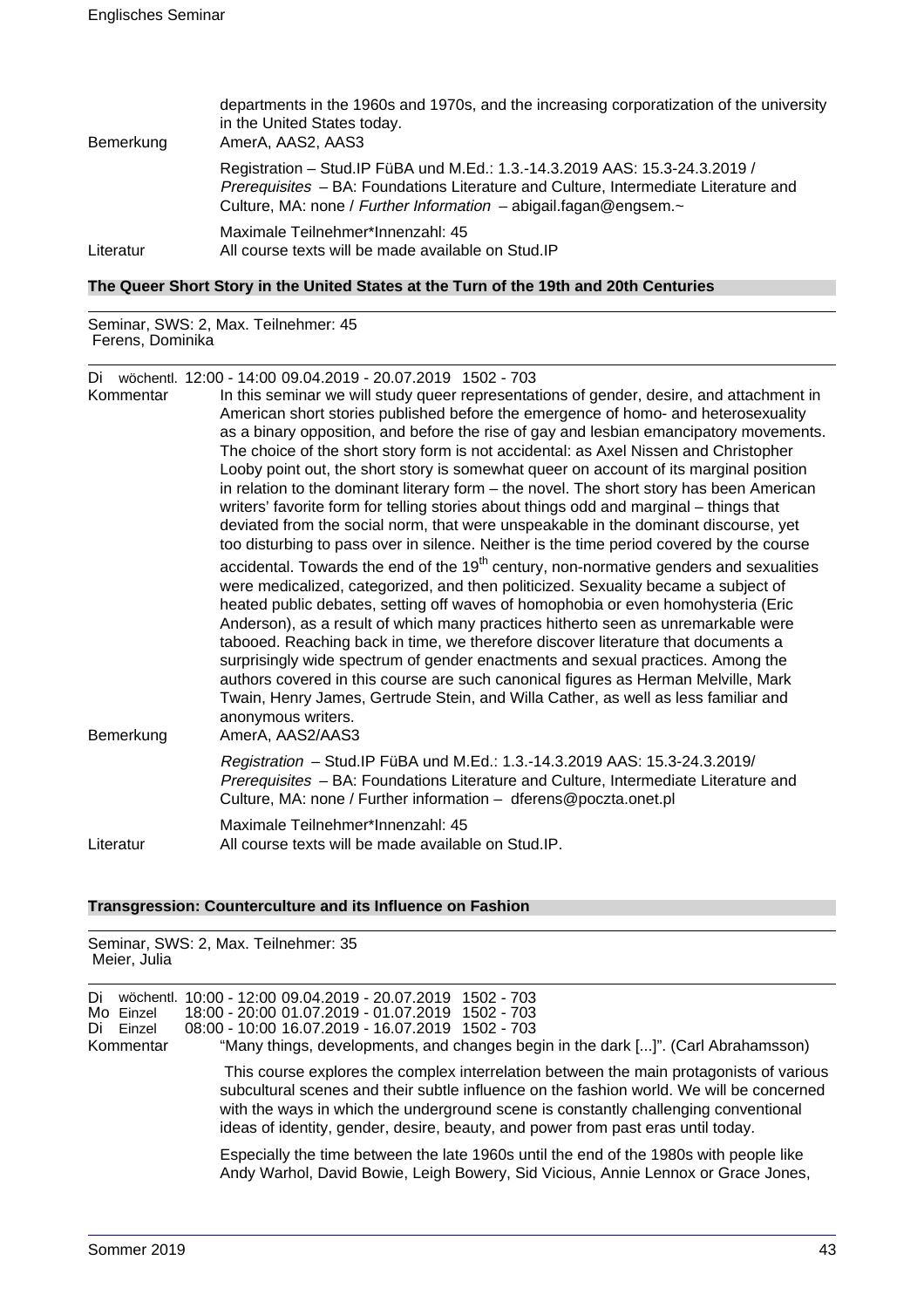departments in the 1960s and 1970s, and the increasing corporatization of the university in the United States today.

Bemerkung AmerA, AAS2, AAS3

Registration – Stud.IP FüBA und M.Ed.: 1.3.-14.3.2019 AAS: 15.3-24.3.2019 / *Prerequisites* – BA: Foundations Literature and Culture, Intermediate Literature and Culture, MA: none / *Further Information* – abigail.fagan@engsem.~

Maximale Teilnehmer*Innenzahl: 45

Literatur All course texts will be made available on Stud.IP

### The Queer Short Story in the United States at the Turn of the 19th and 20th Centuries

Seminar, SWS: 2, Max. Teilnehmer: 45
Ferens, Dominika

Di wöchentl. 12:00 - 14:00 09.04.2019 - 20.07.2019 1502 - 703

Kommentar In this seminar we will study queer representations of gender, desire, and attachment in American short stories published before the emergence of homo- and heterosexuality as a binary opposition, and before the rise of gay and lesbian emancipatory movements. The choice of the short story form is not accidental: as Axel Nissen and Christopher Looby point out, the short story is somewhat queer on account of its marginal position in relation to the dominant literary form – the novel. The short story has been American writers' favorite form for telling stories about things odd and marginal – things that deviated from the social norm, that were unspeakable in the dominant discourse, yet too disturbing to pass over in silence. Neither is the time period covered by the course accidental. Towards the end of the 19th century, non-normative genders and sexualities were medicalized, categorized, and then politicized. Sexuality became a subject of heated public debates, setting off waves of homophobia or even homohysteria (Eric Anderson), as a result of which many practices hitherto seen as unremarkable were tabooed. Reaching back in time, we therefore discover literature that documents a surprisingly wide spectrum of gender enactments and sexual practices. Among the authors covered in this course are such canonical figures as Herman Melville, Mark Twain, Henry James, Gertrude Stein, and Willa Cather, as well as less familiar and anonymous writers.

Bemerkung AmerA, AAS2/AAS3

*Registration* – Stud.IP FüBA und M.Ed.: 1.3.-14.3.2019 AAS: 15.3-24.3.2019/ *Prerequisites* – BA: Foundations Literature and Culture, Intermediate Literature and Culture, MA: none / Further information – dferens@poczta.onet.pl

Maximale Teilnehmer*Innenzahl: 45

Literatur All course texts will be made available on Stud.IP.

### Transgression: Counterculture and its Influence on Fashion

Seminar, SWS: 2, Max. Teilnehmer: 35
Meier, Julia

Di wöchentl. 10:00 - 12:00 09.04.2019 - 20.07.2019 1502 - 703
Mo Einzel 18:00 - 20:00 01.07.2019 - 01.07.2019 1502 - 703
Di Einzel 08:00 - 10:00 16.07.2019 - 16.07.2019 1502 - 703

Kommentar "Many things, developments, and changes begin in the dark [...]". (Carl Abrahamsson)

This course explores the complex interrelation between the main protagonists of various subcultural scenes and their subtle influence on the fashion world. We will be concerned with the ways in which the underground scene is constantly challenging conventional ideas of identity, gender, desire, beauty, and power from past eras until today.

Especially the time between the late 1960s until the end of the 1980s with people like Andy Warhol, David Bowie, Leigh Bowery, Sid Vicious, Annie Lennox or Grace Jones,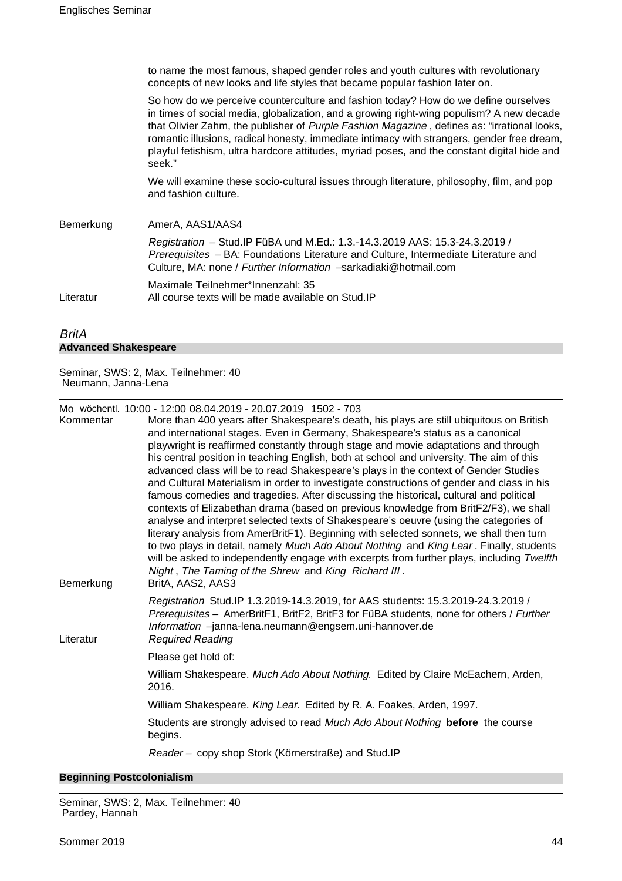to name the most famous, shaped gender roles and youth cultures with revolutionary concepts of new looks and life styles that became popular fashion later on.

So how do we perceive counterculture and fashion today? How do we define ourselves in times of social media, globalization, and a growing right-wing populism? A new decade that Olivier Zahm, the publisher of *Purple Fashion Magazine* , defines as: "irrational looks, romantic illusions, radical honesty, immediate intimacy with strangers, gender free dream, playful fetishism, ultra hardcore attitudes, myriad poses, and the constant digital hide and seek."

We will examine these socio-cultural issues through literature, philosophy, film, and pop and fashion culture.

Bemerkung: AmerA, AAS1/AAS4

*Registration* – Stud.IP FüBA und M.Ed.: 1.3.-14.3.2019 AAS: 15.3-24.3.2019 / *Prerequisites* – BA: Foundations Literature and Culture, Intermediate Literature and Culture, MA: none / *Further Information* –sarkadiaki@hotmail.com

Maximale Teilnehmer*Innenzahl: 35

Literatur: All course texts will be made available on Stud.IP

## *BritA*

### Advanced Shakespeare

Seminar, SWS: 2, Max. Teilnehmer: 40
Neumann, Janna-Lena

Mo wöchentl. 10:00 - 12:00 08.04.2019 - 20.07.2019 1502 - 703

Kommentar: More than 400 years after Shakespeare's death, his plays are still ubiquitous on British and international stages. Even in Germany, Shakespeare's status as a canonical playwright is reaffirmed constantly through stage and movie adaptations and through his central position in teaching English, both at school and university. The aim of this advanced class will be to read Shakespeare's plays in the context of Gender Studies and Cultural Materialism in order to investigate constructions of gender and class in his famous comedies and tragedies. After discussing the historical, cultural and political contexts of Elizabethan drama (based on previous knowledge from BritF2/F3), we shall analyse and interpret selected texts of Shakespeare's oeuvre (using the categories of literary analysis from AmerBritF1). Beginning with selected sonnets, we shall then turn to two plays in detail, namely *Much Ado About Nothing* and *King Lear* . Finally, students will be asked to independently engage with excerpts from further plays, including *Twelfth Night* , *The Taming of the Shrew* and *King Richard III* .

Bemerkung: BritA, AAS2, AAS3

*Registration* Stud.IP 1.3.2019-14.3.2019, for AAS students: 15.3.2019-24.3.2019 / *Prerequisites* – AmerBritF1, BritF2, BritF3 for FüBA students, none for others / *Further Information* –janna-lena.neumann@engsem.uni-hannover.de

Literatur: *Required Reading*

Please get hold of:

William Shakespeare. *Much Ado About Nothing.* Edited by Claire McEachern, Arden, 2016.

William Shakespeare. *King Lear.* Edited by R. A. Foakes, Arden, 1997.

Students are strongly advised to read *Much Ado About Nothing* **before** the course begins.

*Reader* – copy shop Stork (Körnerstraße) and Stud.IP

### Beginning Postcolonialism

Seminar, SWS: 2, Max. Teilnehmer: 40
Pardey, Hannah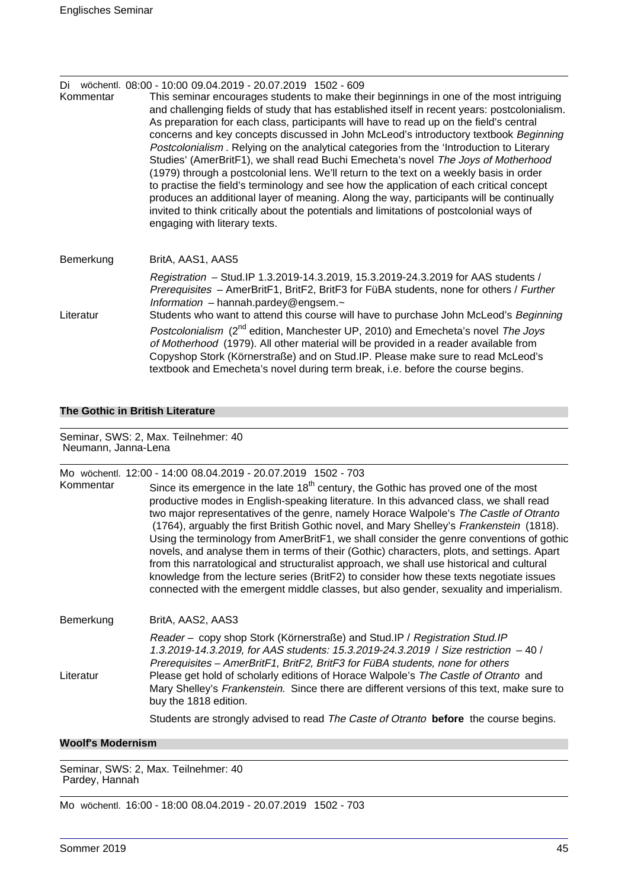Di wöchentl. 08:00 - 10:00 09.04.2019 - 20.07.2019 1502 - 609

Kommentar: This seminar encourages students to make their beginnings in one of the most intriguing and challenging fields of study that has established itself in recent years: postcolonialism. As preparation for each class, participants will have to read up on the field's central concerns and key concepts discussed in John McLeod's introductory textbook *Beginning Postcolonialism* . Relying on the analytical categories from the 'Introduction to Literary Studies' (AmerBritF1), we shall read Buchi Emecheta's novel *The Joys of Motherhood* (1979) through a postcolonial lens. We'll return to the text on a weekly basis in order to practise the field's terminology and see how the application of each critical concept produces an additional layer of meaning. Along the way, participants will be continually invited to think critically about the potentials and limitations of postcolonial ways of engaging with literary texts.

Bemerkung: BritA, AAS1, AAS5

*Registration* – Stud.IP 1.3.2019-14.3.2019, 15.3.2019-24.3.2019 for AAS students / *Prerequisites* – AmerBritF1, BritF2, BritF3 for FüBA students, none for others / *Further Information* – hannah.pardey@engsem.~

Literatur: Students who want to attend this course will have to purchase John McLeod's *Beginning Postcolonialism* (2nd edition, Manchester UP, 2010) and Emecheta's novel *The Joys of Motherhood* (1979). All other material will be provided in a reader available from Copyshop Stork (Körnerstraße) and on Stud.IP. Please make sure to read McLeod's textbook and Emecheta's novel during term break, i.e. before the course begins.

## The Gothic in British Literature

Seminar, SWS: 2, Max. Teilnehmer: 40
Neumann, Janna-Lena

Mo wöchentl. 12:00 - 14:00 08.04.2019 - 20.07.2019 1502 - 703

Kommentar: Since its emergence in the late 18th century, the Gothic has proved one of the most productive modes in English-speaking literature. In this advanced class, we shall read two major representatives of the genre, namely Horace Walpole's *The Castle of Otranto* (1764), arguably the first British Gothic novel, and Mary Shelley's *Frankenstein* (1818). Using the terminology from AmerBritF1, we shall consider the genre conventions of gothic novels, and analyse them in terms of their (Gothic) characters, plots, and settings. Apart from this narratological and structuralist approach, we shall use historical and cultural knowledge from the lecture series (BritF2) to consider how these texts negotiate issues connected with the emergent middle classes, but also gender, sexuality and imperialism.

Bemerkung: BritA, AAS2, AAS3

*Reader* – copy shop Stork (Körnerstraße) and Stud.IP / *Registration Stud.IP 1.3.2019-14.3.2019, for AAS students: 15.3.2019-24.3.2019* / *Size restriction* – 40 / *Prerequisites – AmerBritF1, BritF2, BritF3 for FüBA students, none for others*

Literatur: Please get hold of scholarly editions of Horace Walpole's *The Castle of Otranto* and Mary Shelley's *Frankenstein.* Since there are different versions of this text, make sure to buy the 1818 edition.

Students are strongly advised to read *The Caste of Otranto* **before** the course begins.

## Woolf's Modernism

Seminar, SWS: 2, Max. Teilnehmer: 40
Pardey, Hannah

Mo wöchentl. 16:00 - 18:00 08.04.2019 - 20.07.2019 1502 - 703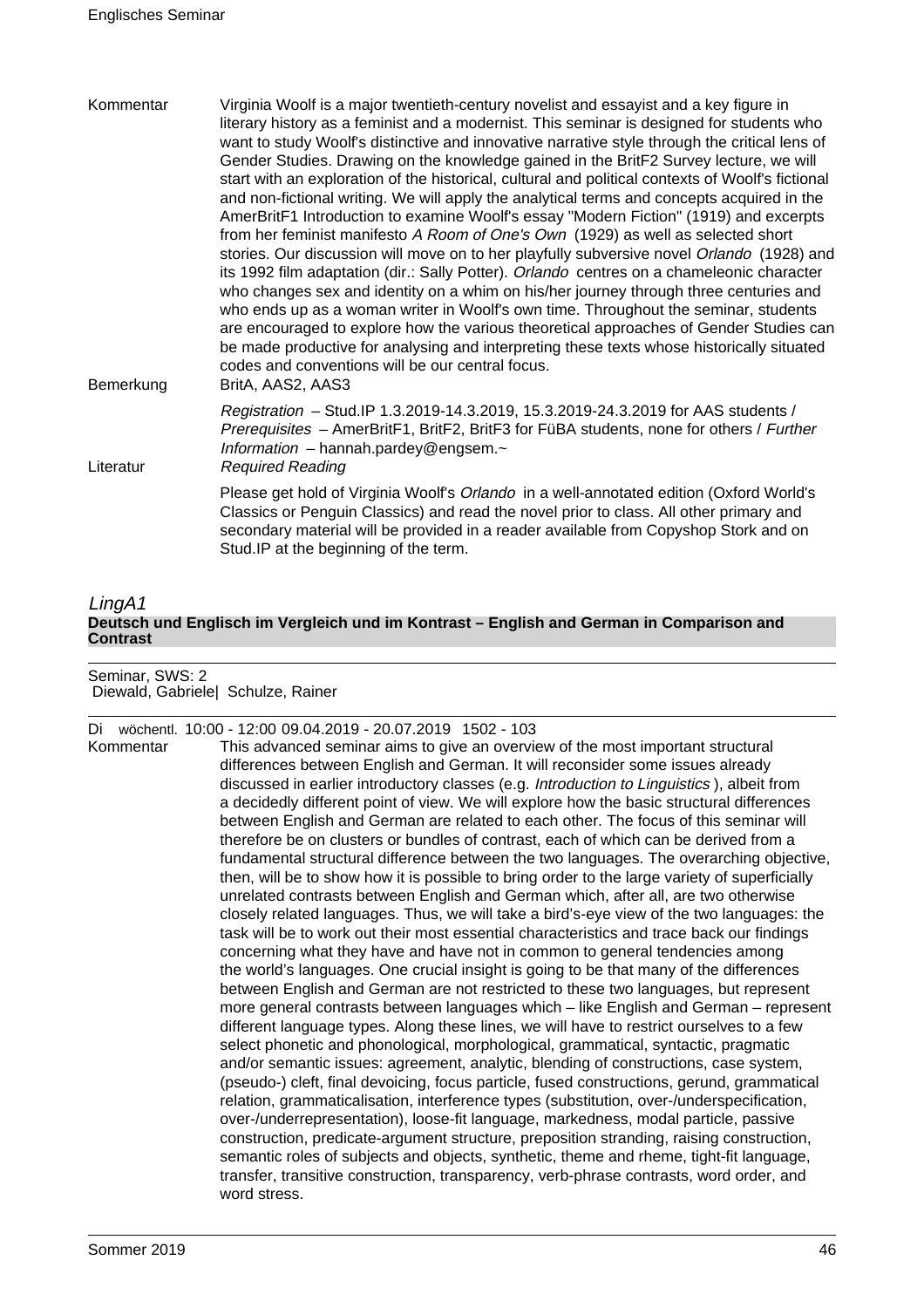Kommentar
Virginia Woolf is a major twentieth-century novelist and essayist and a key figure in literary history as a feminist and a modernist. This seminar is designed for students who want to study Woolf's distinctive and innovative narrative style through the critical lens of Gender Studies. Drawing on the knowledge gained in the BritF2 Survey lecture, we will start with an exploration of the historical, cultural and political contexts of Woolf's fictional and non-fictional writing. We will apply the analytical terms and concepts acquired in the AmerBritF1 Introduction to examine Woolf's essay "Modern Fiction" (1919) and excerpts from her feminist manifesto *A Room of One's Own* (1929) as well as selected short stories. Our discussion will move on to her playfully subversive novel *Orlando* (1928) and its 1992 film adaptation (dir.: Sally Potter). *Orlando* centres on a chameleonic character who changes sex and identity on a whim on his/her journey through three centuries and who ends up as a woman writer in Woolf's own time. Throughout the seminar, students are encouraged to explore how the various theoretical approaches of Gender Studies can be made productive for analysing and interpreting these texts whose historically situated codes and conventions will be our central focus.

Bemerkung
BritA, AAS2, AAS3

*Registration* – Stud.IP 1.3.2019-14.3.2019, 15.3.2019-24.3.2019 for AAS students / *Prerequisites* – AmerBritF1, BritF2, BritF3 for FüBA students, none for others / *Further Information* – hannah.pardey@engsem.~

Literatur
*Required Reading*

Please get hold of Virginia Woolf's *Orlando* in a well-annotated edition (Oxford World's Classics or Penguin Classics) and read the novel prior to class. All other primary and secondary material will be provided in a reader available from Copyshop Stork and on Stud.IP at the beginning of the term.

## *LingA1*

### Deutsch und Englisch im Vergleich und im Kontrast – English and German in Comparison and Contrast

Seminar, SWS: 2
Diewald, Gabriele| Schulze, Rainer

Di wöchentl. 10:00 - 12:00 09.04.2019 - 20.07.2019 1502 - 103

Kommentar
This advanced seminar aims to give an overview of the most important structural differences between English and German. It will reconsider some issues already discussed in earlier introductory classes (e.g. *Introduction to Linguistics* ), albeit from a decidedly different point of view. We will explore how the basic structural differences between English and German are related to each other. The focus of this seminar will therefore be on clusters or bundles of contrast, each of which can be derived from a fundamental structural difference between the two languages. The overarching objective, then, will be to show how it is possible to bring order to the large variety of superficially unrelated contrasts between English and German which, after all, are two otherwise closely related languages. Thus, we will take a bird's-eye view of the two languages: the task will be to work out their most essential characteristics and trace back our findings concerning what they have and have not in common to general tendencies among the world's languages. One crucial insight is going to be that many of the differences between English and German are not restricted to these two languages, but represent more general contrasts between languages which – like English and German – represent different language types. Along these lines, we will have to restrict ourselves to a few select phonetic and phonological, morphological, grammatical, syntactic, pragmatic and/or semantic issues: agreement, analytic, blending of constructions, case system, (pseudo-) cleft, final devoicing, focus particle, fused constructions, gerund, grammatical relation, grammaticalisation, interference types (substitution, over-/underspecification, over-/underrepresentation), loose-fit language, markedness, modal particle, passive construction, predicate-argument structure, preposition stranding, raising construction, semantic roles of subjects and objects, synthetic, theme and rheme, tight-fit language, transfer, transitive construction, transparency, verb-phrase contrasts, word order, and word stress.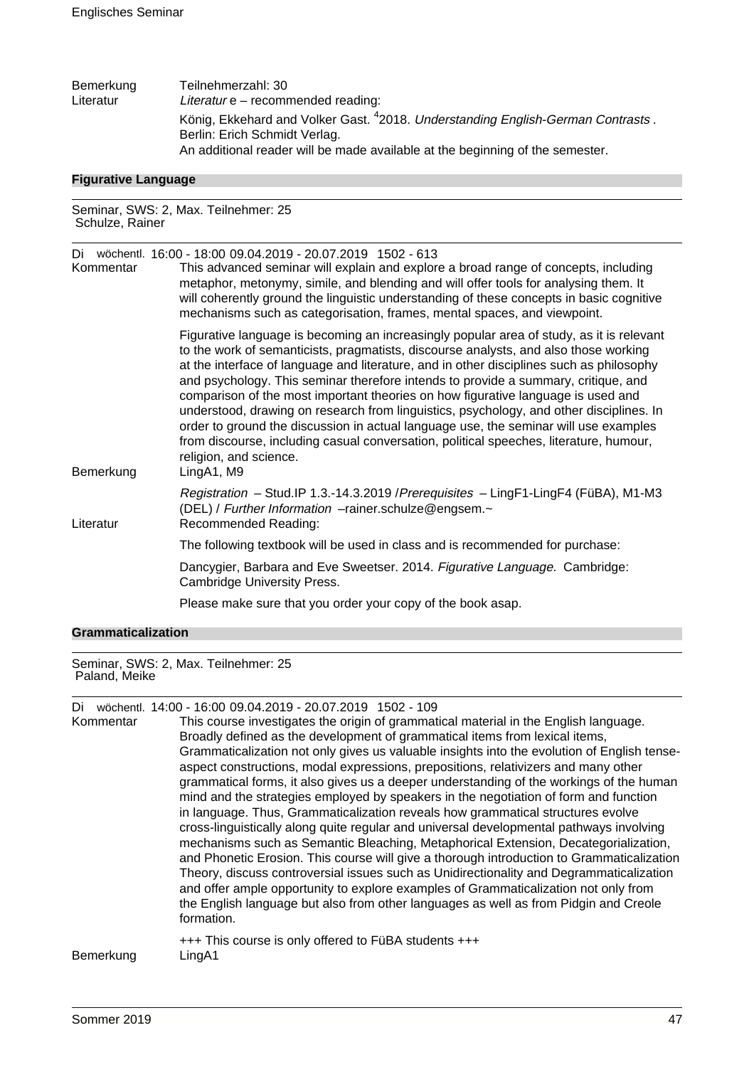| | |
|---|---|
| Bemerkung | Teilnehmerzahl: 30 |
| Literatur | *Literatur* e – recommended reading: |

König, Ekkehard and Volker Gast. [4]2018. *Understanding English-German Contrasts* . Berlin: Erich Schmidt Verlag.

An additional reader will be made available at the beginning of the semester.

## Figurative Language

Seminar, SWS: 2, Max. Teilnehmer: 25
Schulze, Rainer

Di wöchentl. 16:00 - 18:00 09.04.2019 - 20.07.2019 1502 - 613

**Kommentar**

This advanced seminar will explain and explore a broad range of concepts, including metaphor, metonymy, simile, and blending and will offer tools for analysing them. It will coherently ground the linguistic understanding of these concepts in basic cognitive mechanisms such as categorisation, frames, mental spaces, and viewpoint.

Figurative language is becoming an increasingly popular area of study, as it is relevant to the work of semanticists, pragmatists, discourse analysts, and also those working at the interface of language and literature, and in other disciplines such as philosophy and psychology. This seminar therefore intends to provide a summary, critique, and comparison of the most important theories on how figurative language is used and understood, drawing on research from linguistics, psychology, and other disciplines. In order to ground the discussion in actual language use, the seminar will use examples from discourse, including casual conversation, political speeches, literature, humour, religion, and science.

**Bemerkung**

LingA1, M9

*Registration* – Stud.IP 1.3.-14.3.2019 /*Prerequisites* – LingF1-LingF4 (FüBA), M1-M3 (DEL) / *Further Information* –rainer.schulze@engsem.~

**Literatur**

Recommended Reading:

The following textbook will be used in class and is recommended for purchase:

Dancygier, Barbara and Eve Sweetser. 2014. *Figurative Language*. Cambridge: Cambridge University Press.

Please make sure that you order your copy of the book asap.

## Grammaticalization

Seminar, SWS: 2, Max. Teilnehmer: 25
Paland, Meike

Di wöchentl. 14:00 - 16:00 09.04.2019 - 20.07.2019 1502 - 109

**Kommentar**

This course investigates the origin of grammatical material in the English language. Broadly defined as the development of grammatical items from lexical items, Grammaticalization not only gives us valuable insights into the evolution of English tense-aspect constructions, modal expressions, prepositions, relativizers and many other grammatical forms, it also gives us a deeper understanding of the workings of the human mind and the strategies employed by speakers in the negotiation of form and function in language. Thus, Grammaticalization reveals how grammatical structures evolve cross-linguistically along quite regular and universal developmental pathways involving mechanisms such as Semantic Bleaching, Metaphorical Extension, Decategorialization, and Phonetic Erosion. This course will give a thorough introduction to Grammaticalization Theory, discuss controversial issues such as Unidirectionality and Degrammaticalization and offer ample opportunity to explore examples of Grammaticalization not only from the English language but also from other languages as well as from Pidgin and Creole formation.

+++ This course is only offered to FüBA students +++

**Bemerkung**

LingA1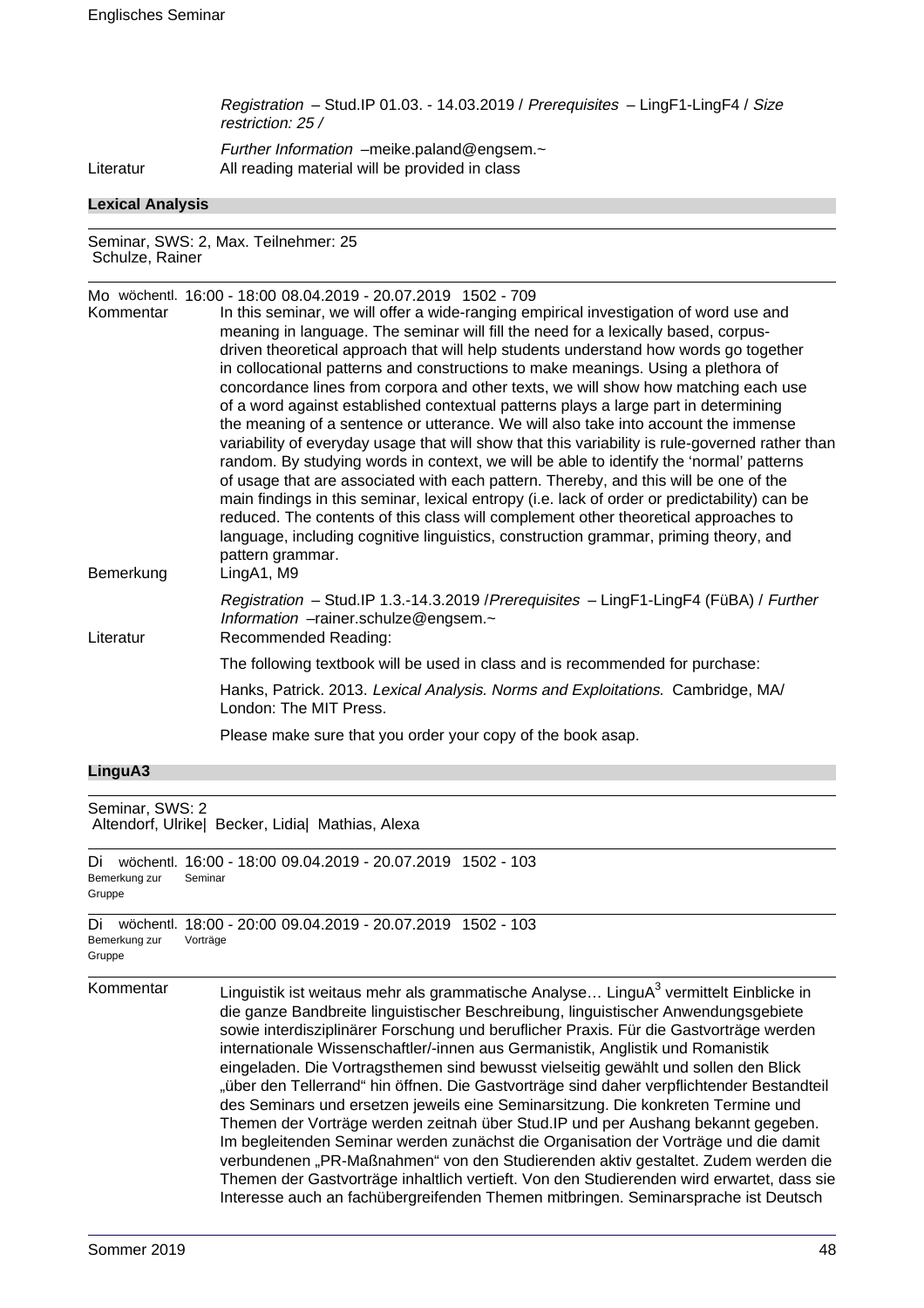| | |
|---|---|
| | *Registration* – Stud.IP 01.03. - 14.03.2019 / *Prerequisites* – LingF1-LingF4 / *Size restriction: 25 /* |
| | *Further Information* –meike.paland@engsem.~ |
| Literatur | All reading material will be provided in class |

## Lexical Analysis

Seminar, SWS: 2, Max. Teilnehmer: 25
Schulze, Rainer

Mo wöchentl. 16:00 - 18:00 08.04.2019 - 20.07.2019 1502 - 709

| | |
|---|---|
| Kommentar | In this seminar, we will offer a wide-ranging empirical investigation of word use and meaning in language. The seminar will fill the need for a lexically based, corpus-driven theoretical approach that will help students understand how words go together in collocational patterns and constructions to make meanings. Using a plethora of concordance lines from corpora and other texts, we will show how matching each use of a word against established contextual patterns plays a large part in determining the meaning of a sentence or utterance. We will also take into account the immense variability of everyday usage that will show that this variability is rule-governed rather than random. By studying words in context, we will be able to identify the 'normal' patterns of usage that are associated with each pattern. Thereby, and this will be one of the main findings in this seminar, lexical entropy (i.e. lack of order or predictability) can be reduced. The contents of this class will complement other theoretical approaches to language, including cognitive linguistics, construction grammar, priming theory, and pattern grammar. |
| Bemerkung | LingA1, M9 |
| | *Registration* – Stud.IP 1.3.-14.3.2019 /*Prerequisites* – LingF1-LingF4 (FüBA) / *Further Information* –rainer.schulze@engsem.~ |
| Literatur | Recommended Reading: |
| | The following textbook will be used in class and is recommended for purchase: |
| | Hanks, Patrick. 2013. *Lexical Analysis. Norms and Exploitations.* Cambridge, MA/ London: The MIT Press. |
| | Please make sure that you order your copy of the book asap. |

## LinguA3

Seminar, SWS: 2
Altendorf, Ulrike| Becker, Lidia| Mathias, Alexa

Di wöchentl. 16:00 - 18:00 09.04.2019 - 20.07.2019 1502 - 103
Bemerkung zur Gruppe: Seminar

Di wöchentl. 18:00 - 20:00 09.04.2019 - 20.07.2019 1502 - 103
Bemerkung zur Gruppe: Vorträge

| | |
|---|---|
| Kommentar | Linguistik ist weitaus mehr als grammatische Analyse… LinguA[3] vermittelt Einblicke in die ganze Bandbreite linguistischer Beschreibung, linguistischer Anwendungsgebiete sowie interdisziplinärer Forschung und beruflicher Praxis. Für die Gastvorträge werden internationale Wissenschaftler/-innen aus Germanistik, Anglistik und Romanistik eingeladen. Die Vortragsthemen sind bewusst vielseitig gewählt und sollen den Blick „über den Tellerrand" hin öffnen. Die Gastvorträge sind daher verpflichtender Bestandteil des Seminars und ersetzen jeweils eine Seminarsitzung. Die konkreten Termine und Themen der Vorträge werden zeitnah über Stud.IP und per Aushang bekannt gegeben. Im begleitenden Seminar werden zunächst die Organisation der Vorträge und die damit verbundenen „PR-Maßnahmen" von den Studierenden aktiv gestaltet. Zudem werden die Themen der Gastvorträge inhaltlich vertieft. Von den Studierenden wird erwartet, dass sie Interesse auch an fachübergreifenden Themen mitbringen. Seminarsprache ist Deutsch |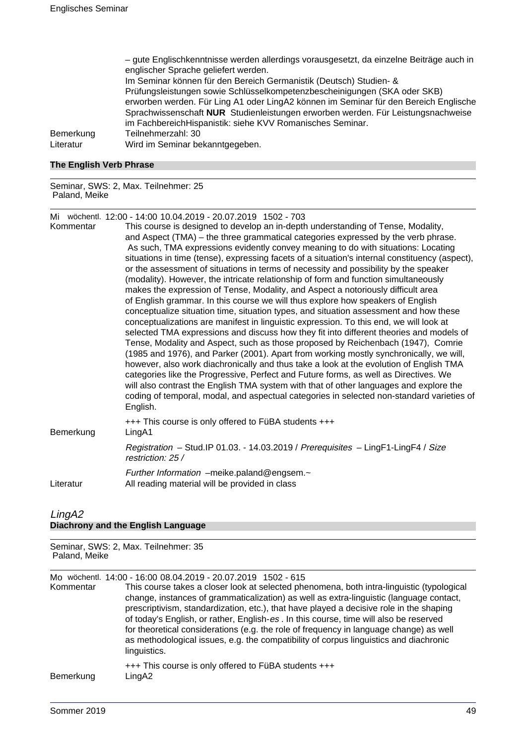– gute Englischkenntnisse werden allerdings vorausgesetzt, da einzelne Beiträge auch in englischer Sprache geliefert werden.
Im Seminar können für den Bereich Germanistik (Deutsch) Studien- & Prüfungsleistungen sowie Schlüsselkompetenzbescheinigungen (SKA oder SKB) erworben werden. Für Ling A1 oder LingA2 können im Seminar für den Bereich Englische Sprachwissenschaft **NUR** Studienleistungen erworben werden. Für Leistungsnachweise im FachbereichHispanistik: siehe KVV Romanisches Seminar.

Bemerkung: Teilnehmerzahl: 30

Literatur: Wird im Seminar bekanntgegeben.

### The English Verb Phrase

Seminar, SWS: 2, Max. Teilnehmer: 25
Paland, Meike

Mi wöchentl. 12:00 - 14:00 10.04.2019 - 20.07.2019 1502 - 703

Kommentar: This course is designed to develop an in-depth understanding of Tense, Modality, and Aspect (TMA) – the three grammatical categories expressed by the verb phrase. As such, TMA expressions evidently convey meaning to do with situations: Locating situations in time (tense), expressing facets of a situation's internal constituency (aspect), or the assessment of situations in terms of necessity and possibility by the speaker (modality). However, the intricate relationship of form and function simultaneously makes the expression of Tense, Modality, and Aspect a notoriously difficult area of English grammar. In this course we will thus explore how speakers of English conceptualize situation time, situation types, and situation assessment and how these conceptualizations are manifest in linguistic expression. To this end, we will look at selected TMA expressions and discuss how they fit into different theories and models of Tense, Modality and Aspect, such as those proposed by Reichenbach (1947), Comrie (1985 and 1976), and Parker (2001). Apart from working mostly synchronically, we will, however, also work diachronically and thus take a look at the evolution of English TMA categories like the Progressive, Perfect and Future forms, as well as Directives. We will also contrast the English TMA system with that of other languages and explore the coding of temporal, modal, and aspectual categories in selected non-standard varieties of English.

+++ This course is only offered to FüBA students +++

Bemerkung: LingA1

*Registration* – Stud.IP 01.03. - 14.03.2019 / *Prerequisites* – LingF1-LingF4 / *Size restriction: 25 /*

*Further Information* –meike.paland@engsem.~

Literatur: All reading material will be provided in class

## *LingA2*

### Diachrony and the English Language

Seminar, SWS: 2, Max. Teilnehmer: 35
Paland, Meike

Mo wöchentl. 14:00 - 16:00 08.04.2019 - 20.07.2019 1502 - 615

Kommentar: This course takes a closer look at selected phenomena, both intra-linguistic (typological change, instances of grammaticalization) as well as extra-linguistic (language contact, prescriptivism, standardization, etc.), that have played a decisive role in the shaping of today's English, or rather, English-*es* . In this course, time will also be reserved for theoretical considerations (e.g. the role of frequency in language change) as well as methodological issues, e.g. the compatibility of corpus linguistics and diachronic linguistics.

+++ This course is only offered to FüBA students +++

Bemerkung: LingA2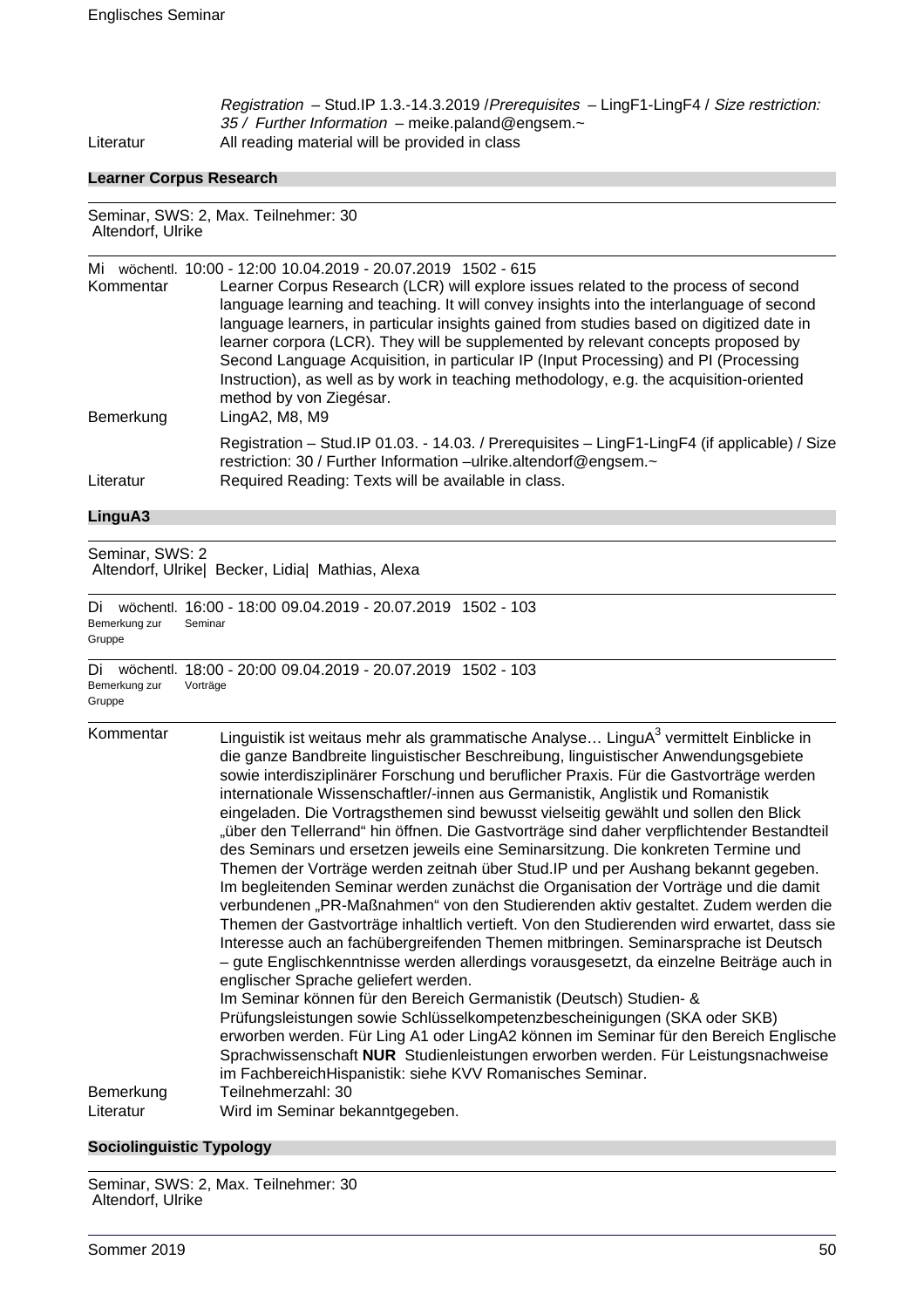*Registration* – Stud.IP 1.3.-14.3.2019 /*Prerequisites* – LingF1-LingF4 / *Size restriction: 35 / Further Information* – meike.paland@engsem.~

Literatur: All reading material will be provided in class

## Learner Corpus Research

Seminar, SWS: 2, Max. Teilnehmer: 30
Altendorf, Ulrike

Mi wöchentl. 10:00 - 12:00 10.04.2019 - 20.07.2019 1502 - 615

Kommentar: Learner Corpus Research (LCR) will explore issues related to the process of second language learning and teaching. It will convey insights into the interlanguage of second language learners, in particular insights gained from studies based on digitized date in learner corpora (LCR). They will be supplemented by relevant concepts proposed by Second Language Acquisition, in particular IP (Input Processing) and PI (Processing Instruction), as well as by work in teaching methodology, e.g. the acquisition-oriented method by von Ziegésar.

Bemerkung: LingA2, M8, M9

Registration – Stud.IP 01.03. - 14.03. / Prerequisites – LingF1-LingF4 (if applicable) / Size restriction: 30 / Further Information –ulrike.altendorf@engsem.~

Literatur: Required Reading: Texts will be available in class.

## LinguA3

Seminar, SWS: 2
Altendorf, Ulrike| Becker, Lidia| Mathias, Alexa

Di wöchentl. 16:00 - 18:00 09.04.2019 - 20.07.2019 1502 - 103
Bemerkung zur Gruppe: Seminar

Di wöchentl. 18:00 - 20:00 09.04.2019 - 20.07.2019 1502 - 103
Bemerkung zur Gruppe: Vorträge

Kommentar: Linguistik ist weitaus mehr als grammatische Analyse… LinguA$^3$ vermittelt Einblicke in die ganze Bandbreite linguistischer Beschreibung, linguistischer Anwendungsgebiete sowie interdisziplinärer Forschung und beruflicher Praxis. Für die Gastvorträge werden internationale Wissenschaftler/-innen aus Germanistik, Anglistik und Romanistik eingeladen. Die Vortragsthemen sind bewusst vielseitig gewählt und sollen den Blick „über den Tellerrand" hin öffnen. Die Gastvorträge sind daher verpflichtender Bestandteil des Seminars und ersetzen jeweils eine Seminarsitzung. Die konkreten Termine und Themen der Vorträge werden zeitnah über Stud.IP und per Aushang bekannt gegeben. Im begleitenden Seminar werden zunächst die Organisation der Vorträge und die damit verbundenen „PR-Maßnahmen" von den Studierenden aktiv gestaltet. Zudem werden die Themen der Gastvorträge inhaltlich vertieft. Von den Studierenden wird erwartet, dass sie Interesse auch an fachübergreifenden Themen mitbringen. Seminarsprache ist Deutsch – gute Englischkenntnisse werden allerdings vorausgesetzt, da einzelne Beiträge auch in englischer Sprache geliefert werden.
Im Seminar können für den Bereich Germanistik (Deutsch) Studien- & Prüfungsleistungen sowie Schlüsselkompetenzbescheinigungen (SKA oder SKB) erworben werden. Für Ling A1 oder LingA2 können im Seminar für den Bereich Englische Sprachwissenschaft **NUR** Studienleistungen erworben werden. Für Leistungsnachweise im FachbereichHispanistik: siehe KVV Romanisches Seminar.

Bemerkung: Teilnehmerzahl: 30

Literatur: Wird im Seminar bekanntgegeben.

## Sociolinguistic Typology

Seminar, SWS: 2, Max. Teilnehmer: 30
Altendorf, Ulrike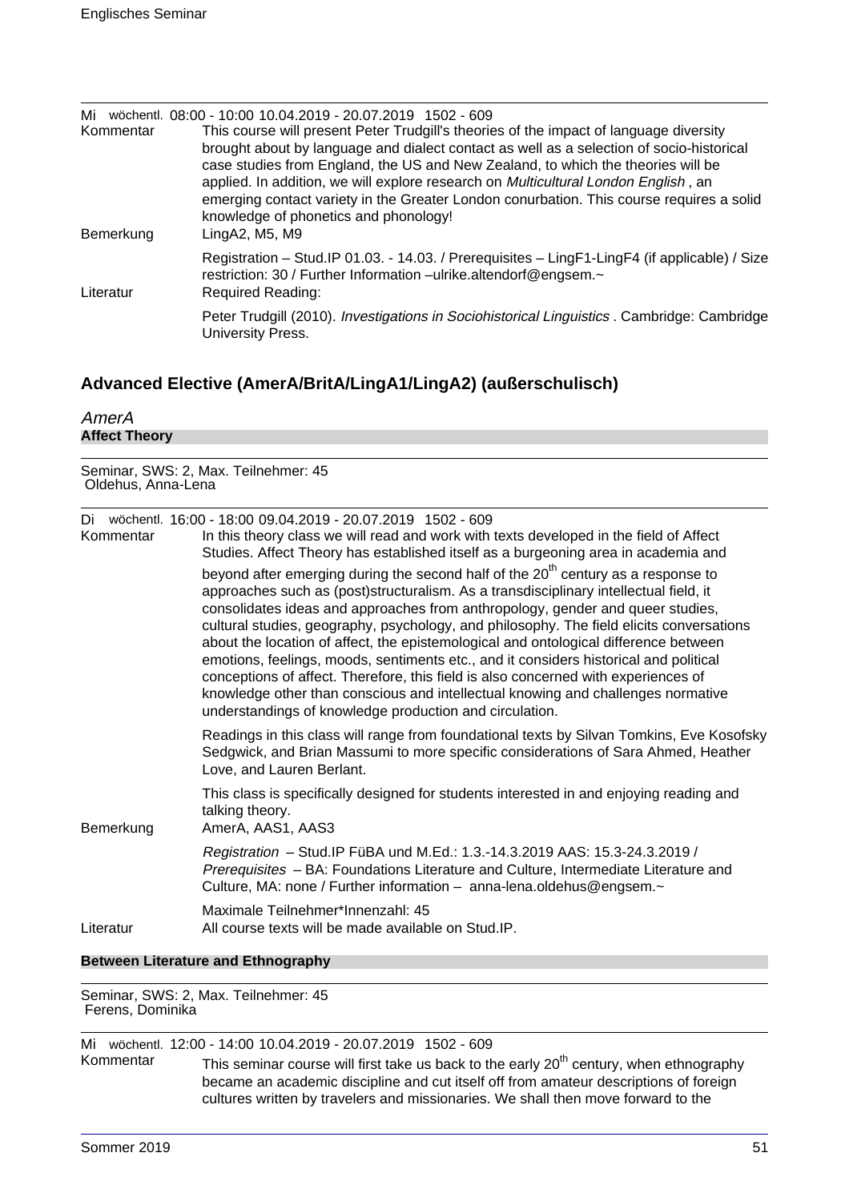Mi wöchentl. 08:00 - 10:00 10.04.2019 - 20.07.2019 1502 - 609

Kommentar
This course will present Peter Trudgill's theories of the impact of language diversity brought about by language and dialect contact as well as a selection of socio-historical case studies from England, the US and New Zealand, to which the theories will be applied. In addition, we will explore research on *Multicultural London English* , an emerging contact variety in the Greater London conurbation. This course requires a solid knowledge of phonetics and phonology!

Bemerkung
LingA2, M5, M9

Registration – Stud.IP 01.03. - 14.03. / Prerequisites – LingF1-LingF4 (if applicable) / Size restriction: 30 / Further Information –ulrike.altendorf@engsem.~

Literatur
Required Reading:

Peter Trudgill (2010). *Investigations in Sociohistorical Linguistics* . Cambridge: Cambridge University Press.

## Advanced Elective (AmerA/BritA/LingA1/LingA2) (außerschulisch)

### *AmerA*

**Affect Theory**

Seminar, SWS: 2, Max. Teilnehmer: 45
Oldehus, Anna-Lena

Di wöchentl. 16:00 - 18:00 09.04.2019 - 20.07.2019 1502 - 609

Kommentar
In this theory class we will read and work with texts developed in the field of Affect Studies. Affect Theory has established itself as a burgeoning area in academia and beyond after emerging during the second half of the 20th century as a response to approaches such as (post)structuralism. As a transdisciplinary intellectual field, it consolidates ideas and approaches from anthropology, gender and queer studies, cultural studies, geography, psychology, and philosophy. The field elicits conversations about the location of affect, the epistemological and ontological difference between emotions, feelings, moods, sentiments etc., and it considers historical and political conceptions of affect. Therefore, this field is also concerned with experiences of knowledge other than conscious and intellectual knowing and challenges normative understandings of knowledge production and circulation.

Readings in this class will range from foundational texts by Silvan Tomkins, Eve Kosofsky Sedgwick, and Brian Massumi to more specific considerations of Sara Ahmed, Heather Love, and Lauren Berlant.

This class is specifically designed for students interested in and enjoying reading and talking theory.

Bemerkung
AmerA, AAS1, AAS3

*Registration* – Stud.IP FüBA und M.Ed.: 1.3.-14.3.2019 AAS: 15.3-24.3.2019 / *Prerequisites* – BA: Foundations Literature and Culture, Intermediate Literature and Culture, MA: none / Further information – anna-lena.oldehus@engsem.~

Maximale Teilnehmer*Innenzahl: 45

Literatur
All course texts will be made available on Stud.IP.

**Between Literature and Ethnography**

Seminar, SWS: 2, Max. Teilnehmer: 45
Ferens, Dominika

Mi wöchentl. 12:00 - 14:00 10.04.2019 - 20.07.2019 1502 - 609

Kommentar
This seminar course will first take us back to the early 20th century, when ethnography became an academic discipline and cut itself off from amateur descriptions of foreign cultures written by travelers and missionaries. We shall then move forward to the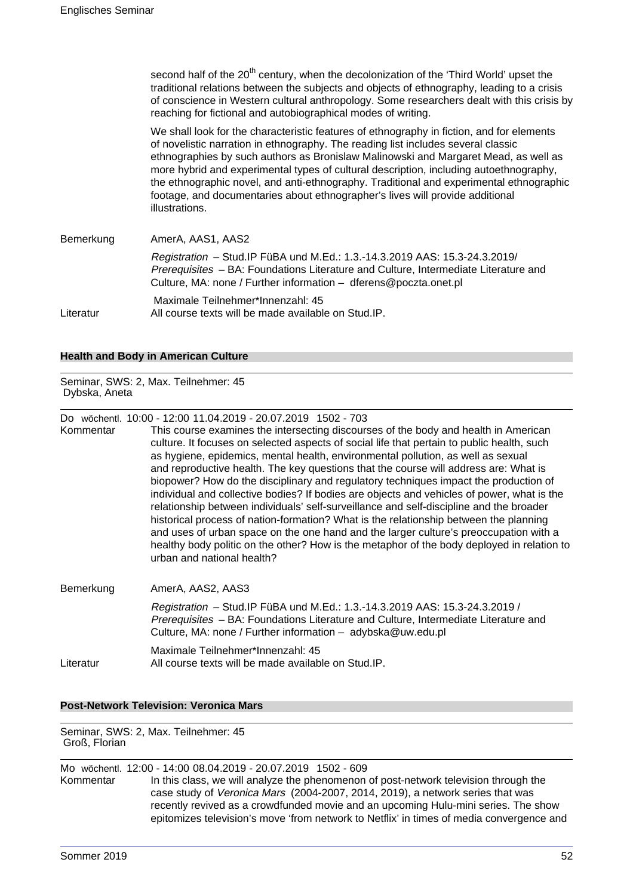second half of the 20th century, when the decolonization of the 'Third World' upset the traditional relations between the subjects and objects of ethnography, leading to a crisis of conscience in Western cultural anthropology. Some researchers dealt with this crisis by reaching for fictional and autobiographical modes of writing.

We shall look for the characteristic features of ethnography in fiction, and for elements of novelistic narration in ethnography. The reading list includes several classic ethnographies by such authors as Bronislaw Malinowski and Margaret Mead, as well as more hybrid and experimental types of cultural description, including autoethnography, the ethnographic novel, and anti-ethnography. Traditional and experimental ethnographic footage, and documentaries about ethnographer's lives will provide additional illustrations.

Bemerkung: AmerA, AAS1, AAS2

*Registration* – Stud.IP FüBA und M.Ed.: 1.3.-14.3.2019 AAS: 15.3-24.3.2019/ *Prerequisites* – BA: Foundations Literature and Culture, Intermediate Literature and Culture, MA: none / Further information – dferens@poczta.onet.pl

Maximale Teilnehmer*Innenzahl: 45

Literatur: All course texts will be made available on Stud.IP.

### Health and Body in American Culture

Seminar, SWS: 2, Max. Teilnehmer: 45
Dybska, Aneta

Do wöchentl. 10:00 - 12:00 11.04.2019 - 20.07.2019 1502 - 703

Kommentar: This course examines the intersecting discourses of the body and health in American culture. It focuses on selected aspects of social life that pertain to public health, such as hygiene, epidemics, mental health, environmental pollution, as well as sexual and reproductive health. The key questions that the course will address are: What is biopower? How do the disciplinary and regulatory techniques impact the production of individual and collective bodies? If bodies are objects and vehicles of power, what is the relationship between individuals' self-surveillance and self-discipline and the broader historical process of nation-formation? What is the relationship between the planning and uses of urban space on the one hand and the larger culture's preoccupation with a healthy body politic on the other? How is the metaphor of the body deployed in relation to urban and national health?

Bemerkung: AmerA, AAS2, AAS3

*Registration* – Stud.IP FüBA und M.Ed.: 1.3.-14.3.2019 AAS: 15.3-24.3.2019 / *Prerequisites* – BA: Foundations Literature and Culture, Intermediate Literature and Culture, MA: none / Further information – adybska@uw.edu.pl

Maximale Teilnehmer*Innenzahl: 45

Literatur: All course texts will be made available on Stud.IP.

### Post-Network Television: Veronica Mars

Seminar, SWS: 2, Max. Teilnehmer: 45
Groß, Florian

Mo wöchentl. 12:00 - 14:00 08.04.2019 - 20.07.2019 1502 - 609

Kommentar: In this class, we will analyze the phenomenon of post-network television through the case study of *Veronica Mars* (2004-2007, 2014, 2019), a network series that was recently revived as a crowdfunded movie and an upcoming Hulu-mini series. The show epitomizes television's move 'from network to Netflix' in times of media convergence and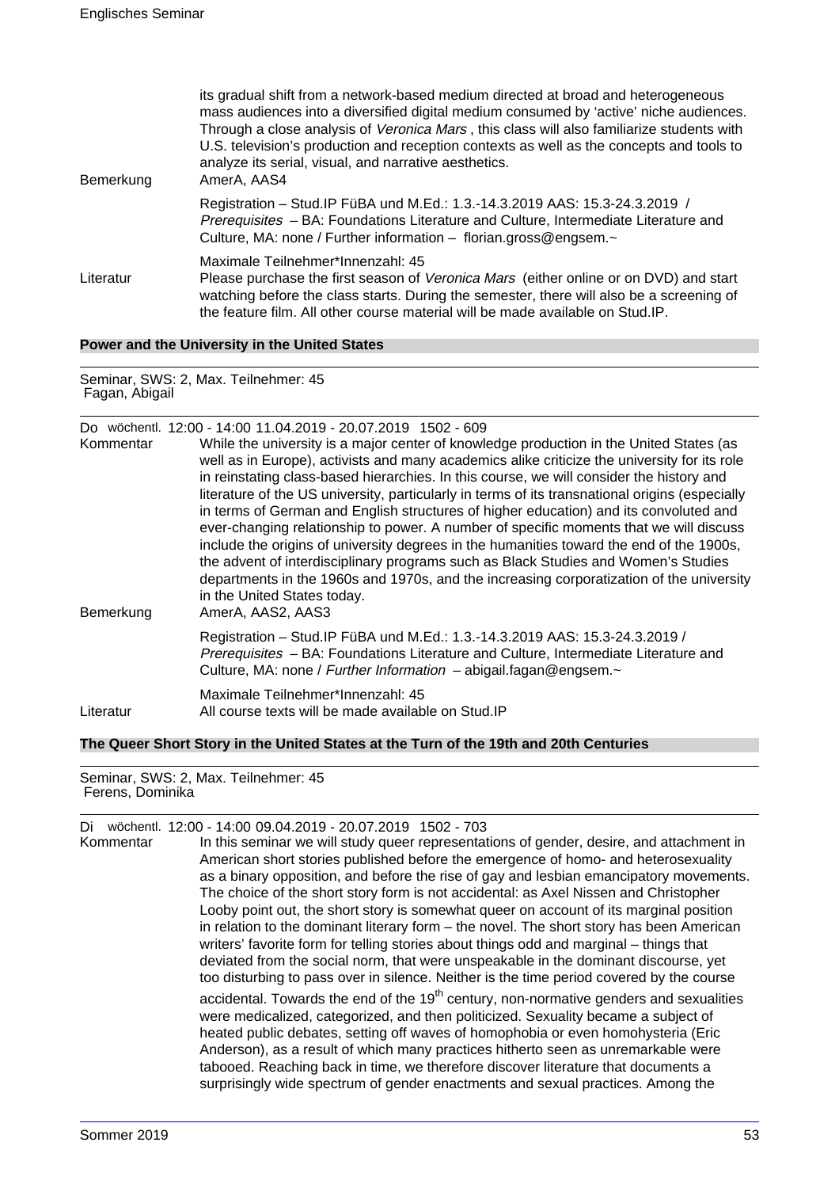its gradual shift from a network-based medium directed at broad and heterogeneous mass audiences into a diversified digital medium consumed by 'active' niche audiences. Through a close analysis of *Veronica Mars* , this class will also familiarize students with U.S. television's production and reception contexts as well as the concepts and tools to analyze its serial, visual, and narrative aesthetics.

Bemerkung AmerA, AAS4

Registration – Stud.IP FüBA und M.Ed.: 1.3.-14.3.2019 AAS: 15.3-24.3.2019 / *Prerequisites* – BA: Foundations Literature and Culture, Intermediate Literature and Culture, MA: none / Further information – florian.gross@engsem.~

Maximale Teilnehmer*Innenzahl: 45

Literatur Please purchase the first season of *Veronica Mars* (either online or on DVD) and start watching before the class starts. During the semester, there will also be a screening of the feature film. All other course material will be made available on Stud.IP.

## Power and the University in the United States

Seminar, SWS: 2, Max. Teilnehmer: 45
Fagan, Abigail

Do wöchentl. 12:00 - 14:00 11.04.2019 - 20.07.2019 1502 - 609

Kommentar While the university is a major center of knowledge production in the United States (as well as in Europe), activists and many academics alike criticize the university for its role in reinstating class-based hierarchies. In this course, we will consider the history and literature of the US university, particularly in terms of its transnational origins (especially in terms of German and English structures of higher education) and its convoluted and ever-changing relationship to power. A number of specific moments that we will discuss include the origins of university degrees in the humanities toward the end of the 1900s, the advent of interdisciplinary programs such as Black Studies and Women's Studies departments in the 1960s and 1970s, and the increasing corporatization of the university in the United States today.

Bemerkung AmerA, AAS2, AAS3

Registration – Stud.IP FüBA und M.Ed.: 1.3.-14.3.2019 AAS: 15.3-24.3.2019 / *Prerequisites* – BA: Foundations Literature and Culture, Intermediate Literature and Culture, MA: none / *Further Information* – abigail.fagan@engsem.~

Maximale Teilnehmer*Innenzahl: 45

Literatur All course texts will be made available on Stud.IP

## The Queer Short Story in the United States at the Turn of the 19th and 20th Centuries

Seminar, SWS: 2, Max. Teilnehmer: 45
Ferens, Dominika

Di wöchentl. 12:00 - 14:00 09.04.2019 - 20.07.2019 1502 - 703

Kommentar In this seminar we will study queer representations of gender, desire, and attachment in American short stories published before the emergence of homo- and heterosexuality as a binary opposition, and before the rise of gay and lesbian emancipatory movements. The choice of the short story form is not accidental: as Axel Nissen and Christopher Looby point out, the short story is somewhat queer on account of its marginal position in relation to the dominant literary form – the novel. The short story has been American writers' favorite form for telling stories about things odd and marginal – things that deviated from the social norm, that were unspeakable in the dominant discourse, yet too disturbing to pass over in silence. Neither is the time period covered by the course accidental. Towards the end of the 19th century, non-normative genders and sexualities were medicalized, categorized, and then politicized. Sexuality became a subject of heated public debates, setting off waves of homophobia or even homohysteria (Eric Anderson), as a result of which many practices hitherto seen as unremarkable were tabooed. Reaching back in time, we therefore discover literature that documents a surprisingly wide spectrum of gender enactments and sexual practices. Among the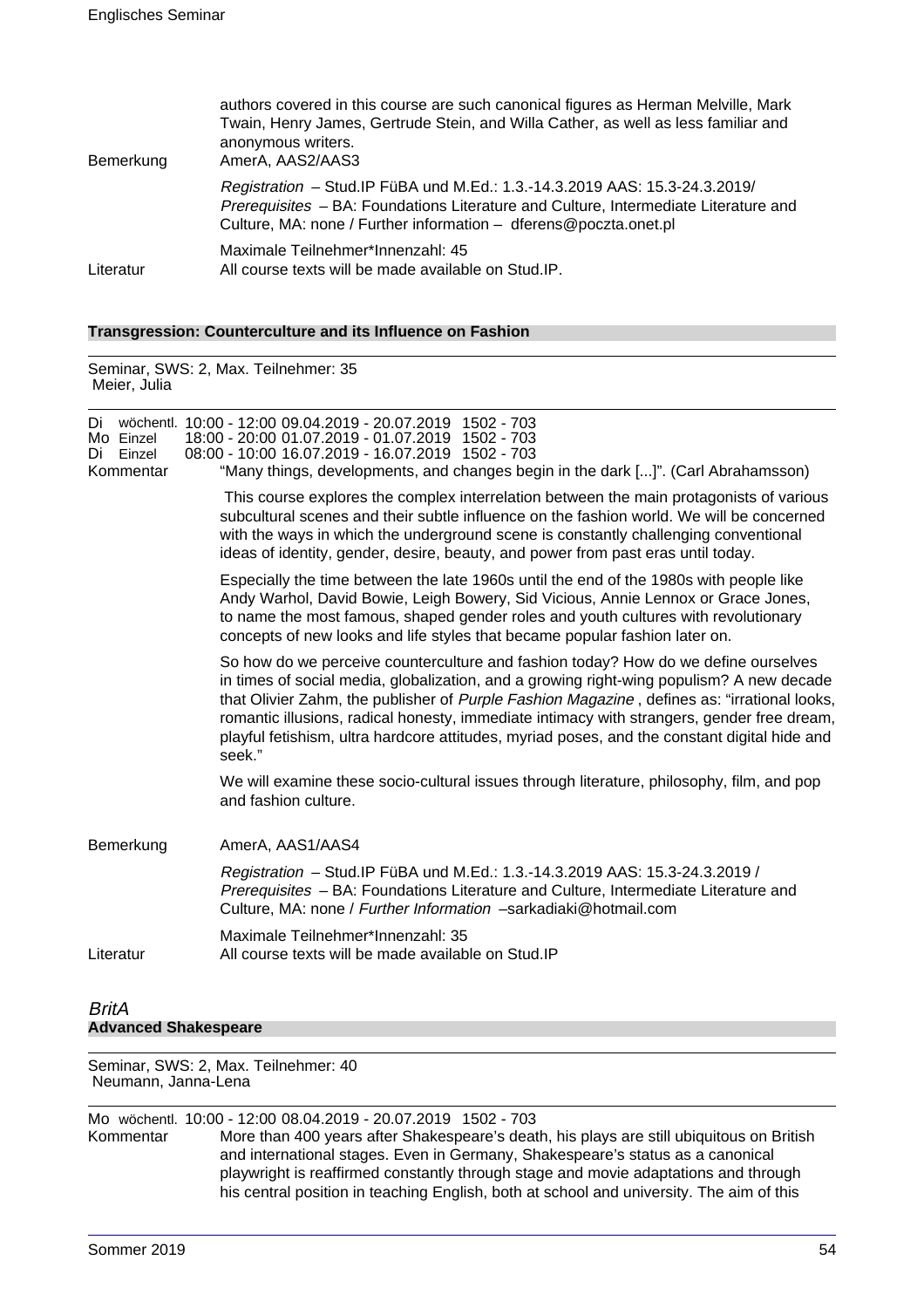authors covered in this course are such canonical figures as Herman Melville, Mark Twain, Henry James, Gertrude Stein, and Willa Cather, as well as less familiar and anonymous writers.

Bemerkung AmerA, AAS2/AAS3

*Registration* – Stud.IP FüBA und M.Ed.: 1.3.-14.3.2019 AAS: 15.3-24.3.2019/ *Prerequisites* – BA: Foundations Literature and Culture, Intermediate Literature and Culture, MA: none / Further information – dferens@poczta.onet.pl

Maximale Teilnehmer*Innenzahl: 45

Literatur All course texts will be made available on Stud.IP.

**Transgression: Counterculture and its Influence on Fashion**

Seminar, SWS: 2, Max. Teilnehmer: 35
Meier, Julia

Di wöchentl. 10:00 - 12:00 09.04.2019 - 20.07.2019 1502 - 703
Mo Einzel 18:00 - 20:00 01.07.2019 - 01.07.2019 1502 - 703
Di Einzel 08:00 - 10:00 16.07.2019 - 16.07.2019 1502 - 703

Kommentar "Many things, developments, and changes begin in the dark [...]". (Carl Abrahamsson)

This course explores the complex interrelation between the main protagonists of various subcultural scenes and their subtle influence on the fashion world. We will be concerned with the ways in which the underground scene is constantly challenging conventional ideas of identity, gender, desire, beauty, and power from past eras until today.

Especially the time between the late 1960s until the end of the 1980s with people like Andy Warhol, David Bowie, Leigh Bowery, Sid Vicious, Annie Lennox or Grace Jones, to name the most famous, shaped gender roles and youth cultures with revolutionary concepts of new looks and life styles that became popular fashion later on.

So how do we perceive counterculture and fashion today? How do we define ourselves in times of social media, globalization, and a growing right-wing populism? A new decade that Olivier Zahm, the publisher of *Purple Fashion Magazine* , defines as: "irrational looks, romantic illusions, radical honesty, immediate intimacy with strangers, gender free dream, playful fetishism, ultra hardcore attitudes, myriad poses, and the constant digital hide and seek."

We will examine these socio-cultural issues through literature, philosophy, film, and pop and fashion culture.

Bemerkung AmerA, AAS1/AAS4

*Registration* – Stud.IP FüBA und M.Ed.: 1.3.-14.3.2019 AAS: 15.3-24.3.2019 / *Prerequisites* – BA: Foundations Literature and Culture, Intermediate Literature and Culture, MA: none / *Further Information* –sarkadiaki@hotmail.com

Maximale Teilnehmer*Innenzahl: 35

Literatur All course texts will be made available on Stud.IP

## *BritA*

**Advanced Shakespeare**

Seminar, SWS: 2, Max. Teilnehmer: 40
Neumann, Janna-Lena

Mo wöchentl. 10:00 - 12:00 08.04.2019 - 20.07.2019 1502 - 703

Kommentar More than 400 years after Shakespeare's death, his plays are still ubiquitous on British and international stages. Even in Germany, Shakespeare's status as a canonical playwright is reaffirmed constantly through stage and movie adaptations and through his central position in teaching English, both at school and university. The aim of this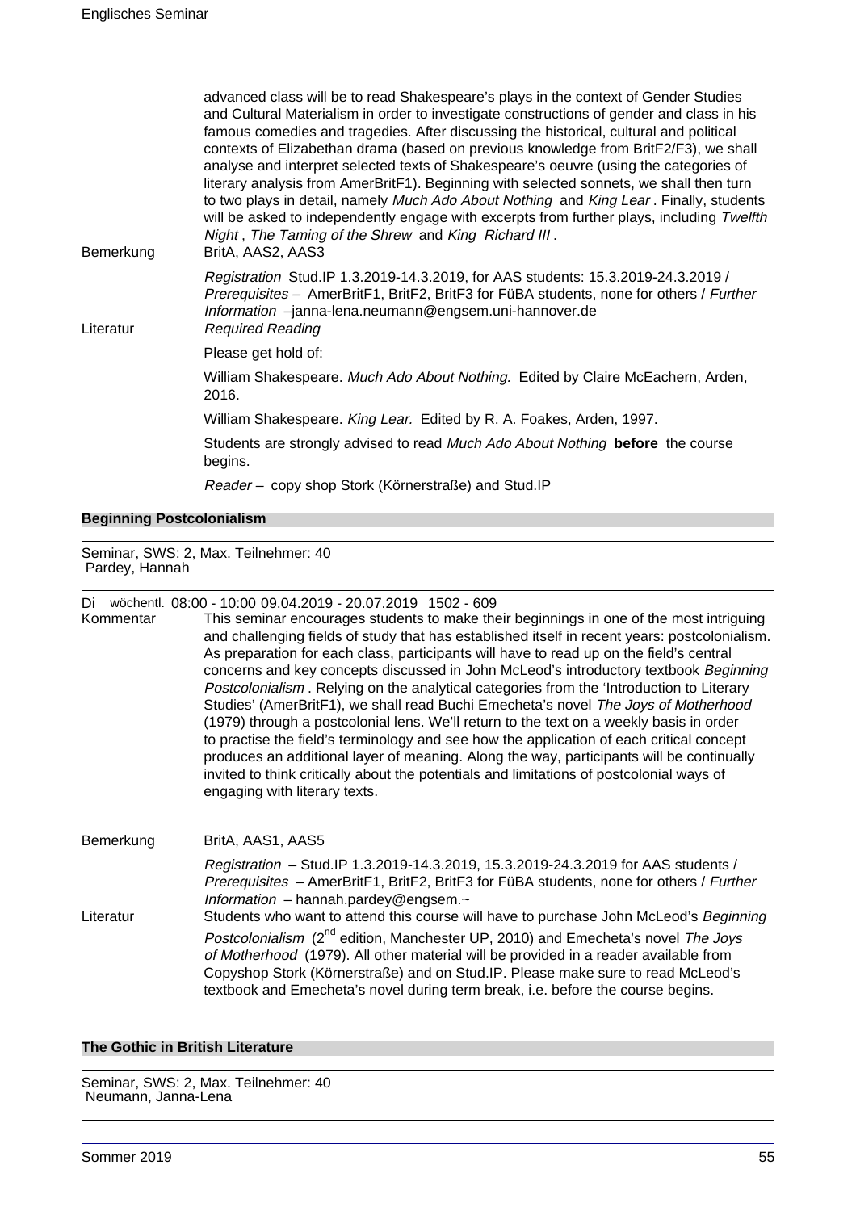advanced class will be to read Shakespeare's plays in the context of Gender Studies and Cultural Materialism in order to investigate constructions of gender and class in his famous comedies and tragedies. After discussing the historical, cultural and political contexts of Elizabethan drama (based on previous knowledge from BritF2/F3), we shall analyse and interpret selected texts of Shakespeare's oeuvre (using the categories of literary analysis from AmerBritF1). Beginning with selected sonnets, we shall then turn to two plays in detail, namely *Much Ado About Nothing* and *King Lear*. Finally, students will be asked to independently engage with excerpts from further plays, including *Twelfth Night*, *The Taming of the Shrew* and *King Richard III*.

Bemerkung: BritA, AAS2, AAS3

*Registration* Stud.IP 1.3.2019-14.3.2019, for AAS students: 15.3.2019-24.3.2019 / *Prerequisites* – AmerBritF1, BritF2, BritF3 for FüBA students, none for others / *Further Information* –janna-lena.neumann@engsem.uni-hannover.de

Literatur: *Required Reading*

Please get hold of:

William Shakespeare. *Much Ado About Nothing.* Edited by Claire McEachern, Arden, 2016.

William Shakespeare. *King Lear.* Edited by R. A. Foakes, Arden, 1997.

Students are strongly advised to read *Much Ado About Nothing* **before** the course begins.

*Reader* – copy shop Stork (Körnerstraße) and Stud.IP

### Beginning Postcolonialism

Seminar, SWS: 2, Max. Teilnehmer: 40
Pardey, Hannah

Di wöchentl. 08:00 - 10:00 09.04.2019 - 20.07.2019 1502 - 609

Kommentar: This seminar encourages students to make their beginnings in one of the most intriguing and challenging fields of study that has established itself in recent years: postcolonialism. As preparation for each class, participants will have to read up on the field's central concerns and key concepts discussed in John McLeod's introductory textbook *Beginning Postcolonialism*. Relying on the analytical categories from the 'Introduction to Literary Studies' (AmerBritF1), we shall read Buchi Emecheta's novel *The Joys of Motherhood* (1979) through a postcolonial lens. We'll return to the text on a weekly basis in order to practise the field's terminology and see how the application of each critical concept produces an additional layer of meaning. Along the way, participants will be continually invited to think critically about the potentials and limitations of postcolonial ways of engaging with literary texts.

Bemerkung: BritA, AAS1, AAS5

*Registration* – Stud.IP 1.3.2019-14.3.2019, 15.3.2019-24.3.2019 for AAS students / *Prerequisites* – AmerBritF1, BritF2, BritF3 for FüBA students, none for others / *Further Information* – hannah.pardey@engsem.~

Literatur: Students who want to attend this course will have to purchase John McLeod's *Beginning Postcolonialism* (2nd edition, Manchester UP, 2010) and Emecheta's novel *The Joys of Motherhood* (1979). All other material will be provided in a reader available from Copyshop Stork (Körnerstraße) and on Stud.IP. Please make sure to read McLeod's textbook and Emecheta's novel during term break, i.e. before the course begins.

### The Gothic in British Literature

Seminar, SWS: 2, Max. Teilnehmer: 40
Neumann, Janna-Lena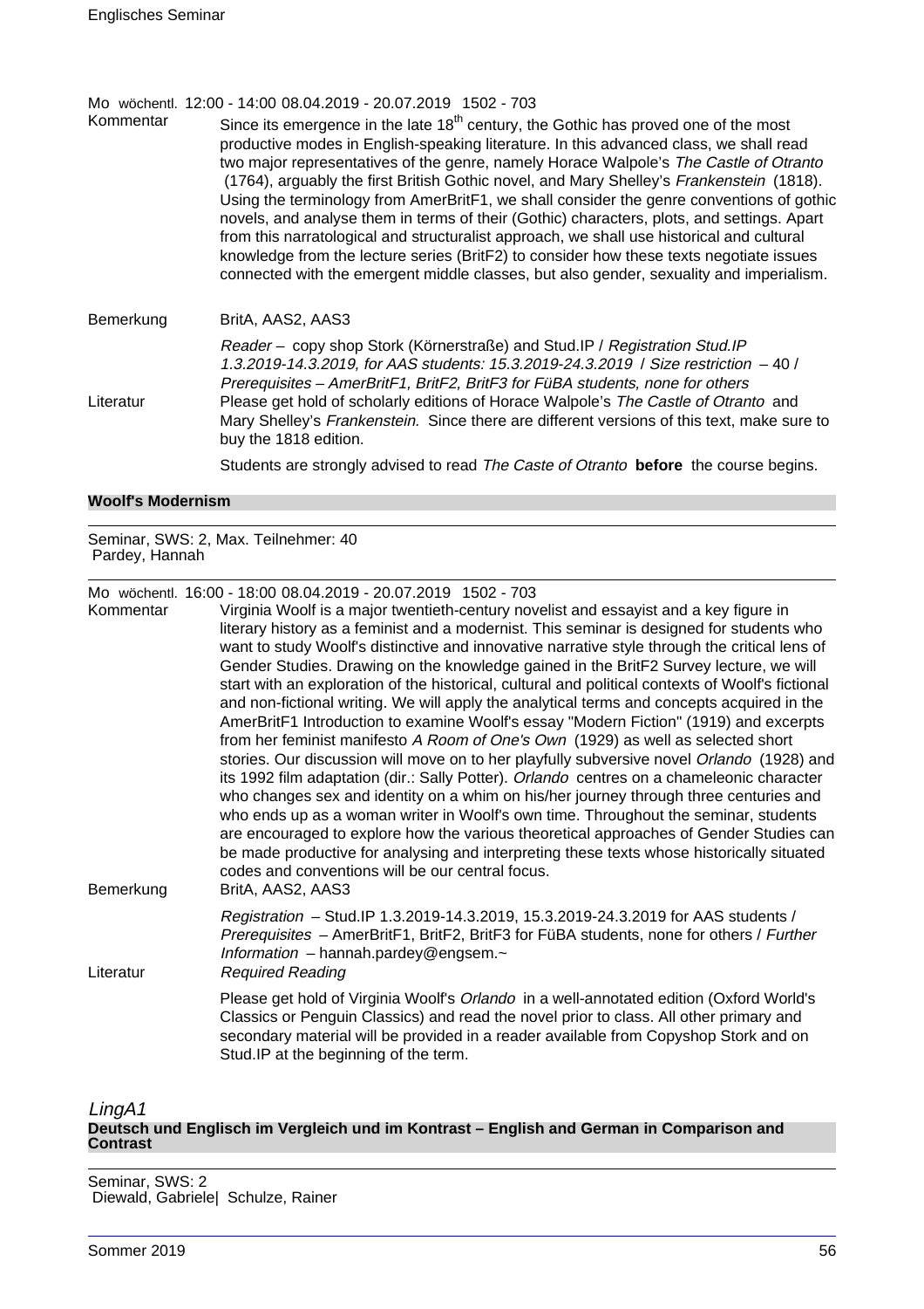Mo wöchentl. 12:00 - 14:00 08.04.2019 - 20.07.2019 1502 - 703

Kommentar

Since its emergence in the late 18th century, the Gothic has proved one of the most productive modes in English-speaking literature. In this advanced class, we shall read two major representatives of the genre, namely Horace Walpole's *The Castle of Otranto* (1764), arguably the first British Gothic novel, and Mary Shelley's *Frankenstein* (1818). Using the terminology from AmerBritF1, we shall consider the genre conventions of gothic novels, and analyse them in terms of their (Gothic) characters, plots, and settings. Apart from this narratological and structuralist approach, we shall use historical and cultural knowledge from the lecture series (BritF2) to consider how these texts negotiate issues connected with the emergent middle classes, but also gender, sexuality and imperialism.

Bemerkung

BritA, AAS2, AAS3

*Reader* – copy shop Stork (Körnerstraße) and Stud.IP / *Registration Stud.IP 1.3.2019-14.3.2019, for AAS students: 15.3.2019-24.3.2019* / *Size restriction* – 40 / *Prerequisites – AmerBritF1, BritF2, BritF3 for FüBA students, none for others*

Literatur

Please get hold of scholarly editions of Horace Walpole's *The Castle of Otranto* and Mary Shelley's *Frankenstein.* Since there are different versions of this text, make sure to buy the 1818 edition.

Students are strongly advised to read *The Caste of Otranto* **before** the course begins.

## Woolf's Modernism

Seminar, SWS: 2, Max. Teilnehmer: 40
Pardey, Hannah

Mo wöchentl. 16:00 - 18:00 08.04.2019 - 20.07.2019 1502 - 703

Kommentar

Virginia Woolf is a major twentieth-century novelist and essayist and a key figure in literary history as a feminist and a modernist. This seminar is designed for students who want to study Woolf's distinctive and innovative narrative style through the critical lens of Gender Studies. Drawing on the knowledge gained in the BritF2 Survey lecture, we will start with an exploration of the historical, cultural and political contexts of Woolf's fictional and non-fictional writing. We will apply the analytical terms and concepts acquired in the AmerBritF1 Introduction to examine Woolf's essay "Modern Fiction" (1919) and excerpts from her feminist manifesto *A Room of One's Own* (1929) as well as selected short stories. Our discussion will move on to her playfully subversive novel *Orlando* (1928) and its 1992 film adaptation (dir.: Sally Potter). *Orlando* centres on a chameleonic character who changes sex and identity on a whim on his/her journey through three centuries and who ends up as a woman writer in Woolf's own time. Throughout the seminar, students are encouraged to explore how the various theoretical approaches of Gender Studies can be made productive for analysing and interpreting these texts whose historically situated codes and conventions will be our central focus.

Bemerkung

BritA, AAS2, AAS3

*Registration* – Stud.IP 1.3.2019-14.3.2019, 15.3.2019-24.3.2019 for AAS students / *Prerequisites* – AmerBritF1, BritF2, BritF3 for FüBA students, none for others / *Further Information* – hannah.pardey@engsem.~

Literatur

*Required Reading*

Please get hold of Virginia Woolf's *Orlando* in a well-annotated edition (Oxford World's Classics or Penguin Classics) and read the novel prior to class. All other primary and secondary material will be provided in a reader available from Copyshop Stork and on Stud.IP at the beginning of the term.

# *LingA1*

## Deutsch und Englisch im Vergleich und im Kontrast – English and German in Comparison and Contrast

Seminar, SWS: 2
Diewald, Gabriele| Schulze, Rainer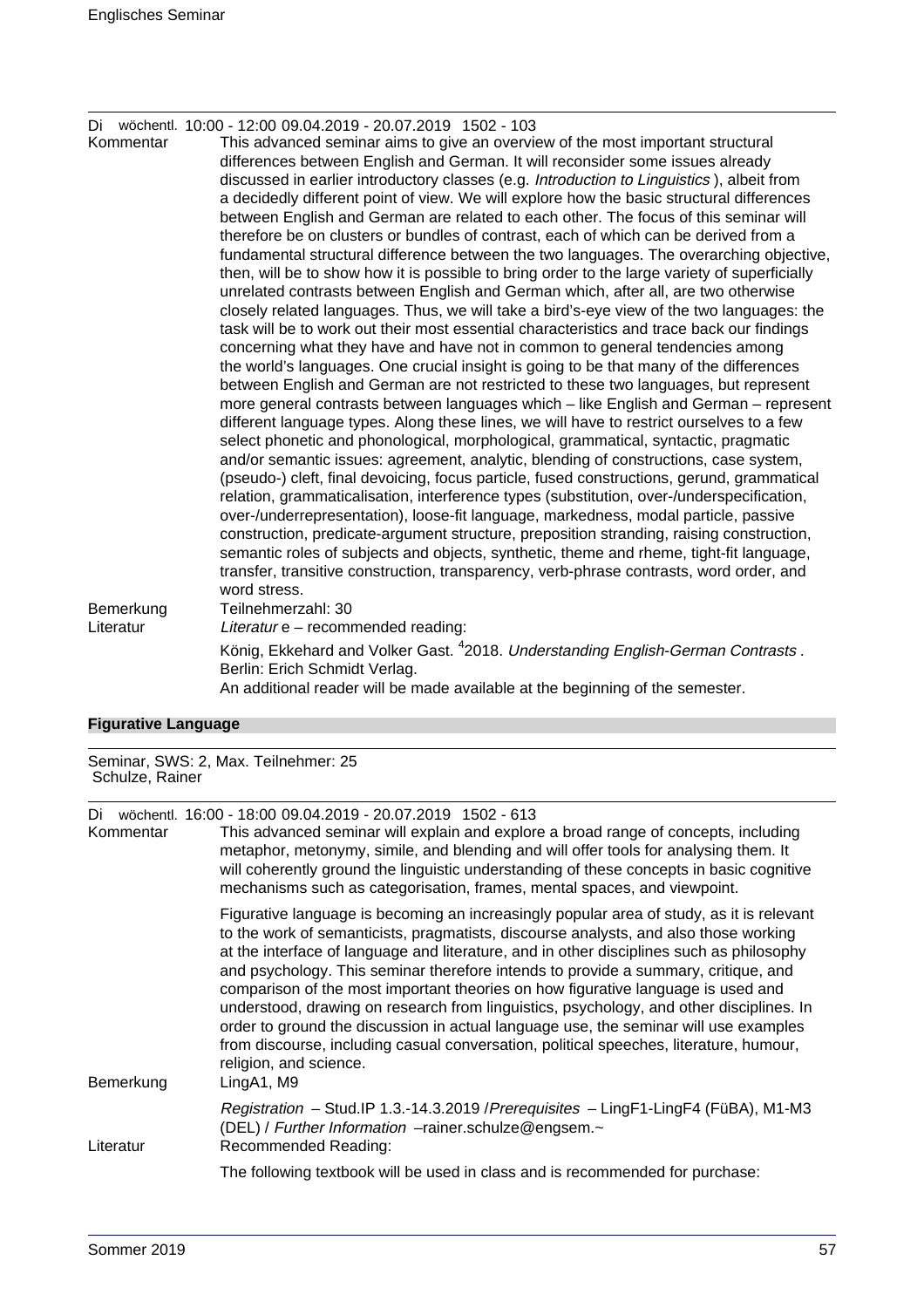Di wöchentl. 10:00 - 12:00 09.04.2019 - 20.07.2019 1502 - 103

Kommentar

This advanced seminar aims to give an overview of the most important structural differences between English and German. It will reconsider some issues already discussed in earlier introductory classes (e.g. *Introduction to Linguistics* ), albeit from a decidedly different point of view. We will explore how the basic structural differences between English and German are related to each other. The focus of this seminar will therefore be on clusters or bundles of contrast, each of which can be derived from a fundamental structural difference between the two languages. The overarching objective, then, will be to show how it is possible to bring order to the large variety of superficially unrelated contrasts between English and German which, after all, are two otherwise closely related languages. Thus, we will take a bird's-eye view of the two languages: the task will be to work out their most essential characteristics and trace back our findings concerning what they have and have not in common to general tendencies among the world's languages. One crucial insight is going to be that many of the differences between English and German are not restricted to these two languages, but represent more general contrasts between languages which – like English and German – represent different language types. Along these lines, we will have to restrict ourselves to a few select phonetic and phonological, morphological, grammatical, syntactic, pragmatic and/or semantic issues: agreement, analytic, blending of constructions, case system, (pseudo-) cleft, final devoicing, focus particle, fused constructions, gerund, grammatical relation, grammaticalisation, interference types (substitution, over-/underspecification, over-/underrepresentation), loose-fit language, markedness, modal particle, passive construction, predicate-argument structure, preposition stranding, raising construction, semantic roles of subjects and objects, synthetic, theme and rheme, tight-fit language, transfer, transitive construction, transparency, verb-phrase contrasts, word order, and word stress.

Bemerkung

Teilnehmerzahl: 30

Literatur

*Literatur* e – recommended reading:

König, Ekkehard and Volker Gast. [4]2018. *Understanding English-German Contrasts* . Berlin: Erich Schmidt Verlag.

An additional reader will be made available at the beginning of the semester.

## Figurative Language

Seminar, SWS: 2, Max. Teilnehmer: 25
Schulze, Rainer

Di wöchentl. 16:00 - 18:00 09.04.2019 - 20.07.2019 1502 - 613

Kommentar

This advanced seminar will explain and explore a broad range of concepts, including metaphor, metonymy, simile, and blending and will offer tools for analysing them. It will coherently ground the linguistic understanding of these concepts in basic cognitive mechanisms such as categorisation, frames, mental spaces, and viewpoint.

Figurative language is becoming an increasingly popular area of study, as it is relevant to the work of semanticists, pragmatists, discourse analysts, and also those working at the interface of language and literature, and in other disciplines such as philosophy and psychology. This seminar therefore intends to provide a summary, critique, and comparison of the most important theories on how figurative language is used and understood, drawing on research from linguistics, psychology, and other disciplines. In order to ground the discussion in actual language use, the seminar will use examples from discourse, including casual conversation, political speeches, literature, humour, religion, and science.

Bemerkung

LingA1, M9

*Registration* – Stud.IP 1.3.-14.3.2019 /*Prerequisites* – LingF1-LingF4 (FüBA), M1-M3 (DEL) / *Further Information* –rainer.schulze@engsem.~

Literatur

Recommended Reading:

The following textbook will be used in class and is recommended for purchase: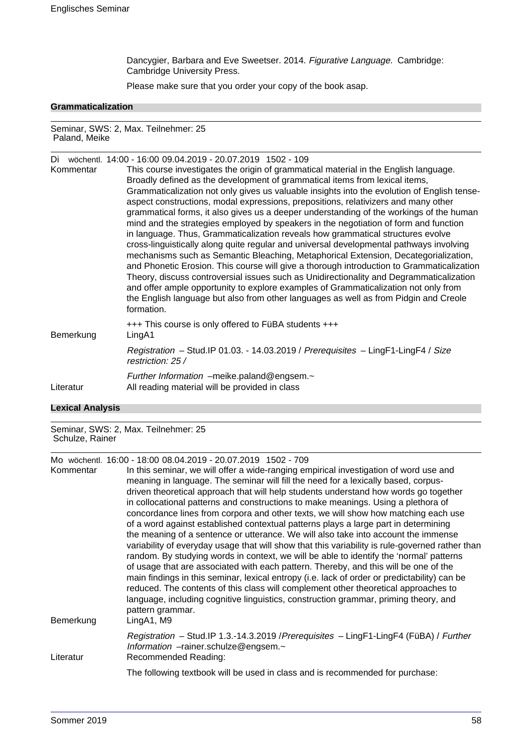Dancygier, Barbara and Eve Sweetser. 2014. *Figurative Language.* Cambridge: Cambridge University Press.

Please make sure that you order your copy of the book asap.

## Grammaticalization

Seminar, SWS: 2, Max. Teilnehmer: 25
Paland, Meike

Di wöchentl. 14:00 - 16:00 09.04.2019 - 20.07.2019 1502 - 109

Kommentar

This course investigates the origin of grammatical material in the English language. Broadly defined as the development of grammatical items from lexical items, Grammaticalization not only gives us valuable insights into the evolution of English tense-aspect constructions, modal expressions, prepositions, relativizers and many other grammatical forms, it also gives us a deeper understanding of the workings of the human mind and the strategies employed by speakers in the negotiation of form and function in language. Thus, Grammaticalization reveals how grammatical structures evolve cross-linguistically along quite regular and universal developmental pathways involving mechanisms such as Semantic Bleaching, Metaphorical Extension, Decategorialization, and Phonetic Erosion. This course will give a thorough introduction to Grammaticalization Theory, discuss controversial issues such as Unidirectionality and Degrammaticalization and offer ample opportunity to explore examples of Grammaticalization not only from the English language but also from other languages as well as from Pidgin and Creole formation.

+++ This course is only offered to FüBA students +++

Bemerkung

LingA1

*Registration* – Stud.IP 01.03. - 14.03.2019 / *Prerequisites* – LingF1-LingF4 / *Size restriction: 25 /*

*Further Information* –meike.paland@engsem.~

Literatur

All reading material will be provided in class

## Lexical Analysis

Seminar, SWS: 2, Max. Teilnehmer: 25
Schulze, Rainer

Mo wöchentl. 16:00 - 18:00 08.04.2019 - 20.07.2019 1502 - 709

Kommentar

In this seminar, we will offer a wide-ranging empirical investigation of word use and meaning in language. The seminar will fill the need for a lexically based, corpus-driven theoretical approach that will help students understand how words go together in collocational patterns and constructions to make meanings. Using a plethora of concordance lines from corpora and other texts, we will show how matching each use of a word against established contextual patterns plays a large part in determining the meaning of a sentence or utterance. We will also take into account the immense variability of everyday usage that will show that this variability is rule-governed rather than random. By studying words in context, we will be able to identify the 'normal' patterns of usage that are associated with each pattern. Thereby, and this will be one of the main findings in this seminar, lexical entropy (i.e. lack of order or predictability) can be reduced. The contents of this class will complement other theoretical approaches to language, including cognitive linguistics, construction grammar, priming theory, and pattern grammar.

Bemerkung

LingA1, M9

*Registration* – Stud.IP 1.3.-14.3.2019 /*Prerequisites* – LingF1-LingF4 (FüBA) / *Further Information* –rainer.schulze@engsem.~

Literatur

Recommended Reading:

The following textbook will be used in class and is recommended for purchase: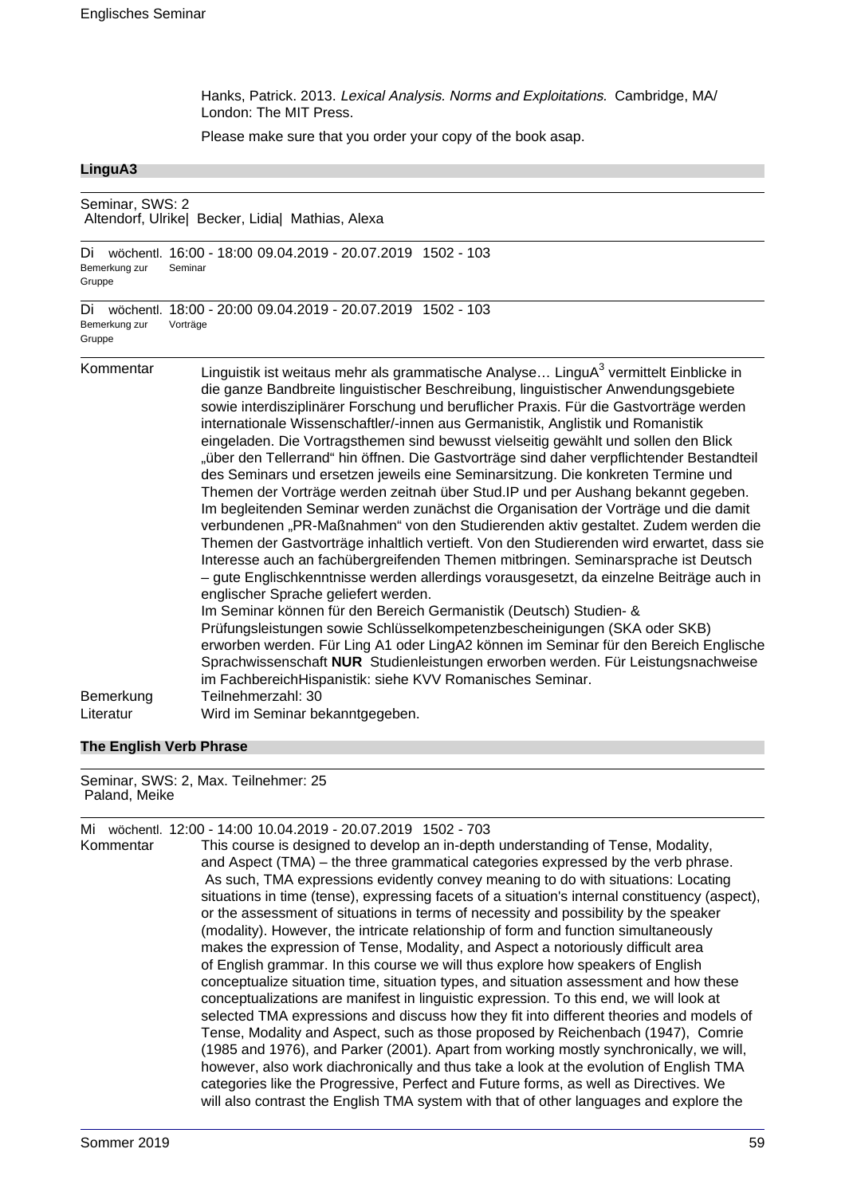Hanks, Patrick. 2013. *Lexical Analysis. Norms and Exploitations.* Cambridge, MA/ London: The MIT Press.

Please make sure that you order your copy of the book asap.

## LinguA3

Seminar, SWS: 2
Altendorf, Ulrike| Becker, Lidia| Mathias, Alexa

Di wöchentl. 16:00 - 18:00 09.04.2019 - 20.07.2019 1502 - 103
Bemerkung zur Gruppe: Seminar

Di wöchentl. 18:00 - 20:00 09.04.2019 - 20.07.2019 1502 - 103
Bemerkung zur Gruppe: Vorträge

**Kommentar**

Linguistik ist weitaus mehr als grammatische Analyse… LinguA$^3$ vermittelt Einblicke in die ganze Bandbreite linguistischer Beschreibung, linguistischer Anwendungsgebiete sowie interdisziplinärer Forschung und beruflicher Praxis. Für die Gastvorträge werden internationale Wissenschaftler/-innen aus Germanistik, Anglistik und Romanistik eingeladen. Die Vortragsthemen sind bewusst vielseitig gewählt und sollen den Blick „über den Tellerrand" hin öffnen. Die Gastvorträge sind daher verpflichtender Bestandteil des Seminars und ersetzen jeweils eine Seminarsitzung. Die konkreten Termine und Themen der Vorträge werden zeitnah über Stud.IP und per Aushang bekannt gegeben. Im begleitenden Seminar werden zunächst die Organisation der Vorträge und die damit verbundenen „PR-Maßnahmen" von den Studierenden aktiv gestaltet. Zudem werden die Themen der Gastvorträge inhaltlich vertieft. Von den Studierenden wird erwartet, dass sie Interesse auch an fachübergreifenden Themen mitbringen. Seminarsprache ist Deutsch – gute Englischkenntnisse werden allerdings vorausgesetzt, da einzelne Beiträge auch in englischer Sprache geliefert werden.
Im Seminar können für den Bereich Germanistik (Deutsch) Studien- & Prüfungsleistungen sowie Schlüsselkompetenzbescheinigungen (SKA oder SKB) erworben werden. Für Ling A1 oder LingA2 können im Seminar für den Bereich Englische Sprachwissenschaft **NUR** Studienleistungen erworben werden. Für Leistungsnachweise im FachbereichHispanistik: siehe KVV Romanisches Seminar.

**Bemerkung** Teilnehmerzahl: 30

**Literatur** Wird im Seminar bekanntgegeben.

## The English Verb Phrase

Seminar, SWS: 2, Max. Teilnehmer: 25
Paland, Meike

Mi wöchentl. 12:00 - 14:00 10.04.2019 - 20.07.2019 1502 - 703

**Kommentar**

This course is designed to develop an in-depth understanding of Tense, Modality, and Aspect (TMA) – the three grammatical categories expressed by the verb phrase. As such, TMA expressions evidently convey meaning to do with situations: Locating situations in time (tense), expressing facets of a situation's internal constituency (aspect), or the assessment of situations in terms of necessity and possibility by the speaker (modality). However, the intricate relationship of form and function simultaneously makes the expression of Tense, Modality, and Aspect a notoriously difficult area of English grammar. In this course we will thus explore how speakers of English conceptualize situation time, situation types, and situation assessment and how these conceptualizations are manifest in linguistic expression. To this end, we will look at selected TMA expressions and discuss how they fit into different theories and models of Tense, Modality and Aspect, such as those proposed by Reichenbach (1947), Comrie (1985 and 1976), and Parker (2001). Apart from working mostly synchronically, we will, however, also work diachronically and thus take a look at the evolution of English TMA categories like the Progressive, Perfect and Future forms, as well as Directives. We will also contrast the English TMA system with that of other languages and explore the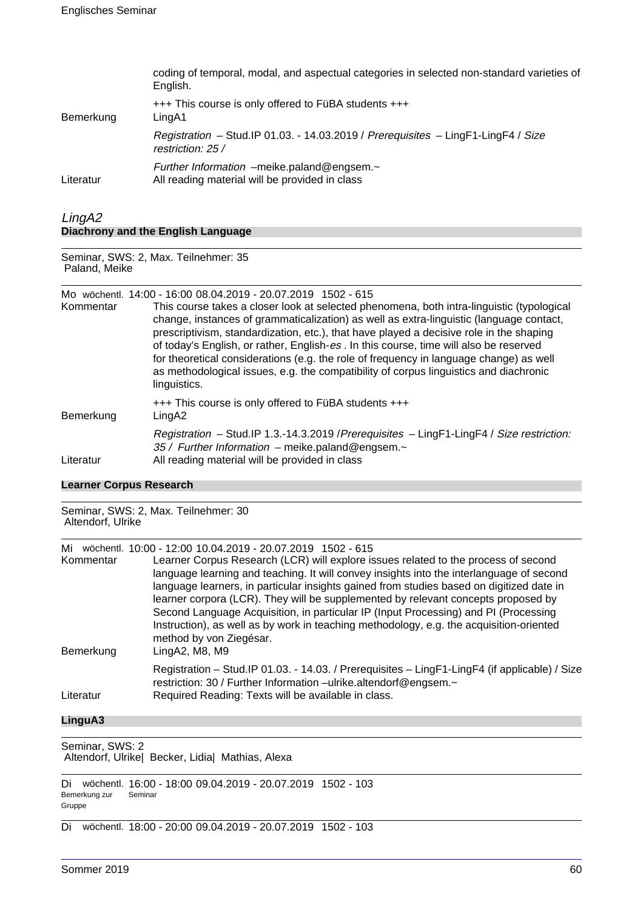coding of temporal, modal, and aspectual categories in selected non-standard varieties of English.

| | |
|---|---|
| Bemerkung | +++ This course is only offered to FüBA students +++ LingA1 |
| | *Registration* – Stud.IP 01.03. - 14.03.2019 / *Prerequisites* – LingF1-LingF4 / *Size restriction: 25 /* |
| | *Further Information* –meike.paland@engsem.~ |
| Literatur | All reading material will be provided in class |

## *LingA2*

### Diachrony and the English Language

Seminar, SWS: 2, Max. Teilnehmer: 35
Paland, Meike

Mo wöchentl. 14:00 - 16:00 08.04.2019 - 20.07.2019 1502 - 615

| | |
|---|---|
| Kommentar | This course takes a closer look at selected phenomena, both intra-linguistic (typological change, instances of grammaticalization) as well as extra-linguistic (language contact, prescriptivism, standardization, etc.), that have played a decisive role in the shaping of today's English, or rather, English-*es* . In this course, time will also be reserved for theoretical considerations (e.g. the role of frequency in language change) as well as methodological issues, e.g. the compatibility of corpus linguistics and diachronic linguistics. |
| Bemerkung | +++ This course is only offered to FüBA students +++ LingA2 |
| | *Registration* – Stud.IP 1.3.-14.3.2019 /*Prerequisites* – LingF1-LingF4 / *Size restriction: 35 / Further Information* – meike.paland@engsem.~ |
| Literatur | All reading material will be provided in class |

### Learner Corpus Research

Seminar, SWS: 2, Max. Teilnehmer: 30
Altendorf, Ulrike

Mi wöchentl. 10:00 - 12:00 10.04.2019 - 20.07.2019 1502 - 615

| | |
|---|---|
| Kommentar | Learner Corpus Research (LCR) will explore issues related to the process of second language learning and teaching. It will convey insights into the interlanguage of second language learners, in particular insights gained from studies based on digitized date in learner corpora (LCR). They will be supplemented by relevant concepts proposed by Second Language Acquisition, in particular IP (Input Processing) and PI (Processing Instruction), as well as by work in teaching methodology, e.g. the acquisition-oriented method by von Ziegésar. |
| Bemerkung | LingA2, M8, M9 |
| | Registration – Stud.IP 01.03. - 14.03. / Prerequisites – LingF1-LingF4 (if applicable) / Size restriction: 30 / Further Information –ulrike.altendorf@engsem.~ |
| Literatur | Required Reading: Texts will be available in class. |

### LinguA3

Seminar, SWS: 2
Altendorf, Ulrike| Becker, Lidia| Mathias, Alexa

Di wöchentl. 16:00 - 18:00 09.04.2019 - 20.07.2019 1502 - 103
Bemerkung zur Gruppe: Seminar

Di wöchentl. 18:00 - 20:00 09.04.2019 - 20.07.2019 1502 - 103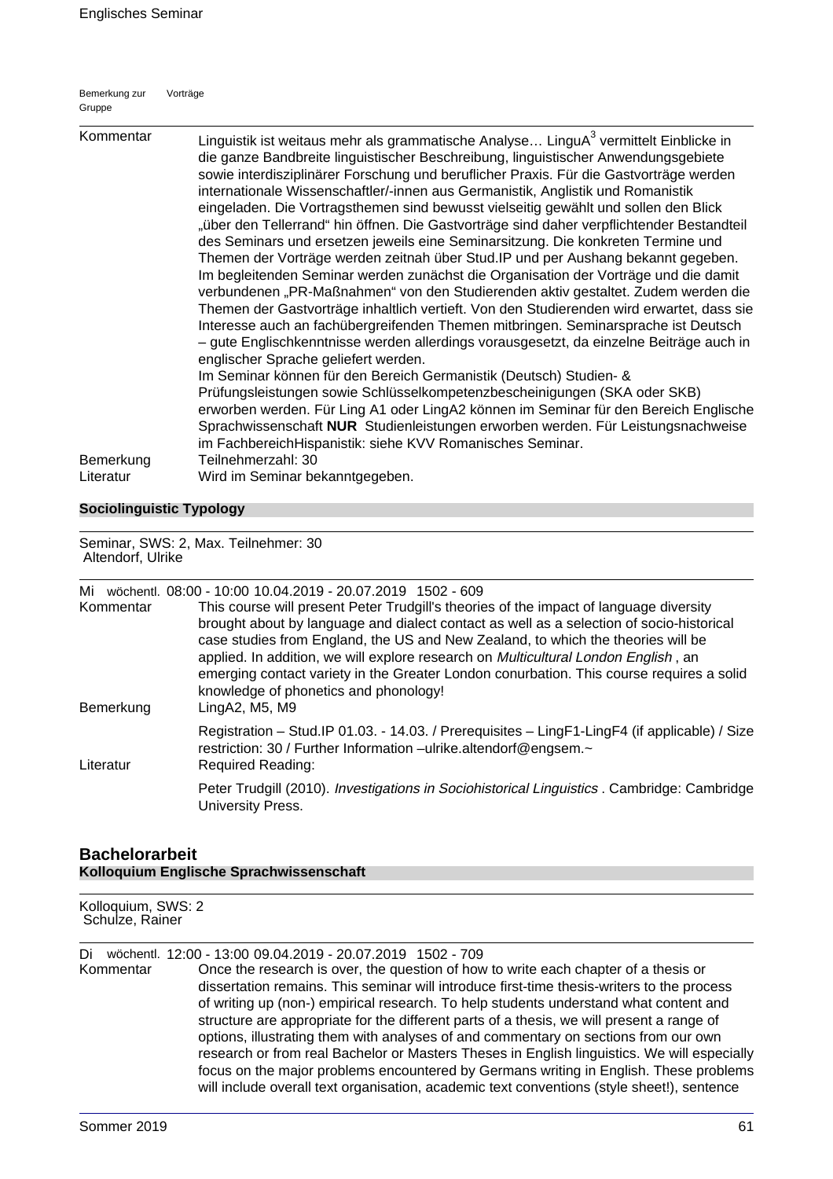| Bemerkung zur Gruppe | Vorträge |
|---|---|

**Kommentar**

Linguistik ist weitaus mehr als grammatische Analyse… LinguA³ vermittelt Einblicke in die ganze Bandbreite linguistischer Beschreibung, linguistischer Anwendungsgebiete sowie interdisziplinärer Forschung und beruflicher Praxis. Für die Gastvorträge werden internationale Wissenschaftler/-innen aus Germanistik, Anglistik und Romanistik eingeladen. Die Vortragsthemen sind bewusst vielseitig gewählt und sollen den Blick „über den Tellerrand" hin öffnen. Die Gastvorträge sind daher verpflichtender Bestandteil des Seminars und ersetzen jeweils eine Seminarsitzung. Die konkreten Termine und Themen der Vorträge werden zeitnah über Stud.IP und per Aushang bekannt gegeben. Im begleitenden Seminar werden zunächst die Organisation der Vorträge und die damit verbundenen „PR-Maßnahmen" von den Studierenden aktiv gestaltet. Zudem werden die Themen der Gastvorträge inhaltlich vertieft. Von den Studierenden wird erwartet, dass sie Interesse auch an fachübergreifenden Themen mitbringen. Seminarsprache ist Deutsch – gute Englischkenntnisse werden allerdings vorausgesetzt, da einzelne Beiträge auch in englischer Sprache geliefert werden.
Im Seminar können für den Bereich Germanistik (Deutsch) Studien- & Prüfungsleistungen sowie Schlüsselkompetenzbescheinigungen (SKA oder SKB) erworben werden. Für Ling A1 oder LingA2 können im Seminar für den Bereich Englische Sprachwissenschaft **NUR** Studienleistungen erworben werden. Für Leistungsnachweise im FachbereichHispanistik: siehe KVV Romanisches Seminar.

**Bemerkung** Teilnehmerzahl: 30

**Literatur** Wird im Seminar bekanntgegeben.

### Sociolinguistic Typology

Seminar, SWS: 2, Max. Teilnehmer: 30
Altendorf, Ulrike

Mi wöchentl. 08:00 - 10:00 10.04.2019 - 20.07.2019 1502 - 609

**Kommentar**

This course will present Peter Trudgill's theories of the impact of language diversity brought about by language and dialect contact as well as a selection of socio-historical case studies from England, the US and New Zealand, to which the theories will be applied. In addition, we will explore research on *Multicultural London English* , an emerging contact variety in the Greater London conurbation. This course requires a solid knowledge of phonetics and phonology!

**Bemerkung**

LingA2, M5, M9

Registration – Stud.IP 01.03. - 14.03. / Prerequisites – LingF1-LingF4 (if applicable) / Size restriction: 30 / Further Information –ulrike.altendorf@engsem.~

**Literatur**

Required Reading:

Peter Trudgill (2010). *Investigations in Sociohistorical Linguistics* . Cambridge: Cambridge University Press.

## Bachelorarbeit

### Kolloquium Englische Sprachwissenschaft

Kolloquium, SWS: 2
Schulze, Rainer

Di wöchentl. 12:00 - 13:00 09.04.2019 - 20.07.2019 1502 - 709

**Kommentar**

Once the research is over, the question of how to write each chapter of a thesis or dissertation remains. This seminar will introduce first-time thesis-writers to the process of writing up (non-) empirical research. To help students understand what content and structure are appropriate for the different parts of a thesis, we will present a range of options, illustrating them with analyses of and commentary on sections from our own research or from real Bachelor or Masters Theses in English linguistics. We will especially focus on the major problems encountered by Germans writing in English. These problems will include overall text organisation, academic text conventions (style sheet!), sentence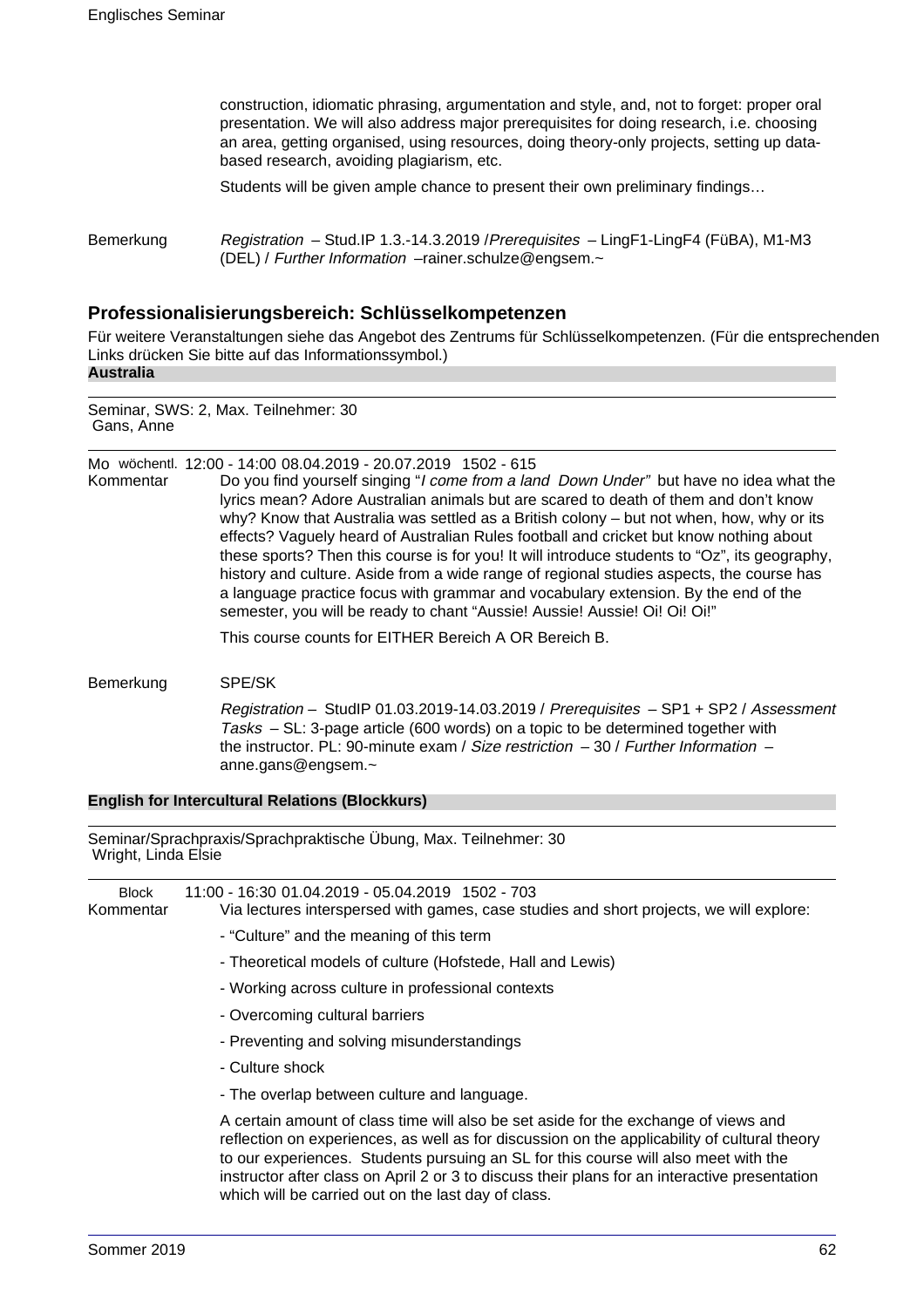construction, idiomatic phrasing, argumentation and style, and, not to forget: proper oral presentation. We will also address major prerequisites for doing research, i.e. choosing an area, getting organised, using resources, doing theory-only projects, setting up data-based research, avoiding plagiarism, etc.

Students will be given ample chance to present their own preliminary findings…

Bemerkung *Registration* – Stud.IP 1.3.-14.3.2019 /*Prerequisites* – LingF1-LingF4 (FüBA), M1-M3 (DEL) / *Further Information* –rainer.schulze@engsem.~

## Professionalisierungsbereich: Schlüsselkompetenzen

Für weitere Veranstaltungen siehe das Angebot des Zentrums für Schlüsselkompetenzen. (Für die entsprechenden Links drücken Sie bitte auf das Informationssymbol.)

**Australia**

Seminar, SWS: 2, Max. Teilnehmer: 30
Gans, Anne

Mo wöchentl. 12:00 - 14:00 08.04.2019 - 20.07.2019 1502 - 615

Kommentar Do you find yourself singing "*I come from a land Down Under*" but have no idea what the lyrics mean? Adore Australian animals but are scared to death of them and don't know why? Know that Australia was settled as a British colony – but not when, how, why or its effects? Vaguely heard of Australian Rules football and cricket but know nothing about these sports? Then this course is for you! It will introduce students to "Oz", its geography, history and culture. Aside from a wide range of regional studies aspects, the course has a language practice focus with grammar and vocabulary extension. By the end of the semester, you will be ready to chant "Aussie! Aussie! Aussie! Oi! Oi! Oi!"

This course counts for EITHER Bereich A OR Bereich B.

Bemerkung SPE/SK

*Registration* – StudIP 01.03.2019-14.03.2019 / *Prerequisites* – SP1 + SP2 / *Assessment Tasks* – SL: 3-page article (600 words) on a topic to be determined together with the instructor. PL: 90-minute exam / *Size restriction* – 30 / *Further Information* – anne.gans@engsem.~

**English for Intercultural Relations (Blockkurs)**

Seminar/Sprachpraxis/Sprachpraktische Übung, Max. Teilnehmer: 30
Wright, Linda Elsie

Block 11:00 - 16:30 01.04.2019 - 05.04.2019 1502 - 703

Kommentar Via lectures interspersed with games, case studies and short projects, we will explore:

- "Culture" and the meaning of this term
- Theoretical models of culture (Hofstede, Hall and Lewis)
- Working across culture in professional contexts
- Overcoming cultural barriers
- Preventing and solving misunderstandings
- Culture shock
- The overlap between culture and language.

A certain amount of class time will also be set aside for the exchange of views and reflection on experiences, as well as for discussion on the applicability of cultural theory to our experiences. Students pursuing an SL for this course will also meet with the instructor after class on April 2 or 3 to discuss their plans for an interactive presentation which will be carried out on the last day of class.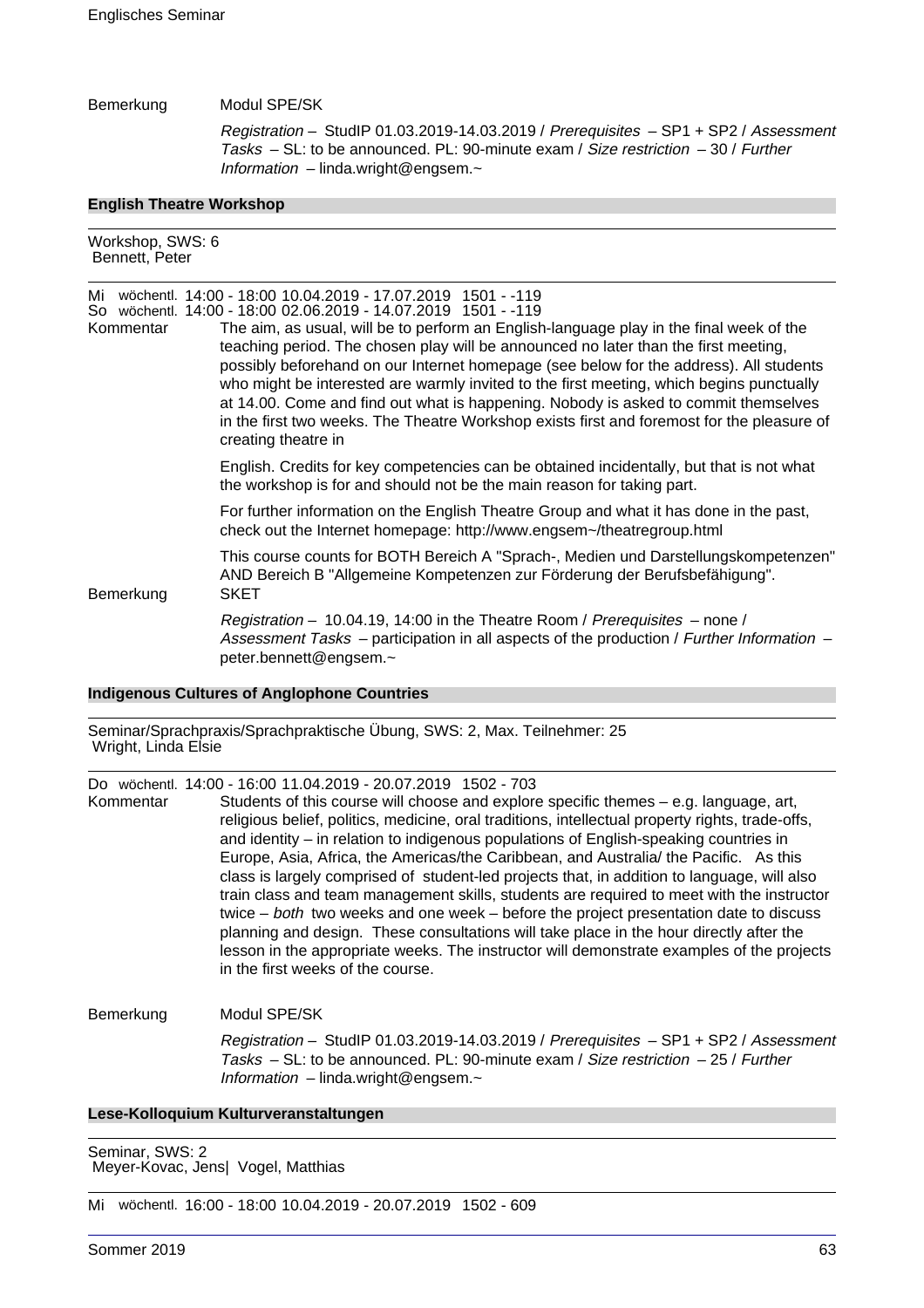Bemerkung Modul SPE/SK

*Registration* – StudIP 01.03.2019-14.03.2019 / *Prerequisites* – SP1 + SP2 / *Assessment Tasks* – SL: to be announced. PL: 90-minute exam / *Size restriction* – 30 / *Further Information* – linda.wright@engsem.~

### English Theatre Workshop

Workshop, SWS: 6
Bennett, Peter

Mi wöchentl. 14:00 - 18:00 10.04.2019 - 17.07.2019 1501 - -119
So wöchentl. 14:00 - 18:00 02.06.2019 - 14.07.2019 1501 - -119

Kommentar The aim, as usual, will be to perform an English-language play in the final week of the teaching period. The chosen play will be announced no later than the first meeting, possibly beforehand on our Internet homepage (see below for the address). All students who might be interested are warmly invited to the first meeting, which begins punctually at 14.00. Come and find out what is happening. Nobody is asked to commit themselves in the first two weeks. The Theatre Workshop exists first and foremost for the pleasure of creating theatre in

English. Credits for key competencies can be obtained incidentally, but that is not what the workshop is for and should not be the main reason for taking part.

For further information on the English Theatre Group and what it has done in the past, check out the Internet homepage: http://www.engsem~/theatregroup.html

This course counts for BOTH Bereich A "Sprach-, Medien und Darstellungskompetenzen" AND Bereich B "Allgemeine Kompetenzen zur Förderung der Berufsbefähigung".

Bemerkung SKET

*Registration* – 10.04.19, 14:00 in the Theatre Room / *Prerequisites* – none / *Assessment Tasks* – participation in all aspects of the production / *Further Information* – peter.bennett@engsem.~

### Indigenous Cultures of Anglophone Countries

Seminar/Sprachpraxis/Sprachpraktische Übung, SWS: 2, Max. Teilnehmer: 25
Wright, Linda Elsie

Do wöchentl. 14:00 - 16:00 11.04.2019 - 20.07.2019 1502 - 703

Kommentar Students of this course will choose and explore specific themes – e.g. language, art, religious belief, politics, medicine, oral traditions, intellectual property rights, trade-offs, and identity – in relation to indigenous populations of English-speaking countries in Europe, Asia, Africa, the Americas/the Caribbean, and Australia/ the Pacific. As this class is largely comprised of student-led projects that, in addition to language, will also train class and team management skills, students are required to meet with the instructor twice – *both* two weeks and one week – before the project presentation date to discuss planning and design. These consultations will take place in the hour directly after the lesson in the appropriate weeks. The instructor will demonstrate examples of the projects in the first weeks of the course.

Bemerkung Modul SPE/SK

*Registration* – StudIP 01.03.2019-14.03.2019 / *Prerequisites* – SP1 + SP2 / *Assessment Tasks* – SL: to be announced. PL: 90-minute exam / *Size restriction* – 25 / *Further Information* – linda.wright@engsem.~

### Lese-Kolloquium Kulturveranstaltungen

Seminar, SWS: 2
Meyer-Kovac, Jens| Vogel, Matthias

Mi wöchentl. 16:00 - 18:00 10.04.2019 - 20.07.2019 1502 - 609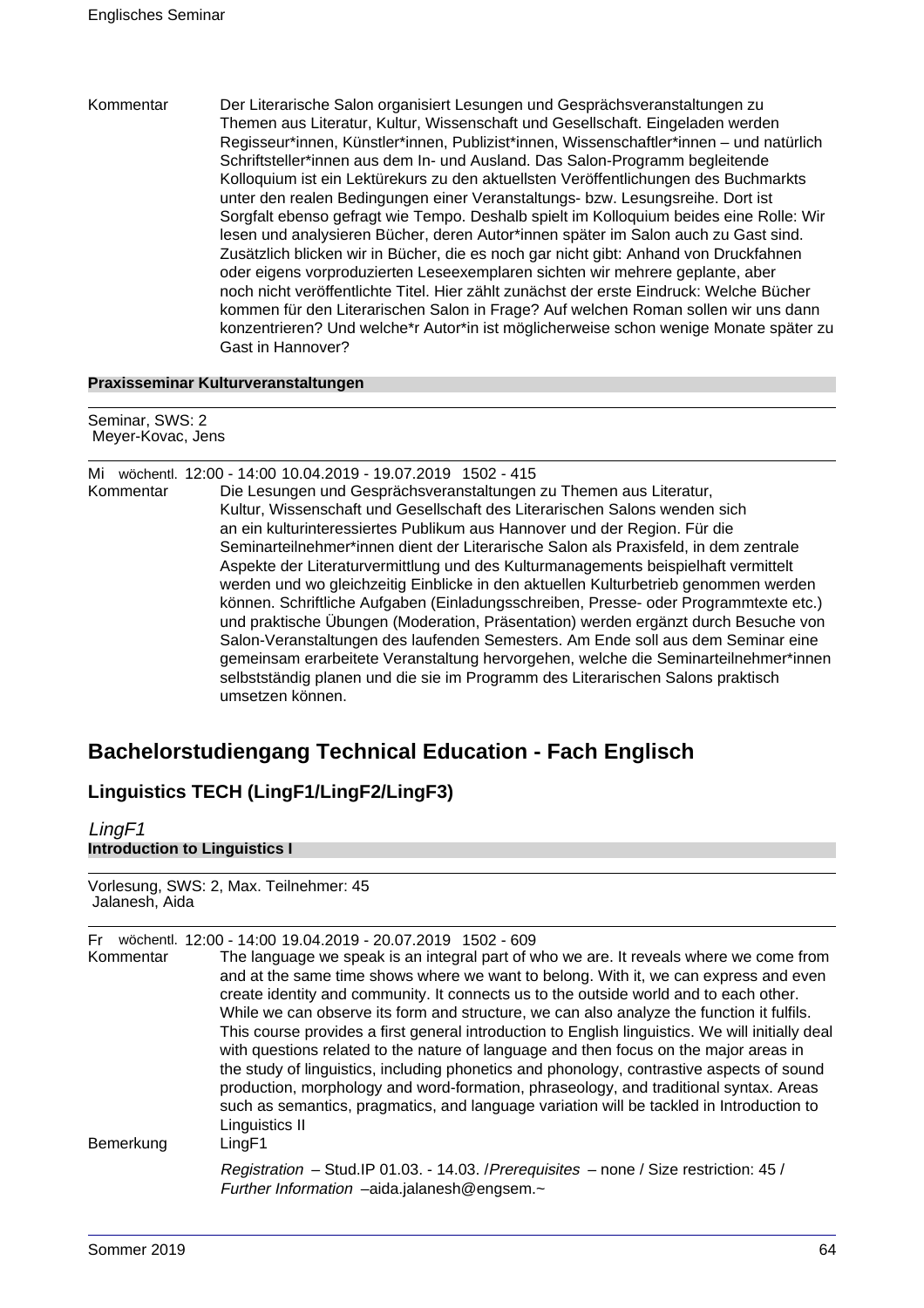Kommentar Der Literarische Salon organisiert Lesungen und Gesprächsveranstaltungen zu Themen aus Literatur, Kultur, Wissenschaft und Gesellschaft. Eingeladen werden Regisseur*innen, Künstler*innen, Publizist*innen, Wissenschaftler*innen – und natürlich Schriftsteller*innen aus dem In- und Ausland. Das Salon-Programm begleitende Kolloquium ist ein Lektürekurs zu den aktuellsten Veröffentlichungen des Buchmarkts unter den realen Bedingungen einer Veranstaltungs- bzw. Lesungsreihe. Dort ist Sorgfalt ebenso gefragt wie Tempo. Deshalb spielt im Kolloquium beides eine Rolle: Wir lesen und analysieren Bücher, deren Autor*innen später im Salon auch zu Gast sind. Zusätzlich blicken wir in Bücher, die es noch gar nicht gibt: Anhand von Druckfahnen oder eigens vorproduzierten Leseexemplaren sichten wir mehrere geplante, aber noch nicht veröffentlichte Titel. Hier zählt zunächst der erste Eindruck: Welche Bücher kommen für den Literarischen Salon in Frage? Auf welchen Roman sollen wir uns dann konzentrieren? Und welche*r Autor*in ist möglicherweise schon wenige Monate später zu Gast in Hannover?

**Praxisseminar Kulturveranstaltungen**

Seminar, SWS: 2
Meyer-Kovac, Jens

Mi wöchentl. 12:00 - 14:00 10.04.2019 - 19.07.2019 1502 - 415

Kommentar Die Lesungen und Gesprächsveranstaltungen zu Themen aus Literatur, Kultur, Wissenschaft und Gesellschaft des Literarischen Salons wenden sich an ein kulturinteressiertes Publikum aus Hannover und der Region. Für die Seminarteilnehmer*innen dient der Literarische Salon als Praxisfeld, in dem zentrale Aspekte der Literaturvermittlung und des Kulturmanagements beispielhaft vermittelt werden und wo gleichzeitig Einblicke in den aktuellen Kulturbetrieb genommen werden können. Schriftliche Aufgaben (Einladungsschreiben, Presse- oder Programmtexte etc.) und praktische Übungen (Moderation, Präsentation) werden ergänzt durch Besuche von Salon-Veranstaltungen des laufenden Semesters. Am Ende soll aus dem Seminar eine gemeinsam erarbeitete Veranstaltung hervorgehen, welche die Seminarteilnehmer*innen selbstständig planen und die sie im Programm des Literarischen Salons praktisch umsetzen können.

## Bachelorstudiengang Technical Education - Fach Englisch

### Linguistics TECH (LingF1/LingF2/LingF3)

*LingF1*

**Introduction to Linguistics I**

Vorlesung, SWS: 2, Max. Teilnehmer: 45
Jalanesh, Aida

Fr wöchentl. 12:00 - 14:00 19.04.2019 - 20.07.2019 1502 - 609

Kommentar The language we speak is an integral part of who we are. It reveals where we come from and at the same time shows where we want to belong. With it, we can express and even create identity and community. It connects us to the outside world and to each other. While we can observe its form and structure, we can also analyze the function it fulfils. This course provides a first general introduction to English linguistics. We will initially deal with questions related to the nature of language and then focus on the major areas in the study of linguistics, including phonetics and phonology, contrastive aspects of sound production, morphology and word-formation, phraseology, and traditional syntax. Areas such as semantics, pragmatics, and language variation will be tackled in Introduction to Linguistics II

Bemerkung LingF1

*Registration* – Stud.IP 01.03. - 14.03. /*Prerequisites* – none / Size restriction: 45 / *Further Information* –aida.jalanesh@engsem.~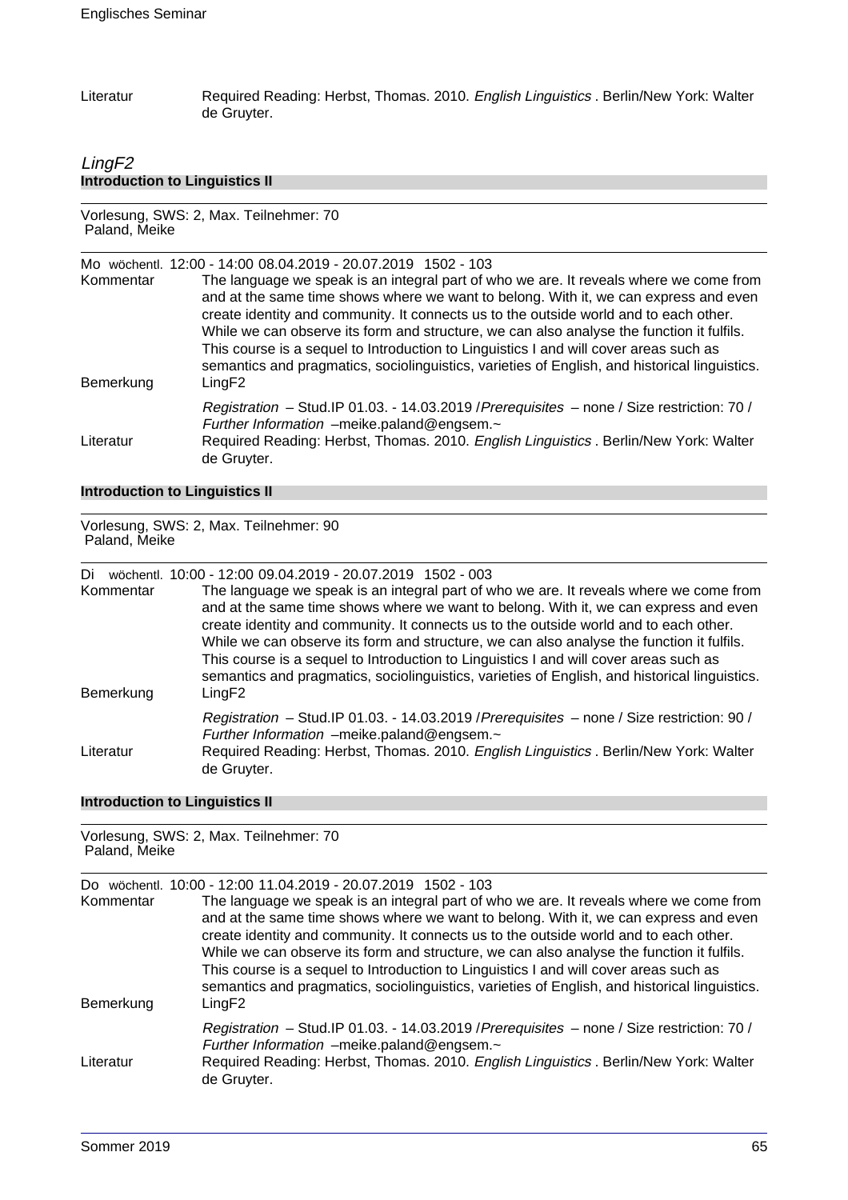Literatur | Required Reading: Herbst, Thomas. 2010. *English Linguistics* . Berlin/New York: Walter de Gruyter.

## *LingF2*

### Introduction to Linguistics II

Vorlesung, SWS: 2, Max. Teilnehmer: 70
Paland, Meike

Mo wöchentl. 12:00 - 14:00 08.04.2019 - 20.07.2019 1502 - 103

Kommentar: The language we speak is an integral part of who we are. It reveals where we come from and at the same time shows where we want to belong. With it, we can express and even create identity and community. It connects us to the outside world and to each other. While we can observe its form and structure, we can also analyse the function it fulfils. This course is a sequel to Introduction to Linguistics I and will cover areas such as semantics and pragmatics, sociolinguistics, varieties of English, and historical linguistics.

Bemerkung: LingF2

*Registration* – Stud.IP 01.03. - 14.03.2019 /*Prerequisites* – none / Size restriction: 70 / *Further Information* –meike.paland@engsem.~

Literatur: Required Reading: Herbst, Thomas. 2010. *English Linguistics* . Berlin/New York: Walter de Gruyter.

### Introduction to Linguistics II

Vorlesung, SWS: 2, Max. Teilnehmer: 90
Paland, Meike

Di wöchentl. 10:00 - 12:00 09.04.2019 - 20.07.2019 1502 - 003

Kommentar: The language we speak is an integral part of who we are. It reveals where we come from and at the same time shows where we want to belong. With it, we can express and even create identity and community. It connects us to the outside world and to each other. While we can observe its form and structure, we can also analyse the function it fulfils. This course is a sequel to Introduction to Linguistics I and will cover areas such as semantics and pragmatics, sociolinguistics, varieties of English, and historical linguistics.

Bemerkung: LingF2

*Registration* – Stud.IP 01.03. - 14.03.2019 /*Prerequisites* – none / Size restriction: 90 / *Further Information* –meike.paland@engsem.~

Literatur: Required Reading: Herbst, Thomas. 2010. *English Linguistics* . Berlin/New York: Walter de Gruyter.

### Introduction to Linguistics II

Vorlesung, SWS: 2, Max. Teilnehmer: 70
Paland, Meike

Do wöchentl. 10:00 - 12:00 11.04.2019 - 20.07.2019 1502 - 103

Kommentar: The language we speak is an integral part of who we are. It reveals where we come from and at the same time shows where we want to belong. With it, we can express and even create identity and community. It connects us to the outside world and to each other. While we can observe its form and structure, we can also analyse the function it fulfils. This course is a sequel to Introduction to Linguistics I and will cover areas such as semantics and pragmatics, sociolinguistics, varieties of English, and historical linguistics.

Bemerkung: LingF2

*Registration* – Stud.IP 01.03. - 14.03.2019 /*Prerequisites* – none / Size restriction: 70 / *Further Information* –meike.paland@engsem.~

Literatur: Required Reading: Herbst, Thomas. 2010. *English Linguistics* . Berlin/New York: Walter de Gruyter.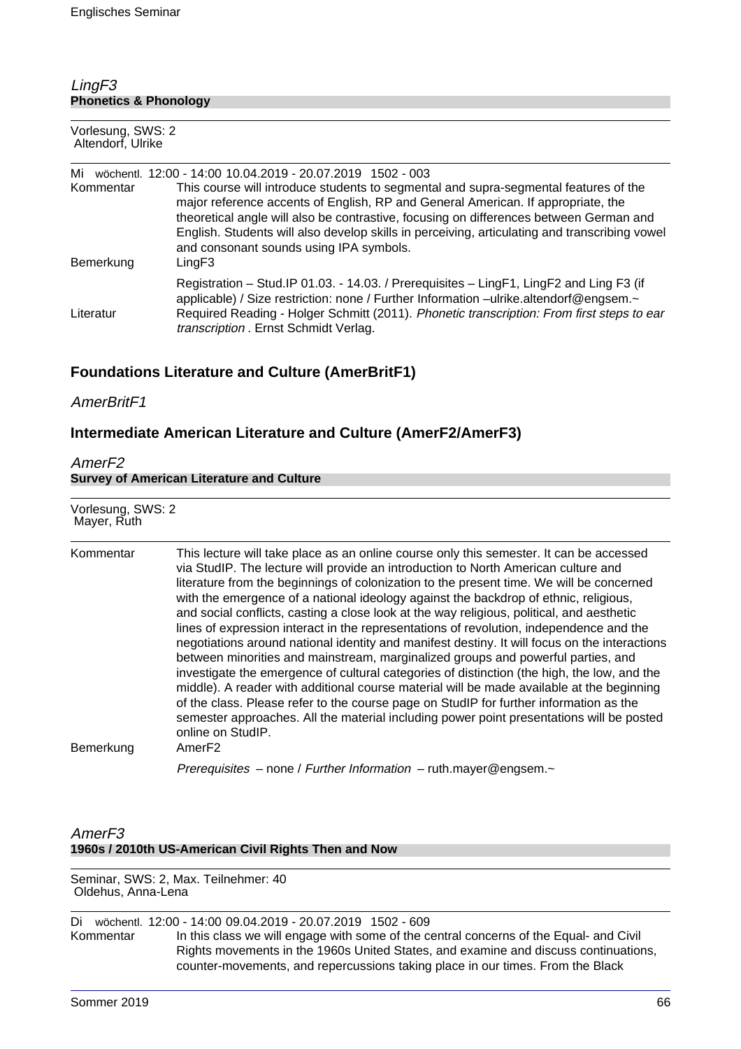*LingF3*

**Phonetics & Phonology**

Vorlesung, SWS: 2
Altendorf, Ulrike

Mi wöchentl. 12:00 - 14:00 10.04.2019 - 20.07.2019 1502 - 003

Kommentar: This course will introduce students to segmental and supra-segmental features of the major reference accents of English, RP and General American. If appropriate, the theoretical angle will also be contrastive, focusing on differences between German and English. Students will also develop skills in perceiving, articulating and transcribing vowel and consonant sounds using IPA symbols.

Bemerkung: LingF3

Registration – Stud.IP 01.03. - 14.03. / Prerequisites – LingF1, LingF2 and Ling F3 (if applicable) / Size restriction: none / Further Information –ulrike.altendorf@engsem.~

Literatur: Required Reading - Holger Schmitt (2011). *Phonetic transcription: From first steps to ear transcription* . Ernst Schmidt Verlag.

## Foundations Literature and Culture (AmerBritF1)

*AmerBritF1*

## Intermediate American Literature and Culture (AmerF2/AmerF3)

*AmerF2*

**Survey of American Literature and Culture**

Vorlesung, SWS: 2
Mayer, Ruth

Kommentar: This lecture will take place as an online course only this semester. It can be accessed via StudIP. The lecture will provide an introduction to North American culture and literature from the beginnings of colonization to the present time. We will be concerned with the emergence of a national ideology against the backdrop of ethnic, religious, and social conflicts, casting a close look at the way religious, political, and aesthetic lines of expression interact in the representations of revolution, independence and the negotiations around national identity and manifest destiny. It will focus on the interactions between minorities and mainstream, marginalized groups and powerful parties, and investigate the emergence of cultural categories of distinction (the high, the low, and the middle). A reader with additional course material will be made available at the beginning of the class. Please refer to the course page on StudIP for further information as the semester approaches. All the material including power point presentations will be posted online on StudIP.

Bemerkung: AmerF2

*Prerequisites* – none / *Further Information* – ruth.mayer@engsem.~

*AmerF3*

**1960s / 2010th US-American Civil Rights Then and Now**

Seminar, SWS: 2, Max. Teilnehmer: 40
Oldehus, Anna-Lena

Di wöchentl. 12:00 - 14:00 09.04.2019 - 20.07.2019 1502 - 609

Kommentar: In this class we will engage with some of the central concerns of the Equal- and Civil Rights movements in the 1960s United States, and examine and discuss continuations, counter-movements, and repercussions taking place in our times. From the Black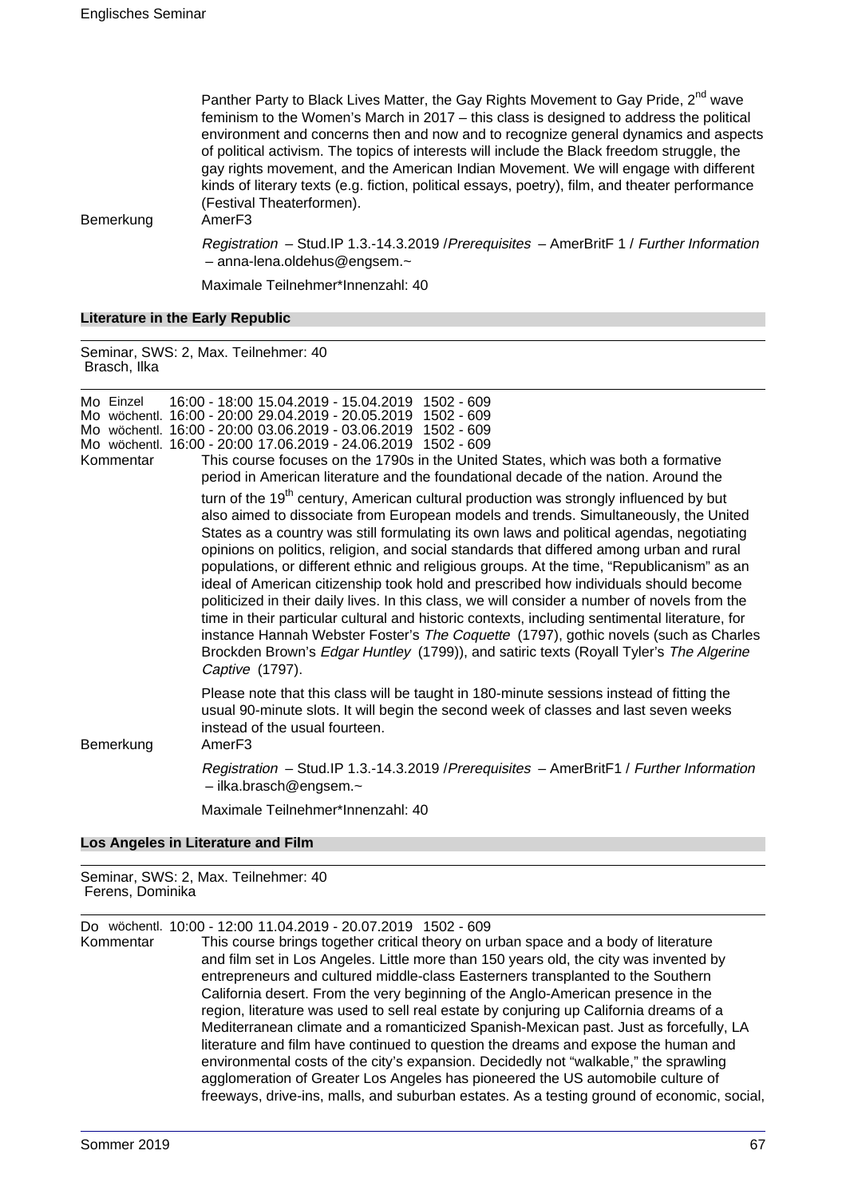Panther Party to Black Lives Matter, the Gay Rights Movement to Gay Pride, 2nd wave feminism to the Women's March in 2017 – this class is designed to address the political environment and concerns then and now and to recognize general dynamics and aspects of political activism. The topics of interests will include the Black freedom struggle, the gay rights movement, and the American Indian Movement. We will engage with different kinds of literary texts (e.g. fiction, political essays, poetry), film, and theater performance (Festival Theaterformen).

Bemerkung AmerF3

*Registration* – Stud.IP 1.3.-14.3.2019 /*Prerequisites* – AmerBritF 1 / *Further Information* – anna-lena.oldehus@engsem.~

Maximale Teilnehmer*Innenzahl: 40

### Literature in the Early Republic

Seminar, SWS: 2, Max. Teilnehmer: 40
Brasch, Ilka

Mo Einzel 16:00 - 18:00 15.04.2019 - 15.04.2019 1502 - 609
Mo wöchentl. 16:00 - 20:00 29.04.2019 - 20.05.2019 1502 - 609
Mo wöchentl. 16:00 - 20:00 03.06.2019 - 03.06.2019 1502 - 609
Mo wöchentl. 16:00 - 20:00 17.06.2019 - 24.06.2019 1502 - 609

Kommentar This course focuses on the 1790s in the United States, which was both a formative period in American literature and the foundational decade of the nation. Around the turn of the 19th century, American cultural production was strongly influenced by but also aimed to dissociate from European models and trends. Simultaneously, the United States as a country was still formulating its own laws and political agendas, negotiating opinions on politics, religion, and social standards that differed among urban and rural populations, or different ethnic and religious groups. At the time, "Republicanism" as an ideal of American citizenship took hold and prescribed how individuals should become politicized in their daily lives. In this class, we will consider a number of novels from the time in their particular cultural and historic contexts, including sentimental literature, for instance Hannah Webster Foster's *The Coquette* (1797), gothic novels (such as Charles Brockden Brown's *Edgar Huntley* (1799)), and satiric texts (Royall Tyler's *The Algerine Captive* (1797).

Please note that this class will be taught in 180-minute sessions instead of fitting the usual 90-minute slots. It will begin the second week of classes and last seven weeks instead of the usual fourteen.

Bemerkung AmerF3

*Registration* – Stud.IP 1.3.-14.3.2019 /*Prerequisites* – AmerBritF1 / *Further Information* – ilka.brasch@engsem.~

Maximale Teilnehmer*Innenzahl: 40

### Los Angeles in Literature and Film

Seminar, SWS: 2, Max. Teilnehmer: 40
Ferens, Dominika

Do wöchentl. 10:00 - 12:00 11.04.2019 - 20.07.2019 1502 - 609

Kommentar This course brings together critical theory on urban space and a body of literature and film set in Los Angeles. Little more than 150 years old, the city was invented by entrepreneurs and cultured middle-class Easterners transplanted to the Southern California desert. From the very beginning of the Anglo-American presence in the region, literature was used to sell real estate by conjuring up California dreams of a Mediterranean climate and a romanticized Spanish-Mexican past. Just as forcefully, LA literature and film have continued to question the dreams and expose the human and environmental costs of the city's expansion. Decidedly not "walkable," the sprawling agglomeration of Greater Los Angeles has pioneered the US automobile culture of freeways, drive-ins, malls, and suburban estates. As a testing ground of economic, social,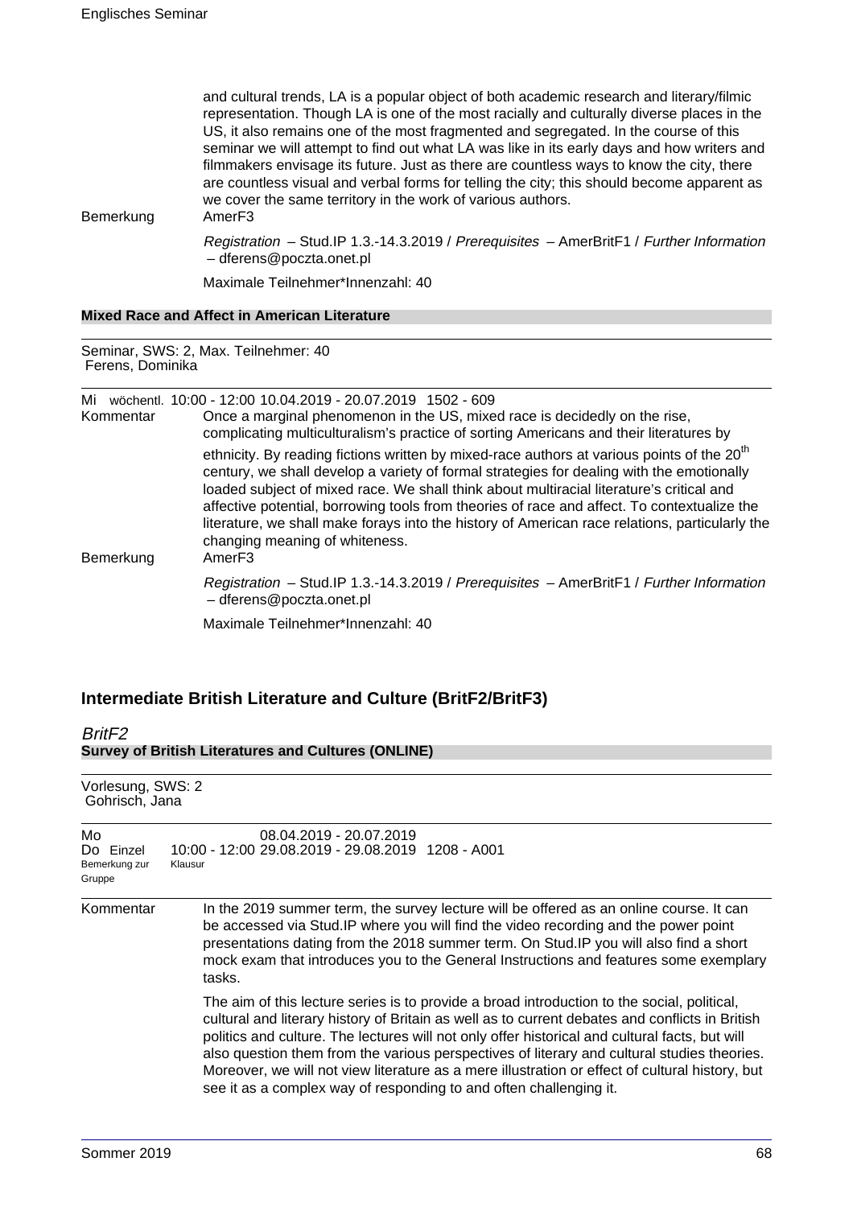and cultural trends, LA is a popular object of both academic research and literary/filmic representation. Though LA is one of the most racially and culturally diverse places in the US, it also remains one of the most fragmented and segregated. In the course of this seminar we will attempt to find out what LA was like in its early days and how writers and filmmakers envisage its future. Just as there are countless ways to know the city, there are countless visual and verbal forms for telling the city; this should become apparent as we cover the same territory in the work of various authors.

Bemerkung: AmerF3

*Registration* – Stud.IP 1.3.-14.3.2019 / *Prerequisites* – AmerBritF1 / *Further Information* – dferens@poczta.onet.pl

Maximale Teilnehmer*Innenzahl: 40

**Mixed Race and Affect in American Literature**

Seminar, SWS: 2, Max. Teilnehmer: 40
Ferens, Dominika

Mi wöchentl. 10:00 - 12:00 10.04.2019 - 20.07.2019 1502 - 609

Kommentar: Once a marginal phenomenon in the US, mixed race is decidedly on the rise, complicating multiculturalism's practice of sorting Americans and their literatures by ethnicity. By reading fictions written by mixed-race authors at various points of the 20th century, we shall develop a variety of formal strategies for dealing with the emotionally loaded subject of mixed race. We shall think about multiracial literature's critical and affective potential, borrowing tools from theories of race and affect. To contextualize the literature, we shall make forays into the history of American race relations, particularly the changing meaning of whiteness.

Bemerkung: AmerF3

*Registration* – Stud.IP 1.3.-14.3.2019 / *Prerequisites* – AmerBritF1 / *Further Information* – dferens@poczta.onet.pl

Maximale Teilnehmer*Innenzahl: 40

## Intermediate British Literature and Culture (BritF2/BritF3)

### *BritF2*

**Survey of British Literatures and Cultures (ONLINE)**

Vorlesung, SWS: 2
Gohrisch, Jana

Mo 08.04.2019 - 20.07.2019
Do Einzel 10:00 - 12:00 29.08.2019 - 29.08.2019 1208 - A001
Bemerkung zur Gruppe: Klausur

Kommentar: In the 2019 summer term, the survey lecture will be offered as an online course. It can be accessed via Stud.IP where you will find the video recording and the power point presentations dating from the 2018 summer term. On Stud.IP you will also find a short mock exam that introduces you to the General Instructions and features some exemplary tasks.

The aim of this lecture series is to provide a broad introduction to the social, political, cultural and literary history of Britain as well as to current debates and conflicts in British politics and culture. The lectures will not only offer historical and cultural facts, but will also question them from the various perspectives of literary and cultural studies theories. Moreover, we will not view literature as a mere illustration or effect of cultural history, but see it as a complex way of responding to and often challenging it.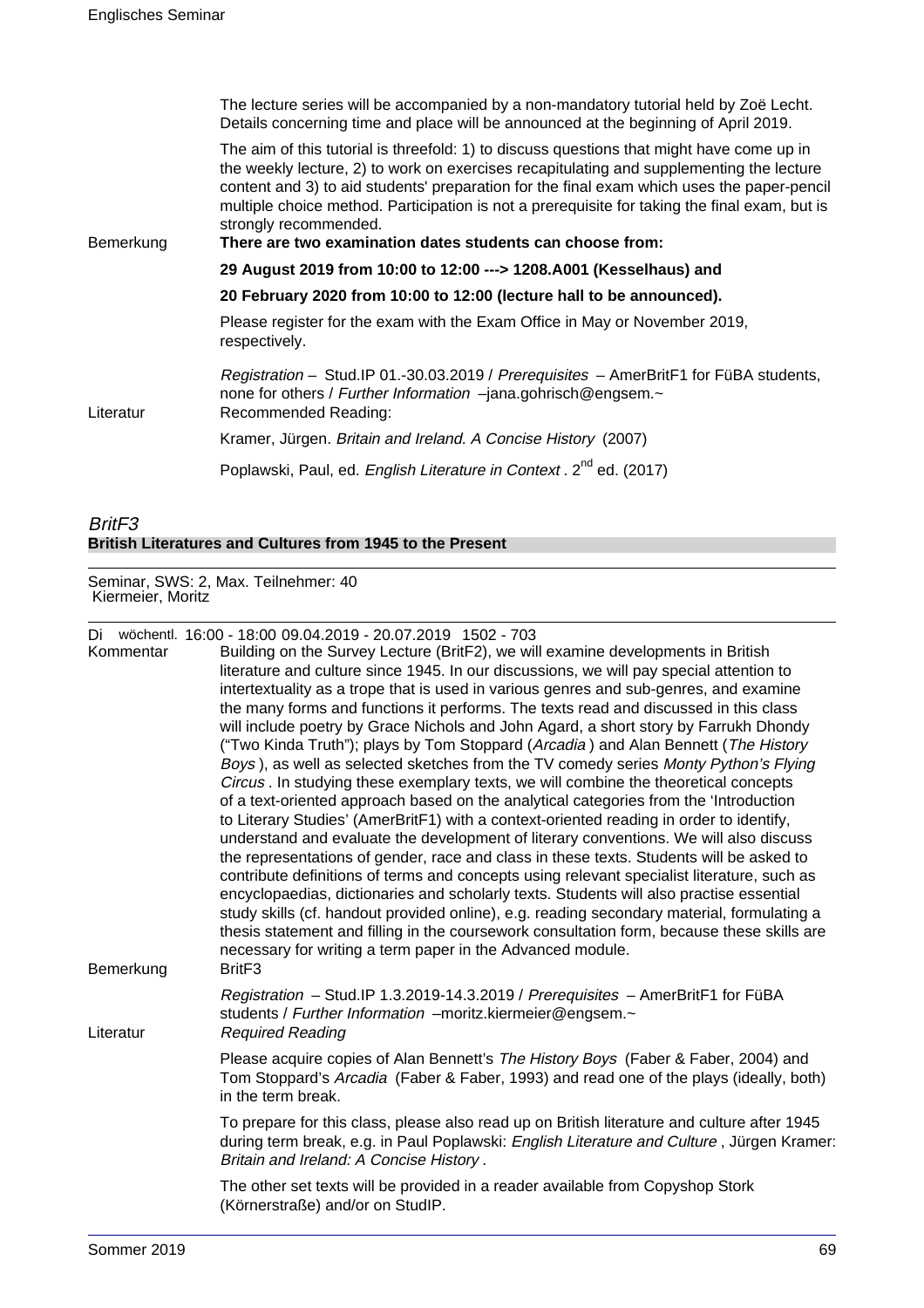The lecture series will be accompanied by a non-mandatory tutorial held by Zoë Lecht. Details concerning time and place will be announced at the beginning of April 2019.

The aim of this tutorial is threefold: 1) to discuss questions that might have come up in the weekly lecture, 2) to work on exercises recapitulating and supplementing the lecture content and 3) to aid students' preparation for the final exam which uses the paper-pencil multiple choice method. Participation is not a prerequisite for taking the final exam, but is strongly recommended.

Bemerkung **There are two examination dates students can choose from:**

**29 August 2019 from 10:00 to 12:00 ---> 1208.A001 (Kesselhaus) and**

**20 February 2020 from 10:00 to 12:00 (lecture hall to be announced).**

Please register for the exam with the Exam Office in May or November 2019, respectively.

*Registration* – Stud.IP 01.-30.03.2019 / *Prerequisites* – AmerBritF1 for FüBA students, none for others / *Further Information* –jana.gohrisch@engsem.~

Literatur Recommended Reading:

Kramer, Jürgen. *Britain and Ireland. A Concise History* (2007)

Poplawski, Paul, ed. *English Literature in Context* . 2nd ed. (2017)

## *BritF3*

### **British Literatures and Cultures from 1945 to the Present**

Seminar, SWS: 2, Max. Teilnehmer: 40
Kiermeier, Moritz

Di wöchentl. 16:00 - 18:00 09.04.2019 - 20.07.2019 1502 - 703

Kommentar Building on the Survey Lecture (BritF2), we will examine developments in British literature and culture since 1945. In our discussions, we will pay special attention to intertextuality as a trope that is used in various genres and sub-genres, and examine the many forms and functions it performs. The texts read and discussed in this class will include poetry by Grace Nichols and John Agard, a short story by Farrukh Dhondy ("Two Kinda Truth"); plays by Tom Stoppard (*Arcadia* ) and Alan Bennett (*The History Boys* ), as well as selected sketches from the TV comedy series *Monty Python's Flying Circus* . In studying these exemplary texts, we will combine the theoretical concepts of a text-oriented approach based on the analytical categories from the 'Introduction to Literary Studies' (AmerBritF1) with a context-oriented reading in order to identify, understand and evaluate the development of literary conventions. We will also discuss the representations of gender, race and class in these texts. Students will be asked to contribute definitions of terms and concepts using relevant specialist literature, such as encyclopaedias, dictionaries and scholarly texts. Students will also practise essential study skills (cf. handout provided online), e.g. reading secondary material, formulating a thesis statement and filling in the coursework consultation form, because these skills are necessary for writing a term paper in the Advanced module.

Bemerkung BritF3

*Registration* – Stud.IP 1.3.2019-14.3.2019 / *Prerequisites* – AmerBritF1 for FüBA students / *Further Information* –moritz.kiermeier@engsem.~

Literatur *Required Reading*

Please acquire copies of Alan Bennett's *The History Boys* (Faber & Faber, 2004) and Tom Stoppard's *Arcadia* (Faber & Faber, 1993) and read one of the plays (ideally, both) in the term break.

To prepare for this class, please also read up on British literature and culture after 1945 during term break, e.g. in Paul Poplawski: *English Literature and Culture* , Jürgen Kramer: *Britain and Ireland: A Concise History* .

The other set texts will be provided in a reader available from Copyshop Stork (Körnerstraße) and/or on StudIP.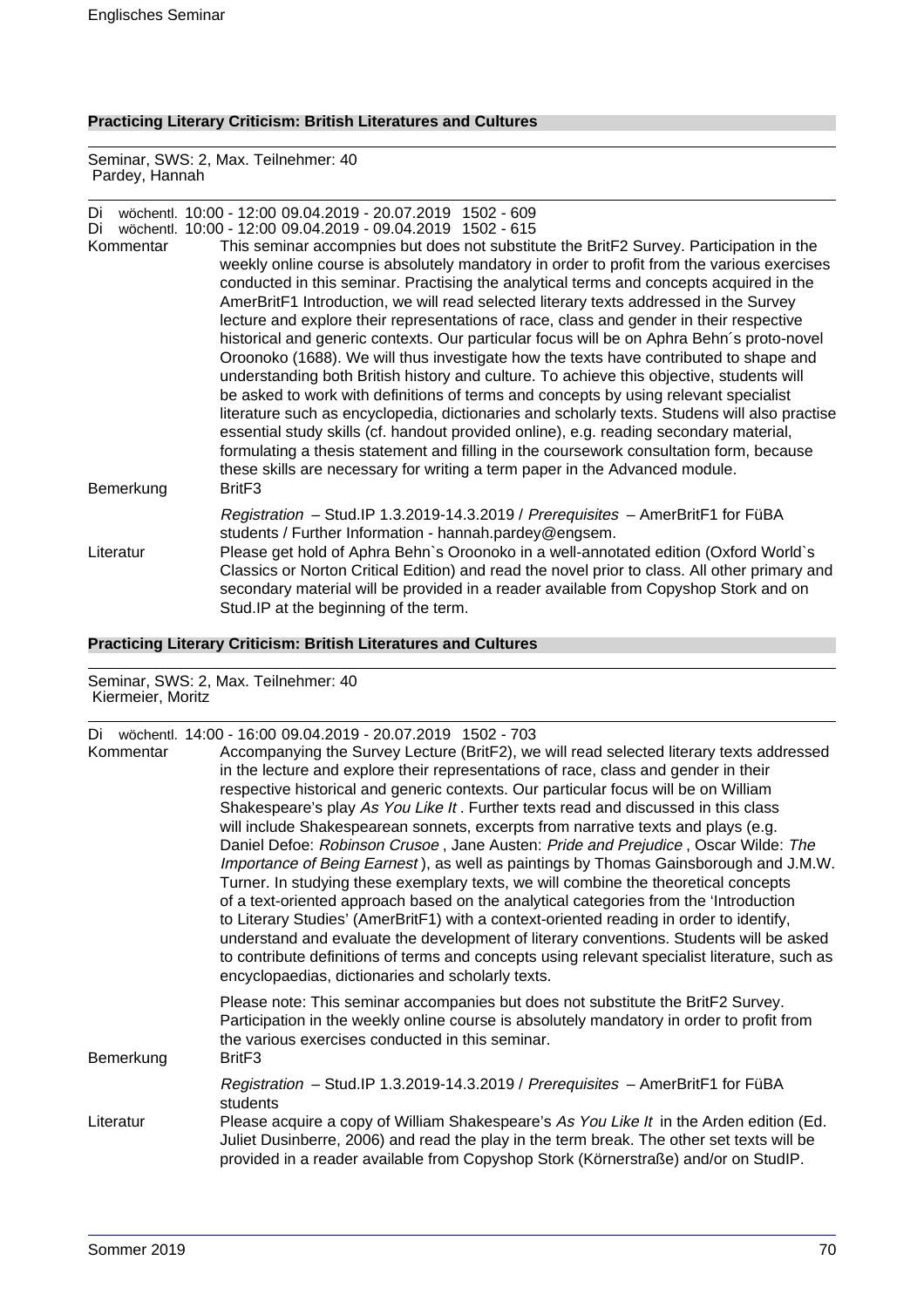### Practicing Literary Criticism: British Literatures and Cultures

Seminar, SWS: 2, Max. Teilnehmer: 40
Pardey, Hannah

Di wöchentl. 10:00 - 12:00 09.04.2019 - 20.07.2019 1502 - 609
Di wöchentl. 10:00 - 12:00 09.04.2019 - 09.04.2019 1502 - 615

Kommentar
This seminar accompnies but does not substitute the BritF2 Survey. Participation in the weekly online course is absolutely mandatory in order to profit from the various exercises conducted in this seminar. Practising the analytical terms and concepts acquired in the AmerBritF1 Introduction, we will read selected literary texts addressed in the Survey lecture and explore their representations of race, class and gender in their respective historical and generic contexts. Our particular focus will be on Aphra Behn´s proto-novel Oroonoko (1688). We will thus investigate how the texts have contributed to shape and understanding both British history and culture. To achieve this objective, students will be asked to work with definitions of terms and concepts by using relevant specialist literature such as encyclopedia, dictionaries and scholarly texts. Studens will also practise essential study skills (cf. handout provided online), e.g. reading secondary material, formulating a thesis statement and filling in the coursework consultation form, because these skills are necessary for writing a term paper in the Advanced module.

Bemerkung
BritF3

*Registration* – Stud.IP 1.3.2019-14.3.2019 / *Prerequisites* – AmerBritF1 for FüBA students / Further Information - hannah.pardey@engsem.

Literatur
Please get hold of Aphra Behn`s Oroonoko in a well-annotated edition (Oxford World`s Classics or Norton Critical Edition) and read the novel prior to class. All other primary and secondary material will be provided in a reader available from Copyshop Stork and on Stud.IP at the beginning of the term.

### Practicing Literary Criticism: British Literatures and Cultures

Seminar, SWS: 2, Max. Teilnehmer: 40
Kiermeier, Moritz

Di wöchentl. 14:00 - 16:00 09.04.2019 - 20.07.2019 1502 - 703

Kommentar
Accompanying the Survey Lecture (BritF2), we will read selected literary texts addressed in the lecture and explore their representations of race, class and gender in their respective historical and generic contexts. Our particular focus will be on William Shakespeare's play *As You Like It* . Further texts read and discussed in this class will include Shakespearean sonnets, excerpts from narrative texts and plays (e.g. Daniel Defoe: *Robinson Crusoe* , Jane Austen: *Pride and Prejudice* , Oscar Wilde: *The Importance of Being Earnest* ), as well as paintings by Thomas Gainsborough and J.M.W. Turner. In studying these exemplary texts, we will combine the theoretical concepts of a text-oriented approach based on the analytical categories from the 'Introduction to Literary Studies' (AmerBritF1) with a context-oriented reading in order to identify, understand and evaluate the development of literary conventions. Students will be asked to contribute definitions of terms and concepts using relevant specialist literature, such as encyclopaedias, dictionaries and scholarly texts.

Please note: This seminar accompanies but does not substitute the BritF2 Survey. Participation in the weekly online course is absolutely mandatory in order to profit from the various exercises conducted in this seminar.

Bemerkung
BritF3

*Registration* – Stud.IP 1.3.2019-14.3.2019 / *Prerequisites* – AmerBritF1 for FüBA students

Literatur
Please acquire a copy of William Shakespeare's *As You Like It* in the Arden edition (Ed. Juliet Dusinberre, 2006) and read the play in the term break. The other set texts will be provided in a reader available from Copyshop Stork (Körnerstraße) and/or on StudIP.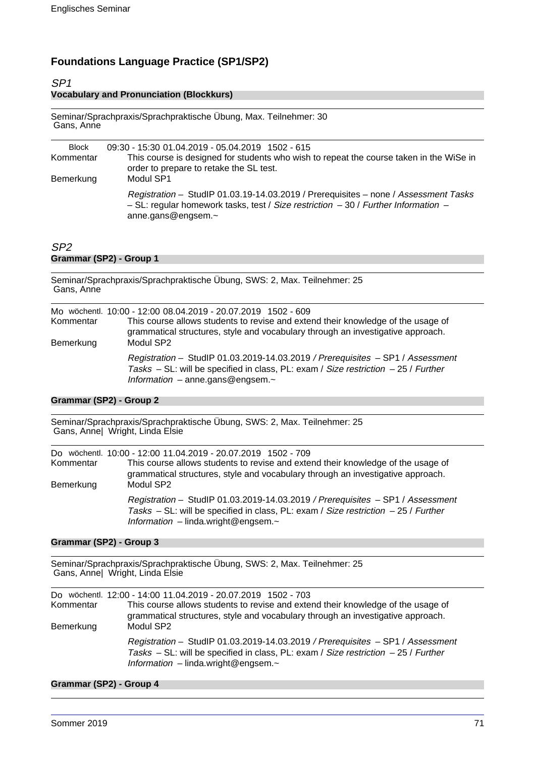## Foundations Language Practice (SP1/SP2)

### *SP1*

#### Vocabulary and Pronunciation (Blockkurs)

Seminar/Sprachpraxis/Sprachpraktische Übung, Max. Teilnehmer: 30
Gans, Anne

Block 09:30 - 15:30 01.04.2019 - 05.04.2019 1502 - 615

Kommentar: This course is designed for students who wish to repeat the course taken in the WiSe in order to prepare to retake the SL test.

Bemerkung: Modul SP1

*Registration* – StudIP 01.03.19-14.03.2019 / Prerequisites – none / *Assessment Tasks* – SL: regular homework tasks, test / *Size restriction* – 30 / *Further Information* – anne.gans@engsem.~

### *SP2*

#### Grammar (SP2) - Group 1

Seminar/Sprachpraxis/Sprachpraktische Übung, SWS: 2, Max. Teilnehmer: 25
Gans, Anne

Mo wöchentl. 10:00 - 12:00 08.04.2019 - 20.07.2019 1502 - 609

Kommentar: This course allows students to revise and extend their knowledge of the usage of grammatical structures, style and vocabulary through an investigative approach.

Bemerkung: Modul SP2

*Registration* – StudIP 01.03.2019-14.03.2019 */ Prerequisites* – SP1 / *Assessment Tasks* – SL: will be specified in class, PL: exam / *Size restriction* – 25 / *Further Information* – anne.gans@engsem.~

#### Grammar (SP2) - Group 2

Seminar/Sprachpraxis/Sprachpraktische Übung, SWS: 2, Max. Teilnehmer: 25
Gans, Anne| Wright, Linda Elsie

Do wöchentl. 10:00 - 12:00 11.04.2019 - 20.07.2019 1502 - 709

Kommentar: This course allows students to revise and extend their knowledge of the usage of grammatical structures, style and vocabulary through an investigative approach.

Bemerkung: Modul SP2

*Registration* – StudIP 01.03.2019-14.03.2019 */ Prerequisites* – SP1 / *Assessment Tasks* – SL: will be specified in class, PL: exam / *Size restriction* – 25 / *Further Information* – linda.wright@engsem.~

#### Grammar (SP2) - Group 3

Seminar/Sprachpraxis/Sprachpraktische Übung, SWS: 2, Max. Teilnehmer: 25
Gans, Anne| Wright, Linda Elsie

Do wöchentl. 12:00 - 14:00 11.04.2019 - 20.07.2019 1502 - 703

Kommentar: This course allows students to revise and extend their knowledge of the usage of grammatical structures, style and vocabulary through an investigative approach.

Bemerkung: Modul SP2

*Registration* – StudIP 01.03.2019-14.03.2019 */ Prerequisites* – SP1 / *Assessment Tasks* – SL: will be specified in class, PL: exam / *Size restriction* – 25 / *Further Information* – linda.wright@engsem.~

#### Grammar (SP2) - Group 4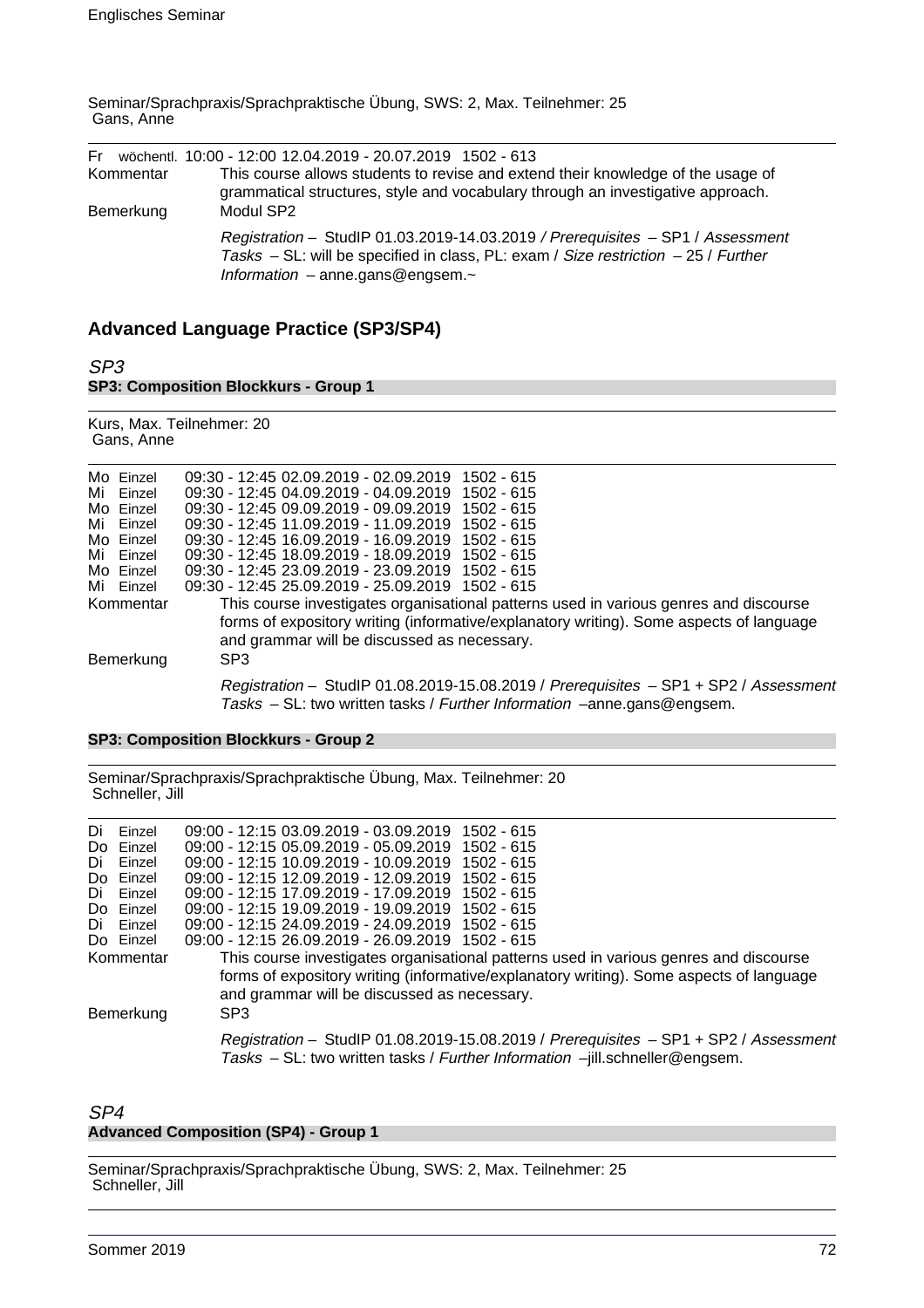Seminar/Sprachpraxis/Sprachpraktische Übung, SWS: 2, Max. Teilnehmer: 25
Gans, Anne

| | |
|---|---|
| Fr wöchentl. | 10:00 - 12:00 12.04.2019 - 20.07.2019 1502 - 613 |
| Kommentar | This course allows students to revise and extend their knowledge of the usage of grammatical structures, style and vocabulary through an investigative approach. |
| Bemerkung | Modul SP2 |
| | *Registration* – StudIP 01.03.2019-14.03.2019 */ Prerequisites* – SP1 / *Assessment Tasks* – SL: will be specified in class, PL: exam / *Size restriction* – 25 / *Further Information* – anne.gans@engsem.~ |

## Advanced Language Practice (SP3/SP4)

### *SP3*

#### SP3: Composition Blockkurs - Group 1

Kurs, Max. Teilnehmer: 20
Gans, Anne

| | |
|---|---|
| Mo Einzel | 09:30 - 12:45 02.09.2019 - 02.09.2019 1502 - 615 |
| Mi Einzel | 09:30 - 12:45 04.09.2019 - 04.09.2019 1502 - 615 |
| Mo Einzel | 09:30 - 12:45 09.09.2019 - 09.09.2019 1502 - 615 |
| Mi Einzel | 09:30 - 12:45 11.09.2019 - 11.09.2019 1502 - 615 |
| Mo Einzel | 09:30 - 12:45 16.09.2019 - 16.09.2019 1502 - 615 |
| Mi Einzel | 09:30 - 12:45 18.09.2019 - 18.09.2019 1502 - 615 |
| Mo Einzel | 09:30 - 12:45 23.09.2019 - 23.09.2019 1502 - 615 |
| Mi Einzel | 09:30 - 12:45 25.09.2019 - 25.09.2019 1502 - 615 |
| Kommentar | This course investigates organisational patterns used in various genres and discourse forms of expository writing (informative/explanatory writing). Some aspects of language and grammar will be discussed as necessary. |
| Bemerkung | SP3 |
| | *Registration* – StudIP 01.08.2019-15.08.2019 / *Prerequisites* – SP1 + SP2 / *Assessment Tasks* – SL: two written tasks / *Further Information* –anne.gans@engsem. |

#### SP3: Composition Blockkurs - Group 2

Seminar/Sprachpraxis/Sprachpraktische Übung, Max. Teilnehmer: 20
Schneller, Jill

| | |
|---|---|
| Di Einzel | 09:00 - 12:15 03.09.2019 - 03.09.2019 1502 - 615 |
| Do Einzel | 09:00 - 12:15 05.09.2019 - 05.09.2019 1502 - 615 |
| Di Einzel | 09:00 - 12:15 10.09.2019 - 10.09.2019 1502 - 615 |
| Do Einzel | 09:00 - 12:15 12.09.2019 - 12.09.2019 1502 - 615 |
| Di Einzel | 09:00 - 12:15 17.09.2019 - 17.09.2019 1502 - 615 |
| Do Einzel | 09:00 - 12:15 19.09.2019 - 19.09.2019 1502 - 615 |
| Di Einzel | 09:00 - 12:15 24.09.2019 - 24.09.2019 1502 - 615 |
| Do Einzel | 09:00 - 12:15 26.09.2019 - 26.09.2019 1502 - 615 |
| Kommentar | This course investigates organisational patterns used in various genres and discourse forms of expository writing (informative/explanatory writing). Some aspects of language and grammar will be discussed as necessary. |
| Bemerkung | SP3 |
| | *Registration* – StudIP 01.08.2019-15.08.2019 / *Prerequisites* – SP1 + SP2 / *Assessment Tasks* – SL: two written tasks / *Further Information* –jill.schneller@engsem. |

### *SP4*

#### Advanced Composition (SP4) - Group 1

Seminar/Sprachpraxis/Sprachpraktische Übung, SWS: 2, Max. Teilnehmer: 25
Schneller, Jill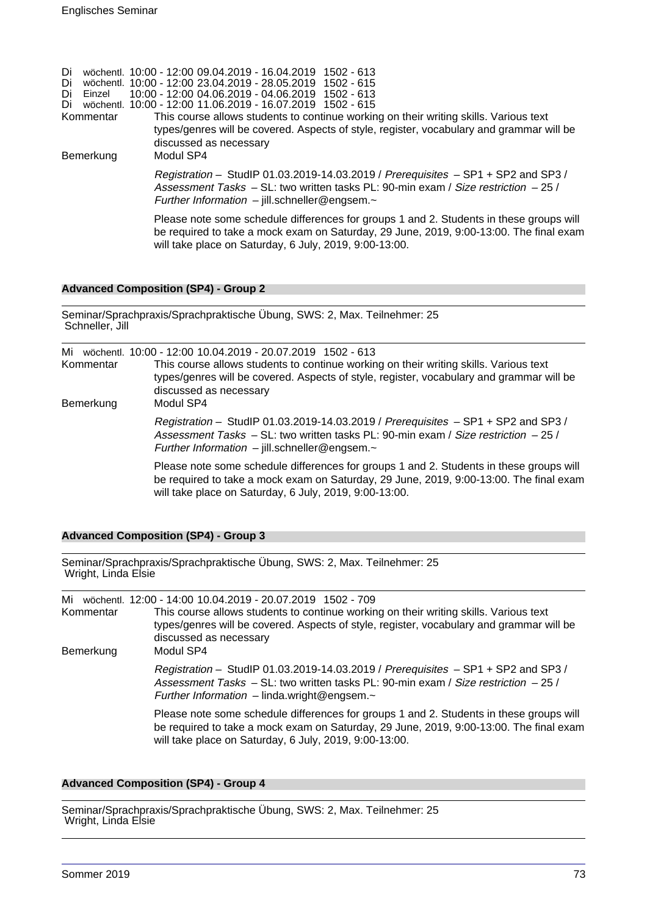Di wöchentl. 10:00 - 12:00 09.04.2019 - 16.04.2019 1502 - 613
Di wöchentl. 10:00 - 12:00 23.04.2019 - 28.05.2019 1502 - 615
Di Einzel 10:00 - 12:00 04.06.2019 - 04.06.2019 1502 - 613
Di wöchentl. 10:00 - 12:00 11.06.2019 - 16.07.2019 1502 - 615

Kommentar: This course allows students to continue working on their writing skills. Various text types/genres will be covered. Aspects of style, register, vocabulary and grammar will be discussed as necessary

Bemerkung: Modul SP4

*Registration* – StudIP 01.03.2019-14.03.2019 / *Prerequisites* – SP1 + SP2 and SP3 / *Assessment Tasks* – SL: two written tasks PL: 90-min exam / *Size restriction* – 25 / *Further Information* – jill.schneller@engsem.~

Please note some schedule differences for groups 1 and 2. Students in these groups will be required to take a mock exam on Saturday, 29 June, 2019, 9:00-13:00. The final exam will take place on Saturday, 6 July, 2019, 9:00-13:00.

## Advanced Composition (SP4) - Group 2

Seminar/Sprachpraxis/Sprachpraktische Übung, SWS: 2, Max. Teilnehmer: 25
Schneller, Jill

Mi wöchentl. 10:00 - 12:00 10.04.2019 - 20.07.2019 1502 - 613

Kommentar: This course allows students to continue working on their writing skills. Various text types/genres will be covered. Aspects of style, register, vocabulary and grammar will be discussed as necessary

Bemerkung: Modul SP4

*Registration* – StudIP 01.03.2019-14.03.2019 / *Prerequisites* – SP1 + SP2 and SP3 / *Assessment Tasks* – SL: two written tasks PL: 90-min exam / *Size restriction* – 25 / *Further Information* – jill.schneller@engsem.~

Please note some schedule differences for groups 1 and 2. Students in these groups will be required to take a mock exam on Saturday, 29 June, 2019, 9:00-13:00. The final exam will take place on Saturday, 6 July, 2019, 9:00-13:00.

## Advanced Composition (SP4) - Group 3

Seminar/Sprachpraxis/Sprachpraktische Übung, SWS: 2, Max. Teilnehmer: 25
Wright, Linda Elsie

Mi wöchentl. 12:00 - 14:00 10.04.2019 - 20.07.2019 1502 - 709

Kommentar: This course allows students to continue working on their writing skills. Various text types/genres will be covered. Aspects of style, register, vocabulary and grammar will be discussed as necessary

Bemerkung: Modul SP4

*Registration* – StudIP 01.03.2019-14.03.2019 / *Prerequisites* – SP1 + SP2 and SP3 / *Assessment Tasks* – SL: two written tasks PL: 90-min exam / *Size restriction* – 25 / *Further Information* – linda.wright@engsem.~

Please note some schedule differences for groups 1 and 2. Students in these groups will be required to take a mock exam on Saturday, 29 June, 2019, 9:00-13:00. The final exam will take place on Saturday, 6 July, 2019, 9:00-13:00.

## Advanced Composition (SP4) - Group 4

Seminar/Sprachpraxis/Sprachpraktische Übung, SWS: 2, Max. Teilnehmer: 25
Wright, Linda Elsie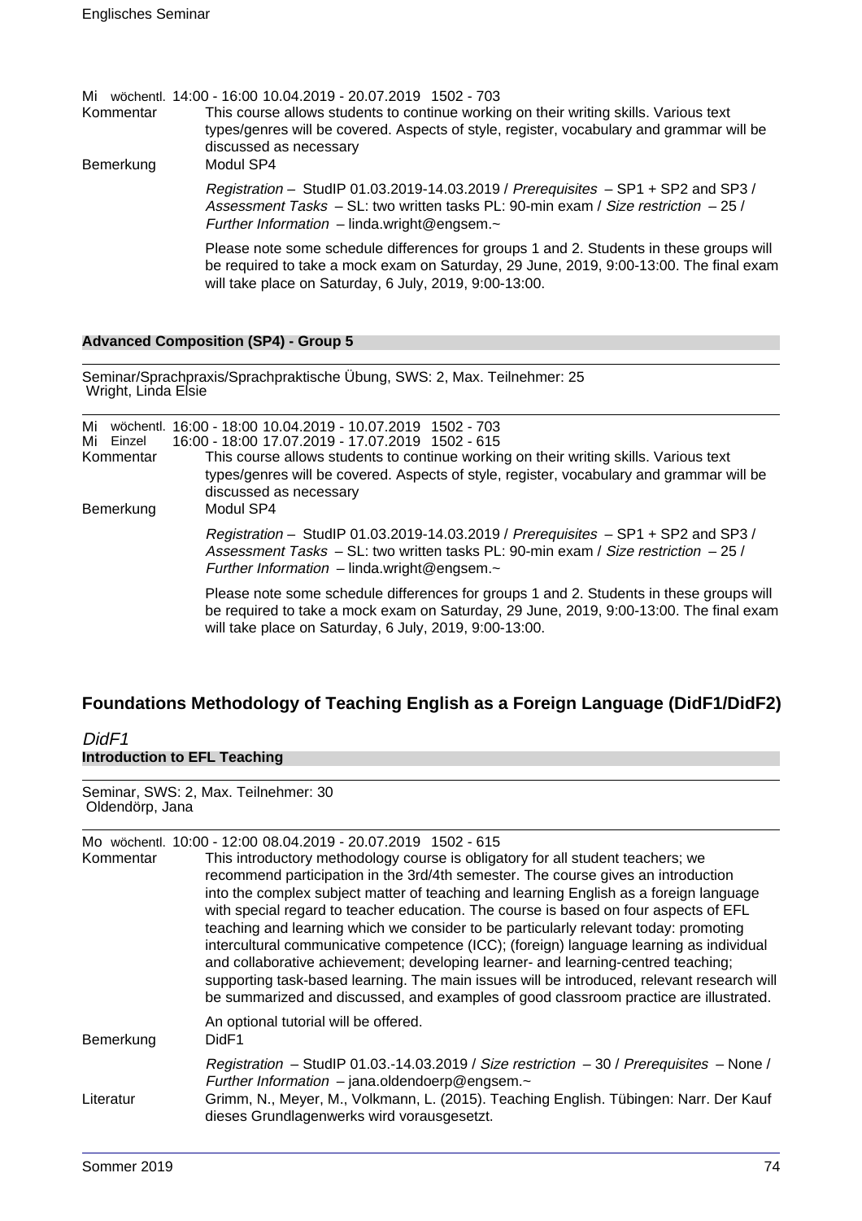Mi wöchentl. 14:00 - 16:00 10.04.2019 - 20.07.2019 1502 - 703

Kommentar: This course allows students to continue working on their writing skills. Various text types/genres will be covered. Aspects of style, register, vocabulary and grammar will be discussed as necessary

Bemerkung: Modul SP4

*Registration* – StudIP 01.03.2019-14.03.2019 / *Prerequisites* – SP1 + SP2 and SP3 / *Assessment Tasks* – SL: two written tasks PL: 90-min exam / *Size restriction* – 25 / *Further Information* – linda.wright@engsem.~

Please note some schedule differences for groups 1 and 2. Students in these groups will be required to take a mock exam on Saturday, 29 June, 2019, 9:00-13:00. The final exam will take place on Saturday, 6 July, 2019, 9:00-13:00.

**Advanced Composition (SP4) - Group 5**

Seminar/Sprachpraxis/Sprachpraktische Übung, SWS: 2, Max. Teilnehmer: 25
Wright, Linda Elsie

Mi wöchentl. 16:00 - 18:00 10.04.2019 - 10.07.2019 1502 - 703
Mi Einzel 16:00 - 18:00 17.07.2019 - 17.07.2019 1502 - 615

Kommentar: This course allows students to continue working on their writing skills. Various text types/genres will be covered. Aspects of style, register, vocabulary and grammar will be discussed as necessary

Bemerkung: Modul SP4

*Registration* – StudIP 01.03.2019-14.03.2019 / *Prerequisites* – SP1 + SP2 and SP3 / *Assessment Tasks* – SL: two written tasks PL: 90-min exam / *Size restriction* – 25 / *Further Information* – linda.wright@engsem.~

Please note some schedule differences for groups 1 and 2. Students in these groups will be required to take a mock exam on Saturday, 29 June, 2019, 9:00-13:00. The final exam will take place on Saturday, 6 July, 2019, 9:00-13:00.

## Foundations Methodology of Teaching English as a Foreign Language (DidF1/DidF2)

### *DidF1*

**Introduction to EFL Teaching**

Seminar, SWS: 2, Max. Teilnehmer: 30
Oldendörp, Jana

Mo wöchentl. 10:00 - 12:00 08.04.2019 - 20.07.2019 1502 - 615

Kommentar: This introductory methodology course is obligatory for all student teachers; we recommend participation in the 3rd/4th semester. The course gives an introduction into the complex subject matter of teaching and learning English as a foreign language with special regard to teacher education. The course is based on four aspects of EFL teaching and learning which we consider to be particularly relevant today: promoting intercultural communicative competence (ICC); (foreign) language learning as individual and collaborative achievement; developing learner- and learning-centred teaching; supporting task-based learning. The main issues will be introduced, relevant research will be summarized and discussed, and examples of good classroom practice are illustrated.

An optional tutorial will be offered.

Bemerkung: DidF1

*Registration* – StudIP 01.03.-14.03.2019 / *Size restriction* – 30 / *Prerequisites* – None / *Further Information* – jana.oldendoerp@engsem.~

Literatur: Grimm, N., Meyer, M., Volkmann, L. (2015). Teaching English. Tübingen: Narr. Der Kauf dieses Grundlagenwerks wird vorausgesetzt.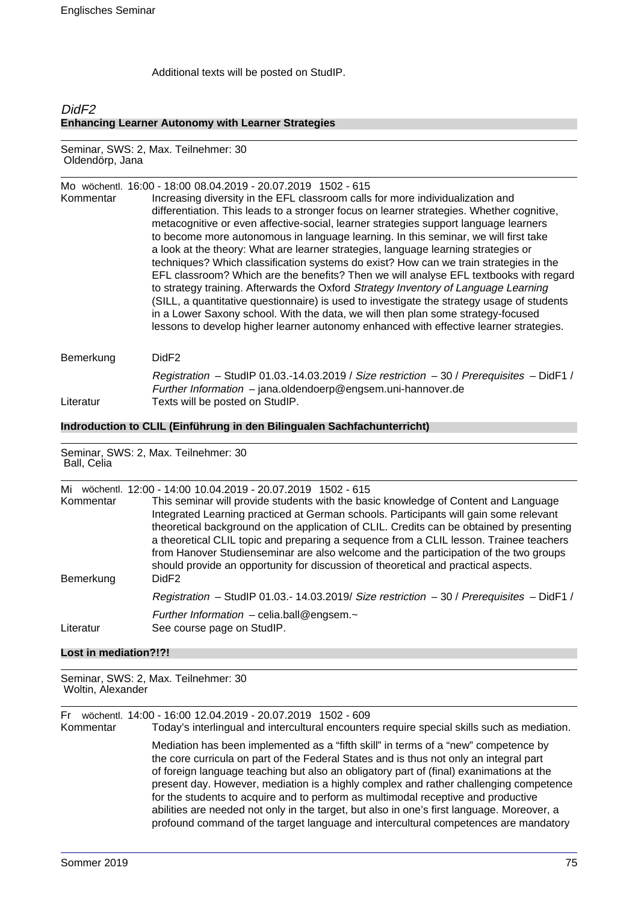Additional texts will be posted on StudIP.

## *DidF2*

### Enhancing Learner Autonomy with Learner Strategies

Seminar, SWS: 2, Max. Teilnehmer: 30
Oldendörp, Jana

Mo wöchentl. 16:00 - 18:00 08.04.2019 - 20.07.2019 1502 - 615

Kommentar: Increasing diversity in the EFL classroom calls for more individualization and differentiation. This leads to a stronger focus on learner strategies. Whether cognitive, metacognitive or even affective-social, learner strategies support language learners to become more autonomous in language learning. In this seminar, we will first take a look at the theory: What are learner strategies, language learning strategies or techniques? Which classification systems do exist? How can we train strategies in the EFL classroom? Which are the benefits? Then we will analyse EFL textbooks with regard to strategy training. Afterwards the Oxford *Strategy Inventory of Language Learning* (SILL, a quantitative questionnaire) is used to investigate the strategy usage of students in a Lower Saxony school. With the data, we will then plan some strategy-focused lessons to develop higher learner autonomy enhanced with effective learner strategies.

Bemerkung: DidF2

*Registration* – StudIP 01.03.-14.03.2019 / *Size restriction* – 30 / *Prerequisites* – DidF1 / *Further Information* – jana.oldendoerp@engsem.uni-hannover.de

Literatur: Texts will be posted on StudIP.

### Indroduction to CLIL (Einführung in den Bilingualen Sachfachunterricht)

Seminar, SWS: 2, Max. Teilnehmer: 30
Ball, Celia

Mi wöchentl. 12:00 - 14:00 10.04.2019 - 20.07.2019 1502 - 615

Kommentar: This seminar will provide students with the basic knowledge of Content and Language Integrated Learning practiced at German schools. Participants will gain some relevant theoretical background on the application of CLIL. Credits can be obtained by presenting a theoretical CLIL topic and preparing a sequence from a CLIL lesson. Trainee teachers from Hanover Studienseminar are also welcome and the participation of the two groups should provide an opportunity for discussion of theoretical and practical aspects.

Bemerkung: DidF2

*Registration* – StudIP 01.03.- 14.03.2019/ *Size restriction* – 30 / *Prerequisites* – DidF1 /

*Further Information* – celia.ball@engsem.~

Literatur: See course page on StudIP.

### Lost in mediation?!?!

Seminar, SWS: 2, Max. Teilnehmer: 30
Woltin, Alexander

Fr wöchentl. 14:00 - 16:00 12.04.2019 - 20.07.2019 1502 - 609

Kommentar: Today's interlingual and intercultural encounters require special skills such as mediation.

Mediation has been implemented as a “fifth skill” in terms of a “new” competence by the core curricula on part of the Federal States and is thus not only an integral part of foreign language teaching but also an obligatory part of (final) exanimations at the present day. However, mediation is a highly complex and rather challenging competence for the students to acquire and to perform as multimodal receptive and productive abilities are needed not only in the target, but also in one's first language. Moreover, a profound command of the target language and intercultural competences are mandatory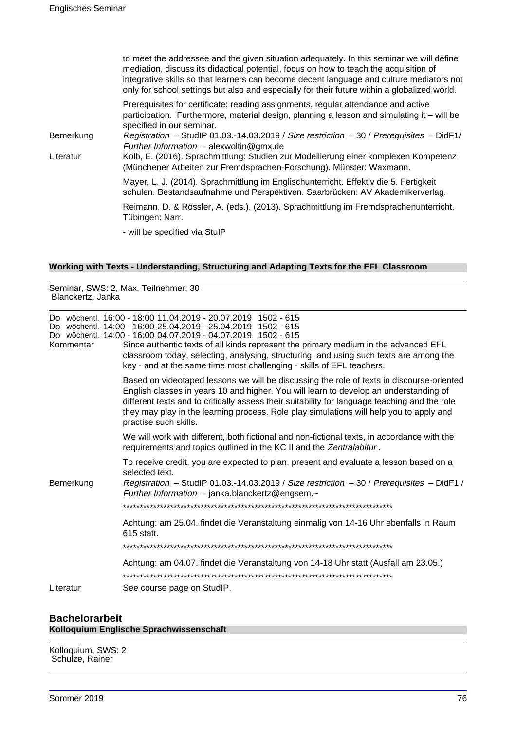to meet the addressee and the given situation adequately. In this seminar we will define mediation, discuss its didactical potential, focus on how to teach the acquisition of integrative skills so that learners can become decent language and culture mediators not only for school settings but also and especially for their future within a globalized world.

Prerequisites for certificate: reading assignments, regular attendance and active participation. Furthermore, material design, planning a lesson and simulating it – will be specified in our seminar.

Bemerkung: *Registration* – StudIP 01.03.-14.03.2019 / *Size restriction* – 30 / *Prerequisites* – DidF1/ *Further Information* – alexwoltin@gmx.de

Literatur: Kolb, E. (2016). Sprachmittlung: Studien zur Modellierung einer komplexen Kompetenz (Münchener Arbeiten zur Fremdsprachen-Forschung). Münster: Waxmann.

Mayer, L. J. (2014). Sprachmittlung im Englischunterricht. Effektiv die 5. Fertigkeit schulen. Bestandsaufnahme und Perspektiven. Saarbrücken: AV Akademikerverlag.

Reimann, D. & Rössler, A. (eds.). (2013). Sprachmittlung im Fremdsprachenunterricht. Tübingen: Narr.

- will be specified via StuIP

### Working with Texts - Understanding, Structuring and Adapting Texts for the EFL Classroom

Seminar, SWS: 2, Max. Teilnehmer: 30
Blanckertz, Janka

Do wöchentl. 16:00 - 18:00 11.04.2019 - 20.07.2019 1502 - 615
Do wöchentl. 14:00 - 16:00 25.04.2019 - 25.04.2019 1502 - 615
Do wöchentl. 14:00 - 16:00 04.07.2019 - 04.07.2019 1502 - 615

Kommentar: Since authentic texts of all kinds represent the primary medium in the advanced EFL classroom today, selecting, analysing, structuring, and using such texts are among the key - and at the same time most challenging - skills of EFL teachers.

Based on videotaped lessons we will be discussing the role of texts in discourse-oriented English classes in years 10 and higher. You will learn to develop an understanding of different texts and to critically assess their suitability for language teaching and the role they may play in the learning process. Role play simulations will help you to apply and practise such skills.

We will work with different, both fictional and non-fictional texts, in accordance with the requirements and topics outlined in the KC II and the *Zentralabitur* .

To receive credit, you are expected to plan, present and evaluate a lesson based on a selected text.

Bemerkung: *Registration* – StudIP 01.03.-14.03.2019 / *Size restriction* – 30 / *Prerequisites* – DidF1 / *Further Information* – janka.blanckertz@engsem.~

********************************************************************************

Achtung: am 25.04. findet die Veranstaltung einmalig von 14-16 Uhr ebenfalls in Raum 615 statt.

********************************************************************************

Achtung: am 04.07. findet die Veranstaltung von 14-18 Uhr statt (Ausfall am 23.05.)

********************************************************************************

Literatur: See course page on StudIP.

## Bachelorarbeit

### Kolloquium Englische Sprachwissenschaft

Kolloquium, SWS: 2
Schulze, Rainer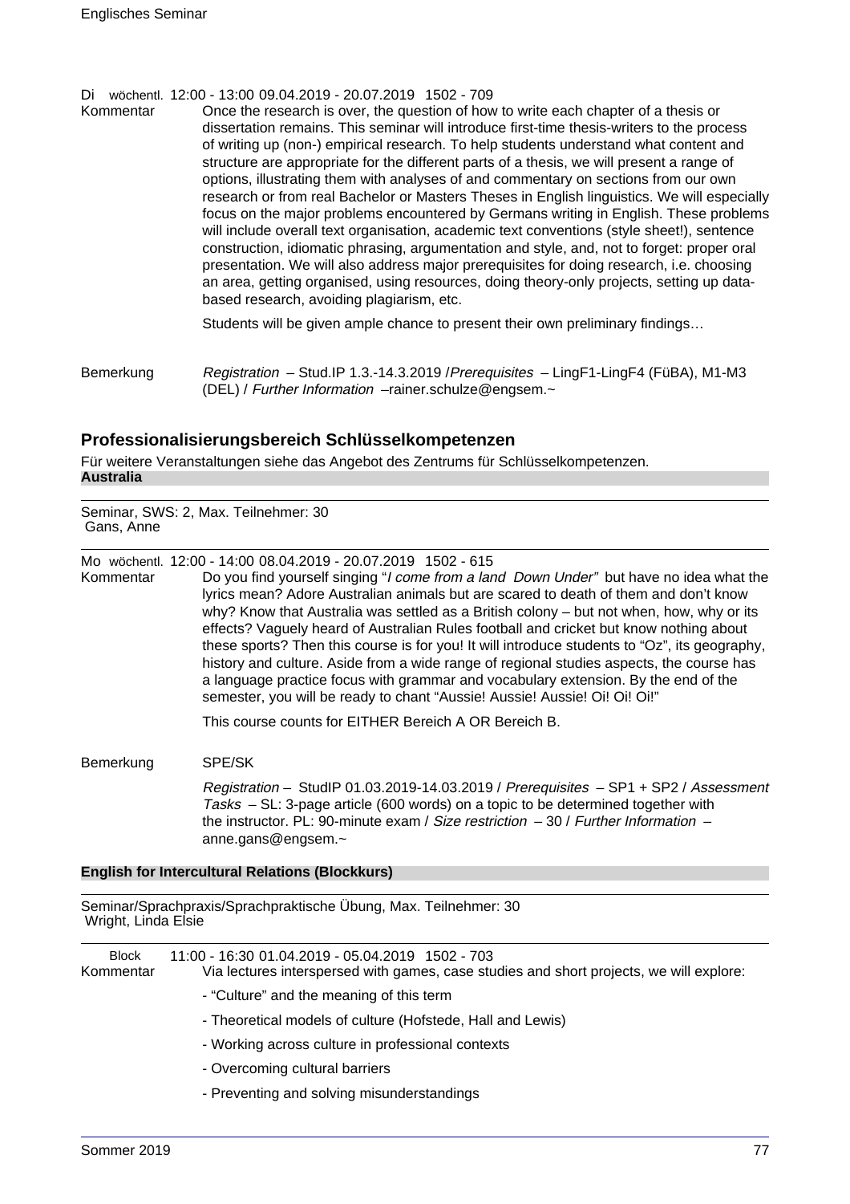Di wöchentl. 12:00 - 13:00 09.04.2019 - 20.07.2019 1502 - 709

Kommentar Once the research is over, the question of how to write each chapter of a thesis or dissertation remains. This seminar will introduce first-time thesis-writers to the process of writing up (non-) empirical research. To help students understand what content and structure are appropriate for the different parts of a thesis, we will present a range of options, illustrating them with analyses of and commentary on sections from our own research or from real Bachelor or Masters Theses in English linguistics. We will especially focus on the major problems encountered by Germans writing in English. These problems will include overall text organisation, academic text conventions (style sheet!), sentence construction, idiomatic phrasing, argumentation and style, and, not to forget: proper oral presentation. We will also address major prerequisites for doing research, i.e. choosing an area, getting organised, using resources, doing theory-only projects, setting up data-based research, avoiding plagiarism, etc.

Students will be given ample chance to present their own preliminary findings…

Bemerkung *Registration* – Stud.IP 1.3.-14.3.2019 /*Prerequisites* – LingF1-LingF4 (FüBA), M1-M3 (DEL) / *Further Information* –rainer.schulze@engsem.~

## Professionalisierungsbereich Schlüsselkompetenzen

Für weitere Veranstaltungen siehe das Angebot des Zentrums für Schlüsselkompetenzen.

**Australia**

Seminar, SWS: 2, Max. Teilnehmer: 30
Gans, Anne

Mo wöchentl. 12:00 - 14:00 08.04.2019 - 20.07.2019 1502 - 615

Kommentar Do you find yourself singing "*I come from a land Down Under*" but have no idea what the lyrics mean? Adore Australian animals but are scared to death of them and don't know why? Know that Australia was settled as a British colony – but not when, how, why or its effects? Vaguely heard of Australian Rules football and cricket but know nothing about these sports? Then this course is for you! It will introduce students to "Oz", its geography, history and culture. Aside from a wide range of regional studies aspects, the course has a language practice focus with grammar and vocabulary extension. By the end of the semester, you will be ready to chant "Aussie! Aussie! Aussie! Oi! Oi! Oi!"

This course counts for EITHER Bereich A OR Bereich B.

Bemerkung SPE/SK

*Registration* – StudIP 01.03.2019-14.03.2019 / *Prerequisites* – SP1 + SP2 / *Assessment Tasks* – SL: 3-page article (600 words) on a topic to be determined together with the instructor. PL: 90-minute exam / *Size restriction* – 30 / *Further Information* – anne.gans@engsem.~

**English for Intercultural Relations (Blockkurs)**

Seminar/Sprachpraxis/Sprachpraktische Übung, Max. Teilnehmer: 30
Wright, Linda Elsie

Block 11:00 - 16:30 01.04.2019 - 05.04.2019 1502 - 703

Kommentar Via lectures interspersed with games, case studies and short projects, we will explore:

- "Culture" and the meaning of this term
- Theoretical models of culture (Hofstede, Hall and Lewis)
- Working across culture in professional contexts
- Overcoming cultural barriers
- Preventing and solving misunderstandings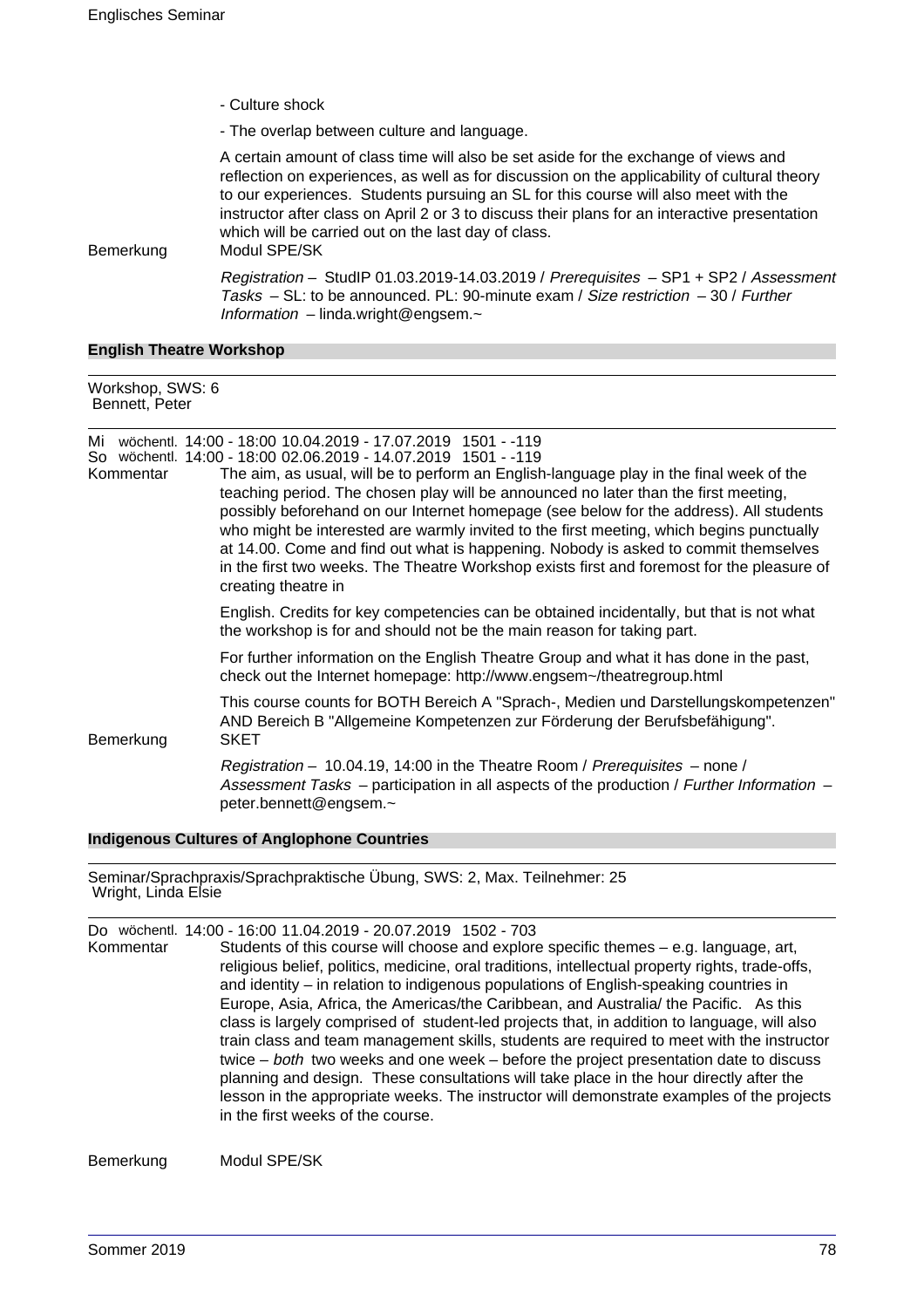- Culture shock

- The overlap between culture and language.

A certain amount of class time will also be set aside for the exchange of views and reflection on experiences, as well as for discussion on the applicability of cultural theory to our experiences. Students pursuing an SL for this course will also meet with the instructor after class on April 2 or 3 to discuss their plans for an interactive presentation which will be carried out on the last day of class.

Bemerkung: Modul SPE/SK

*Registration* – StudIP 01.03.2019-14.03.2019 / *Prerequisites* – SP1 + SP2 / *Assessment Tasks* – SL: to be announced. PL: 90-minute exam / *Size restriction* – 30 / *Further Information* – linda.wright@engsem.~

## English Theatre Workshop

Workshop, SWS: 6
Bennett, Peter

Mi wöchentl. 14:00 - 18:00 10.04.2019 - 17.07.2019 1501 - -119
So wöchentl. 14:00 - 18:00 02.06.2019 - 14.07.2019 1501 - -119

Kommentar: The aim, as usual, will be to perform an English-language play in the final week of the teaching period. The chosen play will be announced no later than the first meeting, possibly beforehand on our Internet homepage (see below for the address). All students who might be interested are warmly invited to the first meeting, which begins punctually at 14.00. Come and find out what is happening. Nobody is asked to commit themselves in the first two weeks. The Theatre Workshop exists first and foremost for the pleasure of creating theatre in

English. Credits for key competencies can be obtained incidentally, but that is not what the workshop is for and should not be the main reason for taking part.

For further information on the English Theatre Group and what it has done in the past, check out the Internet homepage: http://www.engsem~/theatregroup.html

This course counts for BOTH Bereich A "Sprach-, Medien und Darstellungskompetenzen" AND Bereich B "Allgemeine Kompetenzen zur Förderung der Berufsbefähigung".

Bemerkung: SKET

*Registration* – 10.04.19, 14:00 in the Theatre Room / *Prerequisites* – none / *Assessment Tasks* – participation in all aspects of the production / *Further Information* – peter.bennett@engsem.~

## Indigenous Cultures of Anglophone Countries

Seminar/Sprachpraxis/Sprachpraktische Übung, SWS: 2, Max. Teilnehmer: 25
Wright, Linda Elsie

Do wöchentl. 14:00 - 16:00 11.04.2019 - 20.07.2019 1502 - 703

Kommentar: Students of this course will choose and explore specific themes – e.g. language, art, religious belief, politics, medicine, oral traditions, intellectual property rights, trade-offs, and identity – in relation to indigenous populations of English-speaking countries in Europe, Asia, Africa, the Americas/the Caribbean, and Australia/ the Pacific. As this class is largely comprised of student-led projects that, in addition to language, will also train class and team management skills, students are required to meet with the instructor twice – *both* two weeks and one week – before the project presentation date to discuss planning and design. These consultations will take place in the hour directly after the lesson in the appropriate weeks. The instructor will demonstrate examples of the projects in the first weeks of the course.

Bemerkung: Modul SPE/SK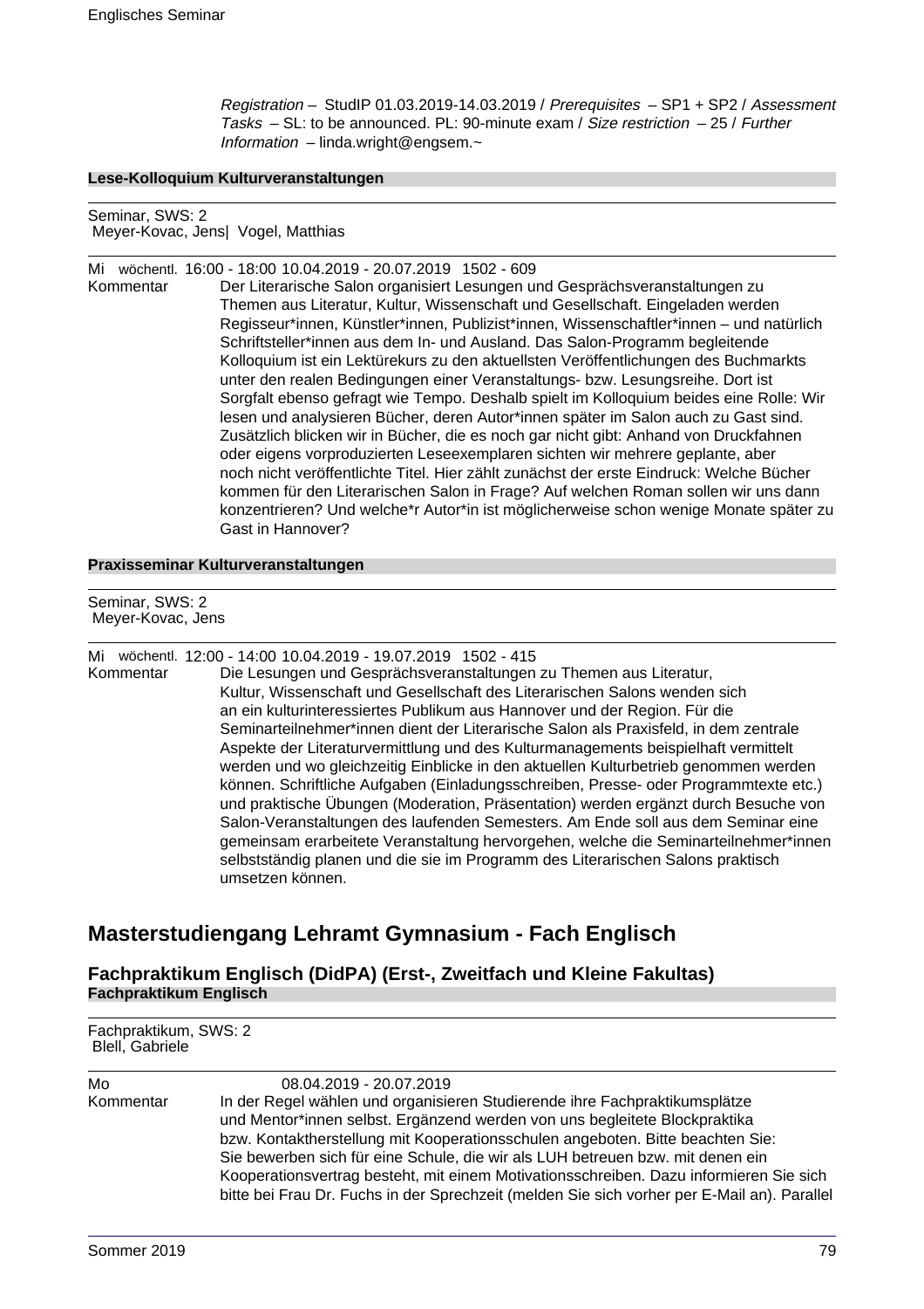*Registration* – StudIP 01.03.2019-14.03.2019 / *Prerequisites* – SP1 + SP2 / *Assessment Tasks* – SL: to be announced. PL: 90-minute exam / *Size restriction* – 25 / *Further Information* – linda.wright@engsem.~

**Lese-Kolloquium Kulturveranstaltungen**

Seminar, SWS: 2
Meyer-Kovac, Jens| Vogel, Matthias

Mi wöchentl. 16:00 - 18:00 10.04.2019 - 20.07.2019 1502 - 609

Kommentar

Der Literarische Salon organisiert Lesungen und Gesprächsveranstaltungen zu Themen aus Literatur, Kultur, Wissenschaft und Gesellschaft. Eingeladen werden Regisseur*innen, Künstler*innen, Publizist*innen, Wissenschaftler*innen – und natürlich Schriftsteller*innen aus dem In- und Ausland. Das Salon-Programm begleitende Kolloquium ist ein Lektürekurs zu den aktuellsten Veröffentlichungen des Buchmarkts unter den realen Bedingungen einer Veranstaltungs- bzw. Lesungsreihe. Dort ist Sorgfalt ebenso gefragt wie Tempo. Deshalb spielt im Kolloquium beides eine Rolle: Wir lesen und analysieren Bücher, deren Autor*innen später im Salon auch zu Gast sind. Zusätzlich blicken wir in Bücher, die es noch gar nicht gibt: Anhand von Druckfahnen oder eigens vorproduzierten Leseexemplaren sichten wir mehrere geplante, aber noch nicht veröffentlichte Titel. Hier zählt zunächst der erste Eindruck: Welche Bücher kommen für den Literarischen Salon in Frage? Auf welchen Roman sollen wir uns dann konzentrieren? Und welche*r Autor*in ist möglicherweise schon wenige Monate später zu Gast in Hannover?

**Praxisseminar Kulturveranstaltungen**

Seminar, SWS: 2
Meyer-Kovac, Jens

Mi wöchentl. 12:00 - 14:00 10.04.2019 - 19.07.2019 1502 - 415

Kommentar

Die Lesungen und Gesprächsveranstaltungen zu Themen aus Literatur, Kultur, Wissenschaft und Gesellschaft des Literarischen Salons wenden sich an ein kulturinteressiertes Publikum aus Hannover und der Region. Für die Seminarteilnehmer*innen dient der Literarische Salon als Praxisfeld, in dem zentrale Aspekte der Literaturvermittlung und des Kulturmanagements beispielhaft vermittelt werden und wo gleichzeitig Einblicke in den aktuellen Kulturbetrieb genommen werden können. Schriftliche Aufgaben (Einladungsschreiben, Presse- oder Programmtexte etc.) und praktische Übungen (Moderation, Präsentation) werden ergänzt durch Besuche von Salon-Veranstaltungen des laufenden Semesters. Am Ende soll aus dem Seminar eine gemeinsam erarbeitete Veranstaltung hervorgehen, welche die Seminarteilnehmer*innen selbstständig planen und die sie im Programm des Literarischen Salons praktisch umsetzen können.

## Masterstudiengang Lehramt Gymnasium - Fach Englisch

### Fachpraktikum Englisch (DidPA) (Erst-, Zweitfach und Kleine Fakultas)

**Fachpraktikum Englisch**

Fachpraktikum, SWS: 2
Blell, Gabriele

Mo 08.04.2019 - 20.07.2019

Kommentar

In der Regel wählen und organisieren Studierende ihre Fachpraktikumsplätze und Mentor*innen selbst. Ergänzend werden von uns begleitete Blockpraktika bzw. Kontaktherstellung mit Kooperationsschulen angeboten. Bitte beachten Sie: Sie bewerben sich für eine Schule, die wir als LUH betreuen bzw. mit denen ein Kooperationsvertrag besteht, mit einem Motivationsschreiben. Dazu informieren Sie sich bitte bei Frau Dr. Fuchs in der Sprechzeit (melden Sie sich vorher per E-Mail an). Parallel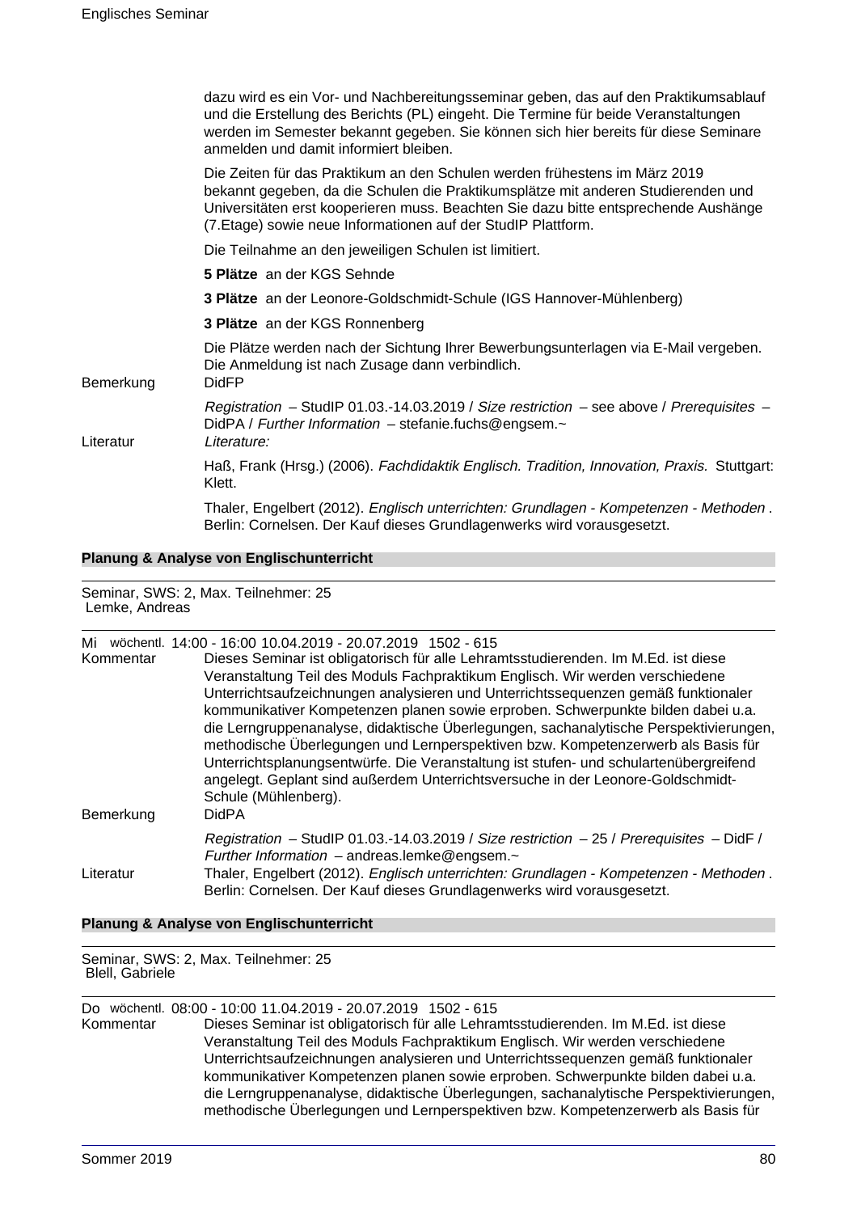dazu wird es ein Vor- und Nachbereitungsseminar geben, das auf den Praktikumsablauf und die Erstellung des Berichts (PL) eingeht. Die Termine für beide Veranstaltungen werden im Semester bekannt gegeben. Sie können sich hier bereits für diese Seminare anmelden und damit informiert bleiben.

Die Zeiten für das Praktikum an den Schulen werden frühestens im März 2019 bekannt gegeben, da die Schulen die Praktikumsplätze mit anderen Studierenden und Universitäten erst kooperieren muss. Beachten Sie dazu bitte entsprechende Aushänge (7.Etage) sowie neue Informationen auf der StudIP Plattform.

Die Teilnahme an den jeweiligen Schulen ist limitiert.

**5 Plätze** an der KGS Sehnde

**3 Plätze** an der Leonore-Goldschmidt-Schule (IGS Hannover-Mühlenberg)

**3 Plätze** an der KGS Ronnenberg

Die Plätze werden nach der Sichtung Ihrer Bewerbungsunterlagen via E-Mail vergeben. Die Anmeldung ist nach Zusage dann verbindlich.

Bemerkung: DidFP

*Registration* – StudIP 01.03.-14.03.2019 / *Size restriction* – see above / *Prerequisites* – DidPA / *Further Information* – stefanie.fuchs@engsem.~

Literatur: *Literature:*

Haß, Frank (Hrsg.) (2006). *Fachdidaktik Englisch. Tradition, Innovation, Praxis.* Stuttgart: Klett.

Thaler, Engelbert (2012). *Englisch unterrichten: Grundlagen - Kompetenzen - Methoden* . Berlin: Cornelsen. Der Kauf dieses Grundlagenwerks wird vorausgesetzt.

### Planung & Analyse von Englischunterricht

Seminar, SWS: 2, Max. Teilnehmer: 25
Lemke, Andreas

Mi wöchentl. 14:00 - 16:00 10.04.2019 - 20.07.2019 1502 - 615

Kommentar: Dieses Seminar ist obligatorisch für alle Lehramtsstudierenden. Im M.Ed. ist diese Veranstaltung Teil des Moduls Fachpraktikum Englisch. Wir werden verschiedene Unterrichtsaufzeichnungen analysieren und Unterrichtssequenzen gemäß funktionaler kommunikativer Kompetenzen planen sowie erproben. Schwerpunkte bilden dabei u.a. die Lerngruppenanalyse, didaktische Überlegungen, sachanalytische Perspektivierungen, methodische Überlegungen und Lernperspektiven bzw. Kompetenzerwerb als Basis für Unterrichtsplanungsentwürfe. Die Veranstaltung ist stufen- und schulartenübergreifend angelegt. Geplant sind außerdem Unterrichtsversuche in der Leonore-Goldschmidt-Schule (Mühlenberg).

Bemerkung: DidPA

*Registration* – StudIP 01.03.-14.03.2019 / *Size restriction* – 25 / *Prerequisites* – DidF / *Further Information* – andreas.lemke@engsem.~

Literatur: Thaler, Engelbert (2012). *Englisch unterrichten: Grundlagen - Kompetenzen - Methoden* . Berlin: Cornelsen. Der Kauf dieses Grundlagenwerks wird vorausgesetzt.

### Planung & Analyse von Englischunterricht

Seminar, SWS: 2, Max. Teilnehmer: 25
Blell, Gabriele

Do wöchentl. 08:00 - 10:00 11.04.2019 - 20.07.2019 1502 - 615

Kommentar: Dieses Seminar ist obligatorisch für alle Lehramtsstudierenden. Im M.Ed. ist diese Veranstaltung Teil des Moduls Fachpraktikum Englisch. Wir werden verschiedene Unterrichtsaufzeichnungen analysieren und Unterrichtssequenzen gemäß funktionaler kommunikativer Kompetenzen planen sowie erproben. Schwerpunkte bilden dabei u.a. die Lerngruppenanalyse, didaktische Überlegungen, sachanalytische Perspektivierungen, methodische Überlegungen und Lernperspektiven bzw. Kompetenzerwerb als Basis für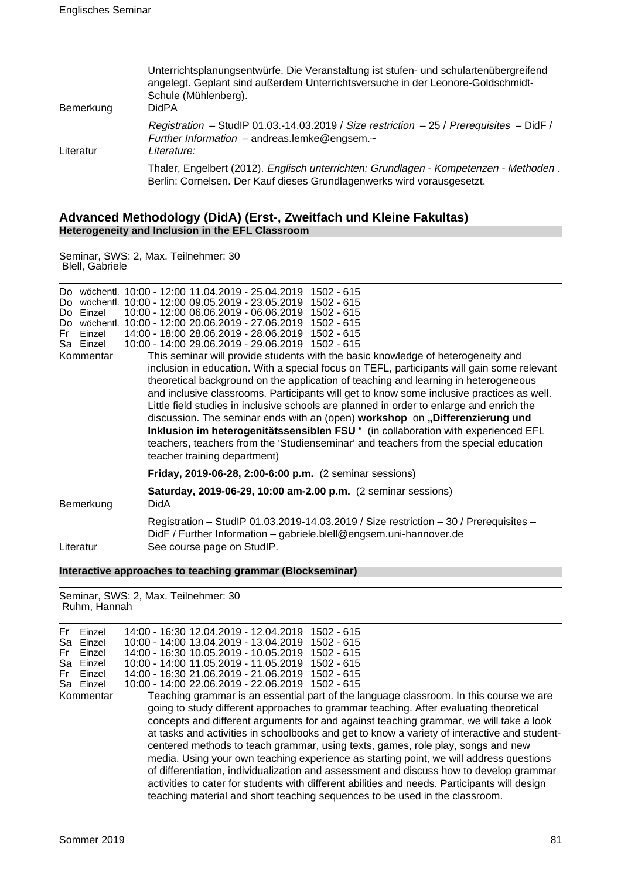Unterrichtsplanungsentwürfe. Die Veranstaltung ist stufen- und schulartenübergreifend angelegt. Geplant sind außerdem Unterrichtsversuche in der Leonore-Goldschmidt-Schule (Mühlenberg).

Bemerkung DidPA

*Registration* – StudIP 01.03.-14.03.2019 / *Size restriction* – 25 / *Prerequisites* – DidF / *Further Information* – andreas.lemke@engsem.~

Literatur *Literature:*

Thaler, Engelbert (2012). *Englisch unterrichten: Grundlagen - Kompetenzen - Methoden* . Berlin: Cornelsen. Der Kauf dieses Grundlagenwerks wird vorausgesetzt.

## Advanced Methodology (DidA) (Erst-, Zweitfach und Kleine Fakultas)

### Heterogeneity and Inclusion in the EFL Classroom

Seminar, SWS: 2, Max. Teilnehmer: 30
Blell, Gabriele

| | | | | |
|---|---|---|---|---|
| Do | wöchentl. | 10:00 - 12:00 | 11.04.2019 - 25.04.2019 | 1502 - 615 |
| Do | wöchentl. | 10:00 - 12:00 | 09.05.2019 - 23.05.2019 | 1502 - 615 |
| Do | Einzel | 10:00 - 12:00 | 06.06.2019 - 06.06.2019 | 1502 - 615 |
| Do | wöchentl. | 10:00 - 12:00 | 20.06.2019 - 27.06.2019 | 1502 - 615 |
| Fr | Einzel | 14:00 - 18:00 | 28.06.2019 - 28.06.2019 | 1502 - 615 |
| Sa | Einzel | 10:00 - 14:00 | 29.06.2019 - 29.06.2019 | 1502 - 615 |

Kommentar This seminar will provide students with the basic knowledge of heterogeneity and inclusion in education. With a special focus on TEFL, participants will gain some relevant theoretical background on the application of teaching and learning in heterogeneous and inclusive classrooms. Participants will get to know some inclusive practices as well. Little field studies in inclusive schools are planned in order to enlarge and enrich the discussion. The seminar ends with an (open) **workshop** on **„Differenzierung und Inklusion im heterogenitätssensiblen FSU** " (in collaboration with experienced EFL teachers, teachers from the 'Studienseminar' and teachers from the special education teacher training department)

**Friday, 2019-06-28, 2:00-6:00 p.m.** (2 seminar sessions)

**Saturday, 2019-06-29, 10:00 am-2.00 p.m.** (2 seminar sessions)

Bemerkung DidA

Registration – StudIP 01.03.2019-14.03.2019 / Size restriction – 30 / Prerequisites – DidF / Further Information – gabriele.blell@engsem.uni-hannover.de

Literatur See course page on StudIP.

### Interactive approaches to teaching grammar (Blockseminar)

Seminar, SWS: 2, Max. Teilnehmer: 30
Ruhm, Hannah

| | | | | |
|---|---|---|---|---|
| Fr | Einzel | 14:00 - 16:30 | 12.04.2019 - 12.04.2019 | 1502 - 615 |
| Sa | Einzel | 10:00 - 14:00 | 13.04.2019 - 13.04.2019 | 1502 - 615 |
| Fr | Einzel | 14:00 - 16:30 | 10.05.2019 - 10.05.2019 | 1502 - 615 |
| Sa | Einzel | 10:00 - 14:00 | 11.05.2019 - 11.05.2019 | 1502 - 615 |
| Fr | Einzel | 14:00 - 16:30 | 21.06.2019 - 21.06.2019 | 1502 - 615 |
| Sa | Einzel | 10:00 - 14:00 | 22.06.2019 - 22.06.2019 | 1502 - 615 |

Kommentar Teaching grammar is an essential part of the language classroom. In this course we are going to study different approaches to grammar teaching. After evaluating theoretical concepts and different arguments for and against teaching grammar, we will take a look at tasks and activities in schoolbooks and get to know a variety of interactive and student-centered methods to teach grammar, using texts, games, role play, songs and new media. Using your own teaching experience as starting point, we will address questions of differentiation, individualization and assessment and discuss how to develop grammar activities to cater for students with different abilities and needs. Participants will design teaching material and short teaching sequences to be used in the classroom.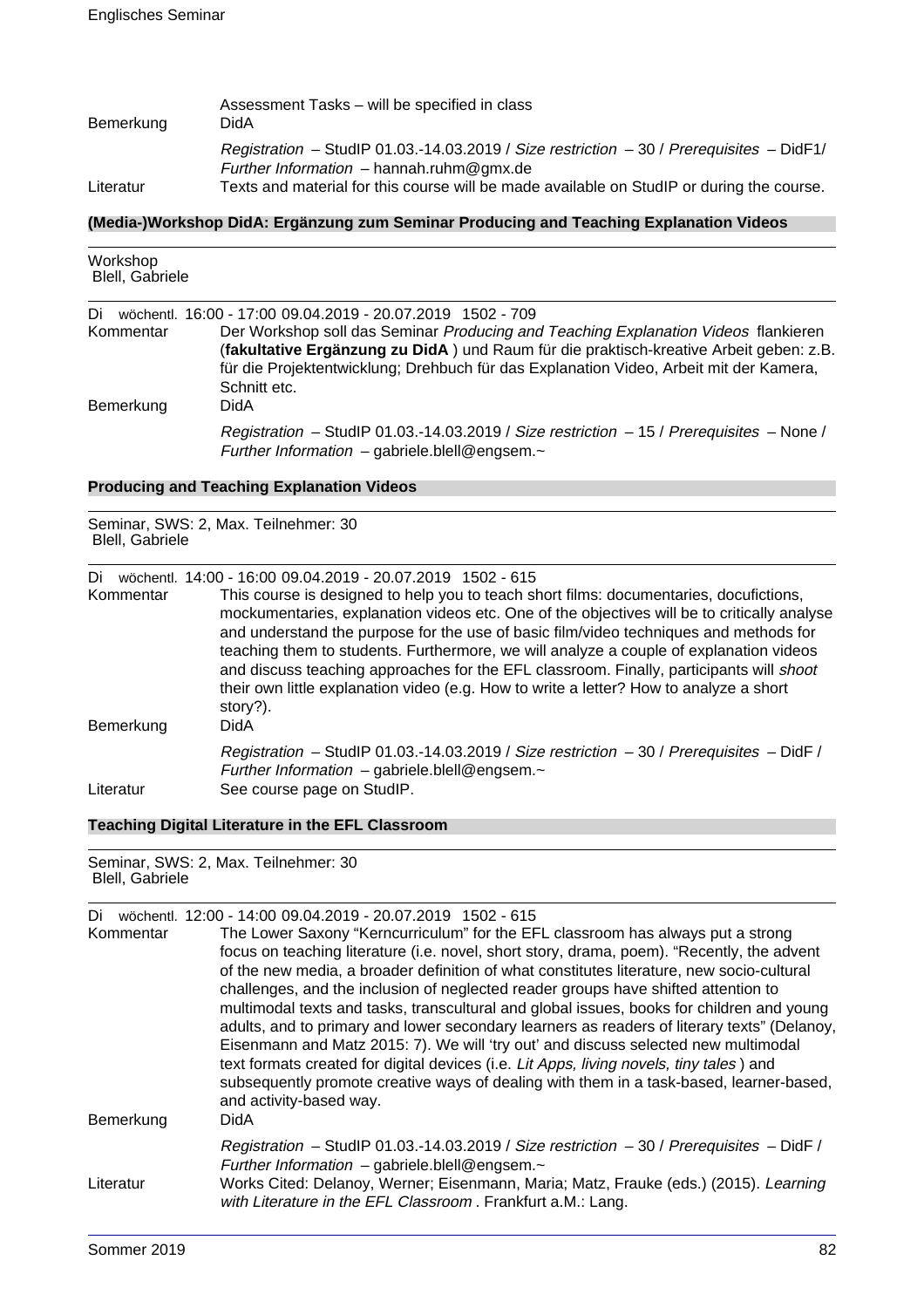Assessment Tasks – will be specified in class

| | |
|---|---|
| Bemerkung | DidA |
| | *Registration* – StudIP 01.03.-14.03.2019 / *Size restriction* – 30 / *Prerequisites* – DidF1/ *Further Information* – hannah.ruhm@gmx.de |
| Literatur | Texts and material for this course will be made available on StudIP or during the course. |

### (Media-)Workshop DidA: Ergänzung zum Seminar Producing and Teaching Explanation Videos

Workshop
Blell, Gabriele

Di wöchentl. 16:00 - 17:00 09.04.2019 - 20.07.2019 1502 - 709

| | |
|---|---|
| Kommentar | Der Workshop soll das Seminar *Producing and Teaching Explanation Videos* flankieren (**fakultative Ergänzung zu DidA** ) und Raum für die praktisch-kreative Arbeit geben: z.B. für die Projektentwicklung; Drehbuch für das Explanation Video, Arbeit mit der Kamera, Schnitt etc. |
| Bemerkung | DidA |
| | *Registration* – StudIP 01.03.-14.03.2019 / *Size restriction* – 15 / *Prerequisites* – None / *Further Information* – gabriele.blell@engsem.~ |

### Producing and Teaching Explanation Videos

Seminar, SWS: 2, Max. Teilnehmer: 30
Blell, Gabriele

Di wöchentl. 14:00 - 16:00 09.04.2019 - 20.07.2019 1502 - 615

| | |
|---|---|
| Kommentar | This course is designed to help you to teach short films: documentaries, docufictions, mockumentaries, explanation videos etc. One of the objectives will be to critically analyse and understand the purpose for the use of basic film/video techniques and methods for teaching them to students. Furthermore, we will analyze a couple of explanation videos and discuss teaching approaches for the EFL classroom. Finally, participants will *shoot* their own little explanation video (e.g. How to write a letter? How to analyze a short story?). |
| Bemerkung | DidA |
| | *Registration* – StudIP 01.03.-14.03.2019 / *Size restriction* – 30 / *Prerequisites* – DidF / *Further Information* – gabriele.blell@engsem.~ |
| Literatur | See course page on StudIP. |

### Teaching Digital Literature in the EFL Classroom

Seminar, SWS: 2, Max. Teilnehmer: 30
Blell, Gabriele

Di wöchentl. 12:00 - 14:00 09.04.2019 - 20.07.2019 1502 - 615

| | |
|---|---|
| Kommentar | The Lower Saxony "Kerncurriculum" for the EFL classroom has always put a strong focus on teaching literature (i.e. novel, short story, drama, poem). "Recently, the advent of the new media, a broader definition of what constitutes literature, new socio-cultural challenges, and the inclusion of neglected reader groups have shifted attention to multimodal texts and tasks, transcultural and global issues, books for children and young adults, and to primary and lower secondary learners as readers of literary texts" (Delanoy, Eisenmann and Matz 2015: 7). We will 'try out' and discuss selected new multimodal text formats created for digital devices (i.e. *Lit Apps, living novels, tiny tales* ) and subsequently promote creative ways of dealing with them in a task-based, learner-based, and activity-based way. |
| Bemerkung | DidA |
| | *Registration* – StudIP 01.03.-14.03.2019 / *Size restriction* – 30 / *Prerequisites* – DidF / *Further Information* – gabriele.blell@engsem.~ |
| Literatur | Works Cited: Delanoy, Werner; Eisenmann, Maria; Matz, Frauke (eds.) (2015). *Learning with Literature in the EFL Classroom* . Frankfurt a.M.: Lang. |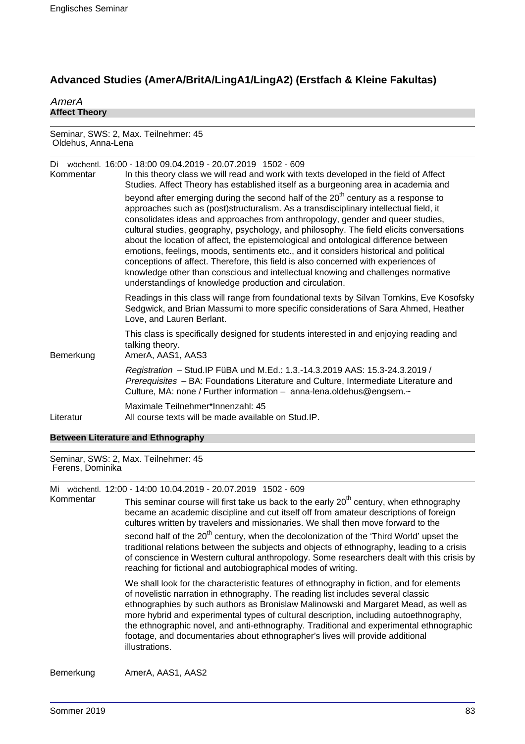# Advanced Studies (AmerA/BritA/LingA1/LingA2) (Erstfach & Kleine Fakultas)

## *AmerA*

### Affect Theory

Seminar, SWS: 2, Max. Teilnehmer: 45
Oldehus, Anna-Lena

Di wöchentl. 16:00 - 18:00 09.04.2019 - 20.07.2019 1502 - 609

**Kommentar**

In this theory class we will read and work with texts developed in the field of Affect Studies. Affect Theory has established itself as a burgeoning area in academia and beyond after emerging during the second half of the 20th century as a response to approaches such as (post)structuralism. As a transdisciplinary intellectual field, it consolidates ideas and approaches from anthropology, gender and queer studies, cultural studies, geography, psychology, and philosophy. The field elicits conversations about the location of affect, the epistemological and ontological difference between emotions, feelings, moods, sentiments etc., and it considers historical and political conceptions of affect. Therefore, this field is also concerned with experiences of knowledge other than conscious and intellectual knowing and challenges normative understandings of knowledge production and circulation.

Readings in this class will range from foundational texts by Silvan Tomkins, Eve Kosofsky Sedgwick, and Brian Massumi to more specific considerations of Sara Ahmed, Heather Love, and Lauren Berlant.

This class is specifically designed for students interested in and enjoying reading and talking theory.

**Bemerkung**

AmerA, AAS1, AAS3

*Registration* – Stud.IP FüBA und M.Ed.: 1.3.-14.3.2019 AAS: 15.3-24.3.2019 / *Prerequisites* – BA: Foundations Literature and Culture, Intermediate Literature and Culture, MA: none / Further information – anna-lena.oldehus@engsem.~

Maximale Teilnehmer*Innenzahl: 45

**Literatur**

All course texts will be made available on Stud.IP.

### Between Literature and Ethnography

Seminar, SWS: 2, Max. Teilnehmer: 45
Ferens, Dominika

Mi wöchentl. 12:00 - 14:00 10.04.2019 - 20.07.2019 1502 - 609

**Kommentar**

This seminar course will first take us back to the early 20th century, when ethnography became an academic discipline and cut itself off from amateur descriptions of foreign cultures written by travelers and missionaries. We shall then move forward to the second half of the 20th century, when the decolonization of the 'Third World' upset the traditional relations between the subjects and objects of ethnography, leading to a crisis of conscience in Western cultural anthropology. Some researchers dealt with this crisis by reaching for fictional and autobiographical modes of writing.

We shall look for the characteristic features of ethnography in fiction, and for elements of novelistic narration in ethnography. The reading list includes several classic ethnographies by such authors as Bronislaw Malinowski and Margaret Mead, as well as more hybrid and experimental types of cultural description, including autoethnography, the ethnographic novel, and anti-ethnography. Traditional and experimental ethnographic footage, and documentaries about ethnographer's lives will provide additional illustrations.

**Bemerkung**

AmerA, AAS1, AAS2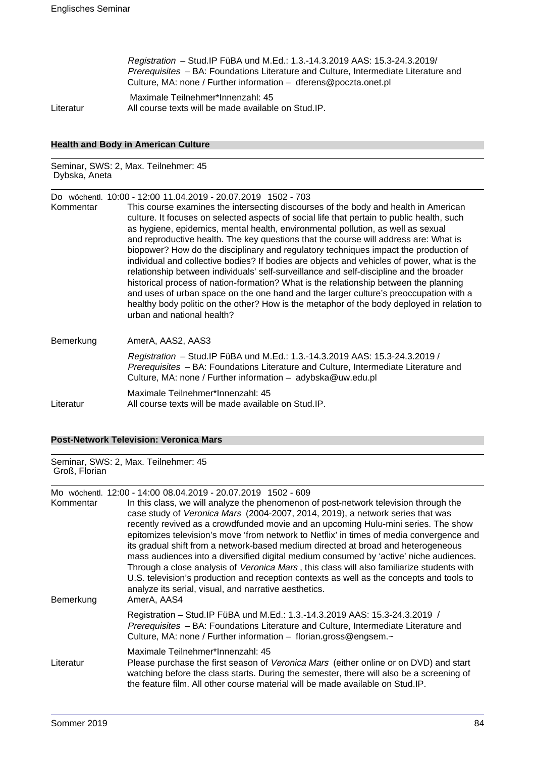*Registration* – Stud.IP FüBA und M.Ed.: 1.3.-14.3.2019 AAS: 15.3-24.3.2019/ *Prerequisites* – BA: Foundations Literature and Culture, Intermediate Literature and Culture, MA: none / Further information – dferens@poczta.onet.pl

Maximale Teilnehmer*Innenzahl: 45

Literatur: All course texts will be made available on Stud.IP.

## Health and Body in American Culture

Seminar, SWS: 2, Max. Teilnehmer: 45
Dybska, Aneta

Do wöchentl. 10:00 - 12:00 11.04.2019 - 20.07.2019 1502 - 703

Kommentar: This course examines the intersecting discourses of the body and health in American culture. It focuses on selected aspects of social life that pertain to public health, such as hygiene, epidemics, mental health, environmental pollution, as well as sexual and reproductive health. The key questions that the course will address are: What is biopower? How do the disciplinary and regulatory techniques impact the production of individual and collective bodies? If bodies are objects and vehicles of power, what is the relationship between individuals' self-surveillance and self-discipline and the broader historical process of nation-formation? What is the relationship between the planning and uses of urban space on the one hand and the larger culture's preoccupation with a healthy body politic on the other? How is the metaphor of the body deployed in relation to urban and national health?

Bemerkung: AmerA, AAS2, AAS3

*Registration* – Stud.IP FüBA und M.Ed.: 1.3.-14.3.2019 AAS: 15.3-24.3.2019 / *Prerequisites* – BA: Foundations Literature and Culture, Intermediate Literature and Culture, MA: none / Further information – adybska@uw.edu.pl

Maximale Teilnehmer*Innenzahl: 45

Literatur: All course texts will be made available on Stud.IP.

## Post-Network Television: Veronica Mars

Seminar, SWS: 2, Max. Teilnehmer: 45
Groß, Florian

Mo wöchentl. 12:00 - 14:00 08.04.2019 - 20.07.2019 1502 - 609

Kommentar: In this class, we will analyze the phenomenon of post-network television through the case study of *Veronica Mars* (2004-2007, 2014, 2019), a network series that was recently revived as a crowdfunded movie and an upcoming Hulu-mini series. The show epitomizes television's move 'from network to Netflix' in times of media convergence and its gradual shift from a network-based medium directed at broad and heterogeneous mass audiences into a diversified digital medium consumed by 'active' niche audiences. Through a close analysis of *Veronica Mars* , this class will also familiarize students with U.S. television's production and reception contexts as well as the concepts and tools to analyze its serial, visual, and narrative aesthetics.

Bemerkung: AmerA, AAS4

Registration – Stud.IP FüBA und M.Ed.: 1.3.-14.3.2019 AAS: 15.3-24.3.2019 / *Prerequisites* – BA: Foundations Literature and Culture, Intermediate Literature and Culture, MA: none / Further information – florian.gross@engsem.~

Maximale Teilnehmer*Innenzahl: 45

Literatur: Please purchase the first season of *Veronica Mars* (either online or on DVD) and start watching before the class starts. During the semester, there will also be a screening of the feature film. All other course material will be made available on Stud.IP.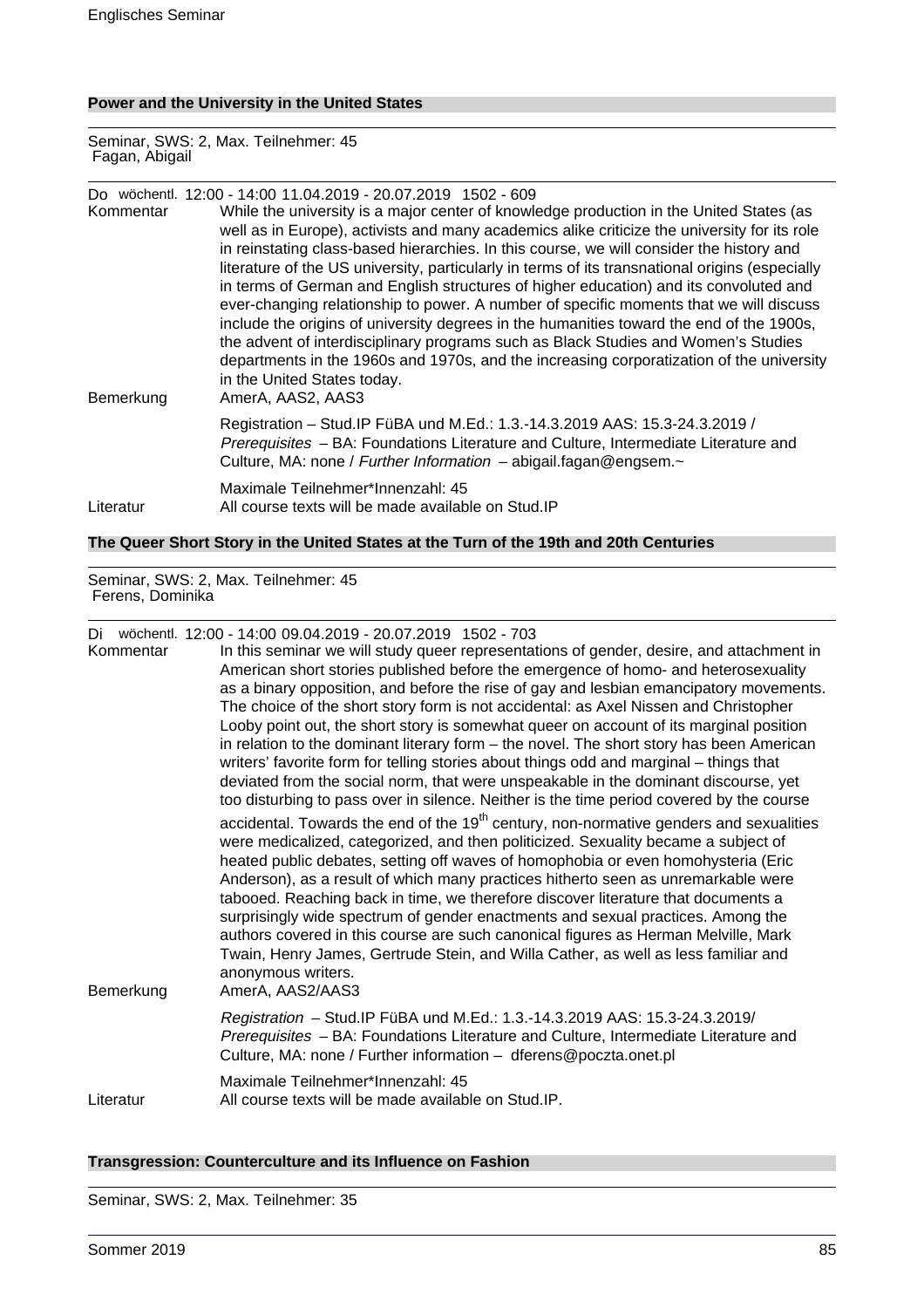### Power and the University in the United States

Seminar, SWS: 2, Max. Teilnehmer: 45
Fagan, Abigail

Do wöchentl. 12:00 - 14:00 11.04.2019 - 20.07.2019 1502 - 609

Kommentar
While the university is a major center of knowledge production in the United States (as well as in Europe), activists and many academics alike criticize the university for its role in reinstating class-based hierarchies. In this course, we will consider the history and literature of the US university, particularly in terms of its transnational origins (especially in terms of German and English structures of higher education) and its convoluted and ever-changing relationship to power. A number of specific moments that we will discuss include the origins of university degrees in the humanities toward the end of the 1900s, the advent of interdisciplinary programs such as Black Studies and Women's Studies departments in the 1960s and 1970s, and the increasing corporatization of the university in the United States today.

Bemerkung
AmerA, AAS2, AAS3

Registration – Stud.IP FüBA und M.Ed.: 1.3.-14.3.2019 AAS: 15.3-24.3.2019 / *Prerequisites* – BA: Foundations Literature and Culture, Intermediate Literature and Culture, MA: none / *Further Information* – abigail.fagan@engsem.~

Maximale Teilnehmer*Innenzahl: 45

Literatur
All course texts will be made available on Stud.IP

### The Queer Short Story in the United States at the Turn of the 19th and 20th Centuries

Seminar, SWS: 2, Max. Teilnehmer: 45
Ferens, Dominika

Di wöchentl. 12:00 - 14:00 09.04.2019 - 20.07.2019 1502 - 703

Kommentar
In this seminar we will study queer representations of gender, desire, and attachment in American short stories published before the emergence of homo- and heterosexuality as a binary opposition, and before the rise of gay and lesbian emancipatory movements. The choice of the short story form is not accidental: as Axel Nissen and Christopher Looby point out, the short story is somewhat queer on account of its marginal position in relation to the dominant literary form – the novel. The short story has been American writers' favorite form for telling stories about things odd and marginal – things that deviated from the social norm, that were unspeakable in the dominant discourse, yet too disturbing to pass over in silence. Neither is the time period covered by the course accidental. Towards the end of the 19th century, non-normative genders and sexualities were medicalized, categorized, and then politicized. Sexuality became a subject of heated public debates, setting off waves of homophobia or even homohysteria (Eric Anderson), as a result of which many practices hitherto seen as unremarkable were tabooed. Reaching back in time, we therefore discover literature that documents a surprisingly wide spectrum of gender enactments and sexual practices. Among the authors covered in this course are such canonical figures as Herman Melville, Mark Twain, Henry James, Gertrude Stein, and Willa Cather, as well as less familiar and anonymous writers.

Bemerkung
AmerA, AAS2/AAS3

*Registration* – Stud.IP FüBA und M.Ed.: 1.3.-14.3.2019 AAS: 15.3-24.3.2019/ *Prerequisites* – BA: Foundations Literature and Culture, Intermediate Literature and Culture, MA: none / Further information – dferens@poczta.onet.pl

Maximale Teilnehmer*Innenzahl: 45

Literatur
All course texts will be made available on Stud.IP.

### Transgression: Counterculture and its Influence on Fashion

Seminar, SWS: 2, Max. Teilnehmer: 35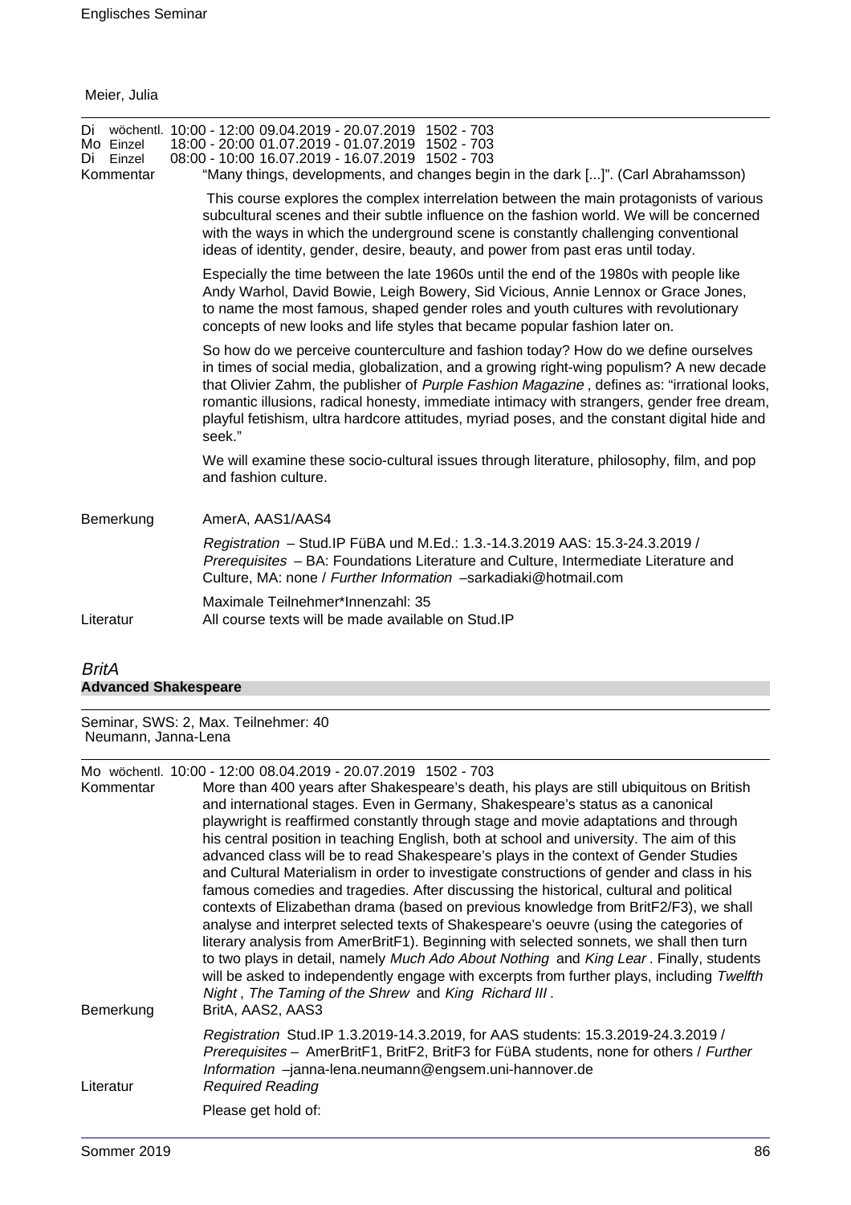Meier, Julia

| | | | | |
|---|---|---|---|---|
| Di | wöchentl. | 10:00 - 12:00 | 09.04.2019 - 20.07.2019 | 1502 - 703 |
| Mo | Einzel | 18:00 - 20:00 | 01.07.2019 - 01.07.2019 | 1502 - 703 |
| Di | Einzel | 08:00 - 10:00 | 16.07.2019 - 16.07.2019 | 1502 - 703 |

Kommentar

"Many things, developments, and changes begin in the dark [...]". (Carl Abrahamsson)

This course explores the complex interrelation between the main protagonists of various subcultural scenes and their subtle influence on the fashion world. We will be concerned with the ways in which the underground scene is constantly challenging conventional ideas of identity, gender, desire, beauty, and power from past eras until today.

Especially the time between the late 1960s until the end of the 1980s with people like Andy Warhol, David Bowie, Leigh Bowery, Sid Vicious, Annie Lennox or Grace Jones, to name the most famous, shaped gender roles and youth cultures with revolutionary concepts of new looks and life styles that became popular fashion later on.

So how do we perceive counterculture and fashion today? How do we define ourselves in times of social media, globalization, and a growing right-wing populism? A new decade that Olivier Zahm, the publisher of *Purple Fashion Magazine* , defines as: "irrational looks, romantic illusions, radical honesty, immediate intimacy with strangers, gender free dream, playful fetishism, ultra hardcore attitudes, myriad poses, and the constant digital hide and seek."

We will examine these socio-cultural issues through literature, philosophy, film, and pop and fashion culture.

Bemerkung

AmerA, AAS1/AAS4

*Registration* – Stud.IP FüBA und M.Ed.: 1.3.-14.3.2019 AAS: 15.3.-24.3.2019 / *Prerequisites* – BA: Foundations Literature and Culture, Intermediate Literature and Culture, MA: none / *Further Information* –sarkadiaki@hotmail.com

Maximale Teilnehmer*Innenzahl: 35

Literatur

All course texts will be made available on Stud.IP

## *BritA*

### Advanced Shakespeare

Seminar, SWS: 2, Max. Teilnehmer: 40
Neumann, Janna-Lena

| | | | | |
|---|---|---|---|---|
| Mo | wöchentl. | 10:00 - 12:00 | 08.04.2019 - 20.07.2019 | 1502 - 703 |

Kommentar

More than 400 years after Shakespeare's death, his plays are still ubiquitous on British and international stages. Even in Germany, Shakespeare's status as a canonical playwright is reaffirmed constantly through stage and movie adaptations and through his central position in teaching English, both at school and university. The aim of this advanced class will be to read Shakespeare's plays in the context of Gender Studies and Cultural Materialism in order to investigate constructions of gender and class in his famous comedies and tragedies. After discussing the historical, cultural and political contexts of Elizabethan drama (based on previous knowledge from BritF2/F3), we shall analyse and interpret selected texts of Shakespeare's oeuvre (using the categories of literary analysis from AmerBritF1). Beginning with selected sonnets, we shall then turn to two plays in detail, namely *Much Ado About Nothing* and *King Lear* . Finally, students will be asked to independently engage with excerpts from further plays, including *Twelfth Night* , *The Taming of the Shrew* and *King Richard III* .

Bemerkung

BritA, AAS2, AAS3

*Registration* Stud.IP 1.3.2019-14.3.2019, for AAS students: 15.3.2019-24.3.2019 / *Prerequisites* – AmerBritF1, BritF2, BritF3 for FüBA students, none for others / *Further Information* –janna-lena.neumann@engsem.uni-hannover.de

Literatur

*Required Reading*

Please get hold of: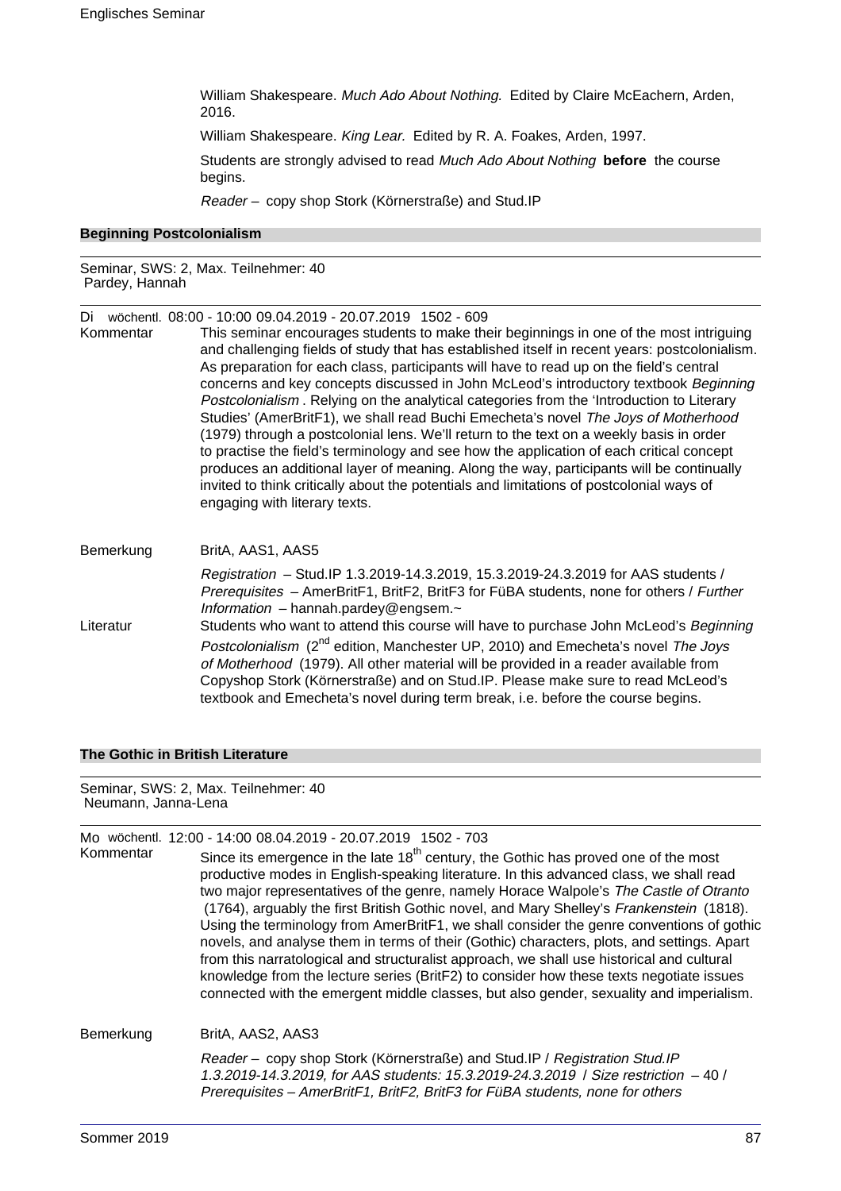William Shakespeare. *Much Ado About Nothing.* Edited by Claire McEachern, Arden, 2016.

William Shakespeare. *King Lear.* Edited by R. A. Foakes, Arden, 1997.

Students are strongly advised to read *Much Ado About Nothing* **before** the course begins.

*Reader* – copy shop Stork (Körnerstraße) and Stud.IP

## Beginning Postcolonialism

Seminar, SWS: 2, Max. Teilnehmer: 40
Pardey, Hannah

Di wöchentl. 08:00 - 10:00 09.04.2019 - 20.07.2019 1502 - 609

Kommentar

This seminar encourages students to make their beginnings in one of the most intriguing and challenging fields of study that has established itself in recent years: postcolonialism. As preparation for each class, participants will have to read up on the field's central concerns and key concepts discussed in John McLeod's introductory textbook *Beginning Postcolonialism* . Relying on the analytical categories from the 'Introduction to Literary Studies' (AmerBritF1), we shall read Buchi Emecheta's novel *The Joys of Motherhood* (1979) through a postcolonial lens. We'll return to the text on a weekly basis in order to practise the field's terminology and see how the application of each critical concept produces an additional layer of meaning. Along the way, participants will be continually invited to think critically about the potentials and limitations of postcolonial ways of engaging with literary texts.

Bemerkung

BritA, AAS1, AAS5

*Registration* – Stud.IP 1.3.2019-14.3.2019, 15.3.2019-24.3.2019 for AAS students / *Prerequisites* – AmerBritF1, BritF2, BritF3 for FüBA students, none for others / *Further Information* – hannah.pardey@engsem.~

Literatur

Students who want to attend this course will have to purchase John McLeod's *Beginning Postcolonialism* (2nd edition, Manchester UP, 2010) and Emecheta's novel *The Joys of Motherhood* (1979). All other material will be provided in a reader available from Copyshop Stork (Körnerstraße) and on Stud.IP. Please make sure to read McLeod's textbook and Emecheta's novel during term break, i.e. before the course begins.

## The Gothic in British Literature

Seminar, SWS: 2, Max. Teilnehmer: 40
Neumann, Janna-Lena

Mo wöchentl. 12:00 - 14:00 08.04.2019 - 20.07.2019 1502 - 703

Kommentar

Since its emergence in the late 18th century, the Gothic has proved one of the most productive modes in English-speaking literature. In this advanced class, we shall read two major representatives of the genre, namely Horace Walpole's *The Castle of Otranto* (1764), arguably the first British Gothic novel, and Mary Shelley's *Frankenstein* (1818). Using the terminology from AmerBritF1, we shall consider the genre conventions of gothic novels, and analyse them in terms of their (Gothic) characters, plots, and settings. Apart from this narratological and structuralist approach, we shall use historical and cultural knowledge from the lecture series (BritF2) to consider how these texts negotiate issues connected with the emergent middle classes, but also gender, sexuality and imperialism.

Bemerkung

BritA, AAS2, AAS3

*Reader* – copy shop Stork (Körnerstraße) and Stud.IP / *Registration Stud.IP 1.3.2019-14.3.2019, for AAS students: 15.3.2019-24.3.2019* / *Size restriction* – 40 / *Prerequisites – AmerBritF1, BritF2, BritF3 for FüBA students, none for others*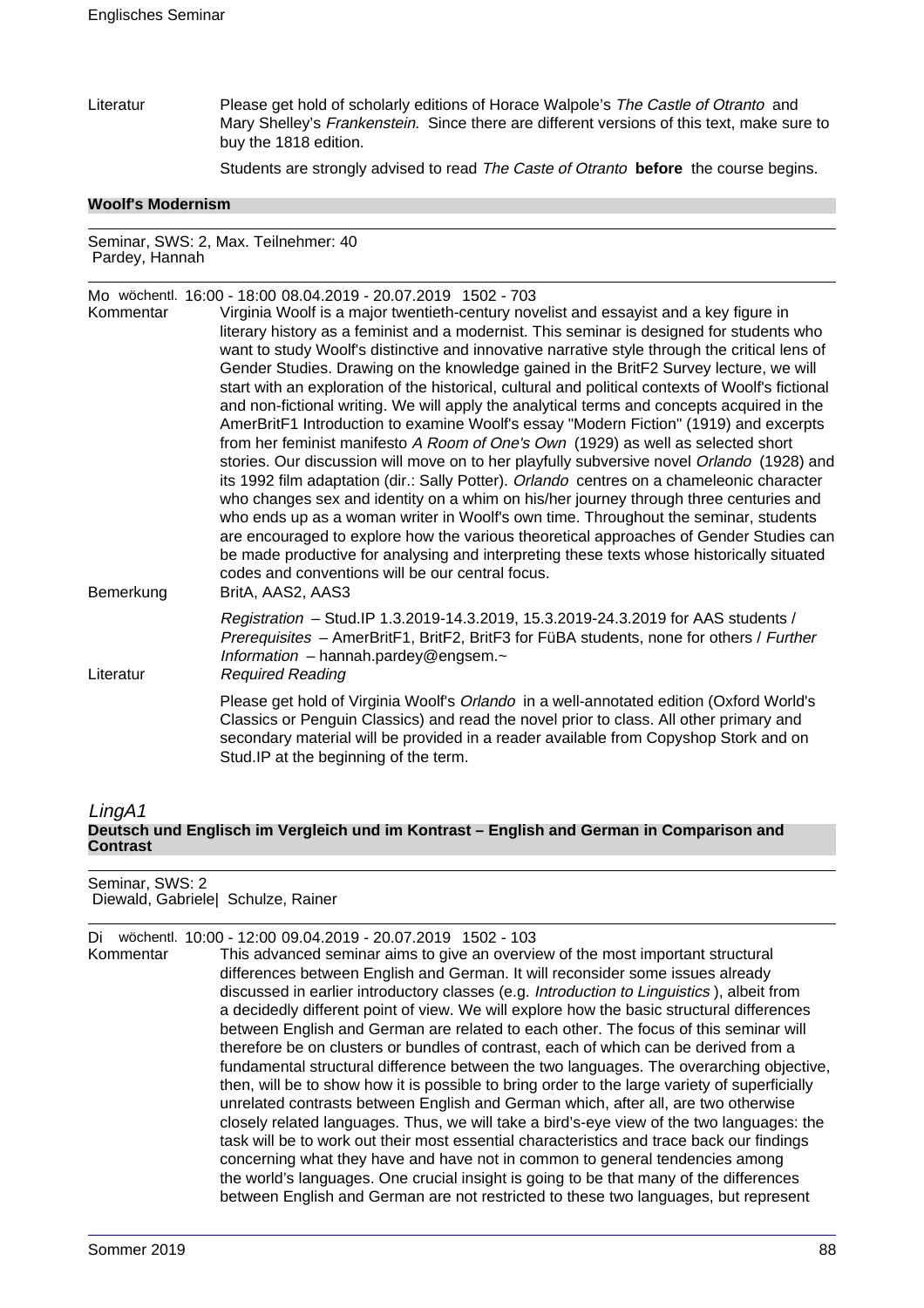Literatur Please get hold of scholarly editions of Horace Walpole's *The Castle of Otranto* and Mary Shelley's *Frankenstein.* Since there are different versions of this text, make sure to buy the 1818 edition.

Students are strongly advised to read *The Caste of Otranto* **before** the course begins.

### Woolf's Modernism

Seminar, SWS: 2, Max. Teilnehmer: 40
Pardey, Hannah

Mo wöchentl. 16:00 - 18:00 08.04.2019 - 20.07.2019 1502 - 703

Kommentar Virginia Woolf is a major twentieth-century novelist and essayist and a key figure in literary history as a feminist and a modernist. This seminar is designed for students who want to study Woolf's distinctive and innovative narrative style through the critical lens of Gender Studies. Drawing on the knowledge gained in the BritF2 Survey lecture, we will start with an exploration of the historical, cultural and political contexts of Woolf's fictional and non-fictional writing. We will apply the analytical terms and concepts acquired in the AmerBritF1 Introduction to examine Woolf's essay "Modern Fiction" (1919) and excerpts from her feminist manifesto *A Room of One's Own* (1929) as well as selected short stories. Our discussion will move on to her playfully subversive novel *Orlando* (1928) and its 1992 film adaptation (dir.: Sally Potter). *Orlando* centres on a chameleonic character who changes sex and identity on a whim on his/her journey through three centuries and who ends up as a woman writer in Woolf's own time. Throughout the seminar, students are encouraged to explore how the various theoretical approaches of Gender Studies can be made productive for analysing and interpreting these texts whose historically situated codes and conventions will be our central focus.

Bemerkung BritA, AAS2, AAS3

*Registration* – Stud.IP 1.3.2019-14.3.2019, 15.3.2019-24.3.2019 for AAS students / *Prerequisites* – AmerBritF1, BritF2, BritF3 for FüBA students, none for others / *Further Information* – hannah.pardey@engsem.~

Literatur *Required Reading*

Please get hold of Virginia Woolf's *Orlando* in a well-annotated edition (Oxford World's Classics or Penguin Classics) and read the novel prior to class. All other primary and secondary material will be provided in a reader available from Copyshop Stork and on Stud.IP at the beginning of the term.

## *LingA1*

### Deutsch und Englisch im Vergleich und im Kontrast – English and German in Comparison and Contrast

Seminar, SWS: 2
Diewald, Gabriele| Schulze, Rainer

Di wöchentl. 10:00 - 12:00 09.04.2019 - 20.07.2019 1502 - 103

Kommentar This advanced seminar aims to give an overview of the most important structural differences between English and German. It will reconsider some issues already discussed in earlier introductory classes (e.g. *Introduction to Linguistics* ), albeit from a decidedly different point of view. We will explore how the basic structural differences between English and German are related to each other. The focus of this seminar will therefore be on clusters or bundles of contrast, each of which can be derived from a fundamental structural difference between the two languages. The overarching objective, then, will be to show how it is possible to bring order to the large variety of superficially unrelated contrasts between English and German which, after all, are two otherwise closely related languages. Thus, we will take a bird's-eye view of the two languages: the task will be to work out their most essential characteristics and trace back our findings concerning what they have and have not in common to general tendencies among the world's languages. One crucial insight is going to be that many of the differences between English and German are not restricted to these two languages, but represent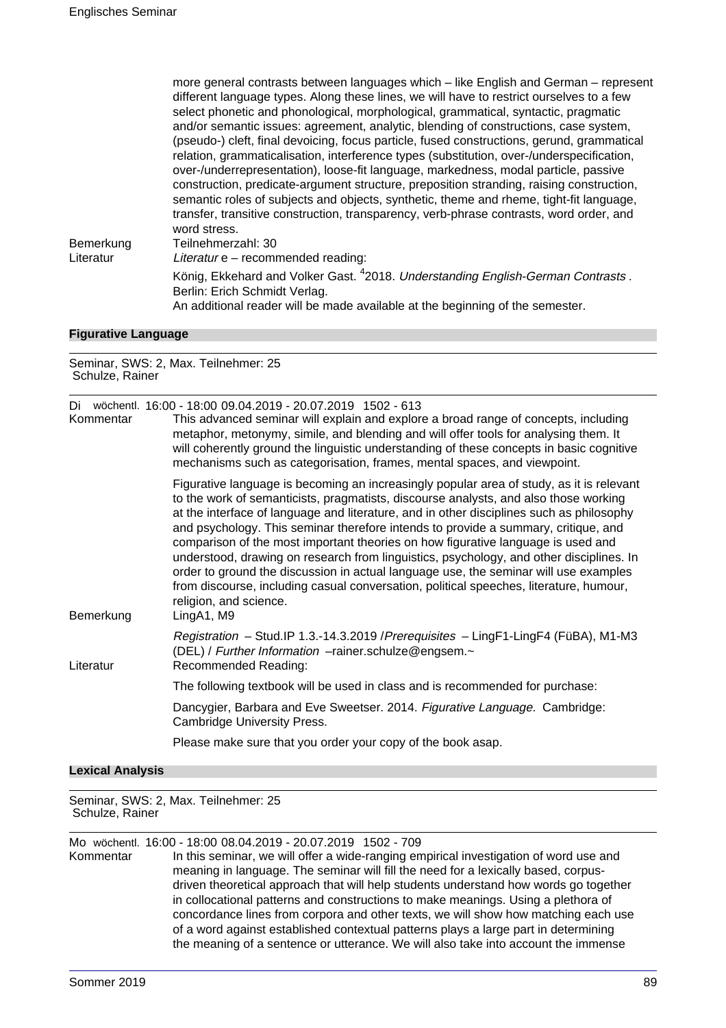more general contrasts between languages which – like English and German – represent different language types. Along these lines, we will have to restrict ourselves to a few select phonetic and phonological, morphological, grammatical, syntactic, pragmatic and/or semantic issues: agreement, analytic, blending of constructions, case system, (pseudo-) cleft, final devoicing, focus particle, fused constructions, gerund, grammatical relation, grammaticalisation, interference types (substitution, over-/underspecification, over-/underrepresentation), loose-fit language, markedness, modal particle, passive construction, predicate-argument structure, preposition stranding, raising construction, semantic roles of subjects and objects, synthetic, theme and rheme, tight-fit language, transfer, transitive construction, transparency, verb-phrase contrasts, word order, and word stress.

Bemerkung — Teilnehmerzahl: 30

Literatur — *Literatur* e – recommended reading:

König, Ekkehard and Volker Gast. [4]2018. *Understanding English-German Contrasts* . Berlin: Erich Schmidt Verlag.

An additional reader will be made available at the beginning of the semester.

## Figurative Language

Seminar, SWS: 2, Max. Teilnehmer: 25
Schulze, Rainer

Di wöchentl. 16:00 - 18:00 09.04.2019 - 20.07.2019 1502 - 613

Kommentar — This advanced seminar will explain and explore a broad range of concepts, including metaphor, metonymy, simile, and blending and will offer tools for analysing them. It will coherently ground the linguistic understanding of these concepts in basic cognitive mechanisms such as categorisation, frames, mental spaces, and viewpoint.

Figurative language is becoming an increasingly popular area of study, as it is relevant to the work of semanticists, pragmatists, discourse analysts, and also those working at the interface of language and literature, and in other disciplines such as philosophy and psychology. This seminar therefore intends to provide a summary, critique, and comparison of the most important theories on how figurative language is used and understood, drawing on research from linguistics, psychology, and other disciplines. In order to ground the discussion in actual language use, the seminar will use examples from discourse, including casual conversation, political speeches, literature, humour, religion, and science.

Bemerkung — LingA1, M9

*Registration* – Stud.IP 1.3.-14.3.2019 /*Prerequisites* – LingF1-LingF4 (FüBA), M1-M3 (DEL) / *Further Information* –rainer.schulze@engsem.~

Literatur — Recommended Reading:

The following textbook will be used in class and is recommended for purchase:

Dancygier, Barbara and Eve Sweetser. 2014. *Figurative Language.* Cambridge: Cambridge University Press.

Please make sure that you order your copy of the book asap.

## Lexical Analysis

Seminar, SWS: 2, Max. Teilnehmer: 25
Schulze, Rainer

Mo wöchentl. 16:00 - 18:00 08.04.2019 - 20.07.2019 1502 - 709

Kommentar — In this seminar, we will offer a wide-ranging empirical investigation of word use and meaning in language. The seminar will fill the need for a lexically based, corpus-driven theoretical approach that will help students understand how words go together in collocational patterns and constructions to make meanings. Using a plethora of concordance lines from corpora and other texts, we will show how matching each use of a word against established contextual patterns plays a large part in determining the meaning of a sentence or utterance. We will also take into account the immense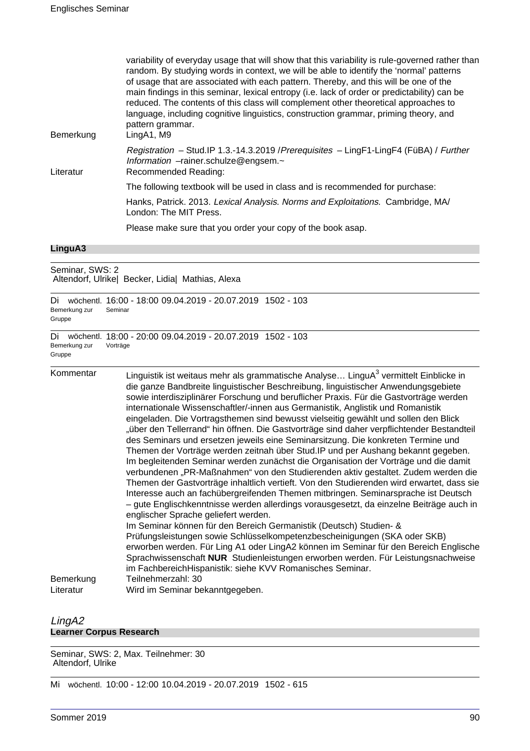variability of everyday usage that will show that this variability is rule-governed rather than random. By studying words in context, we will be able to identify the 'normal' patterns of usage that are associated with each pattern. Thereby, and this will be one of the main findings in this seminar, lexical entropy (i.e. lack of order or predictability) can be reduced. The contents of this class will complement other theoretical approaches to language, including cognitive linguistics, construction grammar, priming theory, and pattern grammar.

Bemerkung: LingA1, M9

*Registration* – Stud.IP 1.3.-14.3.2019 /*Prerequisites* – LingF1-LingF4 (FüBA) / *Further Information* –rainer.schulze@engsem.~

Literatur: Recommended Reading:

The following textbook will be used in class and is recommended for purchase:

Hanks, Patrick. 2013. *Lexical Analysis. Norms and Exploitations.* Cambridge, MA/ London: The MIT Press.

Please make sure that you order your copy of the book asap.

**LinguA3**

Seminar, SWS: 2
Altendorf, Ulrike| Becker, Lidia| Mathias, Alexa

Di wöchentl. 16:00 - 18:00 09.04.2019 - 20.07.2019 1502 - 103
Bemerkung zur Gruppe: Seminar

Di wöchentl. 18:00 - 20:00 09.04.2019 - 20.07.2019 1502 - 103
Bemerkung zur Gruppe: Vorträge

Kommentar: Linguistik ist weitaus mehr als grammatische Analyse… LinguA$^3$ vermittelt Einblicke in die ganze Bandbreite linguistischer Beschreibung, linguistischer Anwendungsgebiete sowie interdisziplinärer Forschung und beruflicher Praxis. Für die Gastvorträge werden internationale Wissenschaftler/-innen aus Germanistik, Anglistik und Romanistik eingeladen. Die Vortragsthemen sind bewusst vielseitig gewählt und sollen den Blick „über den Tellerrand" hin öffnen. Die Gastvorträge sind daher verpflichtender Bestandteil des Seminars und ersetzen jeweils eine Seminarsitzung. Die konkreten Termine und Themen der Vorträge werden zeitnah über Stud.IP und per Aushang bekannt gegeben. Im begleitenden Seminar werden zunächst die Organisation der Vorträge und die damit verbundenen „PR-Maßnahmen" von den Studierenden aktiv gestaltet. Zudem werden die Themen der Gastvorträge inhaltlich vertieft. Von den Studierenden wird erwartet, dass sie Interesse auch an fachübergreifenden Themen mitbringen. Seminarsprache ist Deutsch – gute Englischkenntnisse werden allerdings vorausgesetzt, da einzelne Beiträge auch in englischer Sprache geliefert werden.
Im Seminar können für den Bereich Germanistik (Deutsch) Studien- & Prüfungsleistungen sowie Schlüsselkompetenzbescheinigungen (SKA oder SKB) erworben werden. Für Ling A1 oder LingA2 können im Seminar für den Bereich Englische Sprachwissenschaft **NUR** Studienleistungen erworben werden. Für Leistungsnachweise im FachbereichHispanistik: siehe KVV Romanisches Seminar.

Bemerkung: Teilnehmerzahl: 30

Literatur: Wird im Seminar bekanntgegeben.

## *LingA2*

**Learner Corpus Research**

Seminar, SWS: 2, Max. Teilnehmer: 30
Altendorf, Ulrike

Mi wöchentl. 10:00 - 12:00 10.04.2019 - 20.07.2019 1502 - 615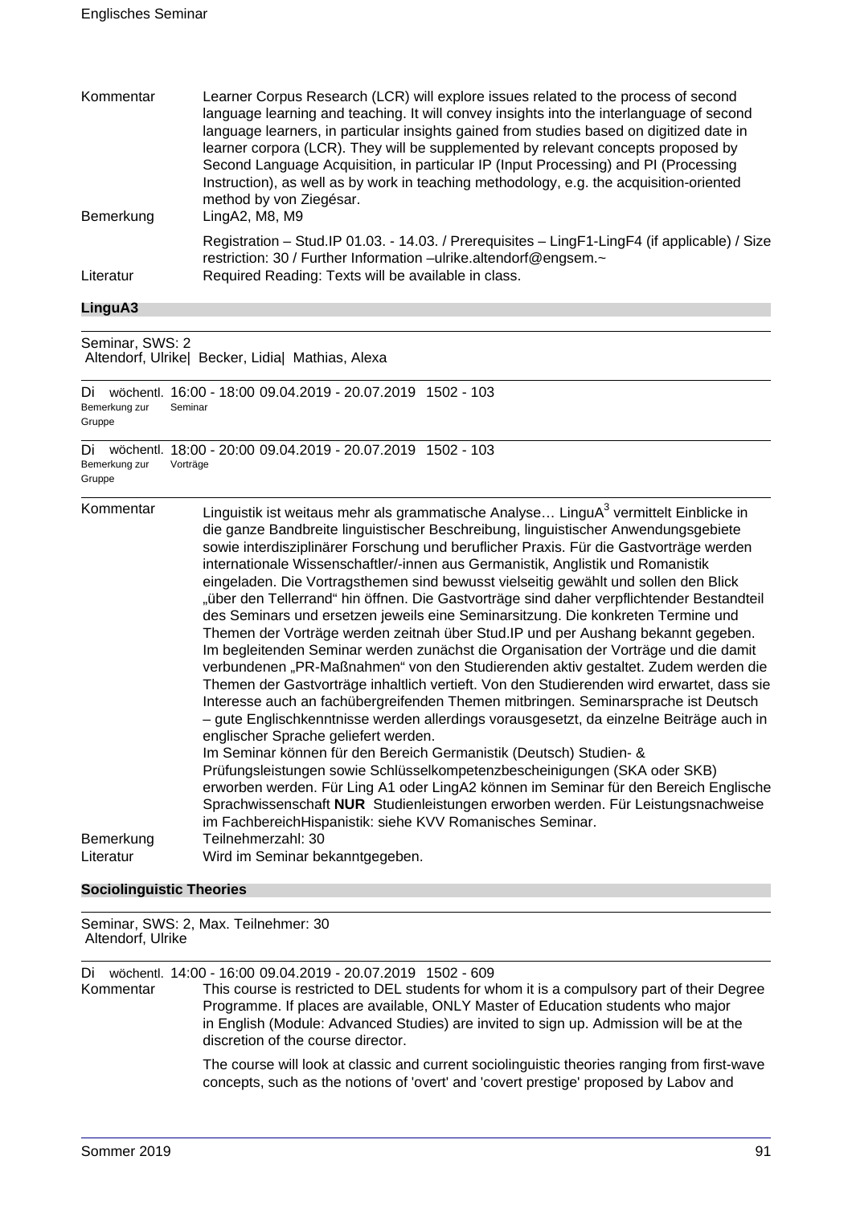Kommentar: Learner Corpus Research (LCR) will explore issues related to the process of second language learning and teaching. It will convey insights into the interlanguage of second language learners, in particular insights gained from studies based on digitized date in learner corpora (LCR). They will be supplemented by relevant concepts proposed by Second Language Acquisition, in particular IP (Input Processing) and PI (Processing Instruction), as well as by work in teaching methodology, e.g. the acquisition-oriented method by von Ziegésar.

Bemerkung: LingA2, M8, M9

Registration – Stud.IP 01.03. - 14.03. / Prerequisites – LingF1-LingF4 (if applicable) / Size restriction: 30 / Further Information –ulrike.altendorf@engsem.~

Literatur: Required Reading: Texts will be available in class.

## LinguA3

Seminar, SWS: 2
Altendorf, Ulrike| Becker, Lidia| Mathias, Alexa

Di wöchentl. 16:00 - 18:00 09.04.2019 - 20.07.2019 1502 - 103
Bemerkung zur Gruppe: Seminar

Di wöchentl. 18:00 - 20:00 09.04.2019 - 20.07.2019 1502 - 103
Bemerkung zur Gruppe: Vorträge

Kommentar: Linguistik ist weitaus mehr als grammatische Analyse… LinguA³ vermittelt Einblicke in die ganze Bandbreite linguistischer Beschreibung, linguistischer Anwendungsgebiete sowie interdisziplinärer Forschung und beruflicher Praxis. Für die Gastvorträge werden internationale Wissenschaftler/-innen aus Germanistik, Anglistik und Romanistik eingeladen. Die Vortragsthemen sind bewusst vielseitig gewählt und sollen den Blick „über den Tellerrand" hin öffnen. Die Gastvorträge sind daher verpflichtender Bestandteil des Seminars und ersetzen jeweils eine Seminarsitzung. Die konkreten Termine und Themen der Vorträge werden zeitnah über Stud.IP und per Aushang bekannt gegeben. Im begleitenden Seminar werden zunächst die Organisation der Vorträge und die damit verbundenen „PR-Maßnahmen" von den Studierenden aktiv gestaltet. Zudem werden die Themen der Gastvorträge inhaltlich vertieft. Von den Studierenden wird erwartet, dass sie Interesse auch an fachübergreifenden Themen mitbringen. Seminarsprache ist Deutsch – gute Englischkenntnisse werden allerdings vorausgesetzt, da einzelne Beiträge auch in englischer Sprache geliefert werden.
Im Seminar können für den Bereich Germanistik (Deutsch) Studien- & Prüfungsleistungen sowie Schlüsselkompetenzbescheinigungen (SKA oder SKB) erworben werden. Für Ling A1 oder LingA2 können im Seminar für den Bereich Englische Sprachwissenschaft **NUR** Studienleistungen erworben werden. Für Leistungsnachweise im FachbereichHispanistik: siehe KVV Romanisches Seminar.

Bemerkung: Teilnehmerzahl: 30

Literatur: Wird im Seminar bekanntgegeben.

## Sociolinguistic Theories

Seminar, SWS: 2, Max. Teilnehmer: 30
Altendorf, Ulrike

Di wöchentl. 14:00 - 16:00 09.04.2019 - 20.07.2019 1502 - 609

Kommentar: This course is restricted to DEL students for whom it is a compulsory part of their Degree Programme. If places are available, ONLY Master of Education students who major in English (Module: Advanced Studies) are invited to sign up. Admission will be at the discretion of the course director.

The course will look at classic and current sociolinguistic theories ranging from first-wave concepts, such as the notions of 'overt' and 'covert prestige' proposed by Labov and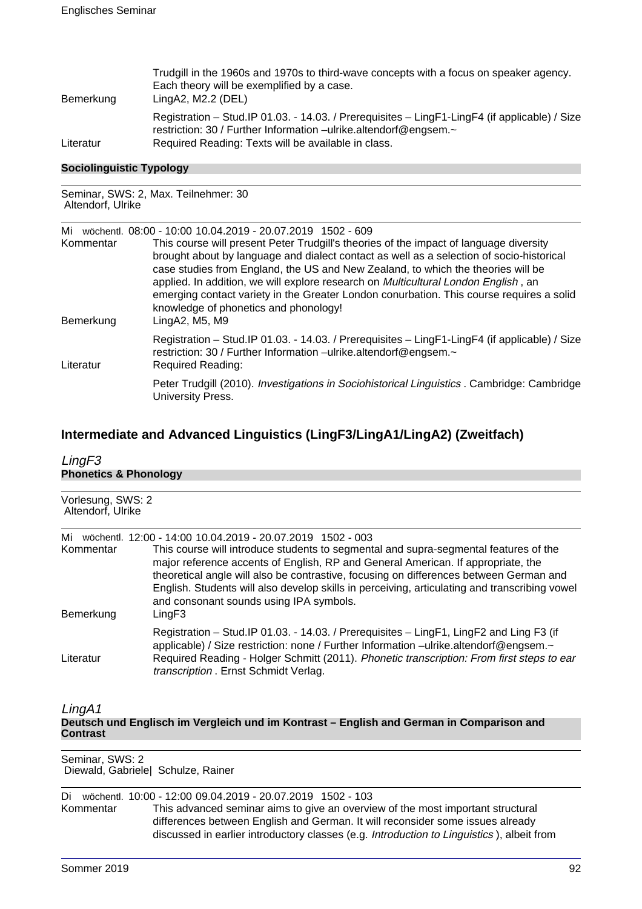Trudgill in the 1960s and 1970s to third-wave concepts with a focus on speaker agency. Each theory will be exemplified by a case.

Bemerkung: LingA2, M2.2 (DEL)

Registration – Stud.IP 01.03. - 14.03. / Prerequisites – LingF1-LingF4 (if applicable) / Size restriction: 30 / Further Information –ulrike.altendorf@engsem.~

Literatur: Required Reading: Texts will be available in class.

**Sociolinguistic Typology**

Seminar, SWS: 2, Max. Teilnehmer: 30
Altendorf, Ulrike

Mi wöchentl. 08:00 - 10:00 10.04.2019 - 20.07.2019 1502 - 609

Kommentar: This course will present Peter Trudgill's theories of the impact of language diversity brought about by language and dialect contact as well as a selection of socio-historical case studies from England, the US and New Zealand, to which the theories will be applied. In addition, we will explore research on *Multicultural London English* , an emerging contact variety in the Greater London conurbation. This course requires a solid knowledge of phonetics and phonology!

Bemerkung: LingA2, M5, M9

Registration – Stud.IP 01.03. - 14.03. / Prerequisites – LingF1-LingF4 (if applicable) / Size restriction: 30 / Further Information –ulrike.altendorf@engsem.~

Literatur: Required Reading:

Peter Trudgill (2010). *Investigations in Sociohistorical Linguistics* . Cambridge: Cambridge University Press.

## Intermediate and Advanced Linguistics (LingF3/LingA1/LingA2) (Zweitfach)

### *LingF3*

**Phonetics & Phonology**

Vorlesung, SWS: 2
Altendorf, Ulrike

Mi wöchentl. 12:00 - 14:00 10.04.2019 - 20.07.2019 1502 - 003

Kommentar: This course will introduce students to segmental and supra-segmental features of the major reference accents of English, RP and General American. If appropriate, the theoretical angle will also be contrastive, focusing on differences between German and English. Students will also develop skills in perceiving, articulating and transcribing vowel and consonant sounds using IPA symbols.

Bemerkung: LingF3

Registration – Stud.IP 01.03. - 14.03. / Prerequisites – LingF1, LingF2 and Ling F3 (if applicable) / Size restriction: none / Further Information –ulrike.altendorf@engsem.~

Literatur: Required Reading - Holger Schmitt (2011). *Phonetic transcription: From first steps to ear transcription* . Ernst Schmidt Verlag.

### *LingA1*

**Deutsch und Englisch im Vergleich und im Kontrast – English and German in Comparison and Contrast**

Seminar, SWS: 2
Diewald, Gabriele| Schulze, Rainer

Di wöchentl. 10:00 - 12:00 09.04.2019 - 20.07.2019 1502 - 103

Kommentar: This advanced seminar aims to give an overview of the most important structural differences between English and German. It will reconsider some issues already discussed in earlier introductory classes (e.g. *Introduction to Linguistics* ), albeit from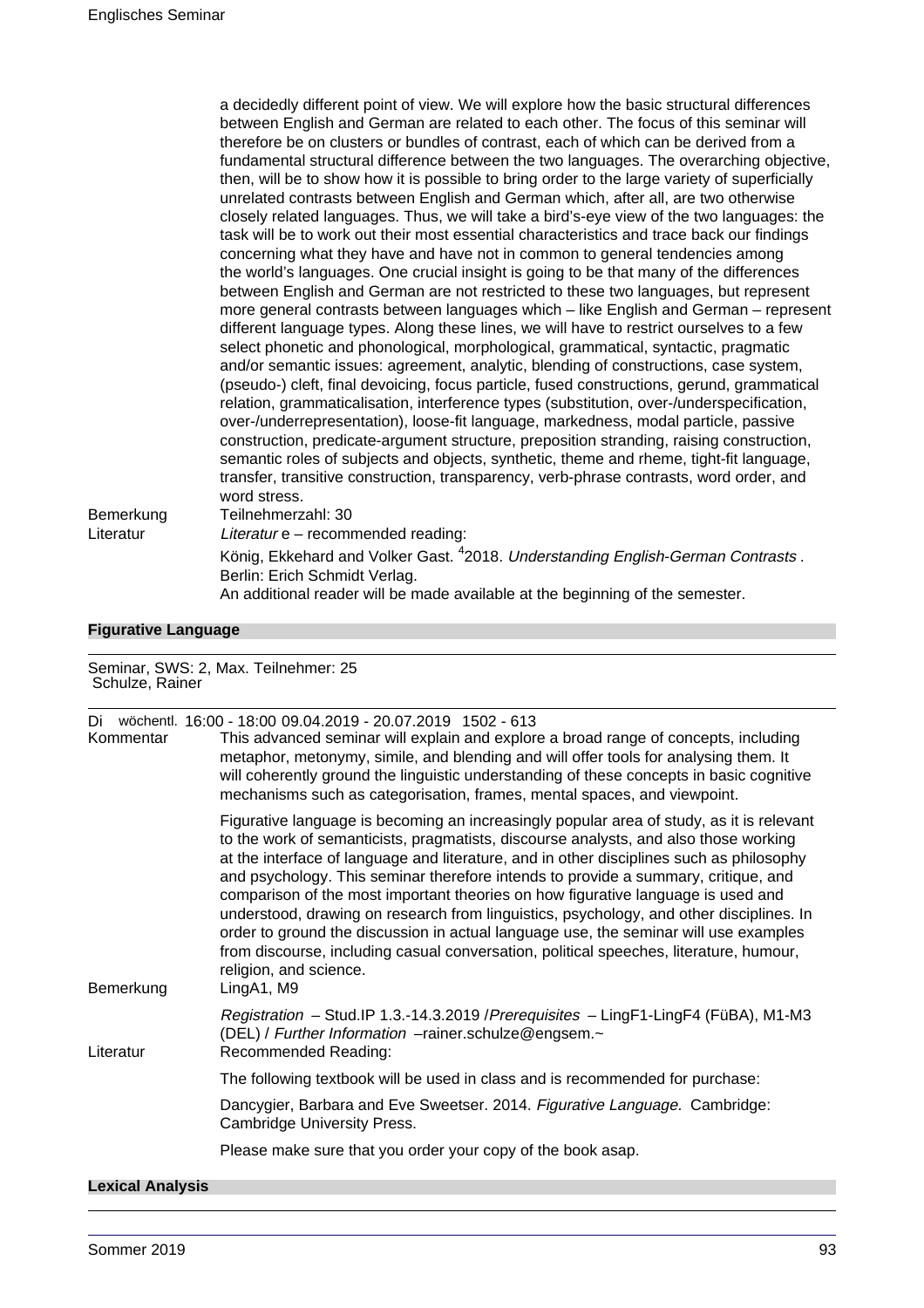a decidedly different point of view. We will explore how the basic structural differences between English and German are related to each other. The focus of this seminar will therefore be on clusters or bundles of contrast, each of which can be derived from a fundamental structural difference between the two languages. The overarching objective, then, will be to show how it is possible to bring order to the large variety of superficially unrelated contrasts between English and German which, after all, are two otherwise closely related languages. Thus, we will take a bird's-eye view of the two languages: the task will be to work out their most essential characteristics and trace back our findings concerning what they have and have not in common to general tendencies among the world's languages. One crucial insight is going to be that many of the differences between English and German are not restricted to these two languages, but represent more general contrasts between languages which – like English and German – represent different language types. Along these lines, we will have to restrict ourselves to a few select phonetic and phonological, morphological, grammatical, syntactic, pragmatic and/or semantic issues: agreement, analytic, blending of constructions, case system, (pseudo-) cleft, final devoicing, focus particle, fused constructions, gerund, grammatical relation, grammaticalisation, interference types (substitution, over-/underspecification, over-/underrepresentation), loose-fit language, markedness, modal particle, passive construction, predicate-argument structure, preposition stranding, raising construction, semantic roles of subjects and objects, synthetic, theme and rheme, tight-fit language, transfer, transitive construction, transparency, verb-phrase contrasts, word order, and word stress.

Bemerkung: Teilnehmerzahl: 30

Literatur: *Literatur* e – recommended reading:

König, Ekkehard and Volker Gast. [4]2018. *Understanding English-German Contrasts* . Berlin: Erich Schmidt Verlag.

An additional reader will be made available at the beginning of the semester.

## Figurative Language

Seminar, SWS: 2, Max. Teilnehmer: 25
Schulze, Rainer

Di wöchentl. 16:00 - 18:00 09.04.2019 - 20.07.2019 1502 - 613

Kommentar: This advanced seminar will explain and explore a broad range of concepts, including metaphor, metonymy, simile, and blending and will offer tools for analysing them. It will coherently ground the linguistic understanding of these concepts in basic cognitive mechanisms such as categorisation, frames, mental spaces, and viewpoint.

Figurative language is becoming an increasingly popular area of study, as it is relevant to the work of semanticists, pragmatists, discourse analysts, and also those working at the interface of language and literature, and in other disciplines such as philosophy and psychology. This seminar therefore intends to provide a summary, critique, and comparison of the most important theories on how figurative language is used and understood, drawing on research from linguistics, psychology, and other disciplines. In order to ground the discussion in actual language use, the seminar will use examples from discourse, including casual conversation, political speeches, literature, humour, religion, and science.

Bemerkung: LingA1, M9

*Registration* – Stud.IP 1.3.-14.3.2019 /*Prerequisites* – LingF1-LingF4 (FüBA), M1-M3 (DEL) / *Further Information* –rainer.schulze@engsem.~

Literatur: Recommended Reading:

The following textbook will be used in class and is recommended for purchase:

Dancygier, Barbara and Eve Sweetser. 2014. *Figurative Language.* Cambridge: Cambridge University Press.

Please make sure that you order your copy of the book asap.

## Lexical Analysis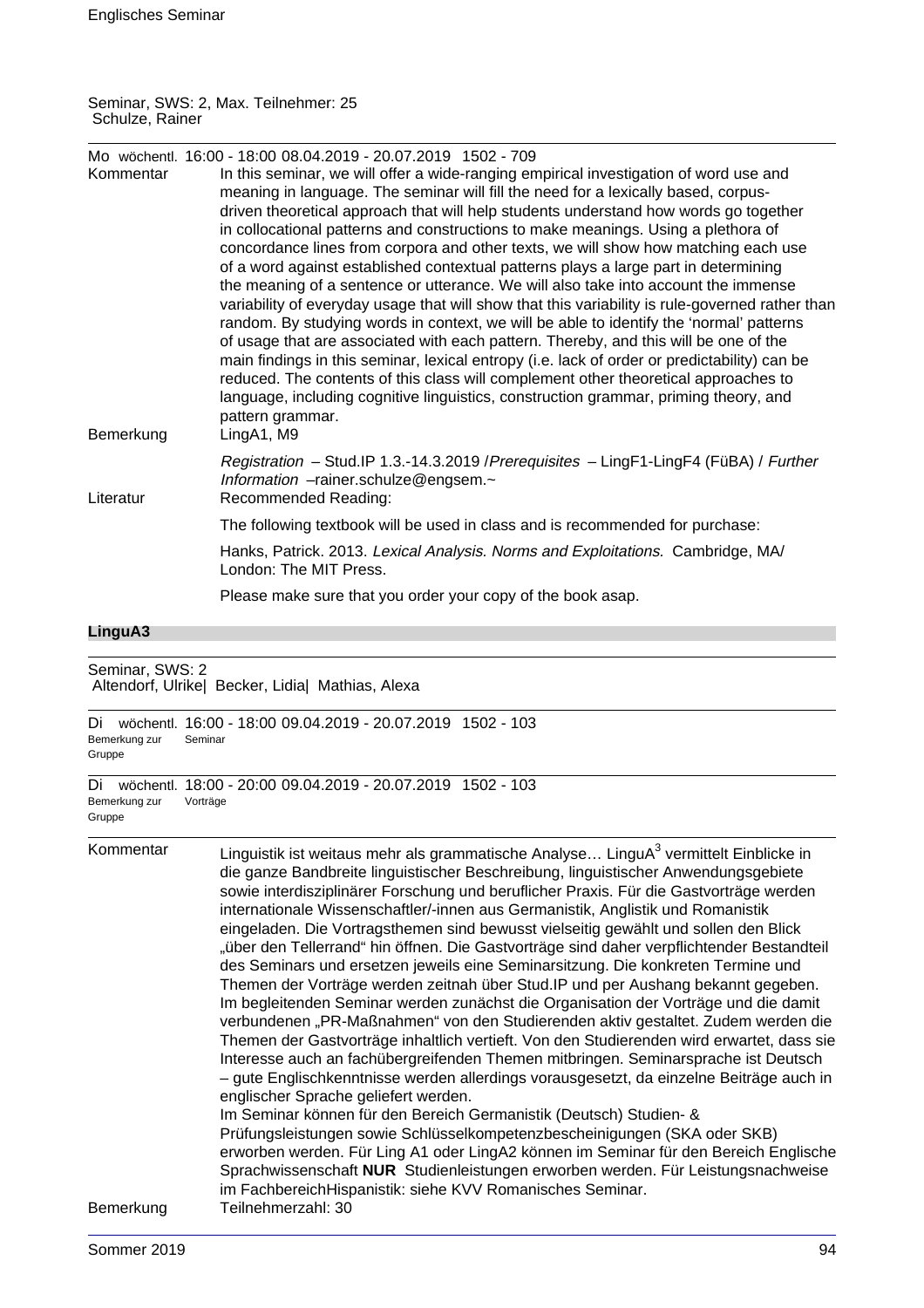Seminar, SWS: 2, Max. Teilnehmer: 25
Schulze, Rainer

Mo wöchentl. 16:00 - 18:00 08.04.2019 - 20.07.2019 1502 - 709

Kommentar

In this seminar, we will offer a wide-ranging empirical investigation of word use and meaning in language. The seminar will fill the need for a lexically based, corpus-driven theoretical approach that will help students understand how words go together in collocational patterns and constructions to make meanings. Using a plethora of concordance lines from corpora and other texts, we will show how matching each use of a word against established contextual patterns plays a large part in determining the meaning of a sentence or utterance. We will also take into account the immense variability of everyday usage that will show that this variability is rule-governed rather than random. By studying words in context, we will be able to identify the 'normal' patterns of usage that are associated with each pattern. Thereby, and this will be one of the main findings in this seminar, lexical entropy (i.e. lack of order or predictability) can be reduced. The contents of this class will complement other theoretical approaches to language, including cognitive linguistics, construction grammar, priming theory, and pattern grammar.

Bemerkung

LingA1, M9

*Registration* – Stud.IP 1.3.-14.3.2019 /*Prerequisites* – LingF1-LingF4 (FüBA) / *Further Information* –rainer.schulze@engsem.~

Literatur

Recommended Reading:

The following textbook will be used in class and is recommended for purchase:

Hanks, Patrick. 2013. *Lexical Analysis. Norms and Exploitations.* Cambridge, MA/ London: The MIT Press.

Please make sure that you order your copy of the book asap.

## LinguA3

Seminar, SWS: 2
Altendorf, Ulrike| Becker, Lidia| Mathias, Alexa

Di wöchentl. 16:00 - 18:00 09.04.2019 - 20.07.2019 1502 - 103
Bemerkung zur Gruppe: Seminar

Di wöchentl. 18:00 - 20:00 09.04.2019 - 20.07.2019 1502 - 103
Bemerkung zur Gruppe: Vorträge

Kommentar

Linguistik ist weitaus mehr als grammatische Analyse… LinguA$^3$ vermittelt Einblicke in die ganze Bandbreite linguistischer Beschreibung, linguistischer Anwendungsgebiete sowie interdisziplinärer Forschung und beruflicher Praxis. Für die Gastvorträge werden internationale Wissenschaftler/-innen aus Germanistik, Anglistik und Romanistik eingeladen. Die Vortragsthemen sind bewusst vielseitig gewählt und sollen den Blick „über den Tellerrand" hin öffnen. Die Gastvorträge sind daher verpflichtender Bestandteil des Seminars und ersetzen jeweils eine Seminarsitzung. Die konkreten Termine und Themen der Vorträge werden zeitnah über Stud.IP und per Aushang bekannt gegeben. Im begleitenden Seminar werden zunächst die Organisation der Vorträge und die damit verbundenen „PR-Maßnahmen" von den Studierenden aktiv gestaltet. Zudem werden die Themen der Gastvorträge inhaltlich vertieft. Von den Studierenden wird erwartet, dass sie Interesse auch an fachübergreifenden Themen mitbringen. Seminarsprache ist Deutsch – gute Englischkenntnisse werden allerdings vorausgesetzt, da einzelne Beiträge auch in englischer Sprache geliefert werden.
Im Seminar können für den Bereich Germanistik (Deutsch) Studien- & Prüfungsleistungen sowie Schlüsselkompetenzbescheinigungen (SKA oder SKB) erworben werden. Für Ling A1 oder LingA2 können im Seminar für den Bereich Englische Sprachwissenschaft **NUR** Studienleistungen erworben werden. Für Leistungsnachweise im FachbereichHispanistik: siehe KVV Romanisches Seminar.

Bemerkung

Teilnehmerzahl: 30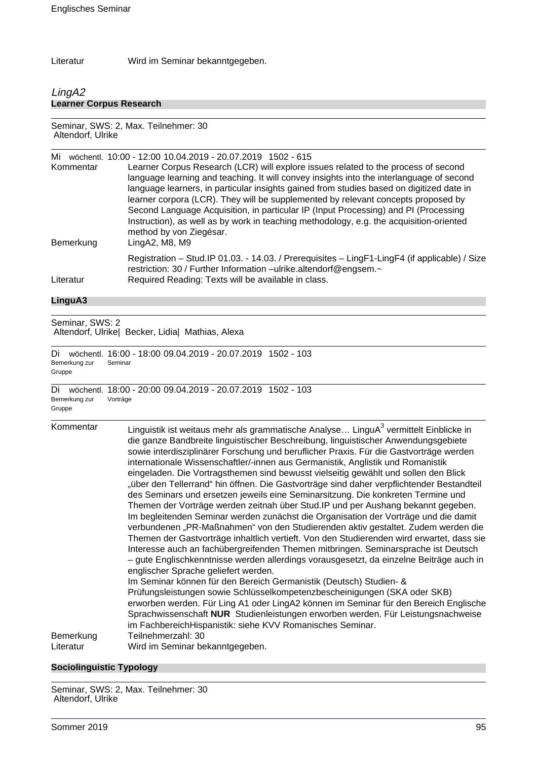Literatur Wird im Seminar bekanntgegeben.

## *LingA2*

### Learner Corpus Research

Seminar, SWS: 2, Max. Teilnehmer: 30
Altendorf, Ulrike

Mi wöchentl. 10:00 - 12:00 10.04.2019 - 20.07.2019 1502 - 615

Kommentar: Learner Corpus Research (LCR) will explore issues related to the process of second language learning and teaching. It will convey insights into the interlanguage of second language learners, in particular insights gained from studies based on digitized date in learner corpora (LCR). They will be supplemented by relevant concepts proposed by Second Language Acquisition, in particular IP (Input Processing) and PI (Processing Instruction), as well as by work in teaching methodology, e.g. the acquisition-oriented method by von Ziegésar.

Bemerkung: LingA2, M8, M9

Registration – Stud.IP 01.03. - 14.03. / Prerequisites – LingF1-LingF4 (if applicable) / Size restriction: 30 / Further Information –ulrike.altendorf@engsem.~

Literatur: Required Reading: Texts will be available in class.

### LinguA3

Seminar, SWS: 2
Altendorf, Ulrike| Becker, Lidia| Mathias, Alexa

Di wöchentl. 16:00 - 18:00 09.04.2019 - 20.07.2019 1502 - 103
Bemerkung zur Gruppe: Seminar

Di wöchentl. 18:00 - 20:00 09.04.2019 - 20.07.2019 1502 - 103
Bemerkung zur Gruppe: Vorträge

Kommentar: Linguistik ist weitaus mehr als grammatische Analyse… LinguA$^3$ vermittelt Einblicke in die ganze Bandbreite linguistischer Beschreibung, linguistischer Anwendungsgebiete sowie interdisziplinärer Forschung und beruflicher Praxis. Für die Gastvorträge werden internationale Wissenschaftler/-innen aus Germanistik, Anglistik und Romanistik eingeladen. Die Vortragsthemen sind bewusst vielseitig gewählt und sollen den Blick „über den Tellerrand" hin öffnen. Die Gastvorträge sind daher verpflichtender Bestandteil des Seminars und ersetzen jeweils eine Seminarsitzung. Die konkreten Termine und Themen der Vorträge werden zeitnah über Stud.IP und per Aushang bekannt gegeben. Im begleitenden Seminar werden zunächst die Organisation der Vorträge und die damit verbundenen „PR-Maßnahmen" von den Studierenden aktiv gestaltet. Zudem werden die Themen der Gastvorträge inhaltlich vertieft. Von den Studierenden wird erwartet, dass sie Interesse auch an fachübergreifenden Themen mitbringen. Seminarsprache ist Deutsch – gute Englischkenntnisse werden allerdings vorausgesetzt, da einzelne Beiträge auch in englischer Sprache geliefert werden.
Im Seminar können für den Bereich Germanistik (Deutsch) Studien- & Prüfungsleistungen sowie Schlüsselkompetenzbescheinigungen (SKA oder SKB) erworben werden. Für Ling A1 oder LingA2 können im Seminar für den Bereich Englische Sprachwissenschaft **NUR** Studienleistungen erworben werden. Für Leistungsnachweise im FachbereichHispanistik: siehe KVV Romanisches Seminar.

Bemerkung: Teilnehmerzahl: 30

Literatur: Wird im Seminar bekanntgegeben.

### Sociolinguistic Typology

Seminar, SWS: 2, Max. Teilnehmer: 30
Altendorf, Ulrike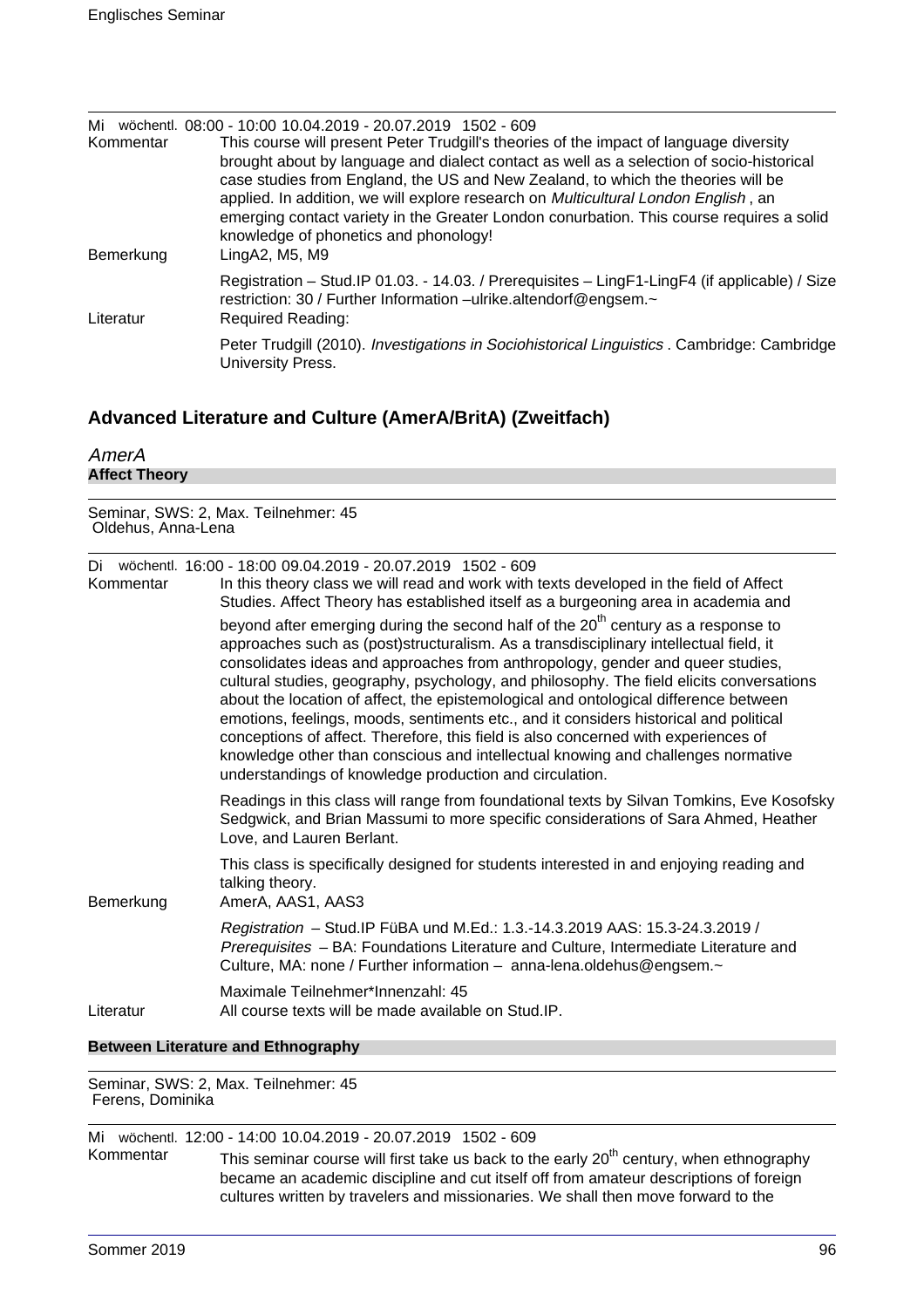Mi wöchentl. 08:00 - 10:00 10.04.2019 - 20.07.2019 1502 - 609

Kommentar: This course will present Peter Trudgill's theories of the impact of language diversity brought about by language and dialect contact as well as a selection of socio-historical case studies from England, the US and New Zealand, to which the theories will be applied. In addition, we will explore research on *Multicultural London English* , an emerging contact variety in the Greater London conurbation. This course requires a solid knowledge of phonetics and phonology!

Bemerkung: LingA2, M5, M9

Registration – Stud.IP 01.03. - 14.03. / Prerequisites – LingF1-LingF4 (if applicable) / Size restriction: 30 / Further Information –ulrike.altendorf@engsem.~

Literatur: Required Reading:

Peter Trudgill (2010). *Investigations in Sociohistorical Linguistics* . Cambridge: Cambridge University Press.

## Advanced Literature and Culture (AmerA/BritA) (Zweitfach)

### *AmerA*

**Affect Theory**

Seminar, SWS: 2, Max. Teilnehmer: 45
Oldehus, Anna-Lena

Di wöchentl. 16:00 - 18:00 09.04.2019 - 20.07.2019 1502 - 609

Kommentar: In this theory class we will read and work with texts developed in the field of Affect Studies. Affect Theory has established itself as a burgeoning area in academia and beyond after emerging during the second half of the 20th century as a response to approaches such as (post)structuralism. As a transdisciplinary intellectual field, it consolidates ideas and approaches from anthropology, gender and queer studies, cultural studies, geography, psychology, and philosophy. The field elicits conversations about the location of affect, the epistemological and ontological difference between emotions, feelings, moods, sentiments etc., and it considers historical and political conceptions of affect. Therefore, this field is also concerned with experiences of knowledge other than conscious and intellectual knowing and challenges normative understandings of knowledge production and circulation.

Readings in this class will range from foundational texts by Silvan Tomkins, Eve Kosofsky Sedgwick, and Brian Massumi to more specific considerations of Sara Ahmed, Heather Love, and Lauren Berlant.

This class is specifically designed for students interested in and enjoying reading and talking theory.

Bemerkung: AmerA, AAS1, AAS3

*Registration* – Stud.IP FüBA und M.Ed.: 1.3.-14.3.2019 AAS: 15.3-24.3.2019 / *Prerequisites* – BA: Foundations Literature and Culture, Intermediate Literature and Culture, MA: none / Further information – anna-lena.oldehus@engsem.~

Maximale Teilnehmer*Innenzahl: 45

Literatur: All course texts will be made available on Stud.IP.

**Between Literature and Ethnography**

Seminar, SWS: 2, Max. Teilnehmer: 45
Ferens, Dominika

Mi wöchentl. 12:00 - 14:00 10.04.2019 - 20.07.2019 1502 - 609

Kommentar: This seminar course will first take us back to the early 20th century, when ethnography became an academic discipline and cut itself off from amateur descriptions of foreign cultures written by travelers and missionaries. We shall then move forward to the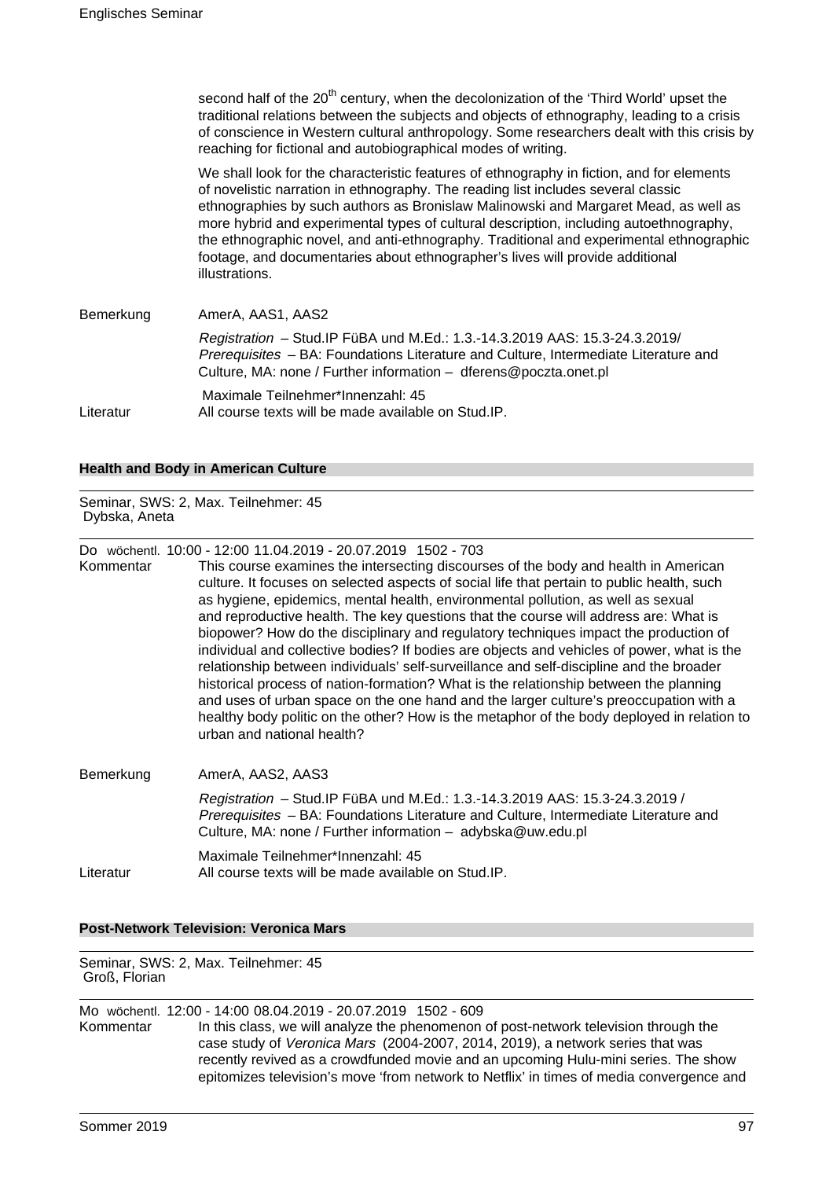second half of the 20th century, when the decolonization of the 'Third World' upset the traditional relations between the subjects and objects of ethnography, leading to a crisis of conscience in Western cultural anthropology. Some researchers dealt with this crisis by reaching for fictional and autobiographical modes of writing.

We shall look for the characteristic features of ethnography in fiction, and for elements of novelistic narration in ethnography. The reading list includes several classic ethnographies by such authors as Bronislaw Malinowski and Margaret Mead, as well as more hybrid and experimental types of cultural description, including autoethnography, the ethnographic novel, and anti-ethnography. Traditional and experimental ethnographic footage, and documentaries about ethnographer's lives will provide additional illustrations.

Bemerkung AmerA, AAS1, AAS2

*Registration* – Stud.IP FüBA und M.Ed.: 1.3.-14.3.2019 AAS: 15.3-24.3.2019/ *Prerequisites* – BA: Foundations Literature and Culture, Intermediate Literature and Culture, MA: none / Further information – dferens@poczta.onet.pl

Maximale Teilnehmer*Innenzahl: 45

Literatur All course texts will be made available on Stud.IP.

### Health and Body in American Culture

Seminar, SWS: 2, Max. Teilnehmer: 45
Dybska, Aneta

Do wöchentl. 10:00 - 12:00 11.04.2019 - 20.07.2019 1502 - 703

Kommentar This course examines the intersecting discourses of the body and health in American culture. It focuses on selected aspects of social life that pertain to public health, such as hygiene, epidemics, mental health, environmental pollution, as well as sexual and reproductive health. The key questions that the course will address are: What is biopower? How do the disciplinary and regulatory techniques impact the production of individual and collective bodies? If bodies are objects and vehicles of power, what is the relationship between individuals' self-surveillance and self-discipline and the broader historical process of nation-formation? What is the relationship between the planning and uses of urban space on the one hand and the larger culture's preoccupation with a healthy body politic on the other? How is the metaphor of the body deployed in relation to urban and national health?

Bemerkung AmerA, AAS2, AAS3

*Registration* – Stud.IP FüBA und M.Ed.: 1.3.-14.3.2019 AAS: 15.3-24.3.2019 / *Prerequisites* – BA: Foundations Literature and Culture, Intermediate Literature and Culture, MA: none / Further information – adybska@uw.edu.pl

Maximale Teilnehmer*Innenzahl: 45

Literatur All course texts will be made available on Stud.IP.

### Post-Network Television: Veronica Mars

Seminar, SWS: 2, Max. Teilnehmer: 45
Groß, Florian

Mo wöchentl. 12:00 - 14:00 08.04.2019 - 20.07.2019 1502 - 609

Kommentar In this class, we will analyze the phenomenon of post-network television through the case study of *Veronica Mars* (2004-2007, 2014, 2019), a network series that was recently revived as a crowdfunded movie and an upcoming Hulu-mini series. The show epitomizes television's move 'from network to Netflix' in times of media convergence and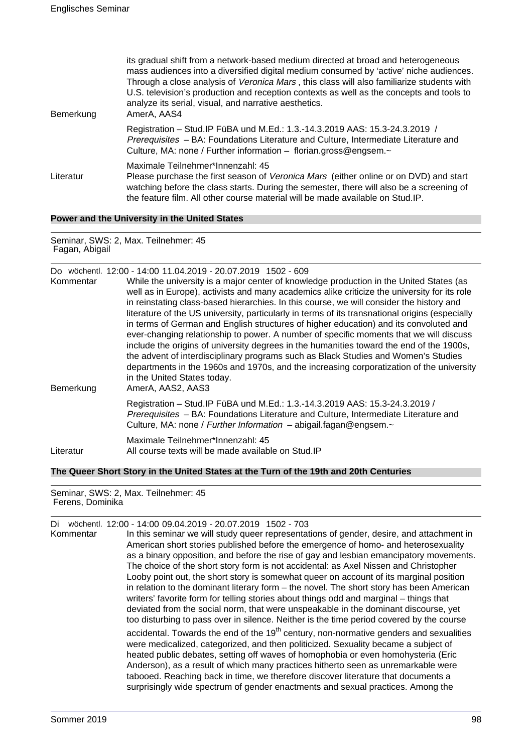| | |
|---|---|
| | its gradual shift from a network-based medium directed at broad and heterogeneous mass audiences into a diversified digital medium consumed by 'active' niche audiences. Through a close analysis of *Veronica Mars* , this class will also familiarize students with U.S. television's production and reception contexts as well as the concepts and tools to analyze its serial, visual, and narrative aesthetics. |
| Bemerkung | AmerA, AAS4 |
| | Registration – Stud.IP FüBA und M.Ed.: 1.3.-14.3.2019 AAS: 15.3-24.3.2019 / *Prerequisites* – BA: Foundations Literature and Culture, Intermediate Literature and Culture, MA: none / Further information – florian.gross@engsem.~ |
| | Maximale Teilnehmer*Innenzahl: 45 |
| Literatur | Please purchase the first season of *Veronica Mars* (either online or on DVD) and start watching before the class starts. During the semester, there will also be a screening of the feature film. All other course material will be made available on Stud.IP. |

## Power and the University in the United States

Seminar, SWS: 2, Max. Teilnehmer: 45
Fagan, Abigail

Do wöchentl. 12:00 - 14:00 11.04.2019 - 20.07.2019 1502 - 609

| | |
|---|---|
| Kommentar | While the university is a major center of knowledge production in the United States (as well as in Europe), activists and many academics alike criticize the university for its role in reinstating class-based hierarchies. In this course, we will consider the history and literature of the US university, particularly in terms of its transnational origins (especially in terms of German and English structures of higher education) and its convoluted and ever-changing relationship to power. A number of specific moments that we will discuss include the origins of university degrees in the humanities toward the end of the 1900s, the advent of interdisciplinary programs such as Black Studies and Women's Studies departments in the 1960s and 1970s, and the increasing corporatization of the university in the United States today. |
| Bemerkung | AmerA, AAS2, AAS3 |
| | Registration – Stud.IP FüBA und M.Ed.: 1.3.-14.3.2019 AAS: 15.3-24.3.2019 / *Prerequisites* – BA: Foundations Literature and Culture, Intermediate Literature and Culture, MA: none / *Further Information* – abigail.fagan@engsem.~ |
| | Maximale Teilnehmer*Innenzahl: 45 |
| Literatur | All course texts will be made available on Stud.IP |

## The Queer Short Story in the United States at the Turn of the 19th and 20th Centuries

Seminar, SWS: 2, Max. Teilnehmer: 45
Ferens, Dominika

Di wöchentl. 12:00 - 14:00 09.04.2019 - 20.07.2019 1502 - 703

| | |
|---|---|
| Kommentar | In this seminar we will study queer representations of gender, desire, and attachment in American short stories published before the emergence of homo- and heterosexuality as a binary opposition, and before the rise of gay and lesbian emancipatory movements. The choice of the short story form is not accidental: as Axel Nissen and Christopher Looby point out, the short story is somewhat queer on account of its marginal position in relation to the dominant literary form – the novel. The short story has been American writers' favorite form for telling stories about things odd and marginal – things that deviated from the social norm, that were unspeakable in the dominant discourse, yet too disturbing to pass over in silence. Neither is the time period covered by the course accidental. Towards the end of the 19th century, non-normative genders and sexualities were medicalized, categorized, and then politicized. Sexuality became a subject of heated public debates, setting off waves of homophobia or even homohysteria (Eric Anderson), as a result of which many practices hitherto seen as unremarkable were tabooed. Reaching back in time, we therefore discover literature that documents a surprisingly wide spectrum of gender enactments and sexual practices. Among the |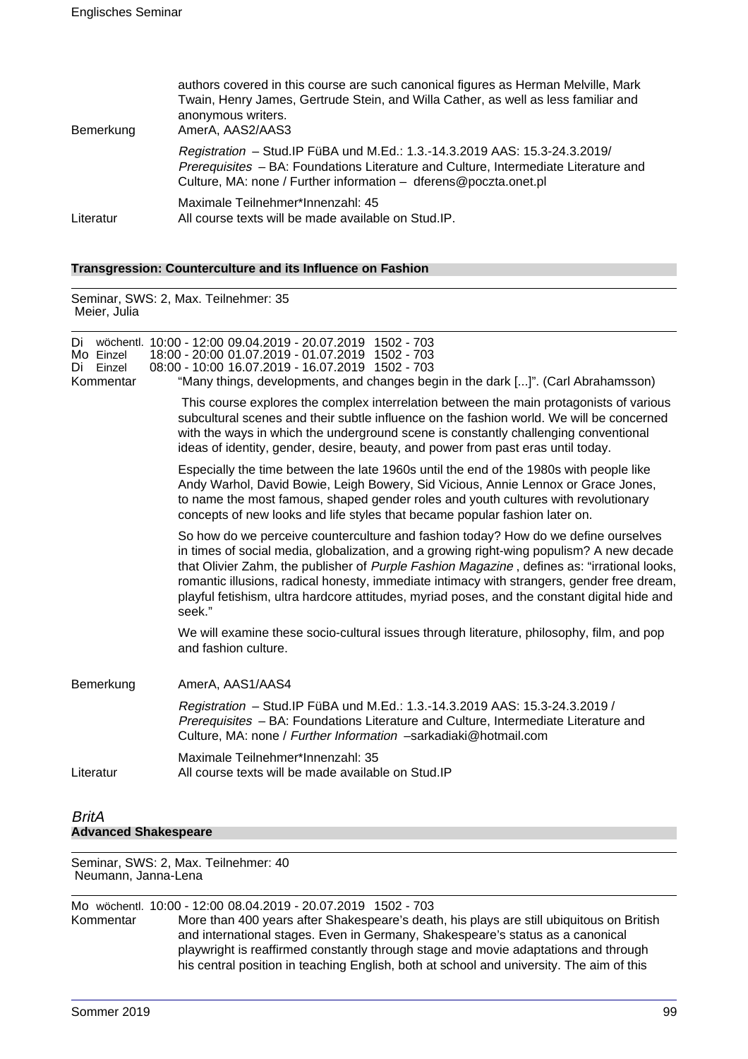authors covered in this course are such canonical figures as Herman Melville, Mark Twain, Henry James, Gertrude Stein, and Willa Cather, as well as less familiar and anonymous writers.

Bemerkung AmerA, AAS2/AAS3

*Registration* – Stud.IP FüBA und M.Ed.: 1.3.-14.3.2019 AAS: 15.3-24.3.2019/ *Prerequisites* – BA: Foundations Literature and Culture, Intermediate Literature and Culture, MA: none / Further information – dferens@poczta.onet.pl

Maximale Teilnehmer*Innenzahl: 45

Literatur All course texts will be made available on Stud.IP.

### Transgression: Counterculture and its Influence on Fashion

Seminar, SWS: 2, Max. Teilnehmer: 35
Meier, Julia

Di wöchentl. 10:00 - 12:00 09.04.2019 - 20.07.2019 1502 - 703
Mo Einzel 18:00 - 20:00 01.07.2019 - 01.07.2019 1502 - 703
Di Einzel 08:00 - 10:00 16.07.2019 - 16.07.2019 1502 - 703

Kommentar "Many things, developments, and changes begin in the dark [...]". (Carl Abrahamsson)

This course explores the complex interrelation between the main protagonists of various subcultural scenes and their subtle influence on the fashion world. We will be concerned with the ways in which the underground scene is constantly challenging conventional ideas of identity, gender, desire, beauty, and power from past eras until today.

Especially the time between the late 1960s until the end of the 1980s with people like Andy Warhol, David Bowie, Leigh Bowery, Sid Vicious, Annie Lennox or Grace Jones, to name the most famous, shaped gender roles and youth cultures with revolutionary concepts of new looks and life styles that became popular fashion later on.

So how do we perceive counterculture and fashion today? How do we define ourselves in times of social media, globalization, and a growing right-wing populism? A new decade that Olivier Zahm, the publisher of *Purple Fashion Magazine* , defines as: "irrational looks, romantic illusions, radical honesty, immediate intimacy with strangers, gender free dream, playful fetishism, ultra hardcore attitudes, myriad poses, and the constant digital hide and seek."

We will examine these socio-cultural issues through literature, philosophy, film, and pop and fashion culture.

Bemerkung AmerA, AAS1/AAS4

*Registration* – Stud.IP FüBA und M.Ed.: 1.3.-14.3.2019 AAS: 15.3-24.3.2019 / *Prerequisites* – BA: Foundations Literature and Culture, Intermediate Literature and Culture, MA: none / *Further Information* –sarkadiaki@hotmail.com

Maximale Teilnehmer*Innenzahl: 35

Literatur All course texts will be made available on Stud.IP

## *BritA*

### Advanced Shakespeare

Seminar, SWS: 2, Max. Teilnehmer: 40
Neumann, Janna-Lena

Mo wöchentl. 10:00 - 12:00 08.04.2019 - 20.07.2019 1502 - 703

Kommentar More than 400 years after Shakespeare's death, his plays are still ubiquitous on British and international stages. Even in Germany, Shakespeare's status as a canonical playwright is reaffirmed constantly through stage and movie adaptations and through his central position in teaching English, both at school and university. The aim of this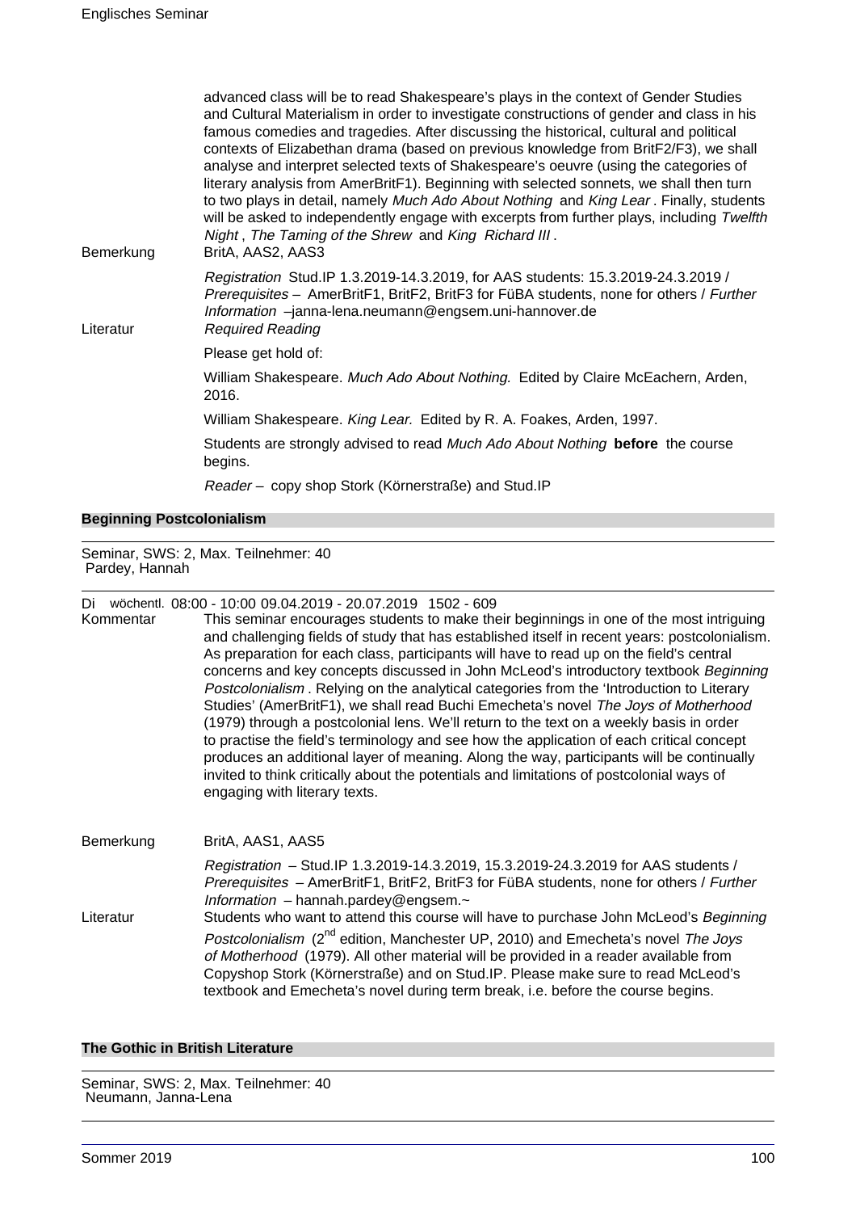advanced class will be to read Shakespeare's plays in the context of Gender Studies and Cultural Materialism in order to investigate constructions of gender and class in his famous comedies and tragedies. After discussing the historical, cultural and political contexts of Elizabethan drama (based on previous knowledge from BritF2/F3), we shall analyse and interpret selected texts of Shakespeare's oeuvre (using the categories of literary analysis from AmerBritF1). Beginning with selected sonnets, we shall then turn to two plays in detail, namely *Much Ado About Nothing* and *King Lear*. Finally, students will be asked to independently engage with excerpts from further plays, including *Twelfth Night*, *The Taming of the Shrew* and *King Richard III*.

Bemerkung: BritA, AAS2, AAS3

*Registration* Stud.IP 1.3.2019-14.3.2019, for AAS students: 15.3.2019-24.3.2019 / *Prerequisites* – AmerBritF1, BritF2, BritF3 for FüBA students, none for others / *Further Information* –janna-lena.neumann@engsem.uni-hannover.de

Literatur: *Required Reading*

Please get hold of:

William Shakespeare. *Much Ado About Nothing.* Edited by Claire McEachern, Arden, 2016.

William Shakespeare. *King Lear.* Edited by R. A. Foakes, Arden, 1997.

Students are strongly advised to read *Much Ado About Nothing* **before** the course begins.

*Reader* – copy shop Stork (Körnerstraße) and Stud.IP

## Beginning Postcolonialism

Seminar, SWS: 2, Max. Teilnehmer: 40
Pardey, Hannah

Di wöchentl. 08:00 - 10:00 09.04.2019 - 20.07.2019 1502 - 609

Kommentar: This seminar encourages students to make their beginnings in one of the most intriguing and challenging fields of study that has established itself in recent years: postcolonialism. As preparation for each class, participants will have to read up on the field's central concerns and key concepts discussed in John McLeod's introductory textbook *Beginning Postcolonialism*. Relying on the analytical categories from the 'Introduction to Literary Studies' (AmerBritF1), we shall read Buchi Emecheta's novel *The Joys of Motherhood* (1979) through a postcolonial lens. We'll return to the text on a weekly basis in order to practise the field's terminology and see how the application of each critical concept produces an additional layer of meaning. Along the way, participants will be continually invited to think critically about the potentials and limitations of postcolonial ways of engaging with literary texts.

Bemerkung: BritA, AAS1, AAS5

*Registration* – Stud.IP 1.3.2019-14.3.2019, 15.3.2019-24.3.2019 for AAS students / *Prerequisites* – AmerBritF1, BritF2, BritF3 for FüBA students, none for others / *Further Information* – hannah.pardey@engsem.~

Literatur: Students who want to attend this course will have to purchase John McLeod's *Beginning Postcolonialism* (2nd edition, Manchester UP, 2010) and Emecheta's novel *The Joys of Motherhood* (1979). All other material will be provided in a reader available from Copyshop Stork (Körnerstraße) and on Stud.IP. Please make sure to read McLeod's textbook and Emecheta's novel during term break, i.e. before the course begins.

## The Gothic in British Literature

Seminar, SWS: 2, Max. Teilnehmer: 40
Neumann, Janna-Lena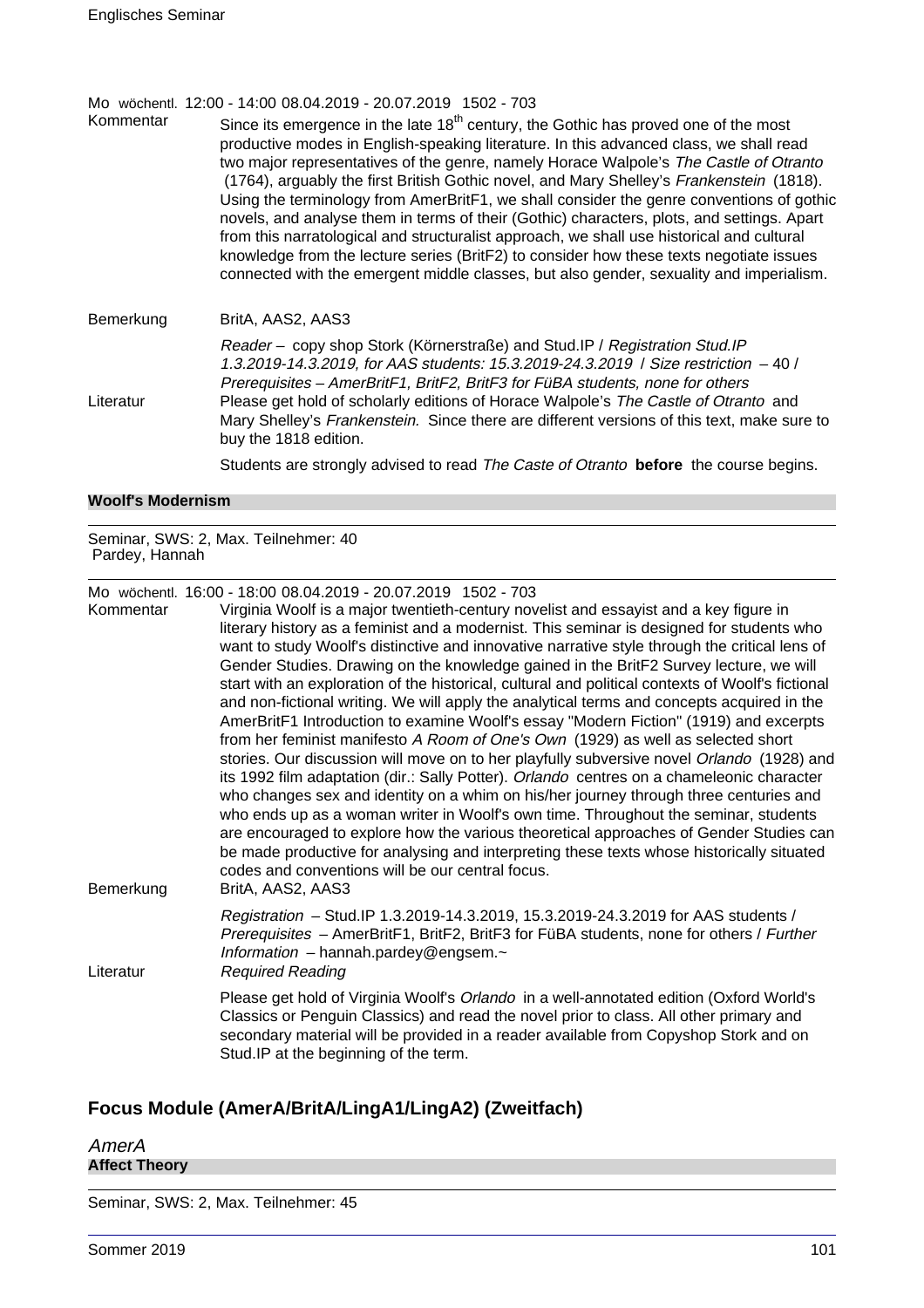Mo wöchentl. 12:00 - 14:00 08.04.2019 - 20.07.2019 1502 - 703

Kommentar

Since its emergence in the late 18th century, the Gothic has proved one of the most productive modes in English-speaking literature. In this advanced class, we shall read two major representatives of the genre, namely Horace Walpole's *The Castle of Otranto* (1764), arguably the first British Gothic novel, and Mary Shelley's *Frankenstein* (1818). Using the terminology from AmerBritF1, we shall consider the genre conventions of gothic novels, and analyse them in terms of their (Gothic) characters, plots, and settings. Apart from this narratological and structuralist approach, we shall use historical and cultural knowledge from the lecture series (BritF2) to consider how these texts negotiate issues connected with the emergent middle classes, but also gender, sexuality and imperialism.

Bemerkung

BritA, AAS2, AAS3

*Reader* – copy shop Stork (Körnerstraße) and Stud.IP / *Registration Stud.IP 1.3.2019-14.3.2019, for AAS students: 15.3.2019-24.3.2019* / *Size restriction* – 40 / *Prerequisites – AmerBritF1, BritF2, BritF3 for FüBA students, none for others*

Literatur

Please get hold of scholarly editions of Horace Walpole's *The Castle of Otranto* and Mary Shelley's *Frankenstein.* Since there are different versions of this text, make sure to buy the 1818 edition.

Students are strongly advised to read *The Caste of Otranto* **before** the course begins.

**Woolf's Modernism**

Seminar, SWS: 2, Max. Teilnehmer: 40
Pardey, Hannah

Mo wöchentl. 16:00 - 18:00 08.04.2019 - 20.07.2019 1502 - 703

Kommentar

Virginia Woolf is a major twentieth-century novelist and essayist and a key figure in literary history as a feminist and a modernist. This seminar is designed for students who want to study Woolf's distinctive and innovative narrative style through the critical lens of Gender Studies. Drawing on the knowledge gained in the BritF2 Survey lecture, we will start with an exploration of the historical, cultural and political contexts of Woolf's fictional and non-fictional writing. We will apply the analytical terms and concepts acquired in the AmerBritF1 Introduction to examine Woolf's essay "Modern Fiction" (1919) and excerpts from her feminist manifesto *A Room of One's Own* (1929) as well as selected short stories. Our discussion will move on to her playfully subversive novel *Orlando* (1928) and its 1992 film adaptation (dir.: Sally Potter). *Orlando* centres on a chameleonic character who changes sex and identity on a whim on his/her journey through three centuries and who ends up as a woman writer in Woolf's own time. Throughout the seminar, students are encouraged to explore how the various theoretical approaches of Gender Studies can be made productive for analysing and interpreting these texts whose historically situated codes and conventions will be our central focus.

Bemerkung

BritA, AAS2, AAS3

*Registration* – Stud.IP 1.3.2019-14.3.2019, 15.3.2019-24.3.2019 for AAS students / *Prerequisites* – AmerBritF1, BritF2, BritF3 for FüBA students, none for others / *Further Information* – hannah.pardey@engsem.~

Literatur

*Required Reading*

Please get hold of Virginia Woolf's *Orlando* in a well-annotated edition (Oxford World's Classics or Penguin Classics) and read the novel prior to class. All other primary and secondary material will be provided in a reader available from Copyshop Stork and on Stud.IP at the beginning of the term.

## Focus Module (AmerA/BritA/LingA1/LingA2) (Zweitfach)

### *AmerA*

**Affect Theory**

Seminar, SWS: 2, Max. Teilnehmer: 45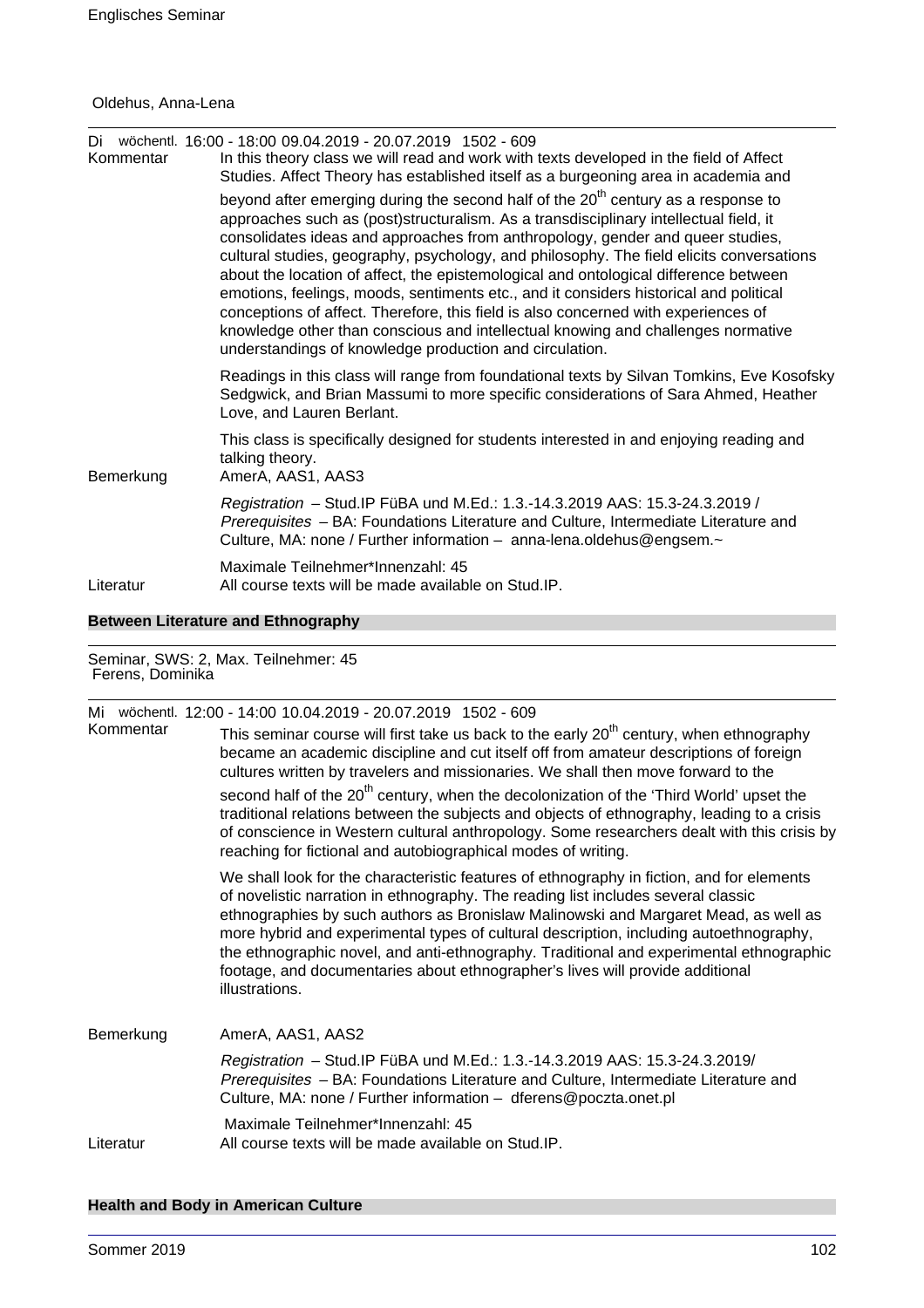Oldehus, Anna-Lena

Di wöchentl. 16:00 - 18:00 09.04.2019 - 20.07.2019 1502 - 609

Kommentar

In this theory class we will read and work with texts developed in the field of Affect Studies. Affect Theory has established itself as a burgeoning area in academia and beyond after emerging during the second half of the 20th century as a response to approaches such as (post)structuralism. As a transdisciplinary intellectual field, it consolidates ideas and approaches from anthropology, gender and queer studies, cultural studies, geography, psychology, and philosophy. The field elicits conversations about the location of affect, the epistemological and ontological difference between emotions, feelings, moods, sentiments etc., and it considers historical and political conceptions of affect. Therefore, this field is also concerned with experiences of knowledge other than conscious and intellectual knowing and challenges normative understandings of knowledge production and circulation.

Readings in this class will range from foundational texts by Silvan Tomkins, Eve Kosofsky Sedgwick, and Brian Massumi to more specific considerations of Sara Ahmed, Heather Love, and Lauren Berlant.

This class is specifically designed for students interested in and enjoying reading and talking theory.

Bemerkung

AmerA, AAS1, AAS3

*Registration* – Stud.IP FüBA und M.Ed.: 1.3.-14.3.2019 AAS: 15.3-24.3.2019 / *Prerequisites* – BA: Foundations Literature and Culture, Intermediate Literature and Culture, MA: none / Further information – anna-lena.oldehus@engsem.~

Maximale Teilnehmer*Innenzahl: 45

Literatur

All course texts will be made available on Stud.IP.

## Between Literature and Ethnography

Seminar, SWS: 2, Max. Teilnehmer: 45
Ferens, Dominika

Mi wöchentl. 12:00 - 14:00 10.04.2019 - 20.07.2019 1502 - 609

Kommentar

This seminar course will first take us back to the early 20th century, when ethnography became an academic discipline and cut itself off from amateur descriptions of foreign cultures written by travelers and missionaries. We shall then move forward to the second half of the 20th century, when the decolonization of the 'Third World' upset the traditional relations between the subjects and objects of ethnography, leading to a crisis of conscience in Western cultural anthropology. Some researchers dealt with this crisis by reaching for fictional and autobiographical modes of writing.

We shall look for the characteristic features of ethnography in fiction, and for elements of novelistic narration in ethnography. The reading list includes several classic ethnographies by such authors as Bronislaw Malinowski and Margaret Mead, as well as more hybrid and experimental types of cultural description, including autoethnography, the ethnographic novel, and anti-ethnography. Traditional and experimental ethnographic footage, and documentaries about ethnographer's lives will provide additional illustrations.

Bemerkung

AmerA, AAS1, AAS2

*Registration* – Stud.IP FüBA und M.Ed.: 1.3.-14.3.2019 AAS: 15.3-24.3.2019/ *Prerequisites* – BA: Foundations Literature and Culture, Intermediate Literature and Culture, MA: none / Further information – dferens@poczta.onet.pl

Maximale Teilnehmer*Innenzahl: 45

Literatur

All course texts will be made available on Stud.IP.

## Health and Body in American Culture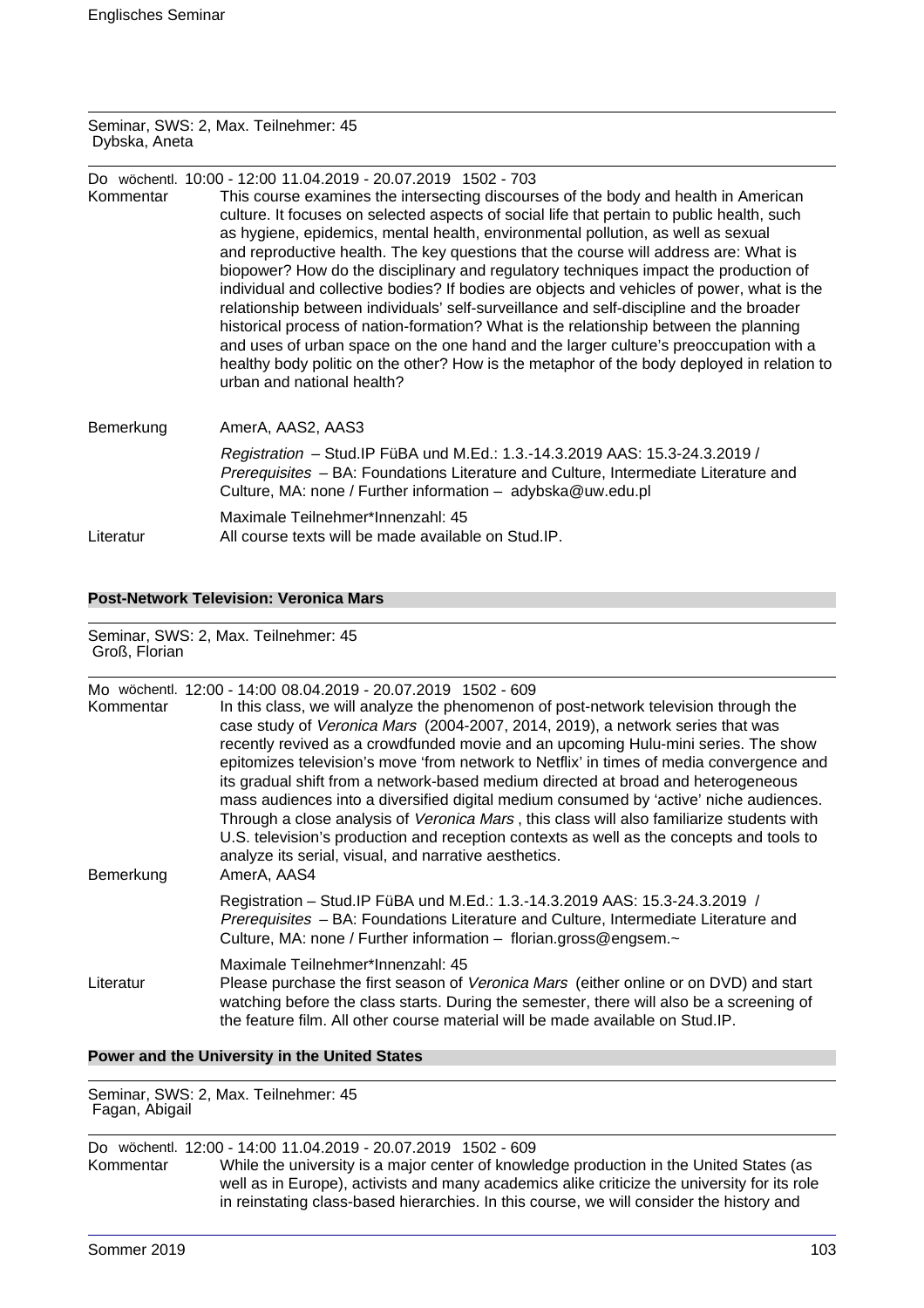Seminar, SWS: 2, Max. Teilnehmer: 45
Dybska, Aneta

Do wöchentl. 10:00 - 12:00 11.04.2019 - 20.07.2019 1502 - 703

Kommentar: This course examines the intersecting discourses of the body and health in American culture. It focuses on selected aspects of social life that pertain to public health, such as hygiene, epidemics, mental health, environmental pollution, as well as sexual and reproductive health. The key questions that the course will address are: What is biopower? How do the disciplinary and regulatory techniques impact the production of individual and collective bodies? If bodies are objects and vehicles of power, what is the relationship between individuals' self-surveillance and self-discipline and the broader historical process of nation-formation? What is the relationship between the planning and uses of urban space on the one hand and the larger culture's preoccupation with a healthy body politic on the other? How is the metaphor of the body deployed in relation to urban and national health?

Bemerkung: AmerA, AAS2, AAS3

*Registration* – Stud.IP FüBA und M.Ed.: 1.3.-14.3.2019 AAS: 15.3-24.3.2019 / *Prerequisites* – BA: Foundations Literature and Culture, Intermediate Literature and Culture, MA: none / Further information – adybska@uw.edu.pl

Maximale Teilnehmer*Innenzahl: 45

Literatur: All course texts will be made available on Stud.IP.

## Post-Network Television: Veronica Mars

Seminar, SWS: 2, Max. Teilnehmer: 45
Groß, Florian

Mo wöchentl. 12:00 - 14:00 08.04.2019 - 20.07.2019 1502 - 609

Kommentar: In this class, we will analyze the phenomenon of post-network television through the case study of *Veronica Mars* (2004-2007, 2014, 2019), a network series that was recently revived as a crowdfunded movie and an upcoming Hulu-mini series. The show epitomizes television's move 'from network to Netflix' in times of media convergence and its gradual shift from a network-based medium directed at broad and heterogeneous mass audiences into a diversified digital medium consumed by 'active' niche audiences. Through a close analysis of *Veronica Mars* , this class will also familiarize students with U.S. television's production and reception contexts as well as the concepts and tools to analyze its serial, visual, and narrative aesthetics.

Bemerkung: AmerA, AAS4

Registration – Stud.IP FüBA und M.Ed.: 1.3.-14.3.2019 AAS: 15.3-24.3.2019 / *Prerequisites* – BA: Foundations Literature and Culture, Intermediate Literature and Culture, MA: none / Further information – florian.gross@engsem.~

Maximale Teilnehmer*Innenzahl: 45

Literatur: Please purchase the first season of *Veronica Mars* (either online or on DVD) and start watching before the class starts. During the semester, there will also be a screening of the feature film. All other course material will be made available on Stud.IP.

## Power and the University in the United States

Seminar, SWS: 2, Max. Teilnehmer: 45
Fagan, Abigail

Do wöchentl. 12:00 - 14:00 11.04.2019 - 20.07.2019 1502 - 609

Kommentar: While the university is a major center of knowledge production in the United States (as well as in Europe), activists and many academics alike criticize the university for its role in reinstating class-based hierarchies. In this course, we will consider the history and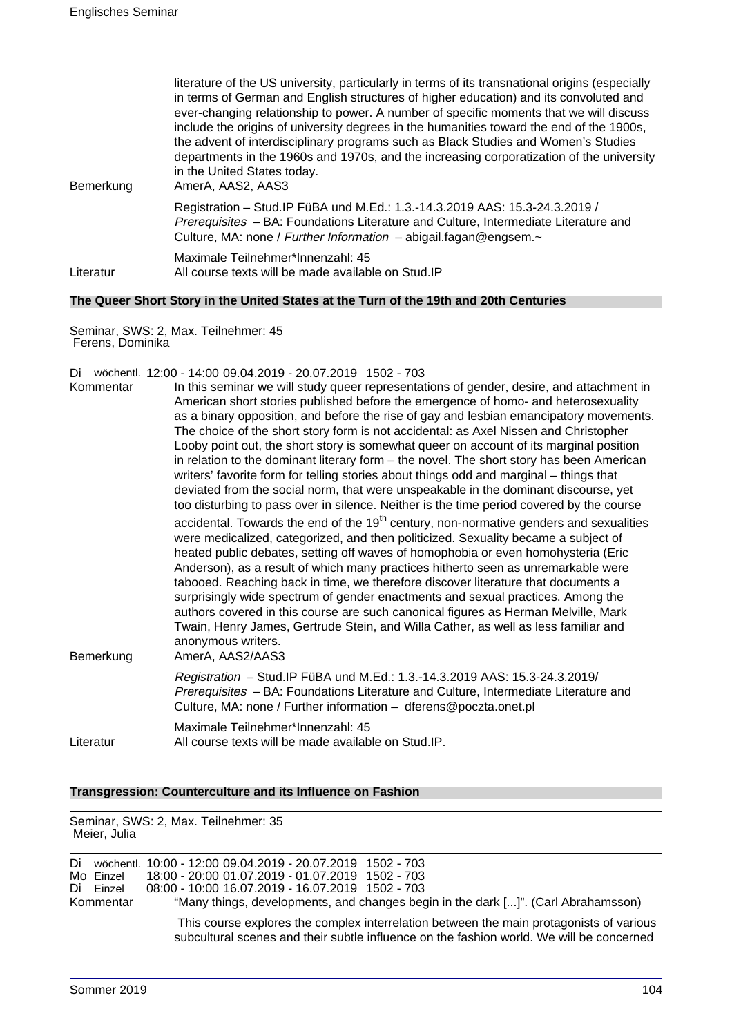literature of the US university, particularly in terms of its transnational origins (especially in terms of German and English structures of higher education) and its convoluted and ever-changing relationship to power. A number of specific moments that we will discuss include the origins of university degrees in the humanities toward the end of the 1900s, the advent of interdisciplinary programs such as Black Studies and Women's Studies departments in the 1960s and 1970s, and the increasing corporatization of the university in the United States today.

Bemerkung: AmerA, AAS2, AAS3

Registration – Stud.IP FüBA und M.Ed.: 1.3.-14.3.2019 AAS: 15.3-24.3.2019 / *Prerequisites* – BA: Foundations Literature and Culture, Intermediate Literature and Culture, MA: none / *Further Information* – abigail.fagan@engsem.~

Maximale Teilnehmer*Innenzahl: 45

Literatur: All course texts will be made available on Stud.IP

## The Queer Short Story in the United States at the Turn of the 19th and 20th Centuries

Seminar, SWS: 2, Max. Teilnehmer: 45
Ferens, Dominika

Di wöchentl. 12:00 - 14:00 09.04.2019 - 20.07.2019 1502 - 703

Kommentar: In this seminar we will study queer representations of gender, desire, and attachment in American short stories published before the emergence of homo- and heterosexuality as a binary opposition, and before the rise of gay and lesbian emancipatory movements. The choice of the short story form is not accidental: as Axel Nissen and Christopher Looby point out, the short story is somewhat queer on account of its marginal position in relation to the dominant literary form – the novel. The short story has been American writers' favorite form for telling stories about things odd and marginal – things that deviated from the social norm, that were unspeakable in the dominant discourse, yet too disturbing to pass over in silence. Neither is the time period covered by the course accidental. Towards the end of the 19th century, non-normative genders and sexualities were medicalized, categorized, and then politicized. Sexuality became a subject of heated public debates, setting off waves of homophobia or even homohysteria (Eric Anderson), as a result of which many practices hitherto seen as unremarkable were tabooed. Reaching back in time, we therefore discover literature that documents a surprisingly wide spectrum of gender enactments and sexual practices. Among the authors covered in this course are such canonical figures as Herman Melville, Mark Twain, Henry James, Gertrude Stein, and Willa Cather, as well as less familiar and anonymous writers.

Bemerkung: AmerA, AAS2/AAS3

*Registration* – Stud.IP FüBA und M.Ed.: 1.3.-14.3.2019 AAS: 15.3-24.3.2019/ *Prerequisites* – BA: Foundations Literature and Culture, Intermediate Literature and Culture, MA: none / Further information – dferens@poczta.onet.pl

Maximale Teilnehmer*Innenzahl: 45

Literatur: All course texts will be made available on Stud.IP.

## Transgression: Counterculture and its Influence on Fashion

Seminar, SWS: 2, Max. Teilnehmer: 35
Meier, Julia

Di wöchentl. 10:00 - 12:00 09.04.2019 - 20.07.2019 1502 - 703
Mo Einzel 18:00 - 20:00 01.07.2019 - 01.07.2019 1502 - 703
Di Einzel 08:00 - 10:00 16.07.2019 - 16.07.2019 1502 - 703

Kommentar: "Many things, developments, and changes begin in the dark [...]". (Carl Abrahamsson)

This course explores the complex interrelation between the main protagonists of various subcultural scenes and their subtle influence on the fashion world. We will be concerned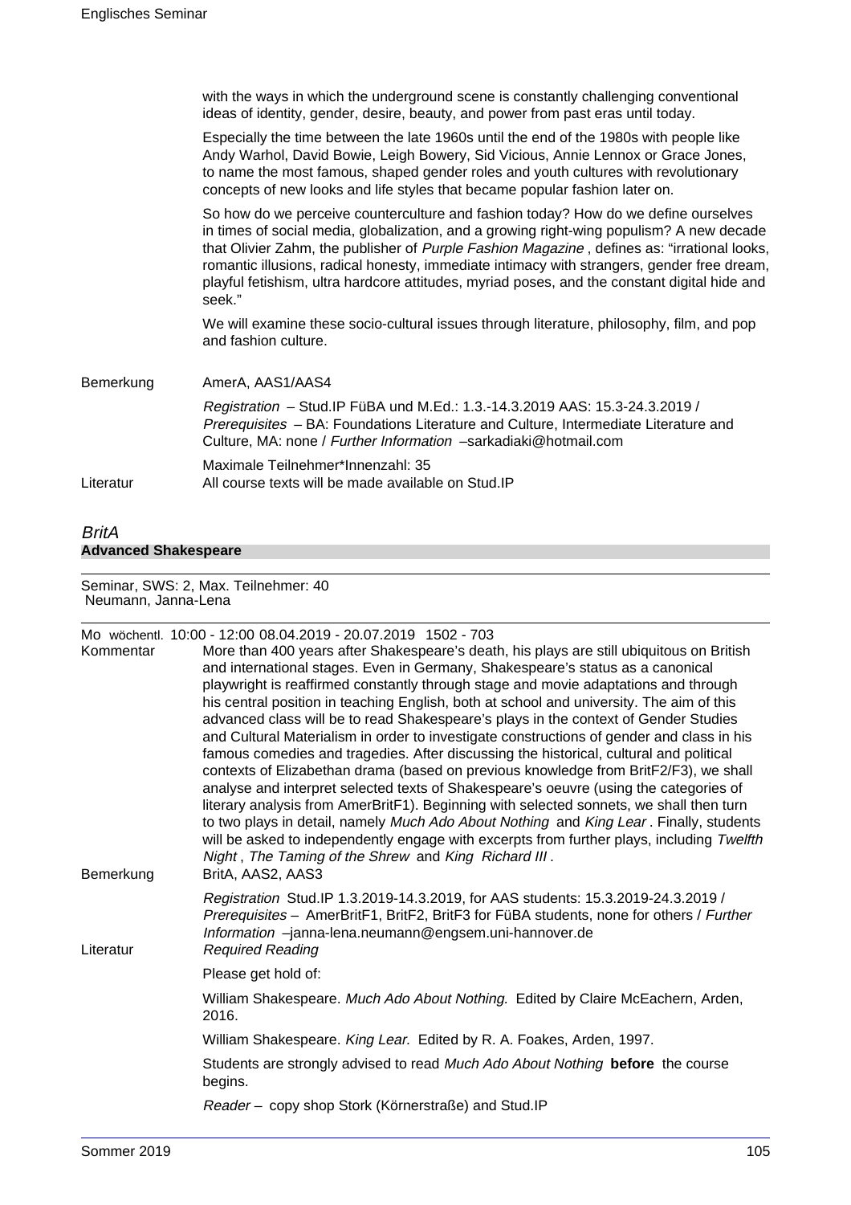with the ways in which the underground scene is constantly challenging conventional ideas of identity, gender, desire, beauty, and power from past eras until today.

Especially the time between the late 1960s until the end of the 1980s with people like Andy Warhol, David Bowie, Leigh Bowery, Sid Vicious, Annie Lennox or Grace Jones, to name the most famous, shaped gender roles and youth cultures with revolutionary concepts of new looks and life styles that became popular fashion later on.

So how do we perceive counterculture and fashion today? How do we define ourselves in times of social media, globalization, and a growing right-wing populism? A new decade that Olivier Zahm, the publisher of *Purple Fashion Magazine* , defines as: "irrational looks, romantic illusions, radical honesty, immediate intimacy with strangers, gender free dream, playful fetishism, ultra hardcore attitudes, myriad poses, and the constant digital hide and seek."

We will examine these socio-cultural issues through literature, philosophy, film, and pop and fashion culture.

Bemerkung AmerA, AAS1/AAS4

*Registration* – Stud.IP FüBA und M.Ed.: 1.3.-14.3.2019 AAS: 15.3-24.3.2019 / *Prerequisites* – BA: Foundations Literature and Culture, Intermediate Literature and Culture, MA: none / *Further Information* –sarkadiaki@hotmail.com

Maximale Teilnehmer*Innenzahl: 35

Literatur All course texts will be made available on Stud.IP

## *BritA*

### **Advanced Shakespeare**

Seminar, SWS: 2, Max. Teilnehmer: 40
Neumann, Janna-Lena

Mo wöchentl. 10:00 - 12:00 08.04.2019 - 20.07.2019 1502 - 703

Kommentar More than 400 years after Shakespeare's death, his plays are still ubiquitous on British and international stages. Even in Germany, Shakespeare's status as a canonical playwright is reaffirmed constantly through stage and movie adaptations and through his central position in teaching English, both at school and university. The aim of this advanced class will be to read Shakespeare's plays in the context of Gender Studies and Cultural Materialism in order to investigate constructions of gender and class in his famous comedies and tragedies. After discussing the historical, cultural and political contexts of Elizabethan drama (based on previous knowledge from BritF2/F3), we shall analyse and interpret selected texts of Shakespeare's oeuvre (using the categories of literary analysis from AmerBritF1). Beginning with selected sonnets, we shall then turn to two plays in detail, namely *Much Ado About Nothing* and *King Lear* . Finally, students will be asked to independently engage with excerpts from further plays, including *Twelfth Night* , *The Taming of the Shrew* and *King Richard III* .

Bemerkung BritA, AAS2, AAS3

*Registration* Stud.IP 1.3.2019-14.3.2019, for AAS students: 15.3.2019-24.3.2019 / *Prerequisites* – AmerBritF1, BritF2, BritF3 for FüBA students, none for others / *Further Information* –janna-lena.neumann@engsem.uni-hannover.de

Literatur *Required Reading*

Please get hold of:

William Shakespeare. *Much Ado About Nothing.* Edited by Claire McEachern, Arden, 2016.

William Shakespeare. *King Lear.* Edited by R. A. Foakes, Arden, 1997.

Students are strongly advised to read *Much Ado About Nothing* **before** the course begins.

*Reader* – copy shop Stork (Körnerstraße) and Stud.IP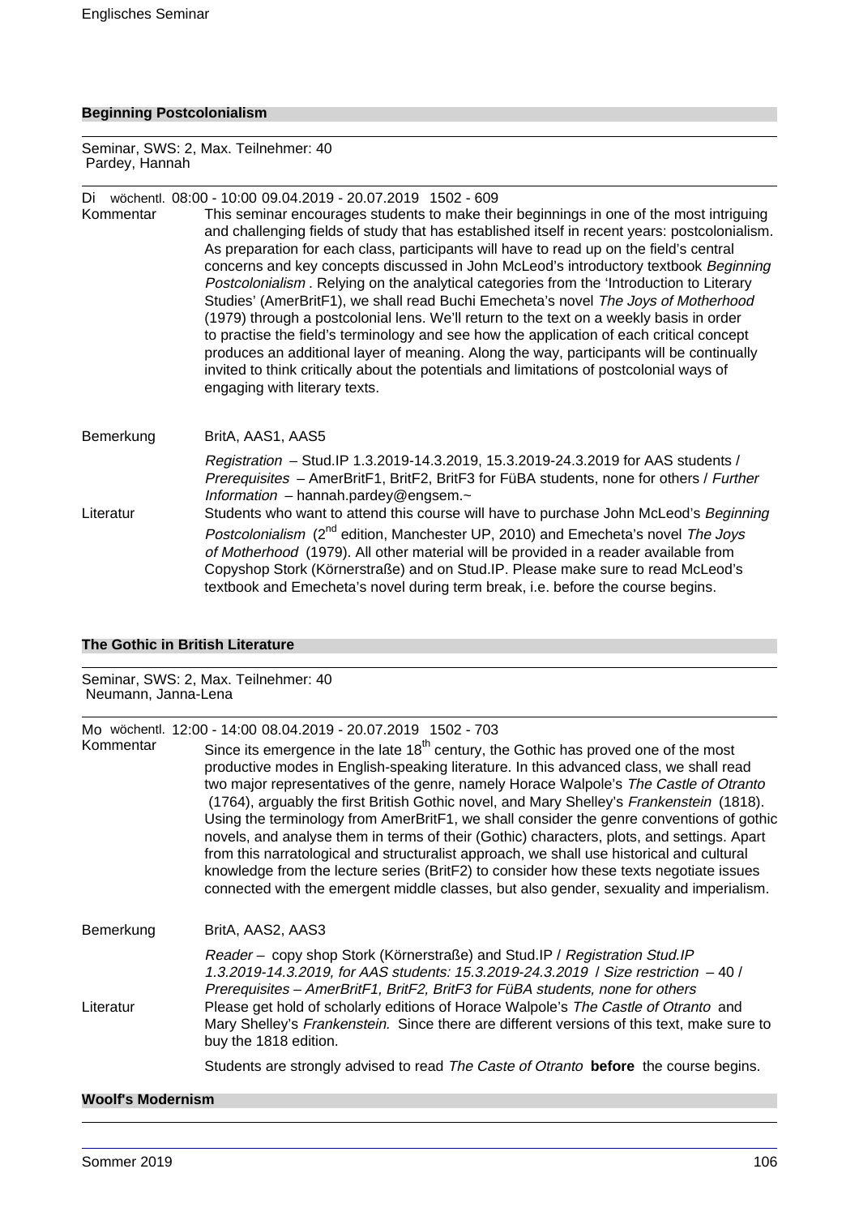### Beginning Postcolonialism

Seminar, SWS: 2, Max. Teilnehmer: 40
Pardey, Hannah

Di wöchentl. 08:00 - 10:00 09.04.2019 - 20.07.2019 1502 - 609

**Kommentar**

This seminar encourages students to make their beginnings in one of the most intriguing and challenging fields of study that has established itself in recent years: postcolonialism. As preparation for each class, participants will have to read up on the field's central concerns and key concepts discussed in John McLeod's introductory textbook *Beginning Postcolonialism* . Relying on the analytical categories from the 'Introduction to Literary Studies' (AmerBritF1), we shall read Buchi Emecheta's novel *The Joys of Motherhood* (1979) through a postcolonial lens. We'll return to the text on a weekly basis in order to practise the field's terminology and see how the application of each critical concept produces an additional layer of meaning. Along the way, participants will be continually invited to think critically about the potentials and limitations of postcolonial ways of engaging with literary texts.

**Bemerkung**

BritA, AAS1, AAS5

*Registration* – Stud.IP 1.3.2019-14.3.2019, 15.3.2019-24.3.2019 for AAS students / *Prerequisites* – AmerBritF1, BritF2, BritF3 for FüBA students, none for others / *Further Information* – hannah.pardey@engsem.~

**Literatur**

Students who want to attend this course will have to purchase John McLeod's *Beginning Postcolonialism* (2nd edition, Manchester UP, 2010) and Emecheta's novel *The Joys of Motherhood* (1979). All other material will be provided in a reader available from Copyshop Stork (Körnerstraße) and on Stud.IP. Please make sure to read McLeod's textbook and Emecheta's novel during term break, i.e. before the course begins.

### The Gothic in British Literature

Seminar, SWS: 2, Max. Teilnehmer: 40
Neumann, Janna-Lena

Mo wöchentl. 12:00 - 14:00 08.04.2019 - 20.07.2019 1502 - 703

**Kommentar**

Since its emergence in the late 18th century, the Gothic has proved one of the most productive modes in English-speaking literature. In this advanced class, we shall read two major representatives of the genre, namely Horace Walpole's *The Castle of Otranto* (1764), arguably the first British Gothic novel, and Mary Shelley's *Frankenstein* (1818). Using the terminology from AmerBritF1, we shall consider the genre conventions of gothic novels, and analyse them in terms of their (Gothic) characters, plots, and settings. Apart from this narratological and structuralist approach, we shall use historical and cultural knowledge from the lecture series (BritF2) to consider how these texts negotiate issues connected with the emergent middle classes, but also gender, sexuality and imperialism.

**Bemerkung**

BritA, AAS2, AAS3

*Reader* – copy shop Stork (Körnerstraße) and Stud.IP / *Registration Stud.IP 1.3.2019-14.3.2019, for AAS students: 15.3.2019-24.3.2019* / *Size restriction* – 40 / *Prerequisites – AmerBritF1, BritF2, BritF3 for FüBA students, none for others*

**Literatur**

Please get hold of scholarly editions of Horace Walpole's *The Castle of Otranto* and Mary Shelley's *Frankenstein.* Since there are different versions of this text, make sure to buy the 1818 edition.

Students are strongly advised to read *The Caste of Otranto* **before** the course begins.

### Woolf's Modernism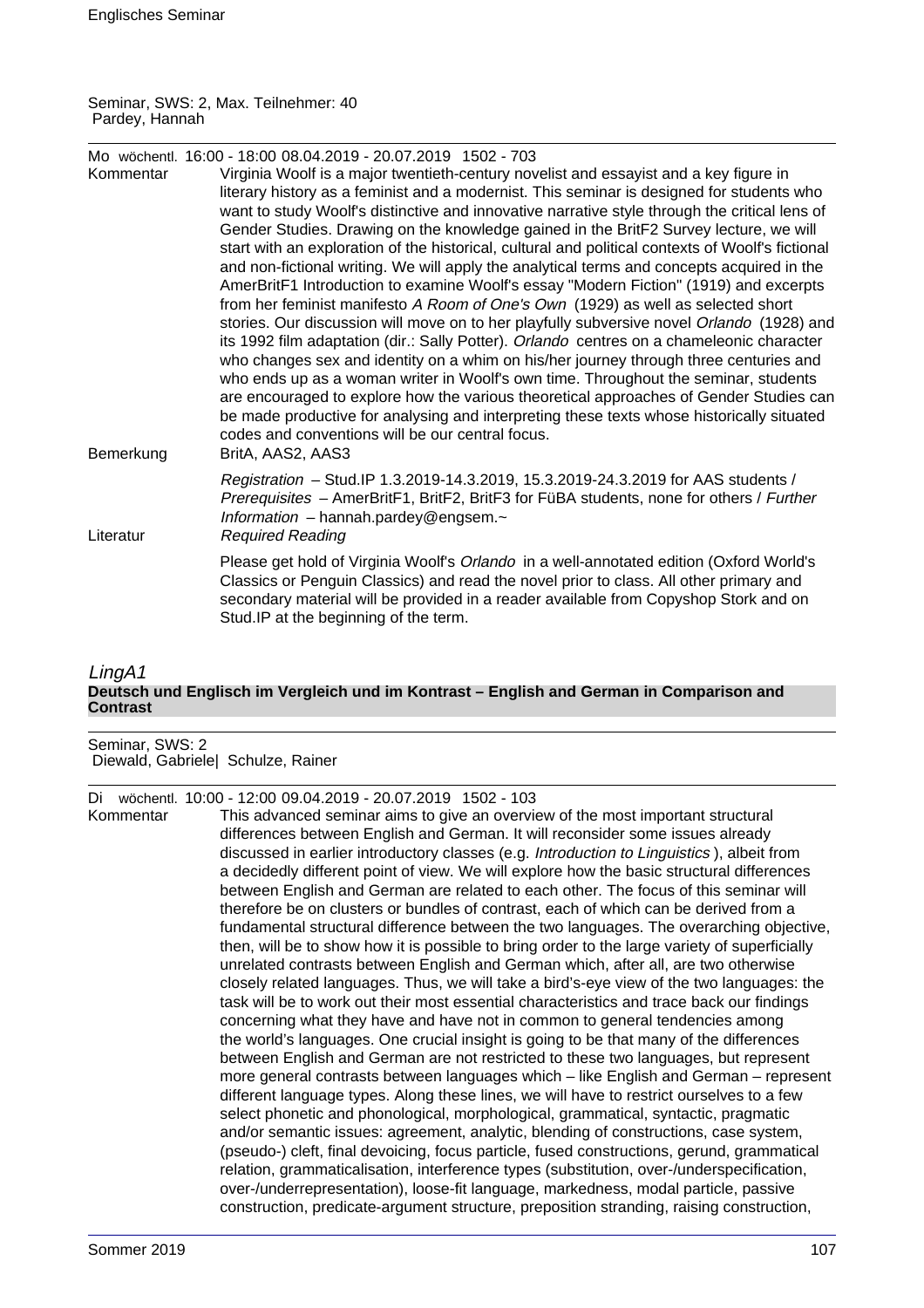Seminar, SWS: 2, Max. Teilnehmer: 40
Pardey, Hannah

Mo wöchentl. 16:00 - 18:00 08.04.2019 - 20.07.2019 1502 - 703

**Kommentar** Virginia Woolf is a major twentieth-century novelist and essayist and a key figure in literary history as a feminist and a modernist. This seminar is designed for students who want to study Woolf's distinctive and innovative narrative style through the critical lens of Gender Studies. Drawing on the knowledge gained in the BritF2 Survey lecture, we will start with an exploration of the historical, cultural and political contexts of Woolf's fictional and non-fictional writing. We will apply the analytical terms and concepts acquired in the AmerBritF1 Introduction to examine Woolf's essay "Modern Fiction" (1919) and excerpts from her feminist manifesto *A Room of One's Own* (1929) as well as selected short stories. Our discussion will move on to her playfully subversive novel *Orlando* (1928) and its 1992 film adaptation (dir.: Sally Potter). *Orlando* centres on a chameleonic character who changes sex and identity on a whim on his/her journey through three centuries and who ends up as a woman writer in Woolf's own time. Throughout the seminar, students are encouraged to explore how the various theoretical approaches of Gender Studies can be made productive for analysing and interpreting these texts whose historically situated codes and conventions will be our central focus.

**Bemerkung** BritA, AAS2, AAS3

*Registration* – Stud.IP 1.3.2019-14.3.2019, 15.3.2019-24.3.2019 for AAS students / *Prerequisites* – AmerBritF1, BritF2, BritF3 for FüBA students, none for others / *Further Information* – hannah.pardey@engsem.~

**Literatur** *Required Reading*

Please get hold of Virginia Woolf's *Orlando* in a well-annotated edition (Oxford World's Classics or Penguin Classics) and read the novel prior to class. All other primary and secondary material will be provided in a reader available from Copyshop Stork and on Stud.IP at the beginning of the term.

## *LingA1*

### Deutsch und Englisch im Vergleich und im Kontrast – English and German in Comparison and Contrast

Seminar, SWS: 2
Diewald, Gabriele| Schulze, Rainer

Di wöchentl. 10:00 - 12:00 09.04.2019 - 20.07.2019 1502 - 103

**Kommentar** This advanced seminar aims to give an overview of the most important structural differences between English and German. It will reconsider some issues already discussed in earlier introductory classes (e.g. *Introduction to Linguistics*), albeit from a decidedly different point of view. We will explore how the basic structural differences between English and German are related to each other. The focus of this seminar will therefore be on clusters or bundles of contrast, each of which can be derived from a fundamental structural difference between the two languages. The overarching objective, then, will be to show how it is possible to bring order to the large variety of superficially unrelated contrasts between English and German which, after all, are two otherwise closely related languages. Thus, we will take a bird's-eye view of the two languages: the task will be to work out their most essential characteristics and trace back our findings concerning what they have and have not in common to general tendencies among the world's languages. One crucial insight is going to be that many of the differences between English and German are not restricted to these two languages, but represent more general contrasts between languages which – like English and German – represent different language types. Along these lines, we will have to restrict ourselves to a few select phonetic and phonological, morphological, grammatical, syntactic, pragmatic and/or semantic issues: agreement, analytic, blending of constructions, case system, (pseudo-) cleft, final devoicing, focus particle, fused constructions, gerund, grammatical relation, grammaticalisation, interference types (substitution, over-/underspecification, over-/underrepresentation), loose-fit language, markedness, modal particle, passive construction, predicate-argument structure, preposition stranding, raising construction,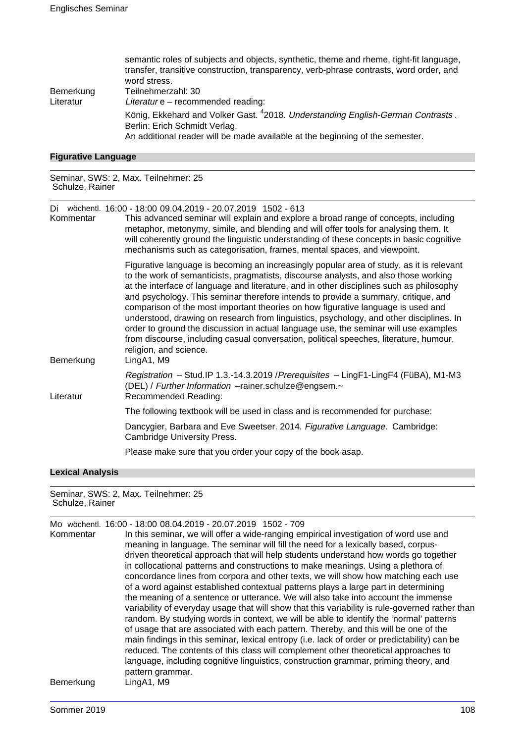semantic roles of subjects and objects, synthetic, theme and rheme, tight-fit language, transfer, transitive construction, transparency, verb-phrase contrasts, word order, and word stress.

Bemerkung: Teilnehmerzahl: 30

Literatur: *Literatur* e – recommended reading:

König, Ekkehard and Volker Gast. [4]2018. *Understanding English-German Contrasts* . Berlin: Erich Schmidt Verlag.
An additional reader will be made available at the beginning of the semester.

## Figurative Language

Seminar, SWS: 2, Max. Teilnehmer: 25
Schulze, Rainer

Di wöchentl. 16:00 - 18:00 09.04.2019 - 20.07.2019 1502 - 613

Kommentar: This advanced seminar will explain and explore a broad range of concepts, including metaphor, metonymy, simile, and blending and will offer tools for analysing them. It will coherently ground the linguistic understanding of these concepts in basic cognitive mechanisms such as categorisation, frames, mental spaces, and viewpoint.

Figurative language is becoming an increasingly popular area of study, as it is relevant to the work of semanticists, pragmatists, discourse analysts, and also those working at the interface of language and literature, and in other disciplines such as philosophy and psychology. This seminar therefore intends to provide a summary, critique, and comparison of the most important theories on how figurative language is used and understood, drawing on research from linguistics, psychology, and other disciplines. In order to ground the discussion in actual language use, the seminar will use examples from discourse, including casual conversation, political speeches, literature, humour, religion, and science.

Bemerkung: LingA1, M9

*Registration* – Stud.IP 1.3.-14.3.2019 /*Prerequisites* – LingF1-LingF4 (FüBA), M1-M3 (DEL) / *Further Information* –rainer.schulze@engsem.~

Literatur: Recommended Reading:

The following textbook will be used in class and is recommended for purchase:

Dancygier, Barbara and Eve Sweetser. 2014. *Figurative Language.* Cambridge: Cambridge University Press.

Please make sure that you order your copy of the book asap.

## Lexical Analysis

Seminar, SWS: 2, Max. Teilnehmer: 25
Schulze, Rainer

Mo wöchentl. 16:00 - 18:00 08.04.2019 - 20.07.2019 1502 - 709

Kommentar: In this seminar, we will offer a wide-ranging empirical investigation of word use and meaning in language. The seminar will fill the need for a lexically based, corpus-driven theoretical approach that will help students understand how words go together in collocational patterns and constructions to make meanings. Using a plethora of concordance lines from corpora and other texts, we will show how matching each use of a word against established contextual patterns plays a large part in determining the meaning of a sentence or utterance. We will also take into account the immense variability of everyday usage that will show that this variability is rule-governed rather than random. By studying words in context, we will be able to identify the 'normal' patterns of usage that are associated with each pattern. Thereby, and this will be one of the main findings in this seminar, lexical entropy (i.e. lack of order or predictability) can be reduced. The contents of this class will complement other theoretical approaches to language, including cognitive linguistics, construction grammar, priming theory, and pattern grammar.

Bemerkung: LingA1, M9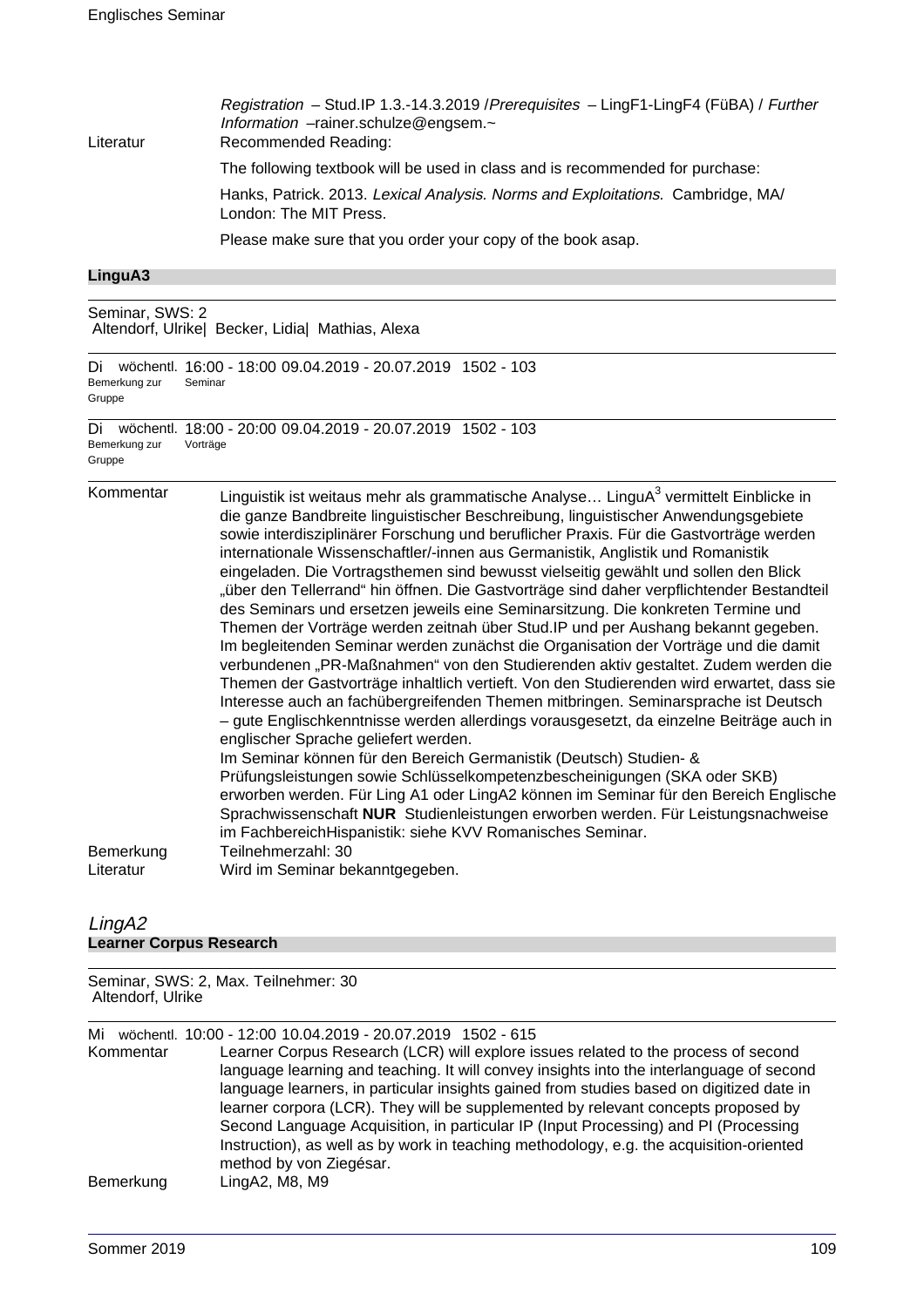*Registration* – Stud.IP 1.3.-14.3.2019 /*Prerequisites* – LingF1-LingF4 (FüBA) / *Further Information* –rainer.schulze@engsem.~

Literatur

Recommended Reading:

The following textbook will be used in class and is recommended for purchase:

Hanks, Patrick. 2013. *Lexical Analysis. Norms and Exploitations.* Cambridge, MA/ London: The MIT Press.

Please make sure that you order your copy of the book asap.

## LinguA3

Seminar, SWS: 2
Altendorf, Ulrike| Becker, Lidia| Mathias, Alexa

Di wöchentl. 16:00 - 18:00 09.04.2019 - 20.07.2019 1502 - 103
Bemerkung zur Gruppe: Seminar

Di wöchentl. 18:00 - 20:00 09.04.2019 - 20.07.2019 1502 - 103
Bemerkung zur Gruppe: Vorträge

Kommentar

Linguistik ist weitaus mehr als grammatische Analyse… $LinguA^3$ vermittelt Einblicke in die ganze Bandbreite linguistischer Beschreibung, linguistischer Anwendungsgebiete sowie interdisziplinärer Forschung und beruflicher Praxis. Für die Gastvorträge werden internationale Wissenschaftler/-innen aus Germanistik, Anglistik und Romanistik eingeladen. Die Vortragsthemen sind bewusst vielseitig gewählt und sollen den Blick „über den Tellerrand" hin öffnen. Die Gastvorträge sind daher verpflichtender Bestandteil des Seminars und ersetzen jeweils eine Seminarsitzung. Die konkreten Termine und Themen der Vorträge werden zeitnah über Stud.IP und per Aushang bekannt gegeben. Im begleitenden Seminar werden zunächst die Organisation der Vorträge und die damit verbundenen „PR-Maßnahmen" von den Studierenden aktiv gestaltet. Zudem werden die Themen der Gastvorträge inhaltlich vertieft. Von den Studierenden wird erwartet, dass sie Interesse auch an fachübergreifenden Themen mitbringen. Seminarsprache ist Deutsch – gute Englischkenntnisse werden allerdings vorausgesetzt, da einzelne Beiträge auch in englischer Sprache geliefert werden.
Im Seminar können für den Bereich Germanistik (Deutsch) Studien- & Prüfungsleistungen sowie Schlüsselkompetenzbescheinigungen (SKA oder SKB) erworben werden. Für Ling A1 oder LingA2 können im Seminar für den Bereich Englische Sprachwissenschaft **NUR** Studienleistungen erworben werden. Für Leistungsnachweise im FachbereichHispanistik: siehe KVV Romanisches Seminar.

Bemerkung

Teilnehmerzahl: 30

Literatur

Wird im Seminar bekanntgegeben.

# *LingA2*

## Learner Corpus Research

Seminar, SWS: 2, Max. Teilnehmer: 30
Altendorf, Ulrike

Mi wöchentl. 10:00 - 12:00 10.04.2019 - 20.07.2019 1502 - 615

Kommentar

Learner Corpus Research (LCR) will explore issues related to the process of second language learning and teaching. It will convey insights into the interlanguage of second language learners, in particular insights gained from studies based on digitized date in learner corpora (LCR). They will be supplemented by relevant concepts proposed by Second Language Acquisition, in particular IP (Input Processing) and PI (Processing Instruction), as well as by work in teaching methodology, e.g. the acquisition-oriented method by von Ziegésar.

Bemerkung

LingA2, M8, M9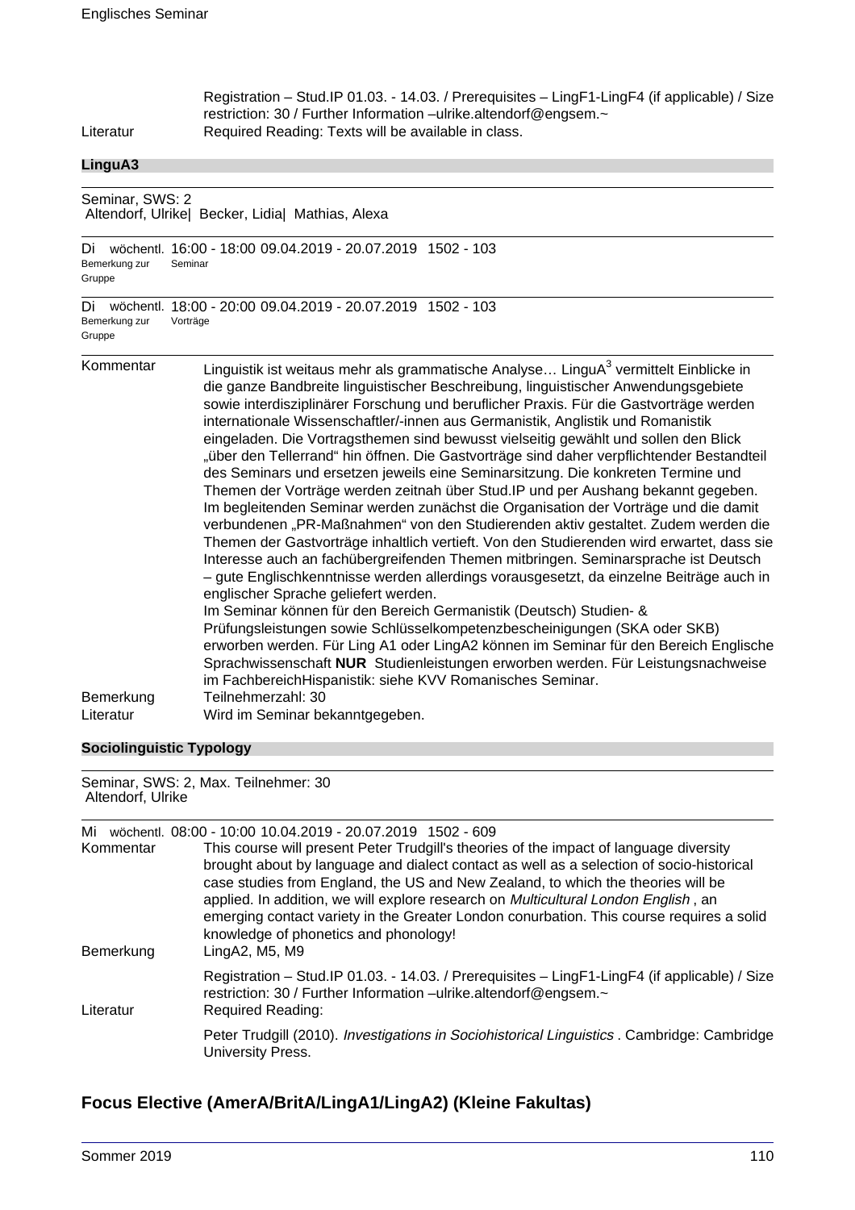Registration – Stud.IP 01.03. - 14.03. / Prerequisites – LingF1-LingF4 (if applicable) / Size restriction: 30 / Further Information –ulrike.altendorf@engsem.~

Literatur: Required Reading: Texts will be available in class.

### LinguA3

Seminar, SWS: 2
Altendorf, Ulrike| Becker, Lidia| Mathias, Alexa

Di wöchentl. 16:00 - 18:00 09.04.2019 - 20.07.2019 1502 - 103
Bemerkung zur Gruppe: Seminar

Di wöchentl. 18:00 - 20:00 09.04.2019 - 20.07.2019 1502 - 103
Bemerkung zur Gruppe: Vorträge

**Kommentar**

Linguistik ist weitaus mehr als grammatische Analyse… LinguA$^3$ vermittelt Einblicke in die ganze Bandbreite linguistischer Beschreibung, linguistischer Anwendungsgebiete sowie interdisziplinärer Forschung und beruflicher Praxis. Für die Gastvorträge werden internationale Wissenschaftler/-innen aus Germanistik, Anglistik und Romanistik eingeladen. Die Vortragsthemen sind bewusst vielseitig gewählt und sollen den Blick „über den Tellerrand" hin öffnen. Die Gastvorträge sind daher verpflichtender Bestandteil des Seminars und ersetzen jeweils eine Seminarsitzung. Die konkreten Termine und Themen der Vorträge werden zeitnah über Stud.IP und per Aushang bekannt gegeben. Im begleitenden Seminar werden zunächst die Organisation der Vorträge und die damit verbundenen „PR-Maßnahmen" von den Studierenden aktiv gestaltet. Zudem werden die Themen der Gastvorträge inhaltlich vertieft. Von den Studierenden wird erwartet, dass sie Interesse auch an fachübergreifenden Themen mitbringen. Seminarsprache ist Deutsch – gute Englischkenntnisse werden allerdings vorausgesetzt, da einzelne Beiträge auch in englischer Sprache geliefert werden.

Im Seminar können für den Bereich Germanistik (Deutsch) Studien- & Prüfungsleistungen sowie Schlüsselkompetenzbescheinigungen (SKA oder SKB) erworben werden. Für Ling A1 oder LingA2 können im Seminar für den Bereich Englische Sprachwissenschaft **NUR** Studienleistungen erworben werden. Für Leistungsnachweise im FachbereichHispanistik: siehe KVV Romanisches Seminar.

**Bemerkung**: Teilnehmerzahl: 30

**Literatur**: Wird im Seminar bekanntgegeben.

### Sociolinguistic Typology

Seminar, SWS: 2, Max. Teilnehmer: 30
Altendorf, Ulrike

Mi wöchentl. 08:00 - 10:00 10.04.2019 - 20.07.2019 1502 - 609

**Kommentar**

This course will present Peter Trudgill's theories of the impact of language diversity brought about by language and dialect contact as well as a selection of socio-historical case studies from England, the US and New Zealand, to which the theories will be applied. In addition, we will explore research on *Multicultural London English* , an emerging contact variety in the Greater London conurbation. This course requires a solid knowledge of phonetics and phonology!

**Bemerkung**: LingA2, M5, M9

Registration – Stud.IP 01.03. - 14.03. / Prerequisites – LingF1-LingF4 (if applicable) / Size restriction: 30 / Further Information –ulrike.altendorf@engsem.~

**Literatur**: Required Reading:

Peter Trudgill (2010). *Investigations in Sociohistorical Linguistics* . Cambridge: Cambridge University Press.

## Focus Elective (AmerA/BritA/LingA1/LingA2) (Kleine Fakultas)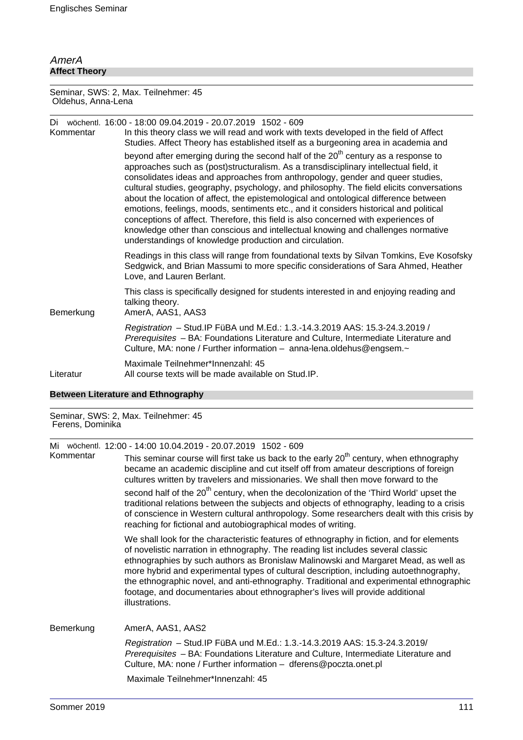## *AmerA*

### Affect Theory

Seminar, SWS: 2, Max. Teilnehmer: 45
Oldehus, Anna-Lena

Di wöchentl. 16:00 - 18:00 09.04.2019 - 20.07.2019 1502 - 609

**Kommentar**

In this theory class we will read and work with texts developed in the field of Affect Studies. Affect Theory has established itself as a burgeoning area in academia and beyond after emerging during the second half of the 20th century as a response to approaches such as (post)structuralism. As a transdisciplinary intellectual field, it consolidates ideas and approaches from anthropology, gender and queer studies, cultural studies, geography, psychology, and philosophy. The field elicits conversations about the location of affect, the epistemological and ontological difference between emotions, feelings, moods, sentiments etc., and it considers historical and political conceptions of affect. Therefore, this field is also concerned with experiences of knowledge other than conscious and intellectual knowing and challenges normative understandings of knowledge production and circulation.

Readings in this class will range from foundational texts by Silvan Tomkins, Eve Kosofsky Sedgwick, and Brian Massumi to more specific considerations of Sara Ahmed, Heather Love, and Lauren Berlant.

This class is specifically designed for students interested in and enjoying reading and talking theory.

**Bemerkung**

AmerA, AAS1, AAS3

*Registration* – Stud.IP FüBA und M.Ed.: 1.3.-14.3.2019 AAS: 15.3-24.3.2019 / *Prerequisites* – BA: Foundations Literature and Culture, Intermediate Literature and Culture, MA: none / Further information – anna-lena.oldehus@engsem.~

Maximale Teilnehmer*Innenzahl: 45

**Literatur**

All course texts will be made available on Stud.IP.

### Between Literature and Ethnography

Seminar, SWS: 2, Max. Teilnehmer: 45
Ferens, Dominika

Mi wöchentl. 12:00 - 14:00 10.04.2019 - 20.07.2019 1502 - 609

**Kommentar**

This seminar course will first take us back to the early 20th century, when ethnography became an academic discipline and cut itself off from amateur descriptions of foreign cultures written by travelers and missionaries. We shall then move forward to the second half of the 20th century, when the decolonization of the 'Third World' upset the traditional relations between the subjects and objects of ethnography, leading to a crisis of conscience in Western cultural anthropology. Some researchers dealt with this crisis by reaching for fictional and autobiographical modes of writing.

We shall look for the characteristic features of ethnography in fiction, and for elements of novelistic narration in ethnography. The reading list includes several classic ethnographies by such authors as Bronislaw Malinowski and Margaret Mead, as well as more hybrid and experimental types of cultural description, including autoethnography, the ethnographic novel, and anti-ethnography. Traditional and experimental ethnographic footage, and documentaries about ethnographer's lives will provide additional illustrations.

**Bemerkung**

AmerA, AAS1, AAS2

*Registration* – Stud.IP FüBA und M.Ed.: 1.3.-14.3.2019 AAS: 15.3-24.3.2019/ *Prerequisites* – BA: Foundations Literature and Culture, Intermediate Literature and Culture, MA: none / Further information – dferens@poczta.onet.pl

Maximale Teilnehmer*Innenzahl: 45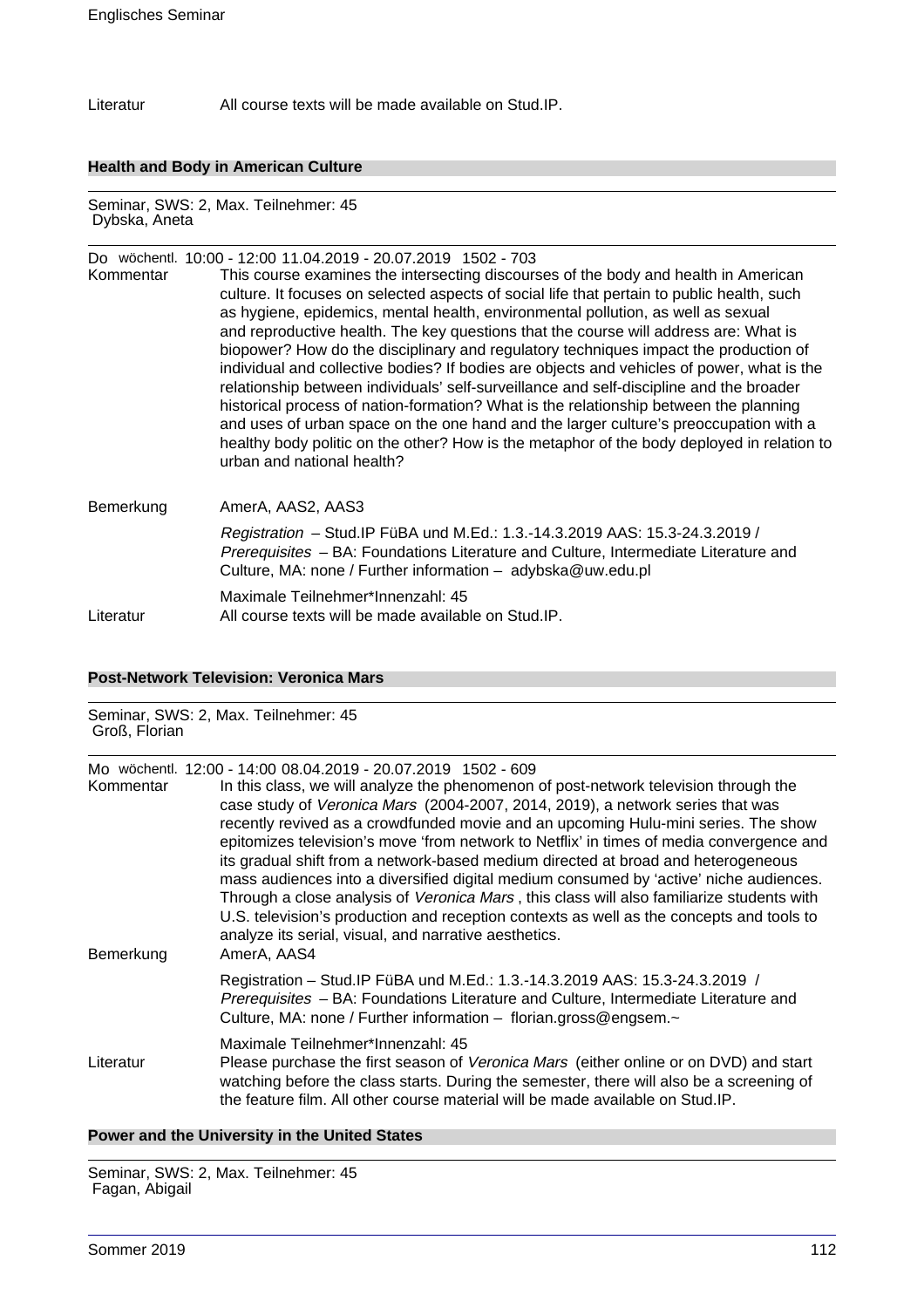Literatur All course texts will be made available on Stud.IP.

### Health and Body in American Culture

Seminar, SWS: 2, Max. Teilnehmer: 45
Dybska, Aneta

Do wöchentl. 10:00 - 12:00 11.04.2019 - 20.07.2019 1502 - 703

Kommentar This course examines the intersecting discourses of the body and health in American culture. It focuses on selected aspects of social life that pertain to public health, such as hygiene, epidemics, mental health, environmental pollution, as well as sexual and reproductive health. The key questions that the course will address are: What is biopower? How do the disciplinary and regulatory techniques impact the production of individual and collective bodies? If bodies are objects and vehicles of power, what is the relationship between individuals' self-surveillance and self-discipline and the broader historical process of nation-formation? What is the relationship between the planning and uses of urban space on the one hand and the larger culture's preoccupation with a healthy body politic on the other? How is the metaphor of the body deployed in relation to urban and national health?

Bemerkung AmerA, AAS2, AAS3

*Registration* – Stud.IP FüBA und M.Ed.: 1.3.-14.3.2019 AAS: 15.3-24.3.2019 / *Prerequisites* – BA: Foundations Literature and Culture, Intermediate Literature and Culture, MA: none / Further information – adybska@uw.edu.pl

Maximale Teilnehmer*Innenzahl: 45

Literatur All course texts will be made available on Stud.IP.

### Post-Network Television: Veronica Mars

Seminar, SWS: 2, Max. Teilnehmer: 45
Groß, Florian

Mo wöchentl. 12:00 - 14:00 08.04.2019 - 20.07.2019 1502 - 609

Kommentar In this class, we will analyze the phenomenon of post-network television through the case study of *Veronica Mars* (2004-2007, 2014, 2019), a network series that was recently revived as a crowdfunded movie and an upcoming Hulu-mini series. The show epitomizes television's move 'from network to Netflix' in times of media convergence and its gradual shift from a network-based medium directed at broad and heterogeneous mass audiences into a diversified digital medium consumed by 'active' niche audiences. Through a close analysis of *Veronica Mars* , this class will also familiarize students with U.S. television's production and reception contexts as well as the concepts and tools to analyze its serial, visual, and narrative aesthetics.

Bemerkung AmerA, AAS4

Registration – Stud.IP FüBA und M.Ed.: 1.3.-14.3.2019 AAS: 15.3-24.3.2019 / *Prerequisites* – BA: Foundations Literature and Culture, Intermediate Literature and Culture, MA: none / Further information – florian.gross@engsem.~

Maximale Teilnehmer*Innenzahl: 45

Literatur Please purchase the first season of *Veronica Mars* (either online or on DVD) and start watching before the class starts. During the semester, there will also be a screening of the feature film. All other course material will be made available on Stud.IP.

### Power and the University in the United States

Seminar, SWS: 2, Max. Teilnehmer: 45
Fagan, Abigail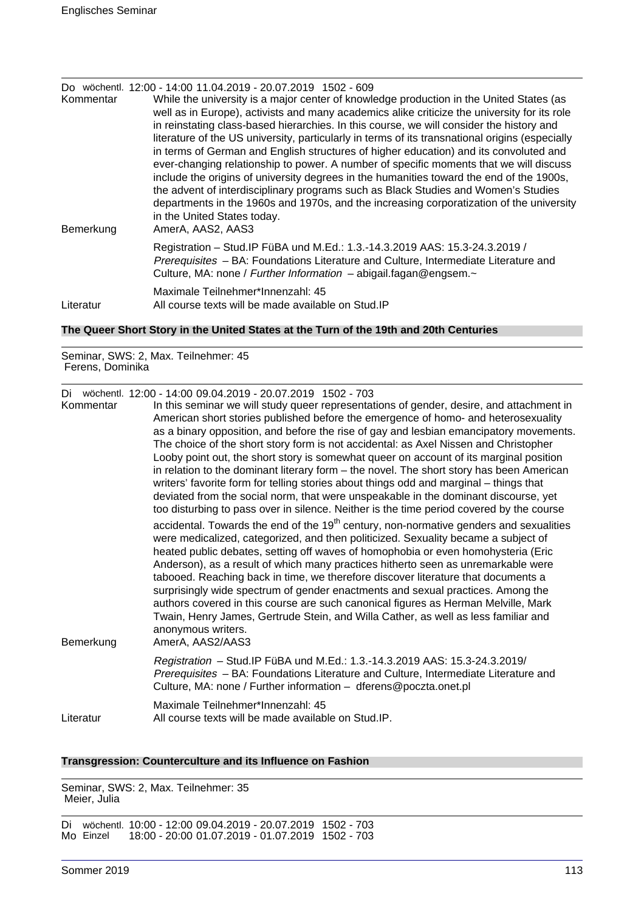Do wöchentl. 12:00 - 14:00 11.04.2019 - 20.07.2019 1502 - 609

Kommentar
While the university is a major center of knowledge production in the United States (as well as in Europe), activists and many academics alike criticize the university for its role in reinstating class-based hierarchies. In this course, we will consider the history and literature of the US university, particularly in terms of its transnational origins (especially in terms of German and English structures of higher education) and its convoluted and ever-changing relationship to power. A number of specific moments that we will discuss include the origins of university degrees in the humanities toward the end of the 1900s, the advent of interdisciplinary programs such as Black Studies and Women's Studies departments in the 1960s and 1970s, and the increasing corporatization of the university in the United States today.

Bemerkung
AmerA, AAS2, AAS3

Registration – Stud.IP FüBA und M.Ed.: 1.3.-14.3.2019 AAS: 15.3-24.3.2019 / *Prerequisites* – BA: Foundations Literature and Culture, Intermediate Literature and Culture, MA: none / *Further Information* – abigail.fagan@engsem.~

Maximale Teilnehmer*Innenzahl: 45

Literatur
All course texts will be made available on Stud.IP

### The Queer Short Story in the United States at the Turn of the 19th and 20th Centuries

Seminar, SWS: 2, Max. Teilnehmer: 45
Ferens, Dominika

Di wöchentl. 12:00 - 14:00 09.04.2019 - 20.07.2019 1502 - 703

Kommentar
In this seminar we will study queer representations of gender, desire, and attachment in American short stories published before the emergence of homo- and heterosexuality as a binary opposition, and before the rise of gay and lesbian emancipatory movements. The choice of the short story form is not accidental: as Axel Nissen and Christopher Looby point out, the short story is somewhat queer on account of its marginal position in relation to the dominant literary form – the novel. The short story has been American writers' favorite form for telling stories about things odd and marginal – things that deviated from the social norm, that were unspeakable in the dominant discourse, yet too disturbing to pass over in silence. Neither is the time period covered by the course accidental. Towards the end of the 19th century, non-normative genders and sexualities were medicalized, categorized, and then politicized. Sexuality became a subject of heated public debates, setting off waves of homophobia or even homohysteria (Eric Anderson), as a result of which many practices hitherto seen as unremarkable were tabooed. Reaching back in time, we therefore discover literature that documents a surprisingly wide spectrum of gender enactments and sexual practices. Among the authors covered in this course are such canonical figures as Herman Melville, Mark Twain, Henry James, Gertrude Stein, and Willa Cather, as well as less familiar and anonymous writers.

Bemerkung
AmerA, AAS2/AAS3

*Registration* – Stud.IP FüBA und M.Ed.: 1.3.-14.3.2019 AAS: 15.3-24.3.2019/ *Prerequisites* – BA: Foundations Literature and Culture, Intermediate Literature and Culture, MA: none / Further information – dferens@poczta.onet.pl

Maximale Teilnehmer*Innenzahl: 45

Literatur
All course texts will be made available on Stud.IP.

### Transgression: Counterculture and its Influence on Fashion

Seminar, SWS: 2, Max. Teilnehmer: 35
Meier, Julia

Di wöchentl. 10:00 - 12:00 09.04.2019 - 20.07.2019 1502 - 703
Mo Einzel 18:00 - 20:00 01.07.2019 - 01.07.2019 1502 - 703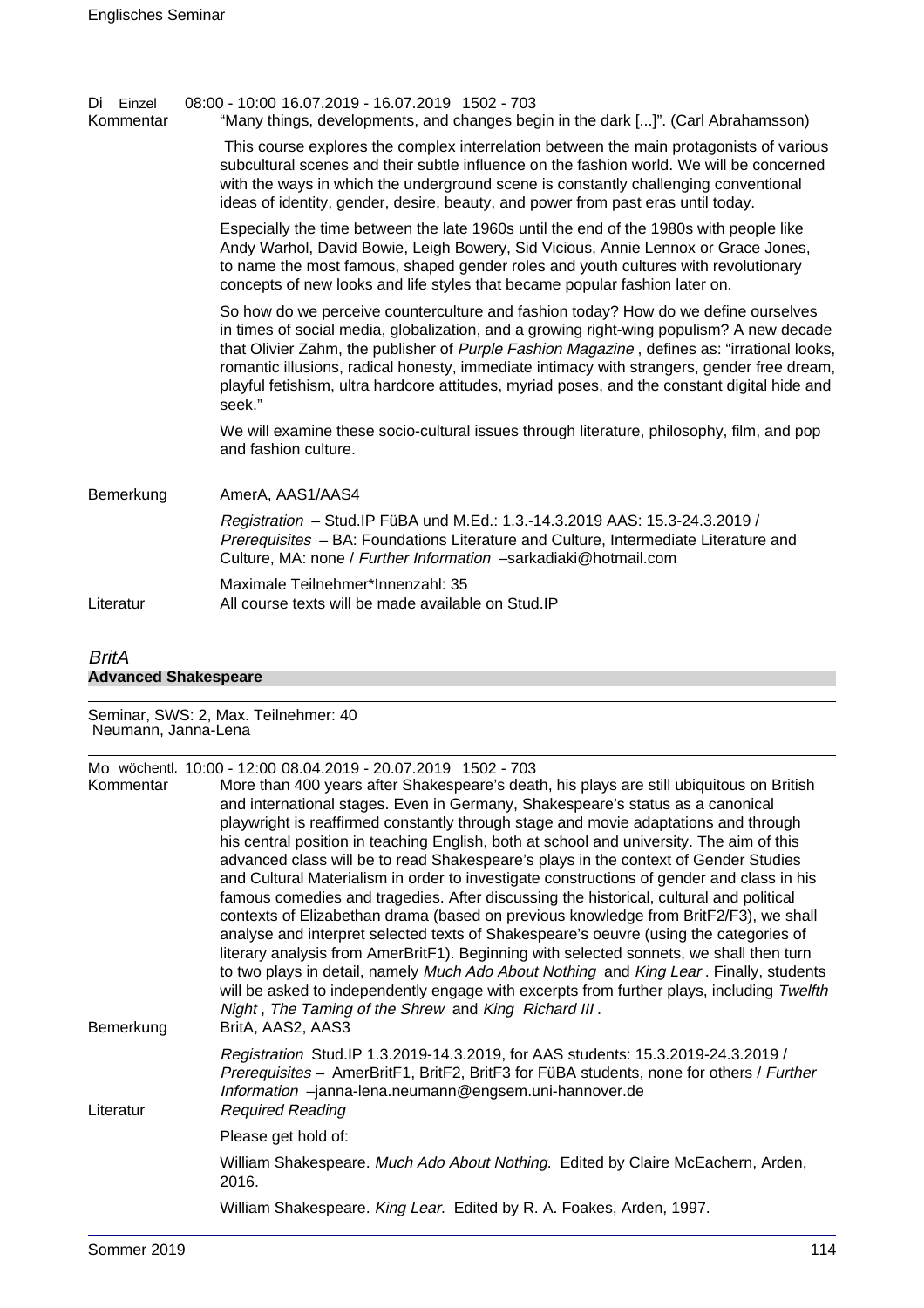Di Einzel 08:00 - 10:00 16.07.2019 - 16.07.2019 1502 - 703

Kommentar

"Many things, developments, and changes begin in the dark [...]". (Carl Abrahamsson)

This course explores the complex interrelation between the main protagonists of various subcultural scenes and their subtle influence on the fashion world. We will be concerned with the ways in which the underground scene is constantly challenging conventional ideas of identity, gender, desire, beauty, and power from past eras until today.

Especially the time between the late 1960s until the end of the 1980s with people like Andy Warhol, David Bowie, Leigh Bowery, Sid Vicious, Annie Lennox or Grace Jones, to name the most famous, shaped gender roles and youth cultures with revolutionary concepts of new looks and life styles that became popular fashion later on.

So how do we perceive counterculture and fashion today? How do we define ourselves in times of social media, globalization, and a growing right-wing populism? A new decade that Olivier Zahm, the publisher of *Purple Fashion Magazine* , defines as: "irrational looks, romantic illusions, radical honesty, immediate intimacy with strangers, gender free dream, playful fetishism, ultra hardcore attitudes, myriad poses, and the constant digital hide and seek."

We will examine these socio-cultural issues through literature, philosophy, film, and pop and fashion culture.

Bemerkung

AmerA, AAS1/AAS4

*Registration* – Stud.IP FüBA und M.Ed.: 1.3.-14.3.2019 AAS: 15.3-24.3.2019 / *Prerequisites* – BA: Foundations Literature and Culture, Intermediate Literature and Culture, MA: none / *Further Information* –sarkadiaki@hotmail.com

Maximale Teilnehmer*Innenzahl: 35

Literatur

All course texts will be made available on Stud.IP

### *BritA*

## Advanced Shakespeare

Seminar, SWS: 2, Max. Teilnehmer: 40
Neumann, Janna-Lena

Mo wöchentl. 10:00 - 12:00 08.04.2019 - 20.07.2019 1502 - 703

Kommentar

More than 400 years after Shakespeare's death, his plays are still ubiquitous on British and international stages. Even in Germany, Shakespeare's status as a canonical playwright is reaffirmed constantly through stage and movie adaptations and through his central position in teaching English, both at school and university. The aim of this advanced class will be to read Shakespeare's plays in the context of Gender Studies and Cultural Materialism in order to investigate constructions of gender and class in his famous comedies and tragedies. After discussing the historical, cultural and political contexts of Elizabethan drama (based on previous knowledge from BritF2/F3), we shall analyse and interpret selected texts of Shakespeare's oeuvre (using the categories of literary analysis from AmerBritF1). Beginning with selected sonnets, we shall then turn to two plays in detail, namely *Much Ado About Nothing* and *King Lear* . Finally, students will be asked to independently engage with excerpts from further plays, including *Twelfth Night* , *The Taming of the Shrew* and *King Richard III* .

Bemerkung

BritA, AAS2, AAS3

*Registration* Stud.IP 1.3.2019-14.3.2019, for AAS students: 15.3.2019-24.3.2019 / *Prerequisites* – AmerBritF1, BritF2, BritF3 for FüBA students, none for others / *Further Information* –janna-lena.neumann@engsem.uni-hannover.de

Literatur

*Required Reading*

Please get hold of:

William Shakespeare. *Much Ado About Nothing.* Edited by Claire McEachern, Arden, 2016.

William Shakespeare. *King Lear.* Edited by R. A. Foakes, Arden, 1997.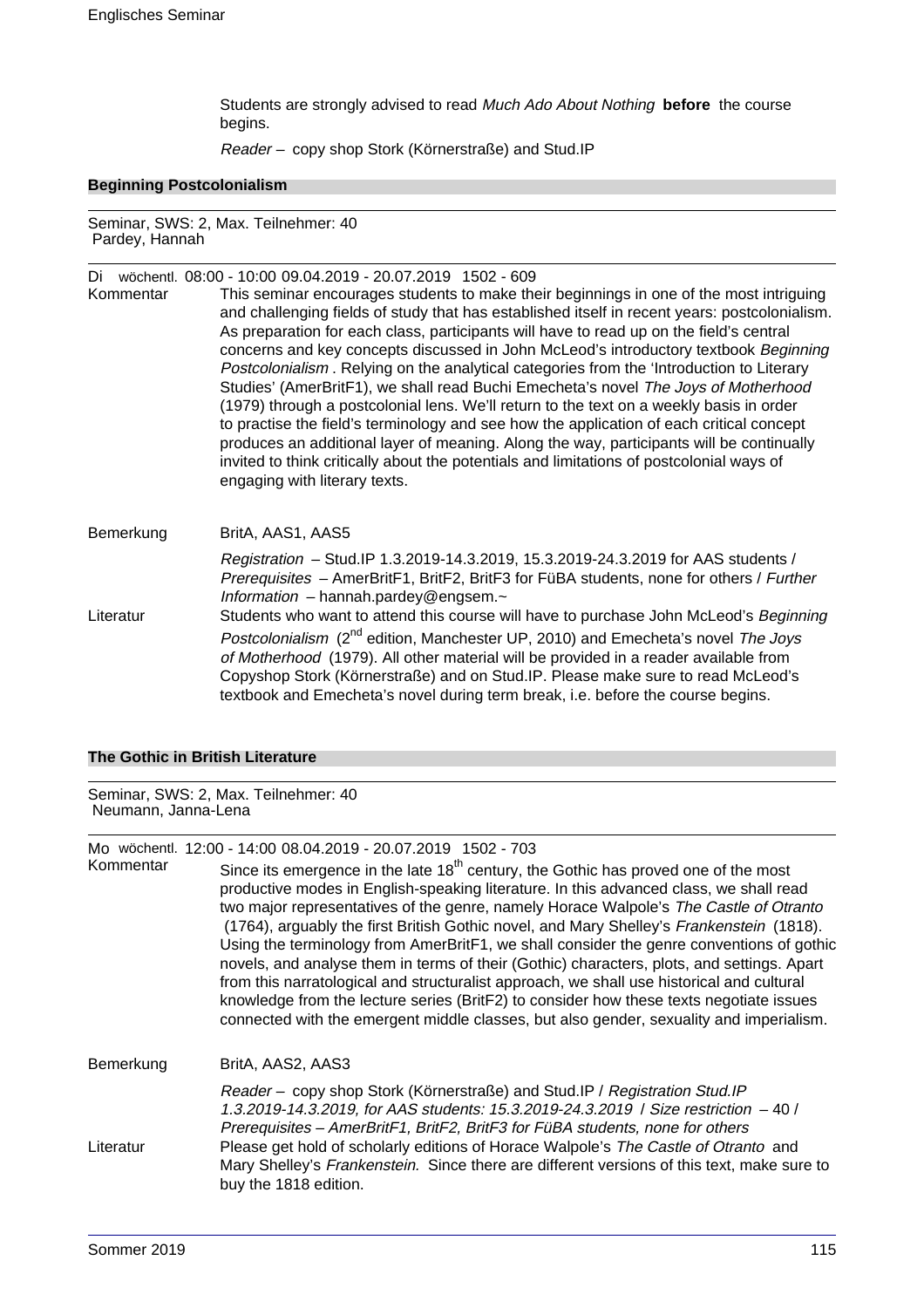Students are strongly advised to read *Much Ado About Nothing* **before** the course begins.

*Reader* – copy shop Stork (Körnerstraße) and Stud.IP

### Beginning Postcolonialism

Seminar, SWS: 2, Max. Teilnehmer: 40
Pardey, Hannah

Di wöchentl. 08:00 - 10:00 09.04.2019 - 20.07.2019 1502 - 609

**Kommentar**

This seminar encourages students to make their beginnings in one of the most intriguing and challenging fields of study that has established itself in recent years: postcolonialism. As preparation for each class, participants will have to read up on the field's central concerns and key concepts discussed in John McLeod's introductory textbook *Beginning Postcolonialism* . Relying on the analytical categories from the 'Introduction to Literary Studies' (AmerBritF1), we shall read Buchi Emecheta's novel *The Joys of Motherhood* (1979) through a postcolonial lens. We'll return to the text on a weekly basis in order to practise the field's terminology and see how the application of each critical concept produces an additional layer of meaning. Along the way, participants will be continually invited to think critically about the potentials and limitations of postcolonial ways of engaging with literary texts.

**Bemerkung**

BritA, AAS1, AAS5

*Registration* – Stud.IP 1.3.2019-14.3.2019, 15.3.2019-24.3.2019 for AAS students / *Prerequisites* – AmerBritF1, BritF2, BritF3 for FüBA students, none for others / *Further Information* – hannah.pardey@engsem.~

**Literatur**

Students who want to attend this course will have to purchase John McLeod's *Beginning Postcolonialism* (2nd edition, Manchester UP, 2010) and Emecheta's novel *The Joys of Motherhood* (1979). All other material will be provided in a reader available from Copyshop Stork (Körnerstraße) and on Stud.IP. Please make sure to read McLeod's textbook and Emecheta's novel during term break, i.e. before the course begins.

### The Gothic in British Literature

Seminar, SWS: 2, Max. Teilnehmer: 40
Neumann, Janna-Lena

Mo wöchentl. 12:00 - 14:00 08.04.2019 - 20.07.2019 1502 - 703

**Kommentar**

Since its emergence in the late 18th century, the Gothic has proved one of the most productive modes in English-speaking literature. In this advanced class, we shall read two major representatives of the genre, namely Horace Walpole's *The Castle of Otranto* (1764), arguably the first British Gothic novel, and Mary Shelley's *Frankenstein* (1818). Using the terminology from AmerBritF1, we shall consider the genre conventions of gothic novels, and analyse them in terms of their (Gothic) characters, plots, and settings. Apart from this narratological and structuralist approach, we shall use historical and cultural knowledge from the lecture series (BritF2) to consider how these texts negotiate issues connected with the emergent middle classes, but also gender, sexuality and imperialism.

**Bemerkung**

BritA, AAS2, AAS3

*Reader* – copy shop Stork (Körnerstraße) and Stud.IP / *Registration Stud.IP 1.3.2019-14.3.2019, for AAS students: 15.3.2019-24.3.2019* / *Size restriction* – 40 / *Prerequisites – AmerBritF1, BritF2, BritF3 for FüBA students, none for others*

**Literatur**

Please get hold of scholarly editions of Horace Walpole's *The Castle of Otranto* and Mary Shelley's *Frankenstein.* Since there are different versions of this text, make sure to buy the 1818 edition.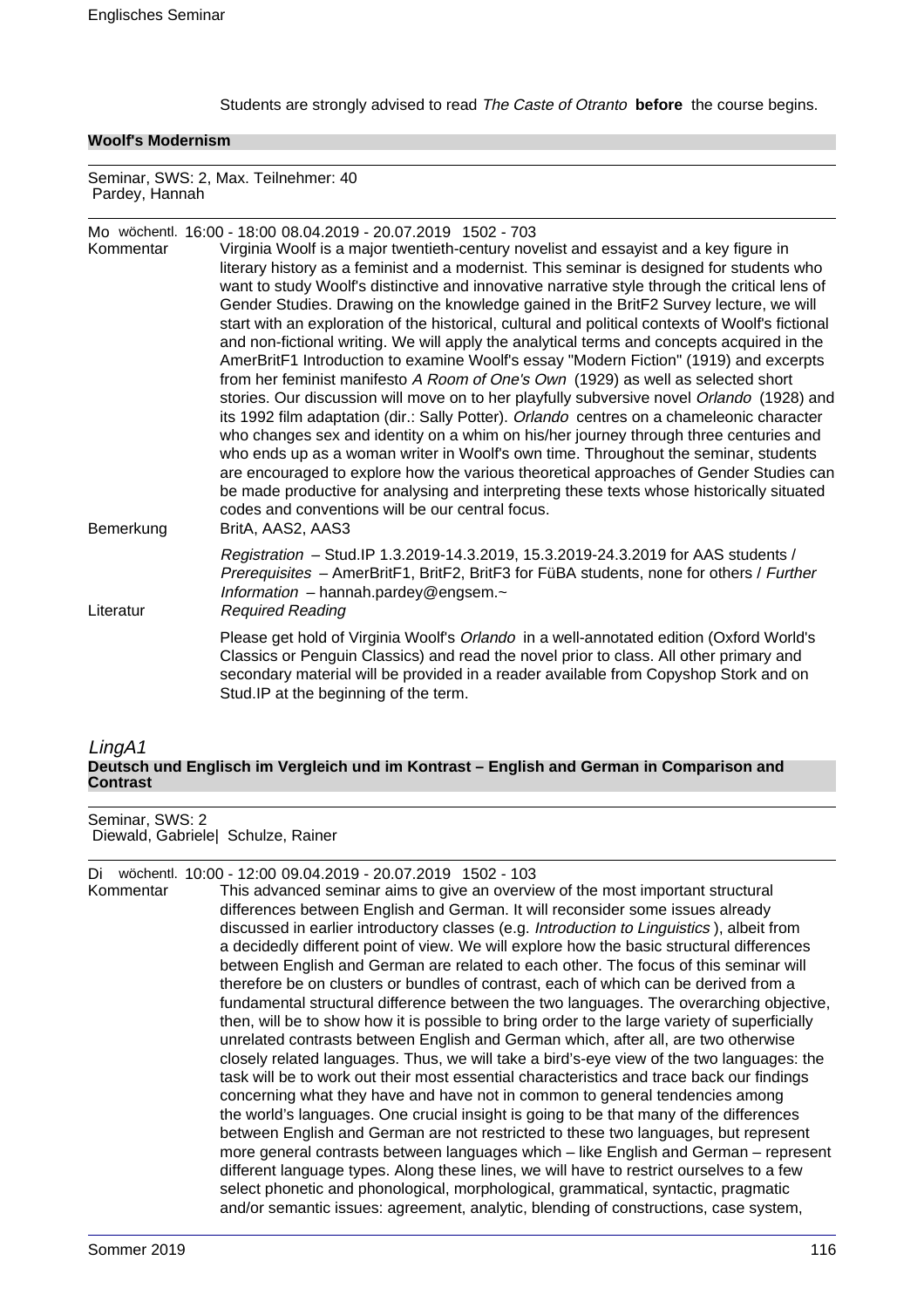Students are strongly advised to read *The Caste of Otranto* **before** the course begins.

### Woolf's Modernism

Seminar, SWS: 2, Max. Teilnehmer: 40
Pardey, Hannah

Mo wöchentl. 16:00 - 18:00 08.04.2019 - 20.07.2019 1502 - 703

Kommentar

Virginia Woolf is a major twentieth-century novelist and essayist and a key figure in literary history as a feminist and a modernist. This seminar is designed for students who want to study Woolf's distinctive and innovative narrative style through the critical lens of Gender Studies. Drawing on the knowledge gained in the BritF2 Survey lecture, we will start with an exploration of the historical, cultural and political contexts of Woolf's fictional and non-fictional writing. We will apply the analytical terms and concepts acquired in the AmerBritF1 Introduction to examine Woolf's essay "Modern Fiction" (1919) and excerpts from her feminist manifesto *A Room of One's Own* (1929) as well as selected short stories. Our discussion will move on to her playfully subversive novel *Orlando* (1928) and its 1992 film adaptation (dir.: Sally Potter). *Orlando* centres on a chameleonic character who changes sex and identity on a whim on his/her journey through three centuries and who ends up as a woman writer in Woolf's own time. Throughout the seminar, students are encouraged to explore how the various theoretical approaches of Gender Studies can be made productive for analysing and interpreting these texts whose historically situated codes and conventions will be our central focus.

Bemerkung

BritA, AAS2, AAS3

*Registration* – Stud.IP 1.3.2019-14.3.2019, 15.3.2019-24.3.2019 for AAS students / *Prerequisites* – AmerBritF1, BritF2, BritF3 for FüBA students, none for others / *Further Information* – hannah.pardey@engsem.~

Literatur

*Required Reading*

Please get hold of Virginia Woolf's *Orlando* in a well-annotated edition (Oxford World's Classics or Penguin Classics) and read the novel prior to class. All other primary and secondary material will be provided in a reader available from Copyshop Stork and on Stud.IP at the beginning of the term.

## *LingA1*

### Deutsch und Englisch im Vergleich und im Kontrast – English and German in Comparison and Contrast

Seminar, SWS: 2
Diewald, Gabriele| Schulze, Rainer

Di wöchentl. 10:00 - 12:00 09.04.2019 - 20.07.2019 1502 - 103

Kommentar

This advanced seminar aims to give an overview of the most important structural differences between English and German. It will reconsider some issues already discussed in earlier introductory classes (e.g. *Introduction to Linguistics*), albeit from a decidedly different point of view. We will explore how the basic structural differences between English and German are related to each other. The focus of this seminar will therefore be on clusters or bundles of contrast, each of which can be derived from a fundamental structural difference between the two languages. The overarching objective, then, will be to show how it is possible to bring order to the large variety of superficially unrelated contrasts between English and German which, after all, are two otherwise closely related languages. Thus, we will take a bird's-eye view of the two languages: the task will be to work out their most essential characteristics and trace back our findings concerning what they have and have not in common to general tendencies among the world's languages. One crucial insight is going to be that many of the differences between English and German are not restricted to these two languages, but represent more general contrasts between languages which – like English and German – represent different language types. Along these lines, we will have to restrict ourselves to a few select phonetic and phonological, morphological, grammatical, syntactic, pragmatic and/or semantic issues: agreement, analytic, blending of constructions, case system,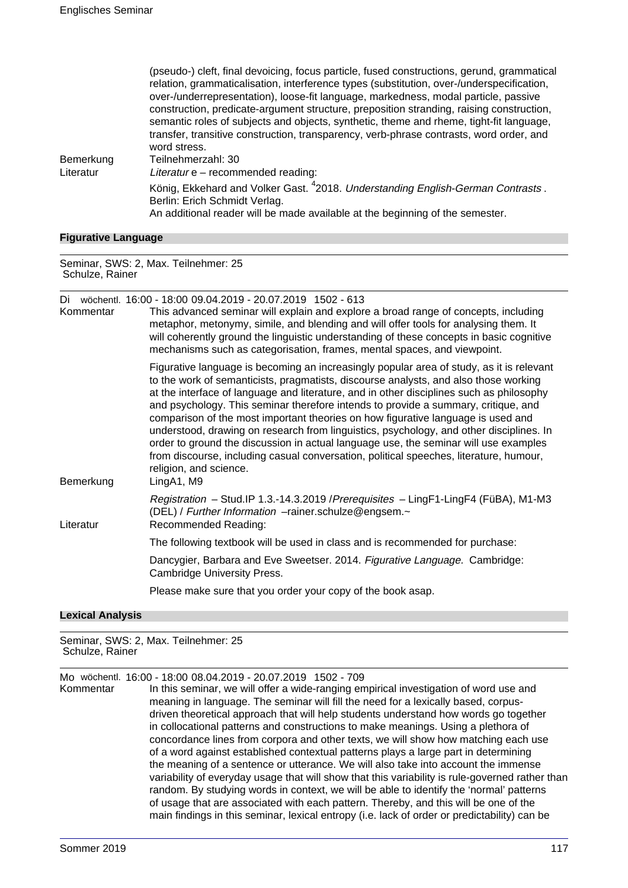(pseudo-) cleft, final devoicing, focus particle, fused constructions, gerund, grammatical relation, grammaticalisation, interference types (substitution, over-/underspecification, over-/underrepresentation), loose-fit language, markedness, modal particle, passive construction, predicate-argument structure, preposition stranding, raising construction, semantic roles of subjects and objects, synthetic, theme and rheme, tight-fit language, transfer, transitive construction, transparency, verb-phrase contrasts, word order, and word stress.

Bemerkung Teilnehmerzahl: 30

Literatur *Literatur* e – recommended reading:

König, Ekkehard and Volker Gast. [4]2018. *Understanding English-German Contrasts* . Berlin: Erich Schmidt Verlag.

An additional reader will be made available at the beginning of the semester.

## Figurative Language

Seminar, SWS: 2, Max. Teilnehmer: 25
Schulze, Rainer

Di wöchentl. 16:00 - 18:00 09.04.2019 - 20.07.2019 1502 - 613

Kommentar This advanced seminar will explain and explore a broad range of concepts, including metaphor, metonymy, simile, and blending and will offer tools for analysing them. It will coherently ground the linguistic understanding of these concepts in basic cognitive mechanisms such as categorisation, frames, mental spaces, and viewpoint.

Figurative language is becoming an increasingly popular area of study, as it is relevant to the work of semanticists, pragmatists, discourse analysts, and also those working at the interface of language and literature, and in other disciplines such as philosophy and psychology. This seminar therefore intends to provide a summary, critique, and comparison of the most important theories on how figurative language is used and understood, drawing on research from linguistics, psychology, and other disciplines. In order to ground the discussion in actual language use, the seminar will use examples from discourse, including casual conversation, political speeches, literature, humour, religion, and science.

Bemerkung LingA1, M9

*Registration* – Stud.IP 1.3.-14.3.2019 /*Prerequisites* – LingF1-LingF4 (FüBA), M1-M3 (DEL) / *Further Information* –rainer.schulze@engsem.~

Literatur Recommended Reading:

The following textbook will be used in class and is recommended for purchase:

Dancygier, Barbara and Eve Sweetser. 2014. *Figurative Language.* Cambridge: Cambridge University Press.

Please make sure that you order your copy of the book asap.

## Lexical Analysis

Seminar, SWS: 2, Max. Teilnehmer: 25
Schulze, Rainer

Mo wöchentl. 16:00 - 18:00 08.04.2019 - 20.07.2019 1502 - 709

Kommentar In this seminar, we will offer a wide-ranging empirical investigation of word use and meaning in language. The seminar will fill the need for a lexically based, corpus-driven theoretical approach that will help students understand how words go together in collocational patterns and constructions to make meanings. Using a plethora of concordance lines from corpora and other texts, we will show how matching each use of a word against established contextual patterns plays a large part in determining the meaning of a sentence or utterance. We will also take into account the immense variability of everyday usage that will show that this variability is rule-governed rather than random. By studying words in context, we will be able to identify the 'normal' patterns of usage that are associated with each pattern. Thereby, and this will be one of the main findings in this seminar, lexical entropy (i.e. lack of order or predictability) can be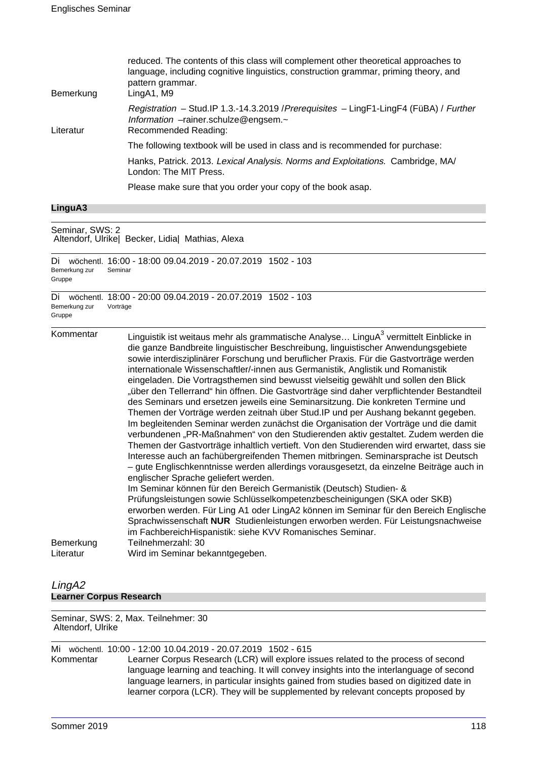reduced. The contents of this class will complement other theoretical approaches to language, including cognitive linguistics, construction grammar, priming theory, and pattern grammar.

Bemerkung: LingA1, M9

*Registration* – Stud.IP 1.3.-14.3.2019 /*Prerequisites* – LingF1-LingF4 (FüBA) / *Further Information* –rainer.schulze@engsem.~

Literatur: Recommended Reading:

The following textbook will be used in class and is recommended for purchase:

Hanks, Patrick. 2013. *Lexical Analysis. Norms and Exploitations.* Cambridge, MA/ London: The MIT Press.

Please make sure that you order your copy of the book asap.

## LinguA3

Seminar, SWS: 2
Altendorf, Ulrike| Becker, Lidia| Mathias, Alexa

Di wöchentl. 16:00 - 18:00 09.04.2019 - 20.07.2019 1502 - 103
Bemerkung zur Gruppe: Seminar

Di wöchentl. 18:00 - 20:00 09.04.2019 - 20.07.2019 1502 - 103
Bemerkung zur Gruppe: Vorträge

Kommentar: Linguistik ist weitaus mehr als grammatische Analyse… LinguA$^3$ vermittelt Einblicke in die ganze Bandbreite linguistischer Beschreibung, linguistischer Anwendungsgebiete sowie interdisziplinärer Forschung und beruflicher Praxis. Für die Gastvorträge werden internationale Wissenschaftler/-innen aus Germanistik, Anglistik und Romanistik eingeladen. Die Vortragsthemen sind bewusst vielseitig gewählt und sollen den Blick „über den Tellerrand" hin öffnen. Die Gastvorträge sind daher verpflichtender Bestandteil des Seminars und ersetzen jeweils eine Seminarsitzung. Die konkreten Termine und Themen der Vorträge werden zeitnah über Stud.IP und per Aushang bekannt gegeben. Im begleitenden Seminar werden zunächst die Organisation der Vorträge und die damit verbundenen „PR-Maßnahmen" von den Studierenden aktiv gestaltet. Zudem werden die Themen der Gastvorträge inhaltlich vertieft. Von den Studierenden wird erwartet, dass sie Interesse auch an fachübergreifenden Themen mitbringen. Seminarsprache ist Deutsch – gute Englischkenntnisse werden allerdings vorausgesetzt, da einzelne Beiträge auch in englischer Sprache geliefert werden.
Im Seminar können für den Bereich Germanistik (Deutsch) Studien- & Prüfungsleistungen sowie Schlüsselkompetenzbescheinigungen (SKA oder SKB) erworben werden. Für Ling A1 oder LingA2 können im Seminar für den Bereich Englische Sprachwissenschaft **NUR** Studienleistungen erworben werden. Für Leistungsnachweise im FachbereichHispanistik: siehe KVV Romanisches Seminar.

Bemerkung: Teilnehmerzahl: 30

Literatur: Wird im Seminar bekanntgegeben.

# *LingA2*

## Learner Corpus Research

Seminar, SWS: 2, Max. Teilnehmer: 30
Altendorf, Ulrike

Mi wöchentl. 10:00 - 12:00 10.04.2019 - 20.07.2019 1502 - 615

Kommentar: Learner Corpus Research (LCR) will explore issues related to the process of second language learning and teaching. It will convey insights into the interlanguage of second language learners, in particular insights gained from studies based on digitized date in learner corpora (LCR). They will be supplemented by relevant concepts proposed by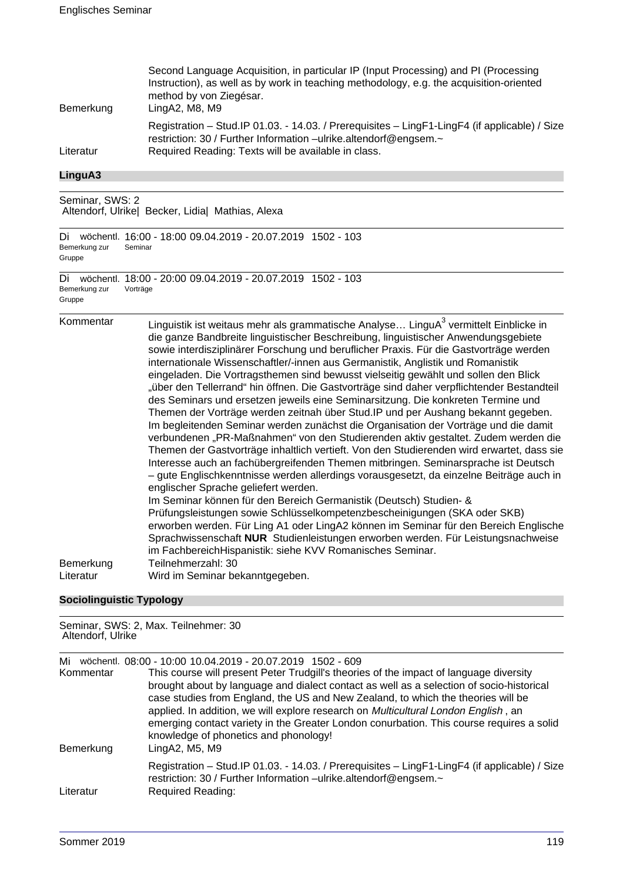Second Language Acquisition, in particular IP (Input Processing) and PI (Processing Instruction), as well as by work in teaching methodology, e.g. the acquisition-oriented method by von Ziegésar.

Bemerkung: LingA2, M8, M9

Registration – Stud.IP 01.03. - 14.03. / Prerequisites – LingF1-LingF4 (if applicable) / Size restriction: 30 / Further Information –ulrike.altendorf@engsem.~

Literatur: Required Reading: Texts will be available in class.

## LinguA3

Seminar, SWS: 2
Altendorf, Ulrike| Becker, Lidia| Mathias, Alexa

Di wöchentl. 16:00 - 18:00 09.04.2019 - 20.07.2019 1502 - 103
Bemerkung zur Gruppe: Seminar

Di wöchentl. 18:00 - 20:00 09.04.2019 - 20.07.2019 1502 - 103
Bemerkung zur Gruppe: Vorträge

Kommentar: Linguistik ist weitaus mehr als grammatische Analyse… LinguA$^3$ vermittelt Einblicke in die ganze Bandbreite linguistischer Beschreibung, linguistischer Anwendungsgebiete sowie interdisziplinärer Forschung und beruflicher Praxis. Für die Gastvorträge werden internationale Wissenschaftler/-innen aus Germanistik, Anglistik und Romanistik eingeladen. Die Vortragsthemen sind bewusst vielseitig gewählt und sollen den Blick „über den Tellerrand" hin öffnen. Die Gastvorträge sind daher verpflichtender Bestandteil des Seminars und ersetzen jeweils eine Seminarsitzung. Die konkreten Termine und Themen der Vorträge werden zeitnah über Stud.IP und per Aushang bekannt gegeben.
Im begleitenden Seminar werden zunächst die Organisation der Vorträge und die damit verbundenen „PR-Maßnahmen" von den Studierenden aktiv gestaltet. Zudem werden die Themen der Gastvorträge inhaltlich vertieft. Von den Studierenden wird erwartet, dass sie Interesse auch an fachübergreifenden Themen mitbringen. Seminarsprache ist Deutsch – gute Englischkenntnisse werden allerdings vorausgesetzt, da einzelne Beiträge auch in englischer Sprache geliefert werden.
Im Seminar können für den Bereich Germanistik (Deutsch) Studien- & Prüfungsleistungen sowie Schlüsselkompetenzbescheinigungen (SKA oder SKB) erworben werden. Für Ling A1 oder LingA2 können im Seminar für den Bereich Englische Sprachwissenschaft **NUR** Studienleistungen erworben werden. Für Leistungsnachweise im FachbereichHispanistik: siehe KVV Romanisches Seminar.

Bemerkung: Teilnehmerzahl: 30

Literatur: Wird im Seminar bekanntgegeben.

## Sociolinguistic Typology

Seminar, SWS: 2, Max. Teilnehmer: 30
Altendorf, Ulrike

Mi wöchentl. 08:00 - 10:00 10.04.2019 - 20.07.2019 1502 - 609

Kommentar: This course will present Peter Trudgill's theories of the impact of language diversity brought about by language and dialect contact as well as a selection of socio-historical case studies from England, the US and New Zealand, to which the theories will be applied. In addition, we will explore research on *Multicultural London English* , an emerging contact variety in the Greater London conurbation. This course requires a solid knowledge of phonetics and phonology!

Bemerkung: LingA2, M5, M9

Registration – Stud.IP 01.03. - 14.03. / Prerequisites – LingF1-LingF4 (if applicable) / Size restriction: 30 / Further Information –ulrike.altendorf@engsem.~

Literatur: Required Reading: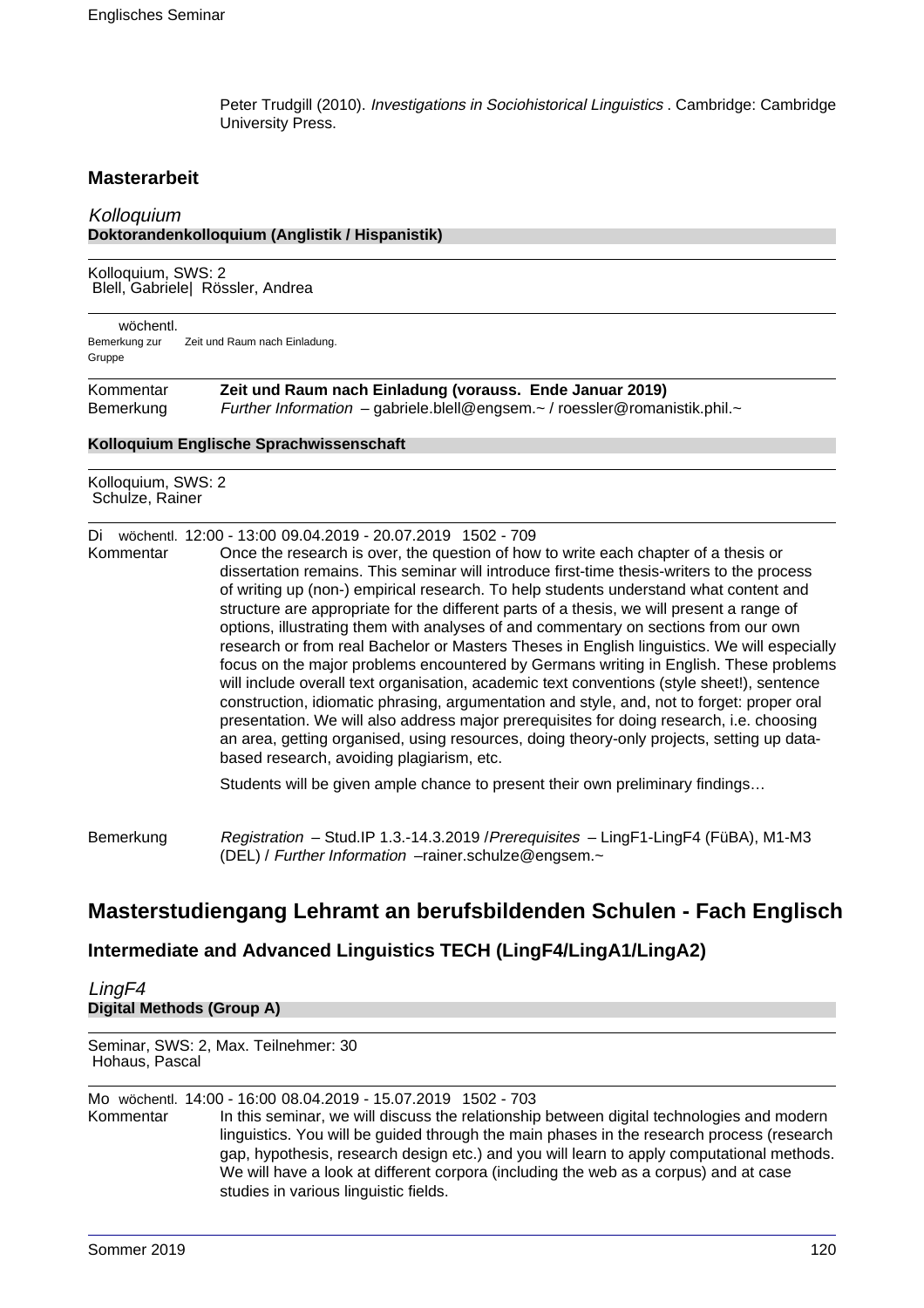Peter Trudgill (2010). *Investigations in Sociohistorical Linguistics* . Cambridge: Cambridge University Press.

### Masterarbeit

*Kolloquium*

**Doktorandenkolloquium (Anglistik / Hispanistik)**

Kolloquium, SWS: 2
Blell, Gabriele| Rössler, Andrea

wöchentl.
Bemerkung zur Gruppe: Zeit und Raum nach Einladung.

Kommentar: **Zeit und Raum nach Einladung (vorauss. Ende Januar 2019)**

Bemerkung: *Further Information* – gabriele.blell@engsem.~ / roessler@romanistik.phil.~

**Kolloquium Englische Sprachwissenschaft**

Kolloquium, SWS: 2
Schulze, Rainer

Di wöchentl. 12:00 - 13:00 09.04.2019 - 20.07.2019 1502 - 709

Kommentar: Once the research is over, the question of how to write each chapter of a thesis or dissertation remains. This seminar will introduce first-time thesis-writers to the process of writing up (non-) empirical research. To help students understand what content and structure are appropriate for the different parts of a thesis, we will present a range of options, illustrating them with analyses of and commentary on sections from our own research or from real Bachelor or Masters Theses in English linguistics. We will especially focus on the major problems encountered by Germans writing in English. These problems will include overall text organisation, academic text conventions (style sheet!), sentence construction, idiomatic phrasing, argumentation and style, and, not to forget: proper oral presentation. We will also address major prerequisites for doing research, i.e. choosing an area, getting organised, using resources, doing theory-only projects, setting up data-based research, avoiding plagiarism, etc.

Students will be given ample chance to present their own preliminary findings…

Bemerkung: *Registration* – Stud.IP 1.3.-14.3.2019 /*Prerequisites* – LingF1-LingF4 (FüBA), M1-M3 (DEL) / *Further Information* –rainer.schulze@engsem.~

## Masterstudiengang Lehramt an berufsbildenden Schulen - Fach Englisch

### Intermediate and Advanced Linguistics TECH (LingF4/LingA1/LingA2)

*LingF4*

**Digital Methods (Group A)**

Seminar, SWS: 2, Max. Teilnehmer: 30
Hohaus, Pascal

Mo wöchentl. 14:00 - 16:00 08.04.2019 - 15.07.2019 1502 - 703

Kommentar: In this seminar, we will discuss the relationship between digital technologies and modern linguistics. You will be guided through the main phases in the research process (research gap, hypothesis, research design etc.) and you will learn to apply computational methods. We will have a look at different corpora (including the web as a corpus) and at case studies in various linguistic fields.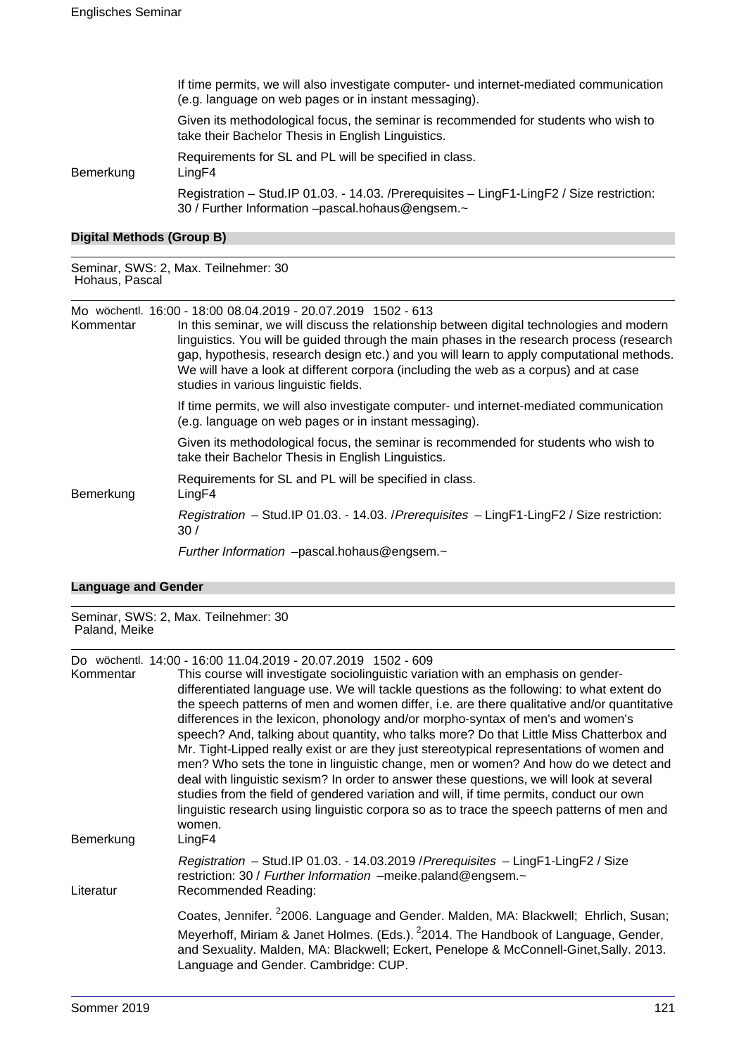If time permits, we will also investigate computer- und internet-mediated communication (e.g. language on web pages or in instant messaging).

Given its methodological focus, the seminar is recommended for students who wish to take their Bachelor Thesis in English Linguistics.

Requirements for SL and PL will be specified in class.

Bemerkung LingF4

Registration – Stud.IP 01.03. - 14.03. /Prerequisites – LingF1-LingF2 / Size restriction: 30 / Further Information –pascal.hohaus@engsem.~

### Digital Methods (Group B)

Seminar, SWS: 2, Max. Teilnehmer: 30
Hohaus, Pascal

Mo wöchentl. 16:00 - 18:00 08.04.2019 - 20.07.2019 1502 - 613

Kommentar In this seminar, we will discuss the relationship between digital technologies and modern linguistics. You will be guided through the main phases in the research process (research gap, hypothesis, research design etc.) and you will learn to apply computational methods. We will have a look at different corpora (including the web as a corpus) and at case studies in various linguistic fields.

If time permits, we will also investigate computer- und internet-mediated communication (e.g. language on web pages or in instant messaging).

Given its methodological focus, the seminar is recommended for students who wish to take their Bachelor Thesis in English Linguistics.

Requirements for SL and PL will be specified in class.

Bemerkung LingF4

*Registration* – Stud.IP 01.03. - 14.03. /*Prerequisites* – LingF1-LingF2 / Size restriction: 30 /

*Further Information* –pascal.hohaus@engsem.~

### Language and Gender

Seminar, SWS: 2, Max. Teilnehmer: 30
Paland, Meike

Do wöchentl. 14:00 - 16:00 11.04.2019 - 20.07.2019 1502 - 609

Kommentar This course will investigate sociolinguistic variation with an emphasis on gender-differentiated language use. We will tackle questions as the following: to what extent do the speech patterns of men and women differ, i.e. are there qualitative and/or quantitative differences in the lexicon, phonology and/or morpho-syntax of men's and women's speech? And, talking about quantity, who talks more? Do that Little Miss Chatterbox and Mr. Tight-Lipped really exist or are they just stereotypical representations of women and men? Who sets the tone in linguistic change, men or women? And how do we detect and deal with linguistic sexism? In order to answer these questions, we will look at several studies from the field of gendered variation and will, if time permits, conduct our own linguistic research using linguistic corpora so as to trace the speech patterns of men and women.

Bemerkung LingF4

*Registration* – Stud.IP 01.03. - 14.03.2019 /*Prerequisites* – LingF1-LingF2 / Size restriction: 30 / *Further Information* –meike.paland@engsem.~

Literatur Recommended Reading:

Coates, Jennifer. [2]2006. Language and Gender. Malden, MA: Blackwell; Ehrlich, Susan; Meyerhoff, Miriam & Janet Holmes. (Eds.). [2]2014. The Handbook of Language, Gender, and Sexuality. Malden, MA: Blackwell; Eckert, Penelope & McConnell-Ginet,Sally. 2013. Language and Gender. Cambridge: CUP.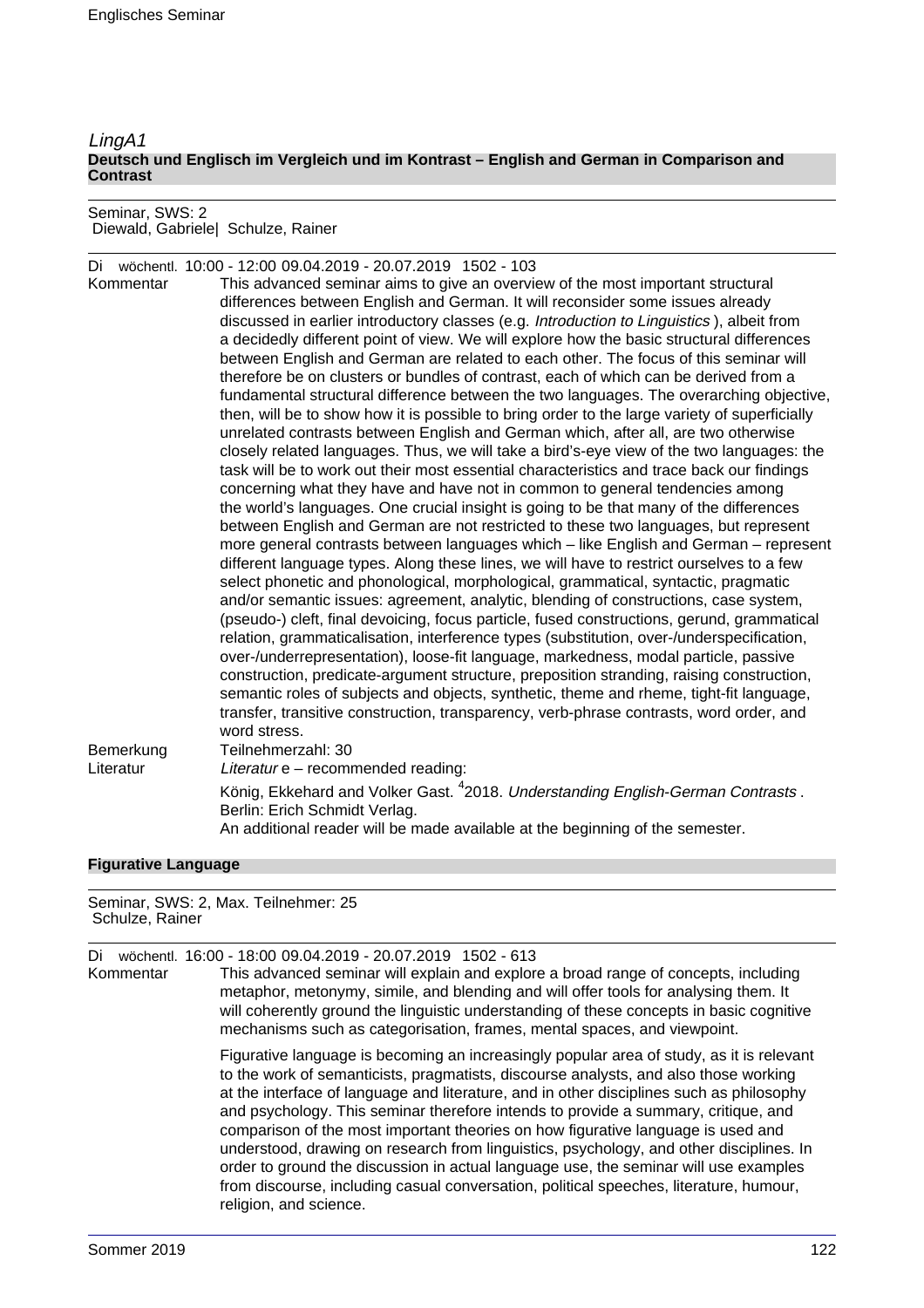*LingA1*

**Deutsch und Englisch im Vergleich und im Kontrast – English and German in Comparison and Contrast**

Seminar, SWS: 2
Diewald, Gabriele| Schulze, Rainer

Di wöchentl. 10:00 - 12:00 09.04.2019 - 20.07.2019 1502 - 103

Kommentar: This advanced seminar aims to give an overview of the most important structural differences between English and German. It will reconsider some issues already discussed in earlier introductory classes (e.g. *Introduction to Linguistics* ), albeit from a decidedly different point of view. We will explore how the basic structural differences between English and German are related to each other. The focus of this seminar will therefore be on clusters or bundles of contrast, each of which can be derived from a fundamental structural difference between the two languages. The overarching objective, then, will be to show how it is possible to bring order to the large variety of superficially unrelated contrasts between English and German which, after all, are two otherwise closely related languages. Thus, we will take a bird's-eye view of the two languages: the task will be to work out their most essential characteristics and trace back our findings concerning what they have and have not in common to general tendencies among the world's languages. One crucial insight is going to be that many of the differences between English and German are not restricted to these two languages, but represent more general contrasts between languages which – like English and German – represent different language types. Along these lines, we will have to restrict ourselves to a few select phonetic and phonological, morphological, grammatical, syntactic, pragmatic and/or semantic issues: agreement, analytic, blending of constructions, case system, (pseudo-) cleft, final devoicing, focus particle, fused constructions, gerund, grammatical relation, grammaticalisation, interference types (substitution, over-/underspecification, over-/underrepresentation), loose-fit language, markedness, modal particle, passive construction, predicate-argument structure, preposition stranding, raising construction, semantic roles of subjects and objects, synthetic, theme and rheme, tight-fit language, transfer, transitive construction, transparency, verb-phrase contrasts, word order, and word stress.

Bemerkung: Teilnehmerzahl: 30

Literatur: *Literatur* e – recommended reading:

König, Ekkehard and Volker Gast. [4]2018. *Understanding English-German Contrasts* . Berlin: Erich Schmidt Verlag.

An additional reader will be made available at the beginning of the semester.

**Figurative Language**

Seminar, SWS: 2, Max. Teilnehmer: 25
Schulze, Rainer

Di wöchentl. 16:00 - 18:00 09.04.2019 - 20.07.2019 1502 - 613

Kommentar: This advanced seminar will explain and explore a broad range of concepts, including metaphor, metonymy, simile, and blending and will offer tools for analysing them. It will coherently ground the linguistic understanding of these concepts in basic cognitive mechanisms such as categorisation, frames, mental spaces, and viewpoint.

Figurative language is becoming an increasingly popular area of study, as it is relevant to the work of semanticists, pragmatists, discourse analysts, and also those working at the interface of language and literature, and in other disciplines such as philosophy and psychology. This seminar therefore intends to provide a summary, critique, and comparison of the most important theories on how figurative language is used and understood, drawing on research from linguistics, psychology, and other disciplines. In order to ground the discussion in actual language use, the seminar will use examples from discourse, including casual conversation, political speeches, literature, humour, religion, and science.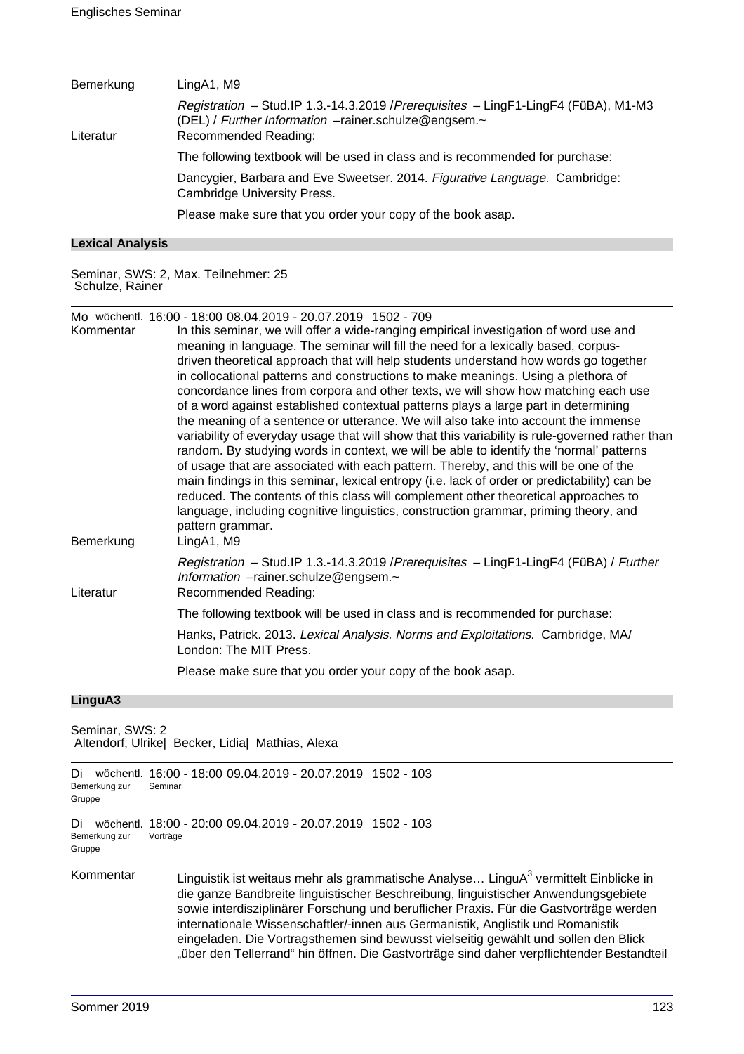| | |
|---|---|
| Bemerkung | LingA1, M9 |
| | *Registration* – Stud.IP 1.3.-14.3.2019 /*Prerequisites* – LingF1-LingF4 (FüBA), M1-M3 (DEL) / *Further Information* –rainer.schulze@engsem.~ |
| Literatur | Recommended Reading: |
| | The following textbook will be used in class and is recommended for purchase: |
| | Dancygier, Barbara and Eve Sweetser. 2014. *Figurative Language.* Cambridge: Cambridge University Press. |
| | Please make sure that you order your copy of the book asap. |

### Lexical Analysis

Seminar, SWS: 2, Max. Teilnehmer: 25
Schulze, Rainer

Mo wöchentl. 16:00 - 18:00 08.04.2019 - 20.07.2019 1502 - 709

| | |
|---|---|
| Kommentar | In this seminar, we will offer a wide-ranging empirical investigation of word use and meaning in language. The seminar will fill the need for a lexically based, corpus-driven theoretical approach that will help students understand how words go together in collocational patterns and constructions to make meanings. Using a plethora of concordance lines from corpora and other texts, we will show how matching each use of a word against established contextual patterns plays a large part in determining the meaning of a sentence or utterance. We will also take into account the immense variability of everyday usage that will show that this variability is rule-governed rather than random. By studying words in context, we will be able to identify the 'normal' patterns of usage that are associated with each pattern. Thereby, and this will be one of the main findings in this seminar, lexical entropy (i.e. lack of order or predictability) can be reduced. The contents of this class will complement other theoretical approaches to language, including cognitive linguistics, construction grammar, priming theory, and pattern grammar. |
| Bemerkung | LingA1, M9 |
| | *Registration* – Stud.IP 1.3.-14.3.2019 /*Prerequisites* – LingF1-LingF4 (FüBA) / *Further Information* –rainer.schulze@engsem.~ |
| Literatur | Recommended Reading: |
| | The following textbook will be used in class and is recommended for purchase: |
| | Hanks, Patrick. 2013. *Lexical Analysis. Norms and Exploitations.* Cambridge, MA/ London: The MIT Press. |
| | Please make sure that you order your copy of the book asap. |

### LinguA3

Seminar, SWS: 2
Altendorf, Ulrike| Becker, Lidia| Mathias, Alexa

Di wöchentl. 16:00 - 18:00 09.04.2019 - 20.07.2019 1502 - 103
Bemerkung zur Gruppe: Seminar

Di wöchentl. 18:00 - 20:00 09.04.2019 - 20.07.2019 1502 - 103
Bemerkung zur Gruppe: Vorträge

| | |
|---|---|
| Kommentar | Linguistik ist weitaus mehr als grammatische Analyse… LinguA$^3$ vermittelt Einblicke in die ganze Bandbreite linguistischer Beschreibung, linguistischer Anwendungsgebiete sowie interdisziplinärer Forschung und beruflicher Praxis. Für die Gastvorträge werden internationale Wissenschaftler/-innen aus Germanistik, Anglistik und Romanistik eingeladen. Die Vortragsthemen sind bewusst vielseitig gewählt und sollen den Blick „über den Tellerrand" hin öffnen. Die Gastvorträge sind daher verpflichtender Bestandteil |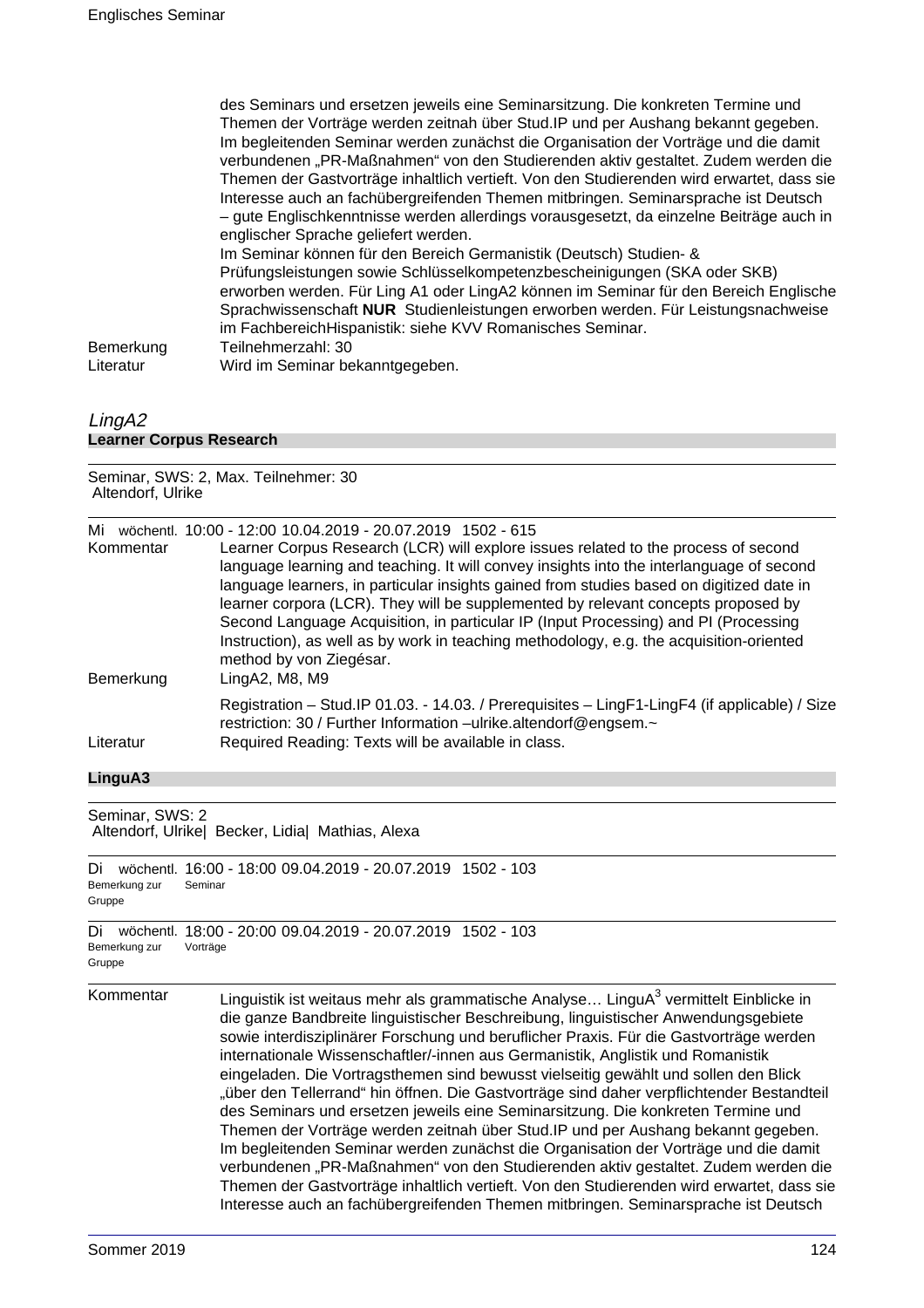des Seminars und ersetzen jeweils eine Seminarsitzung. Die konkreten Termine und Themen der Vorträge werden zeitnah über Stud.IP und per Aushang bekannt gegeben. Im begleitenden Seminar werden zunächst die Organisation der Vorträge und die damit verbundenen „PR-Maßnahmen" von den Studierenden aktiv gestaltet. Zudem werden die Themen der Gastvorträge inhaltlich vertieft. Von den Studierenden wird erwartet, dass sie Interesse auch an fachübergreifenden Themen mitbringen. Seminarsprache ist Deutsch – gute Englischkenntnisse werden allerdings vorausgesetzt, da einzelne Beiträge auch in englischer Sprache geliefert werden.
Im Seminar können für den Bereich Germanistik (Deutsch) Studien- & Prüfungsleistungen sowie Schlüsselkompetenzbescheinigungen (SKA oder SKB) erworben werden. Für Ling A1 oder LingA2 können im Seminar für den Bereich Englische Sprachwissenschaft **NUR** Studienleistungen erworben werden. Für Leistungsnachweise im FachbereichHispanistik: siehe KVV Romanisches Seminar.

Bemerkung: Teilnehmerzahl: 30

Literatur: Wird im Seminar bekanntgegeben.

## *LingA2*

### Learner Corpus Research

Seminar, SWS: 2, Max. Teilnehmer: 30
Altendorf, Ulrike

Mi wöchentl. 10:00 - 12:00 10.04.2019 - 20.07.2019 1502 - 615

Kommentar: Learner Corpus Research (LCR) will explore issues related to the process of second language learning and teaching. It will convey insights into the interlanguage of second language learners, in particular insights gained from studies based on digitized date in learner corpora (LCR). They will be supplemented by relevant concepts proposed by Second Language Acquisition, in particular IP (Input Processing) and PI (Processing Instruction), as well as by work in teaching methodology, e.g. the acquisition-oriented method by von Ziegésar.

Bemerkung: LingA2, M8, M9

Registration – Stud.IP 01.03. - 14.03. / Prerequisites – LingF1-LingF4 (if applicable) / Size restriction: 30 / Further Information –ulrike.altendorf@engsem.~

Literatur: Required Reading: Texts will be available in class.

### LinguA3

Seminar, SWS: 2
Altendorf, Ulrike| Becker, Lidia| Mathias, Alexa

Di wöchentl. 16:00 - 18:00 09.04.2019 - 20.07.2019 1502 - 103
Bemerkung zur Gruppe: Seminar

Di wöchentl. 18:00 - 20:00 09.04.2019 - 20.07.2019 1502 - 103
Bemerkung zur Gruppe: Vorträge

Kommentar: Linguistik ist weitaus mehr als grammatische Analyse… LinguA$^3$ vermittelt Einblicke in die ganze Bandbreite linguistischer Beschreibung, linguistischer Anwendungsgebiete sowie interdisziplinärer Forschung und beruflicher Praxis. Für die Gastvorträge werden internationale Wissenschaftler/-innen aus Germanistik, Anglistik und Romanistik eingeladen. Die Vortragsthemen sind bewusst vielseitig gewählt und sollen den Blick „über den Tellerrand" hin öffnen. Die Gastvorträge sind daher verpflichtender Bestandteil des Seminars und ersetzen jeweils eine Seminarsitzung. Die konkreten Termine und Themen der Vorträge werden zeitnah über Stud.IP und per Aushang bekannt gegeben. Im begleitenden Seminar werden zunächst die Organisation der Vorträge und die damit verbundenen „PR-Maßnahmen" von den Studierenden aktiv gestaltet. Zudem werden die Themen der Gastvorträge inhaltlich vertieft. Von den Studierenden wird erwartet, dass sie Interesse auch an fachübergreifenden Themen mitbringen. Seminarsprache ist Deutsch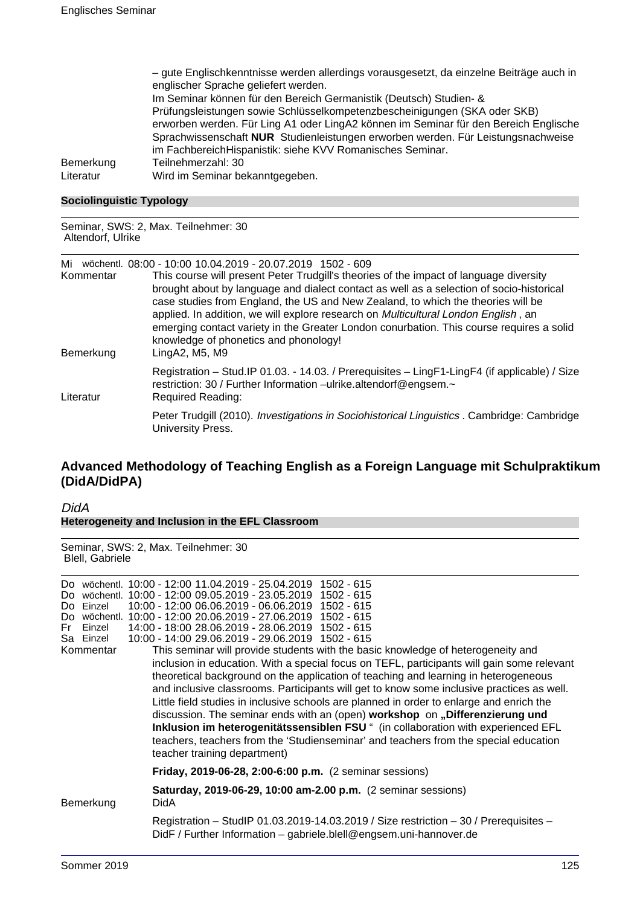– gute Englischkenntnisse werden allerdings vorausgesetzt, da einzelne Beiträge auch in englischer Sprache geliefert werden.
Im Seminar können für den Bereich Germanistik (Deutsch) Studien- & Prüfungsleistungen sowie Schlüsselkompetenzbescheinigungen (SKA oder SKB) erworben werden. Für Ling A1 oder LingA2 können im Seminar für den Bereich Englische Sprachwissenschaft **NUR** Studienleistungen erworben werden. Für Leistungsnachweise im FachbereichHispanistik: siehe KVV Romanisches Seminar.

Bemerkung: Teilnehmerzahl: 30

Literatur: Wird im Seminar bekanntgegeben.

**Sociolinguistic Typology**

Seminar, SWS: 2, Max. Teilnehmer: 30
Altendorf, Ulrike

Mi wöchentl. 08:00 - 10:00 10.04.2019 - 20.07.2019 1502 - 609

Kommentar: This course will present Peter Trudgill's theories of the impact of language diversity brought about by language and dialect contact as well as a selection of socio-historical case studies from England, the US and New Zealand, to which the theories will be applied. In addition, we will explore research on *Multicultural London English* , an emerging contact variety in the Greater London conurbation. This course requires a solid knowledge of phonetics and phonology!

Bemerkung: LingA2, M5, M9

Registration – Stud.IP 01.03. - 14.03. / Prerequisites – LingF1-LingF4 (if applicable) / Size restriction: 30 / Further Information –ulrike.altendorf@engsem.~

Literatur: Required Reading:

Peter Trudgill (2010). *Investigations in Sociohistorical Linguistics* . Cambridge: Cambridge University Press.

## Advanced Methodology of Teaching English as a Foreign Language mit Schulpraktikum (DidA/DidPA)

### *DidA*

**Heterogeneity and Inclusion in the EFL Classroom**

Seminar, SWS: 2, Max. Teilnehmer: 30
Blell, Gabriele

Do wöchentl. 10:00 - 12:00 11.04.2019 - 25.04.2019 1502 - 615
Do wöchentl. 10:00 - 12:00 09.05.2019 - 23.05.2019 1502 - 615
Do Einzel 10:00 - 12:00 06.06.2019 - 06.06.2019 1502 - 615
Do wöchentl. 10:00 - 12:00 20.06.2019 - 27.06.2019 1502 - 615
Fr Einzel 14:00 - 18:00 28.06.2019 - 28.06.2019 1502 - 615
Sa Einzel 10:00 - 14:00 29.06.2019 - 29.06.2019 1502 - 615

Kommentar: This seminar will provide students with the basic knowledge of heterogeneity and inclusion in education. With a special focus on TEFL, participants will gain some relevant theoretical background on the application of teaching and learning in heterogeneous and inclusive classrooms. Participants will get to know some inclusive practices as well. Little field studies in inclusive schools are planned in order to enlarge and enrich the discussion. The seminar ends with an (open) **workshop** on **„Differenzierung und Inklusion im heterogenitätssensiblen FSU** “ (in collaboration with experienced EFL teachers, teachers from the 'Studienseminar' and teachers from the special education teacher training department)

**Friday, 2019-06-28, 2:00-6:00 p.m.** (2 seminar sessions)

**Saturday, 2019-06-29, 10:00 am-2.00 p.m.** (2 seminar sessions)

Bemerkung: DidA

Registration – StudIP 01.03.2019-14.03.2019 / Size restriction – 30 / Prerequisites – DidF / Further Information – gabriele.blell@engsem.uni-hannover.de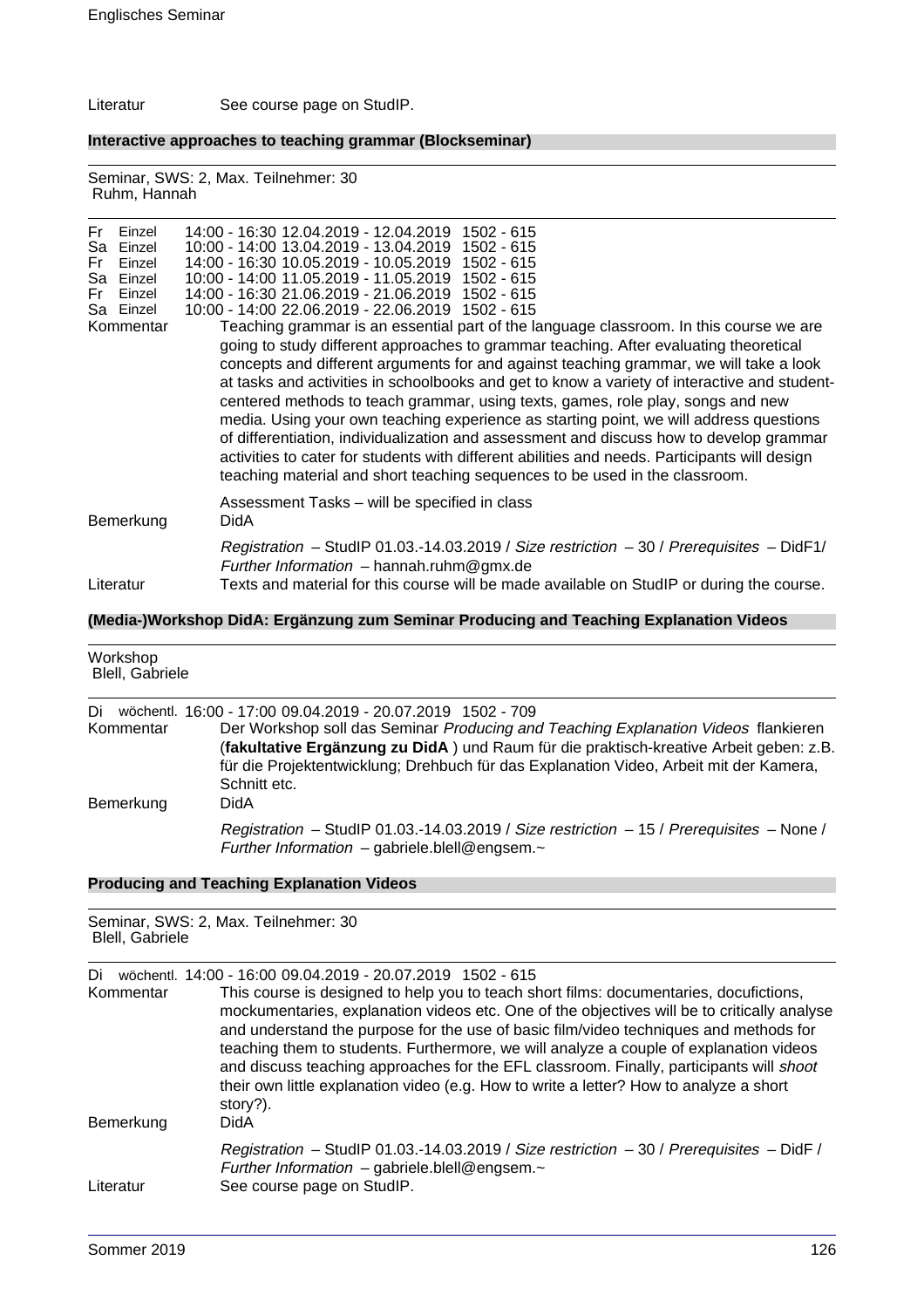Literatur See course page on StudIP.

### Interactive approaches to teaching grammar (Blockseminar)

Seminar, SWS: 2, Max. Teilnehmer: 30
Ruhm, Hannah

| | | | | |
|---|---|---|---|---|
| Fr | Einzel | 14:00 - 16:30 | 12.04.2019 - 12.04.2019 | 1502 - 615 |
| Sa | Einzel | 10:00 - 14:00 | 13.04.2019 - 13.04.2019 | 1502 - 615 |
| Fr | Einzel | 14:00 - 16:30 | 10.05.2019 - 10.05.2019 | 1502 - 615 |
| Sa | Einzel | 10:00 - 14:00 | 11.05.2019 - 11.05.2019 | 1502 - 615 |
| Fr | Einzel | 14:00 - 16:30 | 21.06.2019 - 21.06.2019 | 1502 - 615 |
| Sa | Einzel | 10:00 - 14:00 | 22.06.2019 - 22.06.2019 | 1502 - 615 |

Kommentar

Teaching grammar is an essential part of the language classroom. In this course we are going to study different approaches to grammar teaching. After evaluating theoretical concepts and different arguments for and against teaching grammar, we will take a look at tasks and activities in schoolbooks and get to know a variety of interactive and student-centered methods to teach grammar, using texts, games, role play, songs and new media. Using your own teaching experience as starting point, we will address questions of differentiation, individualization and assessment and discuss how to develop grammar activities to cater for students with different abilities and needs. Participants will design teaching material and short teaching sequences to be used in the classroom.

Assessment Tasks – will be specified in class

Bemerkung DidA

*Registration* – StudIP 01.03.-14.03.2019 / *Size restriction* – 30 / *Prerequisites* – DidF1/ *Further Information* – hannah.ruhm@gmx.de

Literatur Texts and material for this course will be made available on StudIP or during the course.

### (Media-)Workshop DidA: Ergänzung zum Seminar Producing and Teaching Explanation Videos

Workshop
Blell, Gabriele

Di wöchentl. 16:00 - 17:00 09.04.2019 - 20.07.2019 1502 - 709

Kommentar

Der Workshop soll das Seminar *Producing and Teaching Explanation Videos* flankieren (**fakultative Ergänzung zu DidA** ) und Raum für die praktisch-kreative Arbeit geben: z.B. für die Projektentwicklung; Drehbuch für das Explanation Video, Arbeit mit der Kamera, Schnitt etc.

Bemerkung DidA

*Registration* – StudIP 01.03.-14.03.2019 / *Size restriction* – 15 / *Prerequisites* – None / *Further Information* – gabriele.blell@engsem.~

### Producing and Teaching Explanation Videos

Seminar, SWS: 2, Max. Teilnehmer: 30
Blell, Gabriele

Di wöchentl. 14:00 - 16:00 09.04.2019 - 20.07.2019 1502 - 615

Kommentar

This course is designed to help you to teach short films: documentaries, docufictions, mockumentaries, explanation videos etc. One of the objectives will be to critically analyse and understand the purpose for the use of basic film/video techniques and methods for teaching them to students. Furthermore, we will analyze a couple of explanation videos and discuss teaching approaches for the EFL classroom. Finally, participants will *shoot* their own little explanation video (e.g. How to write a letter? How to analyze a short story?).

Bemerkung DidA

*Registration* – StudIP 01.03.-14.03.2019 / *Size restriction* – 30 / *Prerequisites* – DidF / *Further Information* – gabriele.blell@engsem.~

Literatur See course page on StudIP.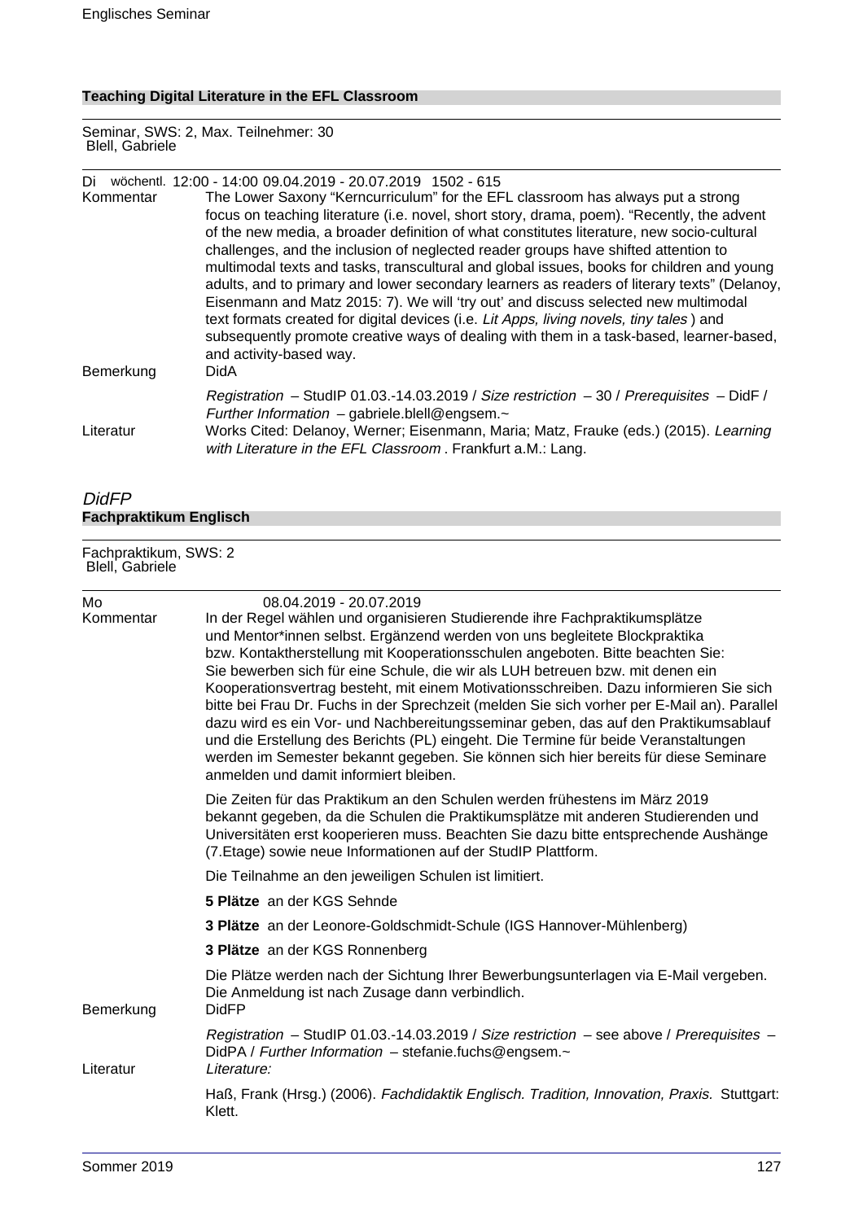### Teaching Digital Literature in the EFL Classroom

Seminar, SWS: 2, Max. Teilnehmer: 30
Blell, Gabriele

Di wöchentl. 12:00 - 14:00 09.04.2019 - 20.07.2019 1502 - 615

**Kommentar**
The Lower Saxony "Kerncurriculum" for the EFL classroom has always put a strong focus on teaching literature (i.e. novel, short story, drama, poem). "Recently, the advent of the new media, a broader definition of what constitutes literature, new socio-cultural challenges, and the inclusion of neglected reader groups have shifted attention to multimodal texts and tasks, transcultural and global issues, books for children and young adults, and to primary and lower secondary learners as readers of literary texts" (Delanoy, Eisenmann and Matz 2015: 7). We will 'try out' and discuss selected new multimodal text formats created for digital devices (i.e. *Lit Apps, living novels, tiny tales* ) and subsequently promote creative ways of dealing with them in a task-based, learner-based, and activity-based way.

**Bemerkung**
DidA

*Registration* – StudIP 01.03.-14.03.2019 / *Size restriction* – 30 / *Prerequisites* – DidF / *Further Information* – gabriele.blell@engsem.~

**Literatur**
Works Cited: Delanoy, Werner; Eisenmann, Maria; Matz, Frauke (eds.) (2015). *Learning with Literature in the EFL Classroom* . Frankfurt a.M.: Lang.

## *DidFP*

### Fachpraktikum Englisch

Fachpraktikum, SWS: 2
Blell, Gabriele

Mo 08.04.2019 - 20.07.2019

**Kommentar**
In der Regel wählen und organisieren Studierende ihre Fachpraktikumsplätze und Mentor*innen selbst. Ergänzend werden von uns begleitete Blockpraktika bzw. Kontaktherstellung mit Kooperationsschulen angeboten. Bitte beachten Sie: Sie bewerben sich für eine Schule, die wir als LUH betreuen bzw. mit denen ein Kooperationsvertrag besteht, mit einem Motivationsschreiben. Dazu informieren Sie sich bitte bei Frau Dr. Fuchs in der Sprechzeit (melden Sie sich vorher per E-Mail an). Parallel dazu wird es ein Vor- und Nachbereitungsseminar geben, das auf den Praktikumsablauf und die Erstellung des Berichts (PL) eingeht. Die Termine für beide Veranstaltungen werden im Semester bekannt gegeben. Sie können sich hier bereits für diese Seminare anmelden und damit informiert bleiben.

Die Zeiten für das Praktikum an den Schulen werden frühestens im März 2019 bekannt gegeben, da die Schulen die Praktikumsplätze mit anderen Studierenden und Universitäten erst kooperieren muss. Beachten Sie dazu bitte entsprechende Aushänge (7.Etage) sowie neue Informationen auf der StudIP Plattform.

Die Teilnahme an den jeweiligen Schulen ist limitiert.

**5 Plätze** an der KGS Sehnde

**3 Plätze** an der Leonore-Goldschmidt-Schule (IGS Hannover-Mühlenberg)

**3 Plätze** an der KGS Ronnenberg

Die Plätze werden nach der Sichtung Ihrer Bewerbungsunterlagen via E-Mail vergeben. Die Anmeldung ist nach Zusage dann verbindlich.

**Bemerkung**
DidFP

*Registration* – StudIP 01.03.-14.03.2019 / *Size restriction* – see above / *Prerequisites* – DidPA / *Further Information* – stefanie.fuchs@engsem.~

**Literatur**
*Literature:*

Haß, Frank (Hrsg.) (2006). *Fachdidaktik Englisch. Tradition, Innovation, Praxis.* Stuttgart: Klett.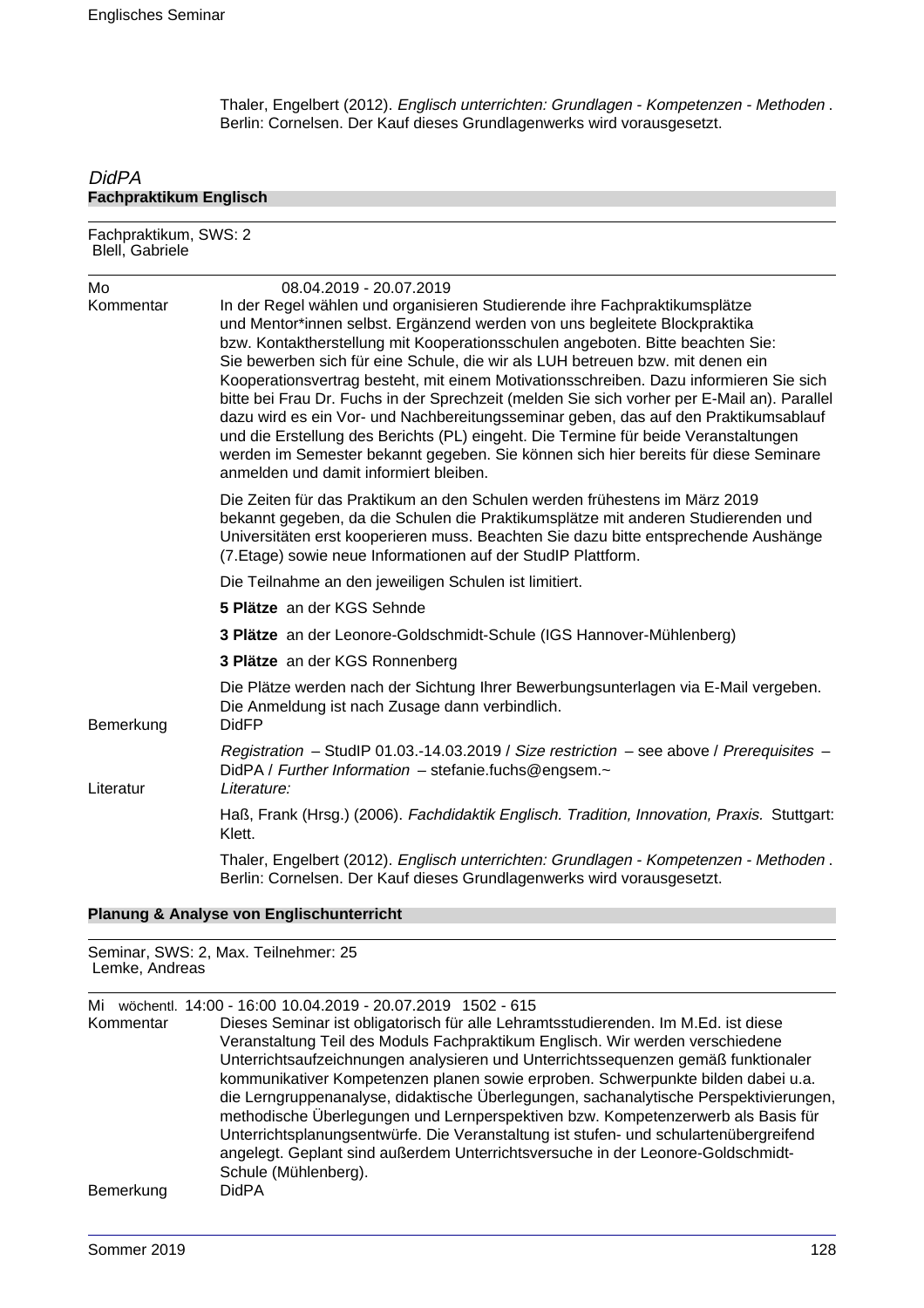Thaler, Engelbert (2012). *Englisch unterrichten: Grundlagen - Kompetenzen - Methoden* . Berlin: Cornelsen. Der Kauf dieses Grundlagenwerks wird vorausgesetzt.

## *DidPA*

### Fachpraktikum Englisch

Fachpraktikum, SWS: 2
Blell, Gabriele

Mo 08.04.2019 - 20.07.2019

Kommentar

In der Regel wählen und organisieren Studierende ihre Fachpraktikumsplätze und Mentor*innen selbst. Ergänzend werden von uns begleitete Blockpraktika bzw. Kontaktherstellung mit Kooperationsschulen angeboten. Bitte beachten Sie: Sie bewerben sich für eine Schule, die wir als LUH betreuen bzw. mit denen ein Kooperationsvertrag besteht, mit einem Motivationsschreiben. Dazu informieren Sie sich bitte bei Frau Dr. Fuchs in der Sprechzeit (melden Sie sich vorher per E-Mail an). Parallel dazu wird es ein Vor- und Nachbereitungsseminar geben, das auf den Praktikumsablauf und die Erstellung des Berichts (PL) eingeht. Die Termine für beide Veranstaltungen werden im Semester bekannt gegeben. Sie können sich hier bereits für diese Seminare anmelden und damit informiert bleiben.

Die Zeiten für das Praktikum an den Schulen werden frühestens im März 2019 bekannt gegeben, da die Schulen die Praktikumsplätze mit anderen Studierenden und Universitäten erst kooperieren muss. Beachten Sie dazu bitte entsprechende Aushänge (7.Etage) sowie neue Informationen auf der StudIP Plattform.

Die Teilnahme an den jeweiligen Schulen ist limitiert.

**5 Plätze** an der KGS Sehnde

**3 Plätze** an der Leonore-Goldschmidt-Schule (IGS Hannover-Mühlenberg)

**3 Plätze** an der KGS Ronnenberg

Die Plätze werden nach der Sichtung Ihrer Bewerbungsunterlagen via E-Mail vergeben. Die Anmeldung ist nach Zusage dann verbindlich.

Bemerkung

DidFP

*Registration* – StudIP 01.03.-14.03.2019 / *Size restriction* – see above / *Prerequisites* – DidPA / *Further Information* – stefanie.fuchs@engsem.~

Literatur

*Literature:*

Haß, Frank (Hrsg.) (2006). *Fachdidaktik Englisch. Tradition, Innovation, Praxis.* Stuttgart: Klett.

Thaler, Engelbert (2012). *Englisch unterrichten: Grundlagen - Kompetenzen - Methoden* . Berlin: Cornelsen. Der Kauf dieses Grundlagenwerks wird vorausgesetzt.

### Planung & Analyse von Englischunterricht

Seminar, SWS: 2, Max. Teilnehmer: 25
Lemke, Andreas

Mi wöchentl. 14:00 - 16:00 10.04.2019 - 20.07.2019 1502 - 615

Kommentar

Dieses Seminar ist obligatorisch für alle Lehramtsstudierenden. Im M.Ed. ist diese Veranstaltung Teil des Moduls Fachpraktikum Englisch. Wir werden verschiedene Unterrichtsaufzeichnungen analysieren und Unterrichtssequenzen gemäß funktionaler kommunikativer Kompetenzen planen sowie erproben. Schwerpunkte bilden dabei u.a. die Lerngruppenanalyse, didaktische Überlegungen, sachanalytische Perspektivierungen, methodische Überlegungen und Lernperspektiven bzw. Kompetenzerwerb als Basis für Unterrichtsplanungsentwürfe. Die Veranstaltung ist stufen- und schulartenübergreifend angelegt. Geplant sind außerdem Unterrichtsversuche in der Leonore-Goldschmidt-Schule (Mühlenberg).

Bemerkung

DidPA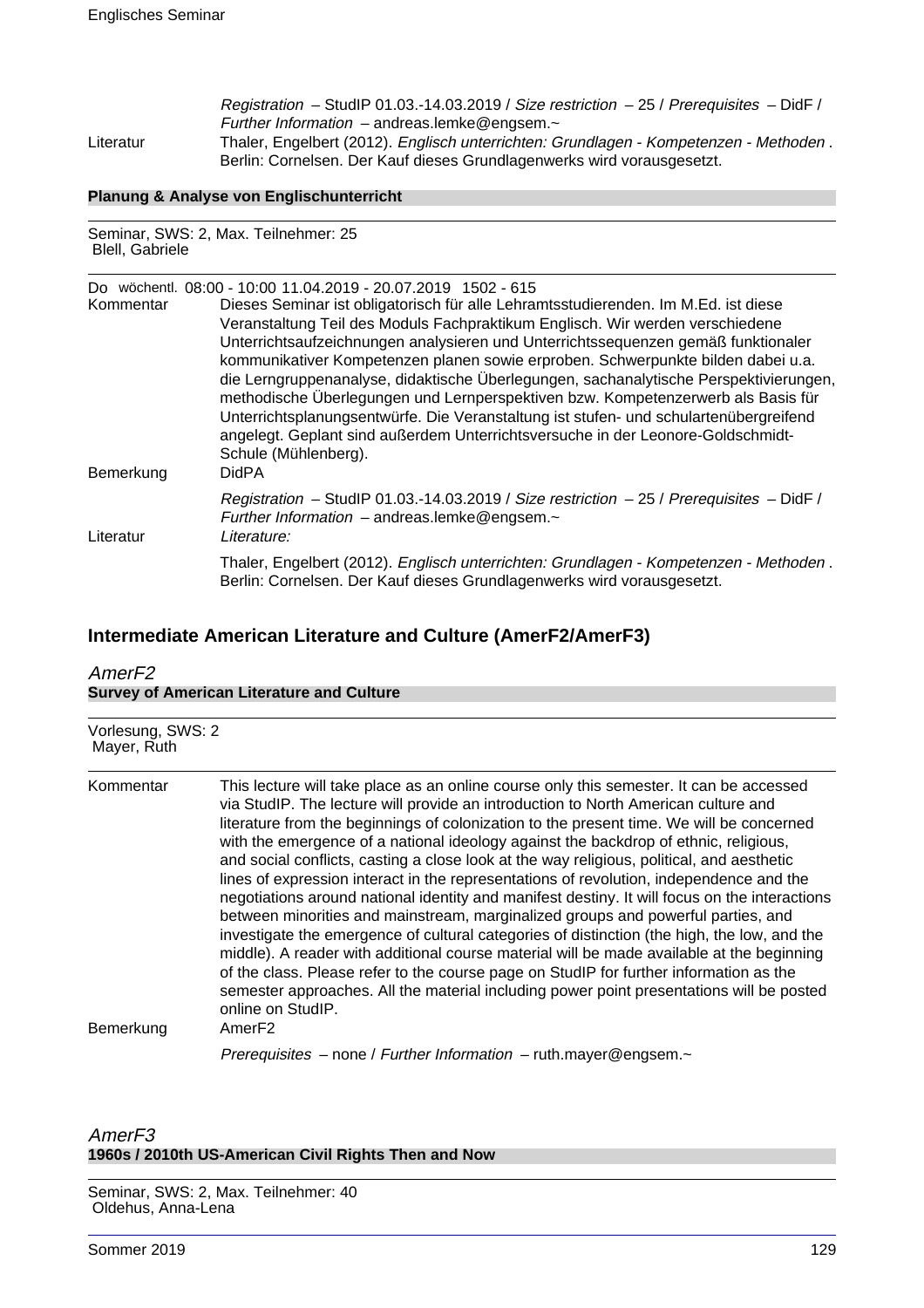*Registration* – StudIP 01.03.-14.03.2019 / *Size restriction* – 25 / *Prerequisites* – DidF / *Further Information* – andreas.lemke@engsem.~

Literatur: Thaler, Engelbert (2012). *Englisch unterrichten: Grundlagen - Kompetenzen - Methoden*. Berlin: Cornelsen. Der Kauf dieses Grundlagenwerks wird vorausgesetzt.

**Planung & Analyse von Englischunterricht**

Seminar, SWS: 2, Max. Teilnehmer: 25
Blell, Gabriele

Do wöchentl. 08:00 - 10:00 11.04.2019 - 20.07.2019 1502 - 615

Kommentar: Dieses Seminar ist obligatorisch für alle Lehramtsstudierenden. Im M.Ed. ist diese Veranstaltung Teil des Moduls Fachpraktikum Englisch. Wir werden verschiedene Unterrichtsaufzeichnungen analysieren und Unterrichtssequenzen gemäß funktionaler kommunikativer Kompetenzen planen sowie erproben. Schwerpunkte bilden dabei u.a. die Lerngruppenanalyse, didaktische Überlegungen, sachanalytische Perspektivierungen, methodische Überlegungen und Lernperspektiven bzw. Kompetenzerwerb als Basis für Unterrichtsplanungsentwürfe. Die Veranstaltung ist stufen- und schulartenübergreifend angelegt. Geplant sind außerdem Unterrichtsversuche in der Leonore-Goldschmidt-Schule (Mühlenberg).

Bemerkung: DidPA

*Registration* – StudIP 01.03.-14.03.2019 / *Size restriction* – 25 / *Prerequisites* – DidF / *Further Information* – andreas.lemke@engsem.~

Literatur: *Literature:*

Thaler, Engelbert (2012). *Englisch unterrichten: Grundlagen - Kompetenzen - Methoden*. Berlin: Cornelsen. Der Kauf dieses Grundlagenwerks wird vorausgesetzt.

## Intermediate American Literature and Culture (AmerF2/AmerF3)

### *AmerF2*

**Survey of American Literature and Culture**

Vorlesung, SWS: 2
Mayer, Ruth

Kommentar: This lecture will take place as an online course only this semester. It can be accessed via StudIP. The lecture will provide an introduction to North American culture and literature from the beginnings of colonization to the present time. We will be concerned with the emergence of a national ideology against the backdrop of ethnic, religious, and social conflicts, casting a close look at the way religious, political, and aesthetic lines of expression interact in the representations of revolution, independence and the negotiations around national identity and manifest destiny. It will focus on the interactions between minorities and mainstream, marginalized groups and powerful parties, and investigate the emergence of cultural categories of distinction (the high, the low, and the middle). A reader with additional course material will be made available at the beginning of the class. Please refer to the course page on StudIP for further information as the semester approaches. All the material including power point presentations will be posted online on StudIP.

Bemerkung: AmerF2

*Prerequisites* – none / *Further Information* – ruth.mayer@engsem.~

### *AmerF3*

**1960s / 2010th US-American Civil Rights Then and Now**

Seminar, SWS: 2, Max. Teilnehmer: 40
Oldehus, Anna-Lena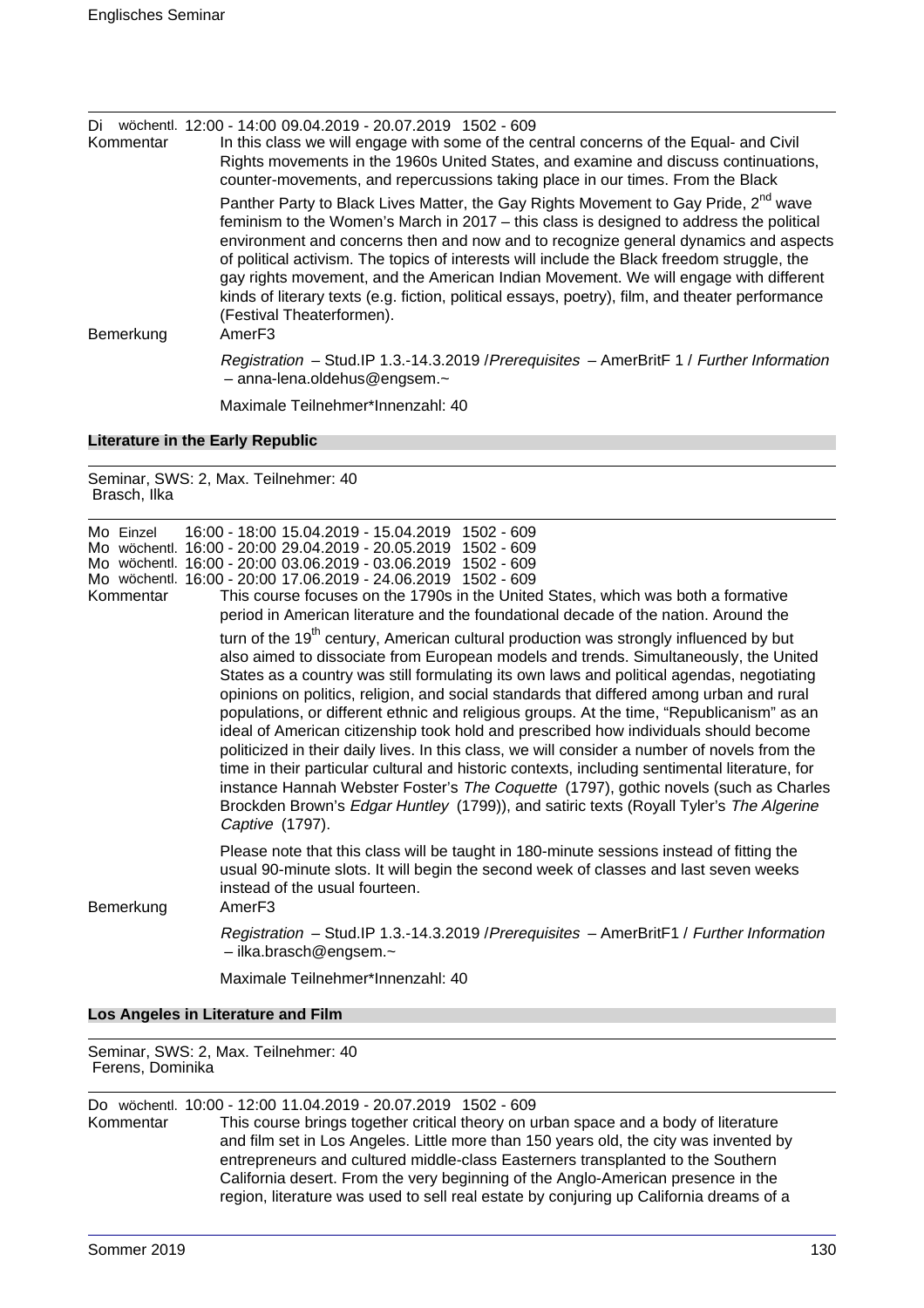Di wöchentl. 12:00 - 14:00 09.04.2019 - 20.07.2019 1502 - 609

Kommentar

In this class we will engage with some of the central concerns of the Equal- and Civil Rights movements in the 1960s United States, and examine and discuss continuations, counter-movements, and repercussions taking place in our times. From the Black Panther Party to Black Lives Matter, the Gay Rights Movement to Gay Pride, 2nd wave feminism to the Women's March in 2017 – this class is designed to address the political environment and concerns then and now and to recognize general dynamics and aspects of political activism. The topics of interests will include the Black freedom struggle, the gay rights movement, and the American Indian Movement. We will engage with different kinds of literary texts (e.g. fiction, political essays, poetry), film, and theater performance (Festival Theaterformen).

Bemerkung

AmerF3

*Registration* – Stud.IP 1.3.-14.3.2019 /*Prerequisites* – AmerBritF 1 / *Further Information* – anna-lena.oldehus@engsem.~

Maximale Teilnehmer*Innenzahl: 40

### Literature in the Early Republic

Seminar, SWS: 2, Max. Teilnehmer: 40
Brasch, Ilka

Mo Einzel 16:00 - 18:00 15.04.2019 - 15.04.2019 1502 - 609
Mo wöchentl. 16:00 - 20:00 29.04.2019 - 20.05.2019 1502 - 609
Mo wöchentl. 16:00 - 20:00 03.06.2019 - 03.06.2019 1502 - 609
Mo wöchentl. 16:00 - 20:00 17.06.2019 - 24.06.2019 1502 - 609

Kommentar

This course focuses on the 1790s in the United States, which was both a formative period in American literature and the foundational decade of the nation. Around the turn of the 19th century, American cultural production was strongly influenced by but also aimed to dissociate from European models and trends. Simultaneously, the United States as a country was still formulating its own laws and political agendas, negotiating opinions on politics, religion, and social standards that differed among urban and rural populations, or different ethnic and religious groups. At the time, "Republicanism" as an ideal of American citizenship took hold and prescribed how individuals should become politicized in their daily lives. In this class, we will consider a number of novels from the time in their particular cultural and historic contexts, including sentimental literature, for instance Hannah Webster Foster's *The Coquette* (1797), gothic novels (such as Charles Brockden Brown's *Edgar Huntley* (1799)), and satiric texts (Royall Tyler's *The Algerine Captive* (1797).

Please note that this class will be taught in 180-minute sessions instead of fitting the usual 90-minute slots. It will begin the second week of classes and last seven weeks instead of the usual fourteen.

Bemerkung

AmerF3

*Registration* – Stud.IP 1.3.-14.3.2019 /*Prerequisites* – AmerBritF1 / *Further Information* – ilka.brasch@engsem.~

Maximale Teilnehmer*Innenzahl: 40

### Los Angeles in Literature and Film

Seminar, SWS: 2, Max. Teilnehmer: 40
Ferens, Dominika

Do wöchentl. 10:00 - 12:00 11.04.2019 - 20.07.2019 1502 - 609

Kommentar

This course brings together critical theory on urban space and a body of literature and film set in Los Angeles. Little more than 150 years old, the city was invented by entrepreneurs and cultured middle-class Easterners transplanted to the Southern California desert. From the very beginning of the Anglo-American presence in the region, literature was used to sell real estate by conjuring up California dreams of a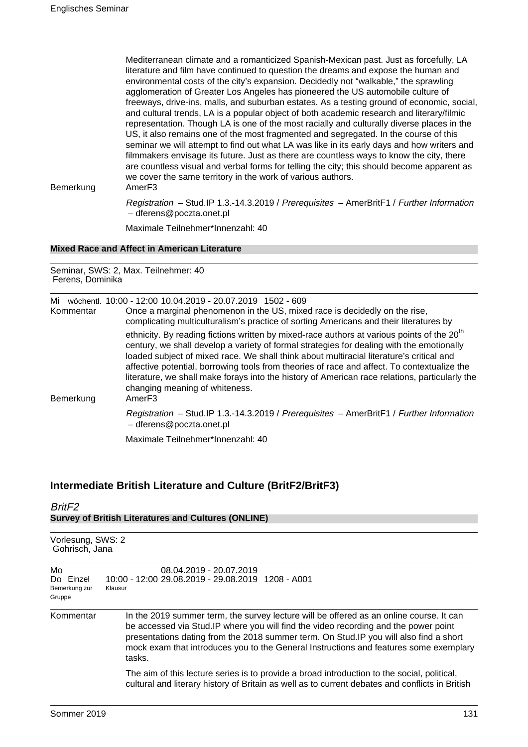Mediterranean climate and a romanticized Spanish-Mexican past. Just as forcefully, LA literature and film have continued to question the dreams and expose the human and environmental costs of the city's expansion. Decidedly not "walkable," the sprawling agglomeration of Greater Los Angeles has pioneered the US automobile culture of freeways, drive-ins, malls, and suburban estates. As a testing ground of economic, social, and cultural trends, LA is a popular object of both academic research and literary/filmic representation. Though LA is one of the most racially and culturally diverse places in the US, it also remains one of the most fragmented and segregated. In the course of this seminar we will attempt to find out what LA was like in its early days and how writers and filmmakers envisage its future. Just as there are countless ways to know the city, there are countless visual and verbal forms for telling the city; this should become apparent as we cover the same territory in the work of various authors.

Bemerkung: AmerF3

*Registration* – Stud.IP 1.3.-14.3.2019 / *Prerequisites* – AmerBritF1 / *Further Information* – dferens@poczta.onet.pl

Maximale Teilnehmer*Innenzahl: 40

### Mixed Race and Affect in American Literature

Seminar, SWS: 2, Max. Teilnehmer: 40
Ferens, Dominika

Mi wöchentl. 10:00 - 12:00 10.04.2019 - 20.07.2019 1502 - 609

Kommentar: Once a marginal phenomenon in the US, mixed race is decidedly on the rise, complicating multiculturalism's practice of sorting Americans and their literatures by ethnicity. By reading fictions written by mixed-race authors at various points of the 20th century, we shall develop a variety of formal strategies for dealing with the emotionally loaded subject of mixed race. We shall think about multiracial literature's critical and affective potential, borrowing tools from theories of race and affect. To contextualize the literature, we shall make forays into the history of American race relations, particularly the changing meaning of whiteness.

Bemerkung: AmerF3

*Registration* – Stud.IP 1.3.-14.3.2019 / *Prerequisites* – AmerBritF1 / *Further Information* – dferens@poczta.onet.pl

Maximale Teilnehmer*Innenzahl: 40

## Intermediate British Literature and Culture (BritF2/BritF3)

### *BritF2*

### Survey of British Literatures and Cultures (ONLINE)

Vorlesung, SWS: 2
Gohrisch, Jana

Mo 08.04.2019 - 20.07.2019
Do Einzel 10:00 - 12:00 29.08.2019 - 29.08.2019 1208 - A001
Bemerkung zur Gruppe: Klausur

Kommentar: In the 2019 summer term, the survey lecture will be offered as an online course. It can be accessed via Stud.IP where you will find the video recording and the power point presentations dating from the 2018 summer term. On Stud.IP you will also find a short mock exam that introduces you to the General Instructions and features some exemplary tasks.

The aim of this lecture series is to provide a broad introduction to the social, political, cultural and literary history of Britain as well as to current debates and conflicts in British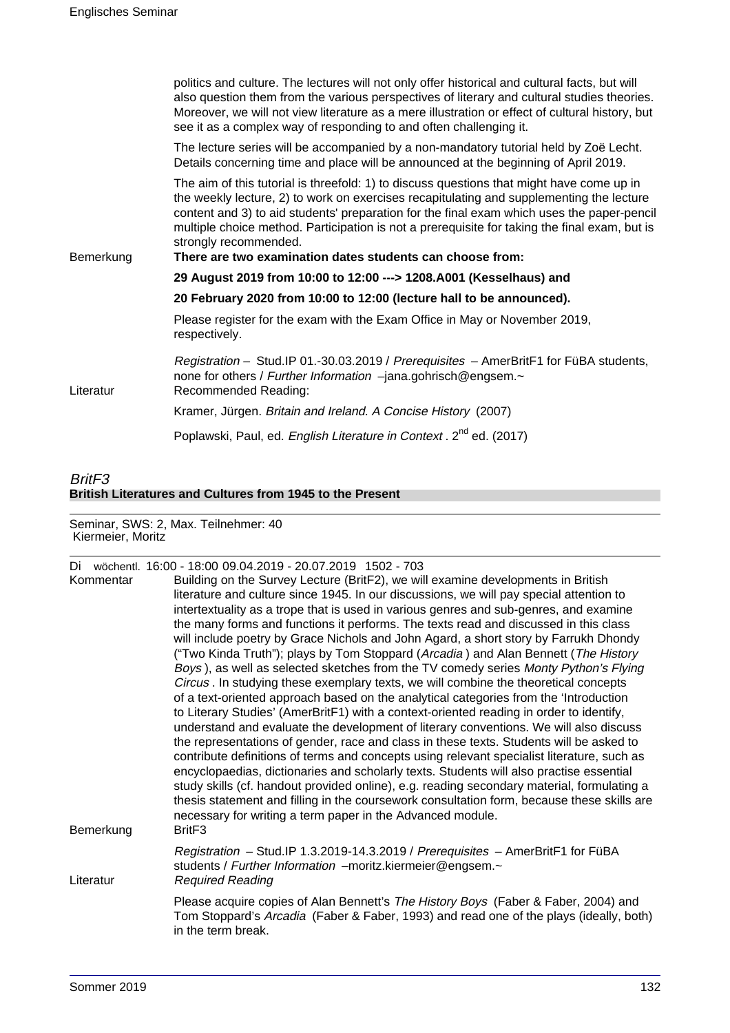politics and culture. The lectures will not only offer historical and cultural facts, but will also question them from the various perspectives of literary and cultural studies theories. Moreover, we will not view literature as a mere illustration or effect of cultural history, but see it as a complex way of responding to and often challenging it.

The lecture series will be accompanied by a non-mandatory tutorial held by Zoë Lecht. Details concerning time and place will be announced at the beginning of April 2019.

The aim of this tutorial is threefold: 1) to discuss questions that might have come up in the weekly lecture, 2) to work on exercises recapitulating and supplementing the lecture content and 3) to aid students' preparation for the final exam which uses the paper-pencil multiple choice method. Participation is not a prerequisite for taking the final exam, but is strongly recommended.

Bemerkung

**There are two examination dates students can choose from:**

**29 August 2019 from 10:00 to 12:00 ---> 1208.A001 (Kesselhaus) and**

**20 February 2020 from 10:00 to 12:00 (lecture hall to be announced).**

Please register for the exam with the Exam Office in May or November 2019, respectively.

*Registration* – Stud.IP 01.-30.03.2019 / *Prerequisites* – AmerBritF1 for FüBA students, none for others / *Further Information* –jana.gohrisch@engsem.~

Literatur

Recommended Reading:

Kramer, Jürgen. *Britain and Ireland. A Concise History* (2007)

Poplawski, Paul, ed. *English Literature in Context* . 2nd ed. (2017)

## *BritF3*

### British Literatures and Cultures from 1945 to the Present

Seminar, SWS: 2, Max. Teilnehmer: 40
Kiermeier, Moritz

Di wöchentl. 16:00 - 18:00 09.04.2019 - 20.07.2019 1502 - 703

Kommentar

Building on the Survey Lecture (BritF2), we will examine developments in British literature and culture since 1945. In our discussions, we will pay special attention to intertextuality as a trope that is used in various genres and sub-genres, and examine the many forms and functions it performs. The texts read and discussed in this class will include poetry by Grace Nichols and John Agard, a short story by Farrukh Dhondy ("Two Kinda Truth"); plays by Tom Stoppard (*Arcadia* ) and Alan Bennett (*The History Boys* ), as well as selected sketches from the TV comedy series *Monty Python's Flying Circus* . In studying these exemplary texts, we will combine the theoretical concepts of a text-oriented approach based on the analytical categories from the 'Introduction to Literary Studies' (AmerBritF1) with a context-oriented reading in order to identify, understand and evaluate the development of literary conventions. We will also discuss the representations of gender, race and class in these texts. Students will be asked to contribute definitions of terms and concepts using relevant specialist literature, such as encyclopaedias, dictionaries and scholarly texts. Students will also practise essential study skills (cf. handout provided online), e.g. reading secondary material, formulating a thesis statement and filling in the coursework consultation form, because these skills are necessary for writing a term paper in the Advanced module.

Bemerkung

BritF3

*Registration* – Stud.IP 1.3.2019-14.3.2019 / *Prerequisites* – AmerBritF1 for FüBA students / *Further Information* –moritz.kiermeier@engsem.~

Literatur

*Required Reading*

Please acquire copies of Alan Bennett's *The History Boys* (Faber & Faber, 2004) and Tom Stoppard's *Arcadia* (Faber & Faber, 1993) and read one of the plays (ideally, both) in the term break.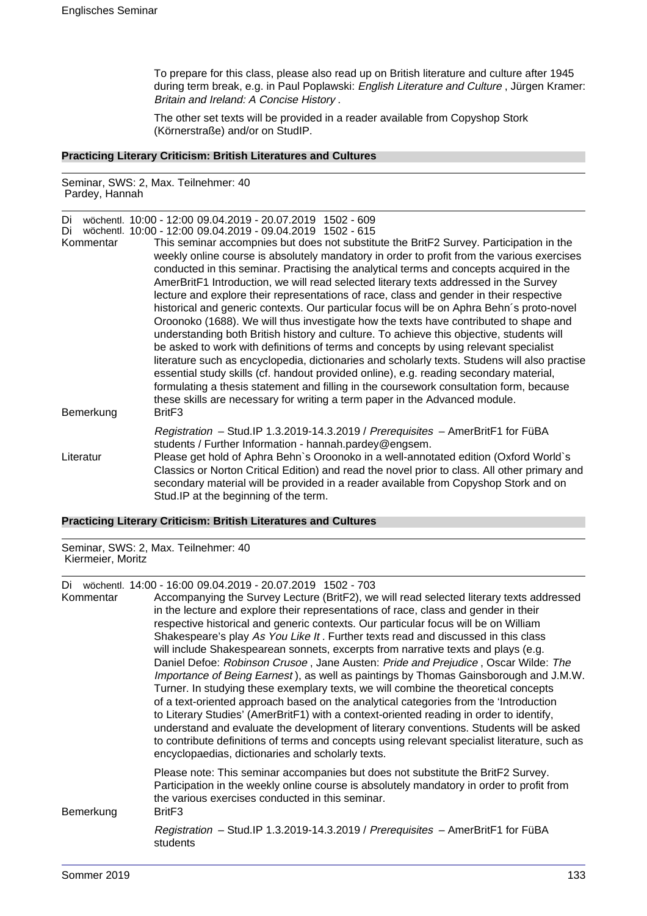To prepare for this class, please also read up on British literature and culture after 1945 during term break, e.g. in Paul Poplawski: *English Literature and Culture* , Jürgen Kramer: *Britain and Ireland: A Concise History* .

The other set texts will be provided in a reader available from Copyshop Stork (Körnerstraße) and/or on StudIP.

### Practicing Literary Criticism: British Literatures and Cultures

Seminar, SWS: 2, Max. Teilnehmer: 40
Pardey, Hannah

Di wöchentl. 10:00 - 12:00 09.04.2019 - 20.07.2019 1502 - 609
Di wöchentl. 10:00 - 12:00 09.04.2019 - 09.04.2019 1502 - 615

**Kommentar**

This seminar accompnies but does not substitute the BritF2 Survey. Participation in the weekly online course is absolutely mandatory in order to profit from the various exercises conducted in this seminar. Practising the analytical terms and concepts acquired in the AmerBritF1 Introduction, we will read selected literary texts addressed in the Survey lecture and explore their representations of race, class and gender in their respective historical and generic contexts. Our particular focus will be on Aphra Behn´s proto-novel Oroonoko (1688). We will thus investigate how the texts have contributed to shape and understanding both British history and culture. To achieve this objective, students will be asked to work with definitions of terms and concepts by using relevant specialist literature such as encyclopedia, dictionaries and scholarly texts. Studens will also practise essential study skills (cf. handout provided online), e.g. reading secondary material, formulating a thesis statement and filling in the coursework consultation form, because these skills are necessary for writing a term paper in the Advanced module.

**Bemerkung**

BritF3

*Registration* – Stud.IP 1.3.2019-14.3.2019 / *Prerequisites* – AmerBritF1 for FüBA students / Further Information - hannah.pardey@engsem.

**Literatur**

Please get hold of Aphra Behn`s Oroonoko in a well-annotated edition (Oxford World`s Classics or Norton Critical Edition) and read the novel prior to class. All other primary and secondary material will be provided in a reader available from Copyshop Stork and on Stud.IP at the beginning of the term.

### Practicing Literary Criticism: British Literatures and Cultures

Seminar, SWS: 2, Max. Teilnehmer: 40
Kiermeier, Moritz

Di wöchentl. 14:00 - 16:00 09.04.2019 - 20.07.2019 1502 - 703

**Kommentar**

Accompanying the Survey Lecture (BritF2), we will read selected literary texts addressed in the lecture and explore their representations of race, class and gender in their respective historical and generic contexts. Our particular focus will be on William Shakespeare's play *As You Like It* . Further texts read and discussed in this class will include Shakespearean sonnets, excerpts from narrative texts and plays (e.g. Daniel Defoe: *Robinson Crusoe* , Jane Austen: *Pride and Prejudice* , Oscar Wilde: *The Importance of Being Earnest* ), as well as paintings by Thomas Gainsborough and J.M.W. Turner. In studying these exemplary texts, we will combine the theoretical concepts of a text-oriented approach based on the analytical categories from the 'Introduction to Literary Studies' (AmerBritF1) with a context-oriented reading in order to identify, understand and evaluate the development of literary conventions. Students will be asked to contribute definitions of terms and concepts using relevant specialist literature, such as encyclopaedias, dictionaries and scholarly texts.

Please note: This seminar accompanies but does not substitute the BritF2 Survey. Participation in the weekly online course is absolutely mandatory in order to profit from the various exercises conducted in this seminar.

**Bemerkung**

BritF3

*Registration* – Stud.IP 1.3.2019-14.3.2019 / *Prerequisites* – AmerBritF1 for FüBA students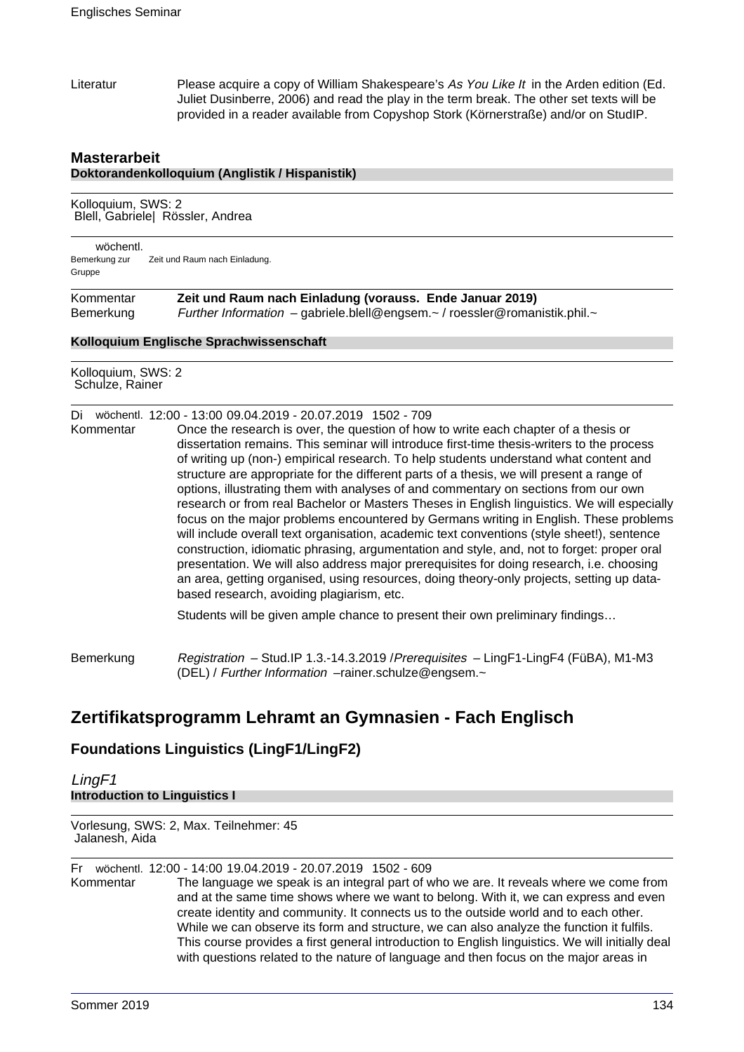Literatur Please acquire a copy of William Shakespeare's *As You Like It* in the Arden edition (Ed. Juliet Dusinberre, 2006) and read the play in the term break. The other set texts will be provided in a reader available from Copyshop Stork (Körnerstraße) and/or on StudIP.

### Masterarbeit

**Doktorandenkolloquium (Anglistik / Hispanistik)**

Kolloquium, SWS: 2
Blell, Gabriele| Rössler, Andrea

wöchentl.
Bemerkung zur Gruppe: Zeit und Raum nach Einladung.

Kommentar **Zeit und Raum nach Einladung (vorauss. Ende Januar 2019)**
Bemerkung *Further Information* – gabriele.blell@engsem.~ / roessler@romanistik.phil.~

**Kolloquium Englische Sprachwissenschaft**

Kolloquium, SWS: 2
Schulze, Rainer

Di wöchentl. 12:00 - 13:00 09.04.2019 - 20.07.2019 1502 - 709

Kommentar Once the research is over, the question of how to write each chapter of a thesis or dissertation remains. This seminar will introduce first-time thesis-writers to the process of writing up (non-) empirical research. To help students understand what content and structure are appropriate for the different parts of a thesis, we will present a range of options, illustrating them with analyses of and commentary on sections from our own research or from real Bachelor or Masters Theses in English linguistics. We will especially focus on the major problems encountered by Germans writing in English. These problems will include overall text organisation, academic text conventions (style sheet!), sentence construction, idiomatic phrasing, argumentation and style, and, not to forget: proper oral presentation. We will also address major prerequisites for doing research, i.e. choosing an area, getting organised, using resources, doing theory-only projects, setting up data-based research, avoiding plagiarism, etc.

Students will be given ample chance to present their own preliminary findings…

Bemerkung *Registration* – Stud.IP 1.3.-14.3.2019 /*Prerequisites* – LingF1-LingF4 (FüBA), M1-M3 (DEL) / *Further Information* –rainer.schulze@engsem.~

## Zertifikatsprogramm Lehramt an Gymnasien - Fach Englisch

### Foundations Linguistics (LingF1/LingF2)

*LingF1*

**Introduction to Linguistics I**

Vorlesung, SWS: 2, Max. Teilnehmer: 45
Jalanesh, Aida

Fr wöchentl. 12:00 - 14:00 19.04.2019 - 20.07.2019 1502 - 609

Kommentar The language we speak is an integral part of who we are. It reveals where we come from and at the same time shows where we want to belong. With it, we can express and even create identity and community. It connects us to the outside world and to each other. While we can observe its form and structure, we can also analyze the function it fulfils. This course provides a first general introduction to English linguistics. We will initially deal with questions related to the nature of language and then focus on the major areas in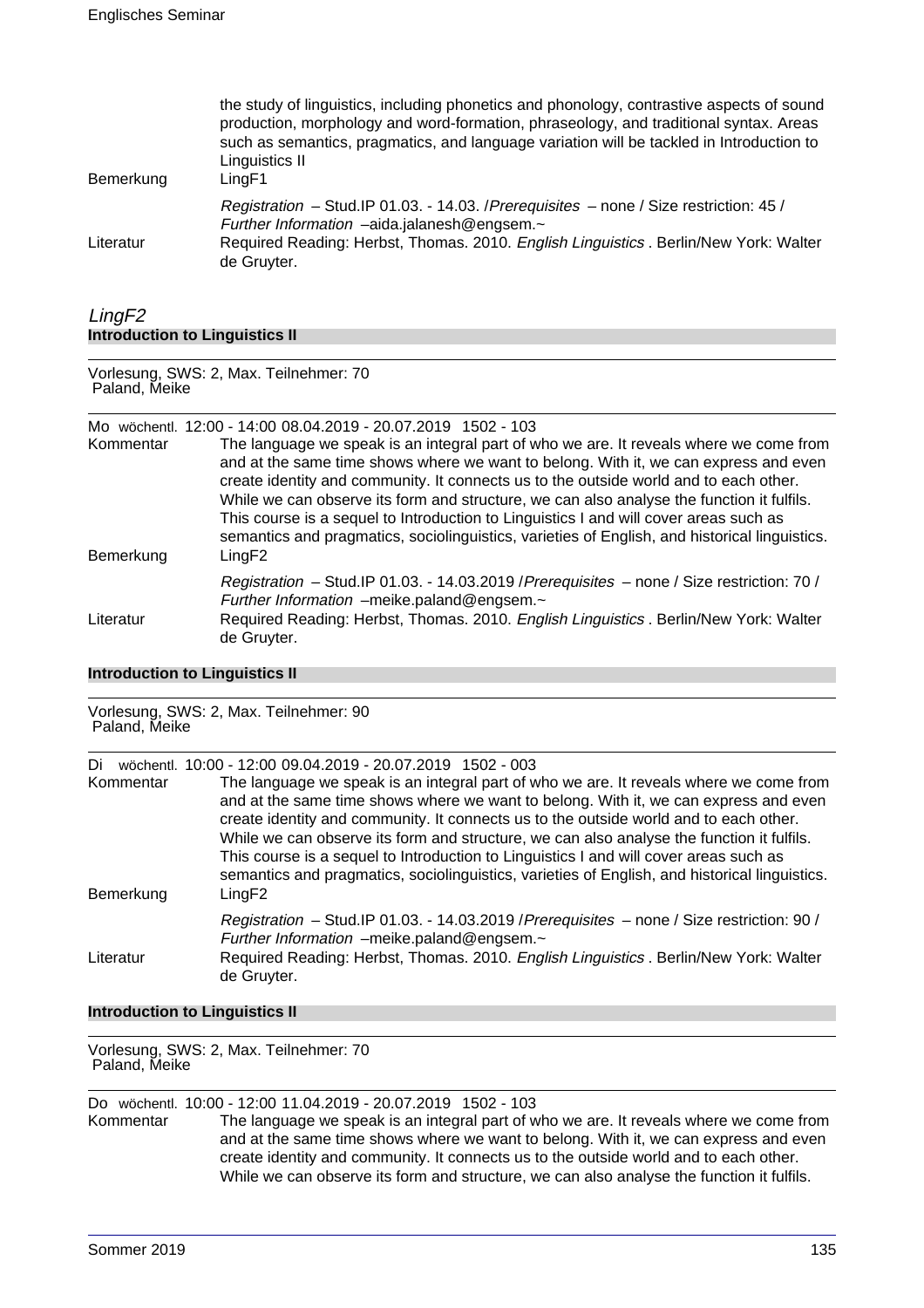| | |
|---|---|
| | the study of linguistics, including phonetics and phonology, contrastive aspects of sound production, morphology and word-formation, phraseology, and traditional syntax. Areas such as semantics, pragmatics, and language variation will be tackled in Introduction to Linguistics II |
| Bemerkung | LingF1 |
| | *Registration* – Stud.IP 01.03. - 14.03. /*Prerequisites* – none / Size restriction: 45 / *Further Information* –aida.jalanesh@engsem.~ |
| Literatur | Required Reading: Herbst, Thomas. 2010. *English Linguistics* . Berlin/New York: Walter de Gruyter. |

## *LingF2*

### Introduction to Linguistics II

Vorlesung, SWS: 2, Max. Teilnehmer: 70
Paland, Meike

Mo wöchentl. 12:00 - 14:00 08.04.2019 - 20.07.2019 1502 - 103

| | |
|---|---|
| Kommentar | The language we speak is an integral part of who we are. It reveals where we come from and at the same time shows where we want to belong. With it, we can express and even create identity and community. It connects us to the outside world and to each other. While we can observe its form and structure, we can also analyse the function it fulfils. This course is a sequel to Introduction to Linguistics I and will cover areas such as semantics and pragmatics, sociolinguistics, varieties of English, and historical linguistics. |
| Bemerkung | LingF2 |
| | *Registration* – Stud.IP 01.03. - 14.03.2019 /*Prerequisites* – none / Size restriction: 70 / *Further Information* –meike.paland@engsem.~ |
| Literatur | Required Reading: Herbst, Thomas. 2010. *English Linguistics* . Berlin/New York: Walter de Gruyter. |

### Introduction to Linguistics II

Vorlesung, SWS: 2, Max. Teilnehmer: 90
Paland, Meike

Di wöchentl. 10:00 - 12:00 09.04.2019 - 20.07.2019 1502 - 003

| | |
|---|---|
| Kommentar | The language we speak is an integral part of who we are. It reveals where we come from and at the same time shows where we want to belong. With it, we can express and even create identity and community. It connects us to the outside world and to each other. While we can observe its form and structure, we can also analyse the function it fulfils. This course is a sequel to Introduction to Linguistics I and will cover areas such as semantics and pragmatics, sociolinguistics, varieties of English, and historical linguistics. |
| Bemerkung | LingF2 |
| | *Registration* – Stud.IP 01.03. - 14.03.2019 /*Prerequisites* – none / Size restriction: 90 / *Further Information* –meike.paland@engsem.~ |
| Literatur | Required Reading: Herbst, Thomas. 2010. *English Linguistics* . Berlin/New York: Walter de Gruyter. |

### Introduction to Linguistics II

Vorlesung, SWS: 2, Max. Teilnehmer: 70
Paland, Meike

Do wöchentl. 10:00 - 12:00 11.04.2019 - 20.07.2019 1502 - 103

| | |
|---|---|
| Kommentar | The language we speak is an integral part of who we are. It reveals where we come from and at the same time shows where we want to belong. With it, we can express and even create identity and community. It connects us to the outside world and to each other. While we can observe its form and structure, we can also analyse the function it fulfils. |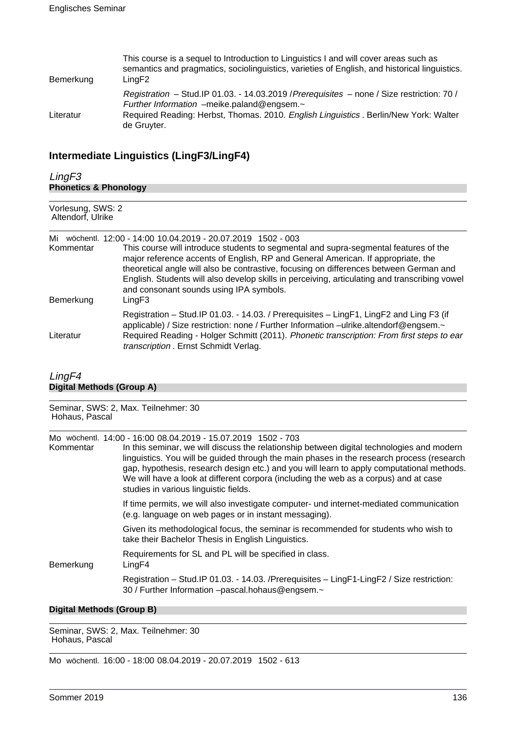| | |
|---|---|
| | This course is a sequel to Introduction to Linguistics I and will cover areas such as semantics and pragmatics, sociolinguistics, varieties of English, and historical linguistics. |
| Bemerkung | LingF2 |
| | *Registration* – Stud.IP 01.03. - 14.03.2019 /*Prerequisites* – none / Size restriction: 70 / *Further Information* –meike.paland@engsem.~ |
| Literatur | Required Reading: Herbst, Thomas. 2010. *English Linguistics* . Berlin/New York: Walter de Gruyter. |

## Intermediate Linguistics (LingF3/LingF4)

### *LingF3*

**Phonetics & Phonology**

Vorlesung, SWS: 2
Altendorf, Ulrike

Mi wöchentl. 12:00 - 14:00 10.04.2019 - 20.07.2019 1502 - 003

| | |
|---|---|
| Kommentar | This course will introduce students to segmental and supra-segmental features of the major reference accents of English, RP and General American. If appropriate, the theoretical angle will also be contrastive, focusing on differences between German and English. Students will also develop skills in perceiving, articulating and transcribing vowel and consonant sounds using IPA symbols. |
| Bemerkung | LingF3 |
| | Registration – Stud.IP 01.03. - 14.03. / Prerequisites – LingF1, LingF2 and Ling F3 (if applicable) / Size restriction: none / Further Information –ulrike.altendorf@engsem.~ |
| Literatur | Required Reading - Holger Schmitt (2011). *Phonetic transcription: From first steps to ear transcription* . Ernst Schmidt Verlag. |

### *LingF4*

**Digital Methods (Group A)**

Seminar, SWS: 2, Max. Teilnehmer: 30
Hohaus, Pascal

Mo wöchentl. 14:00 - 16:00 08.04.2019 - 15.07.2019 1502 - 703

| | |
|---|---|
| Kommentar | In this seminar, we will discuss the relationship between digital technologies and modern linguistics. You will be guided through the main phases in the research process (research gap, hypothesis, research design etc.) and you will learn to apply computational methods. We will have a look at different corpora (including the web as a corpus) and at case studies in various linguistic fields. |
| | If time permits, we will also investigate computer- und internet-mediated communication (e.g. language on web pages or in instant messaging). |
| | Given its methodological focus, the seminar is recommended for students who wish to take their Bachelor Thesis in English Linguistics. |
| | Requirements for SL and PL will be specified in class. |
| Bemerkung | LingF4 |
| | Registration – Stud.IP 01.03. - 14.03. /Prerequisites – LingF1-LingF2 / Size restriction: 30 / Further Information –pascal.hohaus@engsem.~ |

**Digital Methods (Group B)**

Seminar, SWS: 2, Max. Teilnehmer: 30
Hohaus, Pascal

Mo wöchentl. 16:00 - 18:00 08.04.2019 - 20.07.2019 1502 - 613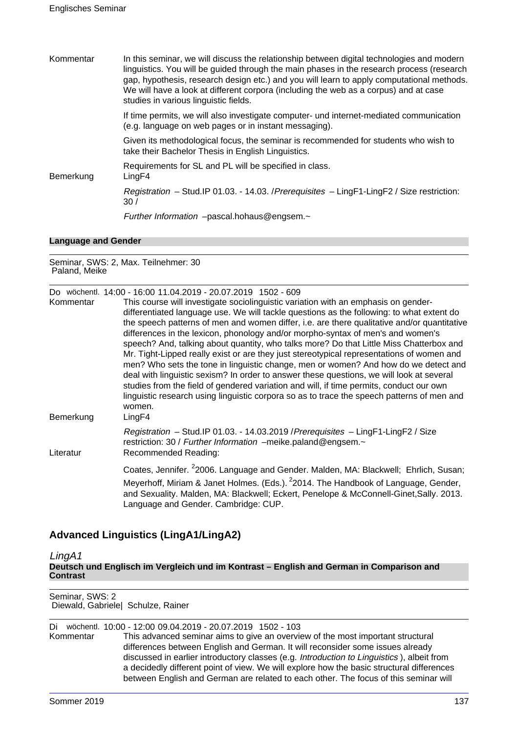Kommentar

In this seminar, we will discuss the relationship between digital technologies and modern linguistics. You will be guided through the main phases in the research process (research gap, hypothesis, research design etc.) and you will learn to apply computational methods. We will have a look at different corpora (including the web as a corpus) and at case studies in various linguistic fields.

If time permits, we will also investigate computer- und internet-mediated communication (e.g. language on web pages or in instant messaging).

Given its methodological focus, the seminar is recommended for students who wish to take their Bachelor Thesis in English Linguistics.

Requirements for SL and PL will be specified in class.

Bemerkung

LingF4

*Registration* – Stud.IP 01.03. - 14.03. /*Prerequisites* – LingF1-LingF2 / Size restriction: 30 /

*Further Information* –pascal.hohaus@engsem.~

**Language and Gender**

Seminar, SWS: 2, Max. Teilnehmer: 30
Paland, Meike

Do wöchentl. 14:00 - 16:00 11.04.2019 - 20.07.2019 1502 - 609

Kommentar

This course will investigate sociolinguistic variation with an emphasis on gender-differentiated language use. We will tackle questions as the following: to what extent do the speech patterns of men and women differ, i.e. are there qualitative and/or quantitative differences in the lexicon, phonology and/or morpho-syntax of men's and women's speech? And, talking about quantity, who talks more? Do that Little Miss Chatterbox and Mr. Tight-Lipped really exist or are they just stereotypical representations of women and men? Who sets the tone in linguistic change, men or women? And how do we detect and deal with linguistic sexism? In order to answer these questions, we will look at several studies from the field of gendered variation and will, if time permits, conduct our own linguistic research using linguistic corpora so as to trace the speech patterns of men and women.

Bemerkung

LingF4

*Registration* – Stud.IP 01.03. - 14.03.2019 /*Prerequisites* – LingF1-LingF2 / Size restriction: 30 / *Further Information* –meike.paland@engsem.~

Literatur

Recommended Reading:

Coates, Jennifer. [2]2006. Language and Gender. Malden, MA: Blackwell; Ehrlich, Susan; Meyerhoff, Miriam & Janet Holmes. (Eds.). [2]2014. The Handbook of Language, Gender, and Sexuality. Malden, MA: Blackwell; Eckert, Penelope & McConnell-Ginet,Sally. 2013. Language and Gender. Cambridge: CUP.

## Advanced Linguistics (LingA1/LingA2)

### *LingA1*

**Deutsch und Englisch im Vergleich und im Kontrast – English and German in Comparison and Contrast**

Seminar, SWS: 2
Diewald, Gabriele| Schulze, Rainer

Di wöchentl. 10:00 - 12:00 09.04.2019 - 20.07.2019 1502 - 103

Kommentar

This advanced seminar aims to give an overview of the most important structural differences between English and German. It will reconsider some issues already discussed in earlier introductory classes (e.g. *Introduction to Linguistics* ), albeit from a decidedly different point of view. We will explore how the basic structural differences between English and German are related to each other. The focus of this seminar will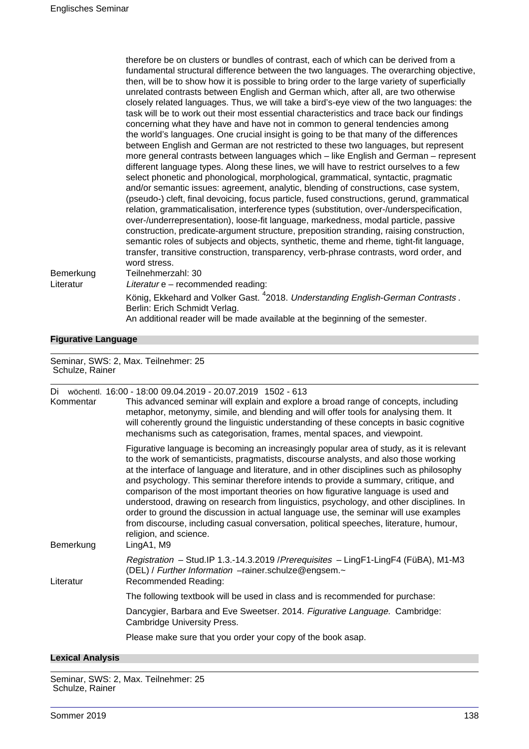therefore be on clusters or bundles of contrast, each of which can be derived from a fundamental structural difference between the two languages. The overarching objective, then, will be to show how it is possible to bring order to the large variety of superficially unrelated contrasts between English and German which, after all, are two otherwise closely related languages. Thus, we will take a bird's-eye view of the two languages: the task will be to work out their most essential characteristics and trace back our findings concerning what they have and have not in common to general tendencies among the world's languages. One crucial insight is going to be that many of the differences between English and German are not restricted to these two languages, but represent more general contrasts between languages which – like English and German – represent different language types. Along these lines, we will have to restrict ourselves to a few select phonetic and phonological, morphological, grammatical, syntactic, pragmatic and/or semantic issues: agreement, analytic, blending of constructions, case system, (pseudo-) cleft, final devoicing, focus particle, fused constructions, gerund, grammatical relation, grammaticalisation, interference types (substitution, over-/underspecification, over-/underrepresentation), loose-fit language, markedness, modal particle, passive construction, predicate-argument structure, preposition stranding, raising construction, semantic roles of subjects and objects, synthetic, theme and rheme, tight-fit language, transfer, transitive construction, transparency, verb-phrase contrasts, word order, and word stress.

Bemerkung: Teilnehmerzahl: 30

Literatur: *Literatur* e – recommended reading:

König, Ekkehard and Volker Gast. [4]2018. *Understanding English-German Contrasts* . Berlin: Erich Schmidt Verlag.

An additional reader will be made available at the beginning of the semester.

## Figurative Language

Seminar, SWS: 2, Max. Teilnehmer: 25
Schulze, Rainer

Di wöchentl. 16:00 - 18:00 09.04.2019 - 20.07.2019 1502 - 613

Kommentar: This advanced seminar will explain and explore a broad range of concepts, including metaphor, metonymy, simile, and blending and will offer tools for analysing them. It will coherently ground the linguistic understanding of these concepts in basic cognitive mechanisms such as categorisation, frames, mental spaces, and viewpoint.

Figurative language is becoming an increasingly popular area of study, as it is relevant to the work of semanticists, pragmatists, discourse analysts, and also those working at the interface of language and literature, and in other disciplines such as philosophy and psychology. This seminar therefore intends to provide a summary, critique, and comparison of the most important theories on how figurative language is used and understood, drawing on research from linguistics, psychology, and other disciplines. In order to ground the discussion in actual language use, the seminar will use examples from discourse, including casual conversation, political speeches, literature, humour, religion, and science.

Bemerkung: LingA1, M9

*Registration* – Stud.IP 1.3.-14.3.2019 /*Prerequisites* – LingF1-LingF4 (FüBA), M1-M3 (DEL) / *Further Information* –rainer.schulze@engsem.~

Literatur: Recommended Reading:

The following textbook will be used in class and is recommended for purchase:

Dancygier, Barbara and Eve Sweetser. 2014. *Figurative Language.* Cambridge: Cambridge University Press.

Please make sure that you order your copy of the book asap.

## Lexical Analysis

Seminar, SWS: 2, Max. Teilnehmer: 25
Schulze, Rainer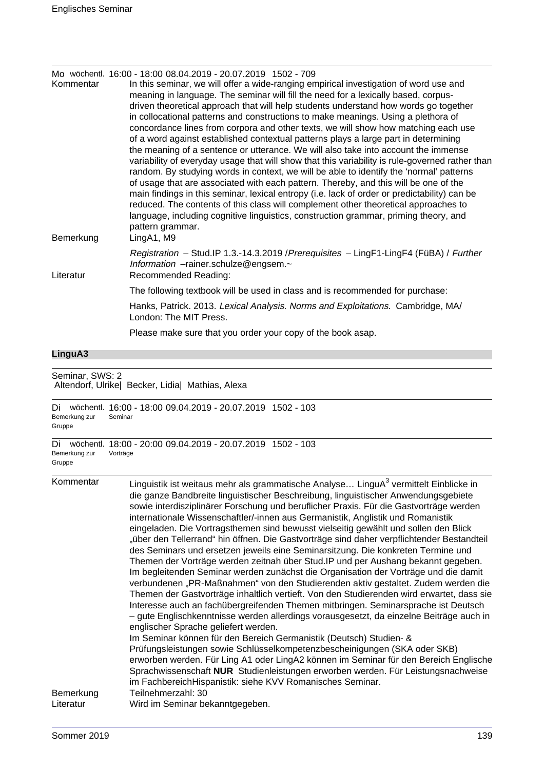Mo wöchentl. 16:00 - 18:00 08.04.2019 - 20.07.2019 1502 - 709

Kommentar

In this seminar, we will offer a wide-ranging empirical investigation of word use and meaning in language. The seminar will fill the need for a lexically based, corpus-driven theoretical approach that will help students understand how words go together in collocational patterns and constructions to make meanings. Using a plethora of concordance lines from corpora and other texts, we will show how matching each use of a word against established contextual patterns plays a large part in determining the meaning of a sentence or utterance. We will also take into account the immense variability of everyday usage that will show that this variability is rule-governed rather than random. By studying words in context, we will be able to identify the 'normal' patterns of usage that are associated with each pattern. Thereby, and this will be one of the main findings in this seminar, lexical entropy (i.e. lack of order or predictability) can be reduced. The contents of this class will complement other theoretical approaches to language, including cognitive linguistics, construction grammar, priming theory, and pattern grammar.

Bemerkung

LingA1, M9

*Registration* – Stud.IP 1.3.-14.3.2019 /*Prerequisites* – LingF1-LingF4 (FüBA) / *Further Information* –rainer.schulze@engsem.~

Literatur

Recommended Reading:

The following textbook will be used in class and is recommended for purchase:

Hanks, Patrick. 2013. *Lexical Analysis. Norms and Exploitations.* Cambridge, MA/ London: The MIT Press.

Please make sure that you order your copy of the book asap.

## LinguA3

Seminar, SWS: 2
Altendorf, Ulrike| Becker, Lidia| Mathias, Alexa

Di wöchentl. 16:00 - 18:00 09.04.2019 - 20.07.2019 1502 - 103
Bemerkung zur Gruppe: Seminar

Di wöchentl. 18:00 - 20:00 09.04.2019 - 20.07.2019 1502 - 103
Bemerkung zur Gruppe: Vorträge

Kommentar

Linguistik ist weitaus mehr als grammatische Analyse… LinguA[3] vermittelt Einblicke in die ganze Bandbreite linguistischer Beschreibung, linguistischer Anwendungsgebiete sowie interdisziplinärer Forschung und beruflicher Praxis. Für die Gastvorträge werden internationale Wissenschaftler/-innen aus Germanistik, Anglistik und Romanistik eingeladen. Die Vortragsthemen sind bewusst vielseitig gewählt und sollen den Blick „über den Tellerrand" hin öffnen. Die Gastvorträge sind daher verpflichtender Bestandteil des Seminars und ersetzen jeweils eine Seminarsitzung. Die konkreten Termine und Themen der Vorträge werden zeitnah über Stud.IP und per Aushang bekannt gegeben. Im begleitenden Seminar werden zunächst die Organisation der Vorträge und die damit verbundenen „PR-Maßnahmen" von den Studierenden aktiv gestaltet. Zudem werden die Themen der Gastvorträge inhaltlich vertieft. Von den Studierenden wird erwartet, dass sie Interesse auch an fachübergreifenden Themen mitbringen. Seminarsprache ist Deutsch – gute Englischkenntnisse werden allerdings vorausgesetzt, da einzelne Beiträge auch in englischer Sprache geliefert werden.
Im Seminar können für den Bereich Germanistik (Deutsch) Studien- & Prüfungsleistungen sowie Schlüsselkompetenzbescheinigungen (SKA oder SKB) erworben werden. Für Ling A1 oder LingA2 können im Seminar für den Bereich Englische Sprachwissenschaft **NUR** Studienleistungen erworben werden. Für Leistungsnachweise im FachbereichHispanistik: siehe KVV Romanisches Seminar.

Bemerkung

Teilnehmerzahl: 30

Literatur

Wird im Seminar bekanntgegeben.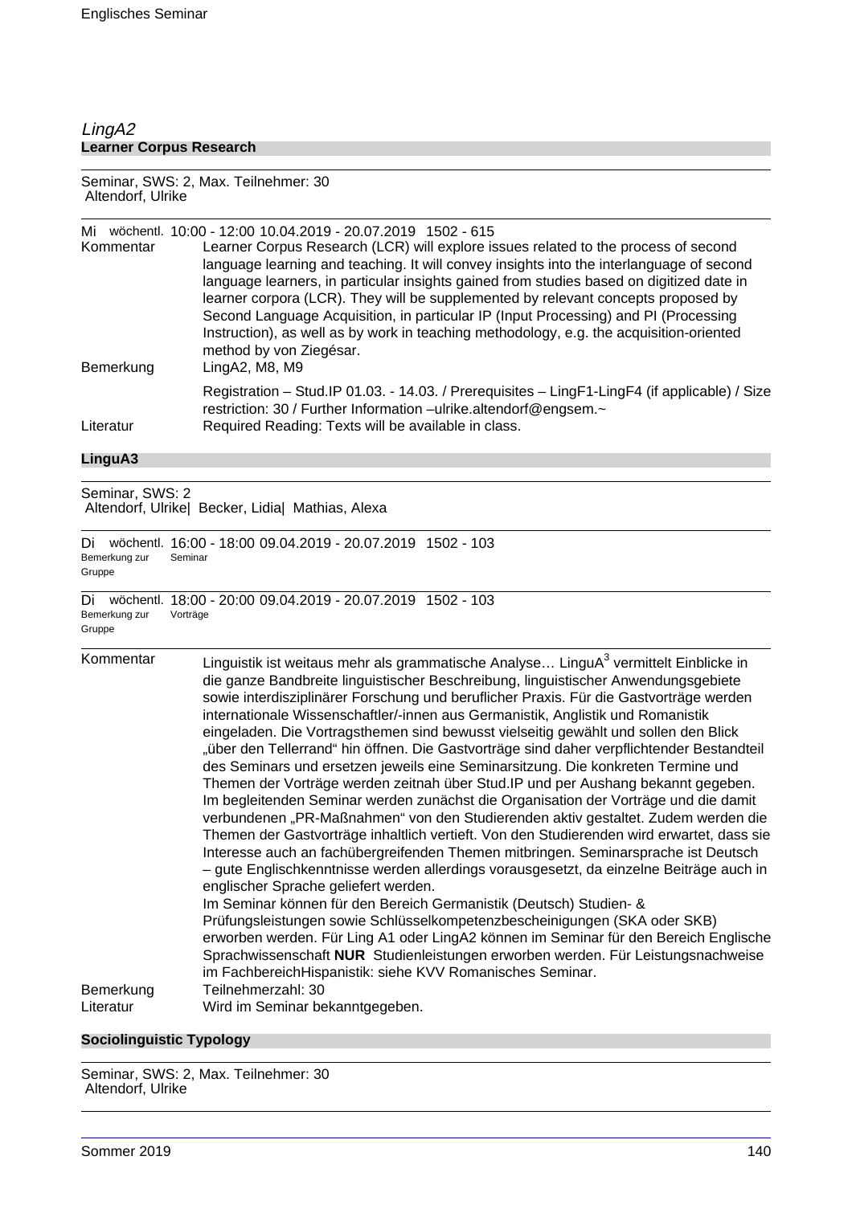*LingA2*

## Learner Corpus Research

Seminar, SWS: 2, Max. Teilnehmer: 30
Altendorf, Ulrike

Mi wöchentl. 10:00 - 12:00 10.04.2019 - 20.07.2019 1502 - 615

**Kommentar**
Learner Corpus Research (LCR) will explore issues related to the process of second language learning and teaching. It will convey insights into the interlanguage of second language learners, in particular insights gained from studies based on digitized date in learner corpora (LCR). They will be supplemented by relevant concepts proposed by Second Language Acquisition, in particular IP (Input Processing) and PI (Processing Instruction), as well as by work in teaching methodology, e.g. the acquisition-oriented method by von Ziegésar.

**Bemerkung**
LingA2, M8, M9

Registration – Stud.IP 01.03. - 14.03. / Prerequisites – LingF1-LingF4 (if applicable) / Size restriction: 30 / Further Information –ulrike.altendorf@engsem.~

**Literatur**
Required Reading: Texts will be available in class.

## LinguA3

Seminar, SWS: 2
Altendorf, Ulrike| Becker, Lidia| Mathias, Alexa

Di wöchentl. 16:00 - 18:00 09.04.2019 - 20.07.2019 1502 - 103
Bemerkung zur Gruppe: Seminar

Di wöchentl. 18:00 - 20:00 09.04.2019 - 20.07.2019 1502 - 103
Bemerkung zur Gruppe: Vorträge

**Kommentar**
Linguistik ist weitaus mehr als grammatische Analyse… LinguA$^3$ vermittelt Einblicke in die ganze Bandbreite linguistischer Beschreibung, linguistischer Anwendungsgebiete sowie interdisziplinärer Forschung und beruflicher Praxis. Für die Gastvorträge werden internationale Wissenschaftler/-innen aus Germanistik, Anglistik und Romanistik eingeladen. Die Vortragsthemen sind bewusst vielseitig gewählt und sollen den Blick „über den Tellerrand" hin öffnen. Die Gastvorträge sind daher verpflichtender Bestandteil des Seminars und ersetzen jeweils eine Seminarsitzung. Die konkreten Termine und Themen der Vorträge werden zeitnah über Stud.IP und per Aushang bekannt gegeben. Im begleitenden Seminar werden zunächst die Organisation der Vorträge und die damit verbundenen „PR-Maßnahmen" von den Studierenden aktiv gestaltet. Zudem werden die Themen der Gastvorträge inhaltlich vertieft. Von den Studierenden wird erwartet, dass sie Interesse auch an fachübergreifenden Themen mitbringen. Seminarsprache ist Deutsch – gute Englischkenntnisse werden allerdings vorausgesetzt, da einzelne Beiträge auch in englischer Sprache geliefert werden.
Im Seminar können für den Bereich Germanistik (Deutsch) Studien- & Prüfungsleistungen sowie Schlüsselkompetenzbescheinigungen (SKA oder SKB) erworben werden. Für Ling A1 oder LingA2 können im Seminar für den Bereich Englische Sprachwissenschaft **NUR** Studienleistungen erworben werden. Für Leistungsnachweise im FachbereichHispanistik: siehe KVV Romanisches Seminar.

**Bemerkung**
Teilnehmerzahl: 30

**Literatur**
Wird im Seminar bekanntgegeben.

## Sociolinguistic Typology

Seminar, SWS: 2, Max. Teilnehmer: 30
Altendorf, Ulrike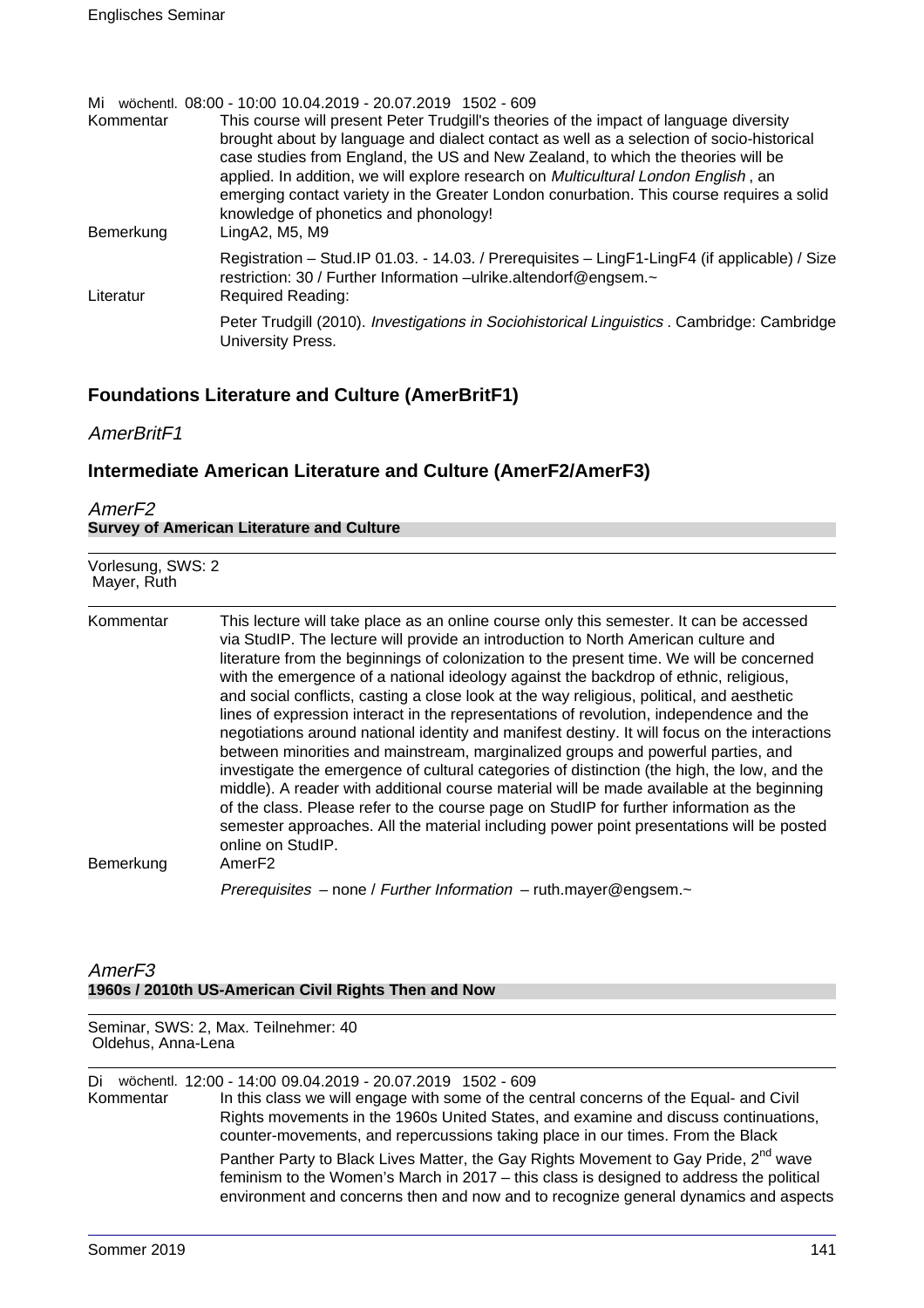Mi wöchentl. 08:00 - 10:00 10.04.2019 - 20.07.2019 1502 - 609

Kommentar: This course will present Peter Trudgill's theories of the impact of language diversity brought about by language and dialect contact as well as a selection of socio-historical case studies from England, the US and New Zealand, to which the theories will be applied. In addition, we will explore research on *Multicultural London English*, an emerging contact variety in the Greater London conurbation. This course requires a solid knowledge of phonetics and phonology!

Bemerkung: LingA2, M5, M9

Registration – Stud.IP 01.03. - 14.03. / Prerequisites – LingF1-LingF4 (if applicable) / Size restriction: 30 / Further Information –ulrike.altendorf@engsem.~

Literatur: Required Reading:

Peter Trudgill (2010). *Investigations in Sociohistorical Linguistics* . Cambridge: Cambridge University Press.

## Foundations Literature and Culture (AmerBritF1)

*AmerBritF1*

## Intermediate American Literature and Culture (AmerF2/AmerF3)

*AmerF2*

**Survey of American Literature and Culture**

Vorlesung, SWS: 2
Mayer, Ruth

Kommentar: This lecture will take place as an online course only this semester. It can be accessed via StudIP. The lecture will provide an introduction to North American culture and literature from the beginnings of colonization to the present time. We will be concerned with the emergence of a national ideology against the backdrop of ethnic, religious, and social conflicts, casting a close look at the way religious, political, and aesthetic lines of expression interact in the representations of revolution, independence and the negotiations around national identity and manifest destiny. It will focus on the interactions between minorities and mainstream, marginalized groups and powerful parties, and investigate the emergence of cultural categories of distinction (the high, the low, and the middle). A reader with additional course material will be made available at the beginning of the class. Please refer to the course page on StudIP for further information as the semester approaches. All the material including power point presentations will be posted online on StudIP.

Bemerkung: AmerF2

*Prerequisites* – none / *Further Information* – ruth.mayer@engsem.~

*AmerF3*

**1960s / 2010th US-American Civil Rights Then and Now**

Seminar, SWS: 2, Max. Teilnehmer: 40
Oldehus, Anna-Lena

Di wöchentl. 12:00 - 14:00 09.04.2019 - 20.07.2019 1502 - 609

Kommentar: In this class we will engage with some of the central concerns of the Equal- and Civil Rights movements in the 1960s United States, and examine and discuss continuations, counter-movements, and repercussions taking place in our times. From the Black Panther Party to Black Lives Matter, the Gay Rights Movement to Gay Pride, 2nd wave feminism to the Women's March in 2017 – this class is designed to address the political environment and concerns then and now and to recognize general dynamics and aspects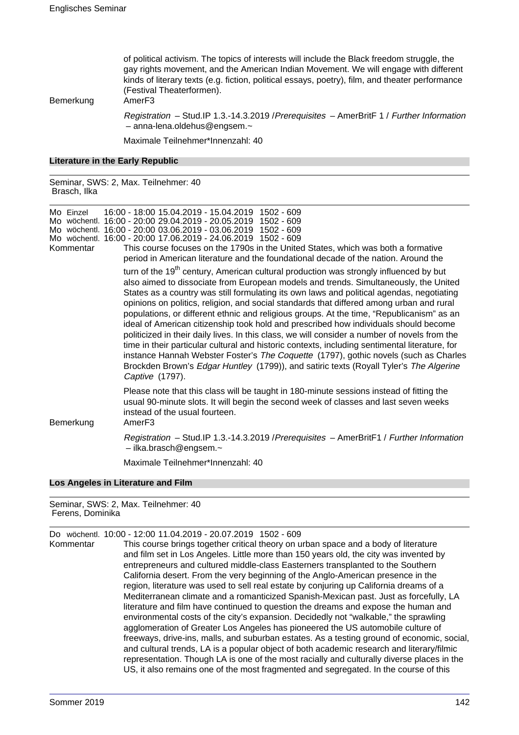of political activism. The topics of interests will include the Black freedom struggle, the gay rights movement, and the American Indian Movement. We will engage with different kinds of literary texts (e.g. fiction, political essays, poetry), film, and theater performance (Festival Theaterformen).

Bemerkung AmerF3

*Registration* – Stud.IP 1.3.-14.3.2019 /*Prerequisites* – AmerBritF 1 / *Further Information* – anna-lena.oldehus@engsem.~

Maximale Teilnehmer*Innenzahl: 40

## Literature in the Early Republic

Seminar, SWS: 2, Max. Teilnehmer: 40
Brasch, Ilka

Mo Einzel 16:00 - 18:00 15.04.2019 - 15.04.2019 1502 - 609
Mo wöchentl. 16:00 - 20:00 29.04.2019 - 20.05.2019 1502 - 609
Mo wöchentl. 16:00 - 20:00 03.06.2019 - 03.06.2019 1502 - 609
Mo wöchentl. 16:00 - 20:00 17.06.2019 - 24.06.2019 1502 - 609

Kommentar This course focuses on the 1790s in the United States, which was both a formative period in American literature and the foundational decade of the nation. Around the turn of the 19th century, American cultural production was strongly influenced by but also aimed to dissociate from European models and trends. Simultaneously, the United States as a country was still formulating its own laws and political agendas, negotiating opinions on politics, religion, and social standards that differed among urban and rural populations, or different ethnic and religious groups. At the time, "Republicanism" as an ideal of American citizenship took hold and prescribed how individuals should become politicized in their daily lives. In this class, we will consider a number of novels from the time in their particular cultural and historic contexts, including sentimental literature, for instance Hannah Webster Foster's *The Coquette* (1797), gothic novels (such as Charles Brockden Brown's *Edgar Huntley* (1799)), and satiric texts (Royall Tyler's *The Algerine Captive* (1797).

Please note that this class will be taught in 180-minute sessions instead of fitting the usual 90-minute slots. It will begin the second week of classes and last seven weeks instead of the usual fourteen.

Bemerkung AmerF3

*Registration* – Stud.IP 1.3.-14.3.2019 /*Prerequisites* – AmerBritF1 / *Further Information* – ilka.brasch@engsem.~

Maximale Teilnehmer*Innenzahl: 40

## Los Angeles in Literature and Film

Seminar, SWS: 2, Max. Teilnehmer: 40
Ferens, Dominika

Do wöchentl. 10:00 - 12:00 11.04.2019 - 20.07.2019 1502 - 609

Kommentar This course brings together critical theory on urban space and a body of literature and film set in Los Angeles. Little more than 150 years old, the city was invented by entrepreneurs and cultured middle-class Easterners transplanted to the Southern California desert. From the very beginning of the Anglo-American presence in the region, literature was used to sell real estate by conjuring up California dreams of a Mediterranean climate and a romanticized Spanish-Mexican past. Just as forcefully, LA literature and film have continued to question the dreams and expose the human and environmental costs of the city's expansion. Decidedly not "walkable," the sprawling agglomeration of Greater Los Angeles has pioneered the US automobile culture of freeways, drive-ins, malls, and suburban estates. As a testing ground of economic, social, and cultural trends, LA is a popular object of both academic research and literary/filmic representation. Though LA is one of the most racially and culturally diverse places in the US, it also remains one of the most fragmented and segregated. In the course of this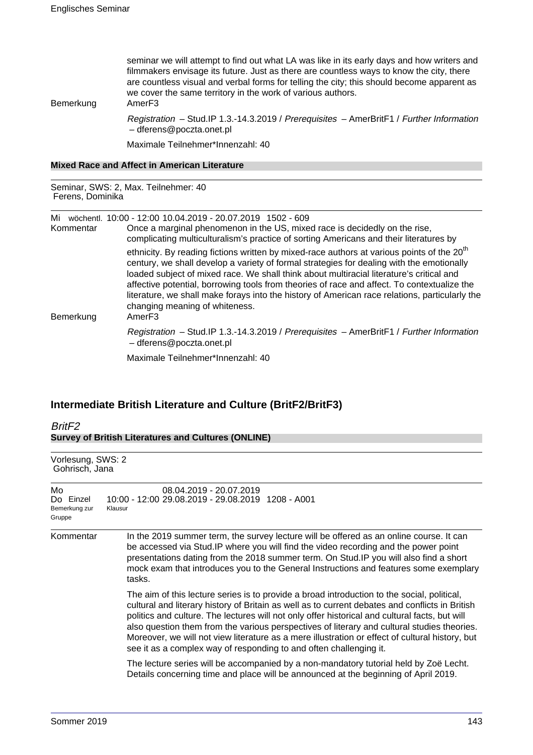seminar we will attempt to find out what LA was like in its early days and how writers and filmmakers envisage its future. Just as there are countless ways to know the city, there are countless visual and verbal forms for telling the city; this should become apparent as we cover the same territory in the work of various authors.

Bemerkung: AmerF3

*Registration* – Stud.IP 1.3.-14.3.2019 / *Prerequisites* – AmerBritF1 / *Further Information* – dferens@poczta.onet.pl

Maximale Teilnehmer*Innenzahl: 40

**Mixed Race and Affect in American Literature**

Seminar, SWS: 2, Max. Teilnehmer: 40
Ferens, Dominika

Mi wöchentl. 10:00 - 12:00 10.04.2019 - 20.07.2019 1502 - 609

Kommentar: Once a marginal phenomenon in the US, mixed race is decidedly on the rise, complicating multiculturalism's practice of sorting Americans and their literatures by ethnicity. By reading fictions written by mixed-race authors at various points of the 20th century, we shall develop a variety of formal strategies for dealing with the emotionally loaded subject of mixed race. We shall think about multiracial literature's critical and affective potential, borrowing tools from theories of race and affect. To contextualize the literature, we shall make forays into the history of American race relations, particularly the changing meaning of whiteness.

Bemerkung: AmerF3

*Registration* – Stud.IP 1.3.-14.3.2019 / *Prerequisites* – AmerBritF1 / *Further Information* – dferens@poczta.onet.pl

Maximale Teilnehmer*Innenzahl: 40

## Intermediate British Literature and Culture (BritF2/BritF3)

### *BritF2*

**Survey of British Literatures and Cultures (ONLINE)**

Vorlesung, SWS: 2
Gohrisch, Jana

Mo 08.04.2019 - 20.07.2019
Do Einzel 10:00 - 12:00 29.08.2019 - 29.08.2019 1208 - A001
Bemerkung zur Gruppe: Klausur

Kommentar: In the 2019 summer term, the survey lecture will be offered as an online course. It can be accessed via Stud.IP where you will find the video recording and the power point presentations dating from the 2018 summer term. On Stud.IP you will also find a short mock exam that introduces you to the General Instructions and features some exemplary tasks.

The aim of this lecture series is to provide a broad introduction to the social, political, cultural and literary history of Britain as well as to current debates and conflicts in British politics and culture. The lectures will not only offer historical and cultural facts, but will also question them from the various perspectives of literary and cultural studies theories. Moreover, we will not view literature as a mere illustration or effect of cultural history, but see it as a complex way of responding to and often challenging it.

The lecture series will be accompanied by a non-mandatory tutorial held by Zoë Lecht. Details concerning time and place will be announced at the beginning of April 2019.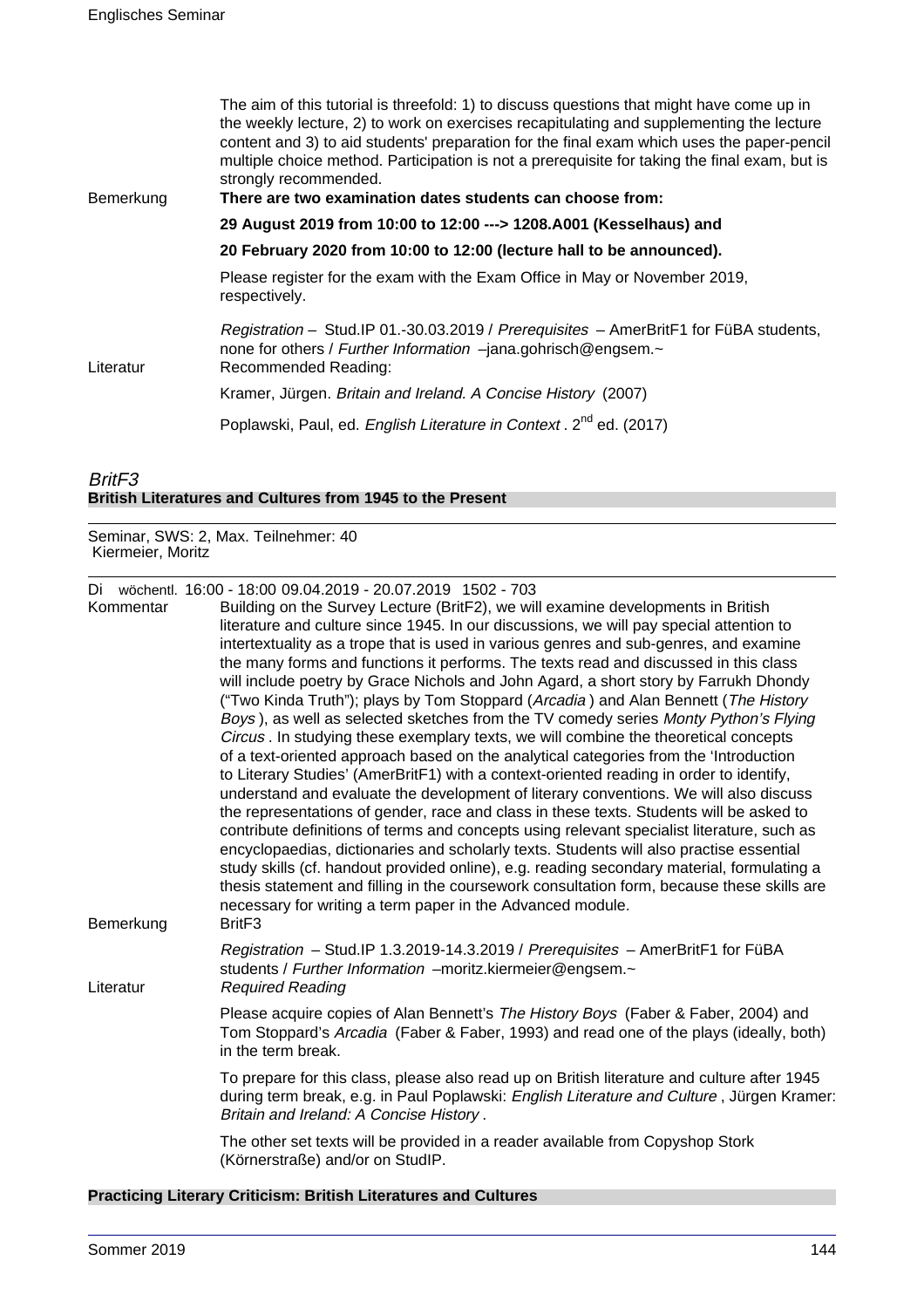The aim of this tutorial is threefold: 1) to discuss questions that might have come up in the weekly lecture, 2) to work on exercises recapitulating and supplementing the lecture content and 3) to aid students' preparation for the final exam which uses the paper-pencil multiple choice method. Participation is not a prerequisite for taking the final exam, but is strongly recommended.

Bemerkung **There are two examination dates students can choose from:**

**29 August 2019 from 10:00 to 12:00 ---> 1208.A001 (Kesselhaus) and**

**20 February 2020 from 10:00 to 12:00 (lecture hall to be announced).**

Please register for the exam with the Exam Office in May or November 2019, respectively.

*Registration* – Stud.IP 01.-30.03.2019 / *Prerequisites* – AmerBritF1 for FüBA students, none for others / *Further Information* –jana.gohrisch@engsem.~

Literatur Recommended Reading:

Kramer, Jürgen. *Britain and Ireland. A Concise History* (2007)

Poplawski, Paul, ed. *English Literature in Context* . 2nd ed. (2017)

## *BritF3*

### British Literatures and Cultures from 1945 to the Present

Seminar, SWS: 2, Max. Teilnehmer: 40
Kiermeier, Moritz

Di wöchentl. 16:00 - 18:00 09.04.2019 - 20.07.2019 1502 - 703

Kommentar Building on the Survey Lecture (BritF2), we will examine developments in British literature and culture since 1945. In our discussions, we will pay special attention to intertextuality as a trope that is used in various genres and sub-genres, and examine the many forms and functions it performs. The texts read and discussed in this class will include poetry by Grace Nichols and John Agard, a short story by Farrukh Dhondy ("Two Kinda Truth"); plays by Tom Stoppard (*Arcadia* ) and Alan Bennett (*The History Boys* ), as well as selected sketches from the TV comedy series *Monty Python's Flying Circus* . In studying these exemplary texts, we will combine the theoretical concepts of a text-oriented approach based on the analytical categories from the 'Introduction to Literary Studies' (AmerBritF1) with a context-oriented reading in order to identify, understand and evaluate the development of literary conventions. We will also discuss the representations of gender, race and class in these texts. Students will be asked to contribute definitions of terms and concepts using relevant specialist literature, such as encyclopaedias, dictionaries and scholarly texts. Students will also practise essential study skills (cf. handout provided online), e.g. reading secondary material, formulating a thesis statement and filling in the coursework consultation form, because these skills are necessary for writing a term paper in the Advanced module.

Bemerkung BritF3

*Registration* – Stud.IP 1.3.2019-14.3.2019 / *Prerequisites* – AmerBritF1 for FüBA students / *Further Information* –moritz.kiermeier@engsem.~

Literatur *Required Reading*

Please acquire copies of Alan Bennett's *The History Boys* (Faber & Faber, 2004) and Tom Stoppard's *Arcadia* (Faber & Faber, 1993) and read one of the plays (ideally, both) in the term break.

To prepare for this class, please also read up on British literature and culture after 1945 during term break, e.g. in Paul Poplawski: *English Literature and Culture* , Jürgen Kramer: *Britain and Ireland: A Concise History* .

The other set texts will be provided in a reader available from Copyshop Stork (Körnerstraße) and/or on StudIP.

### Practicing Literary Criticism: British Literatures and Cultures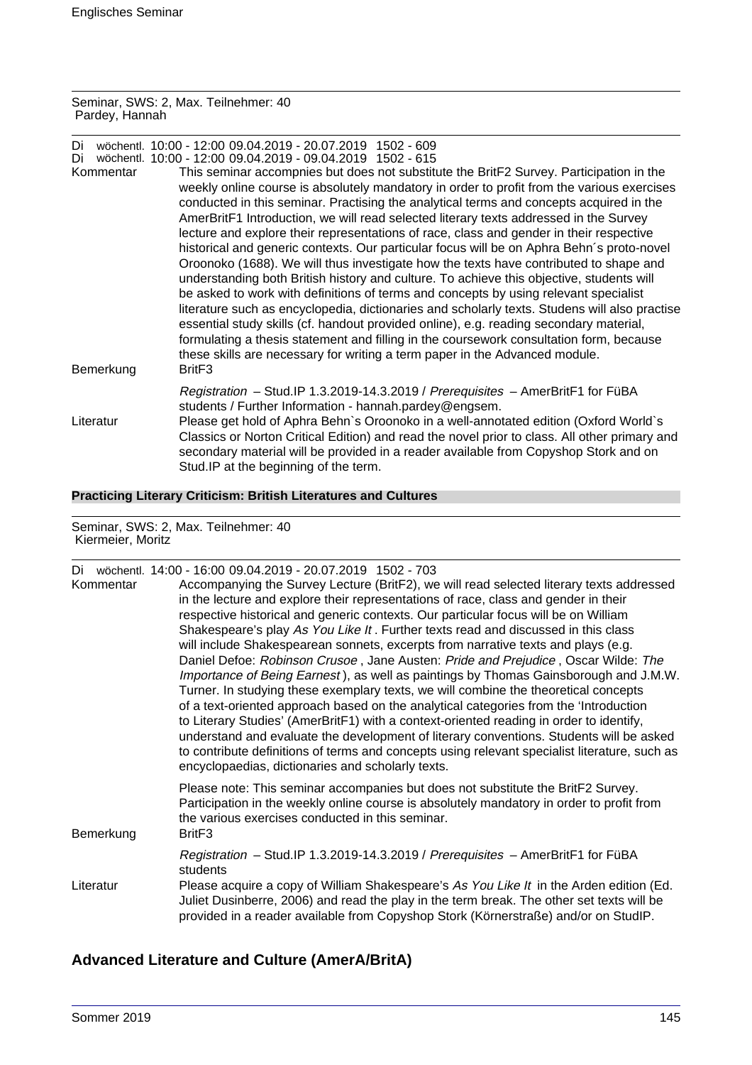Seminar, SWS: 2, Max. Teilnehmer: 40
Pardey, Hannah

Di wöchentl. 10:00 - 12:00 09.04.2019 - 20.07.2019 1502 - 609
Di wöchentl. 10:00 - 12:00 09.04.2019 - 09.04.2019 1502 - 615

Kommentar
This seminar accompnies but does not substitute the BritF2 Survey. Participation in the weekly online course is absolutely mandatory in order to profit from the various exercises conducted in this seminar. Practising the analytical terms and concepts acquired in the AmerBritF1 Introduction, we will read selected literary texts addressed in the Survey lecture and explore their representations of race, class and gender in their respective historical and generic contexts. Our particular focus will be on Aphra Behn´s proto-novel Oroonoko (1688). We will thus investigate how the texts have contributed to shape and understanding both British history and culture. To achieve this objective, students will be asked to work with definitions of terms and concepts by using relevant specialist literature such as encyclopedia, dictionaries and scholarly texts. Studens will also practise essential study skills (cf. handout provided online), e.g. reading secondary material, formulating a thesis statement and filling in the coursework consultation form, because these skills are necessary for writing a term paper in the Advanced module.

Bemerkung
BritF3

*Registration* – Stud.IP 1.3.2019-14.3.2019 / *Prerequisites* – AmerBritF1 for FüBA students / Further Information - hannah.pardey@engsem.

Literatur
Please get hold of Aphra Behn`s Oroonoko in a well-annotated edition (Oxford World`s Classics or Norton Critical Edition) and read the novel prior to class. All other primary and secondary material will be provided in a reader available from Copyshop Stork and on Stud.IP at the beginning of the term.

**Practicing Literary Criticism: British Literatures and Cultures**

Seminar, SWS: 2, Max. Teilnehmer: 40
Kiermeier, Moritz

Di wöchentl. 14:00 - 16:00 09.04.2019 - 20.07.2019 1502 - 703

Kommentar
Accompanying the Survey Lecture (BritF2), we will read selected literary texts addressed in the lecture and explore their representations of race, class and gender in their respective historical and generic contexts. Our particular focus will be on William Shakespeare's play *As You Like It* . Further texts read and discussed in this class will include Shakespearean sonnets, excerpts from narrative texts and plays (e.g. Daniel Defoe: *Robinson Crusoe* , Jane Austen: *Pride and Prejudice* , Oscar Wilde: *The Importance of Being Earnest* ), as well as paintings by Thomas Gainsborough and J.M.W. Turner. In studying these exemplary texts, we will combine the theoretical concepts of a text-oriented approach based on the analytical categories from the 'Introduction to Literary Studies' (AmerBritF1) with a context-oriented reading in order to identify, understand and evaluate the development of literary conventions. Students will be asked to contribute definitions of terms and concepts using relevant specialist literature, such as encyclopaedias, dictionaries and scholarly texts.

Please note: This seminar accompanies but does not substitute the BritF2 Survey. Participation in the weekly online course is absolutely mandatory in order to profit from the various exercises conducted in this seminar.

Bemerkung
BritF3

*Registration* – Stud.IP 1.3.2019-14.3.2019 / *Prerequisites* – AmerBritF1 for FüBA students

Literatur
Please acquire a copy of William Shakespeare's *As You Like It* in the Arden edition (Ed. Juliet Dusinberre, 2006) and read the play in the term break. The other set texts will be provided in a reader available from Copyshop Stork (Körnerstraße) and/or on StudIP.

## Advanced Literature and Culture (AmerA/BritA)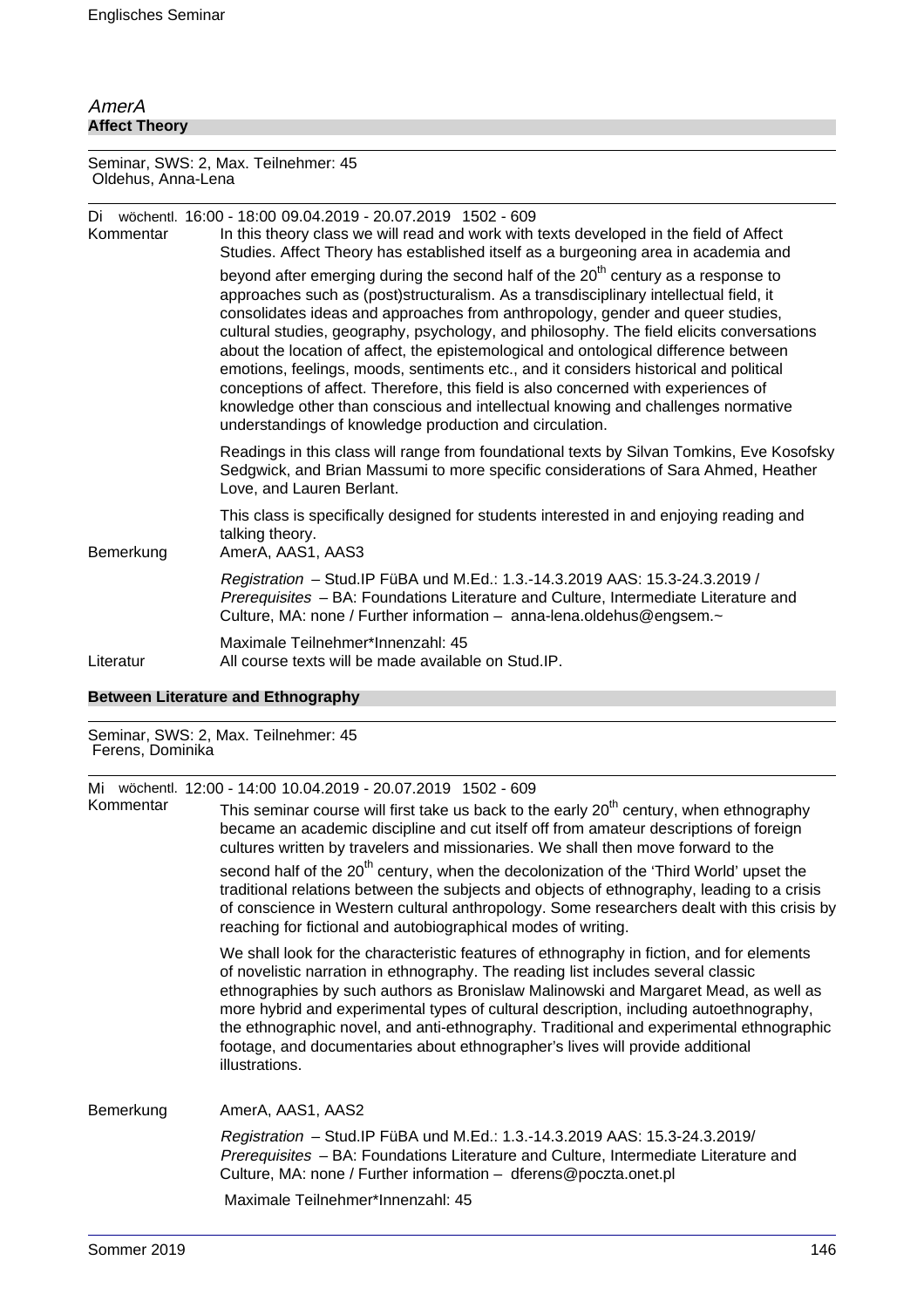*AmerA*

## Affect Theory

Seminar, SWS: 2, Max. Teilnehmer: 45
Oldehus, Anna-Lena

Di wöchentl. 16:00 - 18:00 09.04.2019 - 20.07.2019 1502 - 609

Kommentar

In this theory class we will read and work with texts developed in the field of Affect Studies. Affect Theory has established itself as a burgeoning area in academia and beyond after emerging during the second half of the 20th century as a response to approaches such as (post)structuralism. As a transdisciplinary intellectual field, it consolidates ideas and approaches from anthropology, gender and queer studies, cultural studies, geography, psychology, and philosophy. The field elicits conversations about the location of affect, the epistemological and ontological difference between emotions, feelings, moods, sentiments etc., and it considers historical and political conceptions of affect. Therefore, this field is also concerned with experiences of knowledge other than conscious and intellectual knowing and challenges normative understandings of knowledge production and circulation.

Readings in this class will range from foundational texts by Silvan Tomkins, Eve Kosofsky Sedgwick, and Brian Massumi to more specific considerations of Sara Ahmed, Heather Love, and Lauren Berlant.

This class is specifically designed for students interested in and enjoying reading and talking theory.

Bemerkung

AmerA, AAS1, AAS3

*Registration* – Stud.IP FüBA und M.Ed.: 1.3.-14.3.2019 AAS: 15.3-24.3.2019 / *Prerequisites* – BA: Foundations Literature and Culture, Intermediate Literature and Culture, MA: none / Further information – anna-lena.oldehus@engsem.~

Maximale Teilnehmer*Innenzahl: 45

Literatur

All course texts will be made available on Stud.IP.

## Between Literature and Ethnography

Seminar, SWS: 2, Max. Teilnehmer: 45
Ferens, Dominika

Mi wöchentl. 12:00 - 14:00 10.04.2019 - 20.07.2019 1502 - 609

Kommentar

This seminar course will first take us back to the early 20th century, when ethnography became an academic discipline and cut itself off from amateur descriptions of foreign cultures written by travelers and missionaries. We shall then move forward to the second half of the 20th century, when the decolonization of the 'Third World' upset the traditional relations between the subjects and objects of ethnography, leading to a crisis of conscience in Western cultural anthropology. Some researchers dealt with this crisis by reaching for fictional and autobiographical modes of writing.

We shall look for the characteristic features of ethnography in fiction, and for elements of novelistic narration in ethnography. The reading list includes several classic ethnographies by such authors as Bronislaw Malinowski and Margaret Mead, as well as more hybrid and experimental types of cultural description, including autoethnography, the ethnographic novel, and anti-ethnography. Traditional and experimental ethnographic footage, and documentaries about ethnographer's lives will provide additional illustrations.

Bemerkung

AmerA, AAS1, AAS2

*Registration* – Stud.IP FüBA und M.Ed.: 1.3.-14.3.2019 AAS: 15.3-24.3.2019/ *Prerequisites* – BA: Foundations Literature and Culture, Intermediate Literature and Culture, MA: none / Further information – dferens@poczta.onet.pl

Maximale Teilnehmer*Innenzahl: 45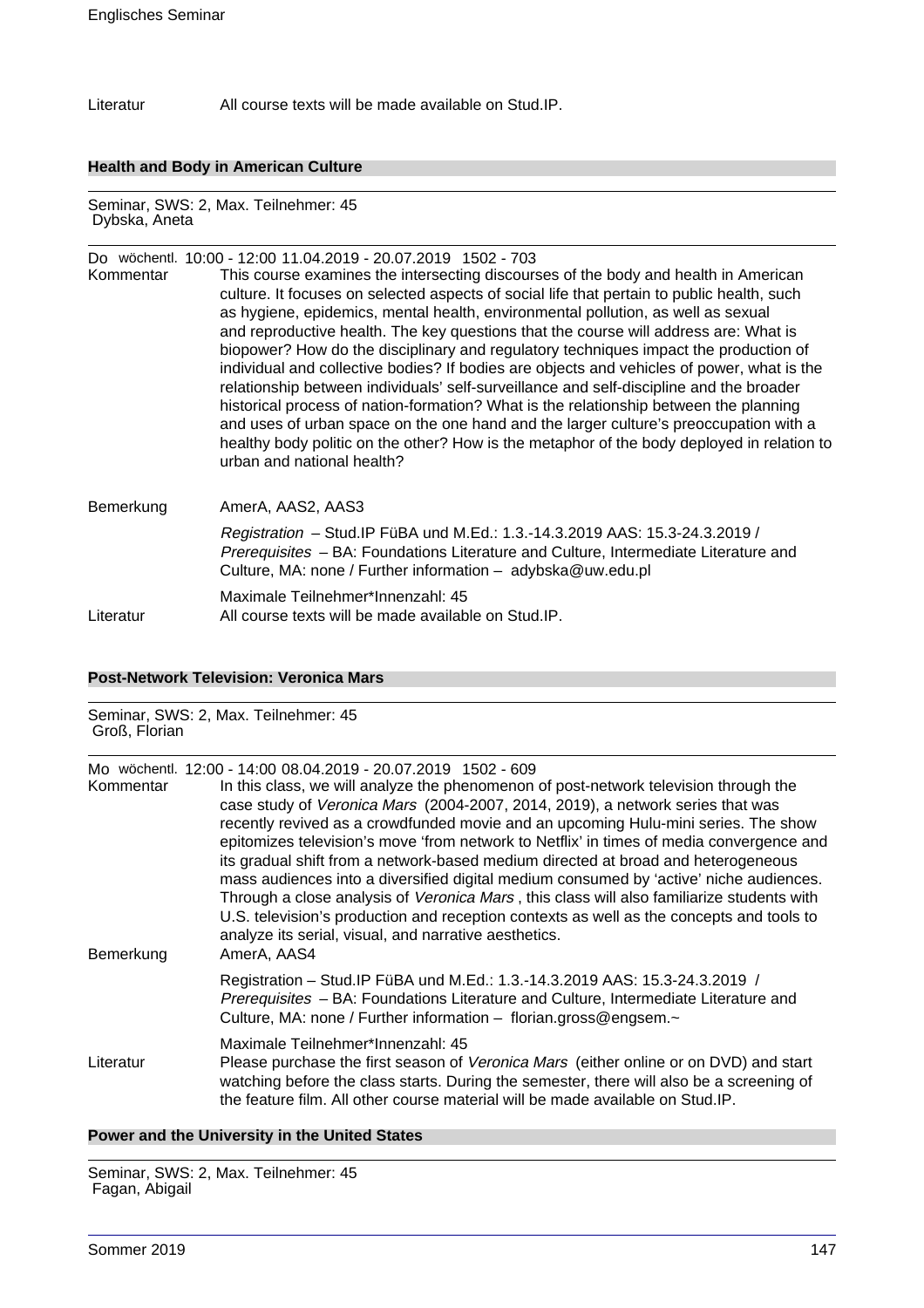Literatur All course texts will be made available on Stud.IP.

### Health and Body in American Culture

Seminar, SWS: 2, Max. Teilnehmer: 45
Dybska, Aneta

Do wöchentl. 10:00 - 12:00 11.04.2019 - 20.07.2019 1502 - 703

Kommentar This course examines the intersecting discourses of the body and health in American culture. It focuses on selected aspects of social life that pertain to public health, such as hygiene, epidemics, mental health, environmental pollution, as well as sexual and reproductive health. The key questions that the course will address are: What is biopower? How do the disciplinary and regulatory techniques impact the production of individual and collective bodies? If bodies are objects and vehicles of power, what is the relationship between individuals' self-surveillance and self-discipline and the broader historical process of nation-formation? What is the relationship between the planning and uses of urban space on the one hand and the larger culture's preoccupation with a healthy body politic on the other? How is the metaphor of the body deployed in relation to urban and national health?

Bemerkung AmerA, AAS2, AAS3

*Registration* – Stud.IP FüBA und M.Ed.: 1.3.-14.3.2019 AAS: 15.3-24.3.2019 / *Prerequisites* – BA: Foundations Literature and Culture, Intermediate Literature and Culture, MA: none / Further information – adybska@uw.edu.pl

Maximale Teilnehmer*Innenzahl: 45

Literatur All course texts will be made available on Stud.IP.

### Post-Network Television: Veronica Mars

Seminar, SWS: 2, Max. Teilnehmer: 45
Groß, Florian

Mo wöchentl. 12:00 - 14:00 08.04.2019 - 20.07.2019 1502 - 609

Kommentar In this class, we will analyze the phenomenon of post-network television through the case study of *Veronica Mars* (2004-2007, 2014, 2019), a network series that was recently revived as a crowdfunded movie and an upcoming Hulu-mini series. The show epitomizes television's move 'from network to Netflix' in times of media convergence and its gradual shift from a network-based medium directed at broad and heterogeneous mass audiences into a diversified digital medium consumed by 'active' niche audiences. Through a close analysis of *Veronica Mars* , this class will also familiarize students with U.S. television's production and reception contexts as well as the concepts and tools to analyze its serial, visual, and narrative aesthetics.

Bemerkung AmerA, AAS4

Registration – Stud.IP FüBA und M.Ed.: 1.3.-14.3.2019 AAS: 15.3-24.3.2019 / *Prerequisites* – BA: Foundations Literature and Culture, Intermediate Literature and Culture, MA: none / Further information – florian.gross@engsem.~

Maximale Teilnehmer*Innenzahl: 45

Literatur Please purchase the first season of *Veronica Mars* (either online or on DVD) and start watching before the class starts. During the semester, there will also be a screening of the feature film. All other course material will be made available on Stud.IP.

### Power and the University in the United States

Seminar, SWS: 2, Max. Teilnehmer: 45
Fagan, Abigail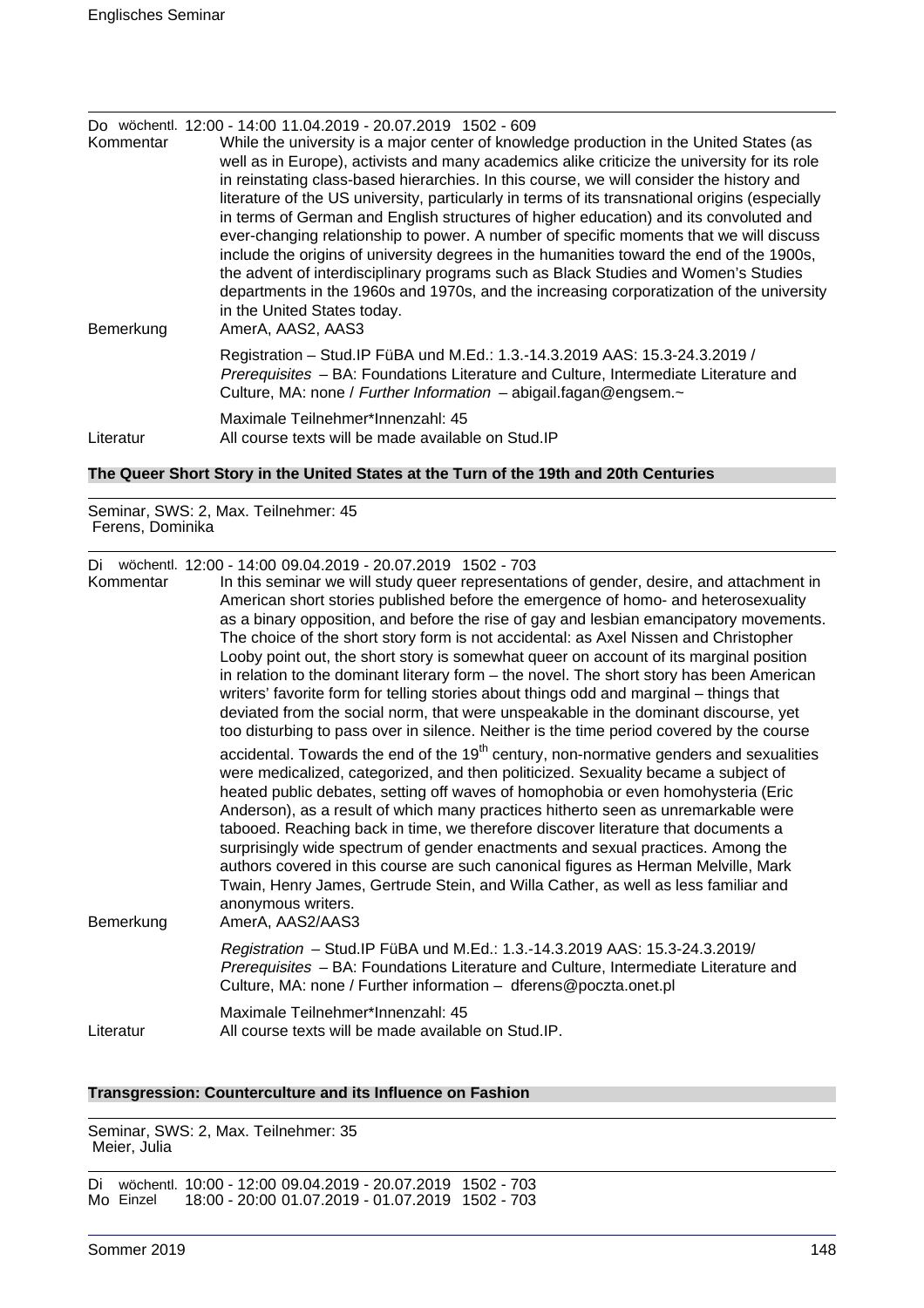Do wöchentl. 12:00 - 14:00 11.04.2019 - 20.07.2019 1502 - 609

Kommentar: While the university is a major center of knowledge production in the United States (as well as in Europe), activists and many academics alike criticize the university for its role in reinstating class-based hierarchies. In this course, we will consider the history and literature of the US university, particularly in terms of its transnational origins (especially in terms of German and English structures of higher education) and its convoluted and ever-changing relationship to power. A number of specific moments that we will discuss include the origins of university degrees in the humanities toward the end of the 1900s, the advent of interdisciplinary programs such as Black Studies and Women's Studies departments in the 1960s and 1970s, and the increasing corporatization of the university in the United States today.

Bemerkung: AmerA, AAS2, AAS3

Registration – Stud.IP FüBA und M.Ed.: 1.3.-14.3.2019 AAS: 15.3-24.3.2019 / *Prerequisites* – BA: Foundations Literature and Culture, Intermediate Literature and Culture, MA: none / *Further Information* – abigail.fagan@engsem.~

Maximale Teilnehmer*Innenzahl: 45

Literatur: All course texts will be made available on Stud.IP

### The Queer Short Story in the United States at the Turn of the 19th and 20th Centuries

Seminar, SWS: 2, Max. Teilnehmer: 45
Ferens, Dominika

Di wöchentl. 12:00 - 14:00 09.04.2019 - 20.07.2019 1502 - 703

Kommentar: In this seminar we will study queer representations of gender, desire, and attachment in American short stories published before the emergence of homo- and heterosexuality as a binary opposition, and before the rise of gay and lesbian emancipatory movements. The choice of the short story form is not accidental: as Axel Nissen and Christopher Looby point out, the short story is somewhat queer on account of its marginal position in relation to the dominant literary form – the novel. The short story has been American writers' favorite form for telling stories about things odd and marginal – things that deviated from the social norm, that were unspeakable in the dominant discourse, yet too disturbing to pass over in silence. Neither is the time period covered by the course accidental. Towards the end of the 19th century, non-normative genders and sexualities were medicalized, categorized, and then politicized. Sexuality became a subject of heated public debates, setting off waves of homophobia or even homohysteria (Eric Anderson), as a result of which many practices hitherto seen as unremarkable were tabooed. Reaching back in time, we therefore discover literature that documents a surprisingly wide spectrum of gender enactments and sexual practices. Among the authors covered in this course are such canonical figures as Herman Melville, Mark Twain, Henry James, Gertrude Stein, and Willa Cather, as well as less familiar and anonymous writers.

Bemerkung: AmerA, AAS2/AAS3

*Registration* – Stud.IP FüBA und M.Ed.: 1.3.-14.3.2019 AAS: 15.3-24.3.2019/ *Prerequisites* – BA: Foundations Literature and Culture, Intermediate Literature and Culture, MA: none / Further information – dferens@poczta.onet.pl

Maximale Teilnehmer*Innenzahl: 45

Literatur: All course texts will be made available on Stud.IP.

### Transgression: Counterculture and its Influence on Fashion

Seminar, SWS: 2, Max. Teilnehmer: 35
Meier, Julia

Di wöchentl. 10:00 - 12:00 09.04.2019 - 20.07.2019 1502 - 703
Mo Einzel 18:00 - 20:00 01.07.2019 - 01.07.2019 1502 - 703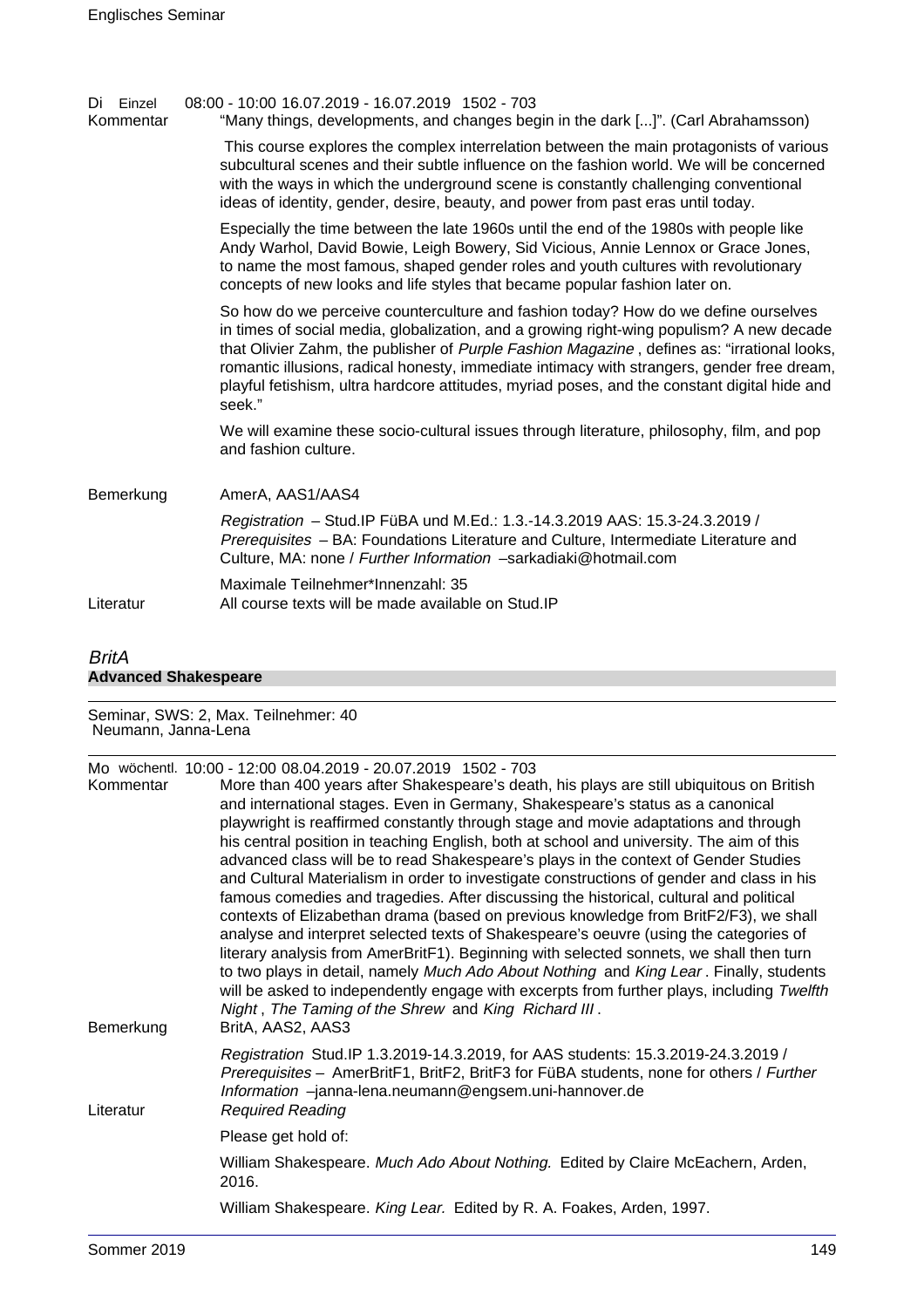Di Einzel 08:00 - 10:00 16.07.2019 - 16.07.2019 1502 - 703

Kommentar

"Many things, developments, and changes begin in the dark [...]". (Carl Abrahamsson)

This course explores the complex interrelation between the main protagonists of various subcultural scenes and their subtle influence on the fashion world. We will be concerned with the ways in which the underground scene is constantly challenging conventional ideas of identity, gender, desire, beauty, and power from past eras until today.

Especially the time between the late 1960s until the end of the 1980s with people like Andy Warhol, David Bowie, Leigh Bowery, Sid Vicious, Annie Lennox or Grace Jones, to name the most famous, shaped gender roles and youth cultures with revolutionary concepts of new looks and life styles that became popular fashion later on.

So how do we perceive counterculture and fashion today? How do we define ourselves in times of social media, globalization, and a growing right-wing populism? A new decade that Olivier Zahm, the publisher of *Purple Fashion Magazine* , defines as: "irrational looks, romantic illusions, radical honesty, immediate intimacy with strangers, gender free dream, playful fetishism, ultra hardcore attitudes, myriad poses, and the constant digital hide and seek."

We will examine these socio-cultural issues through literature, philosophy, film, and pop and fashion culture.

Bemerkung

AmerA, AAS1/AAS4

*Registration* – Stud.IP FüBA und M.Ed.: 1.3.-14.3.2019 AAS: 15.3-24.3.2019 / *Prerequisites* – BA: Foundations Literature and Culture, Intermediate Literature and Culture, MA: none / *Further Information* –sarkadiaki@hotmail.com

Maximale Teilnehmer*Innenzahl: 35

Literatur

All course texts will be made available on Stud.IP

## *BritA*

### Advanced Shakespeare

Seminar, SWS: 2, Max. Teilnehmer: 40
Neumann, Janna-Lena

Mo wöchentl. 10:00 - 12:00 08.04.2019 - 20.07.2019 1502 - 703

Kommentar

More than 400 years after Shakespeare's death, his plays are still ubiquitous on British and international stages. Even in Germany, Shakespeare's status as a canonical playwright is reaffirmed constantly through stage and movie adaptations and through his central position in teaching English, both at school and university. The aim of this advanced class will be to read Shakespeare's plays in the context of Gender Studies and Cultural Materialism in order to investigate constructions of gender and class in his famous comedies and tragedies. After discussing the historical, cultural and political contexts of Elizabethan drama (based on previous knowledge from BritF2/F3), we shall analyse and interpret selected texts of Shakespeare's oeuvre (using the categories of literary analysis from AmerBritF1). Beginning with selected sonnets, we shall then turn to two plays in detail, namely *Much Ado About Nothing* and *King Lear* . Finally, students will be asked to independently engage with excerpts from further plays, including *Twelfth Night* , *The Taming of the Shrew* and *King Richard III* .

Bemerkung

BritA, AAS2, AAS3

*Registration* Stud.IP 1.3.2019-14.3.2019, for AAS students: 15.3.2019-24.3.2019 / *Prerequisites* – AmerBritF1, BritF2, BritF3 for FüBA students, none for others / *Further Information* –janna-lena.neumann@engsem.uni-hannover.de

Literatur

*Required Reading*

Please get hold of:

William Shakespeare. *Much Ado About Nothing.* Edited by Claire McEachern, Arden, 2016.

William Shakespeare. *King Lear.* Edited by R. A. Foakes, Arden, 1997.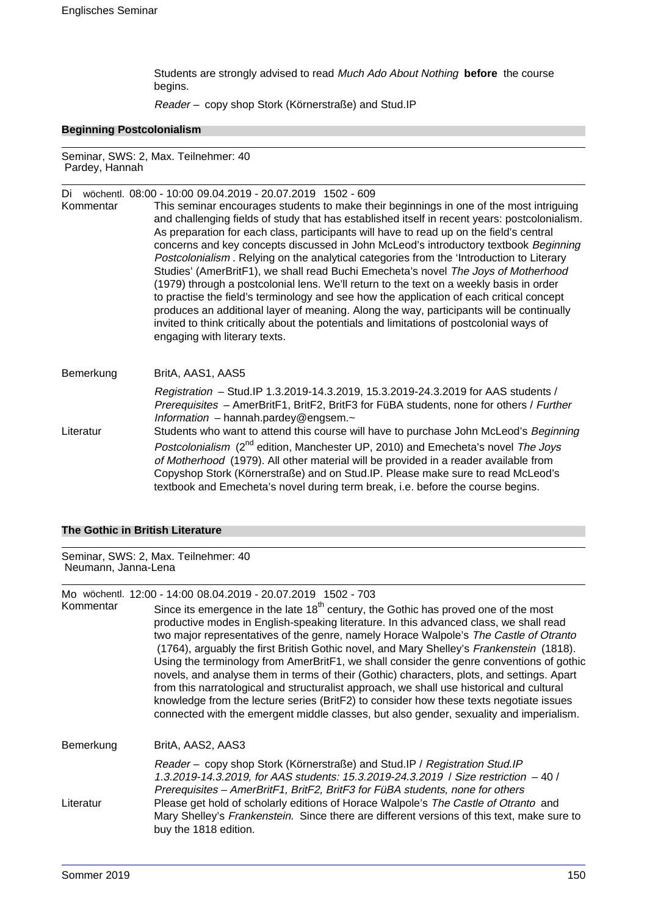Students are strongly advised to read *Much Ado About Nothing* **before** the course begins.

*Reader* – copy shop Stork (Körnerstraße) and Stud.IP

### Beginning Postcolonialism

Seminar, SWS: 2, Max. Teilnehmer: 40
Pardey, Hannah

Di wöchentl. 08:00 - 10:00 09.04.2019 - 20.07.2019 1502 - 609

Kommentar

This seminar encourages students to make their beginnings in one of the most intriguing and challenging fields of study that has established itself in recent years: postcolonialism. As preparation for each class, participants will have to read up on the field's central concerns and key concepts discussed in John McLeod's introductory textbook *Beginning Postcolonialism* . Relying on the analytical categories from the 'Introduction to Literary Studies' (AmerBritF1), we shall read Buchi Emecheta's novel *The Joys of Motherhood* (1979) through a postcolonial lens. We'll return to the text on a weekly basis in order to practise the field's terminology and see how the application of each critical concept produces an additional layer of meaning. Along the way, participants will be continually invited to think critically about the potentials and limitations of postcolonial ways of engaging with literary texts.

Bemerkung

BritA, AAS1, AAS5

*Registration* – Stud.IP 1.3.2019-14.3.2019, 15.3.2019-24.3.2019 for AAS students / *Prerequisites* – AmerBritF1, BritF2, BritF3 for FüBA students, none for others / *Further Information* – hannah.pardey@engsem.~

Literatur

Students who want to attend this course will have to purchase John McLeod's *Beginning Postcolonialism* (2nd edition, Manchester UP, 2010) and Emecheta's novel *The Joys of Motherhood* (1979). All other material will be provided in a reader available from Copyshop Stork (Körnerstraße) and on Stud.IP. Please make sure to read McLeod's textbook and Emecheta's novel during term break, i.e. before the course begins.

### The Gothic in British Literature

Seminar, SWS: 2, Max. Teilnehmer: 40
Neumann, Janna-Lena

Mo wöchentl. 12:00 - 14:00 08.04.2019 - 20.07.2019 1502 - 703

Kommentar

Since its emergence in the late 18th century, the Gothic has proved one of the most productive modes in English-speaking literature. In this advanced class, we shall read two major representatives of the genre, namely Horace Walpole's *The Castle of Otranto* (1764), arguably the first British Gothic novel, and Mary Shelley's *Frankenstein* (1818). Using the terminology from AmerBritF1, we shall consider the genre conventions of gothic novels, and analyse them in terms of their (Gothic) characters, plots, and settings. Apart from this narratological and structuralist approach, we shall use historical and cultural knowledge from the lecture series (BritF2) to consider how these texts negotiate issues connected with the emergent middle classes, but also gender, sexuality and imperialism.

Bemerkung

BritA, AAS2, AAS3

*Reader* – copy shop Stork (Körnerstraße) and Stud.IP / *Registration Stud.IP 1.3.2019-14.3.2019, for AAS students: 15.3.2019-24.3.2019* / *Size restriction* – 40 / *Prerequisites – AmerBritF1, BritF2, BritF3 for FüBA students, none for others*

Literatur

Please get hold of scholarly editions of Horace Walpole's *The Castle of Otranto* and Mary Shelley's *Frankenstein.* Since there are different versions of this text, make sure to buy the 1818 edition.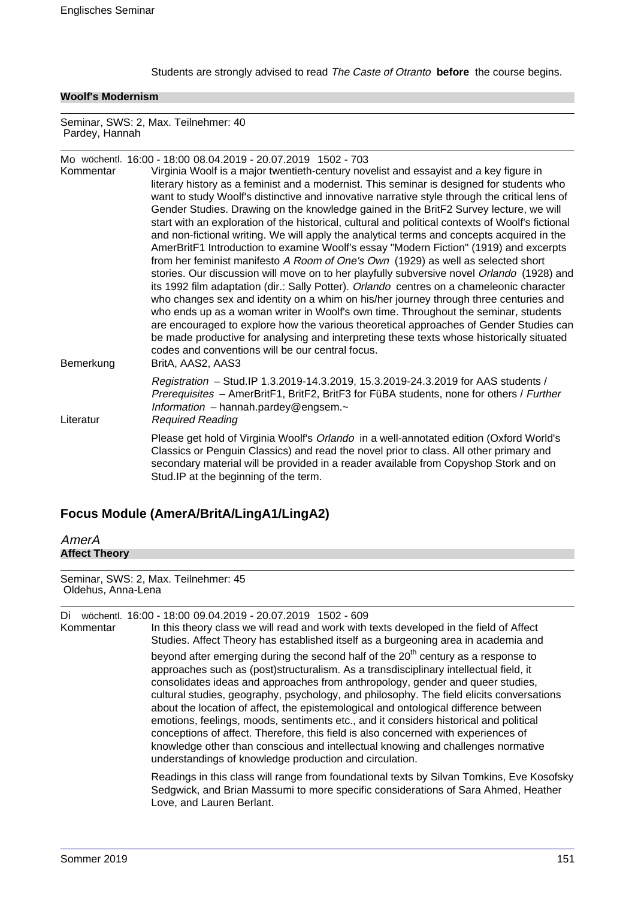Students are strongly advised to read *The Caste of Otranto* **before** the course begins.

**Woolf's Modernism**

Seminar, SWS: 2, Max. Teilnehmer: 40
Pardey, Hannah

Mo wöchentl. 16:00 - 18:00 08.04.2019 - 20.07.2019 1502 - 703

Kommentar: Virginia Woolf is a major twentieth-century novelist and essayist and a key figure in literary history as a feminist and a modernist. This seminar is designed for students who want to study Woolf's distinctive and innovative narrative style through the critical lens of Gender Studies. Drawing on the knowledge gained in the BritF2 Survey lecture, we will start with an exploration of the historical, cultural and political contexts of Woolf's fictional and non-fictional writing. We will apply the analytical terms and concepts acquired in the AmerBritF1 Introduction to examine Woolf's essay "Modern Fiction" (1919) and excerpts from her feminist manifesto *A Room of One's Own* (1929) as well as selected short stories. Our discussion will move on to her playfully subversive novel *Orlando* (1928) and its 1992 film adaptation (dir.: Sally Potter). *Orlando* centres on a chameleonic character who changes sex and identity on a whim on his/her journey through three centuries and who ends up as a woman writer in Woolf's own time. Throughout the seminar, students are encouraged to explore how the various theoretical approaches of Gender Studies can be made productive for analysing and interpreting these texts whose historically situated codes and conventions will be our central focus.

Bemerkung: BritA, AAS2, AAS3

*Registration* – Stud.IP 1.3.2019-14.3.2019, 15.3.2019-24.3.2019 for AAS students / *Prerequisites* – AmerBritF1, BritF2, BritF3 for FüBA students, none for others / *Further Information* – hannah.pardey@engsem.~

Literatur: *Required Reading*

Please get hold of Virginia Woolf's *Orlando* in a well-annotated edition (Oxford World's Classics or Penguin Classics) and read the novel prior to class. All other primary and secondary material will be provided in a reader available from Copyshop Stork and on Stud.IP at the beginning of the term.

## Focus Module (AmerA/BritA/LingA1/LingA2)

### *AmerA*

**Affect Theory**

Seminar, SWS: 2, Max. Teilnehmer: 45
Oldehus, Anna-Lena

Di wöchentl. 16:00 - 18:00 09.04.2019 - 20.07.2019 1502 - 609

Kommentar: In this theory class we will read and work with texts developed in the field of Affect Studies. Affect Theory has established itself as a burgeoning area in academia and beyond after emerging during the second half of the 20th century as a response to approaches such as (post)structuralism. As a transdisciplinary intellectual field, it consolidates ideas and approaches from anthropology, gender and queer studies, cultural studies, geography, psychology, and philosophy. The field elicits conversations about the location of affect, the epistemological and ontological difference between emotions, feelings, moods, sentiments etc., and it considers historical and political conceptions of affect. Therefore, this field is also concerned with experiences of knowledge other than conscious and intellectual knowing and challenges normative understandings of knowledge production and circulation.

Readings in this class will range from foundational texts by Silvan Tomkins, Eve Kosofsky Sedgwick, and Brian Massumi to more specific considerations of Sara Ahmed, Heather Love, and Lauren Berlant.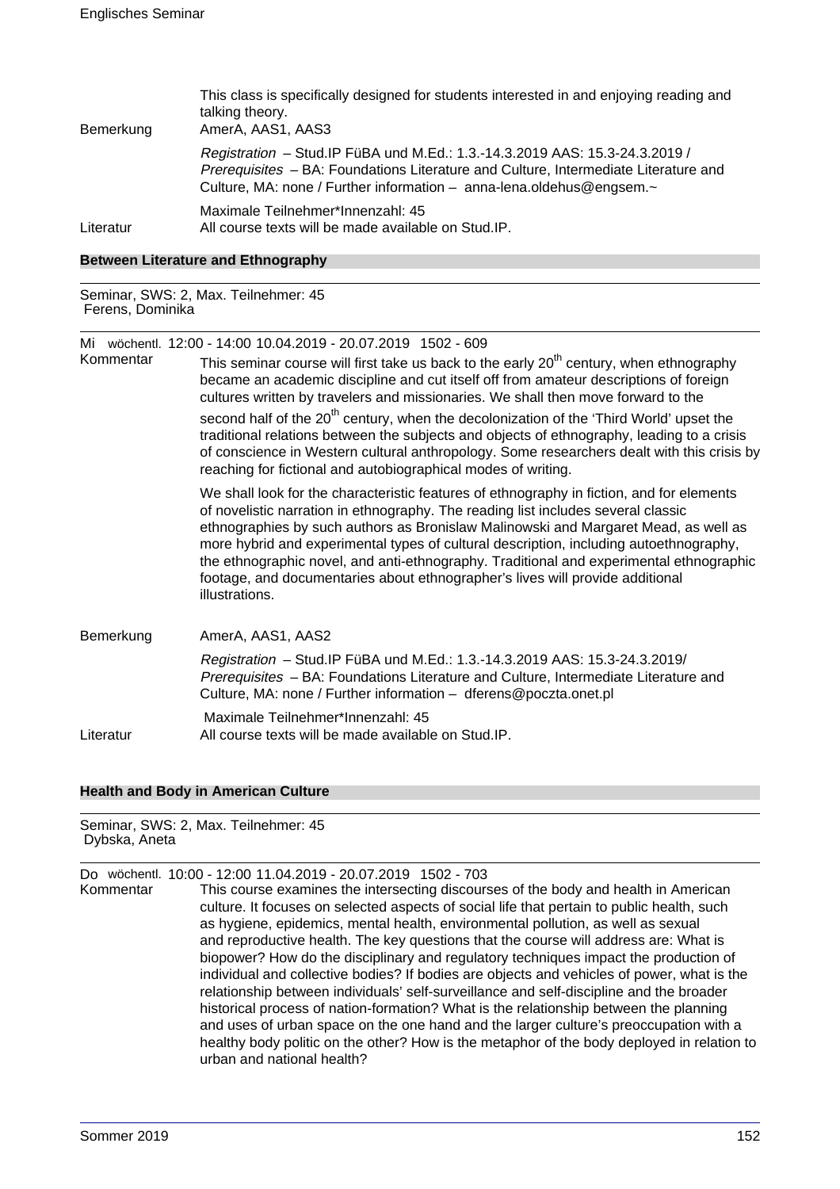This class is specifically designed for students interested in and enjoying reading and talking theory.

Bemerkung — AmerA, AAS1, AAS3

*Registration* – Stud.IP FüBA und M.Ed.: 1.3.-14.3.2019 AAS: 15.3-24.3.2019 / *Prerequisites* – BA: Foundations Literature and Culture, Intermediate Literature and Culture, MA: none / Further information – anna-lena.oldehus@engsem.~

Maximale Teilnehmer*Innenzahl: 45

Literatur — All course texts will be made available on Stud.IP.

### Between Literature and Ethnography

Seminar, SWS: 2, Max. Teilnehmer: 45
Ferens, Dominika

Mi wöchentl. 12:00 - 14:00 10.04.2019 - 20.07.2019 1502 - 609

Kommentar — This seminar course will first take us back to the early 20th century, when ethnography became an academic discipline and cut itself off from amateur descriptions of foreign cultures written by travelers and missionaries. We shall then move forward to the second half of the 20th century, when the decolonization of the 'Third World' upset the traditional relations between the subjects and objects of ethnography, leading to a crisis of conscience in Western cultural anthropology. Some researchers dealt with this crisis by reaching for fictional and autobiographical modes of writing.

We shall look for the characteristic features of ethnography in fiction, and for elements of novelistic narration in ethnography. The reading list includes several classic ethnographies by such authors as Bronislaw Malinowski and Margaret Mead, as well as more hybrid and experimental types of cultural description, including autoethnography, the ethnographic novel, and anti-ethnography. Traditional and experimental ethnographic footage, and documentaries about ethnographer's lives will provide additional illustrations.

Bemerkung — AmerA, AAS1, AAS2

*Registration* – Stud.IP FüBA und M.Ed.: 1.3.-14.3.2019 AAS: 15.3-24.3.2019/ *Prerequisites* – BA: Foundations Literature and Culture, Intermediate Literature and Culture, MA: none / Further information – dferens@poczta.onet.pl

Maximale Teilnehmer*Innenzahl: 45

Literatur — All course texts will be made available on Stud.IP.

### Health and Body in American Culture

Seminar, SWS: 2, Max. Teilnehmer: 45
Dybska, Aneta

Do wöchentl. 10:00 - 12:00 11.04.2019 - 20.07.2019 1502 - 703

Kommentar — This course examines the intersecting discourses of the body and health in American culture. It focuses on selected aspects of social life that pertain to public health, such as hygiene, epidemics, mental health, environmental pollution, as well as sexual and reproductive health. The key questions that the course will address are: What is biopower? How do the disciplinary and regulatory techniques impact the production of individual and collective bodies? If bodies are objects and vehicles of power, what is the relationship between individuals' self-surveillance and self-discipline and the broader historical process of nation-formation? What is the relationship between the planning and uses of urban space on the one hand and the larger culture's preoccupation with a healthy body politic on the other? How is the metaphor of the body deployed in relation to urban and national health?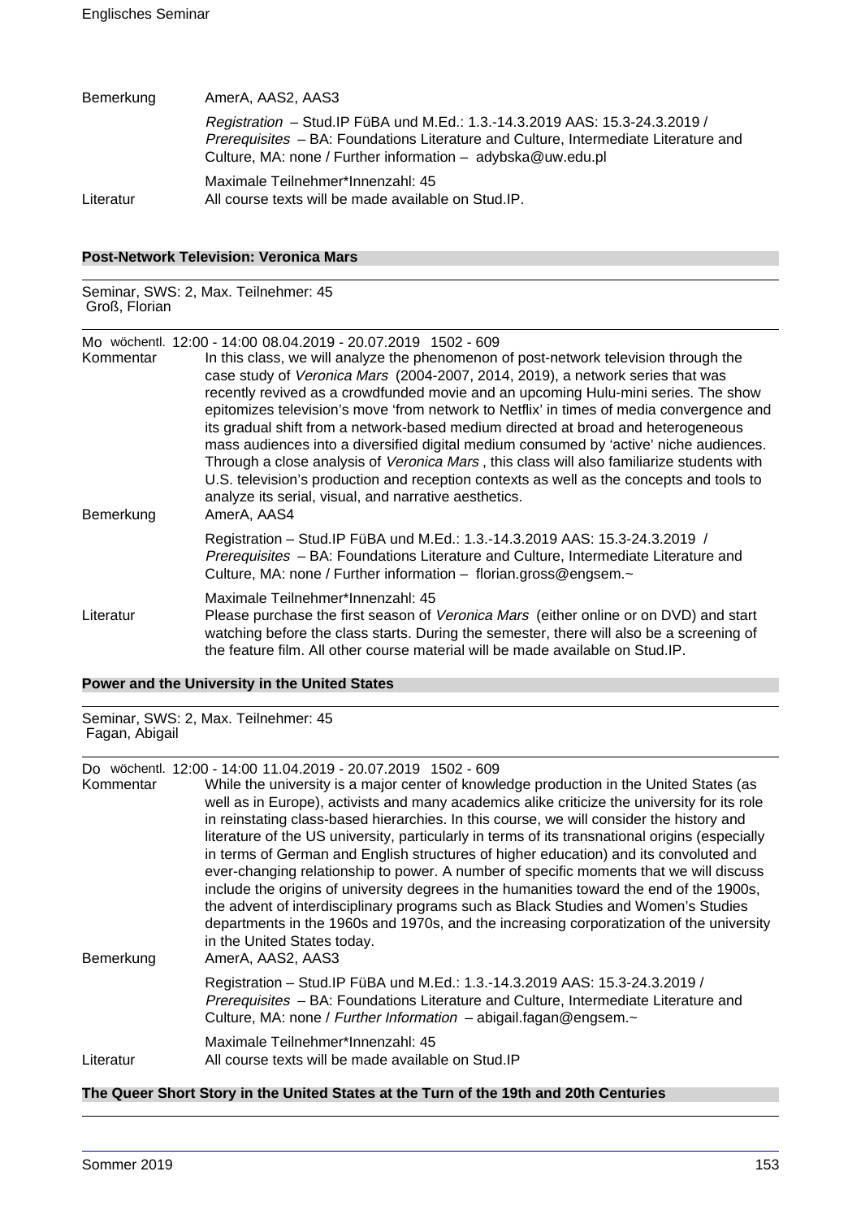| | |
|---|---|
| Bemerkung | AmerA, AAS2, AAS3 |
| | *Registration* – Stud.IP FüBA und M.Ed.: 1.3.-14.3.2019 AAS: 15.3-24.3.2019 / *Prerequisites* – BA: Foundations Literature and Culture, Intermediate Literature and Culture, MA: none / Further information – adybska@uw.edu.pl |
| | Maximale Teilnehmer*Innenzahl: 45 |
| Literatur | All course texts will be made available on Stud.IP. |

### Post-Network Television: Veronica Mars

Seminar, SWS: 2, Max. Teilnehmer: 45
Groß, Florian

Mo wöchentl. 12:00 - 14:00 08.04.2019 - 20.07.2019 1502 - 609

| | |
|---|---|
| Kommentar | In this class, we will analyze the phenomenon of post-network television through the case study of *Veronica Mars* (2004-2007, 2014, 2019), a network series that was recently revived as a crowdfunded movie and an upcoming Hulu-mini series. The show epitomizes television's move 'from network to Netflix' in times of media convergence and its gradual shift from a network-based medium directed at broad and heterogeneous mass audiences into a diversified digital medium consumed by 'active' niche audiences. Through a close analysis of *Veronica Mars* , this class will also familiarize students with U.S. television's production and reception contexts as well as the concepts and tools to analyze its serial, visual, and narrative aesthetics. |
| Bemerkung | AmerA, AAS4 |
| | Registration – Stud.IP FüBA und M.Ed.: 1.3.-14.3.2019 AAS: 15.3-24.3.2019 / *Prerequisites* – BA: Foundations Literature and Culture, Intermediate Literature and Culture, MA: none / Further information – florian.gross@engsem.~ |
| | Maximale Teilnehmer*Innenzahl: 45 |
| Literatur | Please purchase the first season of *Veronica Mars* (either online or on DVD) and start watching before the class starts. During the semester, there will also be a screening of the feature film. All other course material will be made available on Stud.IP. |

### Power and the University in the United States

Seminar, SWS: 2, Max. Teilnehmer: 45
Fagan, Abigail

Do wöchentl. 12:00 - 14:00 11.04.2019 - 20.07.2019 1502 - 609

| | |
|---|---|
| Kommentar | While the university is a major center of knowledge production in the United States (as well as in Europe), activists and many academics alike criticize the university for its role in reinstating class-based hierarchies. In this course, we will consider the history and literature of the US university, particularly in terms of its transnational origins (especially in terms of German and English structures of higher education) and its convoluted and ever-changing relationship to power. A number of specific moments that we will discuss include the origins of university degrees in the humanities toward the end of the 1900s, the advent of interdisciplinary programs such as Black Studies and Women's Studies departments in the 1960s and 1970s, and the increasing corporatization of the university in the United States today. |
| Bemerkung | AmerA, AAS2, AAS3 |
| | Registration – Stud.IP FüBA und M.Ed.: 1.3.-14.3.2019 AAS: 15.3-24.3.2019 / *Prerequisites* – BA: Foundations Literature and Culture, Intermediate Literature and Culture, MA: none / *Further Information* – abigail.fagan@engsem.~ |
| | Maximale Teilnehmer*Innenzahl: 45 |
| Literatur | All course texts will be made available on Stud.IP |

### The Queer Short Story in the United States at the Turn of the 19th and 20th Centuries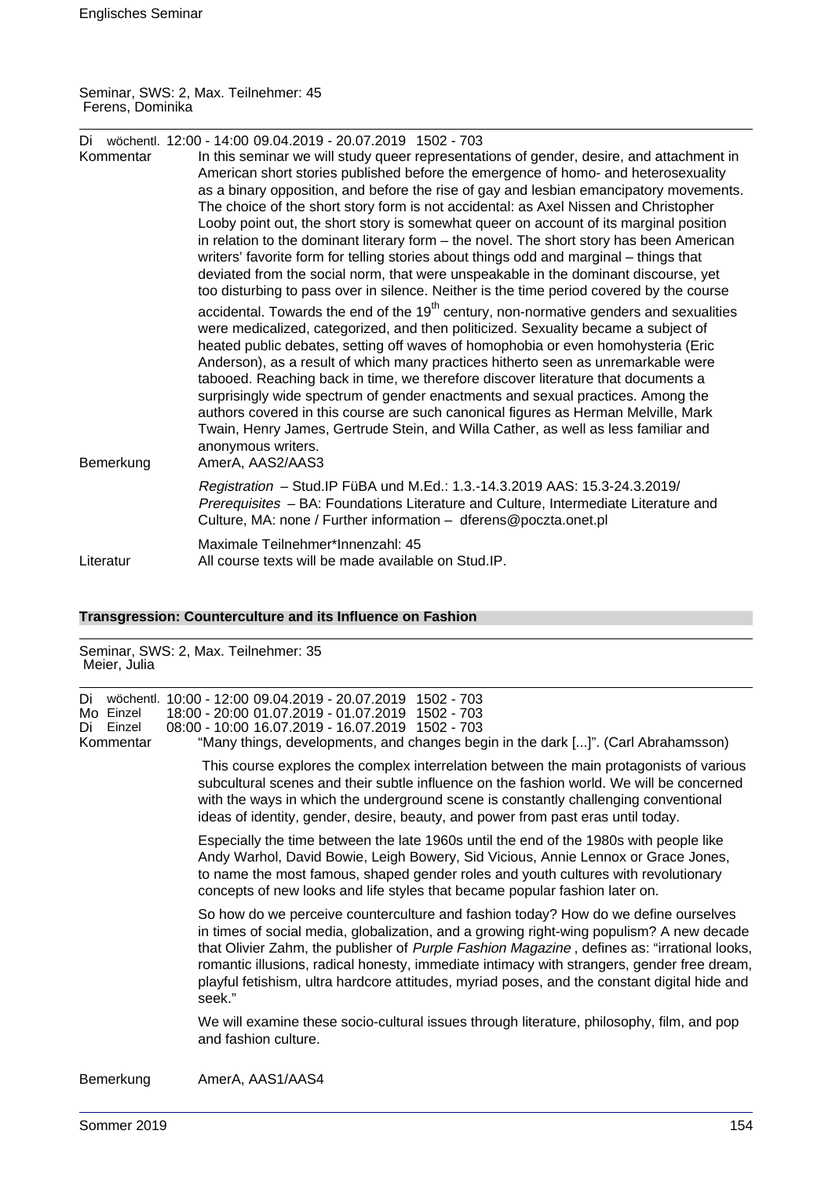Seminar, SWS: 2, Max. Teilnehmer: 45
Ferens, Dominika

Di wöchentl. 12:00 - 14:00 09.04.2019 - 20.07.2019 1502 - 703

Kommentar

In this seminar we will study queer representations of gender, desire, and attachment in American short stories published before the emergence of homo- and heterosexuality as a binary opposition, and before the rise of gay and lesbian emancipatory movements. The choice of the short story form is not accidental: as Axel Nissen and Christopher Looby point out, the short story is somewhat queer on account of its marginal position in relation to the dominant literary form – the novel. The short story has been American writers' favorite form for telling stories about things odd and marginal – things that deviated from the social norm, that were unspeakable in the dominant discourse, yet too disturbing to pass over in silence. Neither is the time period covered by the course accidental. Towards the end of the 19$^{th}$ century, non-normative genders and sexualities were medicalized, categorized, and then politicized. Sexuality became a subject of heated public debates, setting off waves of homophobia or even homohysteria (Eric Anderson), as a result of which many practices hitherto seen as unremarkable were tabooed. Reaching back in time, we therefore discover literature that documents a surprisingly wide spectrum of gender enactments and sexual practices. Among the authors covered in this course are such canonical figures as Herman Melville, Mark Twain, Henry James, Gertrude Stein, and Willa Cather, as well as less familiar and anonymous writers.

Bemerkung

AmerA, AAS2/AAS3

*Registration* – Stud.IP FüBA und M.Ed.: 1.3.-14.3.2019 AAS: 15.3-24.3.2019/ *Prerequisites* – BA: Foundations Literature and Culture, Intermediate Literature and Culture, MA: none / Further information – dferens@poczta.onet.pl

Maximale Teilnehmer*Innenzahl: 45

Literatur

All course texts will be made available on Stud.IP.

## Transgression: Counterculture and its Influence on Fashion

Seminar, SWS: 2, Max. Teilnehmer: 35
Meier, Julia

Di wöchentl. 10:00 - 12:00 09.04.2019 - 20.07.2019 1502 - 703
Mo Einzel 18:00 - 20:00 01.07.2019 - 01.07.2019 1502 - 703
Di Einzel 08:00 - 10:00 16.07.2019 - 16.07.2019 1502 - 703

Kommentar

"Many things, developments, and changes begin in the dark [...]". (Carl Abrahamsson)

This course explores the complex interrelation between the main protagonists of various subcultural scenes and their subtle influence on the fashion world. We will be concerned with the ways in which the underground scene is constantly challenging conventional ideas of identity, gender, desire, beauty, and power from past eras until today.

Especially the time between the late 1960s until the end of the 1980s with people like Andy Warhol, David Bowie, Leigh Bowery, Sid Vicious, Annie Lennox or Grace Jones, to name the most famous, shaped gender roles and youth cultures with revolutionary concepts of new looks and life styles that became popular fashion later on.

So how do we perceive counterculture and fashion today? How do we define ourselves in times of social media, globalization, and a growing right-wing populism? A new decade that Olivier Zahm, the publisher of *Purple Fashion Magazine* , defines as: "irrational looks, romantic illusions, radical honesty, immediate intimacy with strangers, gender free dream, playful fetishism, ultra hardcore attitudes, myriad poses, and the constant digital hide and seek."

We will examine these socio-cultural issues through literature, philosophy, film, and pop and fashion culture.

Bemerkung

AmerA, AAS1/AAS4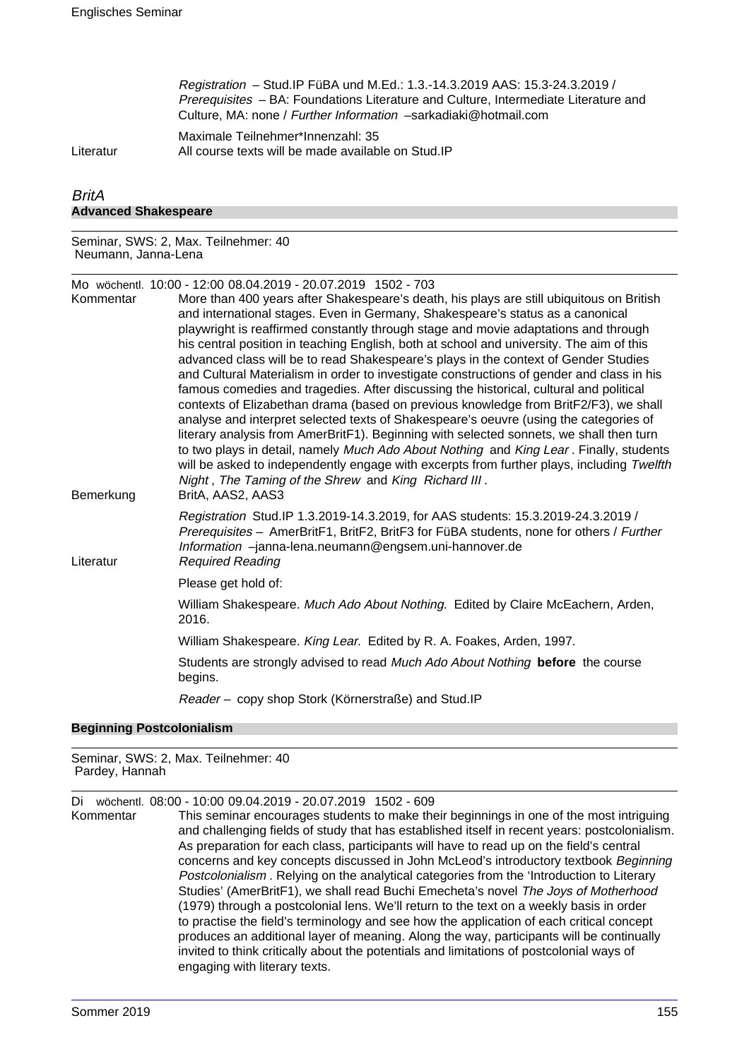*Registration* – Stud.IP FüBA und M.Ed.: 1.3.-14.3.2019 AAS: 15.3-24.3.2019 / *Prerequisites* – BA: Foundations Literature and Culture, Intermediate Literature and Culture, MA: none / *Further Information* –sarkadiaki@hotmail.com

Maximale Teilnehmer*Innenzahl: 35

Literatur — All course texts will be made available on Stud.IP

*BritA*

## Advanced Shakespeare

Seminar, SWS: 2, Max. Teilnehmer: 40
Neumann, Janna-Lena

Mo wöchentl. 10:00 - 12:00 08.04.2019 - 20.07.2019 1502 - 703

Kommentar — More than 400 years after Shakespeare's death, his plays are still ubiquitous on British and international stages. Even in Germany, Shakespeare's status as a canonical playwright is reaffirmed constantly through stage and movie adaptations and through his central position in teaching English, both at school and university. The aim of this advanced class will be to read Shakespeare's plays in the context of Gender Studies and Cultural Materialism in order to investigate constructions of gender and class in his famous comedies and tragedies. After discussing the historical, cultural and political contexts of Elizabethan drama (based on previous knowledge from BritF2/F3), we shall analyse and interpret selected texts of Shakespeare's oeuvre (using the categories of literary analysis from AmerBritF1). Beginning with selected sonnets, we shall then turn to two plays in detail, namely *Much Ado About Nothing* and *King Lear*. Finally, students will be asked to independently engage with excerpts from further plays, including *Twelfth Night*, *The Taming of the Shrew* and *King Richard III*.

Bemerkung — BritA, AAS2, AAS3

*Registration* Stud.IP 1.3.2019-14.3.2019, for AAS students: 15.3.2019-24.3.2019 / *Prerequisites* – AmerBritF1, BritF2, BritF3 for FüBA students, none for others / *Further Information* –janna-lena.neumann@engsem.uni-hannover.de

Literatur — *Required Reading*

Please get hold of:

William Shakespeare. *Much Ado About Nothing.* Edited by Claire McEachern, Arden, 2016.

William Shakespeare. *King Lear.* Edited by R. A. Foakes, Arden, 1997.

Students are strongly advised to read *Much Ado About Nothing* **before** the course begins.

*Reader* – copy shop Stork (Körnerstraße) and Stud.IP

## Beginning Postcolonialism

Seminar, SWS: 2, Max. Teilnehmer: 40
Pardey, Hannah

Di wöchentl. 08:00 - 10:00 09.04.2019 - 20.07.2019 1502 - 609

Kommentar — This seminar encourages students to make their beginnings in one of the most intriguing and challenging fields of study that has established itself in recent years: postcolonialism. As preparation for each class, participants will have to read up on the field's central concerns and key concepts discussed in John McLeod's introductory textbook *Beginning Postcolonialism*. Relying on the analytical categories from the 'Introduction to Literary Studies' (AmerBritF1), we shall read Buchi Emecheta's novel *The Joys of Motherhood* (1979) through a postcolonial lens. We'll return to the text on a weekly basis in order to practise the field's terminology and see how the application of each critical concept produces an additional layer of meaning. Along the way, participants will be continually invited to think critically about the potentials and limitations of postcolonial ways of engaging with literary texts.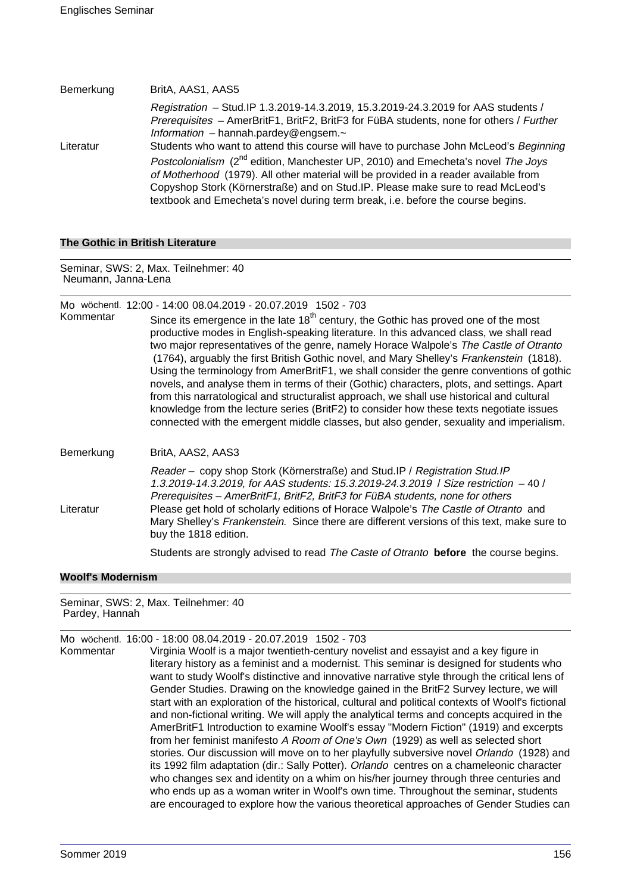| | |
|---|---|
| Bemerkung | BritA, AAS1, AAS5 |
| | *Registration* – Stud.IP 1.3.2019-14.3.2019, 15.3.2019-24.3.2019 for AAS students / *Prerequisites* – AmerBritF1, BritF2, BritF3 for FüBA students, none for others / *Further Information* – hannah.pardey@engsem.~ |
| Literatur | Students who want to attend this course will have to purchase John McLeod's *Beginning Postcolonialism* (2nd edition, Manchester UP, 2010) and Emecheta's novel *The Joys of Motherhood* (1979). All other material will be provided in a reader available from Copyshop Stork (Körnerstraße) and on Stud.IP. Please make sure to read McLeod's textbook and Emecheta's novel during term break, i.e. before the course begins. |

## The Gothic in British Literature

Seminar, SWS: 2, Max. Teilnehmer: 40
Neumann, Janna-Lena

Mo wöchentl. 12:00 - 14:00 08.04.2019 - 20.07.2019 1502 - 703

| | |
|---|---|
| Kommentar | Since its emergence in the late 18th century, the Gothic has proved one of the most productive modes in English-speaking literature. In this advanced class, we shall read two major representatives of the genre, namely Horace Walpole's *The Castle of Otranto* (1764), arguably the first British Gothic novel, and Mary Shelley's *Frankenstein* (1818). Using the terminology from AmerBritF1, we shall consider the genre conventions of gothic novels, and analyse them in terms of their (Gothic) characters, plots, and settings. Apart from this narratological and structuralist approach, we shall use historical and cultural knowledge from the lecture series (BritF2) to consider how these texts negotiate issues connected with the emergent middle classes, but also gender, sexuality and imperialism. |
| Bemerkung | BritA, AAS2, AAS3 |
| | *Reader* – copy shop Stork (Körnerstraße) and Stud.IP / *Registration Stud.IP 1.3.2019-14.3.2019, for AAS students: 15.3.2019-24.3.2019* / *Size restriction* – 40 / *Prerequisites* – AmerBritF1, BritF2, BritF3 for FüBA students, none for others |
| Literatur | Please get hold of scholarly editions of Horace Walpole's *The Castle of Otranto* and Mary Shelley's *Frankenstein.* Since there are different versions of this text, make sure to buy the 1818 edition. |
| | Students are strongly advised to read *The Caste of Otranto* **before** the course begins. |

## Woolf's Modernism

Seminar, SWS: 2, Max. Teilnehmer: 40
Pardey, Hannah

Mo wöchentl. 16:00 - 18:00 08.04.2019 - 20.07.2019 1502 - 703

| | |
|---|---|
| Kommentar | Virginia Woolf is a major twentieth-century novelist and essayist and a key figure in literary history as a feminist and a modernist. This seminar is designed for students who want to study Woolf's distinctive and innovative narrative style through the critical lens of Gender Studies. Drawing on the knowledge gained in the BritF2 Survey lecture, we will start with an exploration of the historical, cultural and political contexts of Woolf's fictional and non-fictional writing. We will apply the analytical terms and concepts acquired in the AmerBritF1 Introduction to examine Woolf's essay "Modern Fiction" (1919) and excerpts from her feminist manifesto *A Room of One's Own* (1929) as well as selected short stories. Our discussion will move on to her playfully subversive novel *Orlando* (1928) and its 1992 film adaptation (dir.: Sally Potter). *Orlando* centres on a chameleonic character who changes sex and identity on a whim on his/her journey through three centuries and who ends up as a woman writer in Woolf's own time. Throughout the seminar, students are encouraged to explore how the various theoretical approaches of Gender Studies can |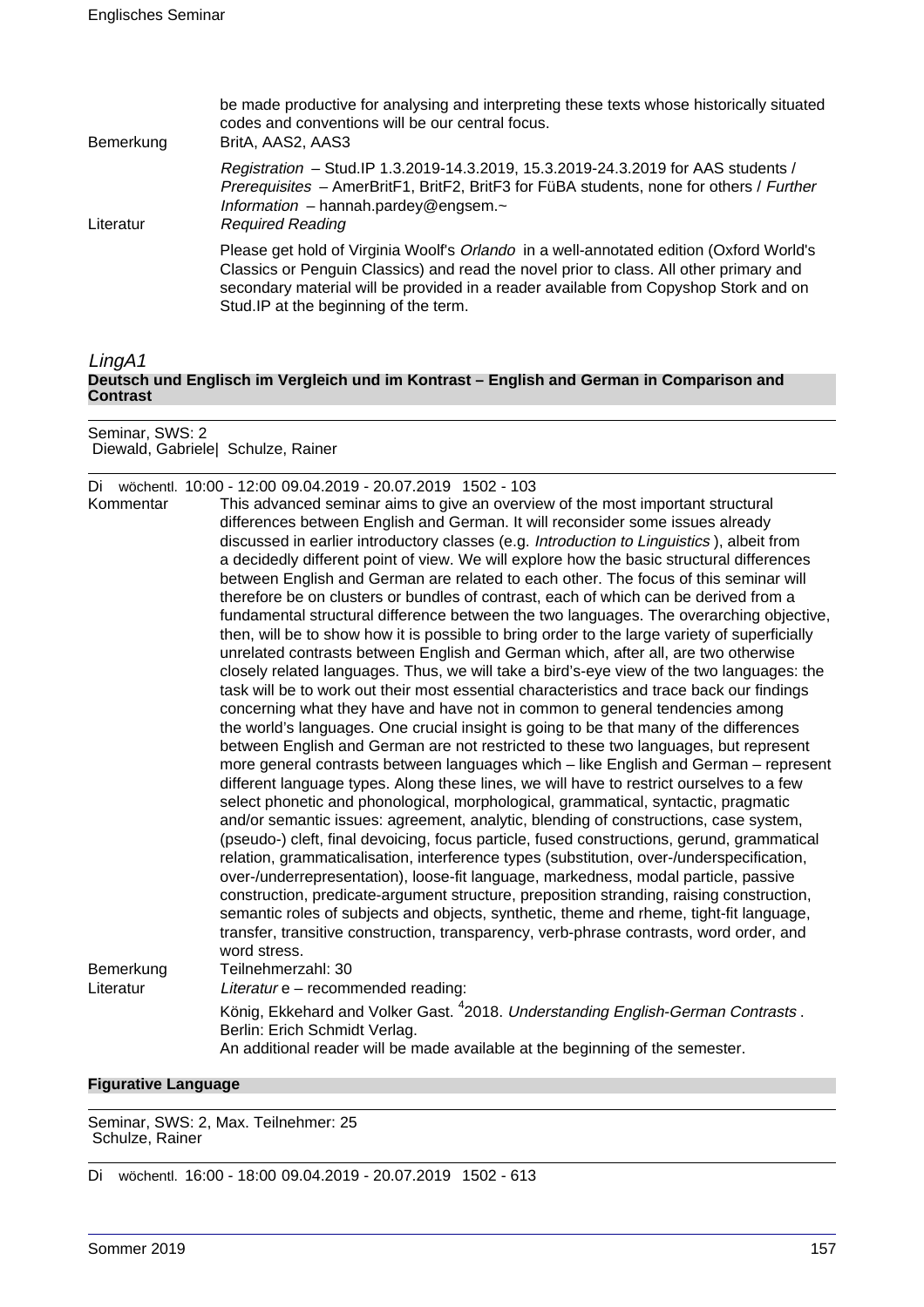be made productive for analysing and interpreting these texts whose historically situated codes and conventions will be our central focus.

Bemerkung: BritA, AAS2, AAS3

*Registration* – Stud.IP 1.3.2019-14.3.2019, 15.3.2019-24.3.2019 for AAS students / *Prerequisites* – AmerBritF1, BritF2, BritF3 for FüBA students, none for others / *Further Information* – hannah.pardey@engsem.~

Literatur: *Required Reading*

Please get hold of Virginia Woolf's *Orlando* in a well-annotated edition (Oxford World's Classics or Penguin Classics) and read the novel prior to class. All other primary and secondary material will be provided in a reader available from Copyshop Stork and on Stud.IP at the beginning of the term.

## *LingA1*

### Deutsch und Englisch im Vergleich und im Kontrast – English and German in Comparison and Contrast

Seminar, SWS: 2
Diewald, Gabriele| Schulze, Rainer

Di wöchentl. 10:00 - 12:00 09.04.2019 - 20.07.2019 1502 - 103

Kommentar: This advanced seminar aims to give an overview of the most important structural differences between English and German. It will reconsider some issues already discussed in earlier introductory classes (e.g. *Introduction to Linguistics* ), albeit from a decidedly different point of view. We will explore how the basic structural differences between English and German are related to each other. The focus of this seminar will therefore be on clusters or bundles of contrast, each of which can be derived from a fundamental structural difference between the two languages. The overarching objective, then, will be to show how it is possible to bring order to the large variety of superficially unrelated contrasts between English and German which, after all, are two otherwise closely related languages. Thus, we will take a bird's-eye view of the two languages: the task will be to work out their most essential characteristics and trace back our findings concerning what they have and have not in common to general tendencies among the world's languages. One crucial insight is going to be that many of the differences between English and German are not restricted to these two languages, but represent more general contrasts between languages which – like English and German – represent different language types. Along these lines, we will have to restrict ourselves to a few select phonetic and phonological, morphological, grammatical, syntactic, pragmatic and/or semantic issues: agreement, analytic, blending of constructions, case system, (pseudo-) cleft, final devoicing, focus particle, fused constructions, gerund, grammatical relation, grammaticalisation, interference types (substitution, over-/underspecification, over-/underrepresentation), loose-fit language, markedness, modal particle, passive construction, predicate-argument structure, preposition stranding, raising construction, semantic roles of subjects and objects, synthetic, theme and rheme, tight-fit language, transfer, transitive construction, transparency, verb-phrase contrasts, word order, and word stress.

Bemerkung: Teilnehmerzahl: 30

Literatur: *Literatur* e – recommended reading:

König, Ekkehard and Volker Gast. [4]2018. *Understanding English-German Contrasts* . Berlin: Erich Schmidt Verlag.
An additional reader will be made available at the beginning of the semester.

### Figurative Language

Seminar, SWS: 2, Max. Teilnehmer: 25
Schulze, Rainer

Di wöchentl. 16:00 - 18:00 09.04.2019 - 20.07.2019 1502 - 613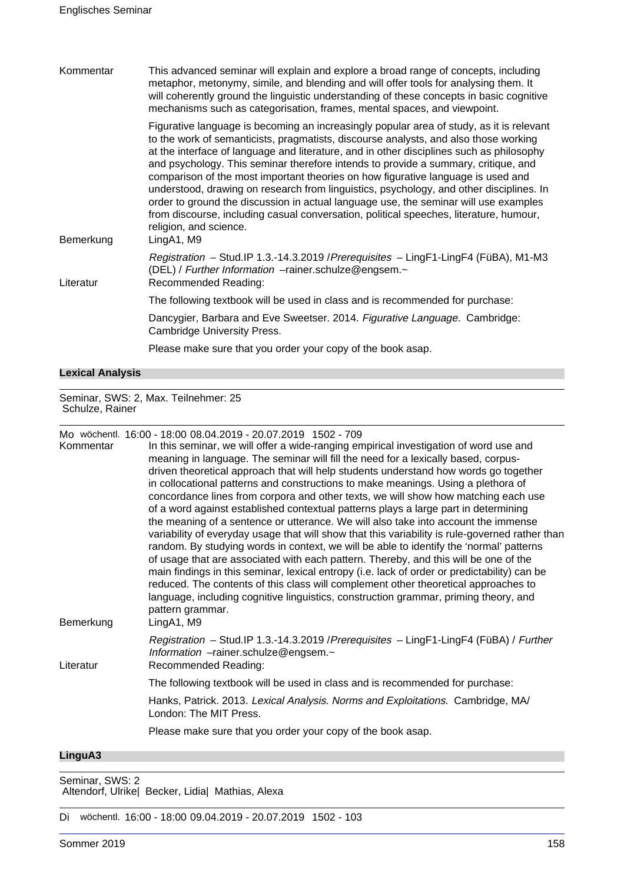Kommentar

This advanced seminar will explain and explore a broad range of concepts, including metaphor, metonymy, simile, and blending and will offer tools for analysing them. It will coherently ground the linguistic understanding of these concepts in basic cognitive mechanisms such as categorisation, frames, mental spaces, and viewpoint.

Figurative language is becoming an increasingly popular area of study, as it is relevant to the work of semanticists, pragmatists, discourse analysts, and also those working at the interface of language and literature, and in other disciplines such as philosophy and psychology. This seminar therefore intends to provide a summary, critique, and comparison of the most important theories on how figurative language is used and understood, drawing on research from linguistics, psychology, and other disciplines. In order to ground the discussion in actual language use, the seminar will use examples from discourse, including casual conversation, political speeches, literature, humour, religion, and science.

Bemerkung

LingA1, M9

*Registration* – Stud.IP 1.3.-14.3.2019 /*Prerequisites* – LingF1-LingF4 (FüBA), M1-M3 (DEL) / *Further Information* –rainer.schulze@engsem.~

Literatur

Recommended Reading:

The following textbook will be used in class and is recommended for purchase:

Dancygier, Barbara and Eve Sweetser. 2014. *Figurative Language.* Cambridge: Cambridge University Press.

Please make sure that you order your copy of the book asap.

### Lexical Analysis

Seminar, SWS: 2, Max. Teilnehmer: 25
Schulze, Rainer

Mo wöchentl. 16:00 - 18:00 08.04.2019 - 20.07.2019 1502 - 709

Kommentar

In this seminar, we will offer a wide-ranging empirical investigation of word use and meaning in language. The seminar will fill the need for a lexically based, corpus-driven theoretical approach that will help students understand how words go together in collocational patterns and constructions to make meanings. Using a plethora of concordance lines from corpora and other texts, we will show how matching each use of a word against established contextual patterns plays a large part in determining the meaning of a sentence or utterance. We will also take into account the immense variability of everyday usage that will show that this variability is rule-governed rather than random. By studying words in context, we will be able to identify the 'normal' patterns of usage that are associated with each pattern. Thereby, and this will be one of the main findings in this seminar, lexical entropy (i.e. lack of order or predictability) can be reduced. The contents of this class will complement other theoretical approaches to language, including cognitive linguistics, construction grammar, priming theory, and pattern grammar.

Bemerkung

LingA1, M9

*Registration* – Stud.IP 1.3.-14.3.2019 /*Prerequisites* – LingF1-LingF4 (FüBA) / *Further Information* –rainer.schulze@engsem.~

Literatur

Recommended Reading:

The following textbook will be used in class and is recommended for purchase:

Hanks, Patrick. 2013. *Lexical Analysis. Norms and Exploitations.* Cambridge, MA/ London: The MIT Press.

Please make sure that you order your copy of the book asap.

### LinguA3

Seminar, SWS: 2
Altendorf, Ulrike| Becker, Lidia| Mathias, Alexa

Di wöchentl. 16:00 - 18:00 09.04.2019 - 20.07.2019 1502 - 103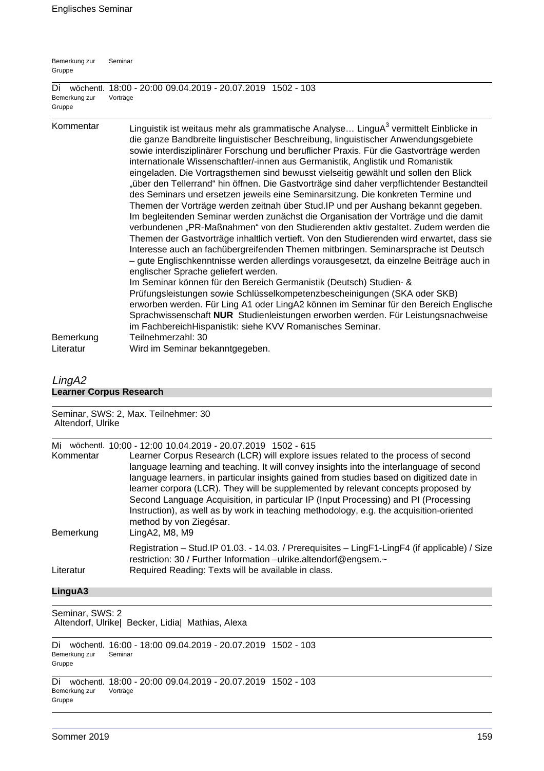| | |
|---|---|
| Bemerkung zur Gruppe | Seminar |

Di wöchentl. 18:00 - 20:00 09.04.2019 - 20.07.2019 1502 - 103

| | |
|---|---|
| Bemerkung zur Gruppe | Vorträge |

**Kommentar**

Linguistik ist weitaus mehr als grammatische Analyse… LinguA³ vermittelt Einblicke in die ganze Bandbreite linguistischer Beschreibung, linguistischer Anwendungsgebiete sowie interdisziplinärer Forschung und beruflicher Praxis. Für die Gastvorträge werden internationale Wissenschaftler/-innen aus Germanistik, Anglistik und Romanistik eingeladen. Die Vortragsthemen sind bewusst vielseitig gewählt und sollen den Blick „über den Tellerrand" hin öffnen. Die Gastvorträge sind daher verpflichtender Bestandteil des Seminars und ersetzen jeweils eine Seminarsitzung. Die konkreten Termine und Themen der Vorträge werden zeitnah über Stud.IP und per Aushang bekannt gegeben. Im begleitenden Seminar werden zunächst die Organisation der Vorträge und die damit verbundenen „PR-Maßnahmen" von den Studierenden aktiv gestaltet. Zudem werden die Themen der Gastvorträge inhaltlich vertieft. Von den Studierenden wird erwartet, dass sie Interesse auch an fachübergreifenden Themen mitbringen. Seminarsprache ist Deutsch – gute Englischkenntnisse werden allerdings vorausgesetzt, da einzelne Beiträge auch in englischer Sprache geliefert werden.
Im Seminar können für den Bereich Germanistik (Deutsch) Studien- & Prüfungsleistungen sowie Schlüsselkompetenzbescheinigungen (SKA oder SKB) erworben werden. Für Ling A1 oder LingA2 können im Seminar für den Bereich Englische Sprachwissenschaft **NUR** Studienleistungen erworben werden. Für Leistungsnachweise im FachbereichHispanistik: siehe KVV Romanisches Seminar.

**Bemerkung** Teilnehmerzahl: 30

**Literatur** Wird im Seminar bekanntgegeben.

## *LingA2*

### Learner Corpus Research

Seminar, SWS: 2, Max. Teilnehmer: 30
Altendorf, Ulrike

Mi wöchentl. 10:00 - 12:00 10.04.2019 - 20.07.2019 1502 - 615

**Kommentar**

Learner Corpus Research (LCR) will explore issues related to the process of second language learning and teaching. It will convey insights into the interlanguage of second language learners, in particular insights gained from studies based on digitized date in learner corpora (LCR). They will be supplemented by relevant concepts proposed by Second Language Acquisition, in particular IP (Input Processing) and PI (Processing Instruction), as well as by work in teaching methodology, e.g. the acquisition-oriented method by von Ziegésar.

**Bemerkung** LingA2, M8, M9

Registration – Stud.IP 01.03. - 14.03. / Prerequisites – LingF1-LingF4 (if applicable) / Size restriction: 30 / Further Information –ulrike.altendorf@engsem.~

**Literatur** Required Reading: Texts will be available in class.

### LinguA3

Seminar, SWS: 2
Altendorf, Ulrike| Becker, Lidia| Mathias, Alexa

Di wöchentl. 16:00 - 18:00 09.04.2019 - 20.07.2019 1502 - 103

| | |
|---|---|
| Bemerkung zur Gruppe | Seminar |

Di wöchentl. 18:00 - 20:00 09.04.2019 - 20.07.2019 1502 - 103

| | |
|---|---|
| Bemerkung zur Gruppe | Vorträge |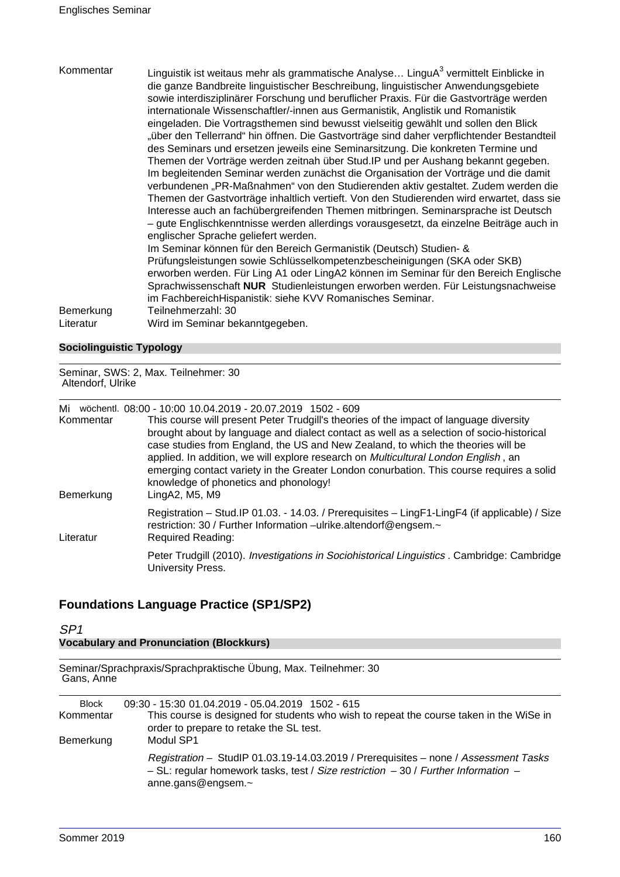Kommentar Linguistik ist weitaus mehr als grammatische Analyse… LinguA$^3$ vermittelt Einblicke in die ganze Bandbreite linguistischer Beschreibung, linguistischer Anwendungsgebiete sowie interdisziplinärer Forschung und beruflicher Praxis. Für die Gastvorträge werden internationale Wissenschaftler/-innen aus Germanistik, Anglistik und Romanistik eingeladen. Die Vortragsthemen sind bewusst vielseitig gewählt und sollen den Blick „über den Tellerrand" hin öffnen. Die Gastvorträge sind daher verpflichtender Bestandteil des Seminars und ersetzen jeweils eine Seminarsitzung. Die konkreten Termine und Themen der Vorträge werden zeitnah über Stud.IP und per Aushang bekannt gegeben. Im begleitenden Seminar werden zunächst die Organisation der Vorträge und die damit verbundenen „PR-Maßnahmen" von den Studierenden aktiv gestaltet. Zudem werden die Themen der Gastvorträge inhaltlich vertieft. Von den Studierenden wird erwartet, dass sie Interesse auch an fachübergreifenden Themen mitbringen. Seminarsprache ist Deutsch – gute Englischkenntnisse werden allerdings vorausgesetzt, da einzelne Beiträge auch in englischer Sprache geliefert werden.
Im Seminar können für den Bereich Germanistik (Deutsch) Studien- & Prüfungsleistungen sowie Schlüsselkompetenzbescheinigungen (SKA oder SKB) erworben werden. Für Ling A1 oder LingA2 können im Seminar für den Bereich Englische Sprachwissenschaft **NUR** Studienleistungen erworben werden. Für Leistungsnachweise im FachbereichHispanistik: siehe KVV Romanisches Seminar.

Bemerkung Teilnehmerzahl: 30

Literatur Wird im Seminar bekanntgegeben.

**Sociolinguistic Typology**

Seminar, SWS: 2, Max. Teilnehmer: 30
Altendorf, Ulrike

Mi wöchentl. 08:00 - 10:00 10.04.2019 - 20.07.2019 1502 - 609

Kommentar This course will present Peter Trudgill's theories of the impact of language diversity brought about by language and dialect contact as well as a selection of socio-historical case studies from England, the US and New Zealand, to which the theories will be applied. In addition, we will explore research on *Multicultural London English* , an emerging contact variety in the Greater London conurbation. This course requires a solid knowledge of phonetics and phonology!

Bemerkung LingA2, M5, M9

Registration – Stud.IP 01.03. - 14.03. / Prerequisites – LingF1-LingF4 (if applicable) / Size restriction: 30 / Further Information –ulrike.altendorf@engsem.~

Literatur Required Reading:

Peter Trudgill (2010). *Investigations in Sociohistorical Linguistics* . Cambridge: Cambridge University Press.

## Foundations Language Practice (SP1/SP2)

### *SP1*

**Vocabulary and Pronunciation (Blockkurs)**

Seminar/Sprachpraxis/Sprachpraktische Übung, Max. Teilnehmer: 30
Gans, Anne

Block 09:30 - 15:30 01.04.2019 - 05.04.2019 1502 - 615

Kommentar This course is designed for students who wish to repeat the course taken in the WiSe in order to prepare to retake the SL test.

Bemerkung Modul SP1

*Registration* – StudIP 01.03.19-14.03.2019 / Prerequisites – none / *Assessment Tasks* – SL: regular homework tasks, test / *Size restriction* – 30 / *Further Information* – anne.gans@engsem.~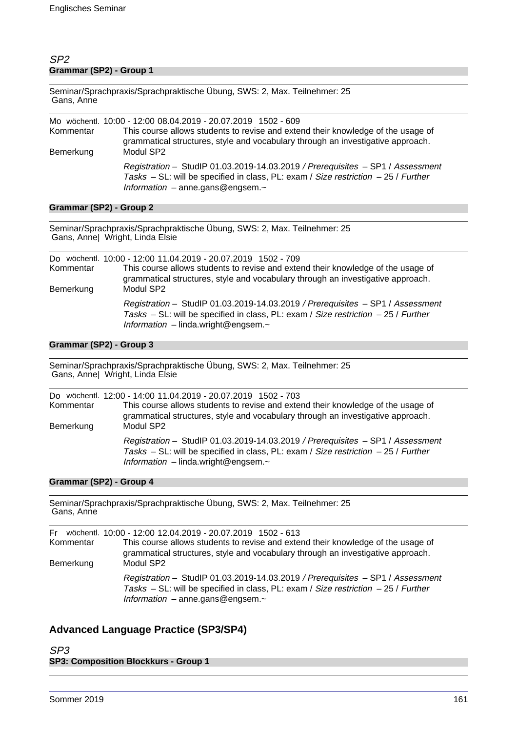*SP2*

**Grammar (SP2) - Group 1**

Seminar/Sprachpraxis/Sprachpraktische Übung, SWS: 2, Max. Teilnehmer: 25
Gans, Anne

Mo wöchentl. 10:00 - 12:00 08.04.2019 - 20.07.2019 1502 - 609

Kommentar: This course allows students to revise and extend their knowledge of the usage of grammatical structures, style and vocabulary through an investigative approach.

Bemerkung: Modul SP2

*Registration* – StudIP 01.03.2019-14.03.2019 */ Prerequisites* – SP1 / *Assessment Tasks* – SL: will be specified in class, PL: exam / *Size restriction* – 25 / *Further Information* – anne.gans@engsem.~

**Grammar (SP2) - Group 2**

Seminar/Sprachpraxis/Sprachpraktische Übung, SWS: 2, Max. Teilnehmer: 25
Gans, Anne| Wright, Linda Elsie

Do wöchentl. 10:00 - 12:00 11.04.2019 - 20.07.2019 1502 - 709

Kommentar: This course allows students to revise and extend their knowledge of the usage of grammatical structures, style and vocabulary through an investigative approach.

Bemerkung: Modul SP2

*Registration* – StudIP 01.03.2019-14.03.2019 */ Prerequisites* – SP1 / *Assessment Tasks* – SL: will be specified in class, PL: exam / *Size restriction* – 25 / *Further Information* – linda.wright@engsem.~

**Grammar (SP2) - Group 3**

Seminar/Sprachpraxis/Sprachpraktische Übung, SWS: 2, Max. Teilnehmer: 25
Gans, Anne| Wright, Linda Elsie

Do wöchentl. 12:00 - 14:00 11.04.2019 - 20.07.2019 1502 - 703

Kommentar: This course allows students to revise and extend their knowledge of the usage of grammatical structures, style and vocabulary through an investigative approach.

Bemerkung: Modul SP2

*Registration* – StudIP 01.03.2019-14.03.2019 */ Prerequisites* – SP1 / *Assessment Tasks* – SL: will be specified in class, PL: exam / *Size restriction* – 25 / *Further Information* – linda.wright@engsem.~

**Grammar (SP2) - Group 4**

Seminar/Sprachpraxis/Sprachpraktische Übung, SWS: 2, Max. Teilnehmer: 25
Gans, Anne

Fr wöchentl. 10:00 - 12:00 12.04.2019 - 20.07.2019 1502 - 613

Kommentar: This course allows students to revise and extend their knowledge of the usage of grammatical structures, style and vocabulary through an investigative approach.

Bemerkung: Modul SP2

*Registration* – StudIP 01.03.2019-14.03.2019 */ Prerequisites* – SP1 / *Assessment Tasks* – SL: will be specified in class, PL: exam / *Size restriction* – 25 / *Further Information* – anne.gans@engsem.~

## Advanced Language Practice (SP3/SP4)

*SP3*

**SP3: Composition Blockkurs - Group 1**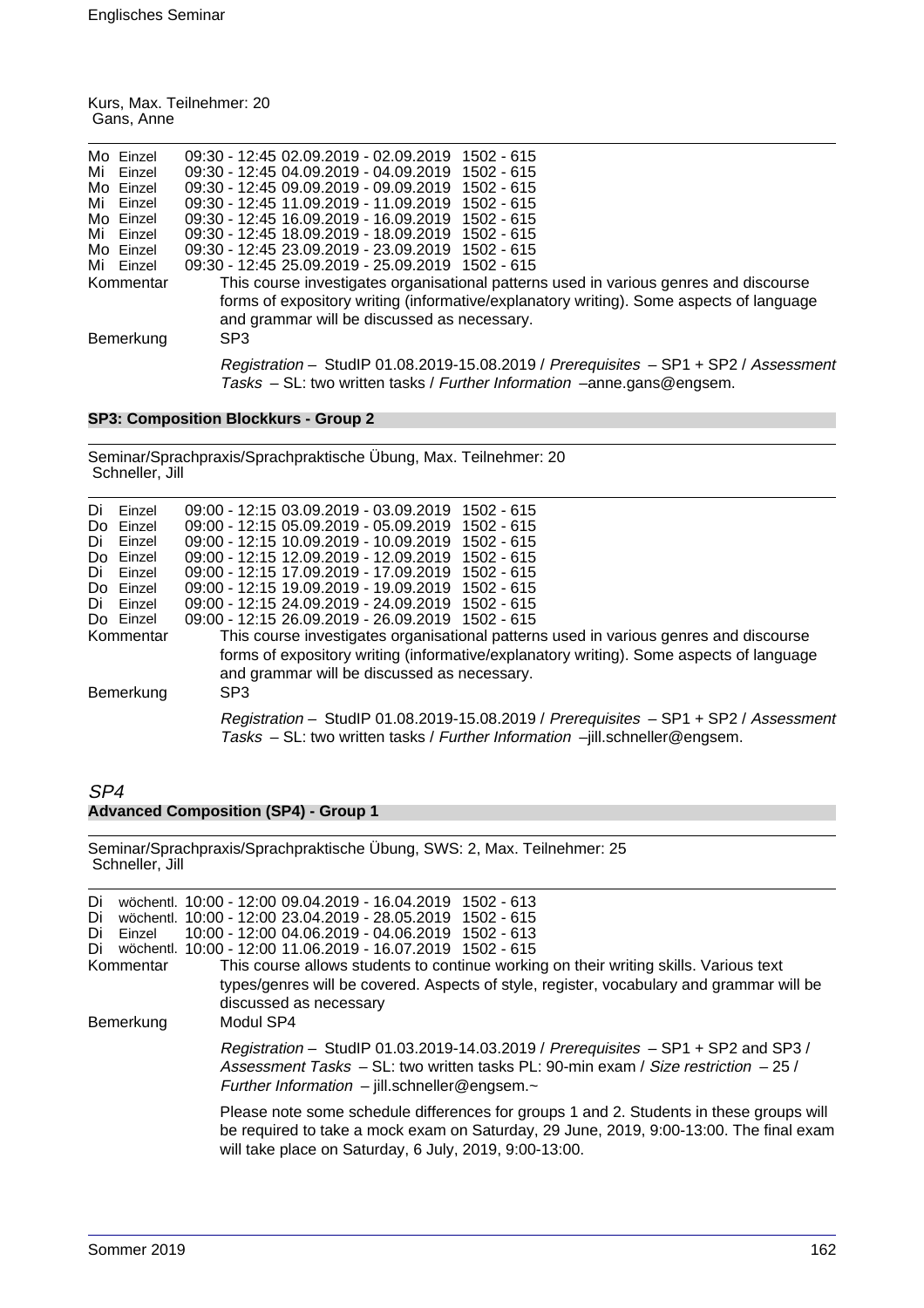Kurs, Max. Teilnehmer: 20
Gans, Anne

| | | |
|---|---|---|
| Mo Einzel | 09:30 - 12:45 02.09.2019 - 02.09.2019 | 1502 - 615 |
| Mi Einzel | 09:30 - 12:45 04.09.2019 - 04.09.2019 | 1502 - 615 |
| Mo Einzel | 09:30 - 12:45 09.09.2019 - 09.09.2019 | 1502 - 615 |
| Mi Einzel | 09:30 - 12:45 11.09.2019 - 11.09.2019 | 1502 - 615 |
| Mo Einzel | 09:30 - 12:45 16.09.2019 - 16.09.2019 | 1502 - 615 |
| Mi Einzel | 09:30 - 12:45 18.09.2019 - 18.09.2019 | 1502 - 615 |
| Mo Einzel | 09:30 - 12:45 23.09.2019 - 23.09.2019 | 1502 - 615 |
| Mi Einzel | 09:30 - 12:45 25.09.2019 - 25.09.2019 | 1502 - 615 |

Kommentar: This course investigates organisational patterns used in various genres and discourse forms of expository writing (informative/explanatory writing). Some aspects of language and grammar will be discussed as necessary.

Bemerkung: SP3

*Registration* – StudIP 01.08.2019-15.08.2019 / *Prerequisites* – SP1 + SP2 / *Assessment Tasks* – SL: two written tasks / *Further Information* –anne.gans@engsem.

### SP3: Composition Blockkurs - Group 2

Seminar/Sprachpraxis/Sprachpraktische Übung, Max. Teilnehmer: 20
Schneller, Jill

| | | |
|---|---|---|
| Di Einzel | 09:00 - 12:15 03.09.2019 - 03.09.2019 | 1502 - 615 |
| Do Einzel | 09:00 - 12:15 05.09.2019 - 05.09.2019 | 1502 - 615 |
| Di Einzel | 09:00 - 12:15 10.09.2019 - 10.09.2019 | 1502 - 615 |
| Do Einzel | 09:00 - 12:15 12.09.2019 - 12.09.2019 | 1502 - 615 |
| Di Einzel | 09:00 - 12:15 17.09.2019 - 17.09.2019 | 1502 - 615 |
| Do Einzel | 09:00 - 12:15 19.09.2019 - 19.09.2019 | 1502 - 615 |
| Di Einzel | 09:00 - 12:15 24.09.2019 - 24.09.2019 | 1502 - 615 |
| Do Einzel | 09:00 - 12:15 26.09.2019 - 26.09.2019 | 1502 - 615 |

Kommentar: This course investigates organisational patterns used in various genres and discourse forms of expository writing (informative/explanatory writing). Some aspects of language and grammar will be discussed as necessary.

Bemerkung: SP3

*Registration* – StudIP 01.08.2019-15.08.2019 / *Prerequisites* – SP1 + SP2 / *Assessment Tasks* – SL: two written tasks / *Further Information* –jill.schneller@engsem.

## *SP4*

### Advanced Composition (SP4) - Group 1

Seminar/Sprachpraxis/Sprachpraktische Übung, SWS: 2, Max. Teilnehmer: 25
Schneller, Jill

| | | |
|---|---|---|
| Di wöchentl. | 10:00 - 12:00 09.04.2019 - 16.04.2019 | 1502 - 613 |
| Di wöchentl. | 10:00 - 12:00 23.04.2019 - 28.05.2019 | 1502 - 615 |
| Di Einzel | 10:00 - 12:00 04.06.2019 - 04.06.2019 | 1502 - 613 |
| Di wöchentl. | 10:00 - 12:00 11.06.2019 - 16.07.2019 | 1502 - 615 |

Kommentar: This course allows students to continue working on their writing skills. Various text types/genres will be covered. Aspects of style, register, vocabulary and grammar will be discussed as necessary

Bemerkung: Modul SP4

*Registration* – StudIP 01.03.2019-14.03.2019 / *Prerequisites* – SP1 + SP2 and SP3 / *Assessment Tasks* – SL: two written tasks PL: 90-min exam / *Size restriction* – 25 / *Further Information* – jill.schneller@engsem.~

Please note some schedule differences for groups 1 and 2. Students in these groups will be required to take a mock exam on Saturday, 29 June, 2019, 9:00-13:00. The final exam will take place on Saturday, 6 July, 2019, 9:00-13:00.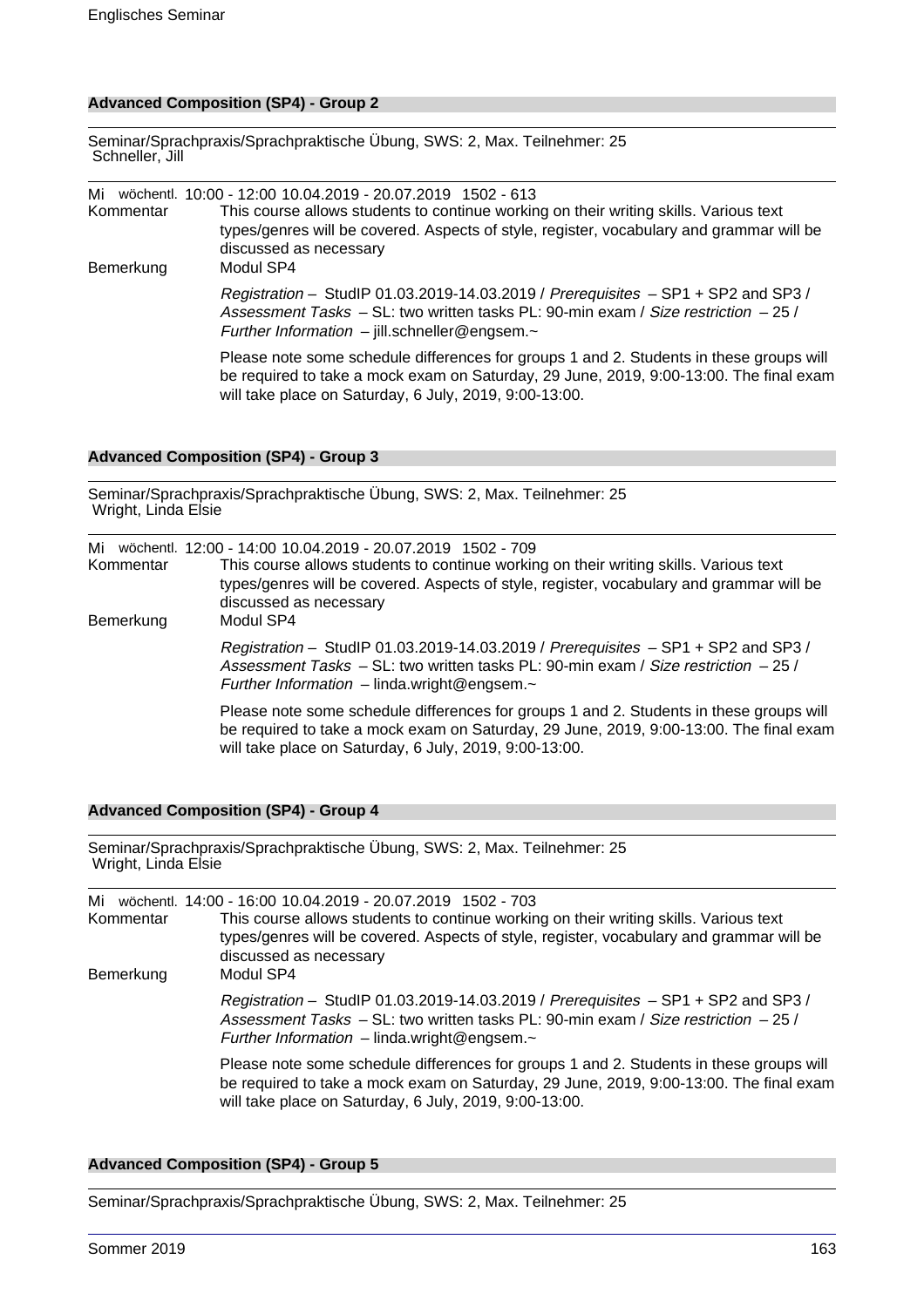### Advanced Composition (SP4) - Group 2

Seminar/Sprachpraxis/Sprachpraktische Übung, SWS: 2, Max. Teilnehmer: 25
Schneller, Jill

Mi wöchentl. 10:00 - 12:00 10.04.2019 - 20.07.2019 1502 - 613

Kommentar: This course allows students to continue working on their writing skills. Various text types/genres will be covered. Aspects of style, register, vocabulary and grammar will be discussed as necessary

Bemerkung: Modul SP4

*Registration* – StudIP 01.03.2019-14.03.2019 / *Prerequisites* – SP1 + SP2 and SP3 / *Assessment Tasks* – SL: two written tasks PL: 90-min exam / *Size restriction* – 25 / *Further Information* – jill.schneller@engsem.~

Please note some schedule differences for groups 1 and 2. Students in these groups will be required to take a mock exam on Saturday, 29 June, 2019, 9:00-13:00. The final exam will take place on Saturday, 6 July, 2019, 9:00-13:00.

### Advanced Composition (SP4) - Group 3

Seminar/Sprachpraxis/Sprachpraktische Übung, SWS: 2, Max. Teilnehmer: 25
Wright, Linda Elsie

Mi wöchentl. 12:00 - 14:00 10.04.2019 - 20.07.2019 1502 - 709

Kommentar: This course allows students to continue working on their writing skills. Various text types/genres will be covered. Aspects of style, register, vocabulary and grammar will be discussed as necessary

Bemerkung: Modul SP4

*Registration* – StudIP 01.03.2019-14.03.2019 / *Prerequisites* – SP1 + SP2 and SP3 / *Assessment Tasks* – SL: two written tasks PL: 90-min exam / *Size restriction* – 25 / *Further Information* – linda.wright@engsem.~

Please note some schedule differences for groups 1 and 2. Students in these groups will be required to take a mock exam on Saturday, 29 June, 2019, 9:00-13:00. The final exam will take place on Saturday, 6 July, 2019, 9:00-13:00.

### Advanced Composition (SP4) - Group 4

Seminar/Sprachpraxis/Sprachpraktische Übung, SWS: 2, Max. Teilnehmer: 25
Wright, Linda Elsie

Mi wöchentl. 14:00 - 16:00 10.04.2019 - 20.07.2019 1502 - 703

Kommentar: This course allows students to continue working on their writing skills. Various text types/genres will be covered. Aspects of style, register, vocabulary and grammar will be discussed as necessary

Bemerkung: Modul SP4

*Registration* – StudIP 01.03.2019-14.03.2019 / *Prerequisites* – SP1 + SP2 and SP3 / *Assessment Tasks* – SL: two written tasks PL: 90-min exam / *Size restriction* – 25 / *Further Information* – linda.wright@engsem.~

Please note some schedule differences for groups 1 and 2. Students in these groups will be required to take a mock exam on Saturday, 29 June, 2019, 9:00-13:00. The final exam will take place on Saturday, 6 July, 2019, 9:00-13:00.

### Advanced Composition (SP4) - Group 5

Seminar/Sprachpraxis/Sprachpraktische Übung, SWS: 2, Max. Teilnehmer: 25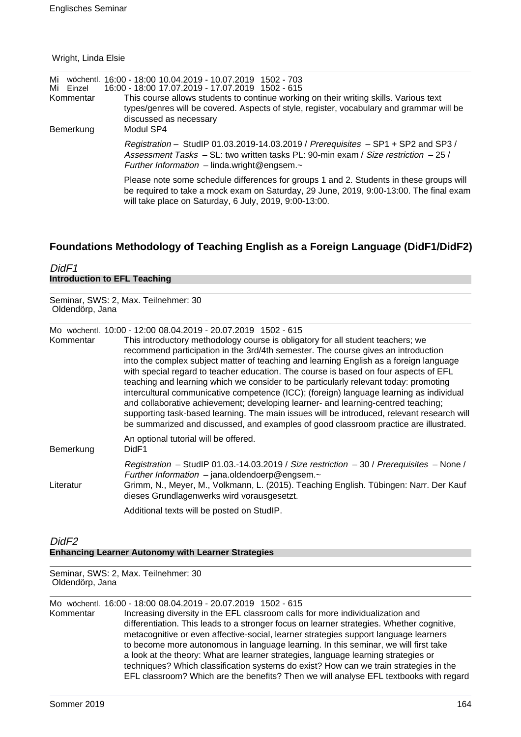Wright, Linda Elsie

| | | |
|---|---|---|
| Mi | wöchentl. | 16:00 - 18:00 10.04.2019 - 10.07.2019 1502 - 703 |
| Mi | Einzel | 16:00 - 18:00 17.07.2019 - 17.07.2019 1502 - 615 |

Kommentar: This course allows students to continue working on their writing skills. Various text types/genres will be covered. Aspects of style, register, vocabulary and grammar will be discussed as necessary

Bemerkung: Modul SP4

*Registration* – StudIP 01.03.2019-14.03.2019 / *Prerequisites* – SP1 + SP2 and SP3 / *Assessment Tasks* – SL: two written tasks PL: 90-min exam / *Size restriction* – 25 / *Further Information* – linda.wright@engsem.~

Please note some schedule differences for groups 1 and 2. Students in these groups will be required to take a mock exam on Saturday, 29 June, 2019, 9:00-13:00. The final exam will take place on Saturday, 6 July, 2019, 9:00-13:00.

## Foundations Methodology of Teaching English as a Foreign Language (DidF1/DidF2)

### *DidF1*

**Introduction to EFL Teaching**

Seminar, SWS: 2, Max. Teilnehmer: 30
Oldendörp, Jana

Mo wöchentl. 10:00 - 12:00 08.04.2019 - 20.07.2019 1502 - 615

Kommentar: This introductory methodology course is obligatory for all student teachers; we recommend participation in the 3rd/4th semester. The course gives an introduction into the complex subject matter of teaching and learning English as a foreign language with special regard to teacher education. The course is based on four aspects of EFL teaching and learning which we consider to be particularly relevant today: promoting intercultural communicative competence (ICC); (foreign) language learning as individual and collaborative achievement; developing learner- and learning-centred teaching; supporting task-based learning. The main issues will be introduced, relevant research will be summarized and discussed, and examples of good classroom practice are illustrated.

An optional tutorial will be offered.

Bemerkung: DidF1

*Registration* – StudIP 01.03.-14.03.2019 / *Size restriction* – 30 / *Prerequisites* – None / *Further Information* – jana.oldendoerp@engsem.~

Literatur: Grimm, N., Meyer, M., Volkmann, L. (2015). Teaching English. Tübingen: Narr. Der Kauf dieses Grundlagenwerks wird vorausgesetzt.

Additional texts will be posted on StudIP.

### *DidF2*

**Enhancing Learner Autonomy with Learner Strategies**

Seminar, SWS: 2, Max. Teilnehmer: 30
Oldendörp, Jana

Mo wöchentl. 16:00 - 18:00 08.04.2019 - 20.07.2019 1502 - 615

Kommentar: Increasing diversity in the EFL classroom calls for more individualization and differentiation. This leads to a stronger focus on learner strategies. Whether cognitive, metacognitive or even affective-social, learner strategies support language learners to become more autonomous in language learning. In this seminar, we will first take a look at the theory: What are learner strategies, language learning strategies or techniques? Which classification systems do exist? How can we train strategies in the EFL classroom? Which are the benefits? Then we will analyse EFL textbooks with regard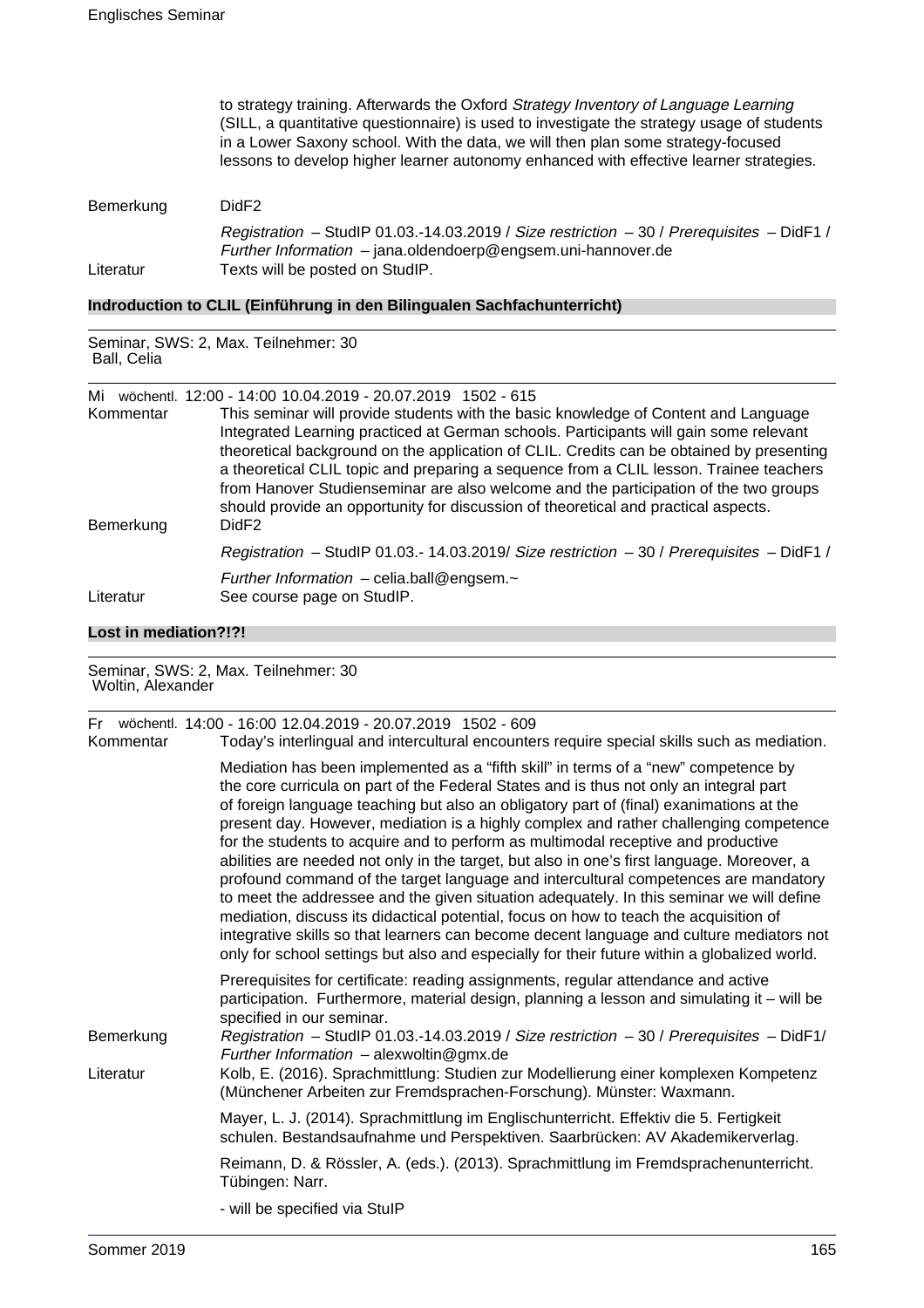to strategy training. Afterwards the Oxford *Strategy Inventory of Language Learning* (SILL, a quantitative questionnaire) is used to investigate the strategy usage of students in a Lower Saxony school. With the data, we will then plan some strategy-focused lessons to develop higher learner autonomy enhanced with effective learner strategies.

Bemerkung DidF2

*Registration* – StudIP 01.03.-14.03.2019 / *Size restriction* – 30 / *Prerequisites* – DidF1 / *Further Information* – jana.oldendoerp@engsem.uni-hannover.de

Literatur Texts will be posted on StudIP.

## Indroduction to CLIL (Einführung in den Bilingualen Sachfachunterricht)

Seminar, SWS: 2, Max. Teilnehmer: 30
Ball, Celia

Mi wöchentl. 12:00 - 14:00 10.04.2019 - 20.07.2019 1502 - 615

Kommentar This seminar will provide students with the basic knowledge of Content and Language Integrated Learning practiced at German schools. Participants will gain some relevant theoretical background on the application of CLIL. Credits can be obtained by presenting a theoretical CLIL topic and preparing a sequence from a CLIL lesson. Trainee teachers from Hanover Studienseminar are also welcome and the participation of the two groups should provide an opportunity for discussion of theoretical and practical aspects.

Bemerkung DidF2

*Registration* – StudIP 01.03.- 14.03.2019/ *Size restriction* – 30 / *Prerequisites* – DidF1 /

*Further Information* – celia.ball@engsem.~

Literatur See course page on StudIP.

## Lost in mediation?!?!

Seminar, SWS: 2, Max. Teilnehmer: 30
Woltin, Alexander

Fr wöchentl. 14:00 - 16:00 12.04.2019 - 20.07.2019 1502 - 609

Kommentar Today's interlingual and intercultural encounters require special skills such as mediation.

Mediation has been implemented as a "fifth skill" in terms of a "new" competence by the core curricula on part of the Federal States and is thus not only an integral part of foreign language teaching but also an obligatory part of (final) examinations at the present day. However, mediation is a highly complex and rather challenging competence for the students to acquire and to perform as multimodal receptive and productive abilities are needed not only in the target, but also in one's first language. Moreover, a profound command of the target language and intercultural competences are mandatory to meet the addressee and the given situation adequately. In this seminar we will define mediation, discuss its didactical potential, focus on how to teach the acquisition of integrative skills so that learners can become decent language and culture mediators not only for school settings but also and especially for their future within a globalized world.

Prerequisites for certificate: reading assignments, regular attendance and active participation. Furthermore, material design, planning a lesson and simulating it – will be specified in our seminar.

Bemerkung *Registration* – StudIP 01.03.-14.03.2019 / *Size restriction* – 30 / *Prerequisites* – DidF1/ *Further Information* – alexwoltin@gmx.de

Literatur Kolb, E. (2016). Sprachmittlung: Studien zur Modellierung einer komplexen Kompetenz (Münchener Arbeiten zur Fremdsprachen-Forschung). Münster: Waxmann.

Mayer, L. J. (2014). Sprachmittlung im Englischunterricht. Effektiv die 5. Fertigkeit schulen. Bestandsaufnahme und Perspektiven. Saarbrücken: AV Akademikerverlag.

Reimann, D. & Rössler, A. (eds.). (2013). Sprachmittlung im Fremdsprachenunterricht. Tübingen: Narr.

- will be specified via StuIP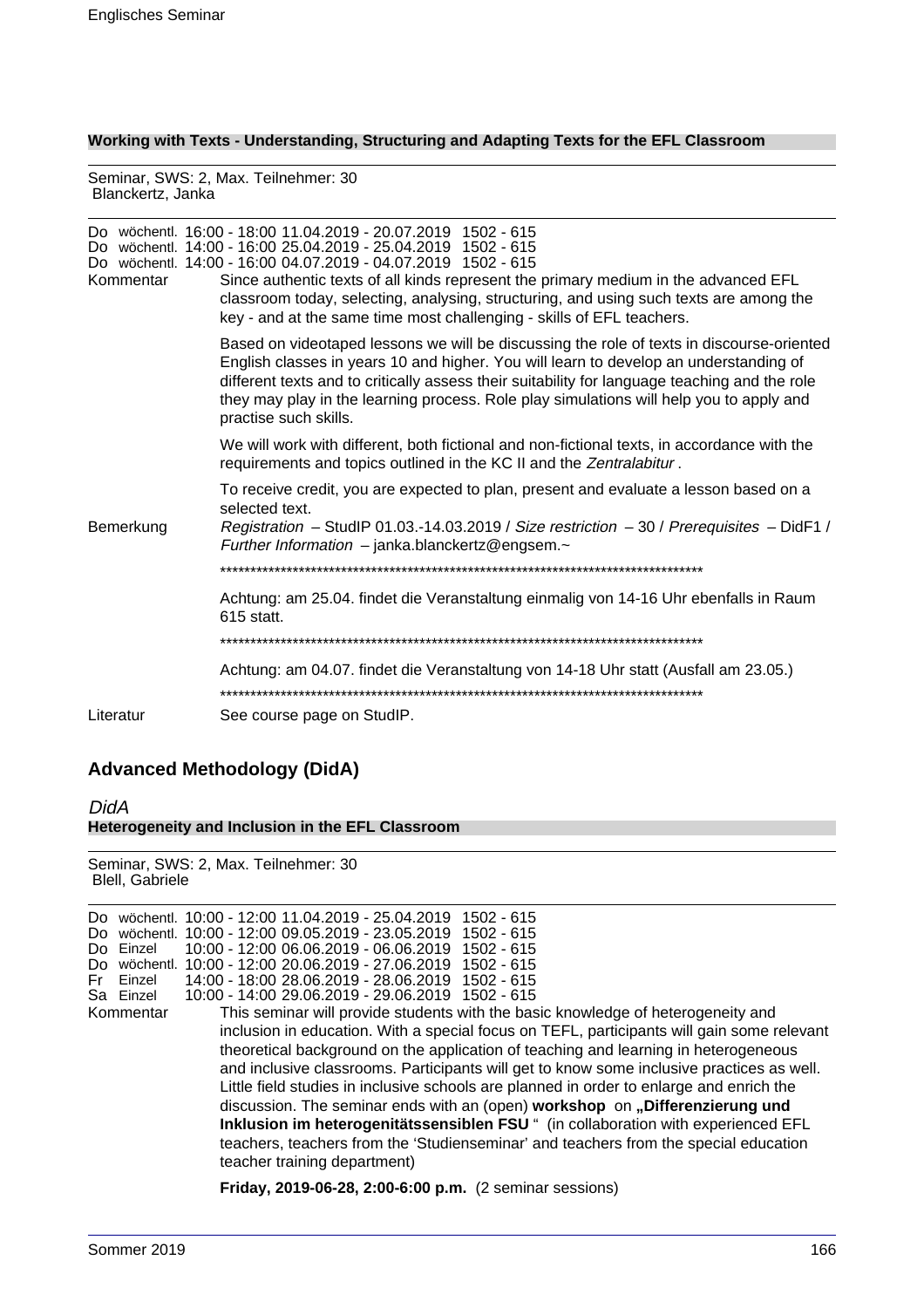**Working with Texts - Understanding, Structuring and Adapting Texts for the EFL Classroom**

Seminar, SWS: 2, Max. Teilnehmer: 30
Blanckertz, Janka

Do wöchentl. 16:00 - 18:00 11.04.2019 - 20.07.2019 1502 - 615
Do wöchentl. 14:00 - 16:00 25.04.2019 - 25.04.2019 1502 - 615
Do wöchentl. 14:00 - 16:00 04.07.2019 - 04.07.2019 1502 - 615

Kommentar

Since authentic texts of all kinds represent the primary medium in the advanced EFL classroom today, selecting, analysing, structuring, and using such texts are among the key - and at the same time most challenging - skills of EFL teachers.

Based on videotaped lessons we will be discussing the role of texts in discourse-oriented English classes in years 10 and higher. You will learn to develop an understanding of different texts and to critically assess their suitability for language teaching and the role they may play in the learning process. Role play simulations will help you to apply and practise such skills.

We will work with different, both fictional and non-fictional texts, in accordance with the requirements and topics outlined in the KC II and the *Zentralabitur* .

To receive credit, you are expected to plan, present and evaluate a lesson based on a selected text.

Bemerkung

*Registration* – StudIP 01.03.-14.03.2019 / *Size restriction* – 30 / *Prerequisites* – DidF1 / *Further Information* – janka.blanckertz@engsem.~

********************************************************************************

Achtung: am 25.04. findet die Veranstaltung einmalig von 14-16 Uhr ebenfalls in Raum 615 statt.

********************************************************************************

Achtung: am 04.07. findet die Veranstaltung von 14-18 Uhr statt (Ausfall am 23.05.)

********************************************************************************

Literatur

See course page on StudIP.

## Advanced Methodology (DidA)

*DidA*

**Heterogeneity and Inclusion in the EFL Classroom**

Seminar, SWS: 2, Max. Teilnehmer: 30
Blell, Gabriele

Do wöchentl. 10:00 - 12:00 11.04.2019 - 25.04.2019 1502 - 615
Do wöchentl. 10:00 - 12:00 09.05.2019 - 23.05.2019 1502 - 615
Do Einzel 10:00 - 12:00 06.06.2019 - 06.06.2019 1502 - 615
Do wöchentl. 10:00 - 12:00 20.06.2019 - 27.06.2019 1502 - 615
Fr Einzel 14:00 - 18:00 28.06.2019 - 28.06.2019 1502 - 615
Sa Einzel 10:00 - 14:00 29.06.2019 - 29.06.2019 1502 - 615

Kommentar

This seminar will provide students with the basic knowledge of heterogeneity and inclusion in education. With a special focus on TEFL, participants will gain some relevant theoretical background on the application of teaching and learning in heterogeneous and inclusive classrooms. Participants will get to know some inclusive practices as well. Little field studies in inclusive schools are planned in order to enlarge and enrich the discussion. The seminar ends with an (open) **workshop** on **„Differenzierung und Inklusion im heterogenitätssensiblen FSU** " (in collaboration with experienced EFL teachers, teachers from the 'Studienseminar' and teachers from the special education teacher training department)

**Friday, 2019-06-28, 2:00-6:00 p.m.** (2 seminar sessions)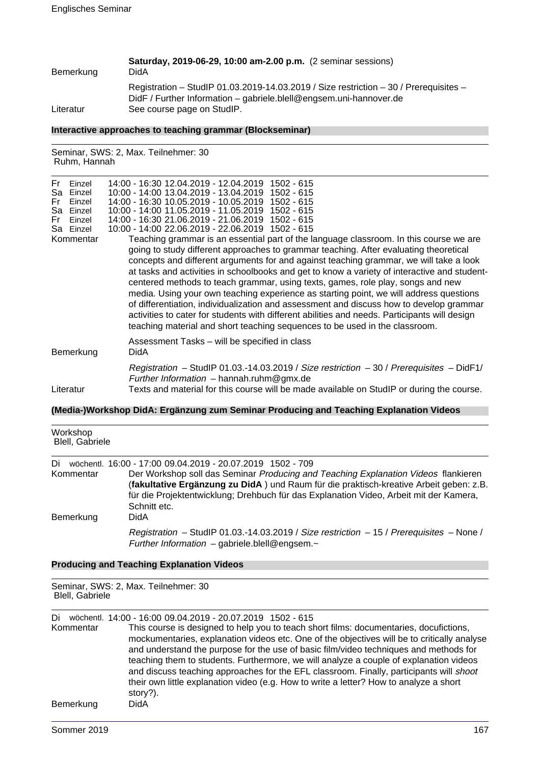**Saturday, 2019-06-29, 10:00 am-2.00 p.m.** (2 seminar sessions)

Bemerkung DidA

Registration – StudIP 01.03.2019-14.03.2019 / Size restriction – 30 / Prerequisites – DidF / Further Information – gabriele.blell@engsem.uni-hannover.de

Literatur See course page on StudIP.

### Interactive approaches to teaching grammar (Blockseminar)

Seminar, SWS: 2, Max. Teilnehmer: 30
Ruhm, Hannah

| | | |
|---|---|---|
| Fr Einzel | 14:00 - 16:30 12.04.2019 - 12.04.2019 | 1502 - 615 |
| Sa Einzel | 10:00 - 14:00 13.04.2019 - 13.04.2019 | 1502 - 615 |
| Fr Einzel | 14:00 - 16:30 10.05.2019 - 10.05.2019 | 1502 - 615 |
| Sa Einzel | 10:00 - 14:00 11.05.2019 - 11.05.2019 | 1502 - 615 |
| Fr Einzel | 14:00 - 16:30 21.06.2019 - 21.06.2019 | 1502 - 615 |
| Sa Einzel | 10:00 - 14:00 22.06.2019 - 22.06.2019 | 1502 - 615 |

Kommentar Teaching grammar is an essential part of the language classroom. In this course we are going to study different approaches to grammar teaching. After evaluating theoretical concepts and different arguments for and against teaching grammar, we will take a look at tasks and activities in schoolbooks and get to know a variety of interactive and student-centered methods to teach grammar, using texts, games, role play, songs and new media. Using your own teaching experience as starting point, we will address questions of differentiation, individualization and assessment and discuss how to develop grammar activities to cater for students with different abilities and needs. Participants will design teaching material and short teaching sequences to be used in the classroom.

Assessment Tasks – will be specified in class

Bemerkung DidA

*Registration* – StudIP 01.03.-14.03.2019 / *Size restriction* – 30 / *Prerequisites* – DidF1/ *Further Information* – hannah.ruhm@gmx.de

Literatur Texts and material for this course will be made available on StudIP or during the course.

### (Media-)Workshop DidA: Ergänzung zum Seminar Producing and Teaching Explanation Videos

Workshop
Blell, Gabriele

Di wöchentl. 16:00 - 17:00 09.04.2019 - 20.07.2019 1502 - 709

Kommentar Der Workshop soll das Seminar *Producing and Teaching Explanation Videos* flankieren (**fakultative Ergänzung zu DidA** ) und Raum für die praktisch-kreative Arbeit geben: z.B. für die Projektentwicklung; Drehbuch für das Explanation Video, Arbeit mit der Kamera, Schnitt etc.

Bemerkung DidA

*Registration* – StudIP 01.03.-14.03.2019 / *Size restriction* – 15 / *Prerequisites* – None / *Further Information* – gabriele.blell@engsem.~

### Producing and Teaching Explanation Videos

Seminar, SWS: 2, Max. Teilnehmer: 30
Blell, Gabriele

Di wöchentl. 14:00 - 16:00 09.04.2019 - 20.07.2019 1502 - 615

Kommentar This course is designed to help you to teach short films: documentaries, docufictions, mockumentaries, explanation videos etc. One of the objectives will be to critically analyse and understand the purpose for the use of basic film/video techniques and methods for teaching them to students. Furthermore, we will analyze a couple of explanation videos and discuss teaching approaches for the EFL classroom. Finally, participants will *shoot* their own little explanation video (e.g. How to write a letter? How to analyze a short story?).

Bemerkung DidA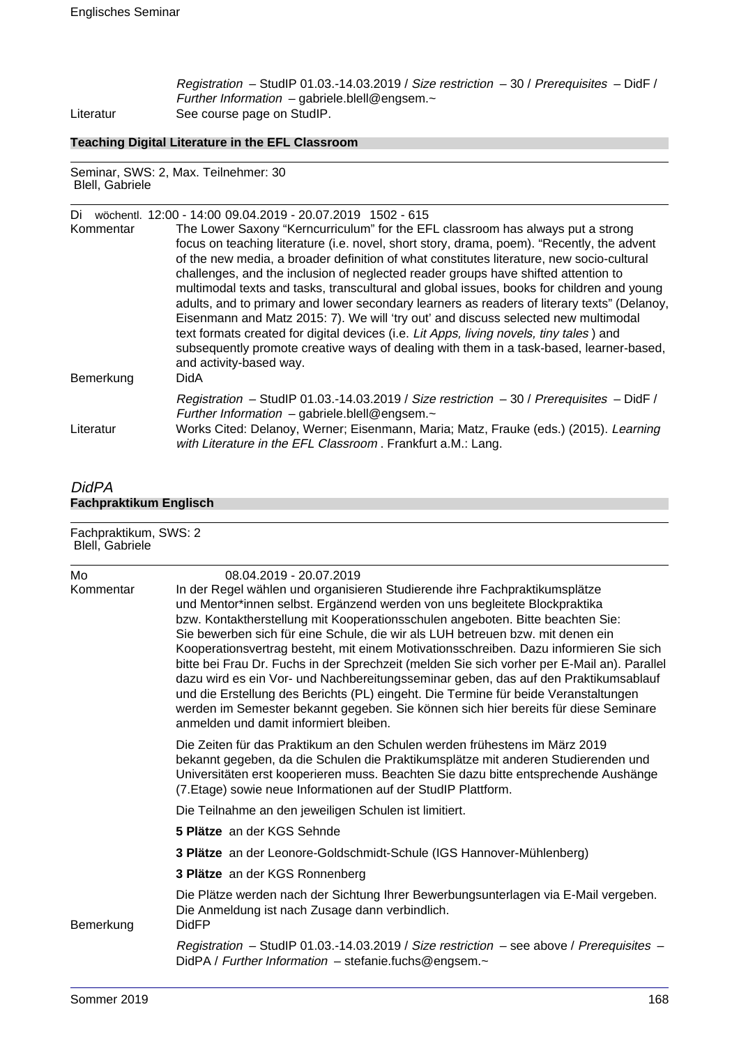*Registration* – StudIP 01.03.-14.03.2019 / *Size restriction* – 30 / *Prerequisites* – DidF / *Further Information* – gabriele.blell@engsem.~

Literatur — See course page on StudIP.

### Teaching Digital Literature in the EFL Classroom

Seminar, SWS: 2, Max. Teilnehmer: 30
Blell, Gabriele

Di wöchentl. 12:00 - 14:00 09.04.2019 - 20.07.2019 1502 - 615

Kommentar — The Lower Saxony "Kerncurriculum" for the EFL classroom has always put a strong focus on teaching literature (i.e. novel, short story, drama, poem). "Recently, the advent of the new media, a broader definition of what constitutes literature, new socio-cultural challenges, and the inclusion of neglected reader groups have shifted attention to multimodal texts and tasks, transcultural and global issues, books for children and young adults, and to primary and lower secondary learners as readers of literary texts" (Delanoy, Eisenmann and Matz 2015: 7). We will 'try out' and discuss selected new multimodal text formats created for digital devices (i.e. *Lit Apps, living novels, tiny tales* ) and subsequently promote creative ways of dealing with them in a task-based, learner-based, and activity-based way.

Bemerkung — DidA

*Registration* – StudIP 01.03.-14.03.2019 / *Size restriction* – 30 / *Prerequisites* – DidF / *Further Information* – gabriele.blell@engsem.~

Literatur — Works Cited: Delanoy, Werner; Eisenmann, Maria; Matz, Frauke (eds.) (2015). *Learning with Literature in the EFL Classroom* . Frankfurt a.M.: Lang.

## *DidPA*

### Fachpraktikum Englisch

Fachpraktikum, SWS: 2
Blell, Gabriele

Mo 08.04.2019 - 20.07.2019

Kommentar — In der Regel wählen und organisieren Studierende ihre Fachpraktikumsplätze und Mentor*innen selbst. Ergänzend werden von uns begleitete Blockpraktika bzw. Kontaktherstellung mit Kooperationsschulen angeboten. Bitte beachten Sie: Sie bewerben sich für eine Schule, die wir als LUH betreuen bzw. mit denen ein Kooperationsvertrag besteht, mit einem Motivationsschreiben. Dazu informieren Sie sich bitte bei Frau Dr. Fuchs in der Sprechzeit (melden Sie sich vorher per E-Mail an). Parallel dazu wird es ein Vor- und Nachbereitungsseminar geben, das auf den Praktikumsablauf und die Erstellung des Berichts (PL) eingeht. Die Termine für beide Veranstaltungen werden im Semester bekannt gegeben. Sie können sich hier bereits für diese Seminare anmelden und damit informiert bleiben.

Die Zeiten für das Praktikum an den Schulen werden frühestens im März 2019 bekannt gegeben, da die Schulen die Praktikumsplätze mit anderen Studierenden und Universitäten erst kooperieren muss. Beachten Sie dazu bitte entsprechende Aushänge (7.Etage) sowie neue Informationen auf der StudIP Plattform.

Die Teilnahme an den jeweiligen Schulen ist limitiert.

**5 Plätze** an der KGS Sehnde

**3 Plätze** an der Leonore-Goldschmidt-Schule (IGS Hannover-Mühlenberg)

**3 Plätze** an der KGS Ronnenberg

Die Plätze werden nach der Sichtung Ihrer Bewerbungsunterlagen via E-Mail vergeben. Die Anmeldung ist nach Zusage dann verbindlich.

Bemerkung — DidFP

*Registration* – StudIP 01.03.-14.03.2019 / *Size restriction* – see above / *Prerequisites* – DidPA / *Further Information* – stefanie.fuchs@engsem.~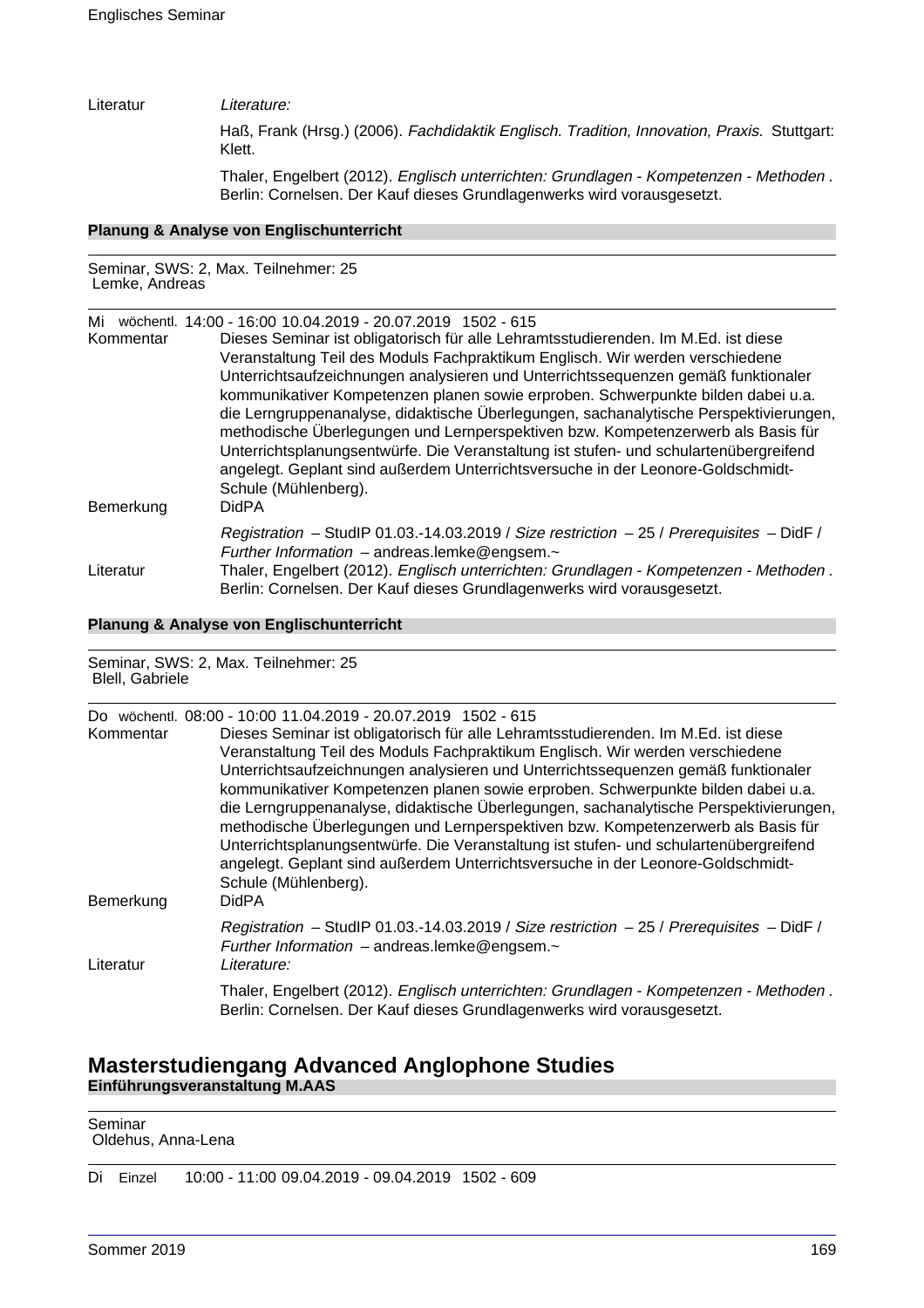Literatur *Literature:*

Haß, Frank (Hrsg.) (2006). *Fachdidaktik Englisch. Tradition, Innovation, Praxis.* Stuttgart: Klett.

Thaler, Engelbert (2012). *Englisch unterrichten: Grundlagen - Kompetenzen - Methoden* . Berlin: Cornelsen. Der Kauf dieses Grundlagenwerks wird vorausgesetzt.

**Planung & Analyse von Englischunterricht**

Seminar, SWS: 2, Max. Teilnehmer: 25
Lemke, Andreas

Mi wöchentl. 14:00 - 16:00 10.04.2019 - 20.07.2019 1502 - 615

Kommentar: Dieses Seminar ist obligatorisch für alle Lehramtsstudierenden. Im M.Ed. ist diese Veranstaltung Teil des Moduls Fachpraktikum Englisch. Wir werden verschiedene Unterrichtsaufzeichnungen analysieren und Unterrichtssequenzen gemäß funktionaler kommunikativer Kompetenzen planen sowie erproben. Schwerpunkte bilden dabei u.a. die Lerngruppenanalyse, didaktische Überlegungen, sachanalytische Perspektivierungen, methodische Überlegungen und Lernperspektiven bzw. Kompetenzerwerb als Basis für Unterrichtsplanungsentwürfe. Die Veranstaltung ist stufen- und schulartenübergreifend angelegt. Geplant sind außerdem Unterrichtsversuche in der Leonore-Goldschmidt-Schule (Mühlenberg).

Bemerkung: DidPA

*Registration* – StudIP 01.03.-14.03.2019 / *Size restriction* – 25 / *Prerequisites* – DidF / *Further Information* – andreas.lemke@engsem.~

Literatur: Thaler, Engelbert (2012). *Englisch unterrichten: Grundlagen - Kompetenzen - Methoden* . Berlin: Cornelsen. Der Kauf dieses Grundlagenwerks wird vorausgesetzt.

**Planung & Analyse von Englischunterricht**

Seminar, SWS: 2, Max. Teilnehmer: 25
Blell, Gabriele

Do wöchentl. 08:00 - 10:00 11.04.2019 - 20.07.2019 1502 - 615

Kommentar: Dieses Seminar ist obligatorisch für alle Lehramtsstudierenden. Im M.Ed. ist diese Veranstaltung Teil des Moduls Fachpraktikum Englisch. Wir werden verschiedene Unterrichtsaufzeichnungen analysieren und Unterrichtssequenzen gemäß funktionaler kommunikativer Kompetenzen planen sowie erproben. Schwerpunkte bilden dabei u.a. die Lerngruppenanalyse, didaktische Überlegungen, sachanalytische Perspektivierungen, methodische Überlegungen und Lernperspektiven bzw. Kompetenzerwerb als Basis für Unterrichtsplanungsentwürfe. Die Veranstaltung ist stufen- und schulartenübergreifend angelegt. Geplant sind außerdem Unterrichtsversuche in der Leonore-Goldschmidt-Schule (Mühlenberg).

Bemerkung: DidPA

*Registration* – StudIP 01.03.-14.03.2019 / *Size restriction* – 25 / *Prerequisites* – DidF / *Further Information* – andreas.lemke@engsem.~

Literatur: *Literature:*

Thaler, Engelbert (2012). *Englisch unterrichten: Grundlagen - Kompetenzen - Methoden* . Berlin: Cornelsen. Der Kauf dieses Grundlagenwerks wird vorausgesetzt.

## Masterstudiengang Advanced Anglophone Studies

**Einführungsveranstaltung M.AAS**

Seminar
Oldehus, Anna-Lena

Di Einzel 10:00 - 11:00 09.04.2019 - 09.04.2019 1502 - 609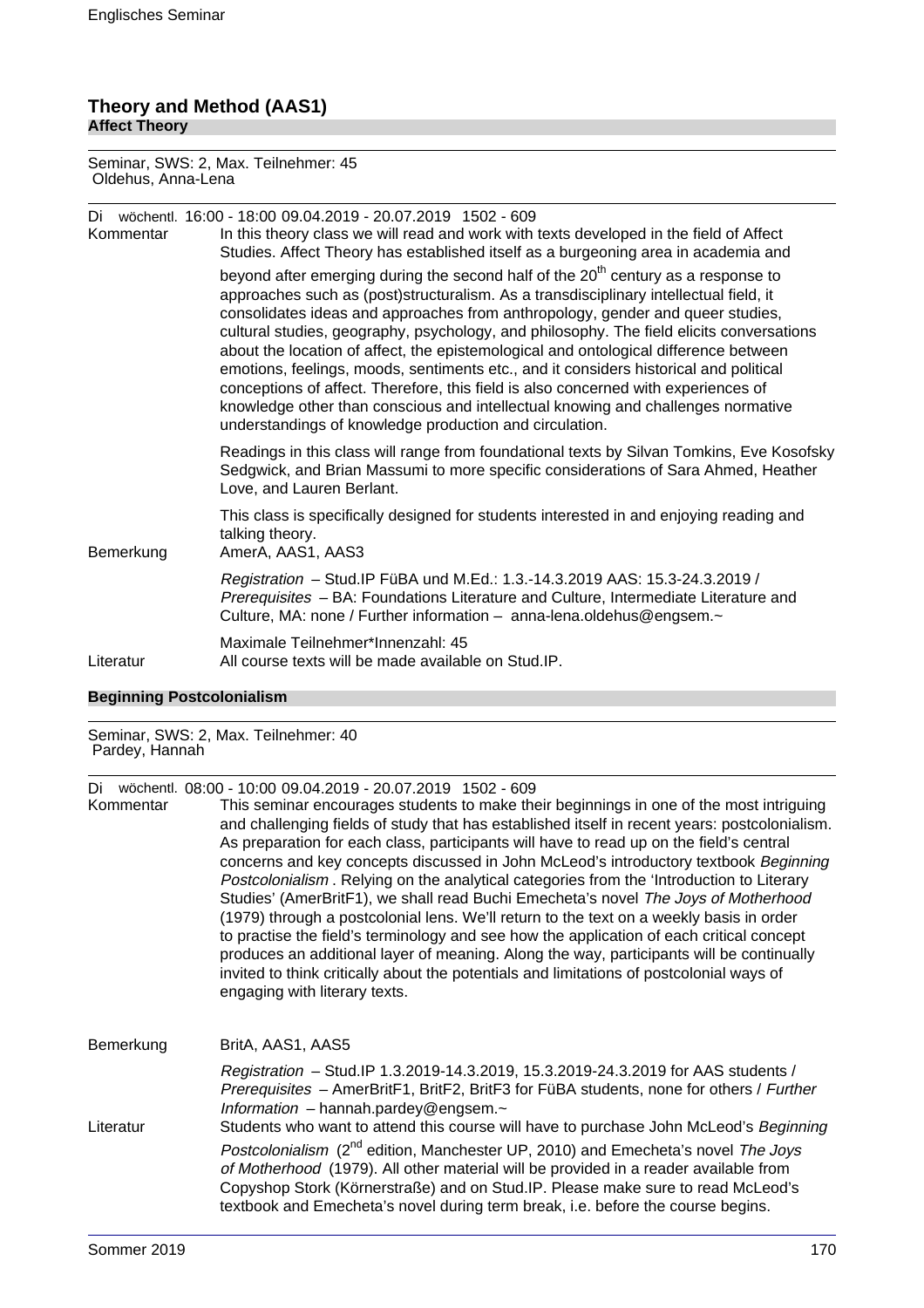## Theory and Method (AAS1)

### Affect Theory

Seminar, SWS: 2, Max. Teilnehmer: 45
Oldehus, Anna-Lena

Di wöchentl. 16:00 - 18:00 09.04.2019 - 20.07.2019 1502 - 609

Kommentar

In this theory class we will read and work with texts developed in the field of Affect Studies. Affect Theory has established itself as a burgeoning area in academia and beyond after emerging during the second half of the 20th century as a response to approaches such as (post)structuralism. As a transdisciplinary intellectual field, it consolidates ideas and approaches from anthropology, gender and queer studies, cultural studies, geography, psychology, and philosophy. The field elicits conversations about the location of affect, the epistemological and ontological difference between emotions, feelings, moods, sentiments etc., and it considers historical and political conceptions of affect. Therefore, this field is also concerned with experiences of knowledge other than conscious and intellectual knowing and challenges normative understandings of knowledge production and circulation.

Readings in this class will range from foundational texts by Silvan Tomkins, Eve Kosofsky Sedgwick, and Brian Massumi to more specific considerations of Sara Ahmed, Heather Love, and Lauren Berlant.

This class is specifically designed for students interested in and enjoying reading and talking theory.

Bemerkung

AmerA, AAS1, AAS3

*Registration* – Stud.IP FüBA und M.Ed.: 1.3.-14.3.2019 AAS: 15.3-24.3.2019 / *Prerequisites* – BA: Foundations Literature and Culture, Intermediate Literature and Culture, MA: none / Further information – anna-lena.oldehus@engsem.~

Maximale Teilnehmer*Innenzahl: 45

Literatur

All course texts will be made available on Stud.IP.

### Beginning Postcolonialism

Seminar, SWS: 2, Max. Teilnehmer: 40
Pardey, Hannah

Di wöchentl. 08:00 - 10:00 09.04.2019 - 20.07.2019 1502 - 609

Kommentar

This seminar encourages students to make their beginnings in one of the most intriguing and challenging fields of study that has established itself in recent years: postcolonialism. As preparation for each class, participants will have to read up on the field's central concerns and key concepts discussed in John McLeod's introductory textbook *Beginning Postcolonialism* . Relying on the analytical categories from the 'Introduction to Literary Studies' (AmerBritF1), we shall read Buchi Emecheta's novel *The Joys of Motherhood* (1979) through a postcolonial lens. We'll return to the text on a weekly basis in order to practise the field's terminology and see how the application of each critical concept produces an additional layer of meaning. Along the way, participants will be continually invited to think critically about the potentials and limitations of postcolonial ways of engaging with literary texts.

Bemerkung

BritA, AAS1, AAS5

*Registration* – Stud.IP 1.3.2019-14.3.2019, 15.3.2019-24.3.2019 for AAS students / *Prerequisites* – AmerBritF1, BritF2, BritF3 for FüBA students, none for others / *Further Information* – hannah.pardey@engsem.~

Literatur

Students who want to attend this course will have to purchase John McLeod's *Beginning Postcolonialism* (2nd edition, Manchester UP, 2010) and Emecheta's novel *The Joys of Motherhood* (1979). All other material will be provided in a reader available from Copyshop Stork (Körnerstraße) and on Stud.IP. Please make sure to read McLeod's textbook and Emecheta's novel during term break, i.e. before the course begins.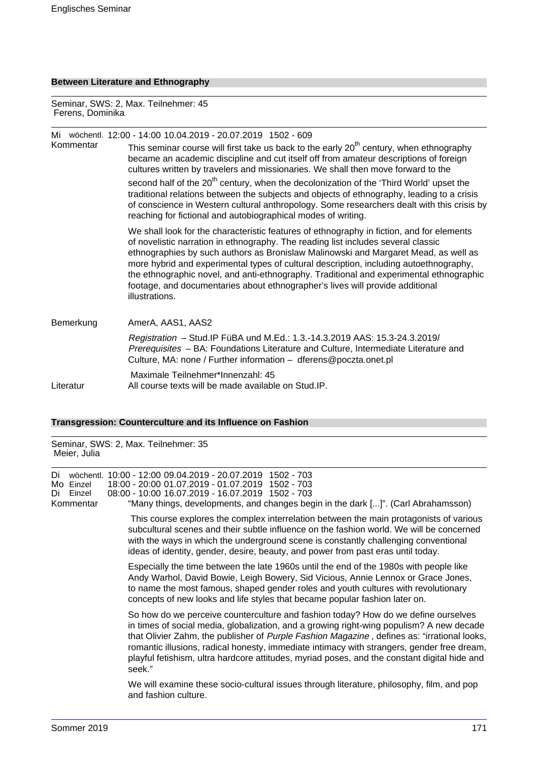## Between Literature and Ethnography

Seminar, SWS: 2, Max. Teilnehmer: 45
Ferens, Dominika

Mi wöchentl. 12:00 - 14:00 10.04.2019 - 20.07.2019 1502 - 609

**Kommentar**

This seminar course will first take us back to the early 20th century, when ethnography became an academic discipline and cut itself off from amateur descriptions of foreign cultures written by travelers and missionaries. We shall then move forward to the second half of the 20th century, when the decolonization of the 'Third World' upset the traditional relations between the subjects and objects of ethnography, leading to a crisis of conscience in Western cultural anthropology. Some researchers dealt with this crisis by reaching for fictional and autobiographical modes of writing.

We shall look for the characteristic features of ethnography in fiction, and for elements of novelistic narration in ethnography. The reading list includes several classic ethnographies by such authors as Bronislaw Malinowski and Margaret Mead, as well as more hybrid and experimental types of cultural description, including autoethnography, the ethnographic novel, and anti-ethnography. Traditional and experimental ethnographic footage, and documentaries about ethnographer's lives will provide additional illustrations.

**Bemerkung**

AmerA, AAS1, AAS2

*Registration* – Stud.IP FüBA und M.Ed.: 1.3.-14.3.2019 AAS: 15.3-24.3.2019/
*Prerequisites* – BA: Foundations Literature and Culture, Intermediate Literature and Culture, MA: none / Further information – dferens@poczta.onet.pl

Maximale Teilnehmer*Innenzahl: 45

**Literatur**

All course texts will be made available on Stud.IP.

## Transgression: Counterculture and its Influence on Fashion

Seminar, SWS: 2, Max. Teilnehmer: 35
Meier, Julia

Di wöchentl. 10:00 - 12:00 09.04.2019 - 20.07.2019 1502 - 703
Mo Einzel 18:00 - 20:00 01.07.2019 - 01.07.2019 1502 - 703
Di Einzel 08:00 - 10:00 16.07.2019 - 16.07.2019 1502 - 703

**Kommentar**

"Many things, developments, and changes begin in the dark [...]". (Carl Abrahamsson)

This course explores the complex interrelation between the main protagonists of various subcultural scenes and their subtle influence on the fashion world. We will be concerned with the ways in which the underground scene is constantly challenging conventional ideas of identity, gender, desire, beauty, and power from past eras until today.

Especially the time between the late 1960s until the end of the 1980s with people like Andy Warhol, David Bowie, Leigh Bowery, Sid Vicious, Annie Lennox or Grace Jones, to name the most famous, shaped gender roles and youth cultures with revolutionary concepts of new looks and life styles that became popular fashion later on.

So how do we perceive counterculture and fashion today? How do we define ourselves in times of social media, globalization, and a growing right-wing populism? A new decade that Olivier Zahm, the publisher of *Purple Fashion Magazine* , defines as: "irrational looks, romantic illusions, radical honesty, immediate intimacy with strangers, gender free dream, playful fetishism, ultra hardcore attitudes, myriad poses, and the constant digital hide and seek."

We will examine these socio-cultural issues through literature, philosophy, film, and pop and fashion culture.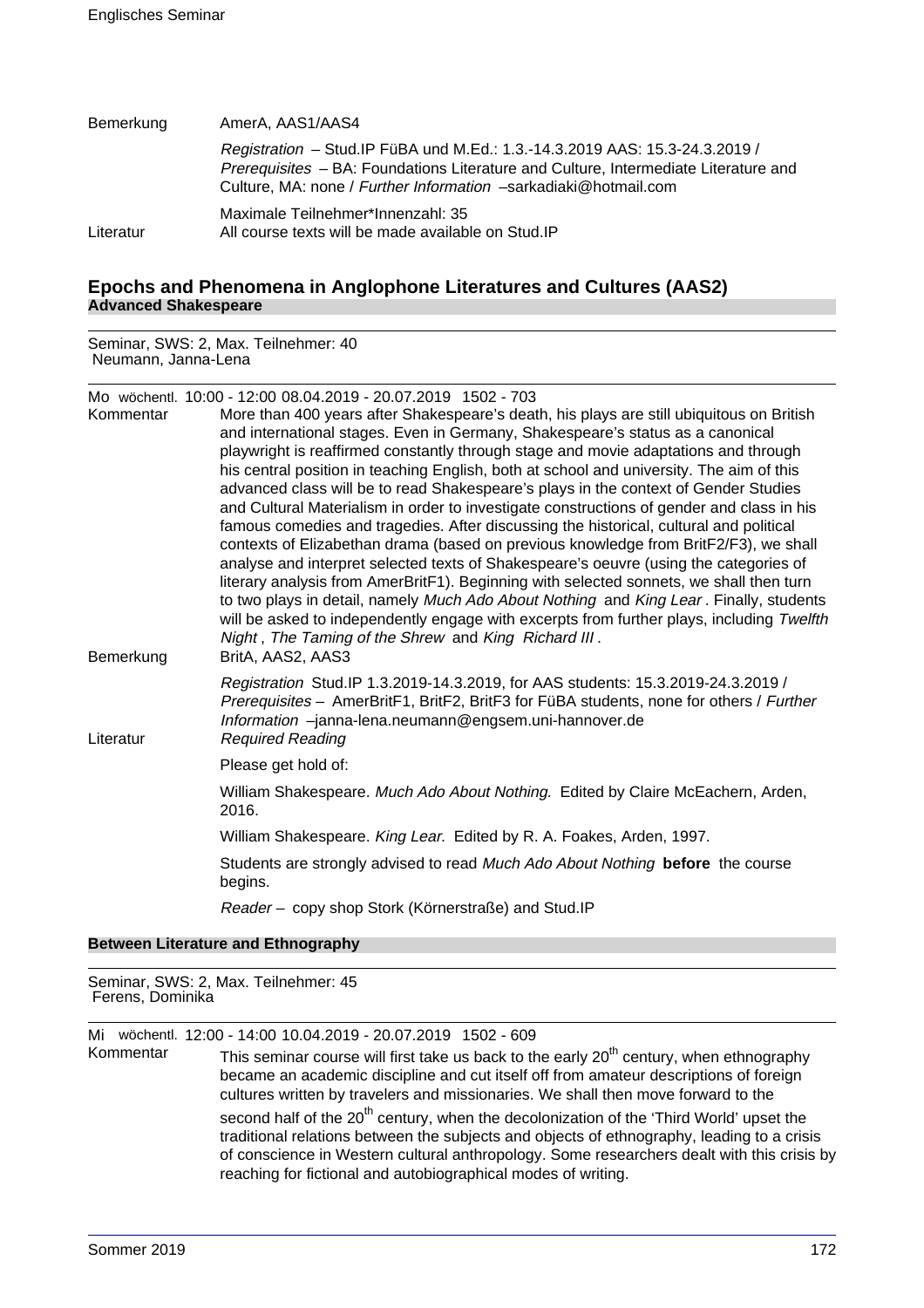Bemerkung AmerA, AAS1/AAS4

*Registration* – Stud.IP FüBA und M.Ed.: 1.3.-14.3.2019 AAS: 15.3-24.3.2019 / *Prerequisites* – BA: Foundations Literature and Culture, Intermediate Literature and Culture, MA: none / *Further Information* –sarkadiaki@hotmail.com

Maximale Teilnehmer*Innenzahl: 35

Literatur All course texts will be made available on Stud.IP

## Epochs and Phenomena in Anglophone Literatures and Cultures (AAS2)

### Advanced Shakespeare

Seminar, SWS: 2, Max. Teilnehmer: 40
Neumann, Janna-Lena

Mo wöchentl. 10:00 - 12:00 08.04.2019 - 20.07.2019 1502 - 703

Kommentar More than 400 years after Shakespeare's death, his plays are still ubiquitous on British and international stages. Even in Germany, Shakespeare's status as a canonical playwright is reaffirmed constantly through stage and movie adaptations and through his central position in teaching English, both at school and university. The aim of this advanced class will be to read Shakespeare's plays in the context of Gender Studies and Cultural Materialism in order to investigate constructions of gender and class in his famous comedies and tragedies. After discussing the historical, cultural and political contexts of Elizabethan drama (based on previous knowledge from BritF2/F3), we shall analyse and interpret selected texts of Shakespeare's oeuvre (using the categories of literary analysis from AmerBritF1). Beginning with selected sonnets, we shall then turn to two plays in detail, namely *Much Ado About Nothing* and *King Lear*. Finally, students will be asked to independently engage with excerpts from further plays, including *Twelfth Night*, *The Taming of the Shrew* and *King Richard III*.

Bemerkung BritA, AAS2, AAS3

*Registration* Stud.IP 1.3.2019-14.3.2019, for AAS students: 15.3.2019-24.3.2019 / *Prerequisites* – AmerBritF1, BritF2, BritF3 for FüBA students, none for others / *Further Information* –janna-lena.neumann@engsem.uni-hannover.de

Literatur *Required Reading*

Please get hold of:

William Shakespeare. *Much Ado About Nothing.* Edited by Claire McEachern, Arden, 2016.

William Shakespeare. *King Lear.* Edited by R. A. Foakes, Arden, 1997.

Students are strongly advised to read *Much Ado About Nothing* **before** the course begins.

*Reader* – copy shop Stork (Körnerstraße) and Stud.IP

### Between Literature and Ethnography

Seminar, SWS: 2, Max. Teilnehmer: 45
Ferens, Dominika

Mi wöchentl. 12:00 - 14:00 10.04.2019 - 20.07.2019 1502 - 609

Kommentar This seminar course will first take us back to the early 20th century, when ethnography became an academic discipline and cut itself off from amateur descriptions of foreign cultures written by travelers and missionaries. We shall then move forward to the second half of the 20th century, when the decolonization of the 'Third World' upset the traditional relations between the subjects and objects of ethnography, leading to a crisis of conscience in Western cultural anthropology. Some researchers dealt with this crisis by reaching for fictional and autobiographical modes of writing.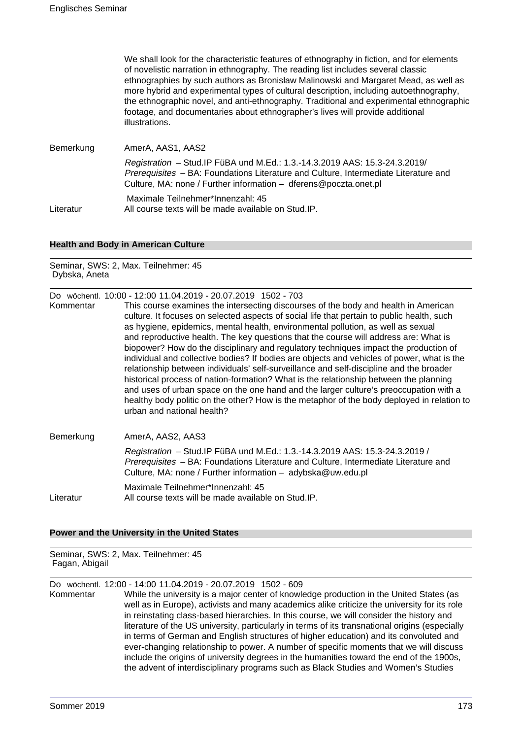We shall look for the characteristic features of ethnography in fiction, and for elements of novelistic narration in ethnography. The reading list includes several classic ethnographies by such authors as Bronislaw Malinowski and Margaret Mead, as well as more hybrid and experimental types of cultural description, including autoethnography, the ethnographic novel, and anti-ethnography. Traditional and experimental ethnographic footage, and documentaries about ethnographer's lives will provide additional illustrations.

Bemerkung AmerA, AAS1, AAS2

*Registration* – Stud.IP FüBA und M.Ed.: 1.3.-14.3.2019 AAS: 15.3-24.3.2019/ *Prerequisites* – BA: Foundations Literature and Culture, Intermediate Literature and Culture, MA: none / Further information – dferens@poczta.onet.pl

Maximale Teilnehmer*Innenzahl: 45

Literatur All course texts will be made available on Stud.IP.

### Health and Body in American Culture

Seminar, SWS: 2, Max. Teilnehmer: 45
Dybska, Aneta

Do wöchentl. 10:00 - 12:00 11.04.2019 - 20.07.2019 1502 - 703

Kommentar This course examines the intersecting discourses of the body and health in American culture. It focuses on selected aspects of social life that pertain to public health, such as hygiene, epidemics, mental health, environmental pollution, as well as sexual and reproductive health. The key questions that the course will address are: What is biopower? How do the disciplinary and regulatory techniques impact the production of individual and collective bodies? If bodies are objects and vehicles of power, what is the relationship between individuals' self-surveillance and self-discipline and the broader historical process of nation-formation? What is the relationship between the planning and uses of urban space on the one hand and the larger culture's preoccupation with a healthy body politic on the other? How is the metaphor of the body deployed in relation to urban and national health?

Bemerkung AmerA, AAS2, AAS3

*Registration* – Stud.IP FüBA und M.Ed.: 1.3.-14.3.2019 AAS: 15.3-24.3.2019 / *Prerequisites* – BA: Foundations Literature and Culture, Intermediate Literature and Culture, MA: none / Further information – adybska@uw.edu.pl

Maximale Teilnehmer*Innenzahl: 45

Literatur All course texts will be made available on Stud.IP.

### Power and the University in the United States

Seminar, SWS: 2, Max. Teilnehmer: 45
Fagan, Abigail

Do wöchentl. 12:00 - 14:00 11.04.2019 - 20.07.2019 1502 - 609

Kommentar While the university is a major center of knowledge production in the United States (as well as in Europe), activists and many academics alike criticize the university for its role in reinstating class-based hierarchies. In this course, we will consider the history and literature of the US university, particularly in terms of its transnational origins (especially in terms of German and English structures of higher education) and its convoluted and ever-changing relationship to power. A number of specific moments that we will discuss include the origins of university degrees in the humanities toward the end of the 1900s, the advent of interdisciplinary programs such as Black Studies and Women's Studies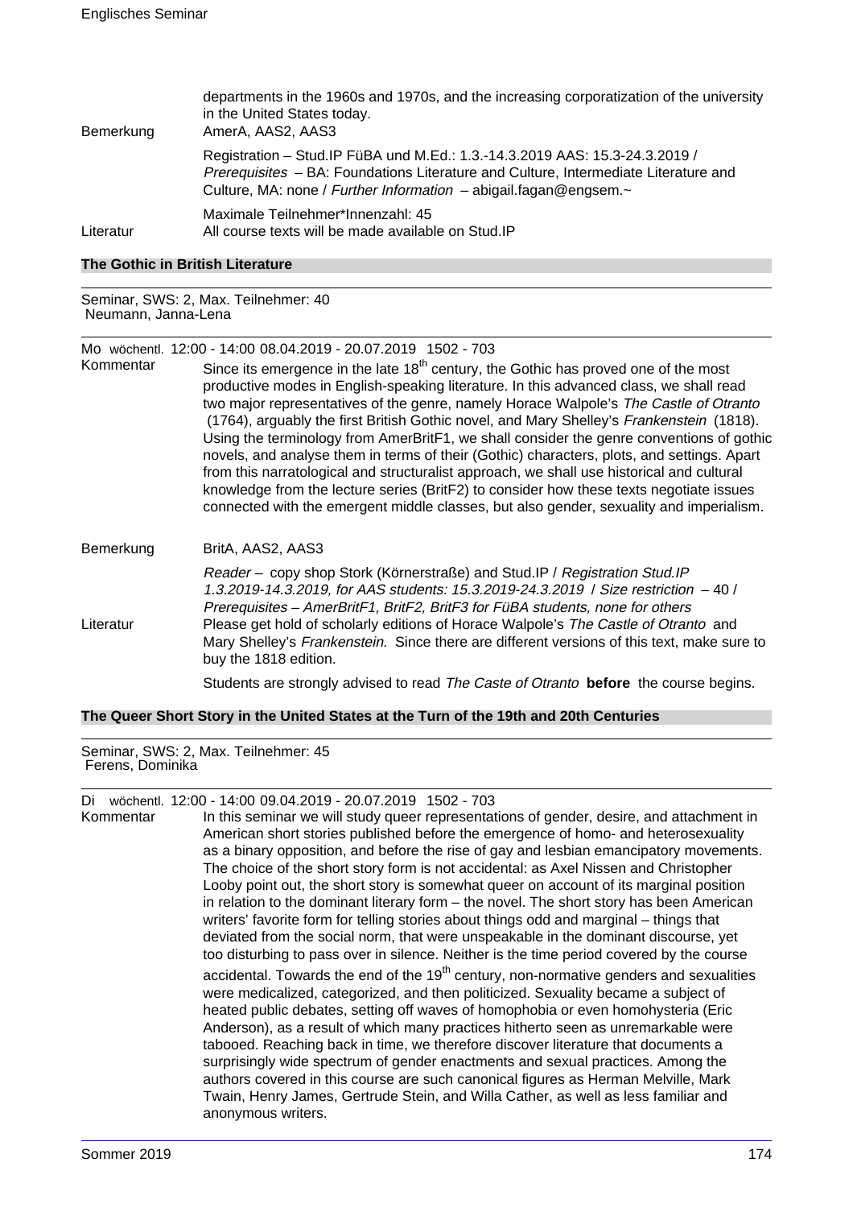departments in the 1960s and 1970s, and the increasing corporatization of the university in the United States today.

Bemerkung AmerA, AAS2, AAS3

Registration – Stud.IP FüBA und M.Ed.: 1.3.-14.3.2019 AAS: 15.3-24.3.2019 / *Prerequisites* – BA: Foundations Literature and Culture, Intermediate Literature and Culture, MA: none / *Further Information* – abigail.fagan@engsem.~

Maximale Teilnehmer*Innenzahl: 45

Literatur All course texts will be made available on Stud.IP

## The Gothic in British Literature

Seminar, SWS: 2, Max. Teilnehmer: 40
Neumann, Janna-Lena

Mo wöchentl. 12:00 - 14:00 08.04.2019 - 20.07.2019 1502 - 703

Kommentar Since its emergence in the late 18th century, the Gothic has proved one of the most productive modes in English-speaking literature. In this advanced class, we shall read two major representatives of the genre, namely Horace Walpole's *The Castle of Otranto* (1764), arguably the first British Gothic novel, and Mary Shelley's *Frankenstein* (1818). Using the terminology from AmerBritF1, we shall consider the genre conventions of gothic novels, and analyse them in terms of their (Gothic) characters, plots, and settings. Apart from this narratological and structuralist approach, we shall use historical and cultural knowledge from the lecture series (BritF2) to consider how these texts negotiate issues connected with the emergent middle classes, but also gender, sexuality and imperialism.

Bemerkung BritA, AAS2, AAS3

*Reader* – copy shop Stork (Körnerstraße) and Stud.IP / *Registration Stud.IP 1.3.2019-14.3.2019, for AAS students: 15.3.2019-24.3.2019* / *Size restriction* – 40 / *Prerequisites* – AmerBritF1, BritF2, BritF3 for FüBA students, none for others

Literatur Please get hold of scholarly editions of Horace Walpole's *The Castle of Otranto* and Mary Shelley's *Frankenstein.* Since there are different versions of this text, make sure to buy the 1818 edition.

Students are strongly advised to read *The Caste of Otranto* **before** the course begins.

## The Queer Short Story in the United States at the Turn of the 19th and 20th Centuries

Seminar, SWS: 2, Max. Teilnehmer: 45
Ferens, Dominika

Di wöchentl. 12:00 - 14:00 09.04.2019 - 20.07.2019 1502 - 703

Kommentar In this seminar we will study queer representations of gender, desire, and attachment in American short stories published before the emergence of homo- and heterosexuality as a binary opposition, and before the rise of gay and lesbian emancipatory movements. The choice of the short story form is not accidental: as Axel Nissen and Christopher Looby point out, the short story is somewhat queer on account of its marginal position in relation to the dominant literary form – the novel. The short story has been American writers' favorite form for telling stories about things odd and marginal – things that deviated from the social norm, that were unspeakable in the dominant discourse, yet too disturbing to pass over in silence. Neither is the time period covered by the course accidental. Towards the end of the 19th century, non-normative genders and sexualities were medicalized, categorized, and then politicized. Sexuality became a subject of heated public debates, setting off waves of homophobia or even homohysteria (Eric Anderson), as a result of which many practices hitherto seen as unremarkable were tabooed. Reaching back in time, we therefore discover literature that documents a surprisingly wide spectrum of gender enactments and sexual practices. Among the authors covered in this course are such canonical figures as Herman Melville, Mark Twain, Henry James, Gertrude Stein, and Willa Cather, as well as less familiar and anonymous writers.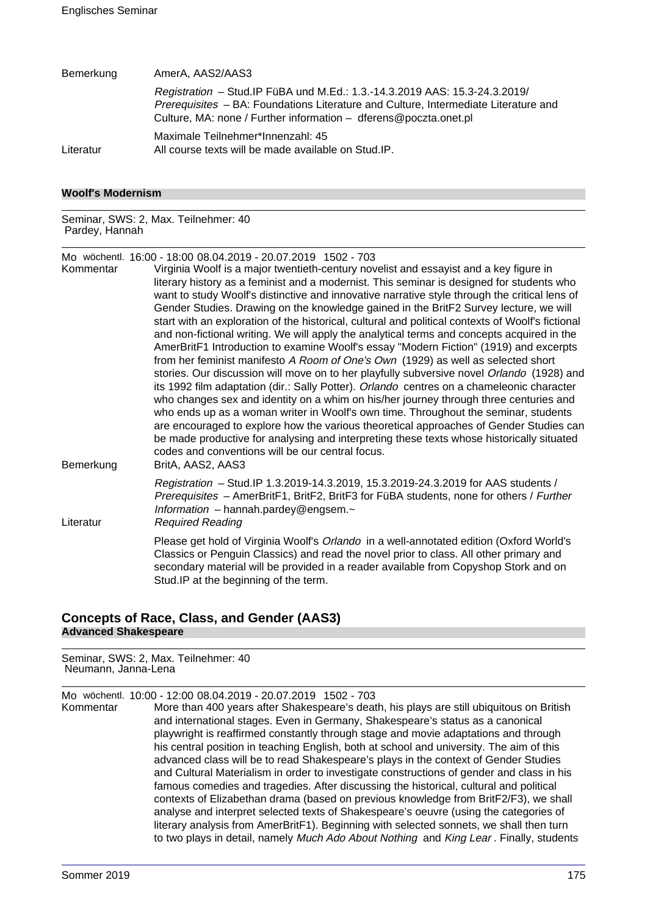| | |
|---|---|
| Bemerkung | AmerA, AAS2/AAS3 |
| | *Registration* – Stud.IP FüBA und M.Ed.: 1.3.-14.3.2019 AAS: 15.3-24.3.2019/ *Prerequisites* – BA: Foundations Literature and Culture, Intermediate Literature and Culture, MA: none / Further information – dferens@poczta.onet.pl |
| | Maximale Teilnehmer*Innenzahl: 45 |
| Literatur | All course texts will be made available on Stud.IP. |

**Woolf's Modernism**

Seminar, SWS: 2, Max. Teilnehmer: 40
Pardey, Hannah

Mo wöchentl. 16:00 - 18:00 08.04.2019 - 20.07.2019 1502 - 703

**Kommentar**

Virginia Woolf is a major twentieth-century novelist and essayist and a key figure in literary history as a feminist and a modernist. This seminar is designed for students who want to study Woolf's distinctive and innovative narrative style through the critical lens of Gender Studies. Drawing on the knowledge gained in the BritF2 Survey lecture, we will start with an exploration of the historical, cultural and political contexts of Woolf's fictional and non-fictional writing. We will apply the analytical terms and concepts acquired in the AmerBritF1 Introduction to examine Woolf's essay "Modern Fiction" (1919) and excerpts from her feminist manifesto *A Room of One's Own* (1929) as well as selected short stories. Our discussion will move on to her playfully subversive novel *Orlando* (1928) and its 1992 film adaptation (dir.: Sally Potter). *Orlando* centres on a chameleonic character who changes sex and identity on a whim on his/her journey through three centuries and who ends up as a woman writer in Woolf's own time. Throughout the seminar, students are encouraged to explore how the various theoretical approaches of Gender Studies can be made productive for analysing and interpreting these texts whose historically situated codes and conventions will be our central focus.

**Bemerkung**

BritA, AAS2, AAS3

*Registration* – Stud.IP 1.3.2019-14.3.2019, 15.3.2019-24.3.2019 for AAS students / *Prerequisites* – AmerBritF1, BritF2, BritF3 for FüBA students, none for others / *Further Information* – hannah.pardey@engsem.~

**Literatur**

*Required Reading*

Please get hold of Virginia Woolf's *Orlando* in a well-annotated edition (Oxford World's Classics or Penguin Classics) and read the novel prior to class. All other primary and secondary material will be provided in a reader available from Copyshop Stork and on Stud.IP at the beginning of the term.

## Concepts of Race, Class, and Gender (AAS3)

**Advanced Shakespeare**

Seminar, SWS: 2, Max. Teilnehmer: 40
Neumann, Janna-Lena

Mo wöchentl. 10:00 - 12:00 08.04.2019 - 20.07.2019 1502 - 703

**Kommentar**

More than 400 years after Shakespeare's death, his plays are still ubiquitous on British and international stages. Even in Germany, Shakespeare's status as a canonical playwright is reaffirmed constantly through stage and movie adaptations and through his central position in teaching English, both at school and university. The aim of this advanced class will be to read Shakespeare's plays in the context of Gender Studies and Cultural Materialism in order to investigate constructions of gender and class in his famous comedies and tragedies. After discussing the historical, cultural and political contexts of Elizabethan drama (based on previous knowledge from BritF2/F3), we shall analyse and interpret selected texts of Shakespeare's oeuvre (using the categories of literary analysis from AmerBritF1). Beginning with selected sonnets, we shall then turn to two plays in detail, namely *Much Ado About Nothing* and *King Lear* . Finally, students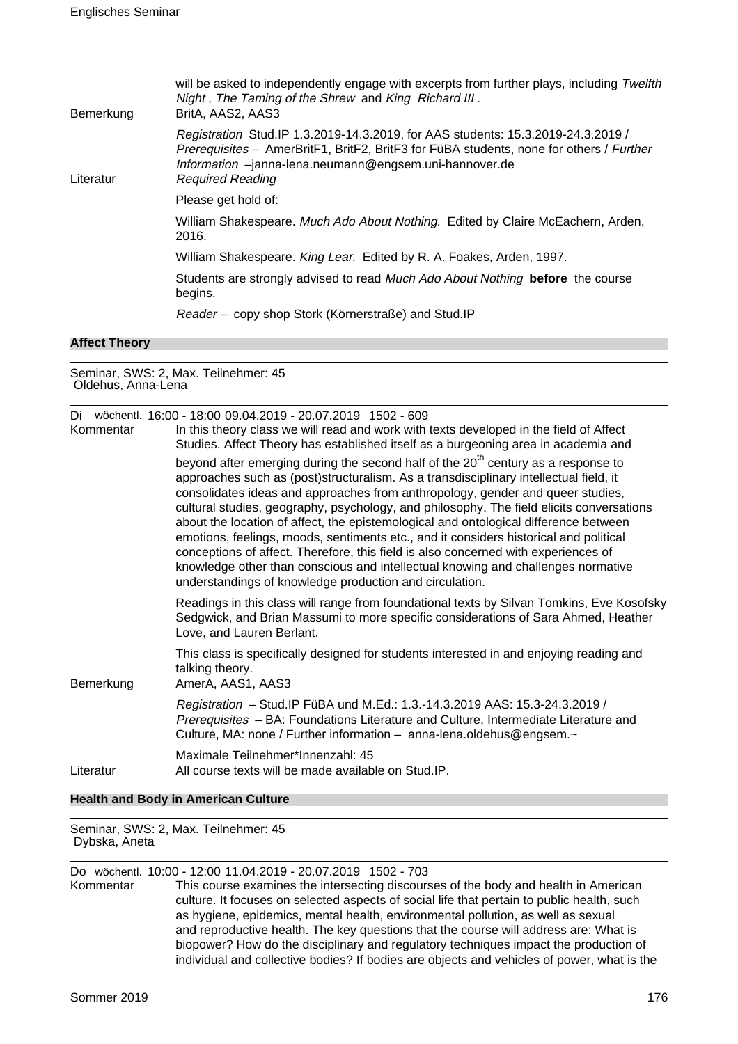will be asked to independently engage with excerpts from further plays, including *Twelfth Night*, *The Taming of the Shrew* and *King Richard III*.

Bemerkung: BritA, AAS2, AAS3

*Registration* Stud.IP 1.3.2019-14.3.2019, for AAS students: 15.3.2019-24.3.2019 / *Prerequisites* – AmerBritF1, BritF2, BritF3 for FüBA students, none for others / *Further Information* –janna-lena.neumann@engsem.uni-hannover.de

Literatur: *Required Reading*

Please get hold of:

William Shakespeare. *Much Ado About Nothing.* Edited by Claire McEachern, Arden, 2016.

William Shakespeare. *King Lear.* Edited by R. A. Foakes, Arden, 1997.

Students are strongly advised to read *Much Ado About Nothing* **before** the course begins.

*Reader* – copy shop Stork (Körnerstraße) and Stud.IP

## Affect Theory

Seminar, SWS: 2, Max. Teilnehmer: 45
Oldehus, Anna-Lena

Di wöchentl. 16:00 - 18:00 09.04.2019 - 20.07.2019 1502 - 609

Kommentar: In this theory class we will read and work with texts developed in the field of Affect Studies. Affect Theory has established itself as a burgeoning area in academia and beyond after emerging during the second half of the 20th century as a response to approaches such as (post)structuralism. As a transdisciplinary intellectual field, it consolidates ideas and approaches from anthropology, gender and queer studies, cultural studies, geography, psychology, and philosophy. The field elicits conversations about the location of affect, the epistemological and ontological difference between emotions, feelings, moods, sentiments etc., and it considers historical and political conceptions of affect. Therefore, this field is also concerned with experiences of knowledge other than conscious and intellectual knowing and challenges normative understandings of knowledge production and circulation.

Readings in this class will range from foundational texts by Silvan Tomkins, Eve Kosofsky Sedgwick, and Brian Massumi to more specific considerations of Sara Ahmed, Heather Love, and Lauren Berlant.

This class is specifically designed for students interested in and enjoying reading and talking theory.

Bemerkung: AmerA, AAS1, AAS3

*Registration* – Stud.IP FüBA und M.Ed.: 1.3.-14.3.2019 AAS: 15.3-24.3.2019 / *Prerequisites* – BA: Foundations Literature and Culture, Intermediate Literature and Culture, MA: none / Further information – anna-lena.oldehus@engsem.~

Maximale Teilnehmer*Innenzahl: 45

Literatur: All course texts will be made available on Stud.IP.

## Health and Body in American Culture

Seminar, SWS: 2, Max. Teilnehmer: 45
Dybska, Aneta

Do wöchentl. 10:00 - 12:00 11.04.2019 - 20.07.2019 1502 - 703

Kommentar: This course examines the intersecting discourses of the body and health in American culture. It focuses on selected aspects of social life that pertain to public health, such as hygiene, epidemics, mental health, environmental pollution, as well as sexual and reproductive health. The key questions that the course will address are: What is biopower? How do the disciplinary and regulatory techniques impact the production of individual and collective bodies? If bodies are objects and vehicles of power, what is the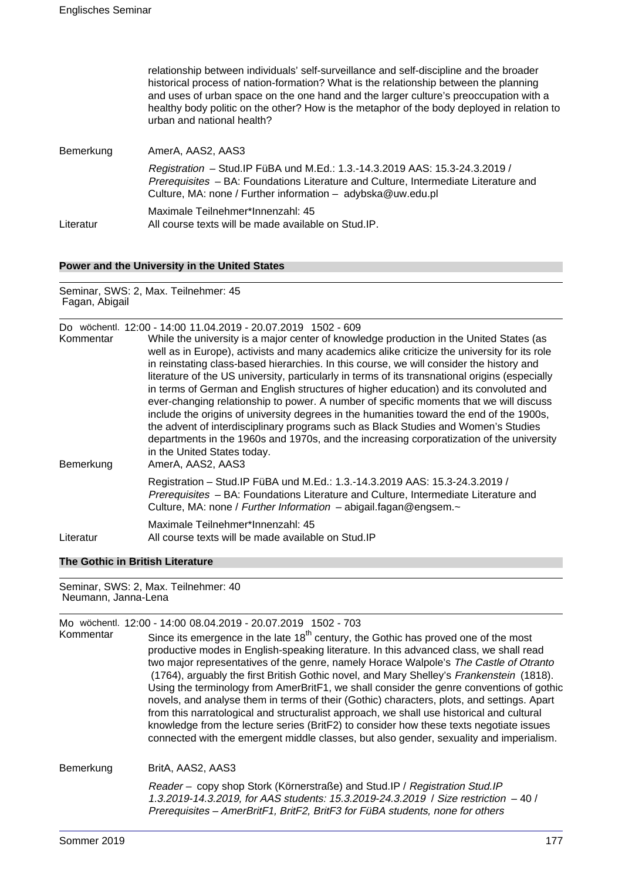relationship between individuals' self-surveillance and self-discipline and the broader historical process of nation-formation? What is the relationship between the planning and uses of urban space on the one hand and the larger culture's preoccupation with a healthy body politic on the other? How is the metaphor of the body deployed in relation to urban and national health?

Bemerkung AmerA, AAS2, AAS3

*Registration* – Stud.IP FüBA und M.Ed.: 1.3.-14.3.2019 AAS: 15.3-24.3.2019 / *Prerequisites* – BA: Foundations Literature and Culture, Intermediate Literature and Culture, MA: none / Further information – adybska@uw.edu.pl

Maximale Teilnehmer*Innenzahl: 45

Literatur All course texts will be made available on Stud.IP.

### Power and the University in the United States

Seminar, SWS: 2, Max. Teilnehmer: 45
Fagan, Abigail

Do wöchentl. 12:00 - 14:00 11.04.2019 - 20.07.2019 1502 - 609

Kommentar While the university is a major center of knowledge production in the United States (as well as in Europe), activists and many academics alike criticize the university for its role in reinstating class-based hierarchies. In this course, we will consider the history and literature of the US university, particularly in terms of its transnational origins (especially in terms of German and English structures of higher education) and its convoluted and ever-changing relationship to power. A number of specific moments that we will discuss include the origins of university degrees in the humanities toward the end of the 1900s, the advent of interdisciplinary programs such as Black Studies and Women's Studies departments in the 1960s and 1970s, and the increasing corporatization of the university in the United States today.

Bemerkung AmerA, AAS2, AAS3

Registration – Stud.IP FüBA und M.Ed.: 1.3.-14.3.2019 AAS: 15.3-24.3.2019 / *Prerequisites* – BA: Foundations Literature and Culture, Intermediate Literature and Culture, MA: none / *Further Information* – abigail.fagan@engsem.~

Maximale Teilnehmer*Innenzahl: 45

Literatur All course texts will be made available on Stud.IP

### The Gothic in British Literature

Seminar, SWS: 2, Max. Teilnehmer: 40
Neumann, Janna-Lena

Mo wöchentl. 12:00 - 14:00 08.04.2019 - 20.07.2019 1502 - 703

Kommentar Since its emergence in the late 18th century, the Gothic has proved one of the most productive modes in English-speaking literature. In this advanced class, we shall read two major representatives of the genre, namely Horace Walpole's *The Castle of Otranto* (1764), arguably the first British Gothic novel, and Mary Shelley's *Frankenstein* (1818). Using the terminology from AmerBritF1, we shall consider the genre conventions of gothic novels, and analyse them in terms of their (Gothic) characters, plots, and settings. Apart from this narratological and structuralist approach, we shall use historical and cultural knowledge from the lecture series (BritF2) to consider how these texts negotiate issues connected with the emergent middle classes, but also gender, sexuality and imperialism.

Bemerkung BritA, AAS2, AAS3

*Reader* – copy shop Stork (Körnerstraße) and Stud.IP / *Registration Stud.IP 1.3.2019-14.3.2019, for AAS students: 15.3.2019-24.3.2019* / *Size restriction* – 40 / *Prerequisites – AmerBritF1, BritF2, BritF3 for FüBA students, none for others*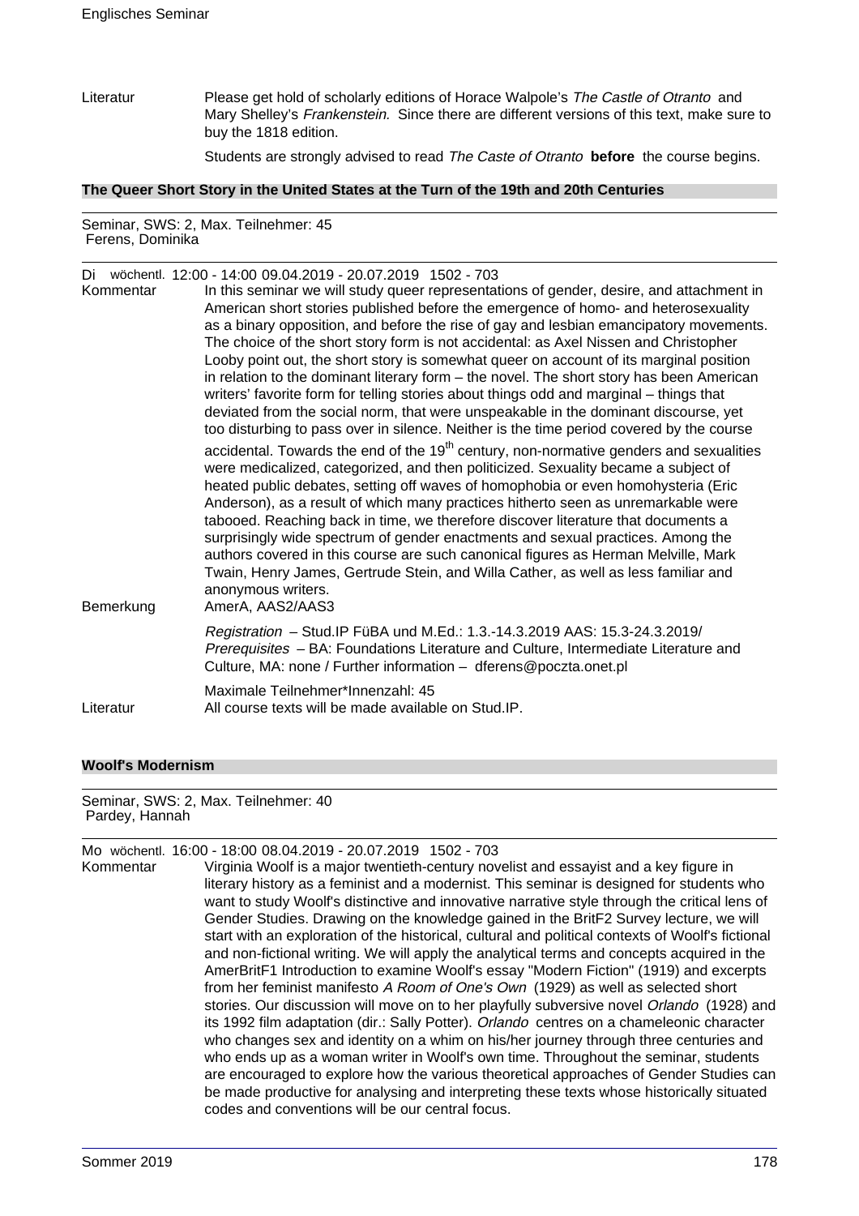Literatur Please get hold of scholarly editions of Horace Walpole's *The Castle of Otranto* and Mary Shelley's *Frankenstein.* Since there are different versions of this text, make sure to buy the 1818 edition.

Students are strongly advised to read *The Caste of Otranto* **before** the course begins.

## The Queer Short Story in the United States at the Turn of the 19th and 20th Centuries

Seminar, SWS: 2, Max. Teilnehmer: 45
Ferens, Dominika

Di wöchentl. 12:00 - 14:00 09.04.2019 - 20.07.2019 1502 - 703

Kommentar In this seminar we will study queer representations of gender, desire, and attachment in American short stories published before the emergence of homo- and heterosexuality as a binary opposition, and before the rise of gay and lesbian emancipatory movements. The choice of the short story form is not accidental: as Axel Nissen and Christopher Looby point out, the short story is somewhat queer on account of its marginal position in relation to the dominant literary form – the novel. The short story has been American writers' favorite form for telling stories about things odd and marginal – things that deviated from the social norm, that were unspeakable in the dominant discourse, yet too disturbing to pass over in silence. Neither is the time period covered by the course accidental. Towards the end of the 19th century, non-normative genders and sexualities were medicalized, categorized, and then politicized. Sexuality became a subject of heated public debates, setting off waves of homophobia or even homohysteria (Eric Anderson), as a result of which many practices hitherto seen as unremarkable were tabooed. Reaching back in time, we therefore discover literature that documents a surprisingly wide spectrum of gender enactments and sexual practices. Among the authors covered in this course are such canonical figures as Herman Melville, Mark Twain, Henry James, Gertrude Stein, and Willa Cather, as well as less familiar and anonymous writers.

Bemerkung AmerA, AAS2/AAS3

*Registration* – Stud.IP FüBA und M.Ed.: 1.3.-14.3.2019 AAS: 15.3-24.3.2019/ *Prerequisites* – BA: Foundations Literature and Culture, Intermediate Literature and Culture, MA: none / Further information – dferens@poczta.onet.pl

Maximale Teilnehmer*Innenzahl: 45

Literatur All course texts will be made available on Stud.IP.

## Woolf's Modernism

Seminar, SWS: 2, Max. Teilnehmer: 40
Pardey, Hannah

Mo wöchentl. 16:00 - 18:00 08.04.2019 - 20.07.2019 1502 - 703

Kommentar Virginia Woolf is a major twentieth-century novelist and essayist and a key figure in literary history as a feminist and a modernist. This seminar is designed for students who want to study Woolf's distinctive and innovative narrative style through the critical lens of Gender Studies. Drawing on the knowledge gained in the BritF2 Survey lecture, we will start with an exploration of the historical, cultural and political contexts of Woolf's fictional and non-fictional writing. We will apply the analytical terms and concepts acquired in the AmerBritF1 Introduction to examine Woolf's essay "Modern Fiction" (1919) and excerpts from her feminist manifesto *A Room of One's Own* (1929) as well as selected short stories. Our discussion will move on to her playfully subversive novel *Orlando* (1928) and its 1992 film adaptation (dir.: Sally Potter). *Orlando* centres on a chameleonic character who changes sex and identity on a whim on his/her journey through three centuries and who ends up as a woman writer in Woolf's own time. Throughout the seminar, students are encouraged to explore how the various theoretical approaches of Gender Studies can be made productive for analysing and interpreting these texts whose historically situated codes and conventions will be our central focus.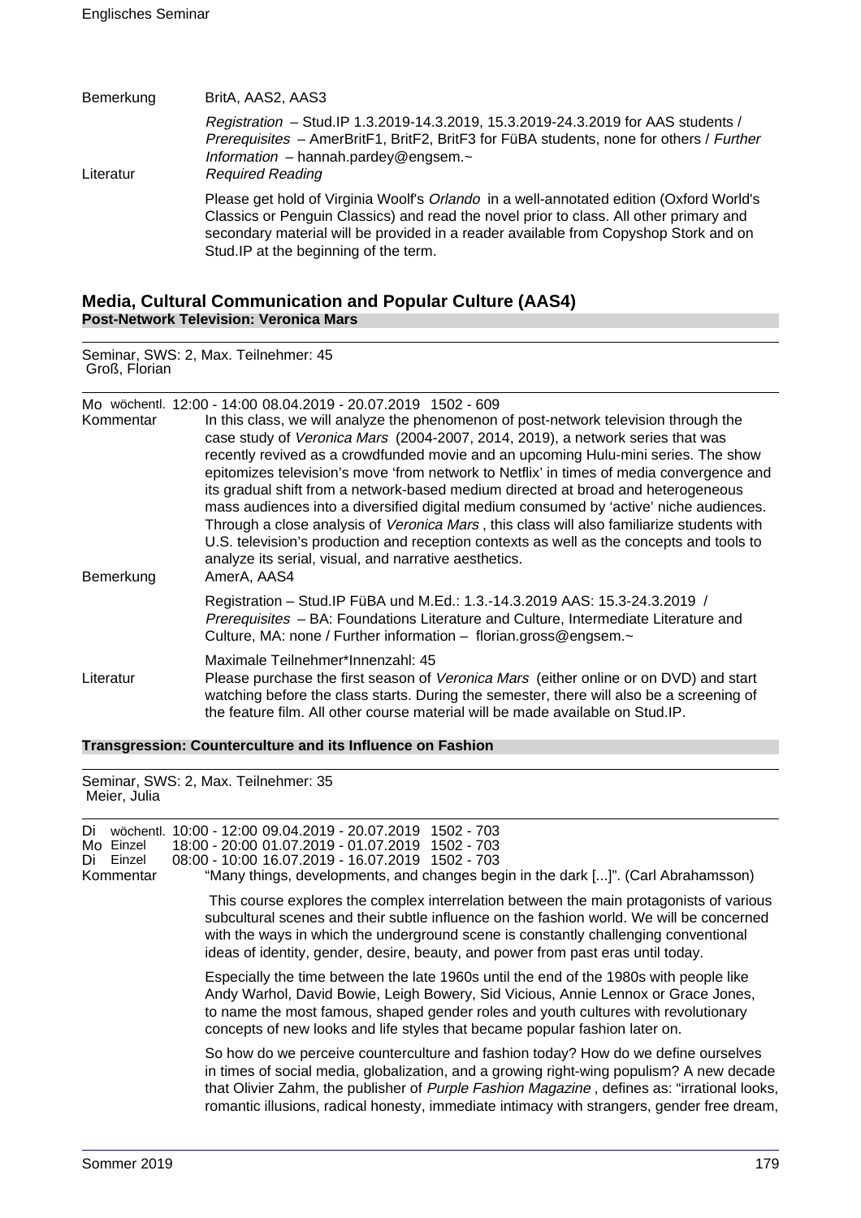Bemerkung BritA, AAS2, AAS3

*Registration* – Stud.IP 1.3.2019-14.3.2019, 15.3.2019-24.3.2019 for AAS students / *Prerequisites* – AmerBritF1, BritF2, BritF3 for FüBA students, none for others / *Further Information* – hannah.pardey@engsem.~

Literatur *Required Reading*

Please get hold of Virginia Woolf's *Orlando* in a well-annotated edition (Oxford World's Classics or Penguin Classics) and read the novel prior to class. All other primary and secondary material will be provided in a reader available from Copyshop Stork and on Stud.IP at the beginning of the term.

## Media, Cultural Communication and Popular Culture (AAS4)

### Post-Network Television: Veronica Mars

Seminar, SWS: 2, Max. Teilnehmer: 45
Groß, Florian

Mo wöchentl. 12:00 - 14:00 08.04.2019 - 20.07.2019 1502 - 609

Kommentar In this class, we will analyze the phenomenon of post-network television through the case study of *Veronica Mars* (2004-2007, 2014, 2019), a network series that was recently revived as a crowdfunded movie and an upcoming Hulu-mini series. The show epitomizes television's move 'from network to Netflix' in times of media convergence and its gradual shift from a network-based medium directed at broad and heterogeneous mass audiences into a diversified digital medium consumed by 'active' niche audiences. Through a close analysis of *Veronica Mars* , this class will also familiarize students with U.S. television's production and reception contexts as well as the concepts and tools to analyze its serial, visual, and narrative aesthetics.

Bemerkung AmerA, AAS4

Registration – Stud.IP FüBA und M.Ed.: 1.3.-14.3.2019 AAS: 15.3-24.3.2019 / *Prerequisites* – BA: Foundations Literature and Culture, Intermediate Literature and Culture, MA: none / Further information – florian.gross@engsem.~

Maximale Teilnehmer*Innenzahl: 45

Literatur Please purchase the first season of *Veronica Mars* (either online or on DVD) and start watching before the class starts. During the semester, there will also be a screening of the feature film. All other course material will be made available on Stud.IP.

### Transgression: Counterculture and its Influence on Fashion

Seminar, SWS: 2, Max. Teilnehmer: 35
Meier, Julia

Di wöchentl. 10:00 - 12:00 09.04.2019 - 20.07.2019 1502 - 703
Mo Einzel 18:00 - 20:00 01.07.2019 - 01.07.2019 1502 - 703
Di Einzel 08:00 - 10:00 16.07.2019 - 16.07.2019 1502 - 703

Kommentar "Many things, developments, and changes begin in the dark [...]". (Carl Abrahamsson)

This course explores the complex interrelation between the main protagonists of various subcultural scenes and their subtle influence on the fashion world. We will be concerned with the ways in which the underground scene is constantly challenging conventional ideas of identity, gender, desire, beauty, and power from past eras until today.

Especially the time between the late 1960s until the end of the 1980s with people like Andy Warhol, David Bowie, Leigh Bowery, Sid Vicious, Annie Lennox or Grace Jones, to name the most famous, shaped gender roles and youth cultures with revolutionary concepts of new looks and life styles that became popular fashion later on.

So how do we perceive counterculture and fashion today? How do we define ourselves in times of social media, globalization, and a growing right-wing populism? A new decade that Olivier Zahm, the publisher of *Purple Fashion Magazine* , defines as: "irrational looks, romantic illusions, radical honesty, immediate intimacy with strangers, gender free dream,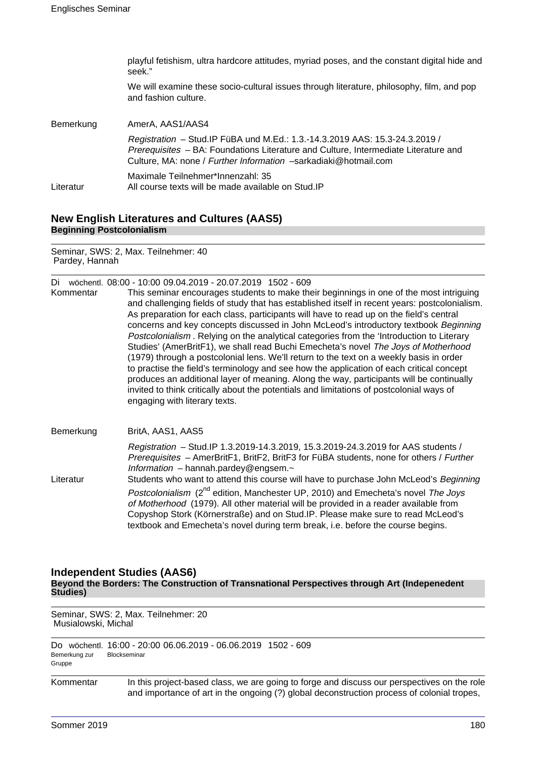playful fetishism, ultra hardcore attitudes, myriad poses, and the constant digital hide and seek."

We will examine these socio-cultural issues through literature, philosophy, film, and pop and fashion culture.

Bemerkung AmerA, AAS1/AAS4

*Registration* – Stud.IP FüBA und M.Ed.: 1.3.-14.3.2019 AAS: 15.3-24.3.2019 / *Prerequisites* – BA: Foundations Literature and Culture, Intermediate Literature and Culture, MA: none / *Further Information* –sarkadiaki@hotmail.com

Maximale Teilnehmer*Innenzahl: 35

Literatur All course texts will be made available on Stud.IP

## New English Literatures and Cultures (AAS5)

### Beginning Postcolonialism

Seminar, SWS: 2, Max. Teilnehmer: 40
Pardey, Hannah

Di wöchentl. 08:00 - 10:00 09.04.2019 - 20.07.2019 1502 - 609

Kommentar This seminar encourages students to make their beginnings in one of the most intriguing and challenging fields of study that has established itself in recent years: postcolonialism. As preparation for each class, participants will have to read up on the field's central concerns and key concepts discussed in John McLeod's introductory textbook *Beginning Postcolonialism* . Relying on the analytical categories from the 'Introduction to Literary Studies' (AmerBritF1), we shall read Buchi Emecheta's novel *The Joys of Motherhood* (1979) through a postcolonial lens. We'll return to the text on a weekly basis in order to practise the field's terminology and see how the application of each critical concept produces an additional layer of meaning. Along the way, participants will be continually invited to think critically about the potentials and limitations of postcolonial ways of engaging with literary texts.

Bemerkung BritA, AAS1, AAS5

*Registration* – Stud.IP 1.3.2019-14.3.2019, 15.3.2019-24.3.2019 for AAS students / *Prerequisites* – AmerBritF1, BritF2, BritF3 for FüBA students, none for others / *Further Information* – hannah.pardey@engsem.~

Literatur Students who want to attend this course will have to purchase John McLeod's *Beginning Postcolonialism* (2nd edition, Manchester UP, 2010) and Emecheta's novel *The Joys of Motherhood* (1979). All other material will be provided in a reader available from Copyshop Stork (Körnerstraße) and on Stud.IP. Please make sure to read McLeod's textbook and Emecheta's novel during term break, i.e. before the course begins.

## Independent Studies (AAS6)

### Beyond the Borders: The Construction of Transnational Perspectives through Art (Indepenedent Studies)

Seminar, SWS: 2, Max. Teilnehmer: 20
Musialowski, Michal

Do wöchentl. 16:00 - 20:00 06.06.2019 - 06.06.2019 1502 - 609
Bemerkung zur Gruppe Blockseminar

Kommentar In this project-based class, we are going to forge and discuss our perspectives on the role and importance of art in the ongoing (?) global deconstruction process of colonial tropes,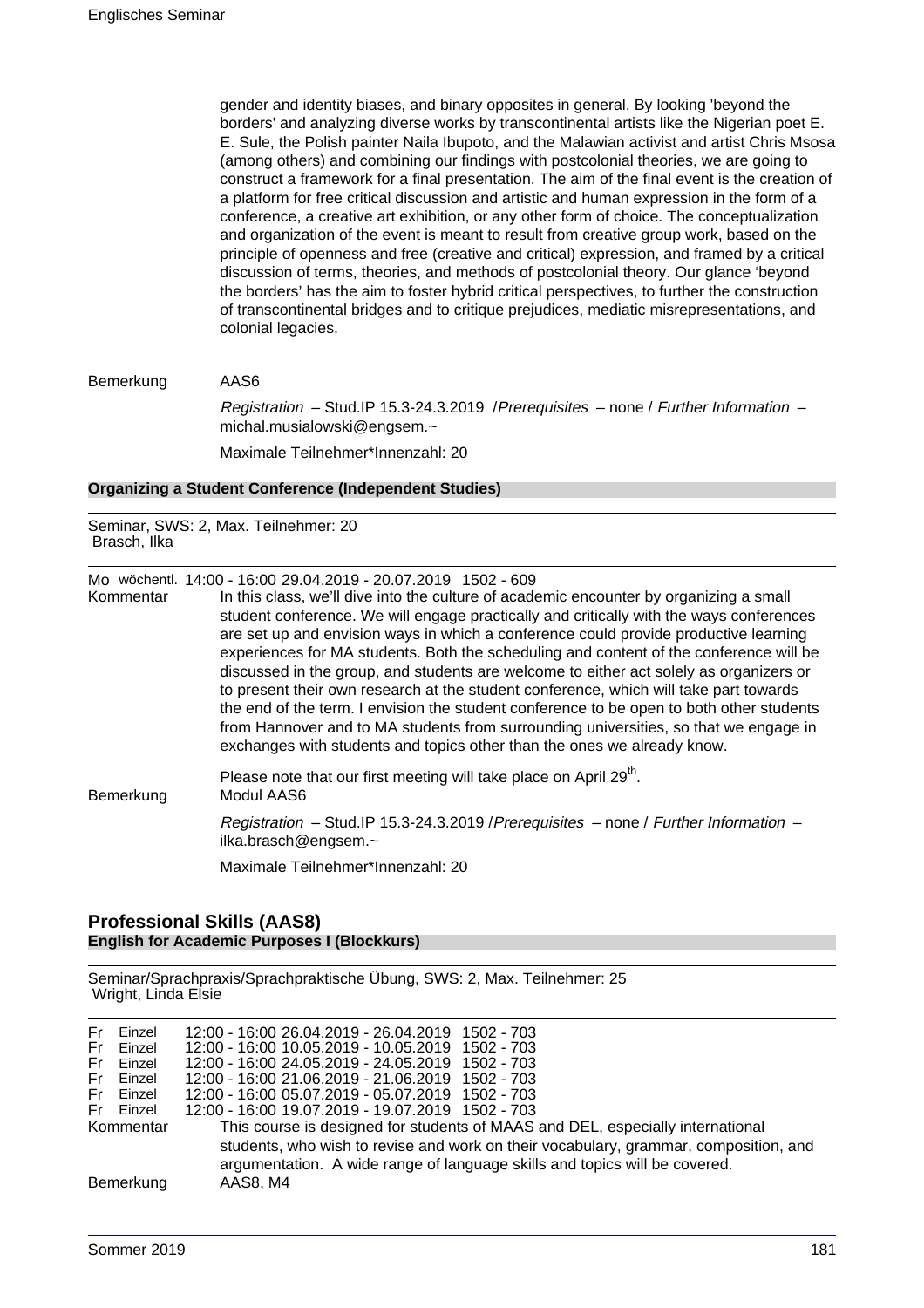gender and identity biases, and binary opposites in general. By looking 'beyond the borders' and analyzing diverse works by transcontinental artists like the Nigerian poet E. E. Sule, the Polish painter Naila Ibupoto, and the Malawian activist and artist Chris Msosa (among others) and combining our findings with postcolonial theories, we are going to construct a framework for a final presentation. The aim of the final event is the creation of a platform for free critical discussion and artistic and human expression in the form of a conference, a creative art exhibition, or any other form of choice. The conceptualization and organization of the event is meant to result from creative group work, based on the principle of openness and free (creative and critical) expression, and framed by a critical discussion of terms, theories, and methods of postcolonial theory. Our glance 'beyond the borders' has the aim to foster hybrid critical perspectives, to further the construction of transcontinental bridges and to critique prejudices, mediatic misrepresentations, and colonial legacies.

Bemerkung AAS6

*Registration* – Stud.IP 15.3-24.3.2019 / *Prerequisites* – none / *Further Information* – michal.musialowski@engsem.~

Maximale Teilnehmer*Innenzahl: 20

**Organizing a Student Conference (Independent Studies)**

Seminar, SWS: 2, Max. Teilnehmer: 20
Brasch, Ilka

Mo wöchentl. 14:00 - 16:00 29.04.2019 - 20.07.2019 1502 - 609

Kommentar In this class, we'll dive into the culture of academic encounter by organizing a small student conference. We will engage practically and critically with the ways conferences are set up and envision ways in which a conference could provide productive learning experiences for MA students. Both the scheduling and content of the conference will be discussed in the group, and students are welcome to either act solely as organizers or to present their own research at the student conference, which will take part towards the end of the term. I envision the student conference to be open to both other students from Hannover and to MA students from surrounding universities, so that we engage in exchanges with students and topics other than the ones we already know.

Please note that our first meeting will take place on April 29th.

Bemerkung Modul AAS6

*Registration* – Stud.IP 15.3-24.3.2019 / *Prerequisites* – none / *Further Information* – ilka.brasch@engsem.~

Maximale Teilnehmer*Innenzahl: 20

## Professional Skills (AAS8)

**English for Academic Purposes I (Blockkurs)**

Seminar/Sprachpraxis/Sprachpraktische Übung, SWS: 2, Max. Teilnehmer: 25
Wright, Linda Elsie

Fr Einzel 12:00 - 16:00 26.04.2019 - 26.04.2019 1502 - 703
Fr Einzel 12:00 - 16:00 10.05.2019 - 10.05.2019 1502 - 703
Fr Einzel 12:00 - 16:00 24.05.2019 - 24.05.2019 1502 - 703
Fr Einzel 12:00 - 16:00 21.06.2019 - 21.06.2019 1502 - 703
Fr Einzel 12:00 - 16:00 05.07.2019 - 05.07.2019 1502 - 703
Fr Einzel 12:00 - 16:00 19.07.2019 - 19.07.2019 1502 - 703

Kommentar This course is designed for students of MAAS and DEL, especially international students, who wish to revise and work on their vocabulary, grammar, composition, and argumentation. A wide range of language skills and topics will be covered.

Bemerkung AAS8, M4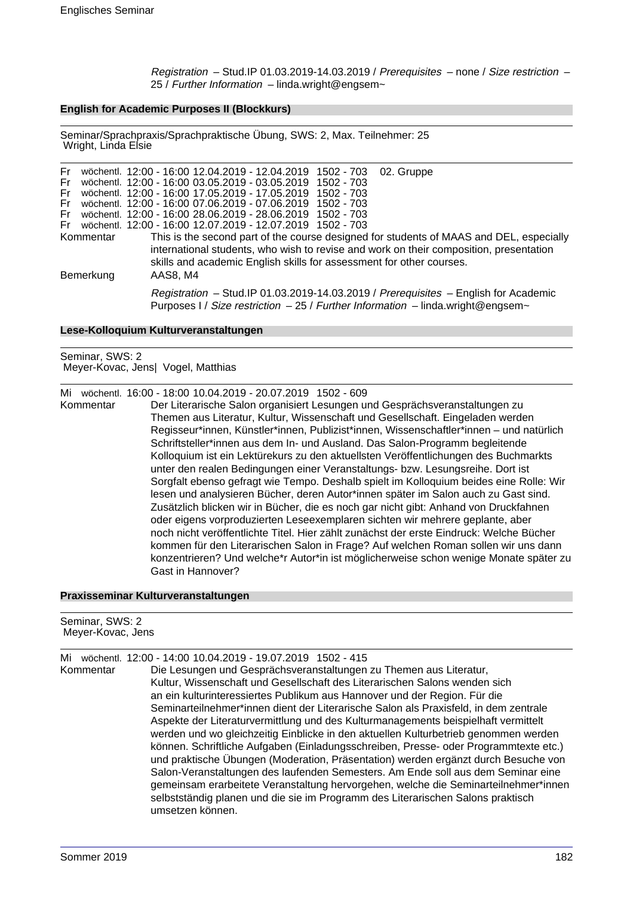*Registration* – Stud.IP 01.03.2019-14.03.2019 / *Prerequisites* – none / *Size restriction* – 25 / *Further Information* – linda.wright@engsem~

### English for Academic Purposes II (Blockkurs)

Seminar/Sprachpraxis/Sprachpraktische Übung, SWS: 2, Max. Teilnehmer: 25
Wright, Linda Elsie

Fr wöchentl. 12:00 - 16:00 12.04.2019 - 12.04.2019 1502 - 703 02. Gruppe
Fr wöchentl. 12:00 - 16:00 03.05.2019 - 03.05.2019 1502 - 703
Fr wöchentl. 12:00 - 16:00 17.05.2019 - 17.05.2019 1502 - 703
Fr wöchentl. 12:00 - 16:00 07.06.2019 - 07.06.2019 1502 - 703
Fr wöchentl. 12:00 - 16:00 28.06.2019 - 28.06.2019 1502 - 703
Fr wöchentl. 12:00 - 16:00 12.07.2019 - 12.07.2019 1502 - 703

Kommentar: This is the second part of the course designed for students of MAAS and DEL, especially international students, who wish to revise and work on their composition, presentation skills and academic English skills for assessment for other courses.

Bemerkung: AAS8, M4

*Registration* – Stud.IP 01.03.2019-14.03.2019 / *Prerequisites* – English for Academic Purposes I / *Size restriction* – 25 / *Further Information* – linda.wright@engsem~

### Lese-Kolloquium Kulturveranstaltungen

Seminar, SWS: 2
Meyer-Kovac, Jens| Vogel, Matthias

Mi wöchentl. 16:00 - 18:00 10.04.2019 - 20.07.2019 1502 - 609

Kommentar: Der Literarische Salon organisiert Lesungen und Gesprächsveranstaltungen zu Themen aus Literatur, Kultur, Wissenschaft und Gesellschaft. Eingeladen werden Regisseur*innen, Künstler*innen, Publizist*innen, Wissenschaftler*innen – und natürlich Schriftsteller*innen aus dem In- und Ausland. Das Salon-Programm begleitende Kolloquium ist ein Lektürekurs zu den aktuellsten Veröffentlichungen des Buchmarkts unter den realen Bedingungen einer Veranstaltungs- bzw. Lesungsreihe. Dort ist Sorgfalt ebenso gefragt wie Tempo. Deshalb spielt im Kolloquium beides eine Rolle: Wir lesen und analysieren Bücher, deren Autor*innen später im Salon auch zu Gast sind. Zusätzlich blicken wir in Bücher, die es noch gar nicht gibt: Anhand von Druckfahnen oder eigens vorproduzierten Leseexemplaren sichten wir mehrere geplante, aber noch nicht veröffentlichte Titel. Hier zählt zunächst der erste Eindruck: Welche Bücher kommen für den Literarischen Salon in Frage? Auf welchen Roman sollen wir uns dann konzentrieren? Und welche*r Autor*in ist möglicherweise schon wenige Monate später zu Gast in Hannover?

### Praxisseminar Kulturveranstaltungen

Seminar, SWS: 2
Meyer-Kovac, Jens

Mi wöchentl. 12:00 - 14:00 10.04.2019 - 19.07.2019 1502 - 415

Kommentar: Die Lesungen und Gesprächsveranstaltungen zu Themen aus Literatur, Kultur, Wissenschaft und Gesellschaft des Literarischen Salons wenden sich an ein kulturinteressiertes Publikum aus Hannover und der Region. Für die Seminarteilnehmer*innen dient der Literarische Salon als Praxisfeld, in dem zentrale Aspekte der Literaturvermittlung und des Kulturmanagements beispielhaft vermittelt werden und wo gleichzeitig Einblicke in den aktuellen Kulturbetrieb genommen werden können. Schriftliche Aufgaben (Einladungsschreiben, Presse- oder Programmtexte etc.) und praktische Übungen (Moderation, Präsentation) werden ergänzt durch Besuche von Salon-Veranstaltungen des laufenden Semesters. Am Ende soll aus dem Seminar eine gemeinsam erarbeitete Veranstaltung hervorgehen, welche die Seminarteilnehmer*innen selbstständig planen und die sie im Programm des Literarischen Salons praktisch umsetzen können.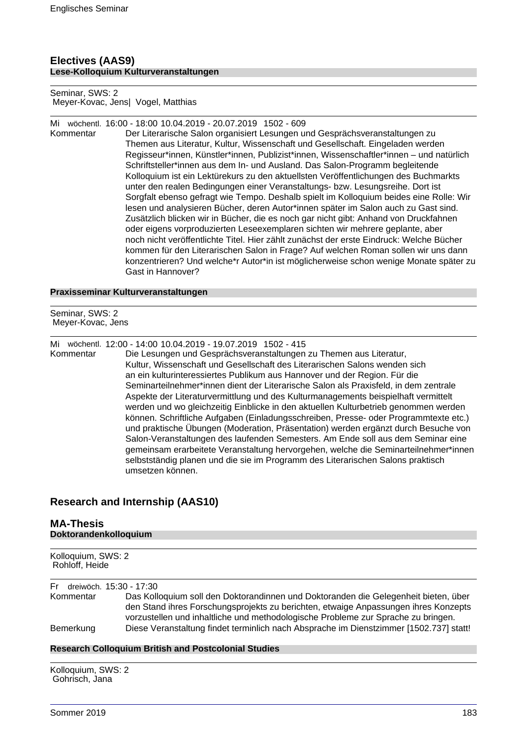## Electives (AAS9)

### Lese-Kolloquium Kulturveranstaltungen

Seminar, SWS: 2
Meyer-Kovac, Jens| Vogel, Matthias

Mi wöchentl. 16:00 - 18:00 10.04.2019 - 20.07.2019 1502 - 609

Kommentar: Der Literarische Salon organisiert Lesungen und Gesprächsveranstaltungen zu Themen aus Literatur, Kultur, Wissenschaft und Gesellschaft. Eingeladen werden Regisseur*innen, Künstler*innen, Publizist*innen, Wissenschaftler*innen – und natürlich Schriftsteller*innen aus dem In- und Ausland. Das Salon-Programm begleitende Kolloquium ist ein Lektürekurs zu den aktuellsten Veröffentlichungen des Buchmarkts unter den realen Bedingungen einer Veranstaltungs- bzw. Lesungsreihe. Dort ist Sorgfalt ebenso gefragt wie Tempo. Deshalb spielt im Kolloquium beides eine Rolle: Wir lesen und analysieren Bücher, deren Autor*innen später im Salon auch zu Gast sind. Zusätzlich blicken wir in Bücher, die es noch gar nicht gibt: Anhand von Druckfahnen oder eigens vorproduzierten Leseexemplaren sichten wir mehrere geplante, aber noch nicht veröffentlichte Titel. Hier zählt zunächst der erste Eindruck: Welche Bücher kommen für den Literarischen Salon in Frage? Auf welchen Roman sollen wir uns dann konzentrieren? Und welche*r Autor*in ist möglicherweise schon wenige Monate später zu Gast in Hannover?

### Praxisseminar Kulturveranstaltungen

Seminar, SWS: 2
Meyer-Kovac, Jens

Mi wöchentl. 12:00 - 14:00 10.04.2019 - 19.07.2019 1502 - 415

Kommentar: Die Lesungen und Gesprächsveranstaltungen zu Themen aus Literatur, Kultur, Wissenschaft und Gesellschaft des Literarischen Salons wenden sich an ein kulturinteressiertes Publikum aus Hannover und der Region. Für die Seminarteilnehmer*innen dient der Literarische Salon als Praxisfeld, in dem zentrale Aspekte der Literaturvermittlung und des Kulturmanagements beispielhaft vermittelt werden und wo gleichzeitig Einblicke in den aktuellen Kulturbetrieb genommen werden können. Schriftliche Aufgaben (Einladungsschreiben, Presse- oder Programmtexte etc.) und praktische Übungen (Moderation, Präsentation) werden ergänzt durch Besuche von Salon-Veranstaltungen des laufenden Semesters. Am Ende soll aus dem Seminar eine gemeinsam erarbeitete Veranstaltung hervorgehen, welche die Seminarteilnehmer*innen selbstständig planen und die sie im Programm des Literarischen Salons praktisch umsetzen können.

## Research and Internship (AAS10)

## MA-Thesis

### Doktorandenkolloquium

Kolloquium, SWS: 2
Rohloff, Heide

Fr dreiwöch. 15:30 - 17:30

Kommentar: Das Kolloquium soll den Doktorandinnen und Doktoranden die Gelegenheit bieten, über den Stand ihres Forschungsprojekts zu berichten, etwaige Anpassungen ihres Konzepts vorzustellen und inhaltliche und methodologische Probleme zur Sprache zu bringen.

Bemerkung: Diese Veranstaltung findet terminlich nach Absprache im Dienstzimmer [1502.737] statt!

### Research Colloquium British and Postcolonial Studies

Kolloquium, SWS: 2
Gohrisch, Jana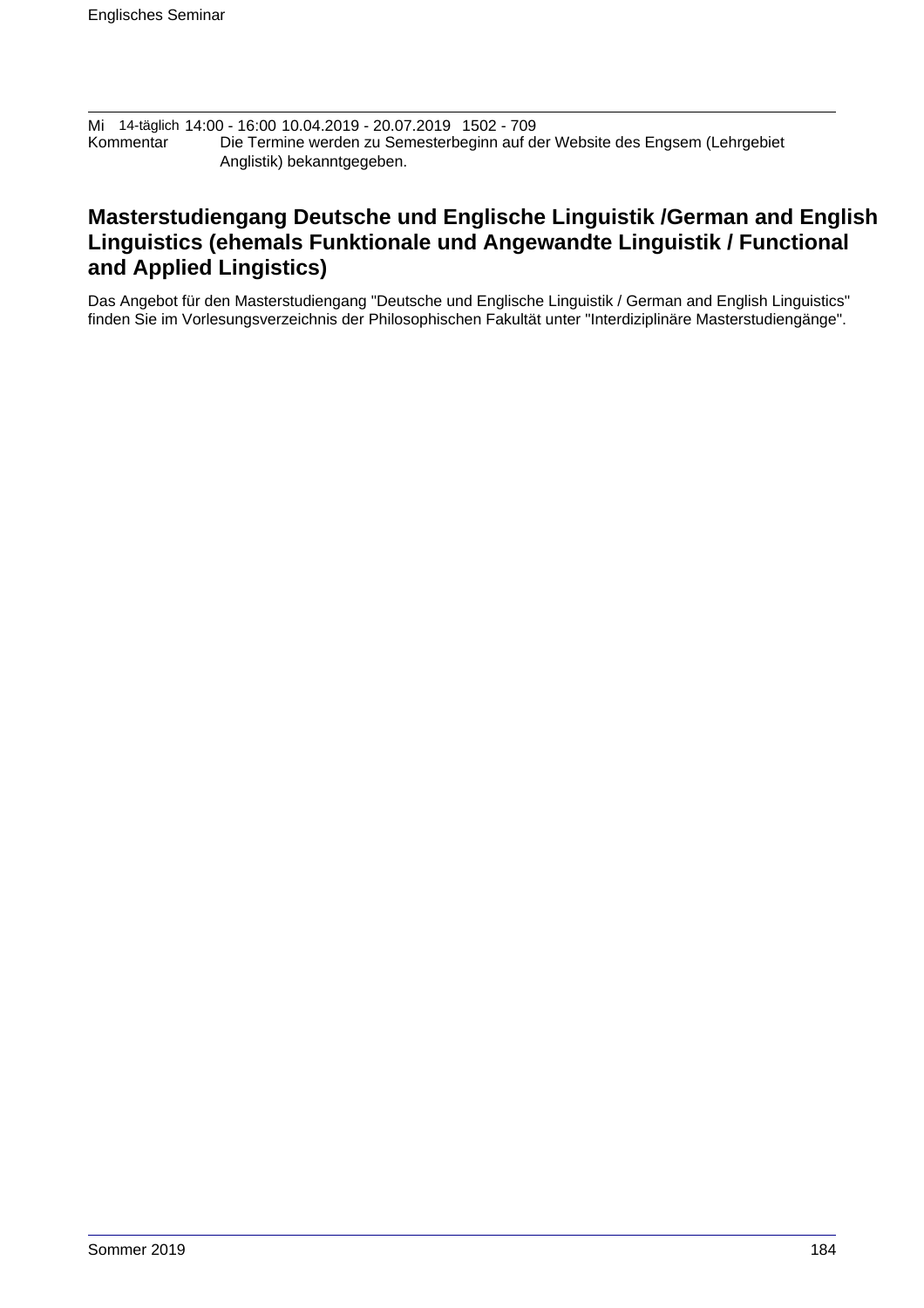| | | | | |
|---|---|---|---|---|
| Mi | 14-täglich | 14:00 - 16:00 | 10.04.2019 - 20.07.2019 | 1502 - 709 |

Kommentar Die Termine werden zu Semesterbeginn auf der Website des Engsem (Lehrgebiet Anglistik) bekanntgegeben.

## Masterstudiengang Deutsche und Englische Linguistik /German and English Linguistics (ehemals Funktionale und Angewandte Linguistik / Functional and Applied Lingistics)

Das Angebot für den Masterstudiengang "Deutsche und Englische Linguistik / German and English Linguistics" finden Sie im Vorlesungsverzeichnis der Philosophischen Fakultät unter "Interdiziplinäre Masterstudiengänge".